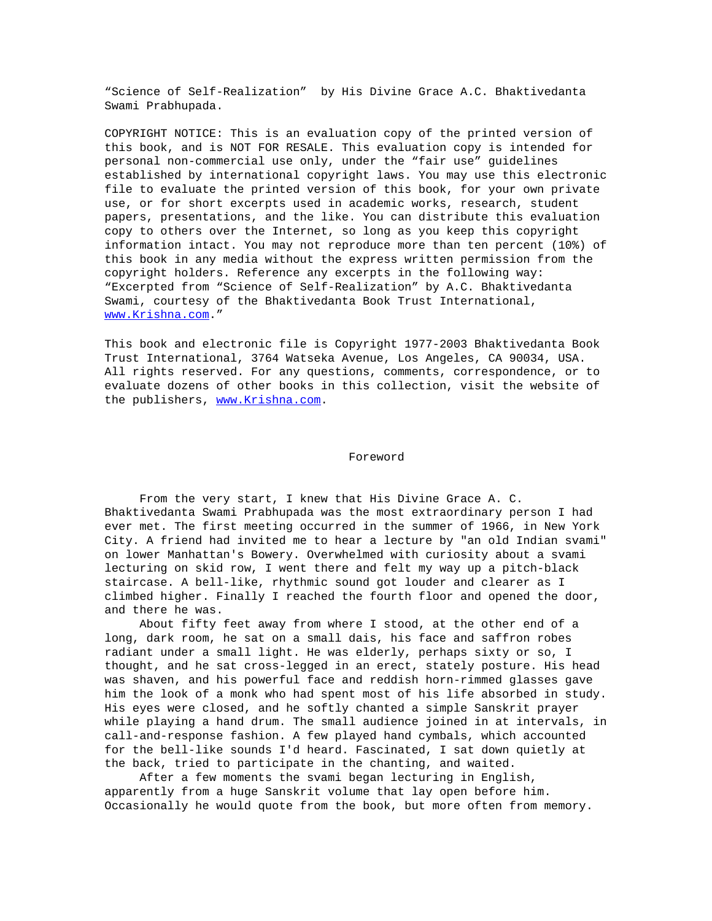"Science of Self-Realization" by His Divine Grace A.C. Bhaktivedanta Swami Prabhupada.

COPYRIGHT NOTICE: This is an evaluation copy of the printed version of this book, and is NOT FOR RESALE. This evaluation copy is intended for personal non-commercial use only, under the "fair use" guidelines established by international copyright laws. You may use this electronic file to evaluate the printed version of this book, for your own private use, or for short excerpts used in academic works, research, student papers, presentations, and the like. You can distribute this evaluation copy to others over the Internet, so long as you keep this copyright information intact. You may not reproduce more than ten percent (10%) of this book in any media without the express written permission from the copyright holders. Reference any excerpts in the following way: "Excerpted from "Science of Self-Realization" by A.C. Bhaktivedanta Swami, courtesy of the Bhaktivedanta Book Trust International, www.Krishna.com."

This book and electronic file is Copyright 1977-2003 Bhaktivedanta Book Trust International, 3764 Watseka Avenue, Los Angeles, CA 90034, USA. All rights reserved. For any questions, comments, correspondence, or to evaluate dozens of other books in this collection, visit the website of the publishers, www.Krishna.com.

# Foreword

From the very start, I knew that His Divine Grace A. C. Bhaktivedanta Swami Prabhupada was the most extraordinary person I had ever met. The first meeting occurred in the summer of 1966, in New York City. A friend had invited me to hear a lecture by "an old Indian svami" on lower Manhattan's Bowery. Overwhelmed with curiosity about a svami lecturing on skid row, I went there and felt my way up a pitch-black staircase. A bell-like, rhythmic sound got louder and clearer as I climbed higher. Finally I reached the fourth floor and opened the door, and there he was.

About fifty feet away from where I stood, at the other end of a long, dark room, he sat on a small dais, his face and saffron robes radiant under a small light. He was elderly, perhaps sixty or so, I thought, and he sat cross-legged in an erect, stately posture. His head was shaven, and his powerful face and reddish horn-rimmed glasses gave him the look of a monk who had spent most of his life absorbed in study. His eyes were closed, and he softly chanted a simple Sanskrit prayer while playing a hand drum. The small audience joined in at intervals, in call-and-response fashion. A few played hand cymbals, which accounted for the bell-like sounds I'd heard. Fascinated, I sat down quietly at the back, tried to participate in the chanting, and waited.

After a few moments the svami began lecturing in English, apparently from a huge Sanskrit volume that lay open before him. Occasionally he would quote from the book, but more often from memory.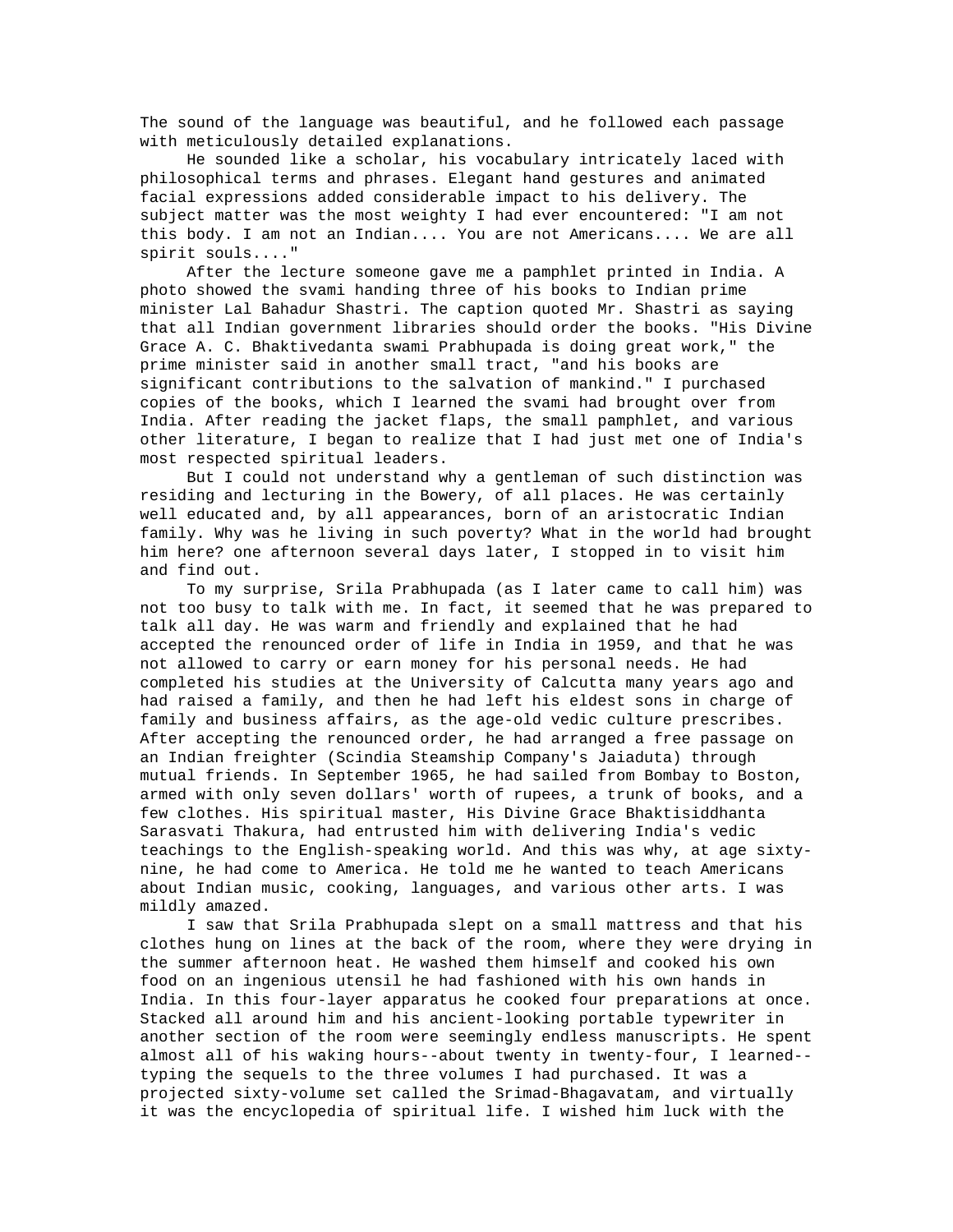The sound of the language was beautiful, and he followed each passage with meticulously detailed explanations.

He sounded like a scholar, his vocabulary intricately laced with philosophical terms and phrases. Elegant hand gestures and animated facial expressions added considerable impact to his delivery. The subject matter was the most weighty I had ever encountered: "I am not this body. I am not an Indian.... You are not Americans.... We are all spirit souls...."

After the lecture someone gave me a pamphlet printed in India. A photo showed the svami handing three of his books to Indian prime minister Lal Bahadur Shastri. The caption quoted Mr. Shastri as saying that all Indian government libraries should order the books. "His Divine Grace A. C. Bhaktivedanta swami Prabhupada is doing great work," the prime minister said in another small tract, "and his books are significant contributions to the salvation of mankind." I purchased copies of the books, which I learned the svami had brought over from India. After reading the jacket flaps, the small pamphlet, and various other literature, I began to realize that I had just met one of India's most respected spiritual leaders.

But I could not understand why a gentleman of such distinction was residing and lecturing in the Bowery, of all places. He was certainly well educated and, by all appearances, born of an aristocratic Indian family. Why was he living in such poverty? What in the world had brought him here? one afternoon several days later, I stopped in to visit him and find out.

To my surprise, Srila Prabhupada (as I later came to call him) was not too busy to talk with me. In fact, it seemed that he was prepared to talk all day. He was warm and friendly and explained that he had accepted the renounced order of life in India in 1959, and that he was not allowed to carry or earn money for his personal needs. He had completed his studies at the University of Calcutta many years ago and had raised a family, and then he had left his eldest sons in charge of family and business affairs, as the age-old vedic culture prescribes. After accepting the renounced order, he had arranged a free passage on an Indian freighter (Scindia Steamship Company's Jaiaduta) through mutual friends. In September 1965, he had sailed from Bombay to Boston, armed with only seven dollars' worth of rupees, a trunk of books, and a few clothes. His spiritual master, His Divine Grace Bhaktisiddhanta Sarasvati Thakura, had entrusted him with delivering India's vedic teachings to the English-speaking world. And this was why, at age sixty-nine, he had come to America. He told me he wanted to teach Americans about Indian music, cooking, languages, and various other arts. I was mildly amazed.

I saw that Srila Prabhupada slept on a small mattress and that his clothes hung on lines at the back of the room, where they were drying in the summer afternoon heat. He washed them himself and cooked his own food on an ingenious utensil he had fashioned with his own hands in India. In this four-layer apparatus he cooked four preparations at once. Stacked all around him and his ancient-looking portable typewriter in another section of the room were seemingly endless manuscripts. He spent almost all of his waking hours--about twenty in twenty-four, I learned--typing the sequels to the three volumes I had purchased. It was a projected sixty-volume set called the Srimad-Bhagavatam, and virtually it was the encyclopedia of spiritual life. I wished him luck with the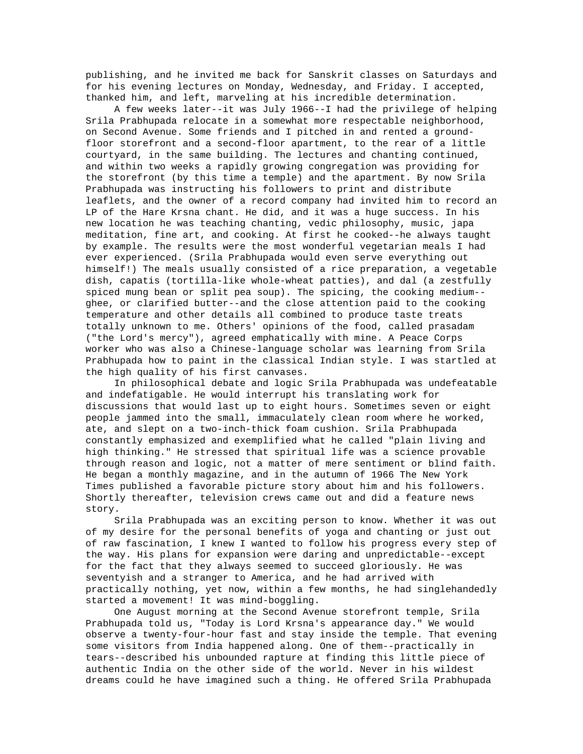publishing, and he invited me back for Sanskrit classes on Saturdays and for his evening lectures on Monday, Wednesday, and Friday. I accepted, thanked him, and left, marveling at his incredible determination.

A few weeks later--it was July 1966--I had the privilege of helping Srila Prabhupada relocate in a somewhat more respectable neighborhood, on Second Avenue. Some friends and I pitched in and rented a ground-floor storefront and a second-floor apartment, to the rear of a little courtyard, in the same building. The lectures and chanting continued, and within two weeks a rapidly growing congregation was providing for the storefront (by this time a temple) and the apartment. By now Srila Prabhupada was instructing his followers to print and distribute leaflets, and the owner of a record company had invited him to record an LP of the Hare Krsna chant. He did, and it was a huge success. In his new location he was teaching chanting, vedic philosophy, music, japa meditation, fine art, and cooking. At first he cooked--he always taught by example. The results were the most wonderful vegetarian meals I had ever experienced. (Srila Prabhupada would even serve everything out himself!) The meals usually consisted of a rice preparation, a vegetable dish, capatis (tortilla-like whole-wheat patties), and dal (a zestfully spiced mung bean or split pea soup). The spicing, the cooking medium--ghee, or clarified butter--and the close attention paid to the cooking temperature and other details all combined to produce taste treats totally unknown to me. Others' opinions of the food, called prasadam ("the Lord's mercy"), agreed emphatically with mine. A Peace Corps worker who was also a Chinese-language scholar was learning from Srila Prabhupada how to paint in the classical Indian style. I was startled at the high quality of his first canvases.

In philosophical debate and logic Srila Prabhupada was undefeatable and indefatigable. He would interrupt his translating work for discussions that would last up to eight hours. Sometimes seven or eight people jammed into the small, immaculately clean room where he worked, ate, and slept on a two-inch-thick foam cushion. Srila Prabhupada constantly emphasized and exemplified what he called "plain living and high thinking." He stressed that spiritual life was a science provable through reason and logic, not a matter of mere sentiment or blind faith. He began a monthly magazine, and in the autumn of 1966 The New York Times published a favorable picture story about him and his followers. Shortly thereafter, television crews came out and did a feature news story.

Srila Prabhupada was an exciting person to know. Whether it was out of my desire for the personal benefits of yoga and chanting or just out of raw fascination, I knew I wanted to follow his progress every step of the way. His plans for expansion were daring and unpredictable--except for the fact that they always seemed to succeed gloriously. He was seventyish and a stranger to America, and he had arrived with practically nothing, yet now, within a few months, he had singlehandedly started a movement! It was mind-boggling.

One August morning at the Second Avenue storefront temple, Srila Prabhupada told us, "Today is Lord Krsna's appearance day." We would observe a twenty-four-hour fast and stay inside the temple. That evening some visitors from India happened along. One of them--practically in tears--described his unbounded rapture at finding this little piece of authentic India on the other side of the world. Never in his wildest dreams could he have imagined such a thing. He offered Srila Prabhupada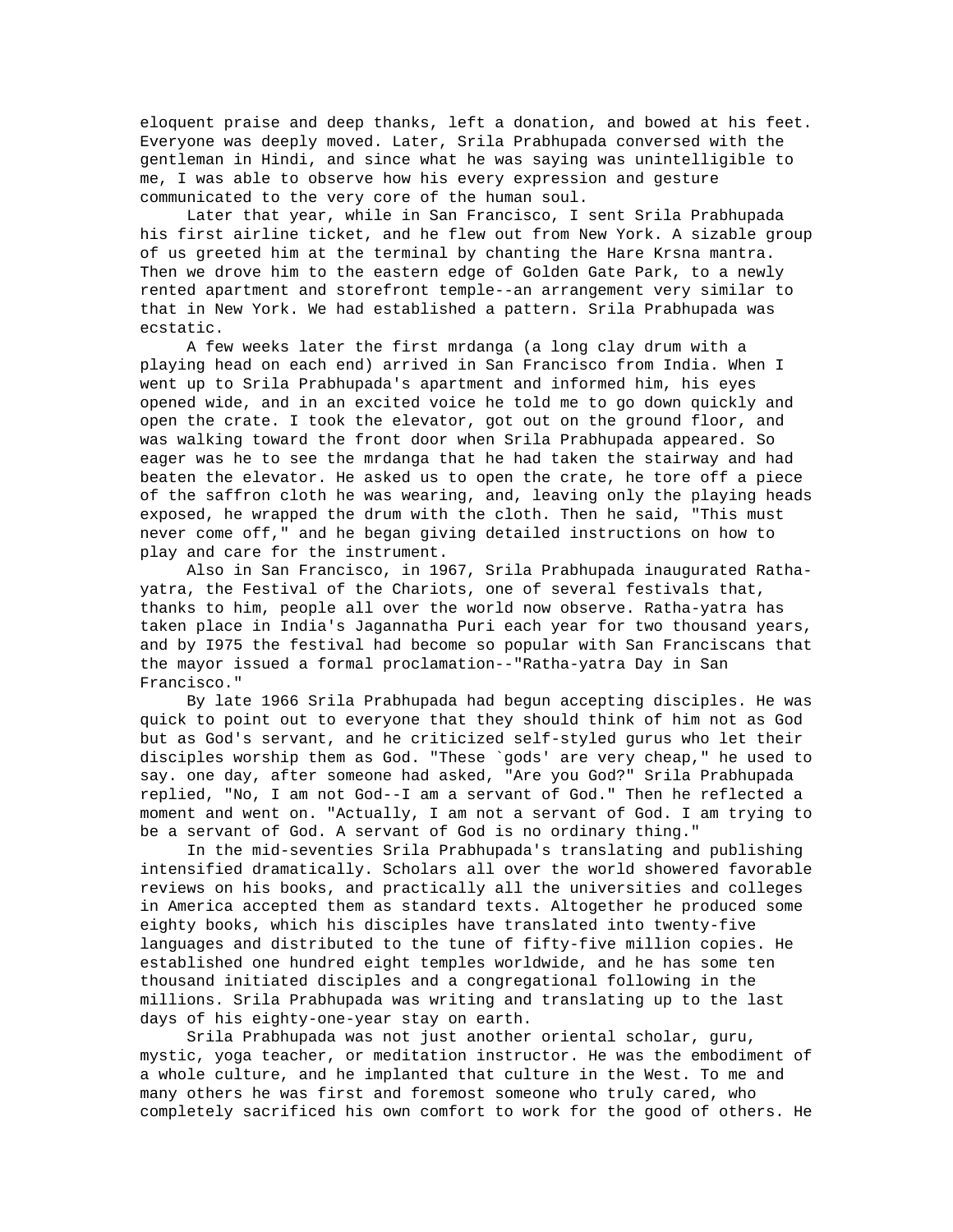eloquent praise and deep thanks, left a donation, and bowed at his feet. Everyone was deeply moved. Later, Srila Prabhupada conversed with the gentleman in Hindi, and since what he was saying was unintelligible to me, I was able to observe how his every expression and gesture communicated to the very core of the human soul.

Later that year, while in San Francisco, I sent Srila Prabhupada his first airline ticket, and he flew out from New York. A sizable group of us greeted him at the terminal by chanting the Hare Krsna mantra. Then we drove him to the eastern edge of Golden Gate Park, to a newly rented apartment and storefront temple--an arrangement very similar to that in New York. We had established a pattern. Srila Prabhupada was ecstatic.

A few weeks later the first mrdanga (a long clay drum with a playing head on each end) arrived in San Francisco from India. When I went up to Srila Prabhupada's apartment and informed him, his eyes opened wide, and in an excited voice he told me to go down quickly and open the crate. I took the elevator, got out on the ground floor, and was walking toward the front door when Srila Prabhupada appeared. So eager was he to see the mrdanga that he had taken the stairway and had beaten the elevator. He asked us to open the crate, he tore off a piece of the saffron cloth he was wearing, and, leaving only the playing heads exposed, he wrapped the drum with the cloth. Then he said, "This must never come off," and he began giving detailed instructions on how to play and care for the instrument.

Also in San Francisco, in 1967, Srila Prabhupada inaugurated Ratha-yatra, the Festival of the Chariots, one of several festivals that, thanks to him, people all over the world now observe. Ratha-yatra has taken place in India's Jagannatha Puri each year for two thousand years, and by I975 the festival had become so popular with San Franciscans that the mayor issued a formal proclamation--"Ratha-yatra Day in San Francisco."

By late 1966 Srila Prabhupada had begun accepting disciples. He was quick to point out to everyone that they should think of him not as God but as God's servant, and he criticized self-styled gurus who let their disciples worship them as God. "These `gods' are very cheap," he used to say. one day, after someone had asked, "Are you God?" Srila Prabhupada replied, "No, I am not God--I am a servant of God." Then he reflected a moment and went on. "Actually, I am not a servant of God. I am trying to be a servant of God. A servant of God is no ordinary thing."

In the mid-seventies Srila Prabhupada's translating and publishing intensified dramatically. Scholars all over the world showered favorable reviews on his books, and practically all the universities and colleges in America accepted them as standard texts. Altogether he produced some eighty books, which his disciples have translated into twenty-five languages and distributed to the tune of fifty-five million copies. He established one hundred eight temples worldwide, and he has some ten thousand initiated disciples and a congregational following in the millions. Srila Prabhupada was writing and translating up to the last days of his eighty-one-year stay on earth.

Srila Prabhupada was not just another oriental scholar, guru, mystic, yoga teacher, or meditation instructor. He was the embodiment of a whole culture, and he implanted that culture in the West. To me and many others he was first and foremost someone who truly cared, who completely sacrificed his own comfort to work for the good of others. He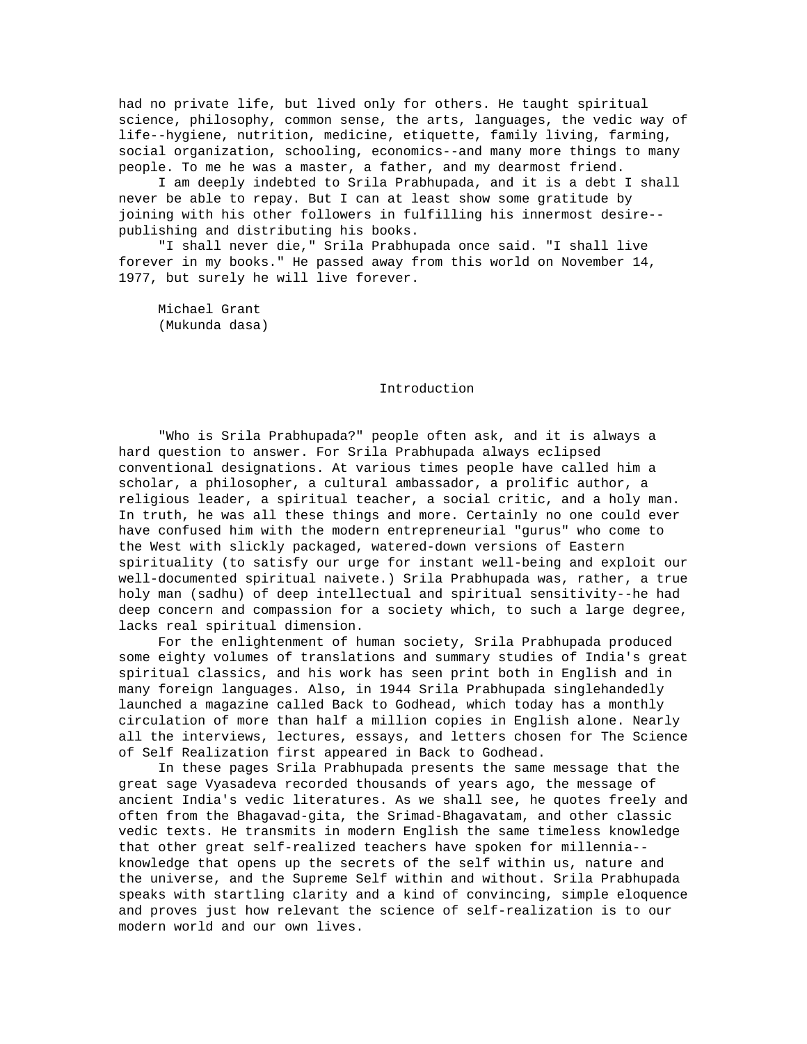had no private life, but lived only for others. He taught spiritual science, philosophy, common sense, the arts, languages, the vedic way of life--hygiene, nutrition, medicine, etiquette, family living, farming, social organization, schooling, economics--and many more things to many people. To me he was a master, a father, and my dearmost friend.

I am deeply indebted to Srila Prabhupada, and it is a debt I shall never be able to repay. But I can at least show some gratitude by joining with his other followers in fulfilling his innermost desire--publishing and distributing his books.

"I shall never die," Srila Prabhupada once said. "I shall live forever in my books." He passed away from this world on November 14, 1977, but surely he will live forever.

Michael Grant
(Mukunda dasa)

## Introduction

"Who is Srila Prabhupada?" people often ask, and it is always a hard question to answer. For Srila Prabhupada always eclipsed conventional designations. At various times people have called him a scholar, a philosopher, a cultural ambassador, a prolific author, a religious leader, a spiritual teacher, a social critic, and a holy man. In truth, he was all these things and more. Certainly no one could ever have confused him with the modern entrepreneurial "gurus" who come to the West with slickly packaged, watered-down versions of Eastern spirituality (to satisfy our urge for instant well-being and exploit our well-documented spiritual naivete.) Srila Prabhupada was, rather, a true holy man (sadhu) of deep intellectual and spiritual sensitivity--he had deep concern and compassion for a society which, to such a large degree, lacks real spiritual dimension.

For the enlightenment of human society, Srila Prabhupada produced some eighty volumes of translations and summary studies of India's great spiritual classics, and his work has seen print both in English and in many foreign languages. Also, in 1944 Srila Prabhupada singlehandedly launched a magazine called Back to Godhead, which today has a monthly circulation of more than half a million copies in English alone. Nearly all the interviews, lectures, essays, and letters chosen for The Science of Self Realization first appeared in Back to Godhead.

In these pages Srila Prabhupada presents the same message that the great sage Vyasadeva recorded thousands of years ago, the message of ancient India's vedic literatures. As we shall see, he quotes freely and often from the Bhagavad-gita, the Srimad-Bhagavatam, and other classic vedic texts. He transmits in modern English the same timeless knowledge that other great self-realized teachers have spoken for millennia--knowledge that opens up the secrets of the self within us, nature and the universe, and the Supreme Self within and without. Srila Prabhupada speaks with startling clarity and a kind of convincing, simple eloquence and proves just how relevant the science of self-realization is to our modern world and our own lives.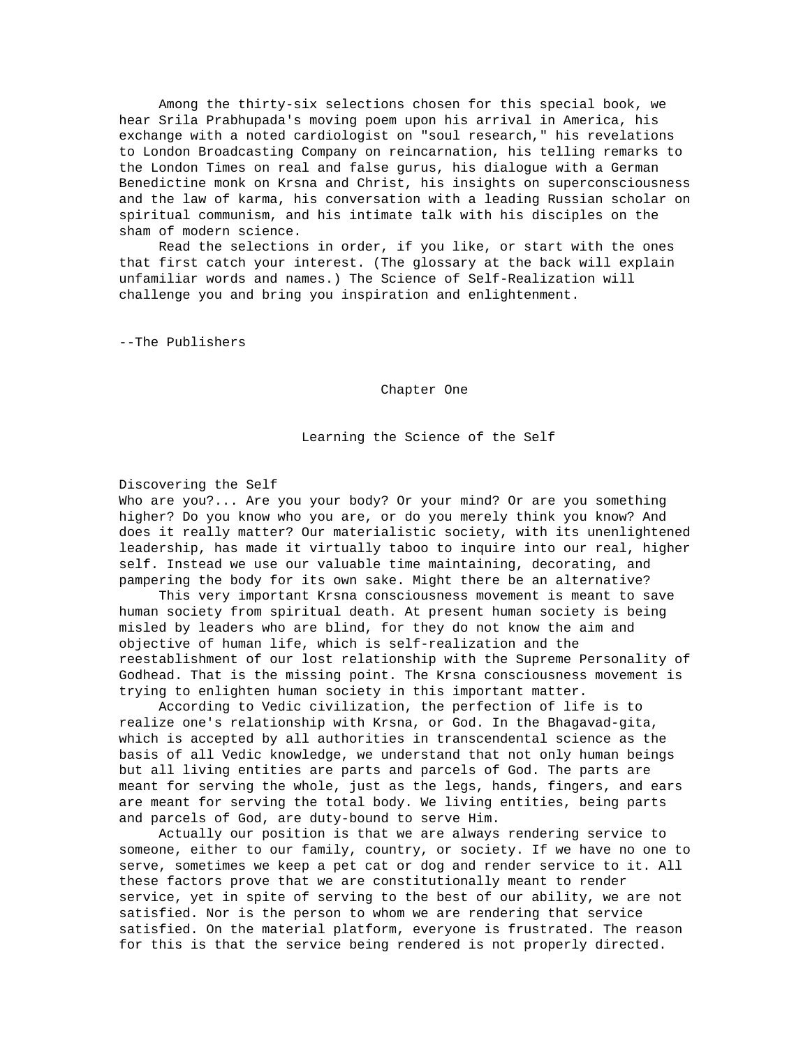Among the thirty-six selections chosen for this special book, we hear Srila Prabhupada's moving poem upon his arrival in America, his exchange with a noted cardiologist on "soul research," his revelations to London Broadcasting Company on reincarnation, his telling remarks to the London Times on real and false gurus, his dialogue with a German Benedictine monk on Krsna and Christ, his insights on superconsciousness and the law of karma, his conversation with a leading Russian scholar on spiritual communism, and his intimate talk with his disciples on the sham of modern science.

Read the selections in order, if you like, or start with the ones that first catch your interest. (The glossary at the back will explain unfamiliar words and names.) The Science of Self-Realization will challenge you and bring you inspiration and enlightenment.

--The Publishers

# Chapter One

## Learning the Science of the Self

### Discovering the Self

Who are you?... Are you your body? Or your mind? Or are you something higher? Do you know who you are, or do you merely think you know? And does it really matter? Our materialistic society, with its unenlightened leadership, has made it virtually taboo to inquire into our real, higher self. Instead we use our valuable time maintaining, decorating, and pampering the body for its own sake. Might there be an alternative?

This very important Krsna consciousness movement is meant to save human society from spiritual death. At present human society is being misled by leaders who are blind, for they do not know the aim and objective of human life, which is self-realization and the reestablishment of our lost relationship with the Supreme Personality of Godhead. That is the missing point. The Krsna consciousness movement is trying to enlighten human society in this important matter.

According to Vedic civilization, the perfection of life is to realize one's relationship with Krsna, or God. In the Bhagavad-gita, which is accepted by all authorities in transcendental science as the basis of all Vedic knowledge, we understand that not only human beings but all living entities are parts and parcels of God. The parts are meant for serving the whole, just as the legs, hands, fingers, and ears are meant for serving the total body. We living entities, being parts and parcels of God, are duty-bound to serve Him.

Actually our position is that we are always rendering service to someone, either to our family, country, or society. If we have no one to serve, sometimes we keep a pet cat or dog and render service to it. All these factors prove that we are constitutionally meant to render service, yet in spite of serving to the best of our ability, we are not satisfied. Nor is the person to whom we are rendering that service satisfied. On the material platform, everyone is frustrated. The reason for this is that the service being rendered is not properly directed.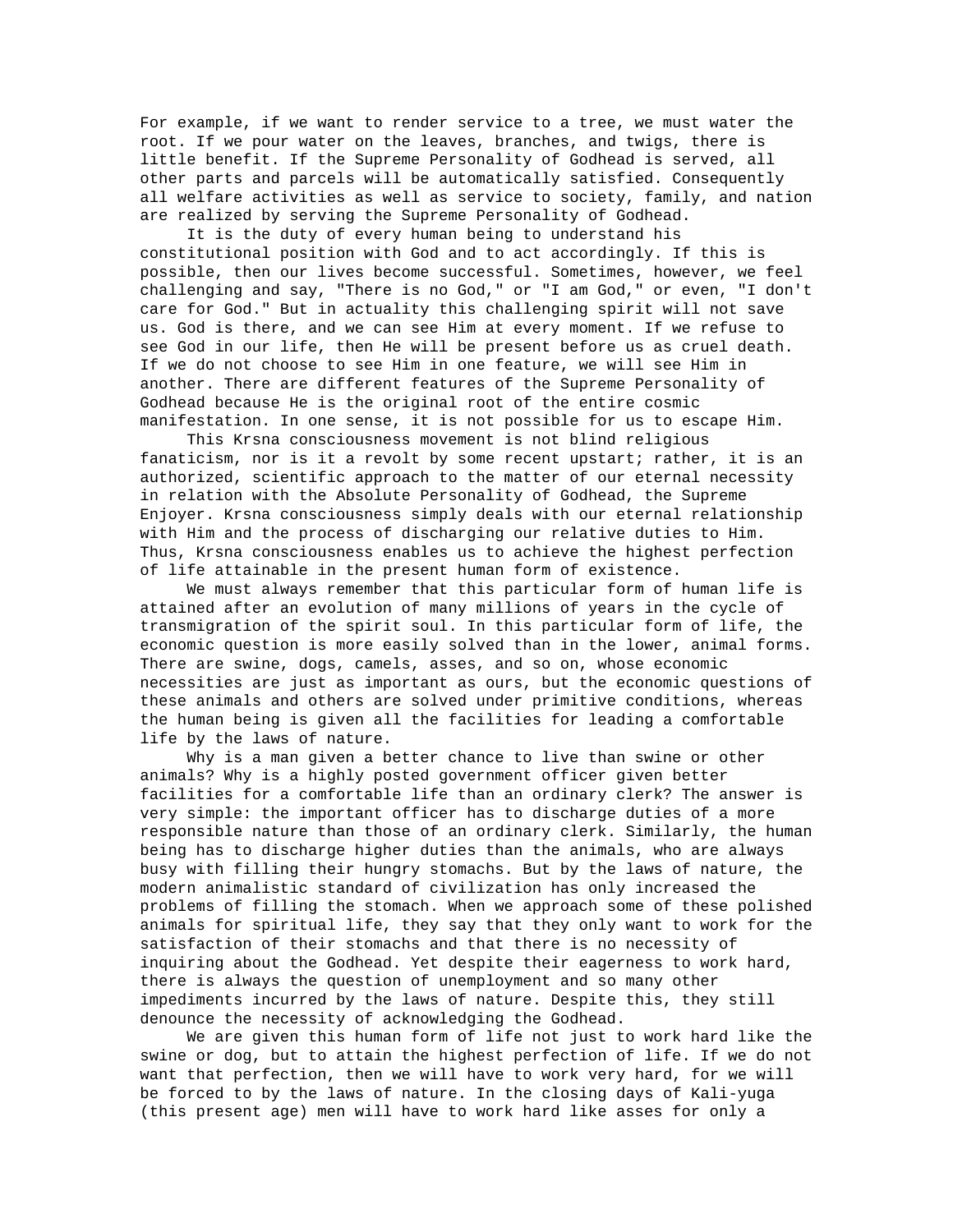For example, if we want to render service to a tree, we must water the root. If we pour water on the leaves, branches, and twigs, there is little benefit. If the Supreme Personality of Godhead is served, all other parts and parcels will be automatically satisfied. Consequently all welfare activities as well as service to society, family, and nation are realized by serving the Supreme Personality of Godhead.

It is the duty of every human being to understand his constitutional position with God and to act accordingly. If this is possible, then our lives become successful. Sometimes, however, we feel challenging and say, "There is no God," or "I am God," or even, "I don't care for God." But in actuality this challenging spirit will not save us. God is there, and we can see Him at every moment. If we refuse to see God in our life, then He will be present before us as cruel death. If we do not choose to see Him in one feature, we will see Him in another. There are different features of the Supreme Personality of Godhead because He is the original root of the entire cosmic manifestation. In one sense, it is not possible for us to escape Him.

This Krsna consciousness movement is not blind religious fanaticism, nor is it a revolt by some recent upstart; rather, it is an authorized, scientific approach to the matter of our eternal necessity in relation with the Absolute Personality of Godhead, the Supreme Enjoyer. Krsna consciousness simply deals with our eternal relationship with Him and the process of discharging our relative duties to Him. Thus, Krsna consciousness enables us to achieve the highest perfection of life attainable in the present human form of existence.

We must always remember that this particular form of human life is attained after an evolution of many millions of years in the cycle of transmigration of the spirit soul. In this particular form of life, the economic question is more easily solved than in the lower, animal forms. There are swine, dogs, camels, asses, and so on, whose economic necessities are just as important as ours, but the economic questions of these animals and others are solved under primitive conditions, whereas the human being is given all the facilities for leading a comfortable life by the laws of nature.

Why is a man given a better chance to live than swine or other animals? Why is a highly posted government officer given better facilities for a comfortable life than an ordinary clerk? The answer is very simple: the important officer has to discharge duties of a more responsible nature than those of an ordinary clerk. Similarly, the human being has to discharge higher duties than the animals, who are always busy with filling their hungry stomachs. But by the laws of nature, the modern animalistic standard of civilization has only increased the problems of filling the stomach. When we approach some of these polished animals for spiritual life, they say that they only want to work for the satisfaction of their stomachs and that there is no necessity of inquiring about the Godhead. Yet despite their eagerness to work hard, there is always the question of unemployment and so many other impediments incurred by the laws of nature. Despite this, they still denounce the necessity of acknowledging the Godhead.

We are given this human form of life not just to work hard like the swine or dog, but to attain the highest perfection of life. If we do not want that perfection, then we will have to work very hard, for we will be forced to by the laws of nature. In the closing days of Kali-yuga (this present age) men will have to work hard like asses for only a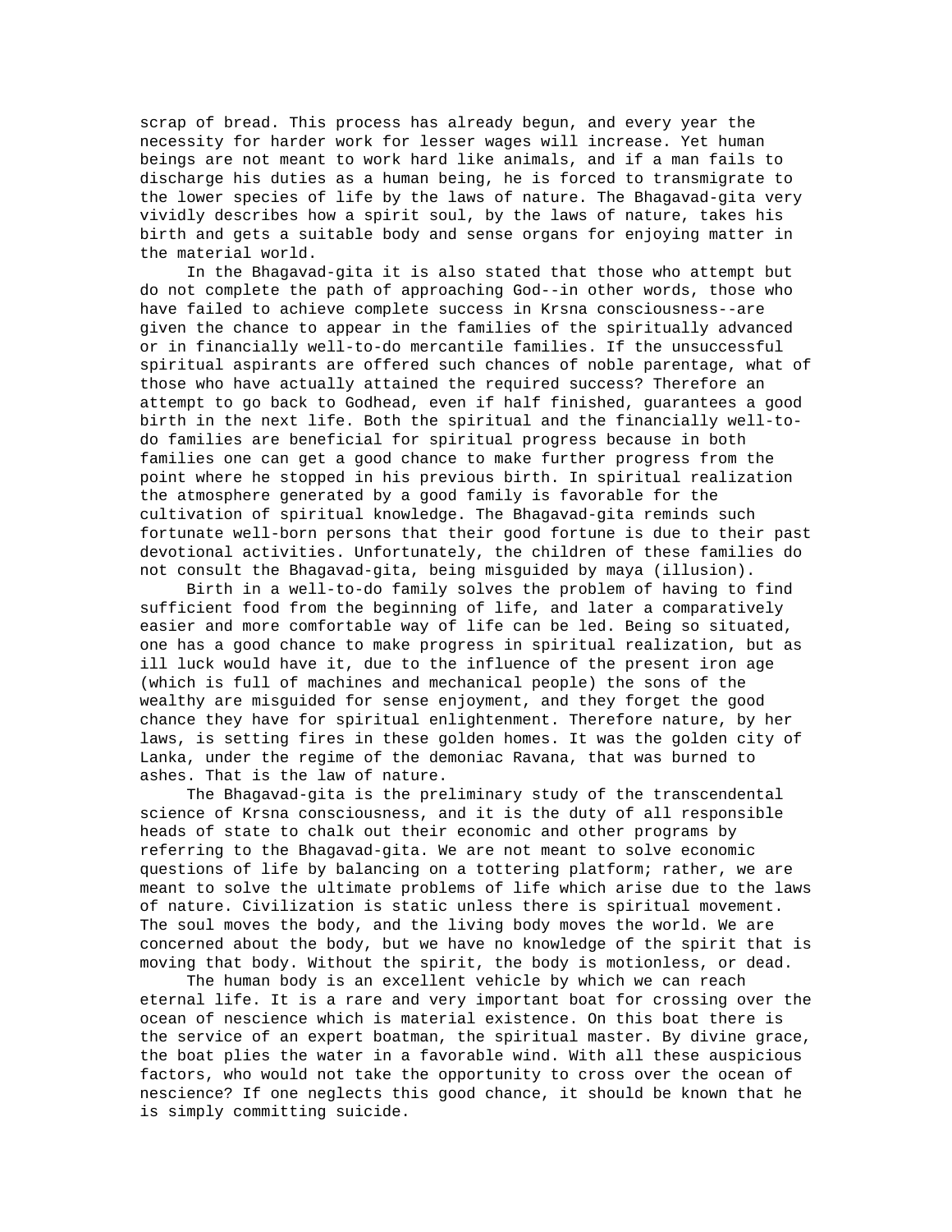scrap of bread. This process has already begun, and every year the necessity for harder work for lesser wages will increase. Yet human beings are not meant to work hard like animals, and if a man fails to discharge his duties as a human being, he is forced to transmigrate to the lower species of life by the laws of nature. The Bhagavad-gita very vividly describes how a spirit soul, by the laws of nature, takes his birth and gets a suitable body and sense organs for enjoying matter in the material world.

In the Bhagavad-gita it is also stated that those who attempt but do not complete the path of approaching God--in other words, those who have failed to achieve complete success in Krsna consciousness--are given the chance to appear in the families of the spiritually advanced or in financially well-to-do mercantile families. If the unsuccessful spiritual aspirants are offered such chances of noble parentage, what of those who have actually attained the required success? Therefore an attempt to go back to Godhead, even if half finished, guarantees a good birth in the next life. Both the spiritual and the financially well-to-do families are beneficial for spiritual progress because in both families one can get a good chance to make further progress from the point where he stopped in his previous birth. In spiritual realization the atmosphere generated by a good family is favorable for the cultivation of spiritual knowledge. The Bhagavad-gita reminds such fortunate well-born persons that their good fortune is due to their past devotional activities. Unfortunately, the children of these families do not consult the Bhagavad-gita, being misguided by maya (illusion).

Birth in a well-to-do family solves the problem of having to find sufficient food from the beginning of life, and later a comparatively easier and more comfortable way of life can be led. Being so situated, one has a good chance to make progress in spiritual realization, but as ill luck would have it, due to the influence of the present iron age (which is full of machines and mechanical people) the sons of the wealthy are misguided for sense enjoyment, and they forget the good chance they have for spiritual enlightenment. Therefore nature, by her laws, is setting fires in these golden homes. It was the golden city of Lanka, under the regime of the demoniac Ravana, that was burned to ashes. That is the law of nature.

The Bhagavad-gita is the preliminary study of the transcendental science of Krsna consciousness, and it is the duty of all responsible heads of state to chalk out their economic and other programs by referring to the Bhagavad-gita. We are not meant to solve economic questions of life by balancing on a tottering platform; rather, we are meant to solve the ultimate problems of life which arise due to the laws of nature. Civilization is static unless there is spiritual movement. The soul moves the body, and the living body moves the world. We are concerned about the body, but we have no knowledge of the spirit that is moving that body. Without the spirit, the body is motionless, or dead.

The human body is an excellent vehicle by which we can reach eternal life. It is a rare and very important boat for crossing over the ocean of nescience which is material existence. On this boat there is the service of an expert boatman, the spiritual master. By divine grace, the boat plies the water in a favorable wind. With all these auspicious factors, who would not take the opportunity to cross over the ocean of nescience? If one neglects this good chance, it should be known that he is simply committing suicide.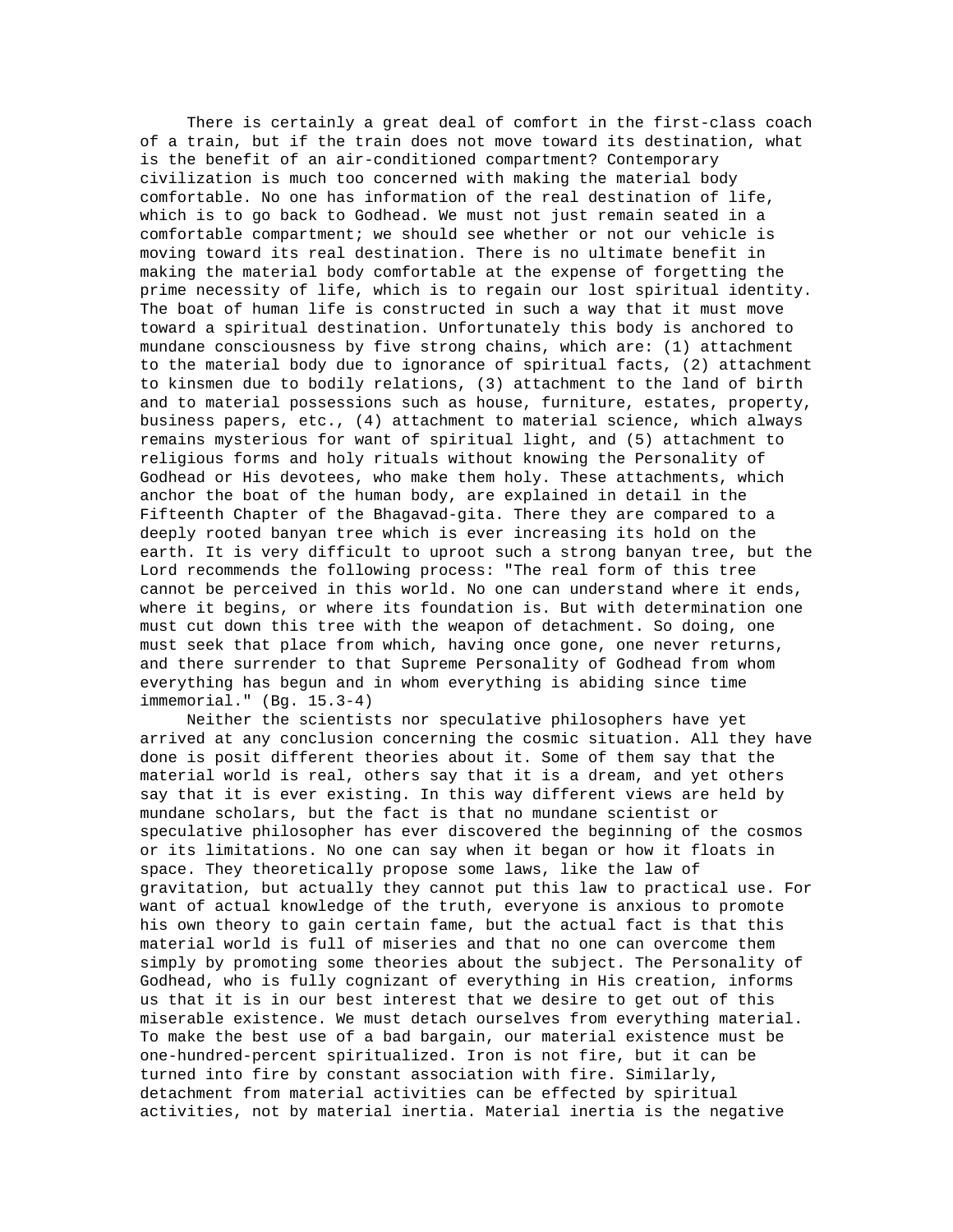There is certainly a great deal of comfort in the first-class coach of a train, but if the train does not move toward its destination, what is the benefit of an air-conditioned compartment? Contemporary civilization is much too concerned with making the material body comfortable. No one has information of the real destination of life, which is to go back to Godhead. We must not just remain seated in a comfortable compartment; we should see whether or not our vehicle is moving toward its real destination. There is no ultimate benefit in making the material body comfortable at the expense of forgetting the prime necessity of life, which is to regain our lost spiritual identity. The boat of human life is constructed in such a way that it must move toward a spiritual destination. Unfortunately this body is anchored to mundane consciousness by five strong chains, which are: (1) attachment to the material body due to ignorance of spiritual facts, (2) attachment to kinsmen due to bodily relations, (3) attachment to the land of birth and to material possessions such as house, furniture, estates, property, business papers, etc., (4) attachment to material science, which always remains mysterious for want of spiritual light, and (5) attachment to religious forms and holy rituals without knowing the Personality of Godhead or His devotees, who make them holy. These attachments, which anchor the boat of the human body, are explained in detail in the Fifteenth Chapter of the Bhagavad-gita. There they are compared to a deeply rooted banyan tree which is ever increasing its hold on the earth. It is very difficult to uproot such a strong banyan tree, but the Lord recommends the following process: "The real form of this tree cannot be perceived in this world. No one can understand where it ends, where it begins, or where its foundation is. But with determination one must cut down this tree with the weapon of detachment. So doing, one must seek that place from which, having once gone, one never returns, and there surrender to that Supreme Personality of Godhead from whom everything has begun and in whom everything is abiding since time immemorial." (Bg. 15.3-4)

Neither the scientists nor speculative philosophers have yet arrived at any conclusion concerning the cosmic situation. All they have done is posit different theories about it. Some of them say that the material world is real, others say that it is a dream, and yet others say that it is ever existing. In this way different views are held by mundane scholars, but the fact is that no mundane scientist or speculative philosopher has ever discovered the beginning of the cosmos or its limitations. No one can say when it began or how it floats in space. They theoretically propose some laws, like the law of gravitation, but actually they cannot put this law to practical use. For want of actual knowledge of the truth, everyone is anxious to promote his own theory to gain certain fame, but the actual fact is that this material world is full of miseries and that no one can overcome them simply by promoting some theories about the subject. The Personality of Godhead, who is fully cognizant of everything in His creation, informs us that it is in our best interest that we desire to get out of this miserable existence. We must detach ourselves from everything material. To make the best use of a bad bargain, our material existence must be one-hundred-percent spiritualized. Iron is not fire, but it can be turned into fire by constant association with fire. Similarly, detachment from material activities can be effected by spiritual activities, not by material inertia. Material inertia is the negative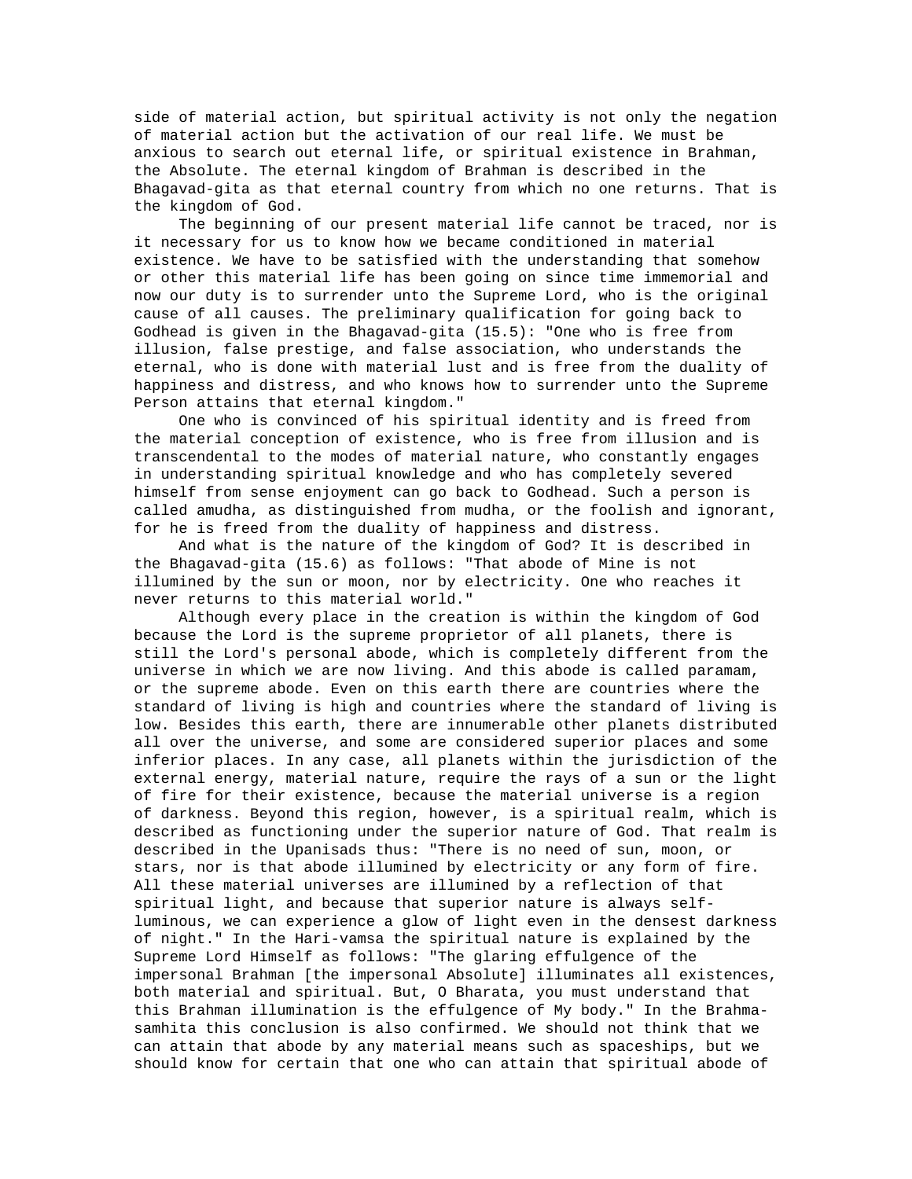side of material action, but spiritual activity is not only the negation of material action but the activation of our real life. We must be anxious to search out eternal life, or spiritual existence in Brahman, the Absolute. The eternal kingdom of Brahman is described in the Bhagavad-gita as that eternal country from which no one returns. That is the kingdom of God.

The beginning of our present material life cannot be traced, nor is it necessary for us to know how we became conditioned in material existence. We have to be satisfied with the understanding that somehow or other this material life has been going on since time immemorial and now our duty is to surrender unto the Supreme Lord, who is the original cause of all causes. The preliminary qualification for going back to Godhead is given in the Bhagavad-gita (15.5): "One who is free from illusion, false prestige, and false association, who understands the eternal, who is done with material lust and is free from the duality of happiness and distress, and who knows how to surrender unto the Supreme Person attains that eternal kingdom."

One who is convinced of his spiritual identity and is freed from the material conception of existence, who is free from illusion and is transcendental to the modes of material nature, who constantly engages in understanding spiritual knowledge and who has completely severed himself from sense enjoyment can go back to Godhead. Such a person is called amudha, as distinguished from mudha, or the foolish and ignorant, for he is freed from the duality of happiness and distress.

And what is the nature of the kingdom of God? It is described in the Bhagavad-gita (15.6) as follows: "That abode of Mine is not illumined by the sun or moon, nor by electricity. One who reaches it never returns to this material world."

Although every place in the creation is within the kingdom of God because the Lord is the supreme proprietor of all planets, there is still the Lord's personal abode, which is completely different from the universe in which we are now living. And this abode is called paramam, or the supreme abode. Even on this earth there are countries where the standard of living is high and countries where the standard of living is low. Besides this earth, there are innumerable other planets distributed all over the universe, and some are considered superior places and some inferior places. In any case, all planets within the jurisdiction of the external energy, material nature, require the rays of a sun or the light of fire for their existence, because the material universe is a region of darkness. Beyond this region, however, is a spiritual realm, which is described as functioning under the superior nature of God. That realm is described in the Upanisads thus: "There is no need of sun, moon, or stars, nor is that abode illumined by electricity or any form of fire. All these material universes are illumined by a reflection of that spiritual light, and because that superior nature is always self-luminous, we can experience a glow of light even in the densest darkness of night." In the Hari-vamsa the spiritual nature is explained by the Supreme Lord Himself as follows: "The glaring effulgence of the impersonal Brahman [the impersonal Absolute] illuminates all existences, both material and spiritual. But, O Bharata, you must understand that this Brahman illumination is the effulgence of My body." In the Brahma-samhita this conclusion is also confirmed. We should not think that we can attain that abode by any material means such as spaceships, but we should know for certain that one who can attain that spiritual abode of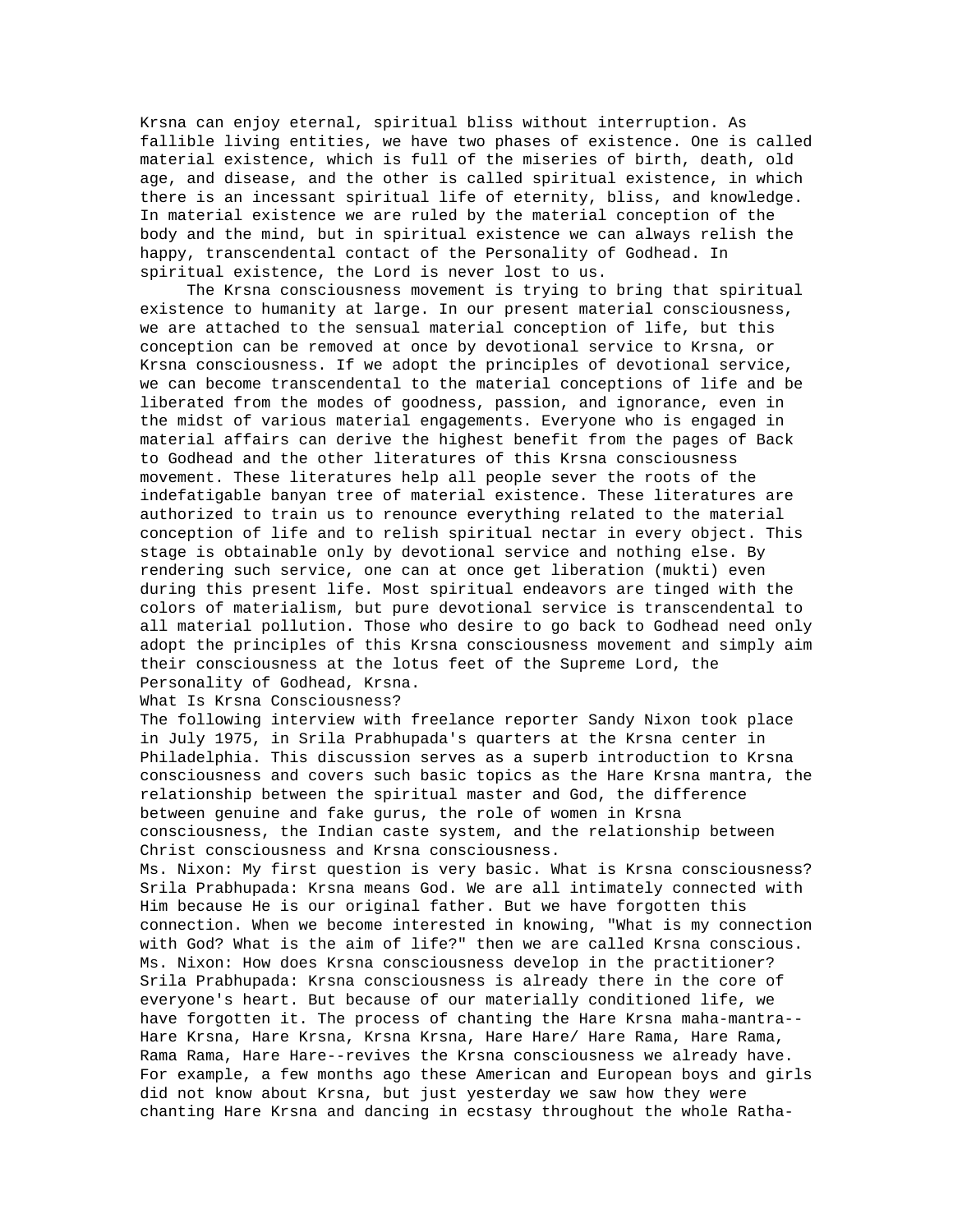Krsna can enjoy eternal, spiritual bliss without interruption. As fallible living entities, we have two phases of existence. One is called material existence, which is full of the miseries of birth, death, old age, and disease, and the other is called spiritual existence, in which there is an incessant spiritual life of eternity, bliss, and knowledge. In material existence we are ruled by the material conception of the body and the mind, but in spiritual existence we can always relish the happy, transcendental contact of the Personality of Godhead. In spiritual existence, the Lord is never lost to us.

The Krsna consciousness movement is trying to bring that spiritual existence to humanity at large. In our present material consciousness, we are attached to the sensual material conception of life, but this conception can be removed at once by devotional service to Krsna, or Krsna consciousness. If we adopt the principles of devotional service, we can become transcendental to the material conceptions of life and be liberated from the modes of goodness, passion, and ignorance, even in the midst of various material engagements. Everyone who is engaged in material affairs can derive the highest benefit from the pages of Back to Godhead and the other literatures of this Krsna consciousness movement. These literatures help all people sever the roots of the indefatigable banyan tree of material existence. These literatures are authorized to train us to renounce everything related to the material conception of life and to relish spiritual nectar in every object. This stage is obtainable only by devotional service and nothing else. By rendering such service, one can at once get liberation (mukti) even during this present life. Most spiritual endeavors are tinged with the colors of materialism, but pure devotional service is transcendental to all material pollution. Those who desire to go back to Godhead need only adopt the principles of this Krsna consciousness movement and simply aim their consciousness at the lotus feet of the Supreme Lord, the Personality of Godhead, Krsna.

## What Is Krsna Consciousness?

The following interview with freelance reporter Sandy Nixon took place in July 1975, in Srila Prabhupada's quarters at the Krsna center in Philadelphia. This discussion serves as a superb introduction to Krsna consciousness and covers such basic topics as the Hare Krsna mantra, the relationship between the spiritual master and God, the difference between genuine and fake gurus, the role of women in Krsna consciousness, the Indian caste system, and the relationship between Christ consciousness and Krsna consciousness.

Ms. Nixon: My first question is very basic. What is Krsna consciousness?

Srila Prabhupada: Krsna means God. We are all intimately connected with Him because He is our original father. But we have forgotten this connection. When we become interested in knowing, "What is my connection with God? What is the aim of life?" then we are called Krsna conscious.

Ms. Nixon: How does Krsna consciousness develop in the practitioner?

Srila Prabhupada: Krsna consciousness is already there in the core of everyone's heart. But because of our materially conditioned life, we have forgotten it. The process of chanting the Hare Krsna maha-mantra--Hare Krsna, Hare Krsna, Krsna Krsna, Hare Hare/ Hare Rama, Hare Rama, Rama Rama, Hare Hare--revives the Krsna consciousness we already have. For example, a few months ago these American and European boys and girls did not know about Krsna, but just yesterday we saw how they were chanting Hare Krsna and dancing in ecstasy throughout the whole Ratha-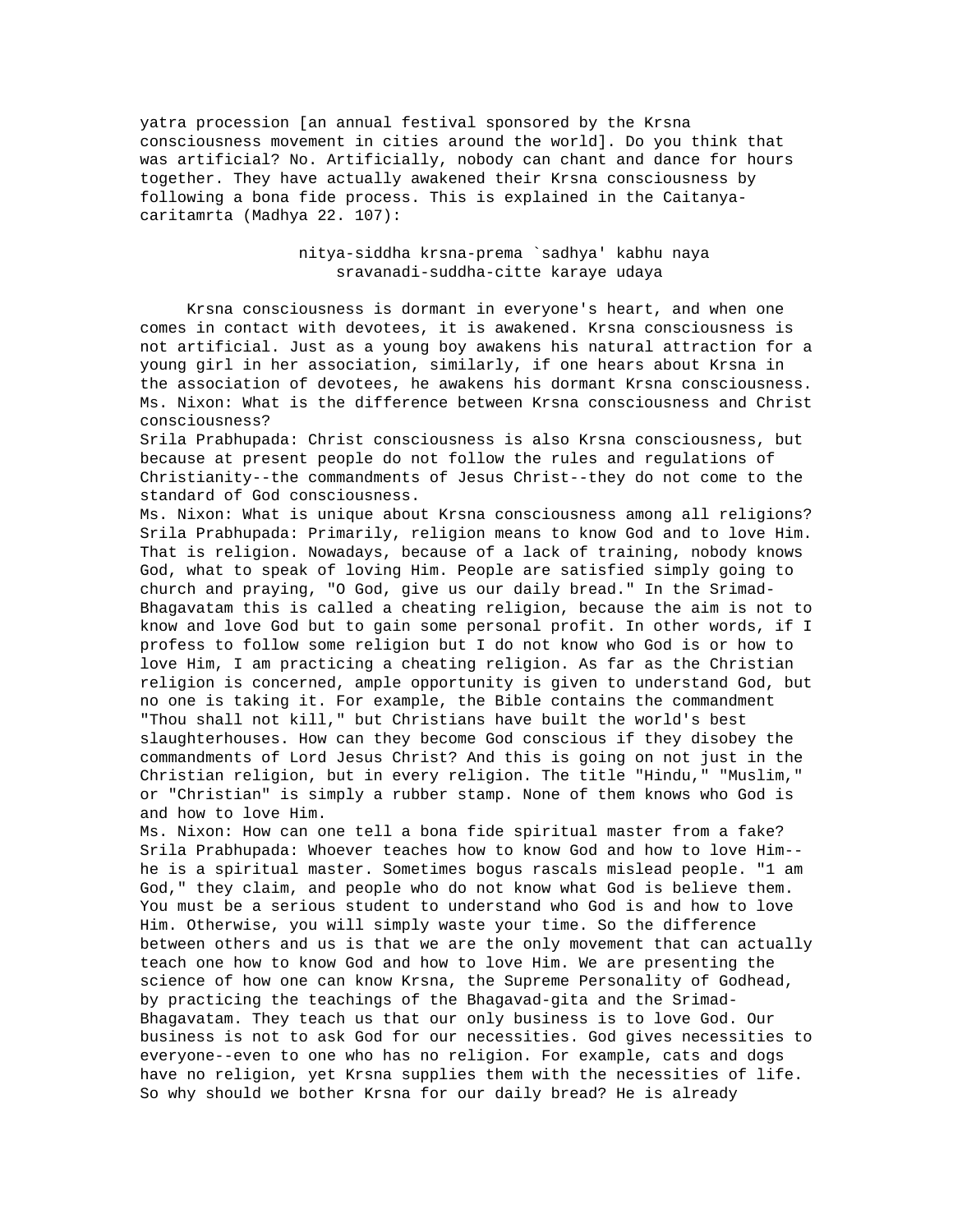yatra procession [an annual festival sponsored by the Krsna consciousness movement in cities around the world]. Do you think that was artificial? No. Artificially, nobody can chant and dance for hours together. They have actually awakened their Krsna consciousness by following a bona fide process. This is explained in the Caitanya-caritamrta (Madhya 22. 107):

> nitya-siddha krsna-prema `sadhya' kabhu naya
> sravanadi-suddha-citte karaye udaya

Krsna consciousness is dormant in everyone's heart, and when one comes in contact with devotees, it is awakened. Krsna consciousness is not artificial. Just as a young boy awakens his natural attraction for a young girl in her association, similarly, if one hears about Krsna in the association of devotees, he awakens his dormant Krsna consciousness.

Ms. Nixon: What is the difference between Krsna consciousness and Christ consciousness?

Srila Prabhupada: Christ consciousness is also Krsna consciousness, but because at present people do not follow the rules and regulations of Christianity--the commandments of Jesus Christ--they do not come to the standard of God consciousness.

Ms. Nixon: What is unique about Krsna consciousness among all religions?

Srila Prabhupada: Primarily, religion means to know God and to love Him. That is religion. Nowadays, because of a lack of training, nobody knows God, what to speak of loving Him. People are satisfied simply going to church and praying, "O God, give us our daily bread." In the Srimad-Bhagavatam this is called a cheating religion, because the aim is not to know and love God but to gain some personal profit. In other words, if I profess to follow some religion but I do not know who God is or how to love Him, I am practicing a cheating religion. As far as the Christian religion is concerned, ample opportunity is given to understand God, but no one is taking it. For example, the Bible contains the commandment "Thou shall not kill," but Christians have built the world's best slaughterhouses. How can they become God conscious if they disobey the commandments of Lord Jesus Christ? And this is going on not just in the Christian religion, but in every religion. The title "Hindu," "Muslim," or "Christian" is simply a rubber stamp. None of them knows who God is and how to love Him.

Ms. Nixon: How can one tell a bona fide spiritual master from a fake?

Srila Prabhupada: Whoever teaches how to know God and how to love Him--he is a spiritual master. Sometimes bogus rascals mislead people. "1 am God," they claim, and people who do not know what God is believe them. You must be a serious student to understand who God is and how to love Him. Otherwise, you will simply waste your time. So the difference between others and us is that we are the only movement that can actually teach one how to know God and how to love Him. We are presenting the science of how one can know Krsna, the Supreme Personality of Godhead, by practicing the teachings of the Bhagavad-gita and the Srimad-Bhagavatam. They teach us that our only business is to love God. Our business is not to ask God for our necessities. God gives necessities to everyone--even to one who has no religion. For example, cats and dogs have no religion, yet Krsna supplies them with the necessities of life. So why should we bother Krsna for our daily bread? He is already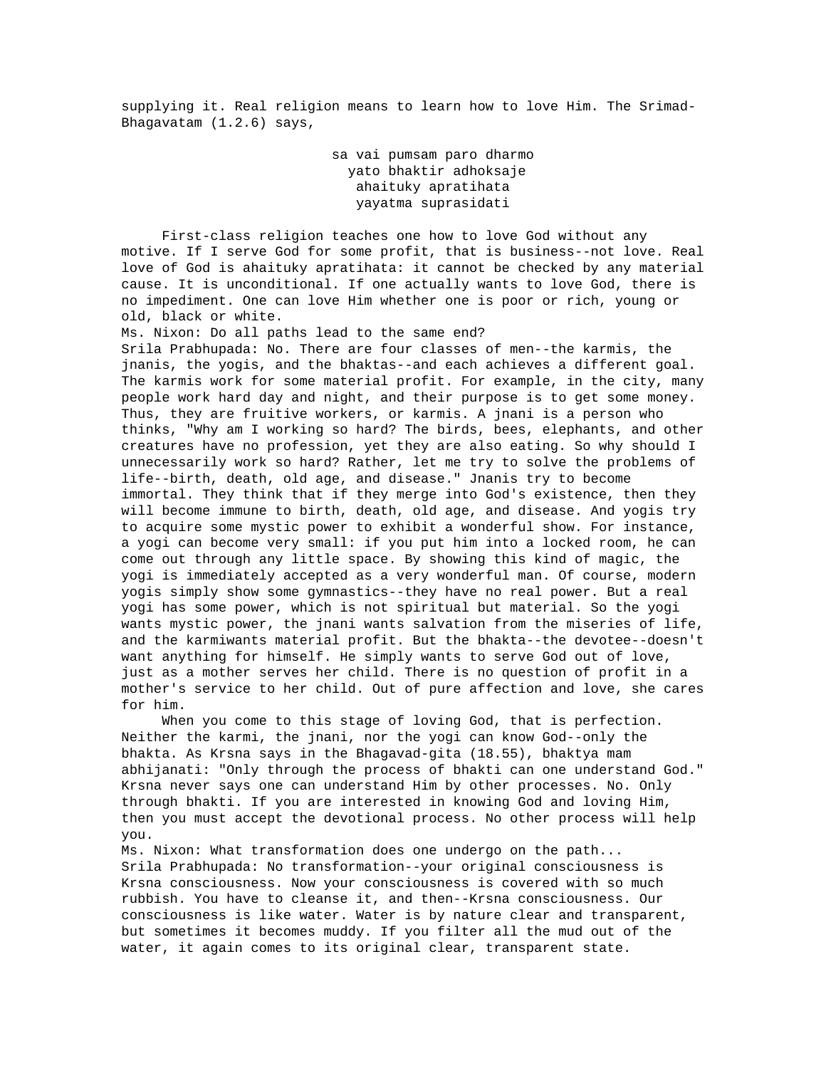supplying it. Real religion means to learn how to love Him. The Srimad-Bhagavatam (1.2.6) says,

> sa vai pumsam paro dharmo  
> yato bhaktir adhoksaje  
> ahaituky apratihata  
> yayatma suprasidati

First-class religion teaches one how to love God without any motive. If I serve God for some profit, that is business--not love. Real love of God is ahaituky apratihata: it cannot be checked by any material cause. It is unconditional. If one actually wants to love God, there is no impediment. One can love Him whether one is poor or rich, young or old, black or white.

Ms. Nixon: Do all paths lead to the same end?

Srila Prabhupada: No. There are four classes of men--the karmis, the jnanis, the yogis, and the bhaktas--and each achieves a different goal. The karmis work for some material profit. For example, in the city, many people work hard day and night, and their purpose is to get some money. Thus, they are fruitive workers, or karmis. A jnani is a person who thinks, "Why am I working so hard? The birds, bees, elephants, and other creatures have no profession, yet they are also eating. So why should I unnecessarily work so hard? Rather, let me try to solve the problems of life--birth, death, old age, and disease." Jnanis try to become immortal. They think that if they merge into God's existence, then they will become immune to birth, death, old age, and disease. And yogis try to acquire some mystic power to exhibit a wonderful show. For instance, a yogi can become very small: if you put him into a locked room, he can come out through any little space. By showing this kind of magic, the yogi is immediately accepted as a very wonderful man. Of course, modern yogis simply show some gymnastics--they have no real power. But a real yogi has some power, which is not spiritual but material. So the yogi wants mystic power, the jnani wants salvation from the miseries of life, and the karmiwants material profit. But the bhakta--the devotee--doesn't want anything for himself. He simply wants to serve God out of love, just as a mother serves her child. There is no question of profit in a mother's service to her child. Out of pure affection and love, she cares for him.

When you come to this stage of loving God, that is perfection. Neither the karmi, the jnani, nor the yogi can know God--only the bhakta. As Krsna says in the Bhagavad-gita (18.55), bhaktya mam abhijanati: "Only through the process of bhakti can one understand God." Krsna never says one can understand Him by other processes. No. Only through bhakti. If you are interested in knowing God and loving Him, then you must accept the devotional process. No other process will help you.

Ms. Nixon: What transformation does one undergo on the path...

Srila Prabhupada: No transformation--your original consciousness is Krsna consciousness. Now your consciousness is covered with so much rubbish. You have to cleanse it, and then--Krsna consciousness. Our consciousness is like water. Water is by nature clear and transparent, but sometimes it becomes muddy. If you filter all the mud out of the water, it again comes to its original clear, transparent state.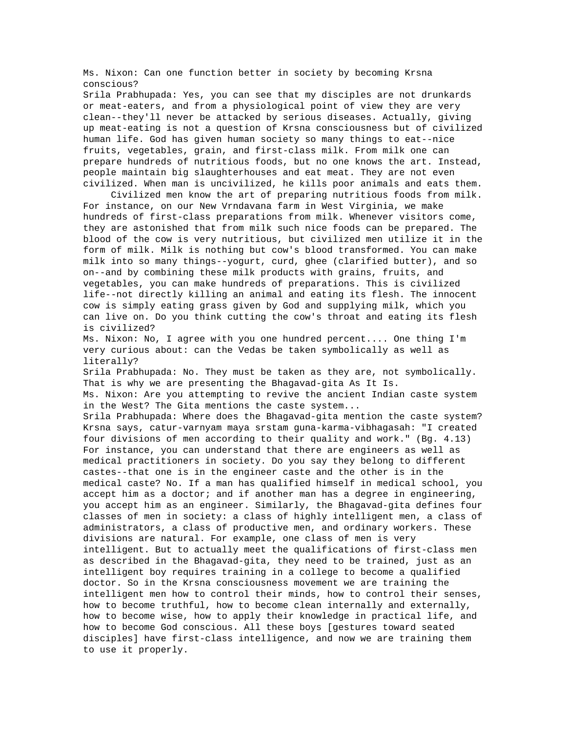Ms. Nixon: Can one function better in society by becoming Krsna conscious?

Srila Prabhupada: Yes, you can see that my disciples are not drunkards or meat-eaters, and from a physiological point of view they are very clean--they'll never be attacked by serious diseases. Actually, giving up meat-eating is not a question of Krsna consciousness but of civilized human life. God has given human society so many things to eat--nice fruits, vegetables, grain, and first-class milk. From milk one can prepare hundreds of nutritious foods, but no one knows the art. Instead, people maintain big slaughterhouses and eat meat. They are not even civilized. When man is uncivilized, he kills poor animals and eats them.

Civilized men know the art of preparing nutritious foods from milk. For instance, on our New Vrndavana farm in West Virginia, we make hundreds of first-class preparations from milk. Whenever visitors come, they are astonished that from milk such nice foods can be prepared. The blood of the cow is very nutritious, but civilized men utilize it in the form of milk. Milk is nothing but cow's blood transformed. You can make milk into so many things--yogurt, curd, ghee (clarified butter), and so on--and by combining these milk products with grains, fruits, and vegetables, you can make hundreds of preparations. This is civilized life--not directly killing an animal and eating its flesh. The innocent cow is simply eating grass given by God and supplying milk, which you can live on. Do you think cutting the cow's throat and eating its flesh is civilized?

Ms. Nixon: No, I agree with you one hundred percent.... One thing I'm very curious about: can the Vedas be taken symbolically as well as literally?

Srila Prabhupada: No. They must be taken as they are, not symbolically. That is why we are presenting the Bhagavad-gita As It Is.

Ms. Nixon: Are you attempting to revive the ancient Indian caste system in the West? The Gita mentions the caste system...

Srila Prabhupada: Where does the Bhagavad-gita mention the caste system? Krsna says, catur-varnyam maya srstam guna-karma-vibhagasah: "I created four divisions of men according to their quality and work." (Bg. 4.13) For instance, you can understand that there are engineers as well as medical practitioners in society. Do you say they belong to different castes--that one is in the engineer caste and the other is in the medical caste? No. If a man has qualified himself in medical school, you accept him as a doctor; and if another man has a degree in engineering, you accept him as an engineer. Similarly, the Bhagavad-gita defines four classes of men in society: a class of highly intelligent men, a class of administrators, a class of productive men, and ordinary workers. These divisions are natural. For example, one class of men is very intelligent. But to actually meet the qualifications of first-class men as described in the Bhagavad-gita, they need to be trained, just as an intelligent boy requires training in a college to become a qualified doctor. So in the Krsna consciousness movement we are training the intelligent men how to control their minds, how to control their senses, how to become truthful, how to become clean internally and externally, how to become wise, how to apply their knowledge in practical life, and how to become God conscious. All these boys [gestures toward seated disciples] have first-class intelligence, and now we are training them to use it properly.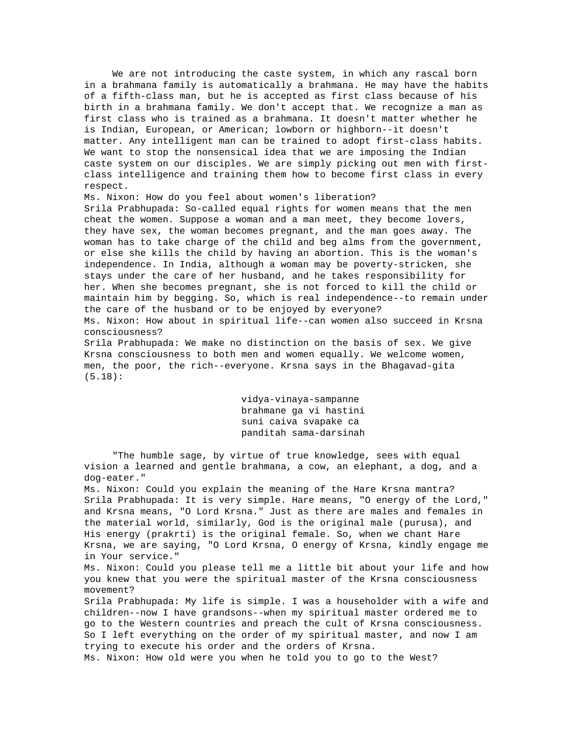We are not introducing the caste system, in which any rascal born in a brahmana family is automatically a brahmana. He may have the habits of a fifth-class man, but he is accepted as first class because of his birth in a brahmana family. We don't accept that. We recognize a man as first class who is trained as a brahmana. It doesn't matter whether he is Indian, European, or American; lowborn or highborn--it doesn't matter. Any intelligent man can be trained to adopt first-class habits. We want to stop the nonsensical idea that we are imposing the Indian caste system on our disciples. We are simply picking out men with first-class intelligence and training them how to become first class in every respect.

Ms. Nixon: How do you feel about women's liberation?

Srila Prabhupada: So-called equal rights for women means that the men cheat the women. Suppose a woman and a man meet, they become lovers, they have sex, the woman becomes pregnant, and the man goes away. The woman has to take charge of the child and beg alms from the government, or else she kills the child by having an abortion. This is the woman's independence. In India, although a woman may be poverty-stricken, she stays under the care of her husband, and he takes responsibility for her. When she becomes pregnant, she is not forced to kill the child or maintain him by begging. So, which is real independence--to remain under the care of the husband or to be enjoyed by everyone?

Ms. Nixon: How about in spiritual life--can women also succeed in Krsna consciousness?

Srila Prabhupada: We make no distinction on the basis of sex. We give Krsna consciousness to both men and women equally. We welcome women, men, the poor, the rich--everyone. Krsna says in the Bhagavad-gita (5.18):

vidya-vinaya-sampanne
brahmane ga vi hastini
suni caiva svapake ca
panditah sama-darsinah

"The humble sage, by virtue of true knowledge, sees with equal vision a learned and gentle brahmana, a cow, an elephant, a dog, and a dog-eater."

Ms. Nixon: Could you explain the meaning of the Hare Krsna mantra?

Srila Prabhupada: It is very simple. Hare means, "O energy of the Lord," and Krsna means, "O Lord Krsna." Just as there are males and females in the material world, similarly, God is the original male (purusa), and His energy (prakrti) is the original female. So, when we chant Hare Krsna, we are saying, "O Lord Krsna, O energy of Krsna, kindly engage me in Your service."

Ms. Nixon: Could you please tell me a little bit about your life and how you knew that you were the spiritual master of the Krsna consciousness movement?

Srila Prabhupada: My life is simple. I was a householder with a wife and children--now I have grandsons--when my spiritual master ordered me to go to the Western countries and preach the cult of Krsna consciousness. So I left everything on the order of my spiritual master, and now I am trying to execute his order and the orders of Krsna.

Ms. Nixon: How old were you when he told you to go to the West?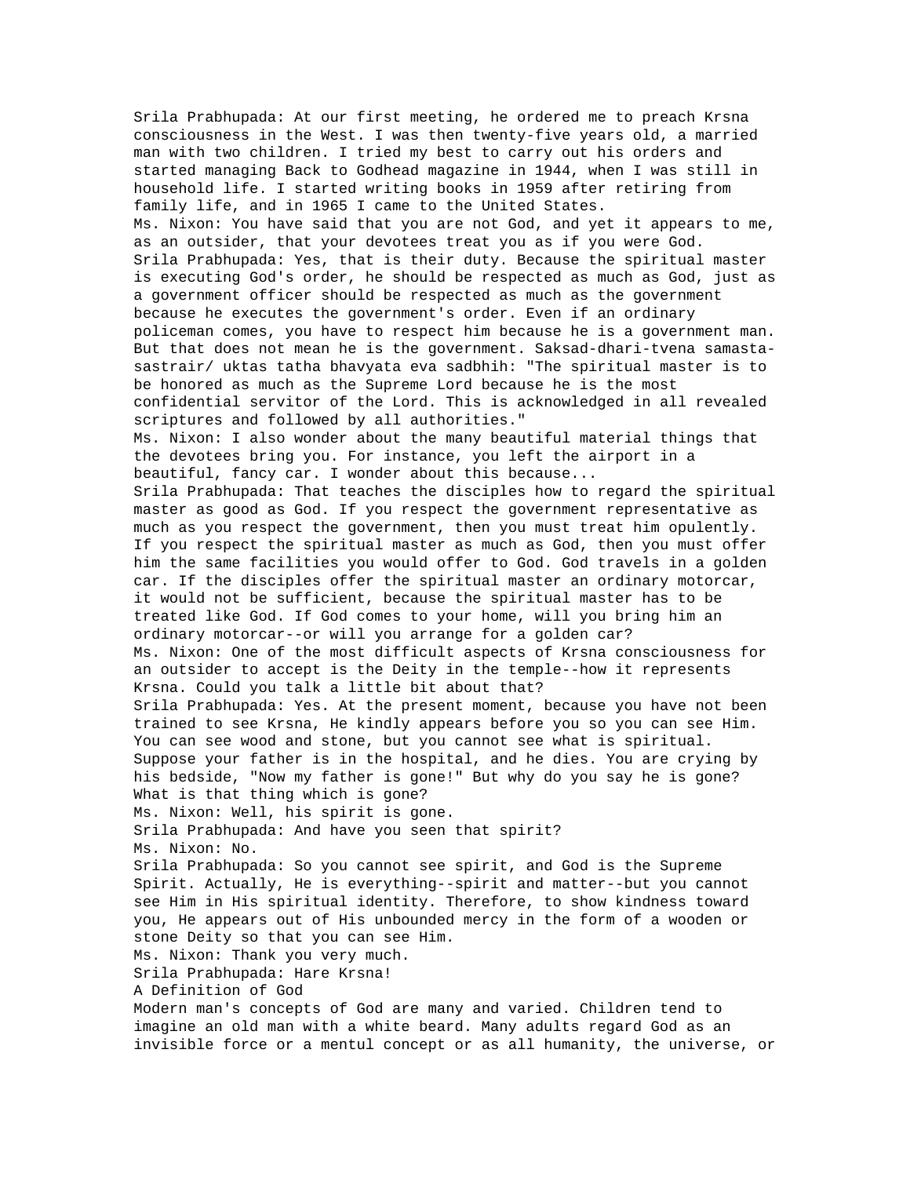Srila Prabhupada: At our first meeting, he ordered me to preach Krsna consciousness in the West. I was then twenty-five years old, a married man with two children. I tried my best to carry out his orders and started managing Back to Godhead magazine in 1944, when I was still in household life. I started writing books in 1959 after retiring from family life, and in 1965 I came to the United States.

Ms. Nixon: You have said that you are not God, and yet it appears to me, as an outsider, that your devotees treat you as if you were God.

Srila Prabhupada: Yes, that is their duty. Because the spiritual master is executing God's order, he should be respected as much as God, just as a government officer should be respected as much as the government because he executes the government's order. Even if an ordinary policeman comes, you have to respect him because he is a government man. But that does not mean he is the government. Saksad-dhari-tvena samasta-sastrair/ uktas tatha bhavyata eva sadbhih: "The spiritual master is to be honored as much as the Supreme Lord because he is the most confidential servitor of the Lord. This is acknowledged in all revealed scriptures and followed by all authorities."

Ms. Nixon: I also wonder about the many beautiful material things that the devotees bring you. For instance, you left the airport in a beautiful, fancy car. I wonder about this because...

Srila Prabhupada: That teaches the disciples how to regard the spiritual master as good as God. If you respect the government representative as much as you respect the government, then you must treat him opulently. If you respect the spiritual master as much as God, then you must offer him the same facilities you would offer to God. God travels in a golden car. If the disciples offer the spiritual master an ordinary motorcar, it would not be sufficient, because the spiritual master has to be treated like God. If God comes to your home, will you bring him an ordinary motorcar--or will you arrange for a golden car?

Ms. Nixon: One of the most difficult aspects of Krsna consciousness for an outsider to accept is the Deity in the temple--how it represents Krsna. Could you talk a little bit about that?

Srila Prabhupada: Yes. At the present moment, because you have not been trained to see Krsna, He kindly appears before you so you can see Him. You can see wood and stone, but you cannot see what is spiritual. Suppose your father is in the hospital, and he dies. You are crying by his bedside, "Now my father is gone!" But why do you say he is gone? What is that thing which is gone?

Ms. Nixon: Well, his spirit is gone.

Srila Prabhupada: And have you seen that spirit?

Ms. Nixon: No.

Srila Prabhupada: So you cannot see spirit, and God is the Supreme Spirit. Actually, He is everything--spirit and matter--but you cannot see Him in His spiritual identity. Therefore, to show kindness toward you, He appears out of His unbounded mercy in the form of a wooden or stone Deity so that you can see Him.

Ms. Nixon: Thank you very much.

Srila Prabhupada: Hare Krsna!

## A Definition of God

Modern man's concepts of God are many and varied. Children tend to imagine an old man with a white beard. Many adults regard God as an invisible force or a mentul concept or as all humanity, the universe, or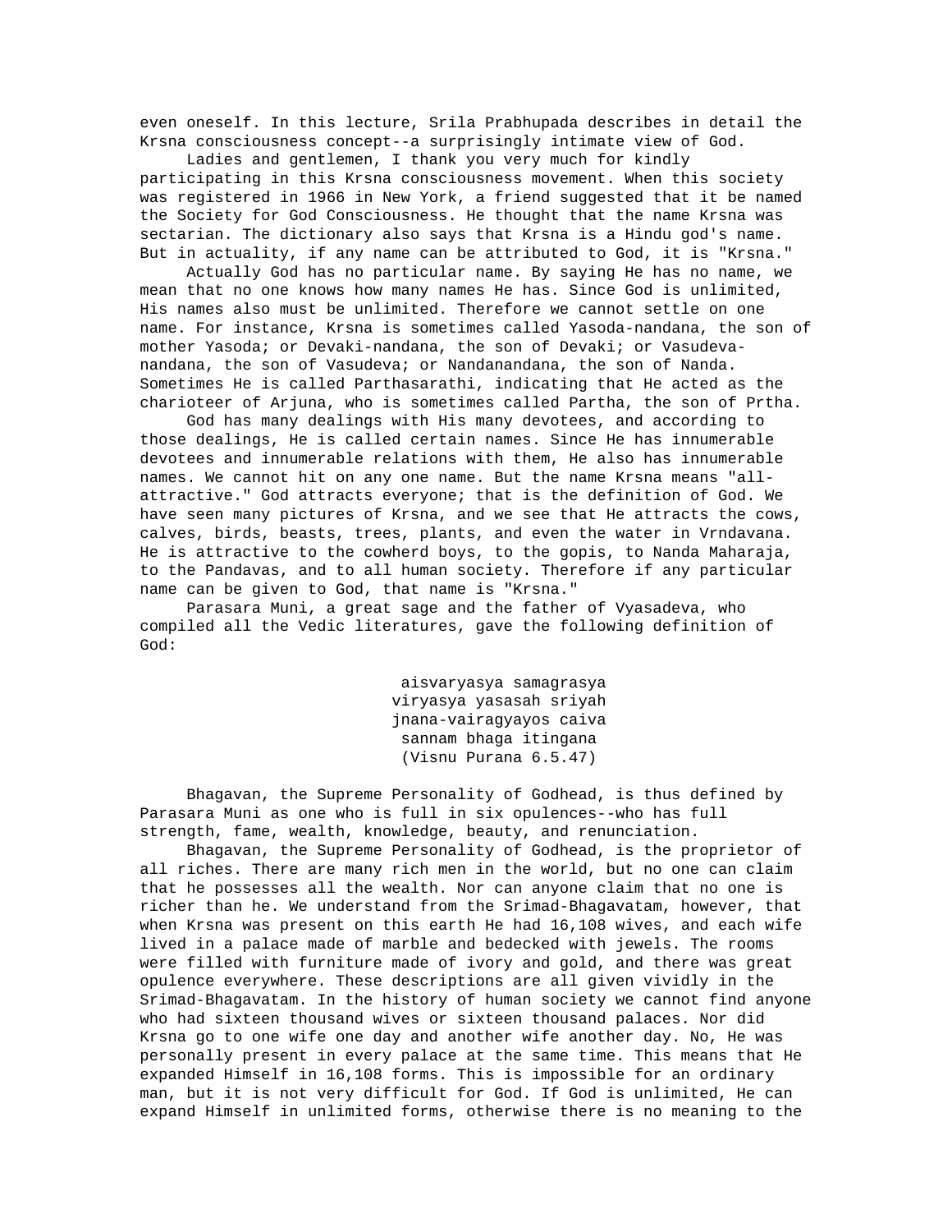even oneself. In this lecture, Srila Prabhupada describes in detail the Krsna consciousness concept--a surprisingly intimate view of God.

Ladies and gentlemen, I thank you very much for kindly participating in this Krsna consciousness movement. When this society was registered in 1966 in New York, a friend suggested that it be named the Society for God Consciousness. He thought that the name Krsna was sectarian. The dictionary also says that Krsna is a Hindu god's name. But in actuality, if any name can be attributed to God, it is "Krsna."

Actually God has no particular name. By saying He has no name, we mean that no one knows how many names He has. Since God is unlimited, His names also must be unlimited. Therefore we cannot settle on one name. For instance, Krsna is sometimes called Yasoda-nandana, the son of mother Yasoda; or Devaki-nandana, the son of Devaki; or Vasudeva-nandana, the son of Vasudeva; or Nandanandana, the son of Nanda. Sometimes He is called Parthasarathi, indicating that He acted as the charioteer of Arjuna, who is sometimes called Partha, the son of Prtha.

God has many dealings with His many devotees, and according to those dealings, He is called certain names. Since He has innumerable devotees and innumerable relations with them, He also has innumerable names. We cannot hit on any one name. But the name Krsna means "all-attractive." God attracts everyone; that is the definition of God. We have seen many pictures of Krsna, and we see that He attracts the cows, calves, birds, beasts, trees, plants, and even the water in Vrndavana. He is attractive to the cowherd boys, to the gopis, to Nanda Maharaja, to the Pandavas, and to all human society. Therefore if any particular name can be given to God, that name is "Krsna."

Parasara Muni, a great sage and the father of Vyasadeva, who compiled all the Vedic literatures, gave the following definition of God:

aisvaryasya samagrasya  
viryasya yasasah sriyah  
jnana-vairagyayos caiva  
sannam bhaga itingana  
(Visnu Purana 6.5.47)

Bhagavan, the Supreme Personality of Godhead, is thus defined by Parasara Muni as one who is full in six opulences--who has full strength, fame, wealth, knowledge, beauty, and renunciation.

Bhagavan, the Supreme Personality of Godhead, is the proprietor of all riches. There are many rich men in the world, but no one can claim that he possesses all the wealth. Nor can anyone claim that no one is richer than he. We understand from the Srimad-Bhagavatam, however, that when Krsna was present on this earth He had 16,108 wives, and each wife lived in a palace made of marble and bedecked with jewels. The rooms were filled with furniture made of ivory and gold, and there was great opulence everywhere. These descriptions are all given vividly in the Srimad-Bhagavatam. In the history of human society we cannot find anyone who had sixteen thousand wives or sixteen thousand palaces. Nor did Krsna go to one wife one day and another wife another day. No, He was personally present in every palace at the same time. This means that He expanded Himself in 16,108 forms. This is impossible for an ordinary man, but it is not very difficult for God. If God is unlimited, He can expand Himself in unlimited forms, otherwise there is no meaning to the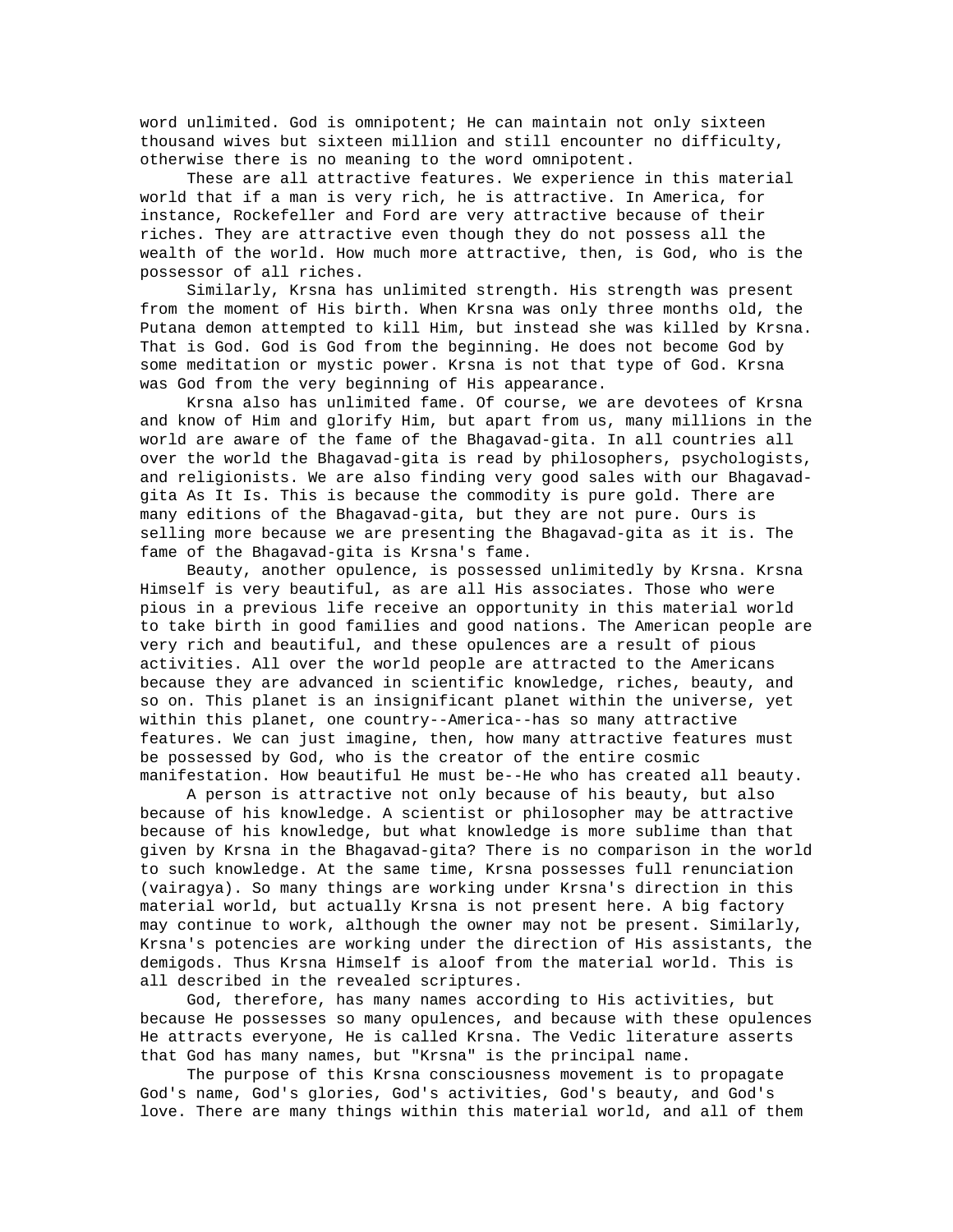word unlimited. God is omnipotent; He can maintain not only sixteen thousand wives but sixteen million and still encounter no difficulty, otherwise there is no meaning to the word omnipotent.

These are all attractive features. We experience in this material world that if a man is very rich, he is attractive. In America, for instance, Rockefeller and Ford are very attractive because of their riches. They are attractive even though they do not possess all the wealth of the world. How much more attractive, then, is God, who is the possessor of all riches.

Similarly, Krsna has unlimited strength. His strength was present from the moment of His birth. When Krsna was only three months old, the Putana demon attempted to kill Him, but instead she was killed by Krsna. That is God. God is God from the beginning. He does not become God by some meditation or mystic power. Krsna is not that type of God. Krsna was God from the very beginning of His appearance.

Krsna also has unlimited fame. Of course, we are devotees of Krsna and know of Him and glorify Him, but apart from us, many millions in the world are aware of the fame of the Bhagavad-gita. In all countries all over the world the Bhagavad-gita is read by philosophers, psychologists, and religionists. We are also finding very good sales with our Bhagavad-gita As It Is. This is because the commodity is pure gold. There are many editions of the Bhagavad-gita, but they are not pure. Ours is selling more because we are presenting the Bhagavad-gita as it is. The fame of the Bhagavad-gita is Krsna's fame.

Beauty, another opulence, is possessed unlimitedly by Krsna. Krsna Himself is very beautiful, as are all His associates. Those who were pious in a previous life receive an opportunity in this material world to take birth in good families and good nations. The American people are very rich and beautiful, and these opulences are a result of pious activities. All over the world people are attracted to the Americans because they are advanced in scientific knowledge, riches, beauty, and so on. This planet is an insignificant planet within the universe, yet within this planet, one country--America--has so many attractive features. We can just imagine, then, how many attractive features must be possessed by God, who is the creator of the entire cosmic manifestation. How beautiful He must be--He who has created all beauty.

A person is attractive not only because of his beauty, but also because of his knowledge. A scientist or philosopher may be attractive because of his knowledge, but what knowledge is more sublime than that given by Krsna in the Bhagavad-gita? There is no comparison in the world to such knowledge. At the same time, Krsna possesses full renunciation (vairagya). So many things are working under Krsna's direction in this material world, but actually Krsna is not present here. A big factory may continue to work, although the owner may not be present. Similarly, Krsna's potencies are working under the direction of His assistants, the demigods. Thus Krsna Himself is aloof from the material world. This is all described in the revealed scriptures.

God, therefore, has many names according to His activities, but because He possesses so many opulences, and because with these opulences He attracts everyone, He is called Krsna. The Vedic literature asserts that God has many names, but "Krsna" is the principal name.

The purpose of this Krsna consciousness movement is to propagate God's name, God's glories, God's activities, God's beauty, and God's love. There are many things within this material world, and all of them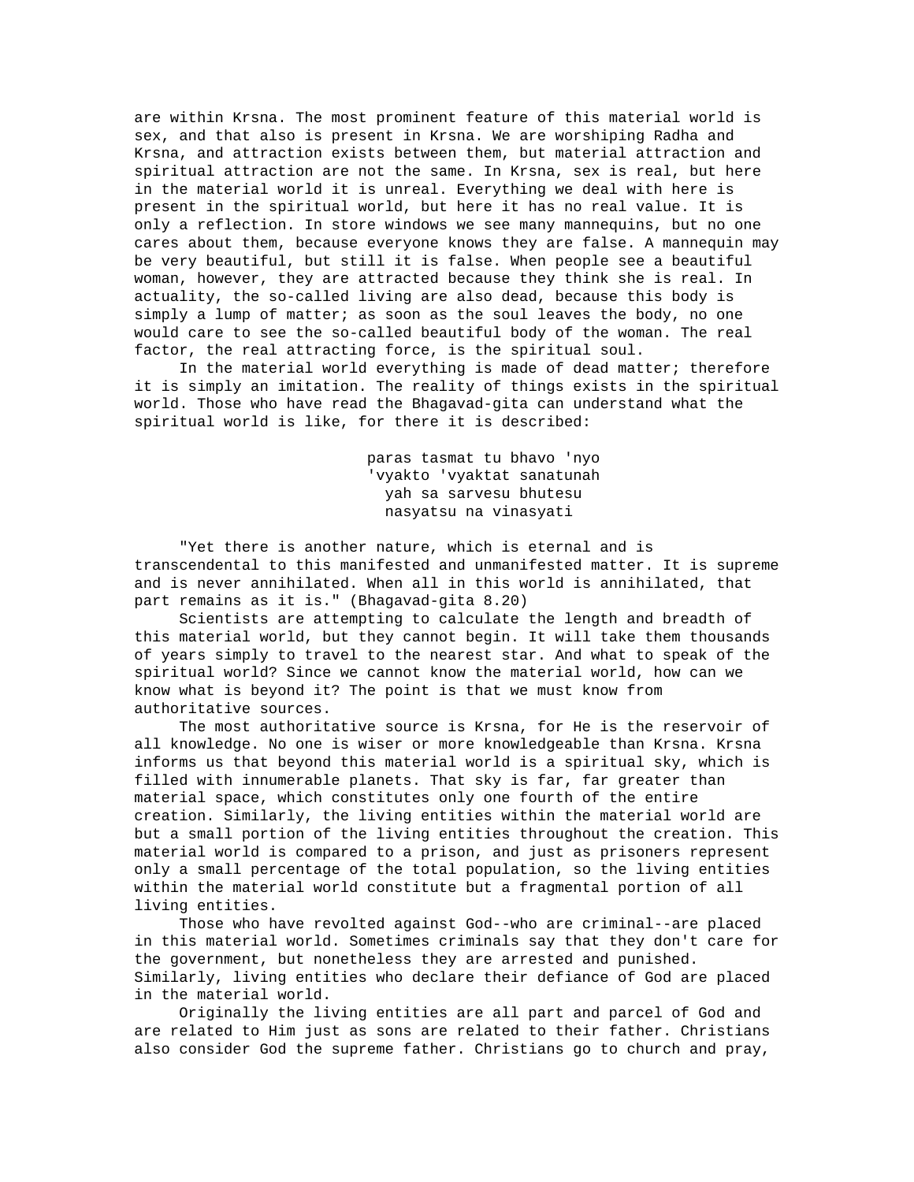are within Krsna. The most prominent feature of this material world is sex, and that also is present in Krsna. We are worshiping Radha and Krsna, and attraction exists between them, but material attraction and spiritual attraction are not the same. In Krsna, sex is real, but here in the material world it is unreal. Everything we deal with here is present in the spiritual world, but here it has no real value. It is only a reflection. In store windows we see many mannequins, but no one cares about them, because everyone knows they are false. A mannequin may be very beautiful, but still it is false. When people see a beautiful woman, however, they are attracted because they think she is real. In actuality, the so-called living are also dead, because this body is simply a lump of matter; as soon as the soul leaves the body, no one would care to see the so-called beautiful body of the woman. The real factor, the real attracting force, is the spiritual soul.

In the material world everything is made of dead matter; therefore it is simply an imitation. The reality of things exists in the spiritual world. Those who have read the Bhagavad-gita can understand what the spiritual world is like, for there it is described:

> paras tasmat tu bhavo 'nyo
> 'vyakto 'vyaktat sanatunah
> yah sa sarvesu bhutesu
> nasyatsu na vinasyati

"Yet there is another nature, which is eternal and is transcendental to this manifested and unmanifested matter. It is supreme and is never annihilated. When all in this world is annihilated, that part remains as it is." (Bhagavad-gita 8.20)

Scientists are attempting to calculate the length and breadth of this material world, but they cannot begin. It will take them thousands of years simply to travel to the nearest star. And what to speak of the spiritual world? Since we cannot know the material world, how can we know what is beyond it? The point is that we must know from authoritative sources.

The most authoritative source is Krsna, for He is the reservoir of all knowledge. No one is wiser or more knowledgeable than Krsna. Krsna informs us that beyond this material world is a spiritual sky, which is filled with innumerable planets. That sky is far, far greater than material space, which constitutes only one fourth of the entire creation. Similarly, the living entities within the material world are but a small portion of the living entities throughout the creation. This material world is compared to a prison, and just as prisoners represent only a small percentage of the total population, so the living entities within the material world constitute but a fragmental portion of all living entities.

Those who have revolted against God--who are criminal--are placed in this material world. Sometimes criminals say that they don't care for the government, but nonetheless they are arrested and punished. Similarly, living entities who declare their defiance of God are placed in the material world.

Originally the living entities are all part and parcel of God and are related to Him just as sons are related to their father. Christians also consider God the supreme father. Christians go to church and pray,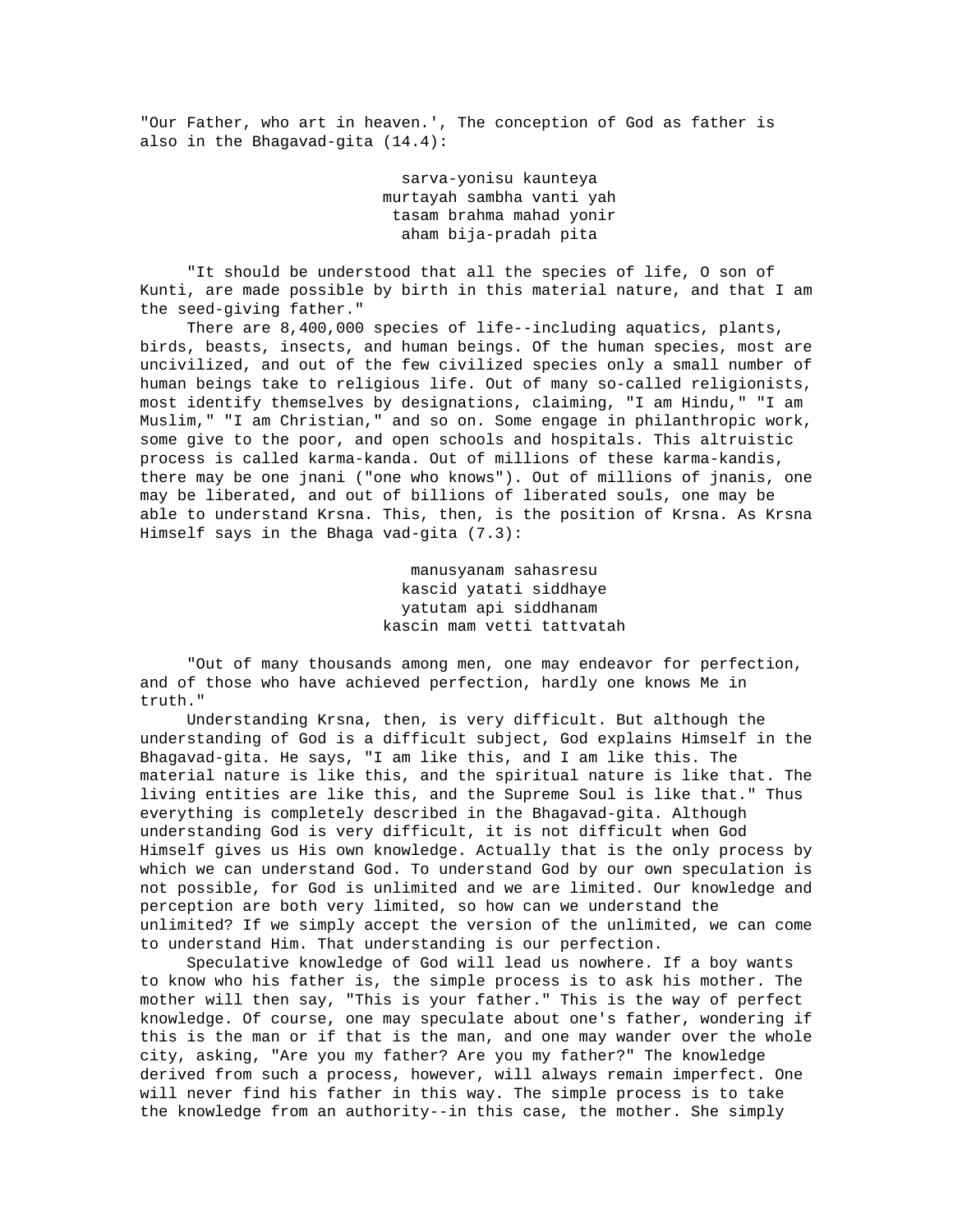"Our Father, who art in heaven.', The conception of God as father is also in the Bhagavad-gita (14.4):

sarva-yonisu kaunteya
murtayah sambha vanti yah
tasam brahma mahad yonir
aham bija-pradah pita

"It should be understood that all the species of life, O son of Kunti, are made possible by birth in this material nature, and that I am the seed-giving father."

There are 8,400,000 species of life--including aquatics, plants, birds, beasts, insects, and human beings. Of the human species, most are uncivilized, and out of the few civilized species only a small number of human beings take to religious life. Out of many so-called religionists, most identify themselves by designations, claiming, "I am Hindu," "I am Muslim," "I am Christian," and so on. Some engage in philanthropic work, some give to the poor, and open schools and hospitals. This altruistic process is called karma-kanda. Out of millions of these karma-kandis, there may be one jnani ("one who knows"). Out of millions of jnanis, one may be liberated, and out of billions of liberated souls, one may be able to understand Krsna. This, then, is the position of Krsna. As Krsna Himself says in the Bhaga vad-gita (7.3):

manusyanam sahasresu
kascid yatati siddhaye
yatutam api siddhanam
kascin mam vetti tattvatah

"Out of many thousands among men, one may endeavor for perfection, and of those who have achieved perfection, hardly one knows Me in truth."

Understanding Krsna, then, is very difficult. But although the understanding of God is a difficult subject, God explains Himself in the Bhagavad-gita. He says, "I am like this, and I am like this. The material nature is like this, and the spiritual nature is like that. The living entities are like this, and the Supreme Soul is like that." Thus everything is completely described in the Bhagavad-gita. Although understanding God is very difficult, it is not difficult when God Himself gives us His own knowledge. Actually that is the only process by which we can understand God. To understand God by our own speculation is not possible, for God is unlimited and we are limited. Our knowledge and perception are both very limited, so how can we understand the unlimited? If we simply accept the version of the unlimited, we can come to understand Him. That understanding is our perfection.

Speculative knowledge of God will lead us nowhere. If a boy wants to know who his father is, the simple process is to ask his mother. The mother will then say, "This is your father." This is the way of perfect knowledge. Of course, one may speculate about one's father, wondering if this is the man or if that is the man, and one may wander over the whole city, asking, "Are you my father? Are you my father?" The knowledge derived from such a process, however, will always remain imperfect. One will never find his father in this way. The simple process is to take the knowledge from an authority--in this case, the mother. She simply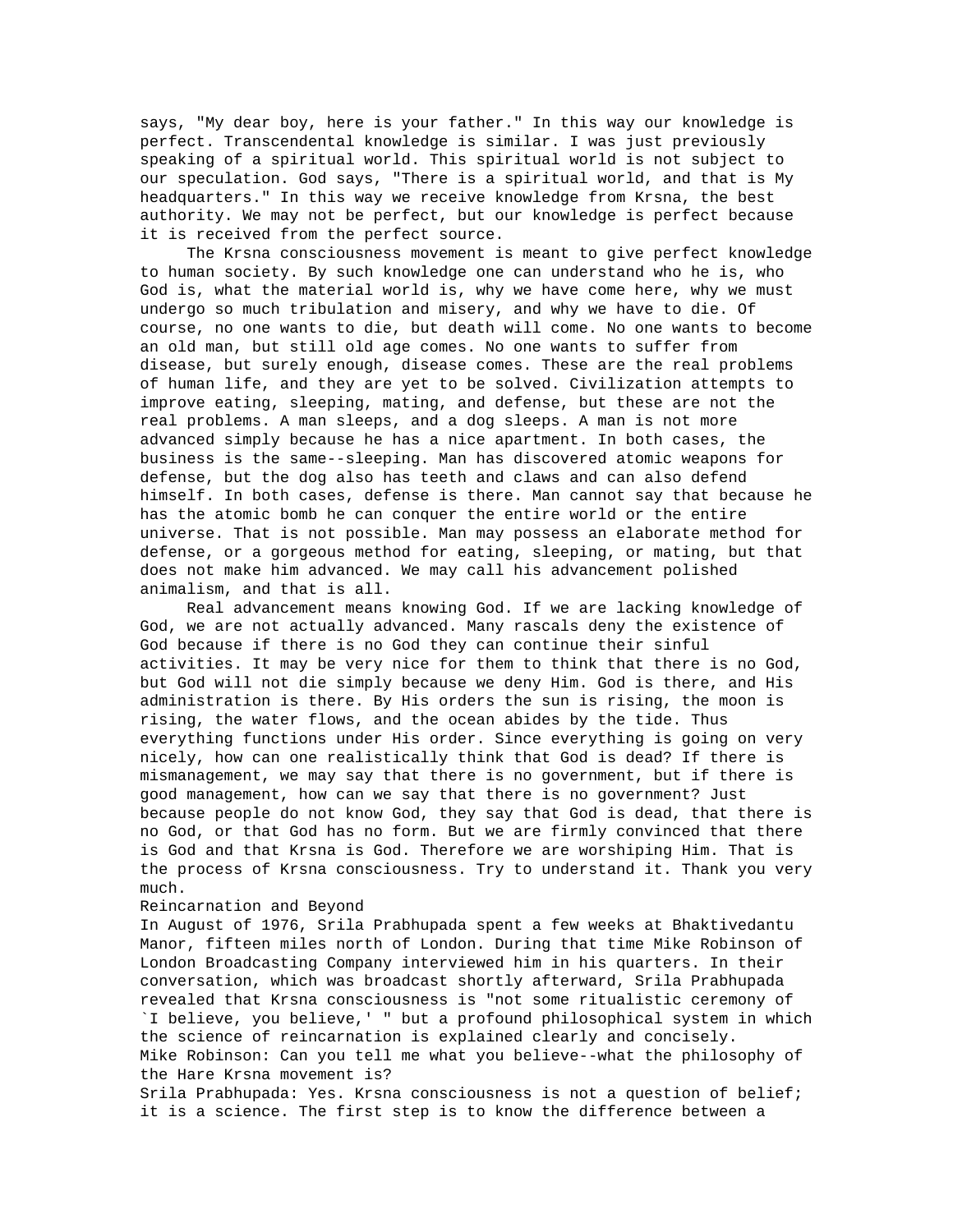says, "My dear boy, here is your father." In this way our knowledge is perfect. Transcendental knowledge is similar. I was just previously speaking of a spiritual world. This spiritual world is not subject to our speculation. God says, "There is a spiritual world, and that is My headquarters." In this way we receive knowledge from Krsna, the best authority. We may not be perfect, but our knowledge is perfect because it is received from the perfect source.

The Krsna consciousness movement is meant to give perfect knowledge to human society. By such knowledge one can understand who he is, who God is, what the material world is, why we have come here, why we must undergo so much tribulation and misery, and why we have to die. Of course, no one wants to die, but death will come. No one wants to become an old man, but still old age comes. No one wants to suffer from disease, but surely enough, disease comes. These are the real problems of human life, and they are yet to be solved. Civilization attempts to improve eating, sleeping, mating, and defense, but these are not the real problems. A man sleeps, and a dog sleeps. A man is not more advanced simply because he has a nice apartment. In both cases, the business is the same--sleeping. Man has discovered atomic weapons for defense, but the dog also has teeth and claws and can also defend himself. In both cases, defense is there. Man cannot say that because he has the atomic bomb he can conquer the entire world or the entire universe. That is not possible. Man may possess an elaborate method for defense, or a gorgeous method for eating, sleeping, or mating, but that does not make him advanced. We may call his advancement polished animalism, and that is all.

Real advancement means knowing God. If we are lacking knowledge of God, we are not actually advanced. Many rascals deny the existence of God because if there is no God they can continue their sinful activities. It may be very nice for them to think that there is no God, but God will not die simply because we deny Him. God is there, and His administration is there. By His orders the sun is rising, the moon is rising, the water flows, and the ocean abides by the tide. Thus everything functions under His order. Since everything is going on very nicely, how can one realistically think that God is dead? If there is mismanagement, we may say that there is no government, but if there is good management, how can we say that there is no government? Just because people do not know God, they say that God is dead, that there is no God, or that God has no form. But we are firmly convinced that there is God and that Krsna is God. Therefore we are worshiping Him. That is the process of Krsna consciousness. Try to understand it. Thank you very much.

## Reincarnation and Beyond

In August of 1976, Srila Prabhupada spent a few weeks at Bhaktivedantu Manor, fifteen miles north of London. During that time Mike Robinson of London Broadcasting Company interviewed him in his quarters. In their conversation, which was broadcast shortly afterward, Srila Prabhupada revealed that Krsna consciousness is "not some ritualistic ceremony of `I believe, you believe,' " but a profound philosophical system in which the science of reincarnation is explained clearly and concisely.

Mike Robinson: Can you tell me what you believe--what the philosophy of the Hare Krsna movement is?

Srila Prabhupada: Yes. Krsna consciousness is not a question of belief; it is a science. The first step is to know the difference between a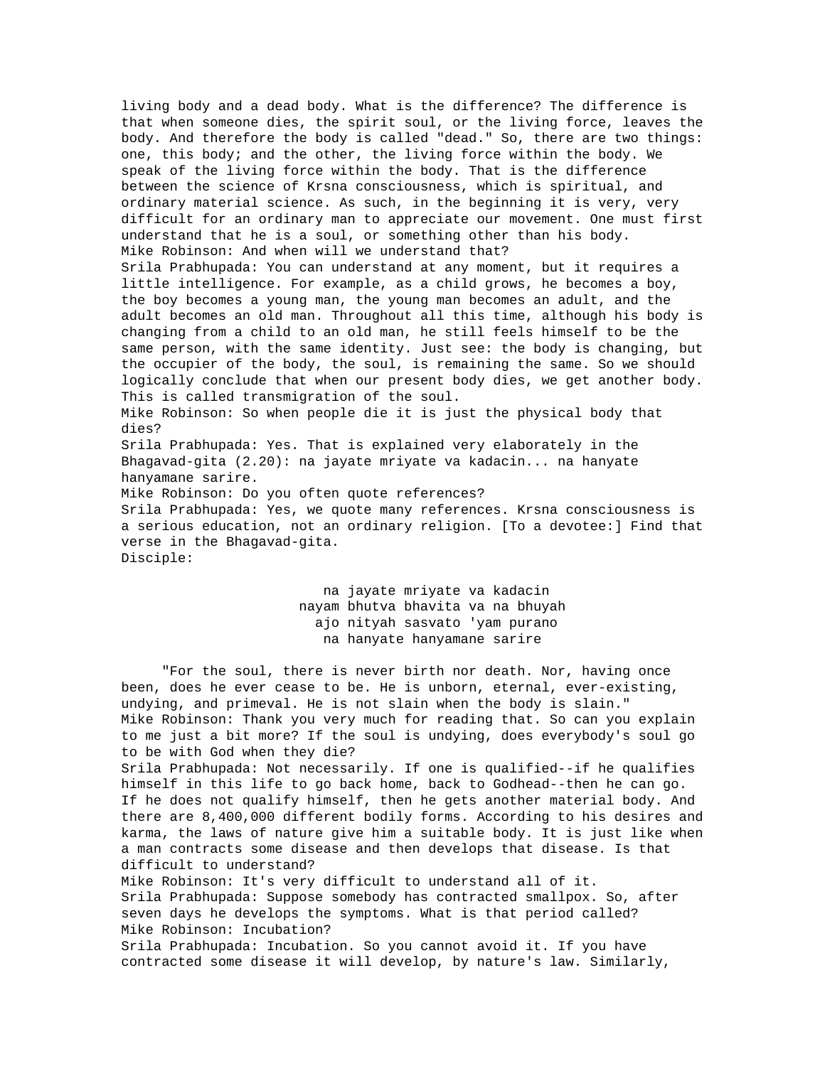living body and a dead body. What is the difference? The difference is that when someone dies, the spirit soul, or the living force, leaves the body. And therefore the body is called "dead." So, there are two things: one, this body; and the other, the living force within the body. We speak of the living force within the body. That is the difference between the science of Krsna consciousness, which is spiritual, and ordinary material science. As such, in the beginning it is very, very difficult for an ordinary man to appreciate our movement. One must first understand that he is a soul, or something other than his body.

Mike Robinson: And when will we understand that?

Srila Prabhupada: You can understand at any moment, but it requires a little intelligence. For example, as a child grows, he becomes a boy, the boy becomes a young man, the young man becomes an adult, and the adult becomes an old man. Throughout all this time, although his body is changing from a child to an old man, he still feels himself to be the same person, with the same identity. Just see: the body is changing, but the occupier of the body, the soul, is remaining the same. So we should logically conclude that when our present body dies, we get another body. This is called transmigration of the soul.

Mike Robinson: So when people die it is just the physical body that dies?

Srila Prabhupada: Yes. That is explained very elaborately in the Bhagavad-gita (2.20): na jayate mriyate va kadacin... na hanyate hanyamane sarire.

Mike Robinson: Do you often quote references?

Srila Prabhupada: Yes, we quote many references. Krsna consciousness is a serious education, not an ordinary religion. [To a devotee:] Find that verse in the Bhagavad-gita.

Disciple:

> na jayate mriyate va kadacin
> nayam bhutva bhavita va na bhuyah
> ajo nityah sasvato 'yam purano
> na hanyate hanyamane sarire

"For the soul, there is never birth nor death. Nor, having once been, does he ever cease to be. He is unborn, eternal, ever-existing, undying, and primeval. He is not slain when the body is slain."

Mike Robinson: Thank you very much for reading that. So can you explain to me just a bit more? If the soul is undying, does everybody's soul go to be with God when they die?

Srila Prabhupada: Not necessarily. If one is qualified--if he qualifies himself in this life to go back home, back to Godhead--then he can go. If he does not qualify himself, then he gets another material body. And there are 8,400,000 different bodily forms. According to his desires and karma, the laws of nature give him a suitable body. It is just like when a man contracts some disease and then develops that disease. Is that difficult to understand?

Mike Robinson: It's very difficult to understand all of it.

Srila Prabhupada: Suppose somebody has contracted smallpox. So, after seven days he develops the symptoms. What is that period called?

Mike Robinson: Incubation?

Srila Prabhupada: Incubation. So you cannot avoid it. If you have contracted some disease it will develop, by nature's law. Similarly,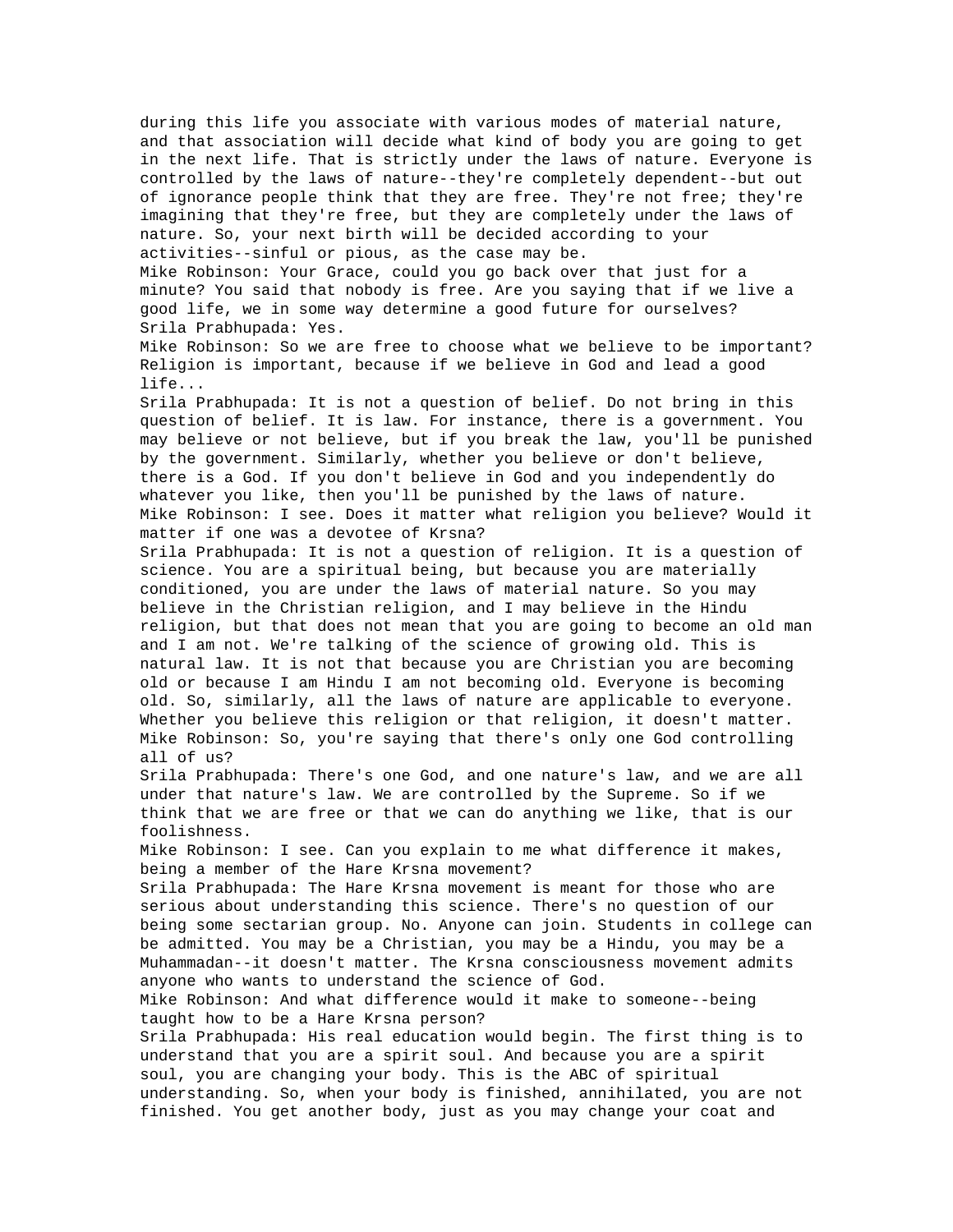during this life you associate with various modes of material nature, and that association will decide what kind of body you are going to get in the next life. That is strictly under the laws of nature. Everyone is controlled by the laws of nature--they're completely dependent--but out of ignorance people think that they are free. They're not free; they're imagining that they're free, but they are completely under the laws of nature. So, your next birth will be decided according to your activities--sinful or pious, as the case may be.

Mike Robinson: Your Grace, could you go back over that just for a minute? You said that nobody is free. Are you saying that if we live a good life, we in some way determine a good future for ourselves?

Srila Prabhupada: Yes.

Mike Robinson: So we are free to choose what we believe to be important? Religion is important, because if we believe in God and lead a good life...

Srila Prabhupada: It is not a question of belief. Do not bring in this question of belief. It is law. For instance, there is a government. You may believe or not believe, but if you break the law, you'll be punished by the government. Similarly, whether you believe or don't believe, there is a God. If you don't believe in God and you independently do whatever you like, then you'll be punished by the laws of nature.

Mike Robinson: I see. Does it matter what religion you believe? Would it matter if one was a devotee of Krsna?

Srila Prabhupada: It is not a question of religion. It is a question of science. You are a spiritual being, but because you are materially conditioned, you are under the laws of material nature. So you may believe in the Christian religion, and I may believe in the Hindu religion, but that does not mean that you are going to become an old man and I am not. We're talking of the science of growing old. This is natural law. It is not that because you are Christian you are becoming old or because I am Hindu I am not becoming old. Everyone is becoming old. So, similarly, all the laws of nature are applicable to everyone. Whether you believe this religion or that religion, it doesn't matter.

Mike Robinson: So, you're saying that there's only one God controlling all of us?

Srila Prabhupada: There's one God, and one nature's law, and we are all under that nature's law. We are controlled by the Supreme. So if we think that we are free or that we can do anything we like, that is our foolishness.

Mike Robinson: I see. Can you explain to me what difference it makes, being a member of the Hare Krsna movement?

Srila Prabhupada: The Hare Krsna movement is meant for those who are serious about understanding this science. There's no question of our being some sectarian group. No. Anyone can join. Students in college can be admitted. You may be a Christian, you may be a Hindu, you may be a Muhammadan--it doesn't matter. The Krsna consciousness movement admits anyone who wants to understand the science of God.

Mike Robinson: And what difference would it make to someone--being taught how to be a Hare Krsna person?

Srila Prabhupada: His real education would begin. The first thing is to understand that you are a spirit soul. And because you are a spirit soul, you are changing your body. This is the ABC of spiritual understanding. So, when your body is finished, annihilated, you are not finished. You get another body, just as you may change your coat and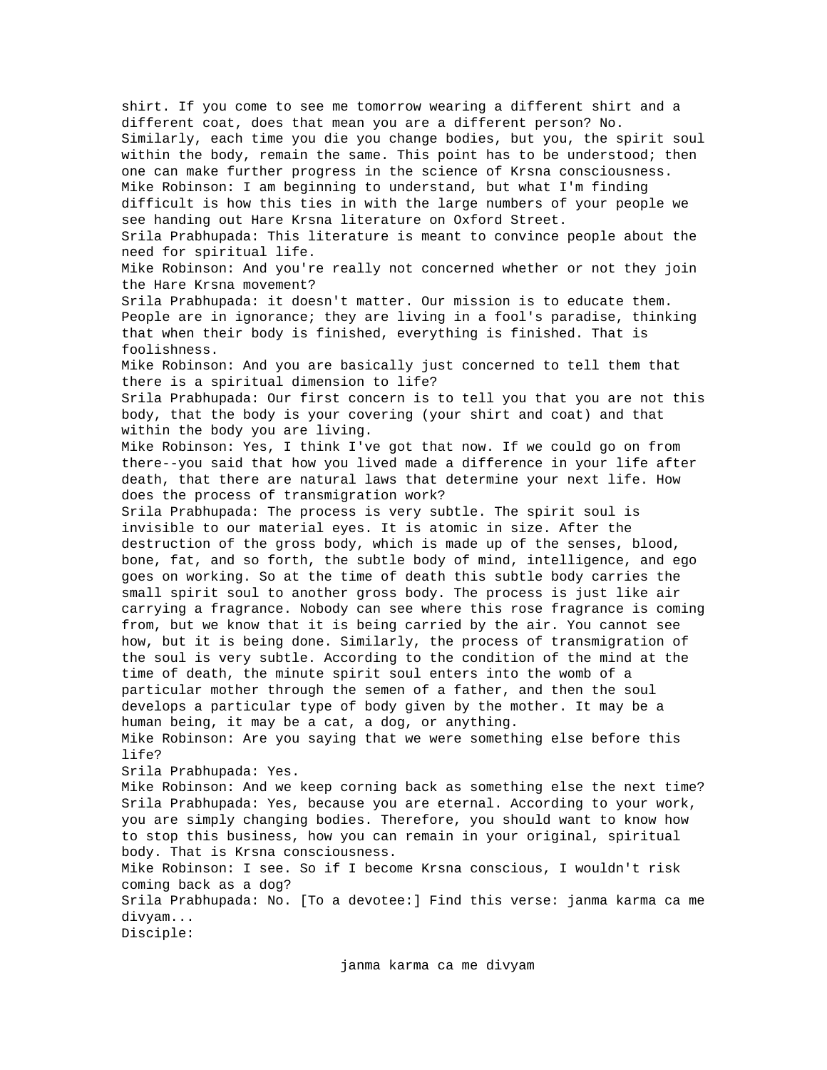shirt. If you come to see me tomorrow wearing a different shirt and a different coat, does that mean you are a different person? No. Similarly, each time you die you change bodies, but you, the spirit soul within the body, remain the same. This point has to be understood; then one can make further progress in the science of Krsna consciousness.

Mike Robinson: I am beginning to understand, but what I'm finding difficult is how this ties in with the large numbers of your people we see handing out Hare Krsna literature on Oxford Street.

Srila Prabhupada: This literature is meant to convince people about the need for spiritual life.

Mike Robinson: And you're really not concerned whether or not they join the Hare Krsna movement?

Srila Prabhupada: it doesn't matter. Our mission is to educate them. People are in ignorance; they are living in a fool's paradise, thinking that when their body is finished, everything is finished. That is foolishness.

Mike Robinson: And you are basically just concerned to tell them that there is a spiritual dimension to life?

Srila Prabhupada: Our first concern is to tell you that you are not this body, that the body is your covering (your shirt and coat) and that within the body you are living.

Mike Robinson: Yes, I think I've got that now. If we could go on from there--you said that how you lived made a difference in your life after death, that there are natural laws that determine your next life. How does the process of transmigration work?

Srila Prabhupada: The process is very subtle. The spirit soul is invisible to our material eyes. It is atomic in size. After the destruction of the gross body, which is made up of the senses, blood, bone, fat, and so forth, the subtle body of mind, intelligence, and ego goes on working. So at the time of death this subtle body carries the small spirit soul to another gross body. The process is just like air carrying a fragrance. Nobody can see where this rose fragrance is coming from, but we know that it is being carried by the air. You cannot see how, but it is being done. Similarly, the process of transmigration of the soul is very subtle. According to the condition of the mind at the time of death, the minute spirit soul enters into the womb of a particular mother through the semen of a father, and then the soul develops a particular type of body given by the mother. It may be a human being, it may be a cat, a dog, or anything.

Mike Robinson: Are you saying that we were something else before this life?

Srila Prabhupada: Yes.

Mike Robinson: And we keep corning back as something else the next time?

Srila Prabhupada: Yes, because you are eternal. According to your work, you are simply changing bodies. Therefore, you should want to know how to stop this business, how you can remain in your original, spiritual body. That is Krsna consciousness.

Mike Robinson: I see. So if I become Krsna conscious, I wouldn't risk coming back as a dog?

Srila Prabhupada: No. [To a devotee:] Find this verse: janma karma ca me divyam...

Disciple:

janma karma ca me divyam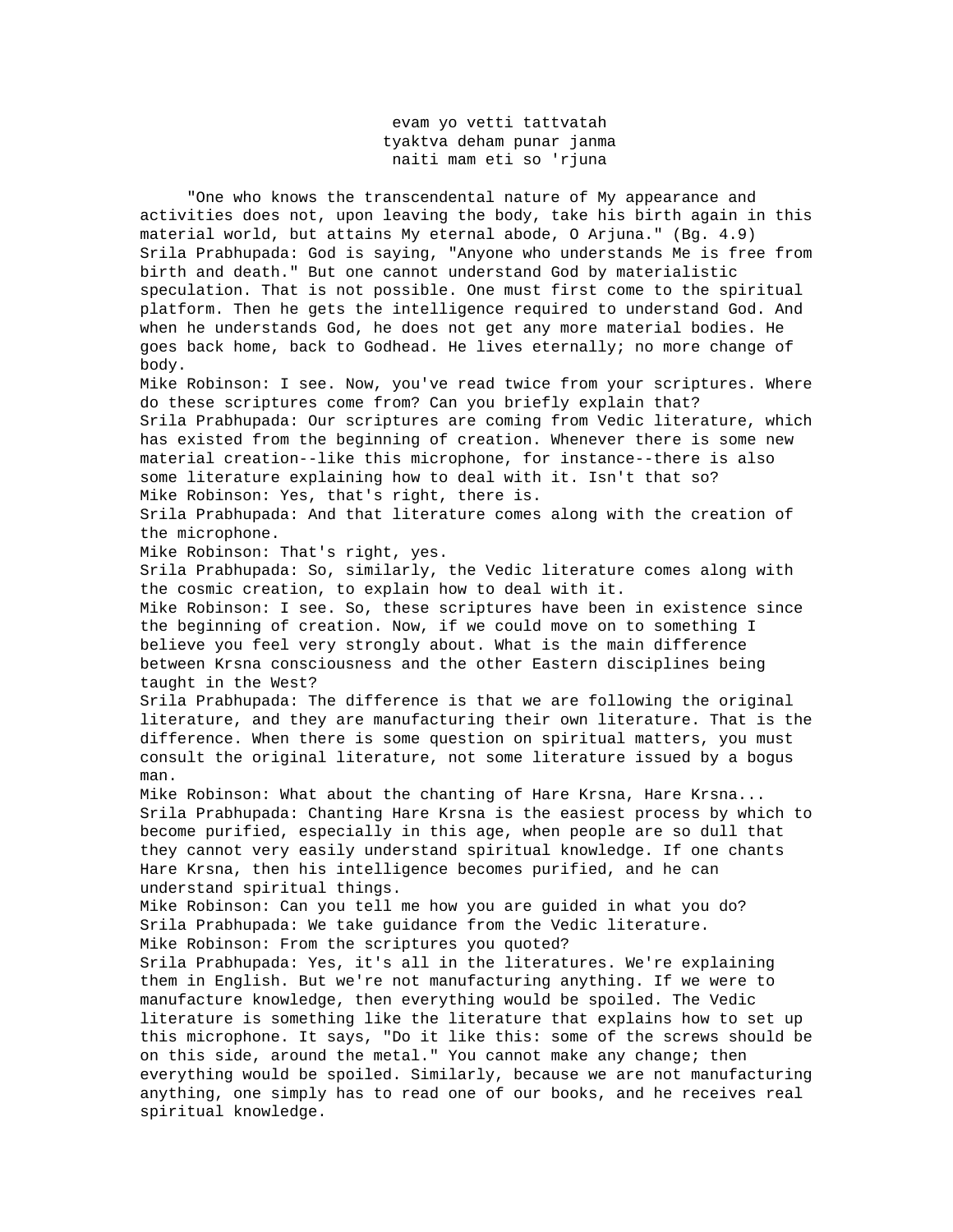evam yo vetti tattvatah
tyaktva deham punar janma
naiti mam eti so 'rjuna

"One who knows the transcendental nature of My appearance and activities does not, upon leaving the body, take his birth again in this material world, but attains My eternal abode, O Arjuna." (Bg. 4.9)

Srila Prabhupada: God is saying, "Anyone who understands Me is free from birth and death." But one cannot understand God by materialistic speculation. That is not possible. One must first come to the spiritual platform. Then he gets the intelligence required to understand God. And when he understands God, he does not get any more material bodies. He goes back home, back to Godhead. He lives eternally; no more change of body.

Mike Robinson: I see. Now, you've read twice from your scriptures. Where do these scriptures come from? Can you briefly explain that?

Srila Prabhupada: Our scriptures are coming from Vedic literature, which has existed from the beginning of creation. Whenever there is some new material creation--like this microphone, for instance--there is also some literature explaining how to deal with it. Isn't that so?

Mike Robinson: Yes, that's right, there is.

Srila Prabhupada: And that literature comes along with the creation of the microphone.

Mike Robinson: That's right, yes.

Srila Prabhupada: So, similarly, the Vedic literature comes along with the cosmic creation, to explain how to deal with it.

Mike Robinson: I see. So, these scriptures have been in existence since the beginning of creation. Now, if we could move on to something I believe you feel very strongly about. What is the main difference between Krsna consciousness and the other Eastern disciplines being taught in the West?

Srila Prabhupada: The difference is that we are following the original literature, and they are manufacturing their own literature. That is the difference. When there is some question on spiritual matters, you must consult the original literature, not some literature issued by a bogus man.

Mike Robinson: What about the chanting of Hare Krsna, Hare Krsna...

Srila Prabhupada: Chanting Hare Krsna is the easiest process by which to become purified, especially in this age, when people are so dull that they cannot very easily understand spiritual knowledge. If one chants Hare Krsna, then his intelligence becomes purified, and he can understand spiritual things.

Mike Robinson: Can you tell me how you are guided in what you do?

Srila Prabhupada: We take guidance from the Vedic literature.

Mike Robinson: From the scriptures you quoted?

Srila Prabhupada: Yes, it's all in the literatures. We're explaining them in English. But we're not manufacturing anything. If we were to manufacture knowledge, then everything would be spoiled. The Vedic literature is something like the literature that explains how to set up this microphone. It says, "Do it like this: some of the screws should be on this side, around the metal." You cannot make any change; then everything would be spoiled. Similarly, because we are not manufacturing anything, one simply has to read one of our books, and he receives real spiritual knowledge.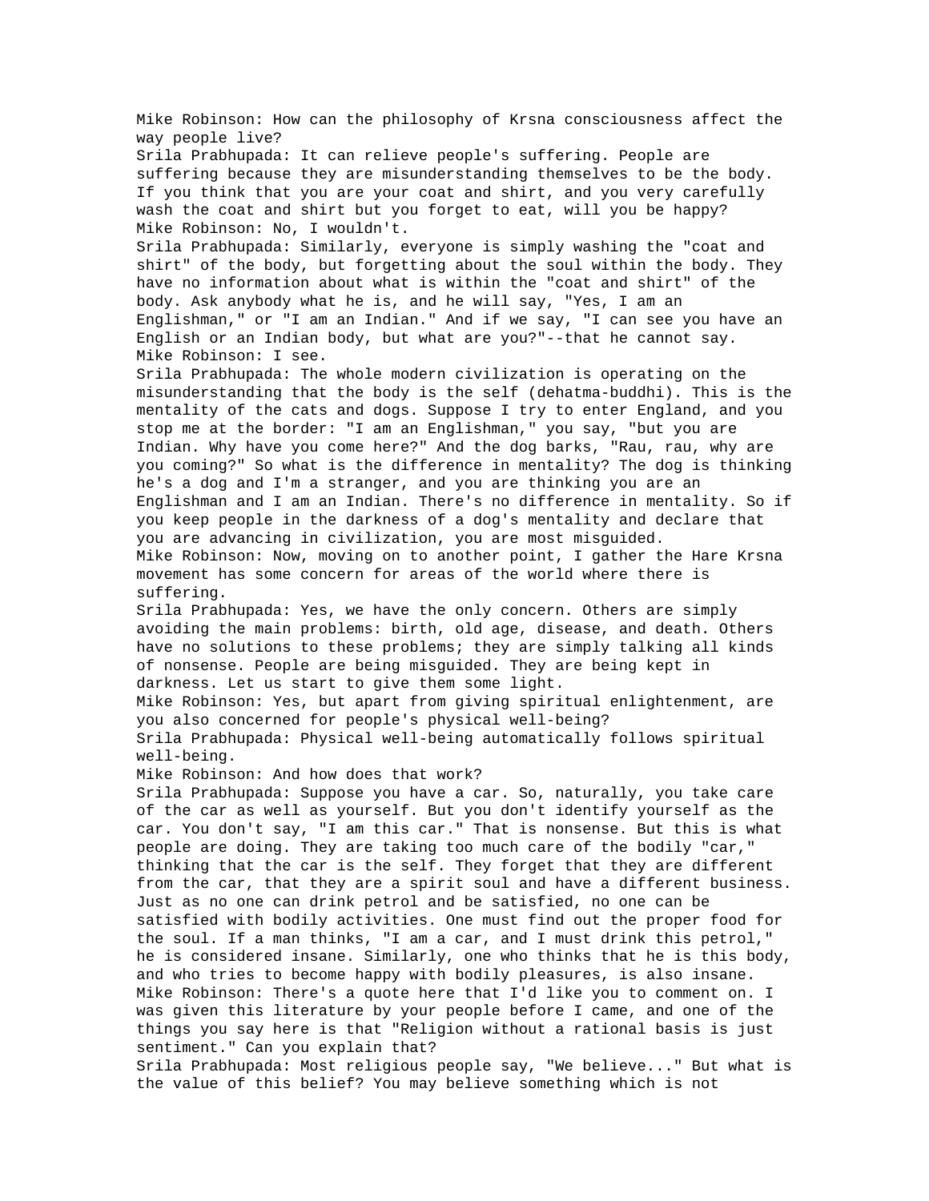Mike Robinson: How can the philosophy of Krsna consciousness affect the way people live?

Srila Prabhupada: It can relieve people's suffering. People are suffering because they are misunderstanding themselves to be the body. If you think that you are your coat and shirt, and you very carefully wash the coat and shirt but you forget to eat, will you be happy?

Mike Robinson: No, I wouldn't.

Srila Prabhupada: Similarly, everyone is simply washing the "coat and shirt" of the body, but forgetting about the soul within the body. They have no information about what is within the "coat and shirt" of the body. Ask anybody what he is, and he will say, "Yes, I am an Englishman," or "I am an Indian." And if we say, "I can see you have an English or an Indian body, but what are you?"--that he cannot say.

Mike Robinson: I see.

Srila Prabhupada: The whole modern civilization is operating on the misunderstanding that the body is the self (dehatma-buddhi). This is the mentality of the cats and dogs. Suppose I try to enter England, and you stop me at the border: "I am an Englishman," you say, "but you are Indian. Why have you come here?" And the dog barks, "Rau, rau, why are you coming?" So what is the difference in mentality? The dog is thinking he's a dog and I'm a stranger, and you are thinking you are an Englishman and I am an Indian. There's no difference in mentality. So if you keep people in the darkness of a dog's mentality and declare that you are advancing in civilization, you are most misguided.

Mike Robinson: Now, moving on to another point, I gather the Hare Krsna movement has some concern for areas of the world where there is suffering.

Srila Prabhupada: Yes, we have the only concern. Others are simply avoiding the main problems: birth, old age, disease, and death. Others have no solutions to these problems; they are simply talking all kinds of nonsense. People are being misguided. They are being kept in darkness. Let us start to give them some light.

Mike Robinson: Yes, but apart from giving spiritual enlightenment, are you also concerned for people's physical well-being?

Srila Prabhupada: Physical well-being automatically follows spiritual well-being.

Mike Robinson: And how does that work?

Srila Prabhupada: Suppose you have a car. So, naturally, you take care of the car as well as yourself. But you don't identify yourself as the car. You don't say, "I am this car." That is nonsense. But this is what people are doing. They are taking too much care of the bodily "car," thinking that the car is the self. They forget that they are different from the car, that they are a spirit soul and have a different business. Just as no one can drink petrol and be satisfied, no one can be satisfied with bodily activities. One must find out the proper food for the soul. If a man thinks, "I am a car, and I must drink this petrol," he is considered insane. Similarly, one who thinks that he is this body, and who tries to become happy with bodily pleasures, is also insane.

Mike Robinson: There's a quote here that I'd like you to comment on. I was given this literature by your people before I came, and one of the things you say here is that "Religion without a rational basis is just sentiment." Can you explain that?

Srila Prabhupada: Most religious people say, "We believe..." But what is the value of this belief? You may believe something which is not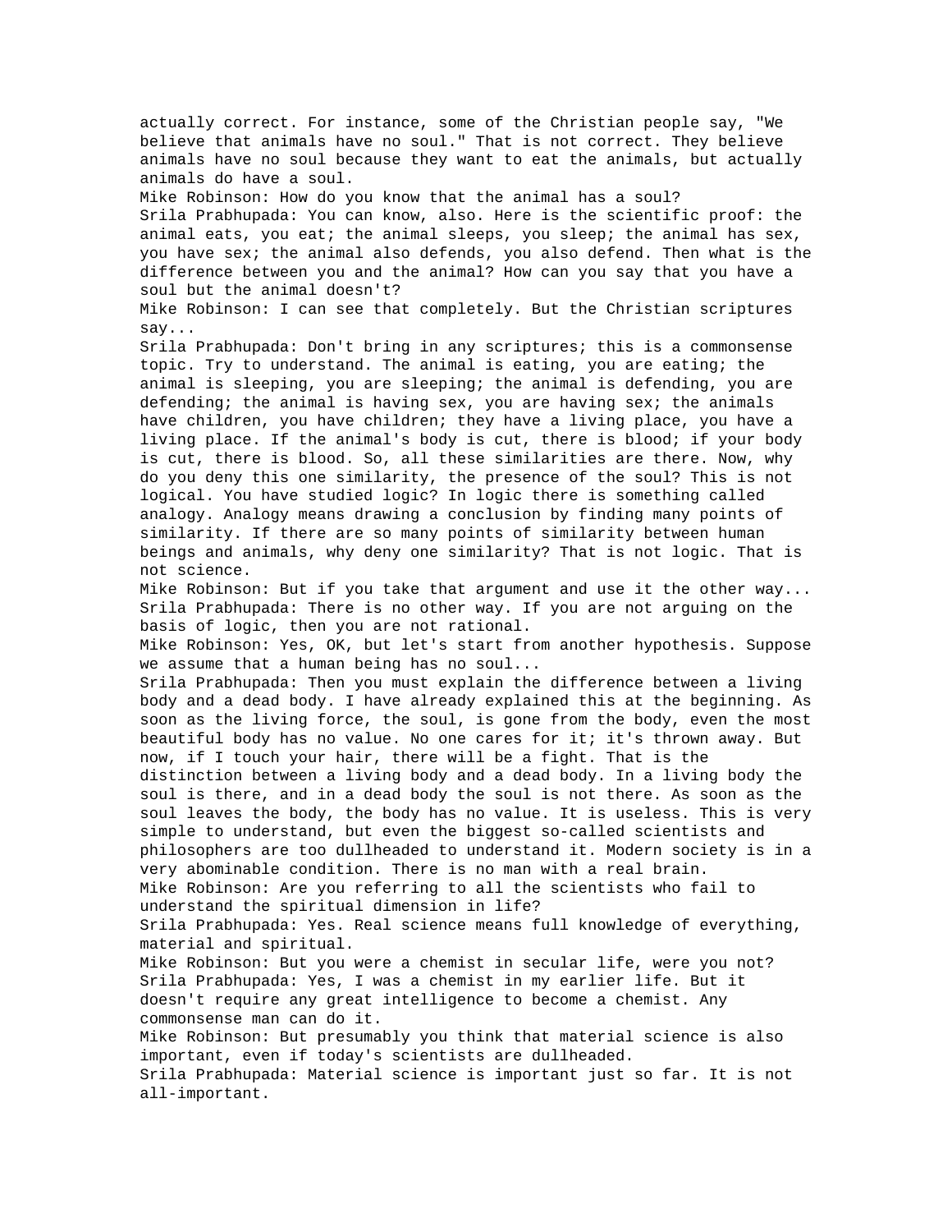actually correct. For instance, some of the Christian people say, "We believe that animals have no soul." That is not correct. They believe animals have no soul because they want to eat the animals, but actually animals do have a soul.

Mike Robinson: How do you know that the animal has a soul?

Srila Prabhupada: You can know, also. Here is the scientific proof: the animal eats, you eat; the animal sleeps, you sleep; the animal has sex, you have sex; the animal also defends, you also defend. Then what is the difference between you and the animal? How can you say that you have a soul but the animal doesn't?

Mike Robinson: I can see that completely. But the Christian scriptures say...

Srila Prabhupada: Don't bring in any scriptures; this is a commonsense topic. Try to understand. The animal is eating, you are eating; the animal is sleeping, you are sleeping; the animal is defending, you are defending; the animal is having sex, you are having sex; the animals have children, you have children; they have a living place, you have a living place. If the animal's body is cut, there is blood; if your body is cut, there is blood. So, all these similarities are there. Now, why do you deny this one similarity, the presence of the soul? This is not logical. You have studied logic? In logic there is something called analogy. Analogy means drawing a conclusion by finding many points of similarity. If there are so many points of similarity between human beings and animals, why deny one similarity? That is not logic. That is not science.

Mike Robinson: But if you take that argument and use it the other way...

Srila Prabhupada: There is no other way. If you are not arguing on the basis of logic, then you are not rational.

Mike Robinson: Yes, OK, but let's start from another hypothesis. Suppose we assume that a human being has no soul...

Srila Prabhupada: Then you must explain the difference between a living body and a dead body. I have already explained this at the beginning. As soon as the living force, the soul, is gone from the body, even the most beautiful body has no value. No one cares for it; it's thrown away. But now, if I touch your hair, there will be a fight. That is the distinction between a living body and a dead body. In a living body the soul is there, and in a dead body the soul is not there. As soon as the soul leaves the body, the body has no value. It is useless. This is very simple to understand, but even the biggest so-called scientists and philosophers are too dullheaded to understand it. Modern society is in a very abominable condition. There is no man with a real brain.

Mike Robinson: Are you referring to all the scientists who fail to understand the spiritual dimension in life?

Srila Prabhupada: Yes. Real science means full knowledge of everything, material and spiritual.

Mike Robinson: But you were a chemist in secular life, were you not?

Srila Prabhupada: Yes, I was a chemist in my earlier life. But it doesn't require any great intelligence to become a chemist. Any commonsense man can do it.

Mike Robinson: But presumably you think that material science is also important, even if today's scientists are dullheaded.

Srila Prabhupada: Material science is important just so far. It is not all-important.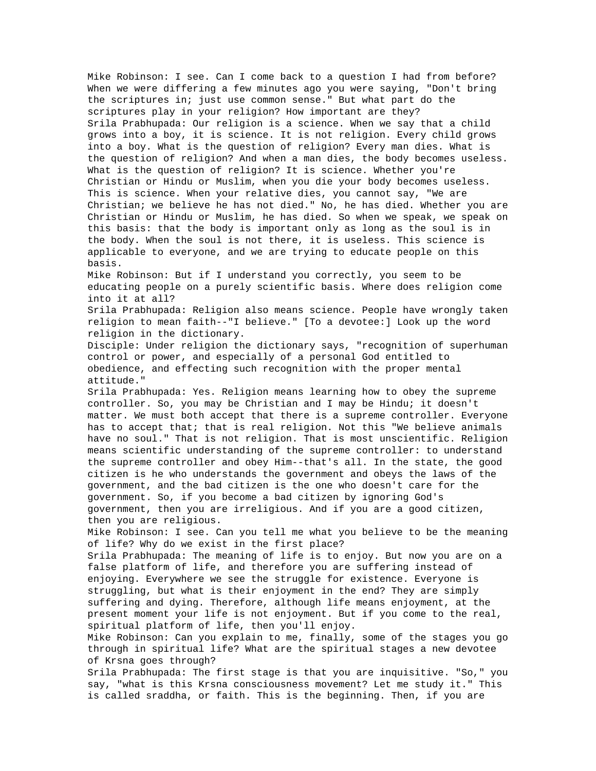Mike Robinson: I see. Can I come back to a question I had from before? When we were differing a few minutes ago you were saying, "Don't bring the scriptures in; just use common sense." But what part do the scriptures play in your religion? How important are they?

Srila Prabhupada: Our religion is a science. When we say that a child grows into a boy, it is science. It is not religion. Every child grows into a boy. What is the question of religion? Every man dies. What is the question of religion? And when a man dies, the body becomes useless. What is the question of religion? It is science. Whether you're Christian or Hindu or Muslim, when you die your body becomes useless. This is science. When your relative dies, you cannot say, "We are Christian; we believe he has not died." No, he has died. Whether you are Christian or Hindu or Muslim, he has died. So when we speak, we speak on this basis: that the body is important only as long as the soul is in the body. When the soul is not there, it is useless. This science is applicable to everyone, and we are trying to educate people on this basis.

Mike Robinson: But if I understand you correctly, you seem to be educating people on a purely scientific basis. Where does religion come into it at all?

Srila Prabhupada: Religion also means science. People have wrongly taken religion to mean faith--"I believe." [To a devotee:] Look up the word religion in the dictionary.

Disciple: Under religion the dictionary says, "recognition of superhuman control or power, and especially of a personal God entitled to obedience, and effecting such recognition with the proper mental attitude."

Srila Prabhupada: Yes. Religion means learning how to obey the supreme controller. So, you may be Christian and I may be Hindu; it doesn't matter. We must both accept that there is a supreme controller. Everyone has to accept that; that is real religion. Not this "We believe animals have no soul." That is not religion. That is most unscientific. Religion means scientific understanding of the supreme controller: to understand the supreme controller and obey Him--that's all. In the state, the good citizen is he who understands the government and obeys the laws of the government, and the bad citizen is the one who doesn't care for the government. So, if you become a bad citizen by ignoring God's government, then you are irreligious. And if you are a good citizen, then you are religious.

Mike Robinson: I see. Can you tell me what you believe to be the meaning of life? Why do we exist in the first place?

Srila Prabhupada: The meaning of life is to enjoy. But now you are on a false platform of life, and therefore you are suffering instead of enjoying. Everywhere we see the struggle for existence. Everyone is struggling, but what is their enjoyment in the end? They are simply suffering and dying. Therefore, although life means enjoyment, at the present moment your life is not enjoyment. But if you come to the real, spiritual platform of life, then you'll enjoy.

Mike Robinson: Can you explain to me, finally, some of the stages you go through in spiritual life? What are the spiritual stages a new devotee of Krsna goes through?

Srila Prabhupada: The first stage is that you are inquisitive. "So," you say, "what is this Krsna consciousness movement? Let me study it." This is called sraddha, or faith. This is the beginning. Then, if you are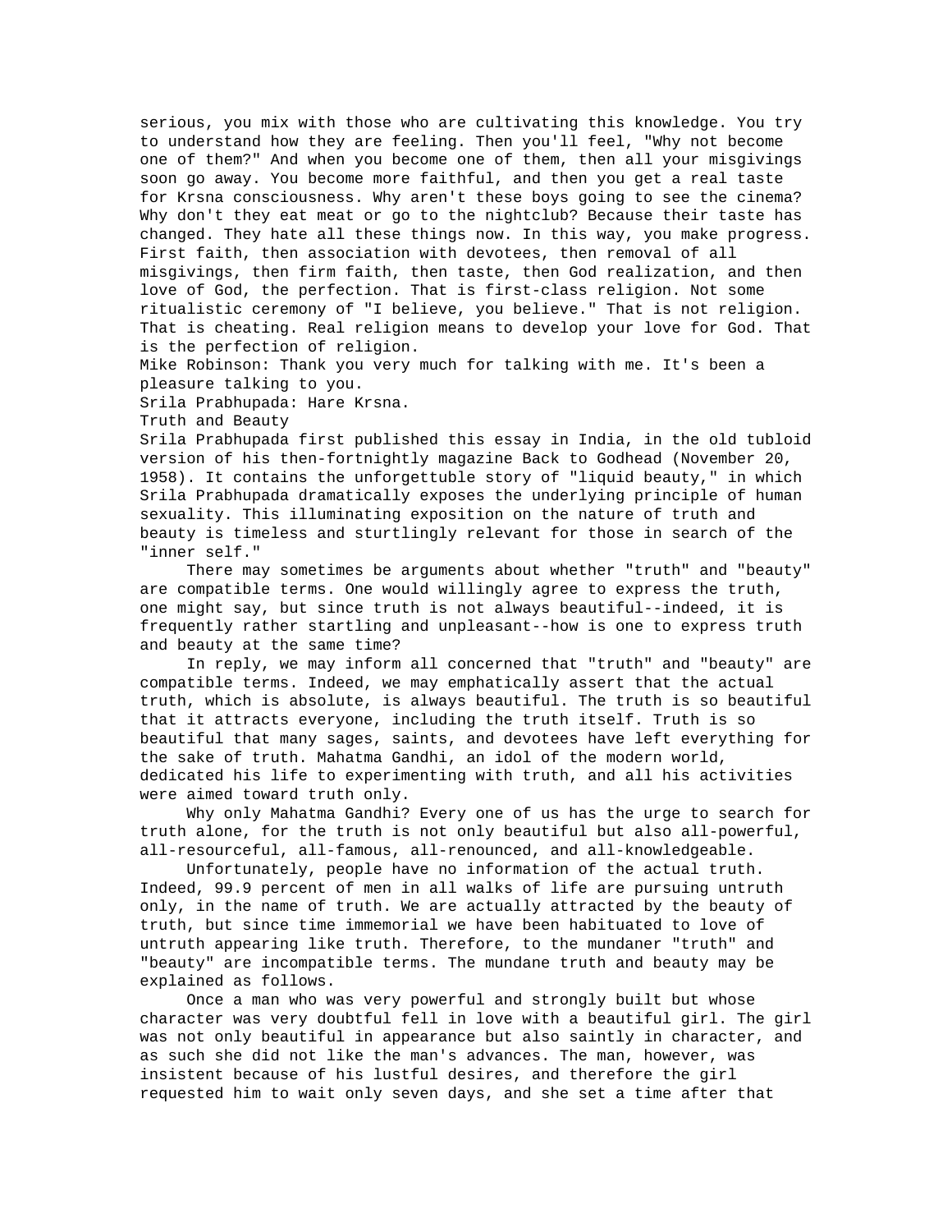serious, you mix with those who are cultivating this knowledge. You try to understand how they are feeling. Then you'll feel, "Why not become one of them?" And when you become one of them, then all your misgivings soon go away. You become more faithful, and then you get a real taste for Krsna consciousness. Why aren't these boys going to see the cinema? Why don't they eat meat or go to the nightclub? Because their taste has changed. They hate all these things now. In this way, you make progress. First faith, then association with devotees, then removal of all misgivings, then firm faith, then taste, then God realization, and then love of God, the perfection. That is first-class religion. Not some ritualistic ceremony of "I believe, you believe." That is not religion. That is cheating. Real religion means to develop your love for God. That is the perfection of religion.

Mike Robinson: Thank you very much for talking with me. It's been a pleasure talking to you.

Srila Prabhupada: Hare Krsna.

## Truth and Beauty

Srila Prabhupada first published this essay in India, in the old tubloid version of his then-fortnightly magazine Back to Godhead (November 20, 1958). It contains the unforgettuble story of "liquid beauty," in which Srila Prabhupada dramatically exposes the underlying principle of human sexuality. This illuminating exposition on the nature of truth and beauty is timeless and sturtlingly relevant for those in search of the "inner self."

There may sometimes be arguments about whether "truth" and "beauty" are compatible terms. One would willingly agree to express the truth, one might say, but since truth is not always beautiful--indeed, it is frequently rather startling and unpleasant--how is one to express truth and beauty at the same time?

In reply, we may inform all concerned that "truth" and "beauty" are compatible terms. Indeed, we may emphatically assert that the actual truth, which is absolute, is always beautiful. The truth is so beautiful that it attracts everyone, including the truth itself. Truth is so beautiful that many sages, saints, and devotees have left everything for the sake of truth. Mahatma Gandhi, an idol of the modern world, dedicated his life to experimenting with truth, and all his activities were aimed toward truth only.

Why only Mahatma Gandhi? Every one of us has the urge to search for truth alone, for the truth is not only beautiful but also all-powerful, all-resourceful, all-famous, all-renounced, and all-knowledgeable.

Unfortunately, people have no information of the actual truth. Indeed, 99.9 percent of men in all walks of life are pursuing untruth only, in the name of truth. We are actually attracted by the beauty of truth, but since time immemorial we have been habituated to love of untruth appearing like truth. Therefore, to the mundaner "truth" and "beauty" are incompatible terms. The mundane truth and beauty may be explained as follows.

Once a man who was very powerful and strongly built but whose character was very doubtful fell in love with a beautiful girl. The girl was not only beautiful in appearance but also saintly in character, and as such she did not like the man's advances. The man, however, was insistent because of his lustful desires, and therefore the girl requested him to wait only seven days, and she set a time after that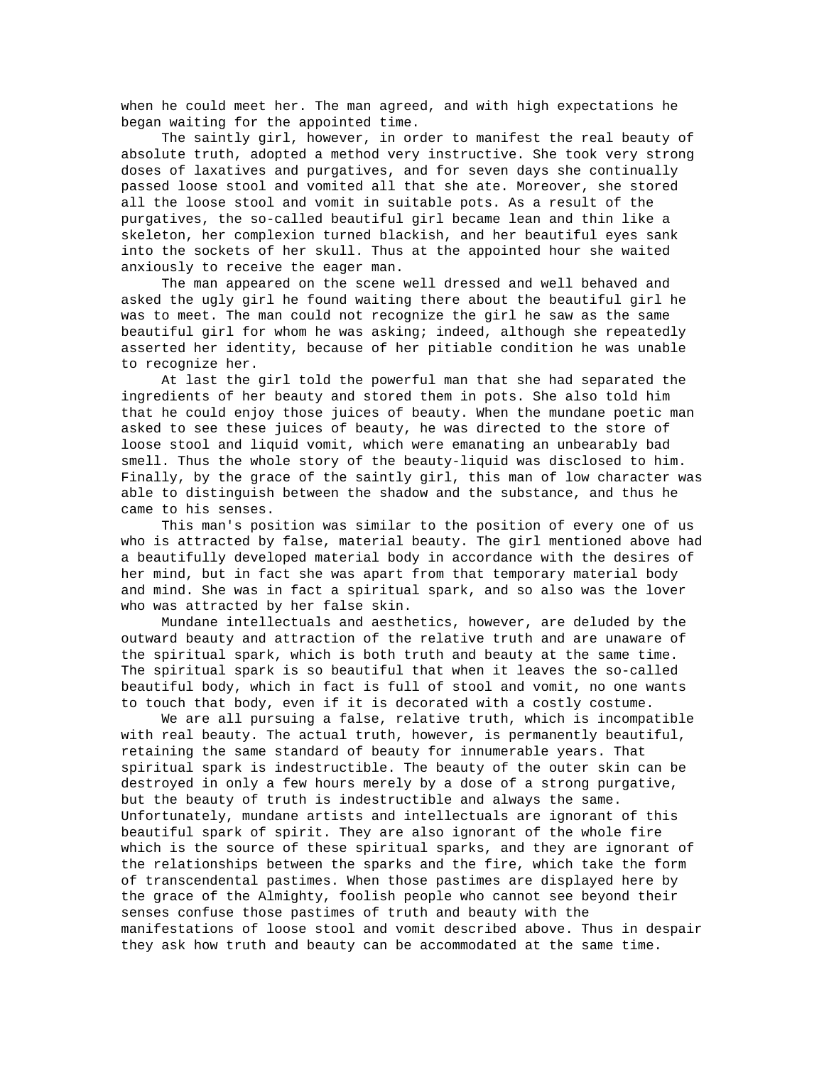when he could meet her. The man agreed, and with high expectations he began waiting for the appointed time.

The saintly girl, however, in order to manifest the real beauty of absolute truth, adopted a method very instructive. She took very strong doses of laxatives and purgatives, and for seven days she continually passed loose stool and vomited all that she ate. Moreover, she stored all the loose stool and vomit in suitable pots. As a result of the purgatives, the so-called beautiful girl became lean and thin like a skeleton, her complexion turned blackish, and her beautiful eyes sank into the sockets of her skull. Thus at the appointed hour she waited anxiously to receive the eager man.

The man appeared on the scene well dressed and well behaved and asked the ugly girl he found waiting there about the beautiful girl he was to meet. The man could not recognize the girl he saw as the same beautiful girl for whom he was asking; indeed, although she repeatedly asserted her identity, because of her pitiable condition he was unable to recognize her.

At last the girl told the powerful man that she had separated the ingredients of her beauty and stored them in pots. She also told him that he could enjoy those juices of beauty. When the mundane poetic man asked to see these juices of beauty, he was directed to the store of loose stool and liquid vomit, which were emanating an unbearably bad smell. Thus the whole story of the beauty-liquid was disclosed to him. Finally, by the grace of the saintly girl, this man of low character was able to distinguish between the shadow and the substance, and thus he came to his senses.

This man's position was similar to the position of every one of us who is attracted by false, material beauty. The girl mentioned above had a beautifully developed material body in accordance with the desires of her mind, but in fact she was apart from that temporary material body and mind. She was in fact a spiritual spark, and so also was the lover who was attracted by her false skin.

Mundane intellectuals and aesthetics, however, are deluded by the outward beauty and attraction of the relative truth and are unaware of the spiritual spark, which is both truth and beauty at the same time. The spiritual spark is so beautiful that when it leaves the so-called beautiful body, which in fact is full of stool and vomit, no one wants to touch that body, even if it is decorated with a costly costume.

We are all pursuing a false, relative truth, which is incompatible with real beauty. The actual truth, however, is permanently beautiful, retaining the same standard of beauty for innumerable years. That spiritual spark is indestructible. The beauty of the outer skin can be destroyed in only a few hours merely by a dose of a strong purgative, but the beauty of truth is indestructible and always the same. Unfortunately, mundane artists and intellectuals are ignorant of this beautiful spark of spirit. They are also ignorant of the whole fire which is the source of these spiritual sparks, and they are ignorant of the relationships between the sparks and the fire, which take the form of transcendental pastimes. When those pastimes are displayed here by the grace of the Almighty, foolish people who cannot see beyond their senses confuse those pastimes of truth and beauty with the manifestations of loose stool and vomit described above. Thus in despair they ask how truth and beauty can be accommodated at the same time.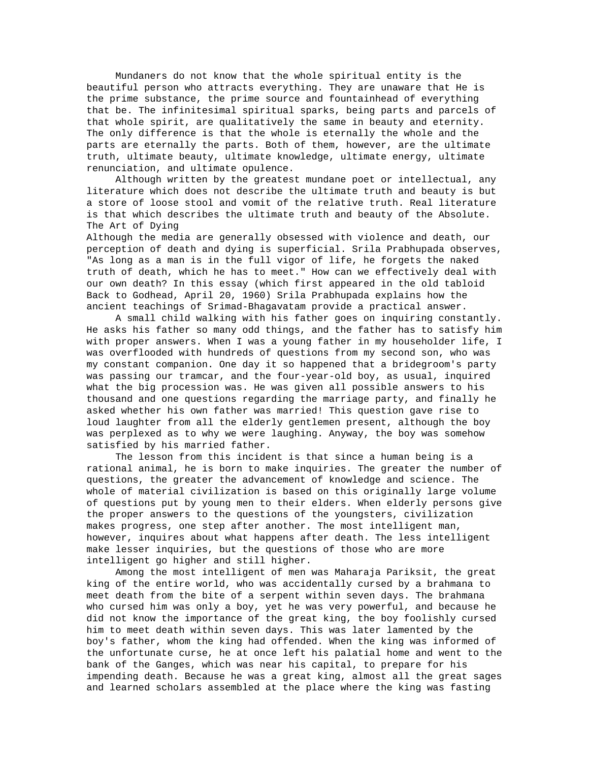Mundaners do not know that the whole spiritual entity is the beautiful person who attracts everything. They are unaware that He is the prime substance, the prime source and fountainhead of everything that be. The infinitesimal spiritual sparks, being parts and parcels of that whole spirit, are qualitatively the same in beauty and eternity. The only difference is that the whole is eternally the whole and the parts are eternally the parts. Both of them, however, are the ultimate truth, ultimate beauty, ultimate knowledge, ultimate energy, ultimate renunciation, and ultimate opulence.

Although written by the greatest mundane poet or intellectual, any literature which does not describe the ultimate truth and beauty is but a store of loose stool and vomit of the relative truth. Real literature is that which describes the ultimate truth and beauty of the Absolute.

## The Art of Dying

Although the media are generally obsessed with violence and death, our perception of death and dying is superficial. Srila Prabhupada observes, "As long as a man is in the full vigor of life, he forgets the naked truth of death, which he has to meet." How can we effectively deal with our own death? In this essay (which first appeared in the old tabloid Back to Godhead, April 20, 1960) Srila Prabhupada explains how the ancient teachings of Srimad-Bhagavatam provide a practical answer.

A small child walking with his father goes on inquiring constantly. He asks his father so many odd things, and the father has to satisfy him with proper answers. When I was a young father in my householder life, I was overflooded with hundreds of questions from my second son, who was my constant companion. One day it so happened that a bridegroom's party was passing our tramcar, and the four-year-old boy, as usual, inquired what the big procession was. He was given all possible answers to his thousand and one questions regarding the marriage party, and finally he asked whether his own father was married! This question gave rise to loud laughter from all the elderly gentlemen present, although the boy was perplexed as to why we were laughing. Anyway, the boy was somehow satisfied by his married father.

The lesson from this incident is that since a human being is a rational animal, he is born to make inquiries. The greater the number of questions, the greater the advancement of knowledge and science. The whole of material civilization is based on this originally large volume of questions put by young men to their elders. When elderly persons give the proper answers to the questions of the youngsters, civilization makes progress, one step after another. The most intelligent man, however, inquires about what happens after death. The less intelligent make lesser inquiries, but the questions of those who are more intelligent go higher and still higher.

Among the most intelligent of men was Maharaja Pariksit, the great king of the entire world, who was accidentally cursed by a brahmana to meet death from the bite of a serpent within seven days. The brahmana who cursed him was only a boy, yet he was very powerful, and because he did not know the importance of the great king, the boy foolishly cursed him to meet death within seven days. This was later lamented by the boy's father, whom the king had offended. When the king was informed of the unfortunate curse, he at once left his palatial home and went to the bank of the Ganges, which was near his capital, to prepare for his impending death. Because he was a great king, almost all the great sages and learned scholars assembled at the place where the king was fasting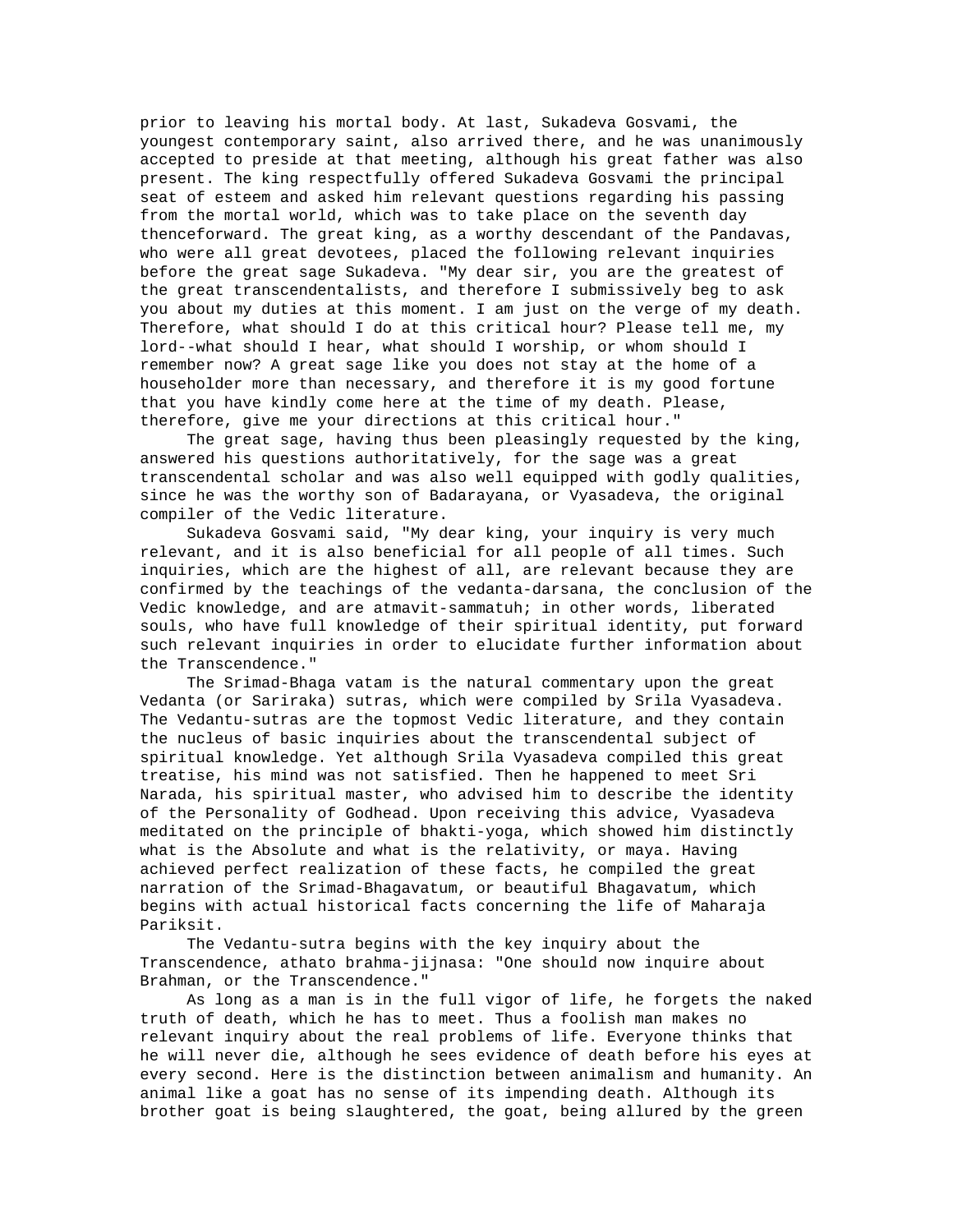prior to leaving his mortal body. At last, Sukadeva Gosvami, the youngest contemporary saint, also arrived there, and he was unanimously accepted to preside at that meeting, although his great father was also present. The king respectfully offered Sukadeva Gosvami the principal seat of esteem and asked him relevant questions regarding his passing from the mortal world, which was to take place on the seventh day thenceforward. The great king, as a worthy descendant of the Pandavas, who were all great devotees, placed the following relevant inquiries before the great sage Sukadeva. "My dear sir, you are the greatest of the great transcendentalists, and therefore I submissively beg to ask you about my duties at this moment. I am just on the verge of my death. Therefore, what should I do at this critical hour? Please tell me, my lord--what should I hear, what should I worship, or whom should I remember now? A great sage like you does not stay at the home of a householder more than necessary, and therefore it is my good fortune that you have kindly come here at the time of my death. Please, therefore, give me your directions at this critical hour."

The great sage, having thus been pleasingly requested by the king, answered his questions authoritatively, for the sage was a great transcendental scholar and was also well equipped with godly qualities, since he was the worthy son of Badarayana, or Vyasadeva, the original compiler of the Vedic literature.

Sukadeva Gosvami said, "My dear king, your inquiry is very much relevant, and it is also beneficial for all people of all times. Such inquiries, which are the highest of all, are relevant because they are confirmed by the teachings of the vedanta-darsana, the conclusion of the Vedic knowledge, and are atmavit-sammatuh; in other words, liberated souls, who have full knowledge of their spiritual identity, put forward such relevant inquiries in order to elucidate further information about the Transcendence."

The Srimad-Bhaga vatam is the natural commentary upon the great Vedanta (or Sariraka) sutras, which were compiled by Srila Vyasadeva. The Vedantu-sutras are the topmost Vedic literature, and they contain the nucleus of basic inquiries about the transcendental subject of spiritual knowledge. Yet although Srila Vyasadeva compiled this great treatise, his mind was not satisfied. Then he happened to meet Sri Narada, his spiritual master, who advised him to describe the identity of the Personality of Godhead. Upon receiving this advice, Vyasadeva meditated on the principle of bhakti-yoga, which showed him distinctly what is the Absolute and what is the relativity, or maya. Having achieved perfect realization of these facts, he compiled the great narration of the Srimad-Bhagavatum, or beautiful Bhagavatum, which begins with actual historical facts concerning the life of Maharaja Pariksit.

The Vedantu-sutra begins with the key inquiry about the Transcendence, athato brahma-jijnasa: "One should now inquire about Brahman, or the Transcendence."

As long as a man is in the full vigor of life, he forgets the naked truth of death, which he has to meet. Thus a foolish man makes no relevant inquiry about the real problems of life. Everyone thinks that he will never die, although he sees evidence of death before his eyes at every second. Here is the distinction between animalism and humanity. An animal like a goat has no sense of its impending death. Although its brother goat is being slaughtered, the goat, being allured by the green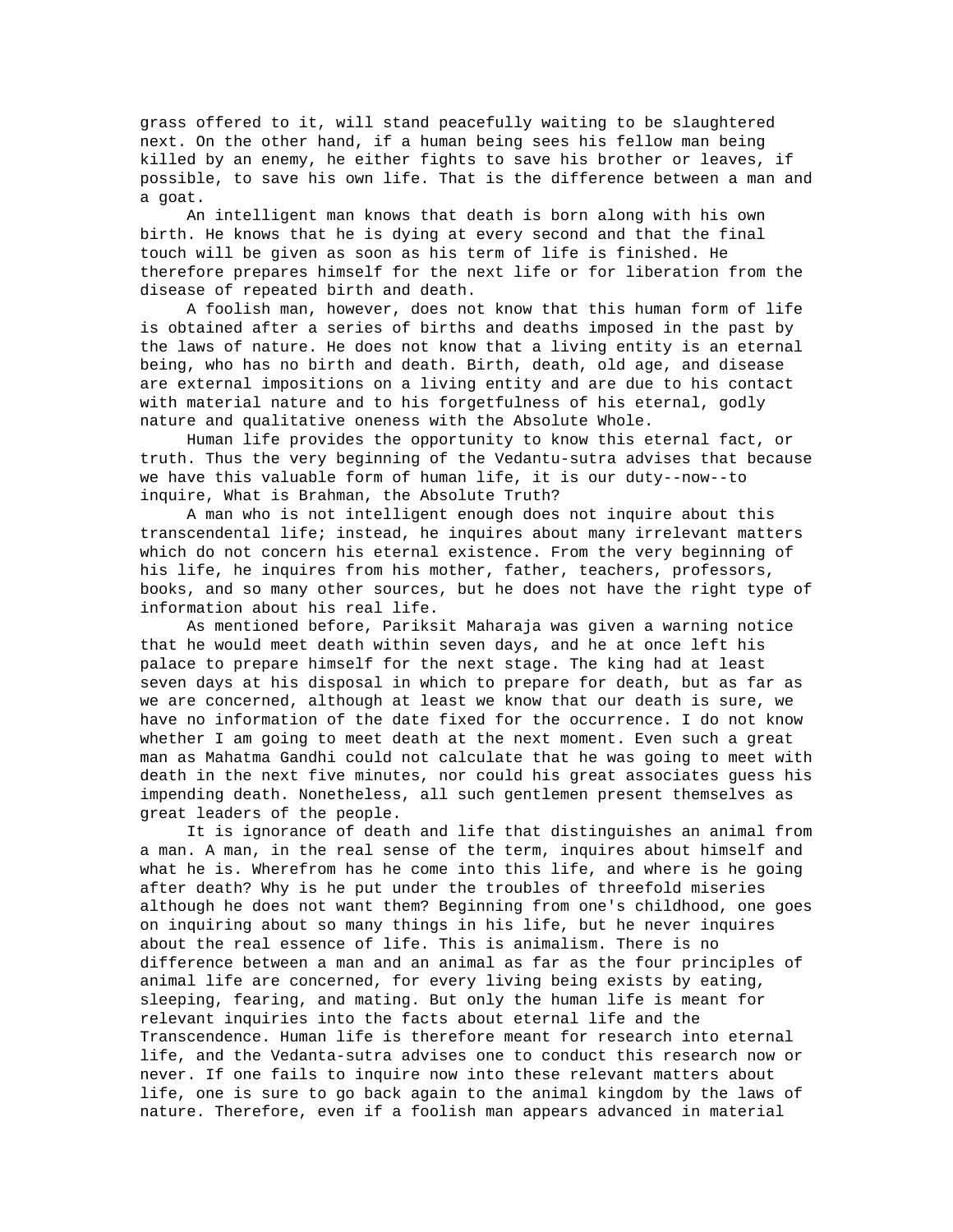grass offered to it, will stand peacefully waiting to be slaughtered next. On the other hand, if a human being sees his fellow man being killed by an enemy, he either fights to save his brother or leaves, if possible, to save his own life. That is the difference between a man and a goat.

An intelligent man knows that death is born along with his own birth. He knows that he is dying at every second and that the final touch will be given as soon as his term of life is finished. He therefore prepares himself for the next life or for liberation from the disease of repeated birth and death.

A foolish man, however, does not know that this human form of life is obtained after a series of births and deaths imposed in the past by the laws of nature. He does not know that a living entity is an eternal being, who has no birth and death. Birth, death, old age, and disease are external impositions on a living entity and are due to his contact with material nature and to his forgetfulness of his eternal, godly nature and qualitative oneness with the Absolute Whole.

Human life provides the opportunity to know this eternal fact, or truth. Thus the very beginning of the Vedantu-sutra advises that because we have this valuable form of human life, it is our duty--now--to inquire, What is Brahman, the Absolute Truth?

A man who is not intelligent enough does not inquire about this transcendental life; instead, he inquires about many irrelevant matters which do not concern his eternal existence. From the very beginning of his life, he inquires from his mother, father, teachers, professors, books, and so many other sources, but he does not have the right type of information about his real life.

As mentioned before, Pariksit Maharaja was given a warning notice that he would meet death within seven days, and he at once left his palace to prepare himself for the next stage. The king had at least seven days at his disposal in which to prepare for death, but as far as we are concerned, although at least we know that our death is sure, we have no information of the date fixed for the occurrence. I do not know whether I am going to meet death at the next moment. Even such a great man as Mahatma Gandhi could not calculate that he was going to meet with death in the next five minutes, nor could his great associates guess his impending death. Nonetheless, all such gentlemen present themselves as great leaders of the people.

It is ignorance of death and life that distinguishes an animal from a man. A man, in the real sense of the term, inquires about himself and what he is. Wherefrom has he come into this life, and where is he going after death? Why is he put under the troubles of threefold miseries although he does not want them? Beginning from one's childhood, one goes on inquiring about so many things in his life, but he never inquires about the real essence of life. This is animalism. There is no difference between a man and an animal as far as the four principles of animal life are concerned, for every living being exists by eating, sleeping, fearing, and mating. But only the human life is meant for relevant inquiries into the facts about eternal life and the Transcendence. Human life is therefore meant for research into eternal life, and the Vedanta-sutra advises one to conduct this research now or never. If one fails to inquire now into these relevant matters about life, one is sure to go back again to the animal kingdom by the laws of nature. Therefore, even if a foolish man appears advanced in material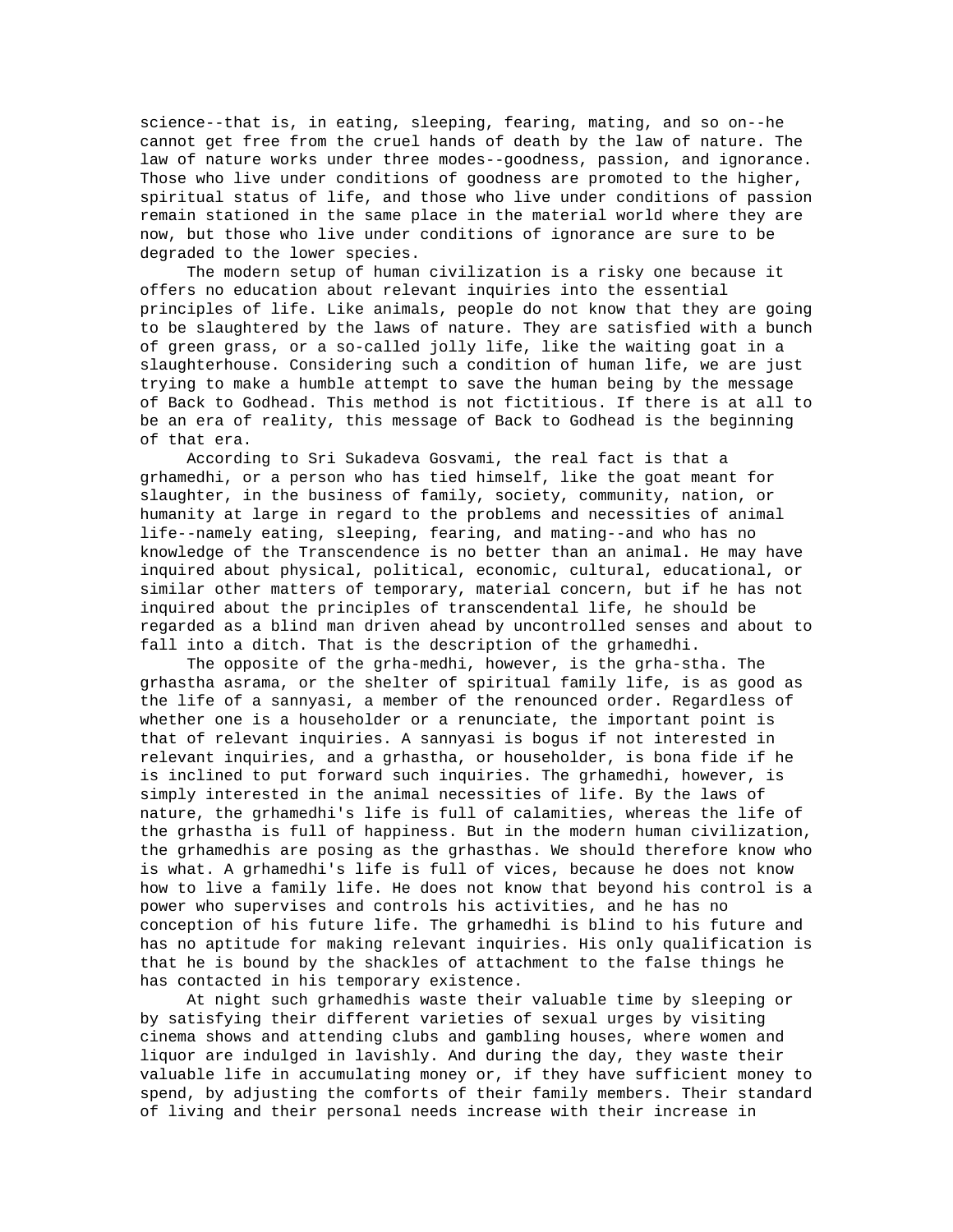science--that is, in eating, sleeping, fearing, mating, and so on--he cannot get free from the cruel hands of death by the law of nature. The law of nature works under three modes--goodness, passion, and ignorance. Those who live under conditions of goodness are promoted to the higher, spiritual status of life, and those who live under conditions of passion remain stationed in the same place in the material world where they are now, but those who live under conditions of ignorance are sure to be degraded to the lower species.

The modern setup of human civilization is a risky one because it offers no education about relevant inquiries into the essential principles of life. Like animals, people do not know that they are going to be slaughtered by the laws of nature. They are satisfied with a bunch of green grass, or a so-called jolly life, like the waiting goat in a slaughterhouse. Considering such a condition of human life, we are just trying to make a humble attempt to save the human being by the message of Back to Godhead. This method is not fictitious. If there is at all to be an era of reality, this message of Back to Godhead is the beginning of that era.

According to Sri Sukadeva Gosvami, the real fact is that a grhamedhi, or a person who has tied himself, like the goat meant for slaughter, in the business of family, society, community, nation, or humanity at large in regard to the problems and necessities of animal life--namely eating, sleeping, fearing, and mating--and who has no knowledge of the Transcendence is no better than an animal. He may have inquired about physical, political, economic, cultural, educational, or similar other matters of temporary, material concern, but if he has not inquired about the principles of transcendental life, he should be regarded as a blind man driven ahead by uncontrolled senses and about to fall into a ditch. That is the description of the grhamedhi.

The opposite of the grha-medhi, however, is the grha-stha. The grhastha asrama, or the shelter of spiritual family life, is as good as the life of a sannyasi, a member of the renounced order. Regardless of whether one is a householder or a renunciate, the important point is that of relevant inquiries. A sannyasi is bogus if not interested in relevant inquiries, and a grhastha, or householder, is bona fide if he is inclined to put forward such inquiries. The grhamedhi, however, is simply interested in the animal necessities of life. By the laws of nature, the grhamedhi's life is full of calamities, whereas the life of the grhastha is full of happiness. But in the modern human civilization, the grhamedhis are posing as the grhasthas. We should therefore know who is what. A grhamedhi's life is full of vices, because he does not know how to live a family life. He does not know that beyond his control is a power who supervises and controls his activities, and he has no conception of his future life. The grhamedhi is blind to his future and has no aptitude for making relevant inquiries. His only qualification is that he is bound by the shackles of attachment to the false things he has contacted in his temporary existence.

At night such grhamedhis waste their valuable time by sleeping or by satisfying their different varieties of sexual urges by visiting cinema shows and attending clubs and gambling houses, where women and liquor are indulged in lavishly. And during the day, they waste their valuable life in accumulating money or, if they have sufficient money to spend, by adjusting the comforts of their family members. Their standard of living and their personal needs increase with their increase in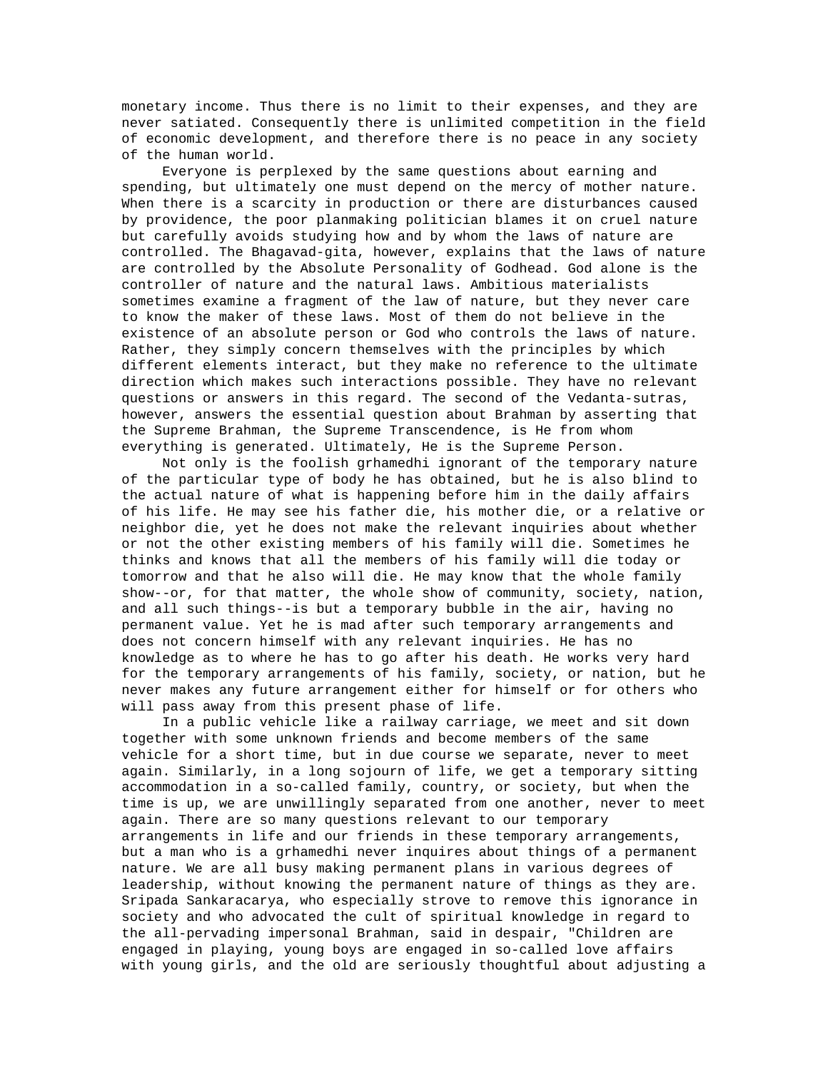monetary income. Thus there is no limit to their expenses, and they are never satiated. Consequently there is unlimited competition in the field of economic development, and therefore there is no peace in any society of the human world.

Everyone is perplexed by the same questions about earning and spending, but ultimately one must depend on the mercy of mother nature. When there is a scarcity in production or there are disturbances caused by providence, the poor planmaking politician blames it on cruel nature but carefully avoids studying how and by whom the laws of nature are controlled. The Bhagavad-gita, however, explains that the laws of nature are controlled by the Absolute Personality of Godhead. God alone is the controller of nature and the natural laws. Ambitious materialists sometimes examine a fragment of the law of nature, but they never care to know the maker of these laws. Most of them do not believe in the existence of an absolute person or God who controls the laws of nature. Rather, they simply concern themselves with the principles by which different elements interact, but they make no reference to the ultimate direction which makes such interactions possible. They have no relevant questions or answers in this regard. The second of the Vedanta-sutras, however, answers the essential question about Brahman by asserting that the Supreme Brahman, the Supreme Transcendence, is He from whom everything is generated. Ultimately, He is the Supreme Person.

Not only is the foolish grhamedhi ignorant of the temporary nature of the particular type of body he has obtained, but he is also blind to the actual nature of what is happening before him in the daily affairs of his life. He may see his father die, his mother die, or a relative or neighbor die, yet he does not make the relevant inquiries about whether or not the other existing members of his family will die. Sometimes he thinks and knows that all the members of his family will die today or tomorrow and that he also will die. He may know that the whole family show--or, for that matter, the whole show of community, society, nation, and all such things--is but a temporary bubble in the air, having no permanent value. Yet he is mad after such temporary arrangements and does not concern himself with any relevant inquiries. He has no knowledge as to where he has to go after his death. He works very hard for the temporary arrangements of his family, society, or nation, but he never makes any future arrangement either for himself or for others who will pass away from this present phase of life.

In a public vehicle like a railway carriage, we meet and sit down together with some unknown friends and become members of the same vehicle for a short time, but in due course we separate, never to meet again. Similarly, in a long sojourn of life, we get a temporary sitting accommodation in a so-called family, country, or society, but when the time is up, we are unwillingly separated from one another, never to meet again. There are so many questions relevant to our temporary arrangements in life and our friends in these temporary arrangements, but a man who is a grhamedhi never inquires about things of a permanent nature. We are all busy making permanent plans in various degrees of leadership, without knowing the permanent nature of things as they are. Sripada Sankaracarya, who especially strove to remove this ignorance in society and who advocated the cult of spiritual knowledge in regard to the all-pervading impersonal Brahman, said in despair, "Children are engaged in playing, young boys are engaged in so-called love affairs with young girls, and the old are seriously thoughtful about adjusting a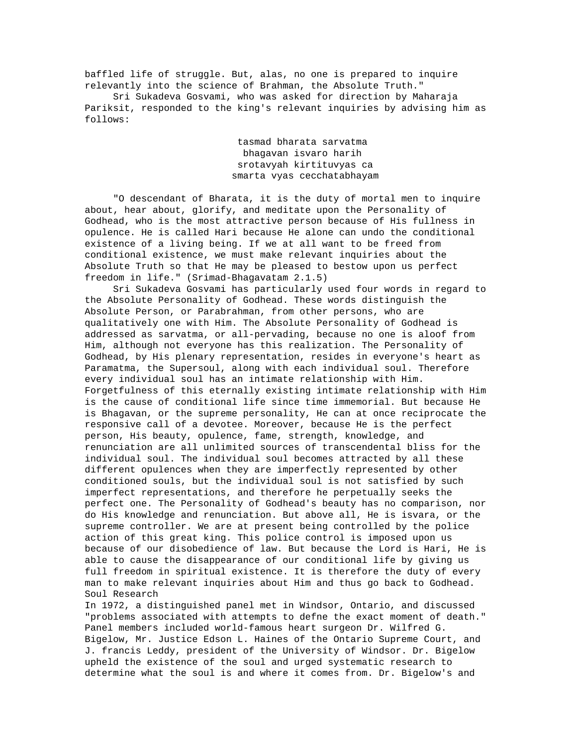baffled life of struggle. But, alas, no one is prepared to inquire relevantly into the science of Brahman, the Absolute Truth."

Sri Sukadeva Gosvami, who was asked for direction by Maharaja Pariksit, responded to the king's relevant inquiries by advising him as follows:

> tasmad bharata sarvatma
> bhagavan isvaro harih
> srotavyah kirtituvyas ca
> smarta vyas cecchatabhayam

"O descendant of Bharata, it is the duty of mortal men to inquire about, hear about, glorify, and meditate upon the Personality of Godhead, who is the most attractive person because of His fullness in opulence. He is called Hari because He alone can undo the conditional existence of a living being. If we at all want to be freed from conditional existence, we must make relevant inquiries about the Absolute Truth so that He may be pleased to bestow upon us perfect freedom in life." (Srimad-Bhagavatam 2.1.5)

Sri Sukadeva Gosvami has particularly used four words in regard to the Absolute Personality of Godhead. These words distinguish the Absolute Person, or Parabrahman, from other persons, who are qualitatively one with Him. The Absolute Personality of Godhead is addressed as sarvatma, or all-pervading, because no one is aloof from Him, although not everyone has this realization. The Personality of Godhead, by His plenary representation, resides in everyone's heart as Paramatma, the Supersoul, along with each individual soul. Therefore every individual soul has an intimate relationship with Him. Forgetfulness of this eternally existing intimate relationship with Him is the cause of conditional life since time immemorial. But because He is Bhagavan, or the supreme personality, He can at once reciprocate the responsive call of a devotee. Moreover, because He is the perfect person, His beauty, opulence, fame, strength, knowledge, and renunciation are all unlimited sources of transcendental bliss for the individual soul. The individual soul becomes attracted by all these different opulences when they are imperfectly represented by other conditioned souls, but the individual soul is not satisfied by such imperfect representations, and therefore he perpetually seeks the perfect one. The Personality of Godhead's beauty has no comparison, nor do His knowledge and renunciation. But above all, He is isvara, or the supreme controller. We are at present being controlled by the police action of this great king. This police control is imposed upon us because of our disobedience of law. But because the Lord is Hari, He is able to cause the disappearance of our conditional life by giving us full freedom in spiritual existence. It is therefore the duty of every man to make relevant inquiries about Him and thus go back to Godhead.

## Soul Research

In 1972, a distinguished panel met in Windsor, Ontario, and discussed "problems associated with attempts to defne the exact moment of death." Panel members included world-famous heart surgeon Dr. Wilfred G. Bigelow, Mr. Justice Edson L. Haines of the Ontario Supreme Court, and J. francis Leddy, president of the University of Windsor. Dr. Bigelow upheld the existence of the soul and urged systematic research to determine what the soul is and where it comes from. Dr. Bigelow's and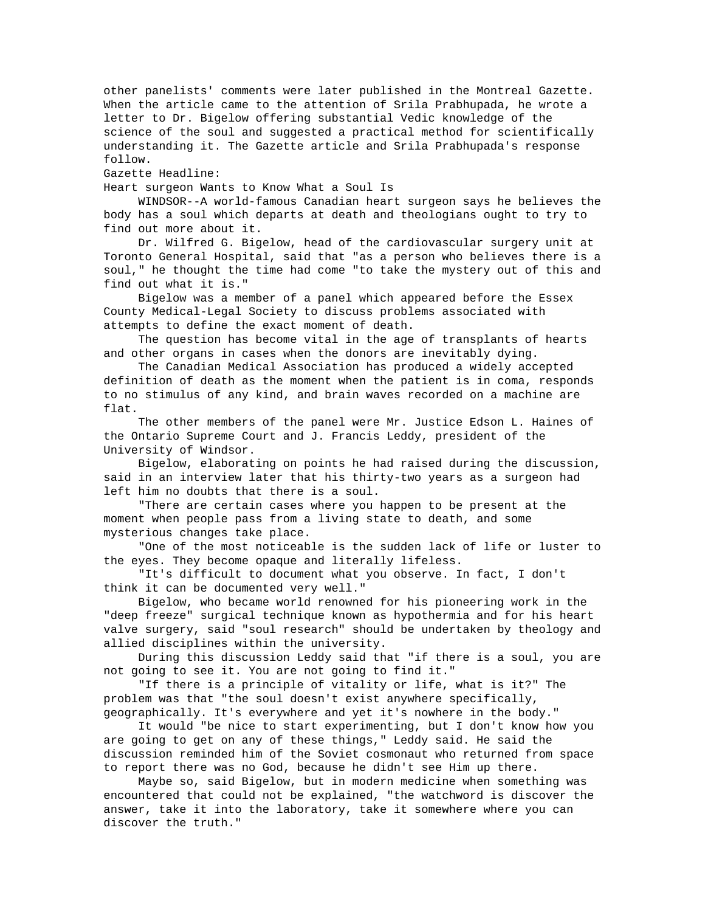other panelists' comments were later published in the Montreal Gazette. When the article came to the attention of Srila Prabhupada, he wrote a letter to Dr. Bigelow offering substantial Vedic knowledge of the science of the soul and suggested a practical method for scientifically understanding it. The Gazette article and Srila Prabhupada's response follow.

Gazette Headline:

Heart surgeon Wants to Know What a Soul Is

WINDSOR--A world-famous Canadian heart surgeon says he believes the body has a soul which departs at death and theologians ought to try to find out more about it.

Dr. Wilfred G. Bigelow, head of the cardiovascular surgery unit at Toronto General Hospital, said that "as a person who believes there is a soul," he thought the time had come "to take the mystery out of this and find out what it is."

Bigelow was a member of a panel which appeared before the Essex County Medical-Legal Society to discuss problems associated with attempts to define the exact moment of death.

The question has become vital in the age of transplants of hearts and other organs in cases when the donors are inevitably dying.

The Canadian Medical Association has produced a widely accepted definition of death as the moment when the patient is in coma, responds to no stimulus of any kind, and brain waves recorded on a machine are flat.

The other members of the panel were Mr. Justice Edson L. Haines of the Ontario Supreme Court and J. Francis Leddy, president of the University of Windsor.

Bigelow, elaborating on points he had raised during the discussion, said in an interview later that his thirty-two years as a surgeon had left him no doubts that there is a soul.

"There are certain cases where you happen to be present at the moment when people pass from a living state to death, and some mysterious changes take place.

"One of the most noticeable is the sudden lack of life or luster to the eyes. They become opaque and literally lifeless.

"It's difficult to document what you observe. In fact, I don't think it can be documented very well."

Bigelow, who became world renowned for his pioneering work in the "deep freeze" surgical technique known as hypothermia and for his heart valve surgery, said "soul research" should be undertaken by theology and allied disciplines within the university.

During this discussion Leddy said that "if there is a soul, you are not going to see it. You are not going to find it."

"If there is a principle of vitality or life, what is it?" The problem was that "the soul doesn't exist anywhere specifically, geographically. It's everywhere and yet it's nowhere in the body."

It would "be nice to start experimenting, but I don't know how you are going to get on any of these things," Leddy said. He said the discussion reminded him of the Soviet cosmonaut who returned from space to report there was no God, because he didn't see Him up there.

Maybe so, said Bigelow, but in modern medicine when something was encountered that could not be explained, "the watchword is discover the answer, take it into the laboratory, take it somewhere where you can discover the truth."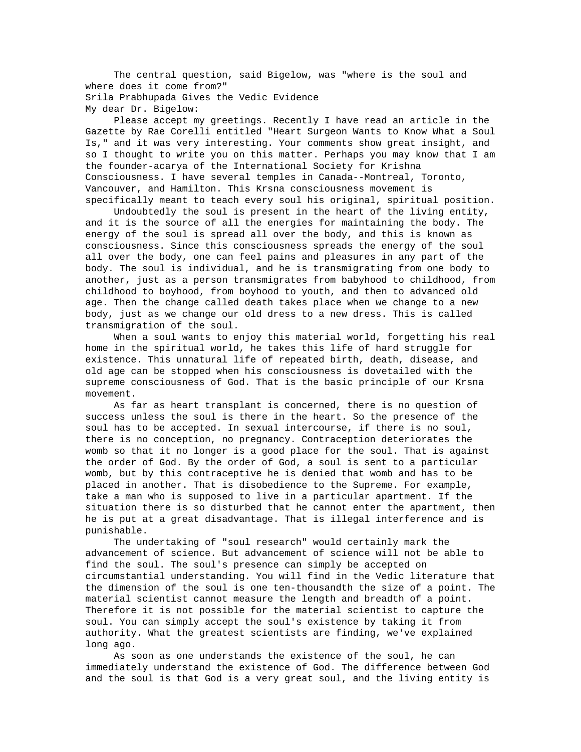The central question, said Bigelow, was "where is the soul and where does it come from?"

## Srila Prabhupada Gives the Vedic Evidence

My dear Dr. Bigelow:

Please accept my greetings. Recently I have read an article in the Gazette by Rae Corelli entitled "Heart Surgeon Wants to Know What a Soul Is," and it was very interesting. Your comments show great insight, and so I thought to write you on this matter. Perhaps you may know that I am the founder-acarya of the International Society for Krishna Consciousness. I have several temples in Canada--Montreal, Toronto, Vancouver, and Hamilton. This Krsna consciousness movement is specifically meant to teach every soul his original, spiritual position.

Undoubtedly the soul is present in the heart of the living entity, and it is the source of all the energies for maintaining the body. The energy of the soul is spread all over the body, and this is known as consciousness. Since this consciousness spreads the energy of the soul all over the body, one can feel pains and pleasures in any part of the body. The soul is individual, and he is transmigrating from one body to another, just as a person transmigrates from babyhood to childhood, from childhood to boyhood, from boyhood to youth, and then to advanced old age. Then the change called death takes place when we change to a new body, just as we change our old dress to a new dress. This is called transmigration of the soul.

When a soul wants to enjoy this material world, forgetting his real home in the spiritual world, he takes this life of hard struggle for existence. This unnatural life of repeated birth, death, disease, and old age can be stopped when his consciousness is dovetailed with the supreme consciousness of God. That is the basic principle of our Krsna movement.

As far as heart transplant is concerned, there is no question of success unless the soul is there in the heart. So the presence of the soul has to be accepted. In sexual intercourse, if there is no soul, there is no conception, no pregnancy. Contraception deteriorates the womb so that it no longer is a good place for the soul. That is against the order of God. By the order of God, a soul is sent to a particular womb, but by this contraceptive he is denied that womb and has to be placed in another. That is disobedience to the Supreme. For example, take a man who is supposed to live in a particular apartment. If the situation there is so disturbed that he cannot enter the apartment, then he is put at a great disadvantage. That is illegal interference and is punishable.

The undertaking of "soul research" would certainly mark the advancement of science. But advancement of science will not be able to find the soul. The soul's presence can simply be accepted on circumstantial understanding. You will find in the Vedic literature that the dimension of the soul is one ten-thousandth the size of a point. The material scientist cannot measure the length and breadth of a point. Therefore it is not possible for the material scientist to capture the soul. You can simply accept the soul's existence by taking it from authority. What the greatest scientists are finding, we've explained long ago.

As soon as one understands the existence of the soul, he can immediately understand the existence of God. The difference between God and the soul is that God is a very great soul, and the living entity is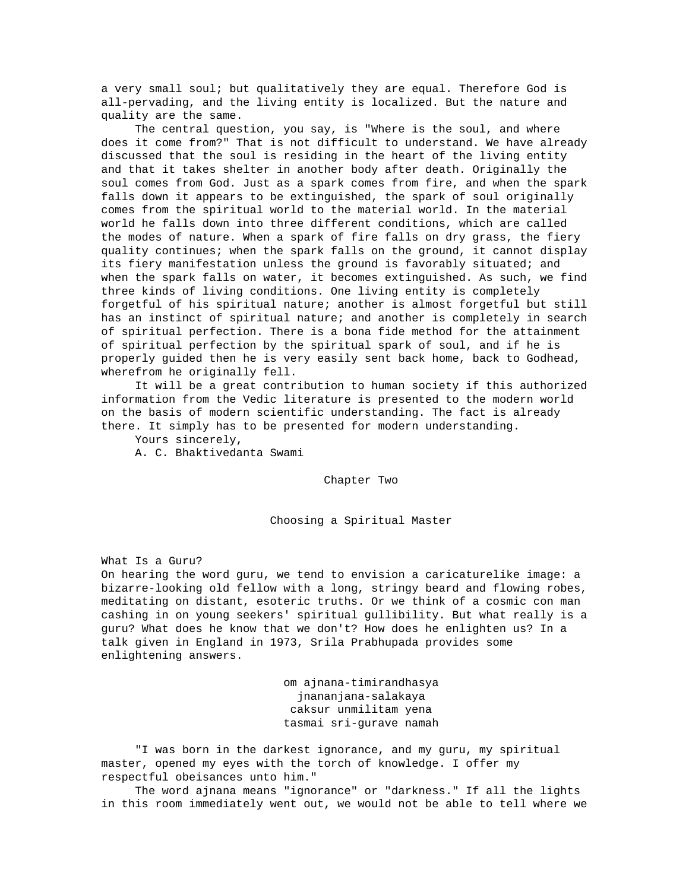a very small soul; but qualitatively they are equal. Therefore God is all-pervading, and the living entity is localized. But the nature and quality are the same.

The central question, you say, is "Where is the soul, and where does it come from?" That is not difficult to understand. We have already discussed that the soul is residing in the heart of the living entity and that it takes shelter in another body after death. Originally the soul comes from God. Just as a spark comes from fire, and when the spark falls down it appears to be extinguished, the spark of soul originally comes from the spiritual world to the material world. In the material world he falls down into three different conditions, which are called the modes of nature. When a spark of fire falls on dry grass, the fiery quality continues; when the spark falls on the ground, it cannot display its fiery manifestation unless the ground is favorably situated; and when the spark falls on water, it becomes extinguished. As such, we find three kinds of living conditions. One living entity is completely forgetful of his spiritual nature; another is almost forgetful but still has an instinct of spiritual nature; and another is completely in search of spiritual perfection. There is a bona fide method for the attainment of spiritual perfection by the spiritual spark of soul, and if he is properly guided then he is very easily sent back home, back to Godhead, wherefrom he originally fell.

It will be a great contribution to human society if this authorized information from the Vedic literature is presented to the modern world on the basis of modern scientific understanding. The fact is already there. It simply has to be presented for modern understanding.

Yours sincerely,

A. C. Bhaktivedanta Swami

# Chapter Two

# Choosing a Spiritual Master

## What Is a Guru?

On hearing the word guru, we tend to envision a caricaturelike image: a bizarre-looking old fellow with a long, stringy beard and flowing robes, meditating on distant, esoteric truths. Or we think of a cosmic con man cashing in on young seekers' spiritual gullibility. But what really is a guru? What does he know that we don't? How does he enlighten us? In a talk given in England in 1973, Srila Prabhupada provides some enlightening answers.

om ajnana-timirandhasya
jnananjana-salakaya
caksur unmilitam yena
tasmai sri-gurave namah

"I was born in the darkest ignorance, and my guru, my spiritual master, opened my eyes with the torch of knowledge. I offer my respectful obeisances unto him."

The word ajnana means "ignorance" or "darkness." If all the lights in this room immediately went out, we would not be able to tell where we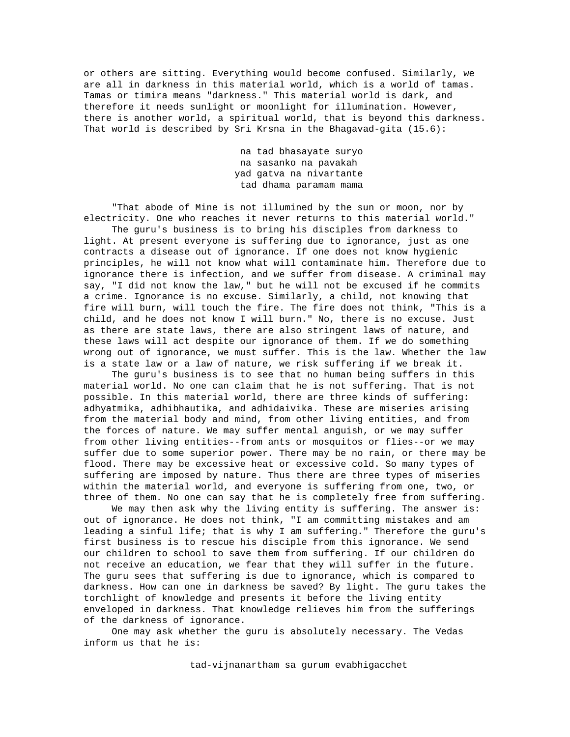or others are sitting. Everything would become confused. Similarly, we are all in darkness in this material world, which is a world of tamas. Tamas or timira means "darkness." This material world is dark, and therefore it needs sunlight or moonlight for illumination. However, there is another world, a spiritual world, that is beyond this darkness. That world is described by Sri Krsna in the Bhagavad-gita (15.6):

> na tad bhasayate suryo
> na sasanko na pavakah
> yad gatva na nivartante
> tad dhama paramam mama

"That abode of Mine is not illumined by the sun or moon, nor by electricity. One who reaches it never returns to this material world."

The guru's business is to bring his disciples from darkness to light. At present everyone is suffering due to ignorance, just as one contracts a disease out of ignorance. If one does not know hygienic principles, he will not know what will contaminate him. Therefore due to ignorance there is infection, and we suffer from disease. A criminal may say, "I did not know the law," but he will not be excused if he commits a crime. Ignorance is no excuse. Similarly, a child, not knowing that fire will burn, will touch the fire. The fire does not think, "This is a child, and he does not know I will burn." No, there is no excuse. Just as there are state laws, there are also stringent laws of nature, and these laws will act despite our ignorance of them. If we do something wrong out of ignorance, we must suffer. This is the law. Whether the law is a state law or a law of nature, we risk suffering if we break it.

The guru's business is to see that no human being suffers in this material world. No one can claim that he is not suffering. That is not possible. In this material world, there are three kinds of suffering: adhyatmika, adhibhautika, and adhidaivika. These are miseries arising from the material body and mind, from other living entities, and from the forces of nature. We may suffer mental anguish, or we may suffer from other living entities--from ants or mosquitos or flies--or we may suffer due to some superior power. There may be no rain, or there may be flood. There may be excessive heat or excessive cold. So many types of suffering are imposed by nature. Thus there are three types of miseries within the material world, and everyone is suffering from one, two, or three of them. No one can say that he is completely free from suffering.

We may then ask why the living entity is suffering. The answer is: out of ignorance. He does not think, "I am committing mistakes and am leading a sinful life; that is why I am suffering." Therefore the guru's first business is to rescue his disciple from this ignorance. We send our children to school to save them from suffering. If our children do not receive an education, we fear that they will suffer in the future. The guru sees that suffering is due to ignorance, which is compared to darkness. How can one in darkness be saved? By light. The guru takes the torchlight of knowledge and presents it before the living entity enveloped in darkness. That knowledge relieves him from the sufferings of the darkness of ignorance.

One may ask whether the guru is absolutely necessary. The Vedas inform us that he is:

> tad-vijnanartham sa gurum evabhigacchet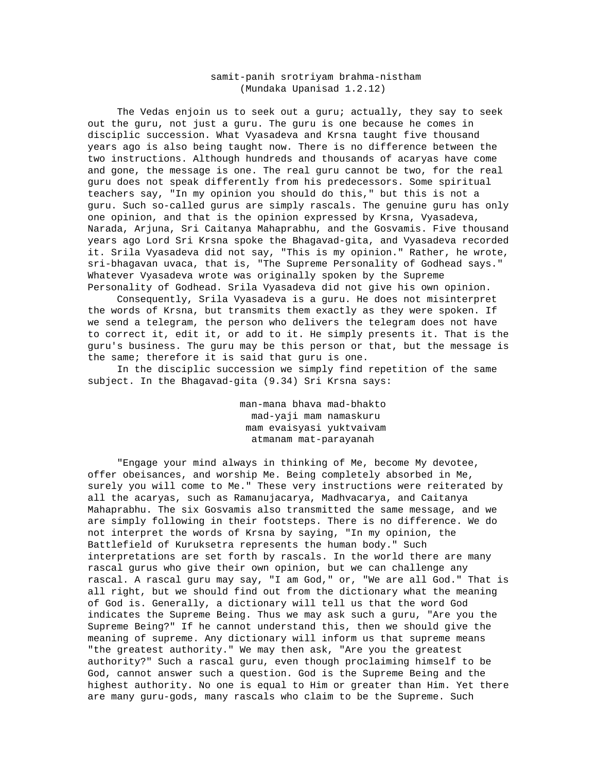samit-panih srotriyam brahma-nistham
(Mundaka Upanisad 1.2.12)

The Vedas enjoin us to seek out a guru; actually, they say to seek out the guru, not just a guru. The guru is one because he comes in disciplic succession. What Vyasadeva and Krsna taught five thousand years ago is also being taught now. There is no difference between the two instructions. Although hundreds and thousands of acaryas have come and gone, the message is one. The real guru cannot be two, for the real guru does not speak differently from his predecessors. Some spiritual teachers say, "In my opinion you should do this," but this is not a guru. Such so-called gurus are simply rascals. The genuine guru has only one opinion, and that is the opinion expressed by Krsna, Vyasadeva, Narada, Arjuna, Sri Caitanya Mahaprabhu, and the Gosvamis. Five thousand years ago Lord Sri Krsna spoke the Bhagavad-gita, and Vyasadeva recorded it. Srila Vyasadeva did not say, "This is my opinion." Rather, he wrote, sri-bhagavan uvaca, that is, "The Supreme Personality of Godhead says." Whatever Vyasadeva wrote was originally spoken by the Supreme Personality of Godhead. Srila Vyasadeva did not give his own opinion.

Consequently, Srila Vyasadeva is a guru. He does not misinterpret the words of Krsna, but transmits them exactly as they were spoken. If we send a telegram, the person who delivers the telegram does not have to correct it, edit it, or add to it. He simply presents it. That is the guru's business. The guru may be this person or that, but the message is the same; therefore it is said that guru is one.

In the disciplic succession we simply find repetition of the same subject. In the Bhagavad-gita (9.34) Sri Krsna says:

man-mana bhava mad-bhakto
mad-yaji mam namaskuru
mam evaisyasi yuktvaivam
atmanam mat-parayanah

"Engage your mind always in thinking of Me, become My devotee, offer obeisances, and worship Me. Being completely absorbed in Me, surely you will come to Me." These very instructions were reiterated by all the acaryas, such as Ramanujacarya, Madhvacarya, and Caitanya Mahaprabhu. The six Gosvamis also transmitted the same message, and we are simply following in their footsteps. There is no difference. We do not interpret the words of Krsna by saying, "In my opinion, the Battlefield of Kuruksetra represents the human body." Such interpretations are set forth by rascals. In the world there are many rascal gurus who give their own opinion, but we can challenge any rascal. A rascal guru may say, "I am God," or, "We are all God." That is all right, but we should find out from the dictionary what the meaning of God is. Generally, a dictionary will tell us that the word God indicates the Supreme Being. Thus we may ask such a guru, "Are you the Supreme Being?" If he cannot understand this, then we should give the meaning of supreme. Any dictionary will inform us that supreme means "the greatest authority." We may then ask, "Are you the greatest authority?" Such a rascal guru, even though proclaiming himself to be God, cannot answer such a question. God is the Supreme Being and the highest authority. No one is equal to Him or greater than Him. Yet there are many guru-gods, many rascals who claim to be the Supreme. Such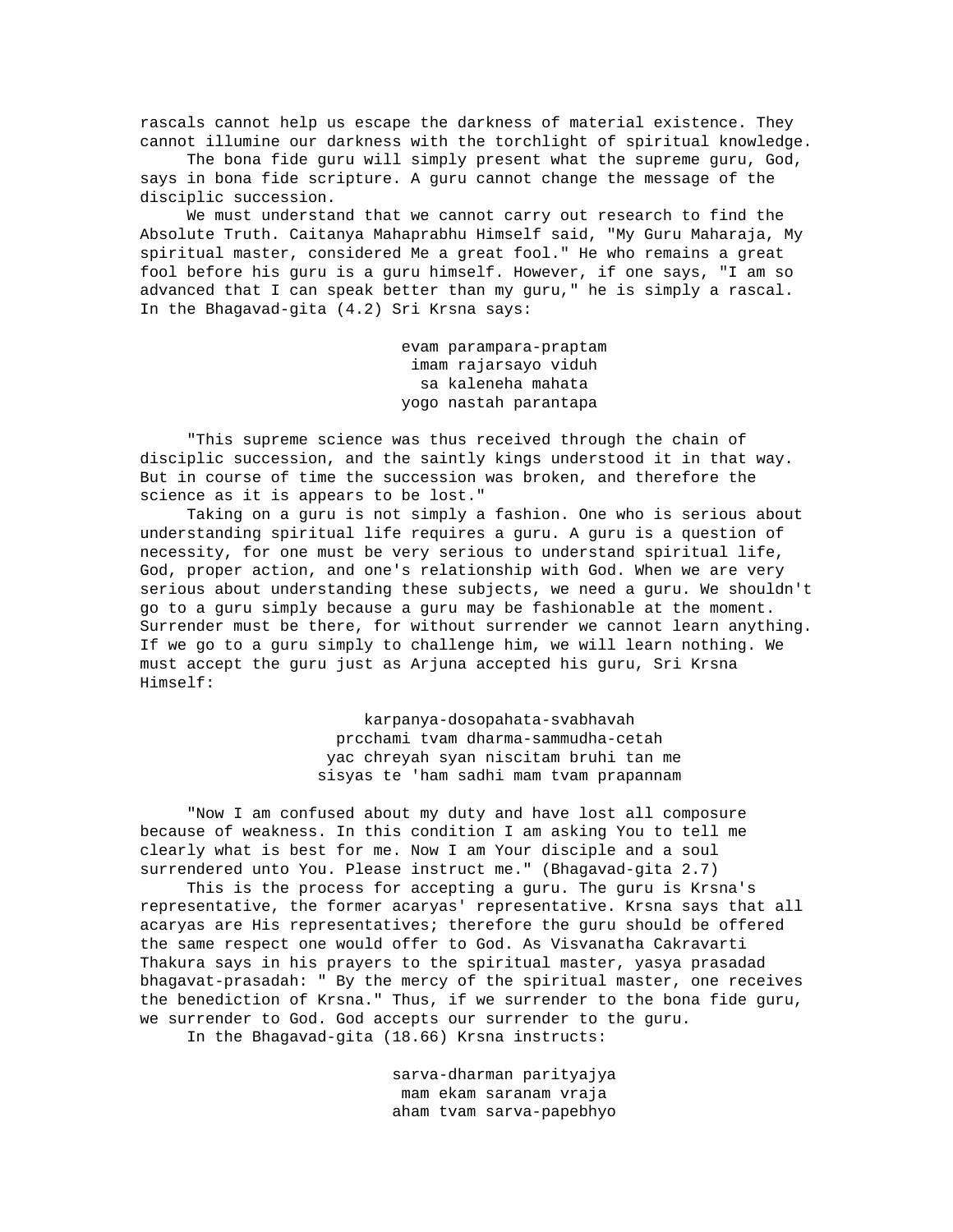rascals cannot help us escape the darkness of material existence. They cannot illumine our darkness with the torchlight of spiritual knowledge.

The bona fide guru will simply present what the supreme guru, God, says in bona fide scripture. A guru cannot change the message of the disciplic succession.

We must understand that we cannot carry out research to find the Absolute Truth. Caitanya Mahaprabhu Himself said, "My Guru Maharaja, My spiritual master, considered Me a great fool." He who remains a great fool before his guru is a guru himself. However, if one says, "I am so advanced that I can speak better than my guru," he is simply a rascal. In the Bhagavad-gita (4.2) Sri Krsna says:

evam parampara-praptam  
imam rajarsayo viduh  
sa kaleneha mahata  
yogo nastah parantapa

"This supreme science was thus received through the chain of disciplic succession, and the saintly kings understood it in that way. But in course of time the succession was broken, and therefore the science as it is appears to be lost."

Taking on a guru is not simply a fashion. One who is serious about understanding spiritual life requires a guru. A guru is a question of necessity, for one must be very serious to understand spiritual life, God, proper action, and one's relationship with God. When we are very serious about understanding these subjects, we need a guru. We shouldn't go to a guru simply because a guru may be fashionable at the moment. Surrender must be there, for without surrender we cannot learn anything. If we go to a guru simply to challenge him, we will learn nothing. We must accept the guru just as Arjuna accepted his guru, Sri Krsna Himself:

karpanya-dosopahata-svabhavah  
prcchami tvam dharma-sammudha-cetah  
yac chreyah syan niscitam bruhi tan me  
sisyas te 'ham sadhi mam tvam prapannam

"Now I am confused about my duty and have lost all composure because of weakness. In this condition I am asking You to tell me clearly what is best for me. Now I am Your disciple and a soul surrendered unto You. Please instruct me." (Bhagavad-gita 2.7)

This is the process for accepting a guru. The guru is Krsna's representative, the former acaryas' representative. Krsna says that all acaryas are His representatives; therefore the guru should be offered the same respect one would offer to God. As Visvanatha Cakravarti Thakura says in his prayers to the spiritual master, yasya prasadad bhagavat-prasadah: " By the mercy of the spiritual master, one receives the benediction of Krsna." Thus, if we surrender to the bona fide guru, we surrender to God. God accepts our surrender to the guru.

In the Bhagavad-gita (18.66) Krsna instructs:

sarva-dharman parityajya  
mam ekam saranam vraja  
aham tvam sarva-papebhyo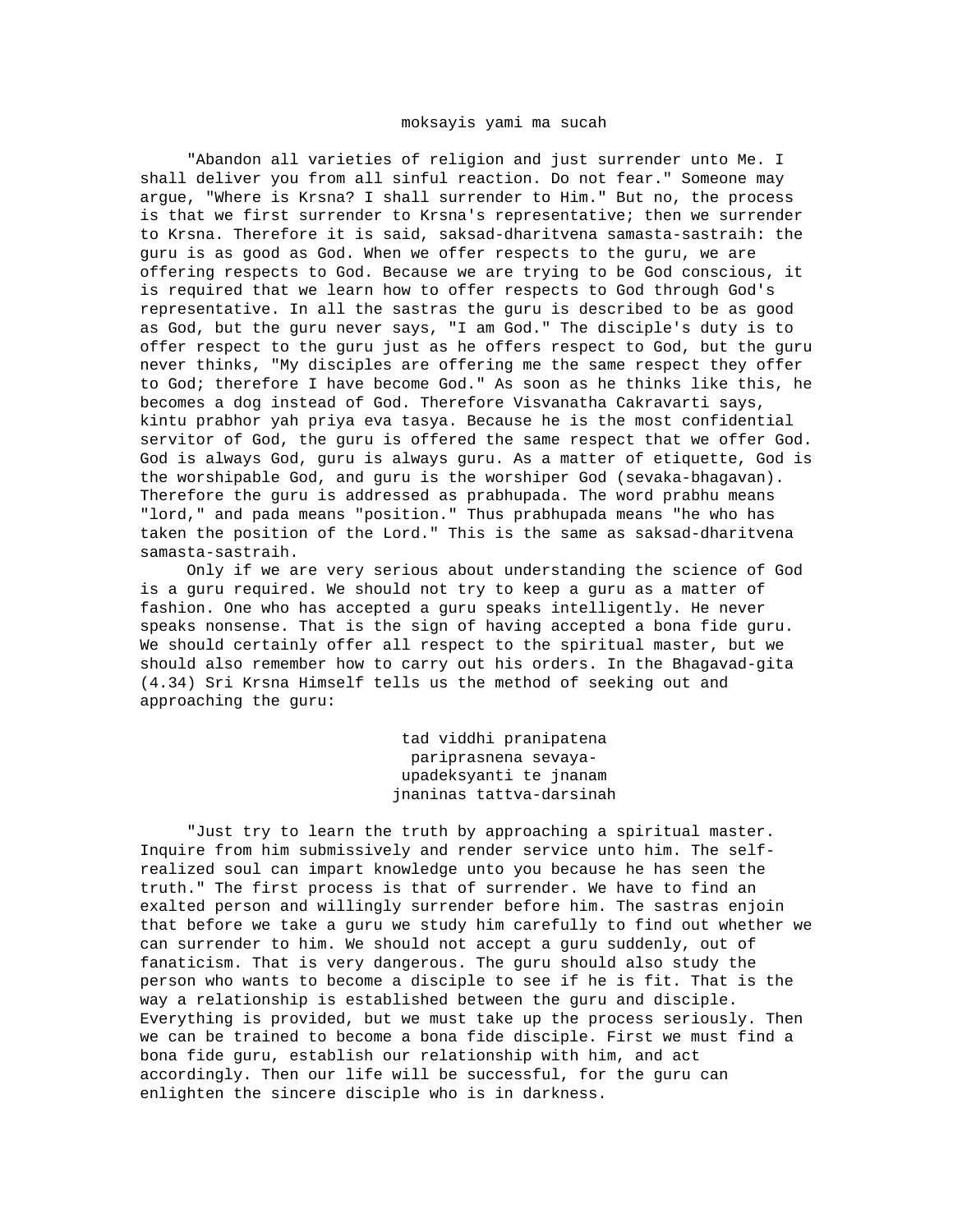moksayis yami ma sucah

"Abandon all varieties of religion and just surrender unto Me. I shall deliver you from all sinful reaction. Do not fear." Someone may argue, "Where is Krsna? I shall surrender to Him." But no, the process is that we first surrender to Krsna's representative; then we surrender to Krsna. Therefore it is said, saksad-dharitvena samasta-sastraih: the guru is as good as God. When we offer respects to the guru, we are offering respects to God. Because we are trying to be God conscious, it is required that we learn how to offer respects to God through God's representative. In all the sastras the guru is described to be as good as God, but the guru never says, "I am God." The disciple's duty is to offer respect to the guru just as he offers respect to God, but the guru never thinks, "My disciples are offering me the same respect they offer to God; therefore I have become God." As soon as he thinks like this, he becomes a dog instead of God. Therefore Visvanatha Cakravarti says, kintu prabhor yah priya eva tasya. Because he is the most confidential servitor of God, the guru is offered the same respect that we offer God. God is always God, guru is always guru. As a matter of etiquette, God is the worshipable God, and guru is the worshiper God (sevaka-bhagavan). Therefore the guru is addressed as prabhupada. The word prabhu means "lord," and pada means "position." Thus prabhupada means "he who has taken the position of the Lord." This is the same as saksad-dharitvena samasta-sastraih.

Only if we are very serious about understanding the science of God is a guru required. We should not try to keep a guru as a matter of fashion. One who has accepted a guru speaks intelligently. He never speaks nonsense. That is the sign of having accepted a bona fide guru. We should certainly offer all respect to the spiritual master, but we should also remember how to carry out his orders. In the Bhagavad-gita (4.34) Sri Krsna Himself tells us the method of seeking out and approaching the guru:

tad viddhi pranipatena
pariprasnena sevaya-
upadeksyanti te jnanam
jnaninas tattva-darsinah

"Just try to learn the truth by approaching a spiritual master. Inquire from him submissively and render service unto him. The self-realized soul can impart knowledge unto you because he has seen the truth." The first process is that of surrender. We have to find an exalted person and willingly surrender before him. The sastras enjoin that before we take a guru we study him carefully to find out whether we can surrender to him. We should not accept a guru suddenly, out of fanaticism. That is very dangerous. The guru should also study the person who wants to become a disciple to see if he is fit. That is the way a relationship is established between the guru and disciple. Everything is provided, but we must take up the process seriously. Then we can be trained to become a bona fide disciple. First we must find a bona fide guru, establish our relationship with him, and act accordingly. Then our life will be successful, for the guru can enlighten the sincere disciple who is in darkness.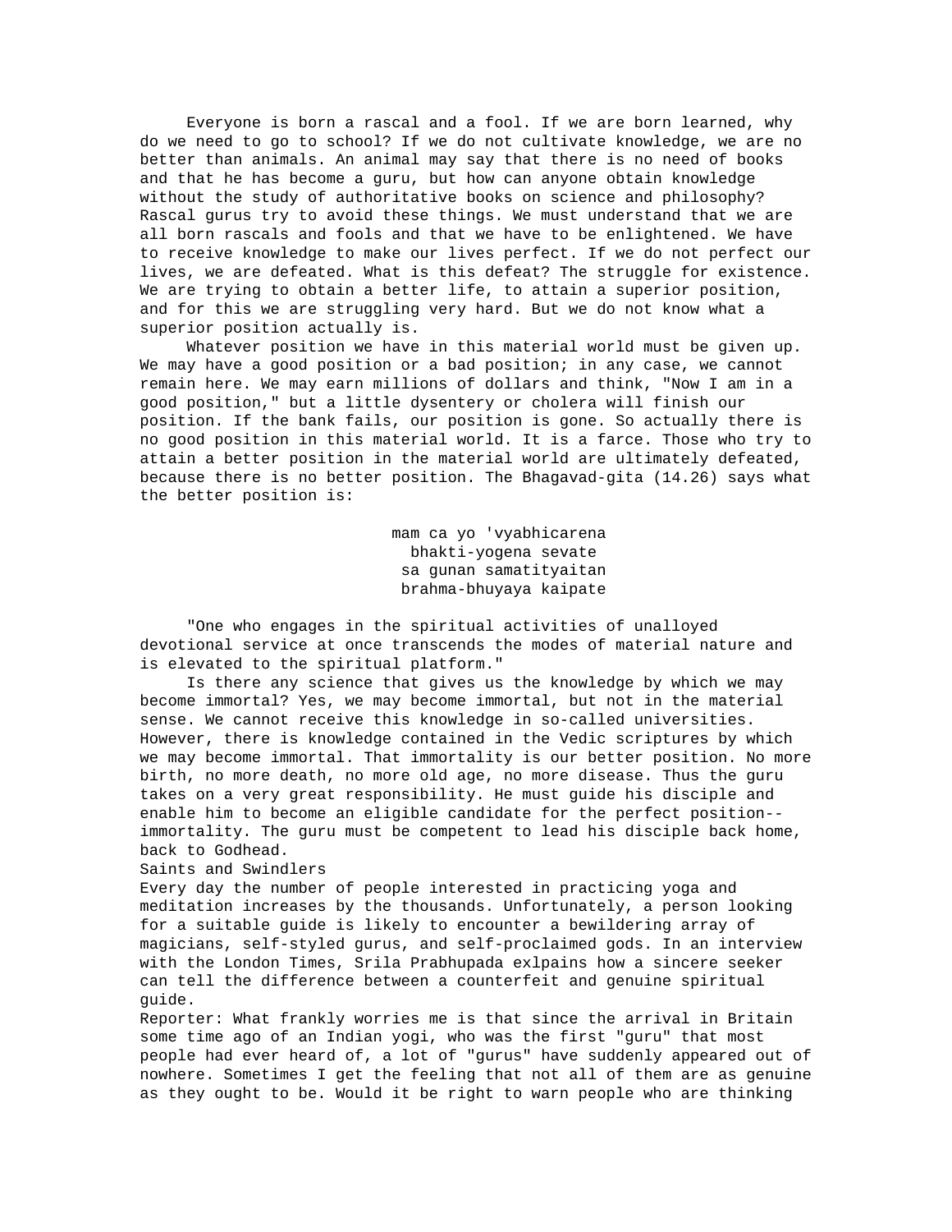Everyone is born a rascal and a fool. If we are born learned, why do we need to go to school? If we do not cultivate knowledge, we are no better than animals. An animal may say that there is no need of books and that he has become a guru, but how can anyone obtain knowledge without the study of authoritative books on science and philosophy? Rascal gurus try to avoid these things. We must understand that we are all born rascals and fools and that we have to be enlightened. We have to receive knowledge to make our lives perfect. If we do not perfect our lives, we are defeated. What is this defeat? The struggle for existence. We are trying to obtain a better life, to attain a superior position, and for this we are struggling very hard. But we do not know what a superior position actually is.

Whatever position we have in this material world must be given up. We may have a good position or a bad position; in any case, we cannot remain here. We may earn millions of dollars and think, "Now I am in a good position," but a little dysentery or cholera will finish our position. If the bank fails, our position is gone. So actually there is no good position in this material world. It is a farce. Those who try to attain a better position in the material world are ultimately defeated, because there is no better position. The Bhagavad-gita (14.26) says what the better position is:

> mam ca yo 'vyabhicarena
> bhakti-yogena sevate
> sa gunan samatityaitan
> brahma-bhuyaya kaipate

"One who engages in the spiritual activities of unalloyed devotional service at once transcends the modes of material nature and is elevated to the spiritual platform."

Is there any science that gives us the knowledge by which we may become immortal? Yes, we may become immortal, but not in the material sense. We cannot receive this knowledge in so-called universities. However, there is knowledge contained in the Vedic scriptures by which we may become immortal. That immortality is our better position. No more birth, no more death, no more old age, no more disease. Thus the guru takes on a very great responsibility. He must guide his disciple and enable him to become an eligible candidate for the perfect position--immortality. The guru must be competent to lead his disciple back home, back to Godhead.

## Saints and Swindlers

Every day the number of people interested in practicing yoga and meditation increases by the thousands. Unfortunately, a person looking for a suitable guide is likely to encounter a bewildering array of magicians, self-styled gurus, and self-proclaimed gods. In an interview with the London Times, Srila Prabhupada exlpains how a sincere seeker can tell the difference between a counterfeit and genuine spiritual guide.

Reporter: What frankly worries me is that since the arrival in Britain some time ago of an Indian yogi, who was the first "guru" that most people had ever heard of, a lot of "gurus" have suddenly appeared out of nowhere. Sometimes I get the feeling that not all of them are as genuine as they ought to be. Would it be right to warn people who are thinking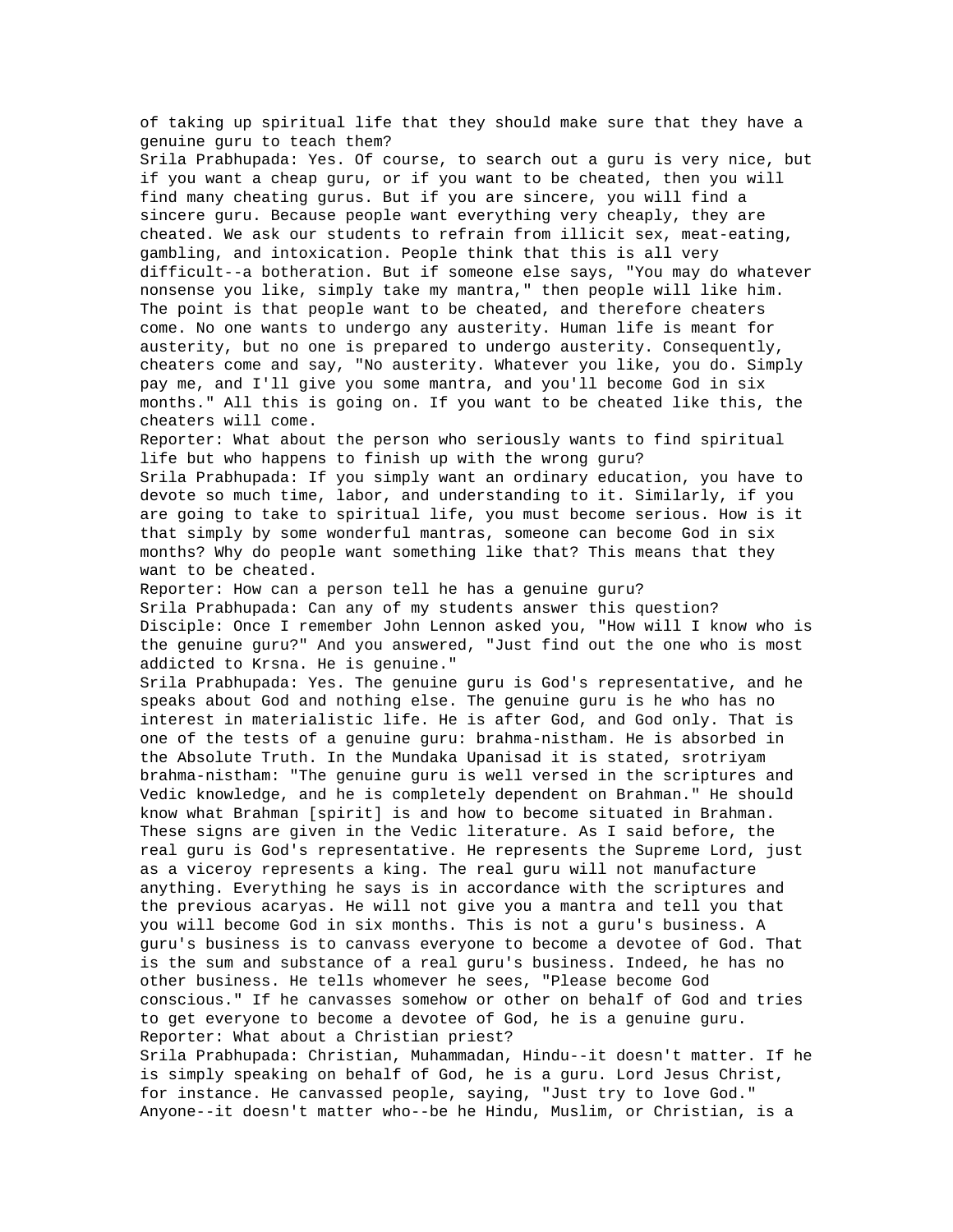of taking up spiritual life that they should make sure that they have a genuine guru to teach them?

Srila Prabhupada: Yes. Of course, to search out a guru is very nice, but if you want a cheap guru, or if you want to be cheated, then you will find many cheating gurus. But if you are sincere, you will find a sincere guru. Because people want everything very cheaply, they are cheated. We ask our students to refrain from illicit sex, meat-eating, gambling, and intoxication. People think that this is all very difficult--a botheration. But if someone else says, "You may do whatever nonsense you like, simply take my mantra," then people will like him. The point is that people want to be cheated, and therefore cheaters come. No one wants to undergo any austerity. Human life is meant for austerity, but no one is prepared to undergo austerity. Consequently, cheaters come and say, "No austerity. Whatever you like, you do. Simply pay me, and I'll give you some mantra, and you'll become God in six months." All this is going on. If you want to be cheated like this, the cheaters will come.

Reporter: What about the person who seriously wants to find spiritual life but who happens to finish up with the wrong guru?

Srila Prabhupada: If you simply want an ordinary education, you have to devote so much time, labor, and understanding to it. Similarly, if you are going to take to spiritual life, you must become serious. How is it that simply by some wonderful mantras, someone can become God in six months? Why do people want something like that? This means that they want to be cheated.

Reporter: How can a person tell he has a genuine guru?

Srila Prabhupada: Can any of my students answer this question?

Disciple: Once I remember John Lennon asked you, "How will I know who is the genuine guru?" And you answered, "Just find out the one who is most addicted to Krsna. He is genuine."

Srila Prabhupada: Yes. The genuine guru is God's representative, and he speaks about God and nothing else. The genuine guru is he who has no interest in materialistic life. He is after God, and God only. That is one of the tests of a genuine guru: brahma-nistham. He is absorbed in the Absolute Truth. In the Mundaka Upanisad it is stated, srotriyam brahma-nistham: "The genuine guru is well versed in the scriptures and Vedic knowledge, and he is completely dependent on Brahman." He should know what Brahman [spirit] is and how to become situated in Brahman. These signs are given in the Vedic literature. As I said before, the real guru is God's representative. He represents the Supreme Lord, just as a viceroy represents a king. The real guru will not manufacture anything. Everything he says is in accordance with the scriptures and the previous acaryas. He will not give you a mantra and tell you that you will become God in six months. This is not a guru's business. A guru's business is to canvass everyone to become a devotee of God. That is the sum and substance of a real guru's business. Indeed, he has no other business. He tells whomever he sees, "Please become God conscious." If he canvasses somehow or other on behalf of God and tries to get everyone to become a devotee of God, he is a genuine guru.

Reporter: What about a Christian priest?

Srila Prabhupada: Christian, Muhammadan, Hindu--it doesn't matter. If he is simply speaking on behalf of God, he is a guru. Lord Jesus Christ, for instance. He canvassed people, saying, "Just try to love God." Anyone--it doesn't matter who--be he Hindu, Muslim, or Christian, is a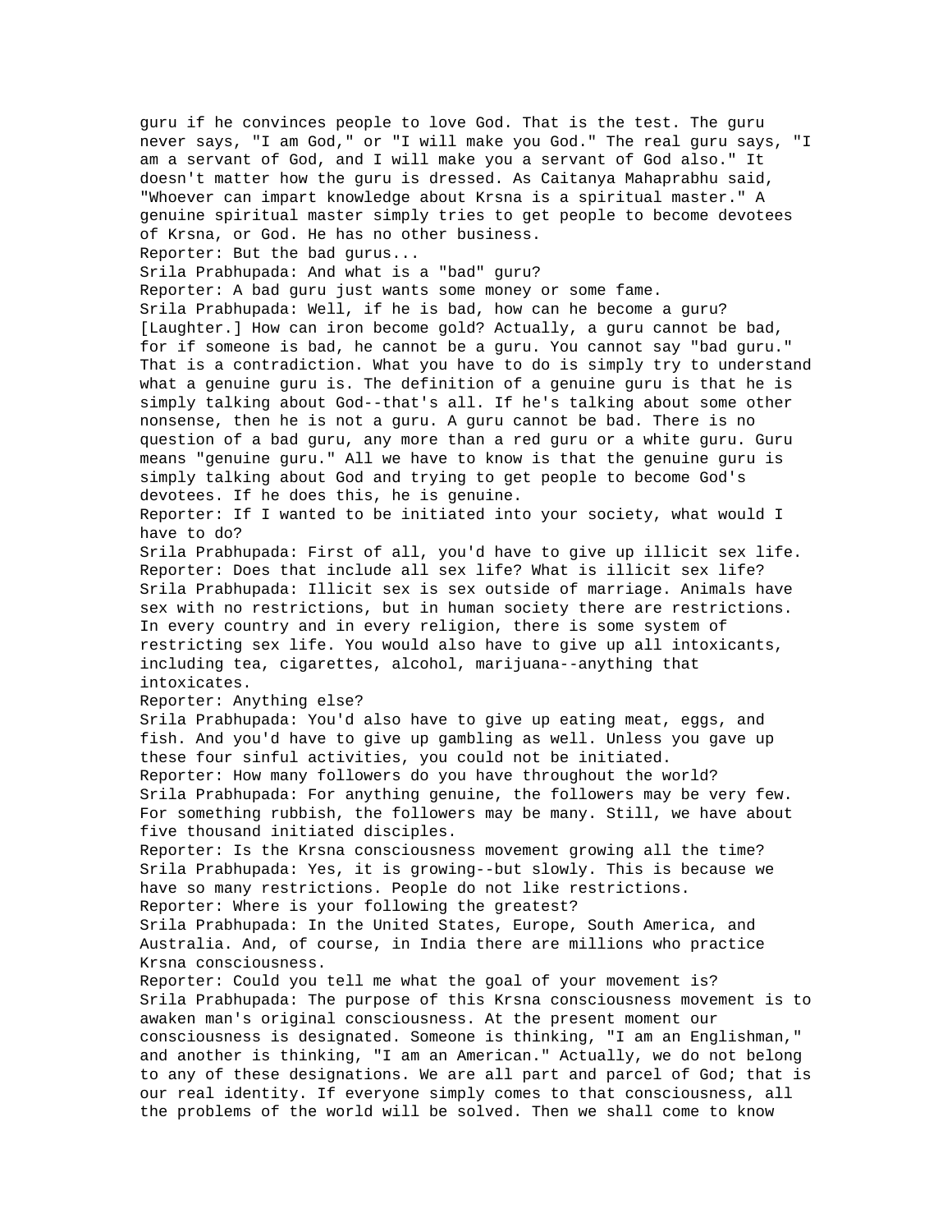guru if he convinces people to love God. That is the test. The guru never says, "I am God," or "I will make you God." The real guru says, "I am a servant of God, and I will make you a servant of God also." It doesn't matter how the guru is dressed. As Caitanya Mahaprabhu said, "Whoever can impart knowledge about Krsna is a spiritual master." A genuine spiritual master simply tries to get people to become devotees of Krsna, or God. He has no other business.

Reporter: But the bad gurus...

Srila Prabhupada: And what is a "bad" guru?

Reporter: A bad guru just wants some money or some fame.

Srila Prabhupada: Well, if he is bad, how can he become a guru? [Laughter.] How can iron become gold? Actually, a guru cannot be bad, for if someone is bad, he cannot be a guru. You cannot say "bad guru." That is a contradiction. What you have to do is simply try to understand what a genuine guru is. The definition of a genuine guru is that he is simply talking about God--that's all. If he's talking about some other nonsense, then he is not a guru. A guru cannot be bad. There is no question of a bad guru, any more than a red guru or a white guru. Guru means "genuine guru." All we have to know is that the genuine guru is simply talking about God and trying to get people to become God's devotees. If he does this, he is genuine.

Reporter: If I wanted to be initiated into your society, what would I have to do?

Srila Prabhupada: First of all, you'd have to give up illicit sex life.

Reporter: Does that include all sex life? What is illicit sex life?

Srila Prabhupada: Illicit sex is sex outside of marriage. Animals have sex with no restrictions, but in human society there are restrictions. In every country and in every religion, there is some system of restricting sex life. You would also have to give up all intoxicants, including tea, cigarettes, alcohol, marijuana--anything that intoxicates.

Reporter: Anything else?

Srila Prabhupada: You'd also have to give up eating meat, eggs, and fish. And you'd have to give up gambling as well. Unless you gave up these four sinful activities, you could not be initiated.

Reporter: How many followers do you have throughout the world?

Srila Prabhupada: For anything genuine, the followers may be very few. For something rubbish, the followers may be many. Still, we have about five thousand initiated disciples.

Reporter: Is the Krsna consciousness movement growing all the time?

Srila Prabhupada: Yes, it is growing--but slowly. This is because we have so many restrictions. People do not like restrictions.

Reporter: Where is your following the greatest?

Srila Prabhupada: In the United States, Europe, South America, and Australia. And, of course, in India there are millions who practice Krsna consciousness.

Reporter: Could you tell me what the goal of your movement is?

Srila Prabhupada: The purpose of this Krsna consciousness movement is to awaken man's original consciousness. At the present moment our consciousness is designated. Someone is thinking, "I am an Englishman," and another is thinking, "I am an American." Actually, we do not belong to any of these designations. We are all part and parcel of God; that is our real identity. If everyone simply comes to that consciousness, all the problems of the world will be solved. Then we shall come to know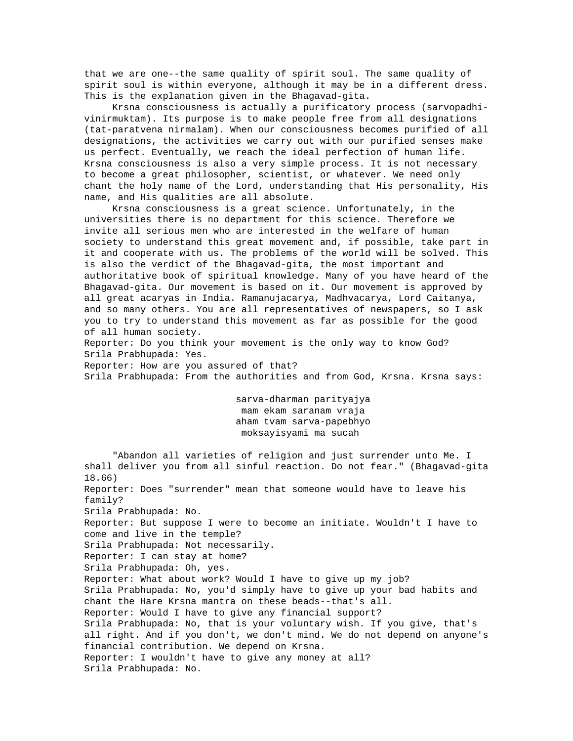that we are one--the same quality of spirit soul. The same quality of spirit soul is within everyone, although it may be in a different dress. This is the explanation given in the Bhagavad-gita.

Krsna consciousness is actually a purificatory process (sarvopadhi-vinirmuktam). Its purpose is to make people free from all designations (tat-paratvena nirmalam). When our consciousness becomes purified of all designations, the activities we carry out with our purified senses make us perfect. Eventually, we reach the ideal perfection of human life. Krsna consciousness is also a very simple process. It is not necessary to become a great philosopher, scientist, or whatever. We need only chant the holy name of the Lord, understanding that His personality, His name, and His qualities are all absolute.

Krsna consciousness is a great science. Unfortunately, in the universities there is no department for this science. Therefore we invite all serious men who are interested in the welfare of human society to understand this great movement and, if possible, take part in it and cooperate with us. The problems of the world will be solved. This is also the verdict of the Bhagavad-gita, the most important and authoritative book of spiritual knowledge. Many of you have heard of the Bhagavad-gita. Our movement is based on it. Our movement is approved by all great acaryas in India. Ramanujacarya, Madhvacarya, Lord Caitanya, and so many others. You are all representatives of newspapers, so I ask you to try to understand this movement as far as possible for the good of all human society.

Reporter: Do you think your movement is the only way to know God?
Srila Prabhupada: Yes.
Reporter: How are you assured of that?
Srila Prabhupada: From the authorities and from God, Krsna. Krsna says:

sarva-dharman parityajya
mam ekam saranam vraja
aham tvam sarva-papebhyo
moksayisyami ma sucah

"Abandon all varieties of religion and just surrender unto Me. I shall deliver you from all sinful reaction. Do not fear." (Bhagavad-gita 18.66)

Reporter: Does "surrender" mean that someone would have to leave his family?
Srila Prabhupada: No.
Reporter: But suppose I were to become an initiate. Wouldn't I have to come and live in the temple?
Srila Prabhupada: Not necessarily.
Reporter: I can stay at home?
Srila Prabhupada: Oh, yes.
Reporter: What about work? Would I have to give up my job?
Srila Prabhupada: No, you'd simply have to give up your bad habits and chant the Hare Krsna mantra on these beads--that's all.
Reporter: Would I have to give any financial support?
Srila Prabhupada: No, that is your voluntary wish. If you give, that's all right. And if you don't, we don't mind. We do not depend on anyone's financial contribution. We depend on Krsna.
Reporter: I wouldn't have to give any money at all?
Srila Prabhupada: No.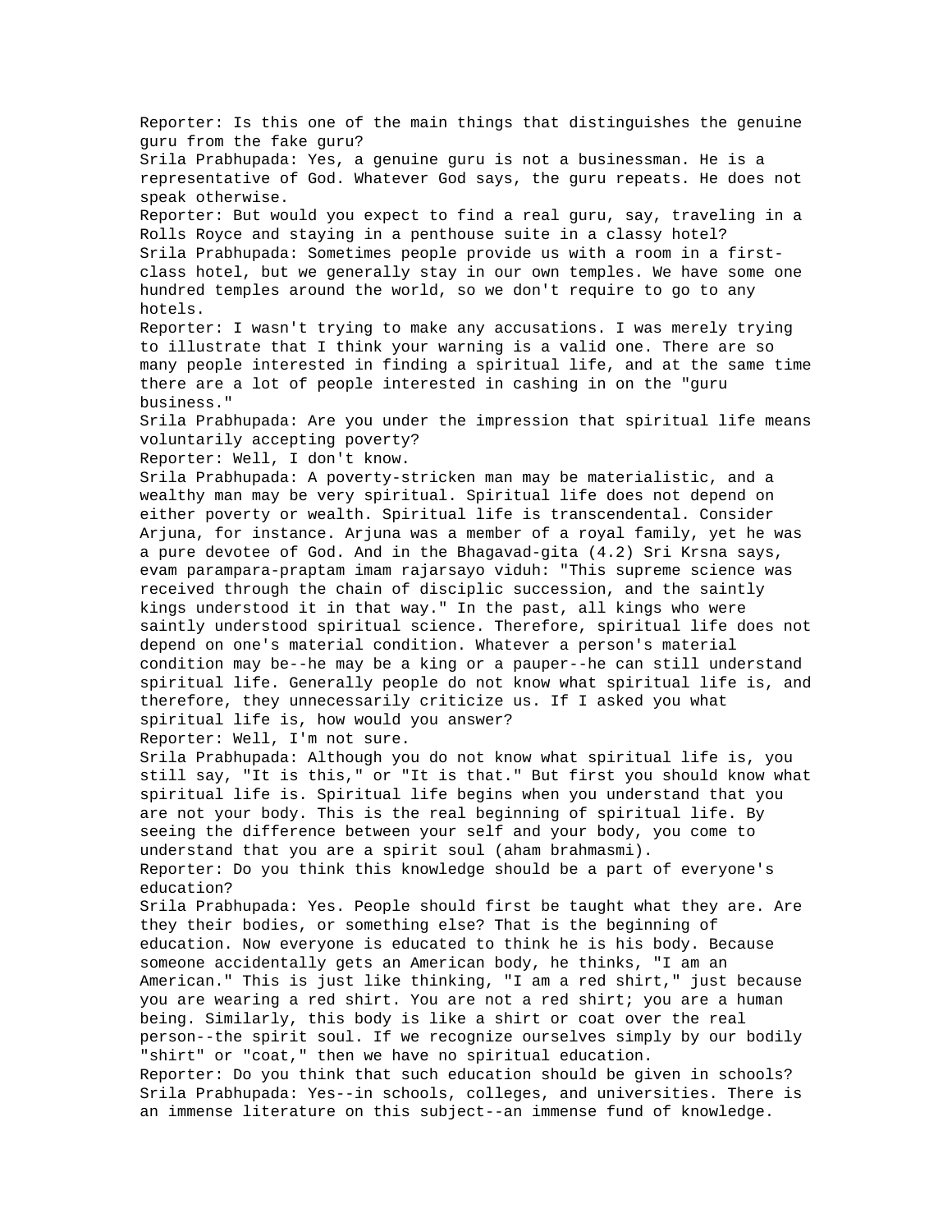Reporter: Is this one of the main things that distinguishes the genuine guru from the fake guru?

Srila Prabhupada: Yes, a genuine guru is not a businessman. He is a representative of God. Whatever God says, the guru repeats. He does not speak otherwise.

Reporter: But would you expect to find a real guru, say, traveling in a Rolls Royce and staying in a penthouse suite in a classy hotel?

Srila Prabhupada: Sometimes people provide us with a room in a first-class hotel, but we generally stay in our own temples. We have some one hundred temples around the world, so we don't require to go to any hotels.

Reporter: I wasn't trying to make any accusations. I was merely trying to illustrate that I think your warning is a valid one. There are so many people interested in finding a spiritual life, and at the same time there are a lot of people interested in cashing in on the "guru business."

Srila Prabhupada: Are you under the impression that spiritual life means voluntarily accepting poverty?

Reporter: Well, I don't know.

Srila Prabhupada: A poverty-stricken man may be materialistic, and a wealthy man may be very spiritual. Spiritual life does not depend on either poverty or wealth. Spiritual life is transcendental. Consider Arjuna, for instance. Arjuna was a member of a royal family, yet he was a pure devotee of God. And in the Bhagavad-gita (4.2) Sri Krsna says, evam parampara-praptam imam rajarsayo viduh: "This supreme science was received through the chain of disciplic succession, and the saintly kings understood it in that way." In the past, all kings who were saintly understood spiritual science. Therefore, spiritual life does not depend on one's material condition. Whatever a person's material condition may be--he may be a king or a pauper--he can still understand spiritual life. Generally people do not know what spiritual life is, and therefore, they unnecessarily criticize us. If I asked you what spiritual life is, how would you answer?

Reporter: Well, I'm not sure.

Srila Prabhupada: Although you do not know what spiritual life is, you still say, "It is this," or "It is that." But first you should know what spiritual life is. Spiritual life begins when you understand that you are not your body. This is the real beginning of spiritual life. By seeing the difference between your self and your body, you come to understand that you are a spirit soul (aham brahmasmi).

Reporter: Do you think this knowledge should be a part of everyone's education?

Srila Prabhupada: Yes. People should first be taught what they are. Are they their bodies, or something else? That is the beginning of education. Now everyone is educated to think he is his body. Because someone accidentally gets an American body, he thinks, "I am an American." This is just like thinking, "I am a red shirt," just because you are wearing a red shirt. You are not a red shirt; you are a human being. Similarly, this body is like a shirt or coat over the real person--the spirit soul. If we recognize ourselves simply by our bodily "shirt" or "coat," then we have no spiritual education.

Reporter: Do you think that such education should be given in schools?

Srila Prabhupada: Yes--in schools, colleges, and universities. There is an immense literature on this subject--an immense fund of knowledge.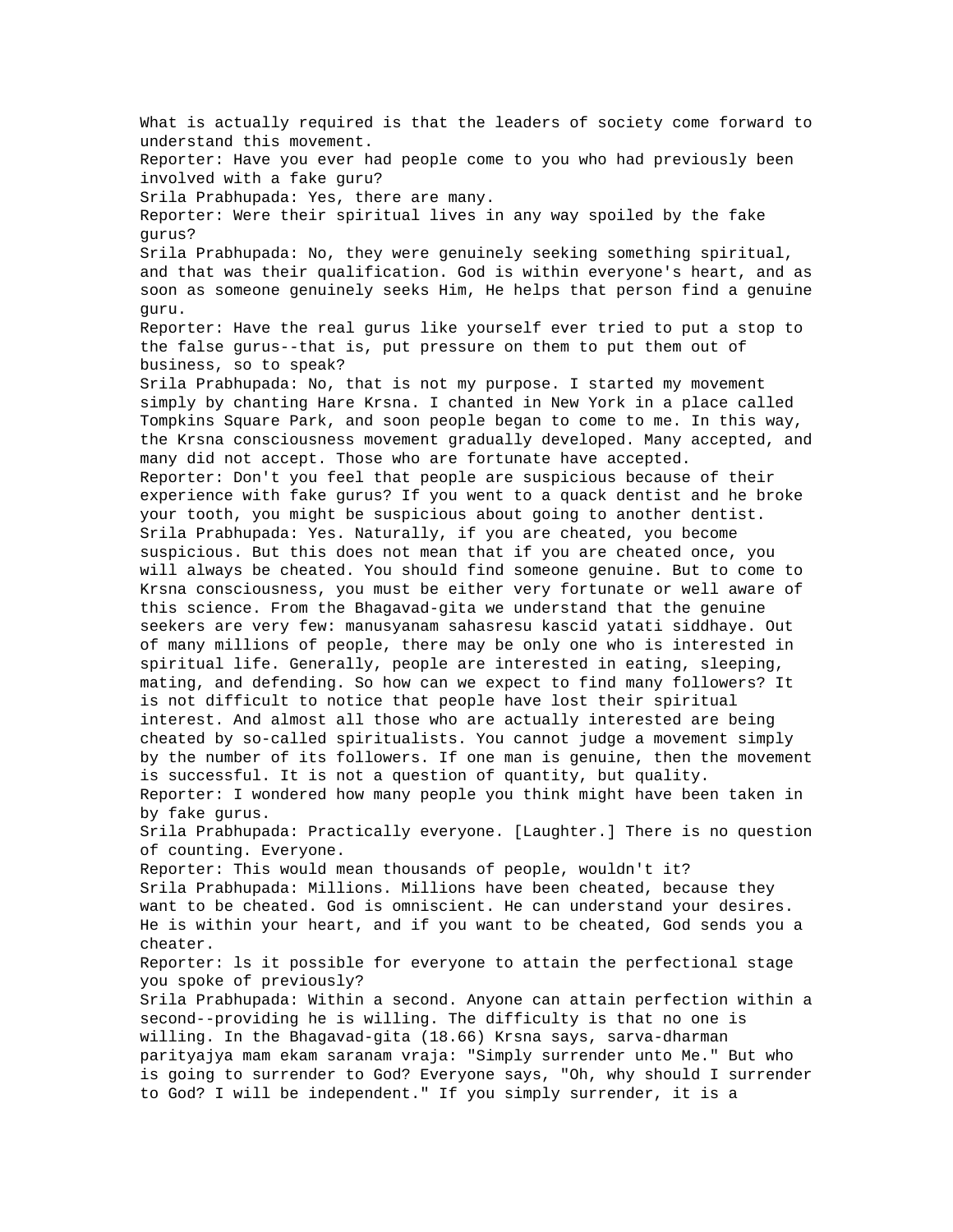What is actually required is that the leaders of society come forward to understand this movement.

Reporter: Have you ever had people come to you who had previously been involved with a fake guru?

Srila Prabhupada: Yes, there are many.

Reporter: Were their spiritual lives in any way spoiled by the fake gurus?

Srila Prabhupada: No, they were genuinely seeking something spiritual, and that was their qualification. God is within everyone's heart, and as soon as someone genuinely seeks Him, He helps that person find a genuine guru.

Reporter: Have the real gurus like yourself ever tried to put a stop to the false gurus--that is, put pressure on them to put them out of business, so to speak?

Srila Prabhupada: No, that is not my purpose. I started my movement simply by chanting Hare Krsna. I chanted in New York in a place called Tompkins Square Park, and soon people began to come to me. In this way, the Krsna consciousness movement gradually developed. Many accepted, and many did not accept. Those who are fortunate have accepted.

Reporter: Don't you feel that people are suspicious because of their experience with fake gurus? If you went to a quack dentist and he broke your tooth, you might be suspicious about going to another dentist.

Srila Prabhupada: Yes. Naturally, if you are cheated, you become suspicious. But this does not mean that if you are cheated once, you will always be cheated. You should find someone genuine. But to come to Krsna consciousness, you must be either very fortunate or well aware of this science. From the Bhagavad-gita we understand that the genuine seekers are very few: manusyanam sahasresu kascid yatati siddhaye. Out of many millions of people, there may be only one who is interested in spiritual life. Generally, people are interested in eating, sleeping, mating, and defending. So how can we expect to find many followers? It is not difficult to notice that people have lost their spiritual interest. And almost all those who are actually interested are being cheated by so-called spiritualists. You cannot judge a movement simply by the number of its followers. If one man is genuine, then the movement is successful. It is not a question of quantity, but quality.

Reporter: I wondered how many people you think might have been taken in by fake gurus.

Srila Prabhupada: Practically everyone. [Laughter.] There is no question of counting. Everyone.

Reporter: This would mean thousands of people, wouldn't it?

Srila Prabhupada: Millions. Millions have been cheated, because they want to be cheated. God is omniscient. He can understand your desires. He is within your heart, and if you want to be cheated, God sends you a cheater.

Reporter: ls it possible for everyone to attain the perfectional stage you spoke of previously?

Srila Prabhupada: Within a second. Anyone can attain perfection within a second--providing he is willing. The difficulty is that no one is willing. In the Bhagavad-gita (18.66) Krsna says, sarva-dharman parityajya mam ekam saranam vraja: "Simply surrender unto Me." But who is going to surrender to God? Everyone says, "Oh, why should I surrender to God? I will be independent." If you simply surrender, it is a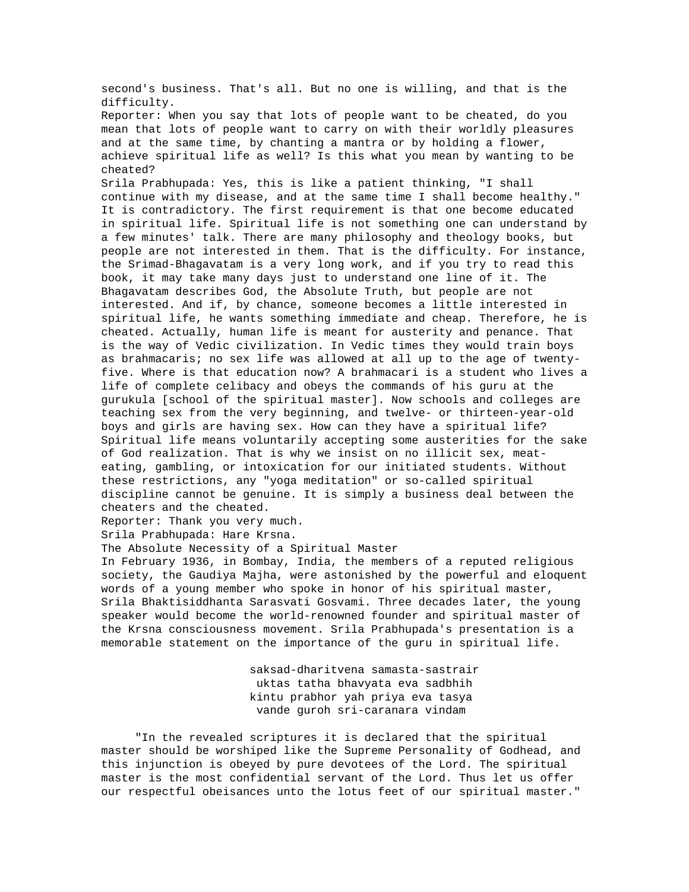second's business. That's all. But no one is willing, and that is the difficulty.

Reporter: When you say that lots of people want to be cheated, do you mean that lots of people want to carry on with their worldly pleasures and at the same time, by chanting a mantra or by holding a flower, achieve spiritual life as well? Is this what you mean by wanting to be cheated?

Srila Prabhupada: Yes, this is like a patient thinking, "I shall continue with my disease, and at the same time I shall become healthy." It is contradictory. The first requirement is that one become educated in spiritual life. Spiritual life is not something one can understand by a few minutes' talk. There are many philosophy and theology books, but people are not interested in them. That is the difficulty. For instance, the Srimad-Bhagavatam is a very long work, and if you try to read this book, it may take many days just to understand one line of it. The Bhagavatam describes God, the Absolute Truth, but people are not interested. And if, by chance, someone becomes a little interested in spiritual life, he wants something immediate and cheap. Therefore, he is cheated. Actually, human life is meant for austerity and penance. That is the way of Vedic civilization. In Vedic times they would train boys as brahmacaris; no sex life was allowed at all up to the age of twenty-five. Where is that education now? A brahmacari is a student who lives a life of complete celibacy and obeys the commands of his guru at the gurukula [school of the spiritual master]. Now schools and colleges are teaching sex from the very beginning, and twelve- or thirteen-year-old boys and girls are having sex. How can they have a spiritual life? Spiritual life means voluntarily accepting some austerities for the sake of God realization. That is why we insist on no illicit sex, meat-eating, gambling, or intoxication for our initiated students. Without these restrictions, any "yoga meditation" or so-called spiritual discipline cannot be genuine. It is simply a business deal between the cheaters and the cheated.

Reporter: Thank you very much.

Srila Prabhupada: Hare Krsna.

## The Absolute Necessity of a Spiritual Master

In February 1936, in Bombay, India, the members of a reputed religious society, the Gaudiya Majha, were astonished by the powerful and eloquent words of a young member who spoke in honor of his spiritual master, Srila Bhaktisiddhanta Sarasvati Gosvami. Three decades later, the young speaker would become the world-renowned founder and spiritual master of the Krsna consciousness movement. Srila Prabhupada's presentation is a memorable statement on the importance of the guru in spiritual life.

> saksad-dharitvena samasta-sastrair
> uktas tatha bhavyata eva sadbhih
> kintu prabhor yah priya eva tasya
> vande guroh sri-caranara vindam

"In the revealed scriptures it is declared that the spiritual master should be worshiped like the Supreme Personality of Godhead, and this injunction is obeyed by pure devotees of the Lord. The spiritual master is the most confidential servant of the Lord. Thus let us offer our respectful obeisances unto the lotus feet of our spiritual master."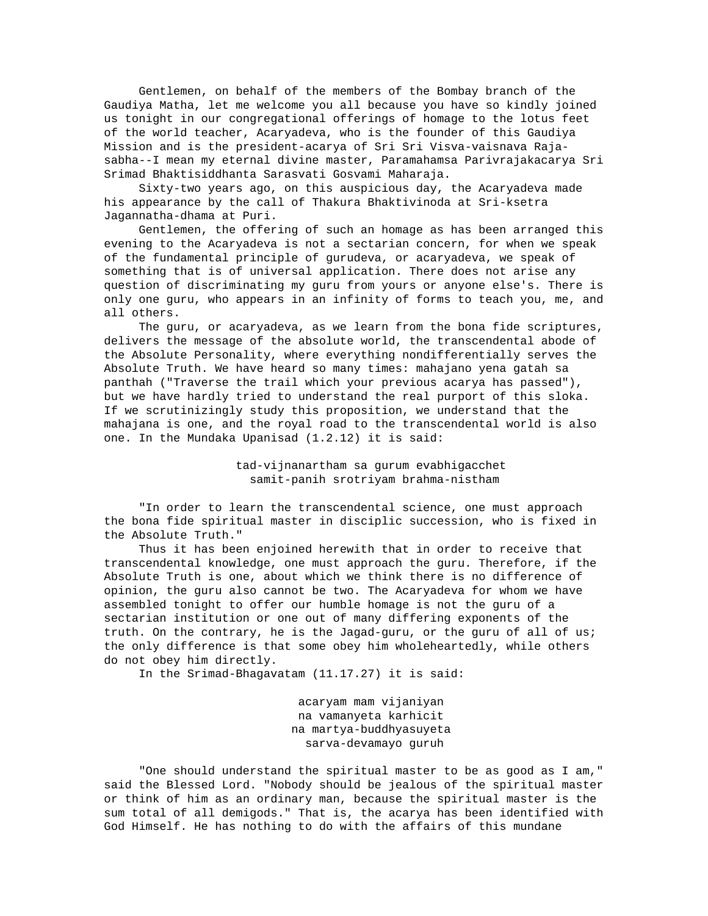Gentlemen, on behalf of the members of the Bombay branch of the Gaudiya Matha, let me welcome you all because you have so kindly joined us tonight in our congregational offerings of homage to the lotus feet of the world teacher, Acaryadeva, who is the founder of this Gaudiya Mission and is the president-acarya of Sri Sri Visva-vaisnava Raja-sabha--I mean my eternal divine master, Paramahamsa Parivrajakacarya Sri Srimad Bhaktisiddhanta Sarasvati Gosvami Maharaja.

Sixty-two years ago, on this auspicious day, the Acaryadeva made his appearance by the call of Thakura Bhaktivinoda at Sri-ksetra Jagannatha-dhama at Puri.

Gentlemen, the offering of such an homage as has been arranged this evening to the Acaryadeva is not a sectarian concern, for when we speak of the fundamental principle of gurudeva, or acaryadeva, we speak of something that is of universal application. There does not arise any question of discriminating my guru from yours or anyone else's. There is only one guru, who appears in an infinity of forms to teach you, me, and all others.

The guru, or acaryadeva, as we learn from the bona fide scriptures, delivers the message of the absolute world, the transcendental abode of the Absolute Personality, where everything nondifferentially serves the Absolute Truth. We have heard so many times: mahajano yena gatah sa panthah ("Traverse the trail which your previous acarya has passed"), but we have hardly tried to understand the real purport of this sloka. If we scrutinizingly study this proposition, we understand that the mahajana is one, and the royal road to the transcendental world is also one. In the Mundaka Upanisad (1.2.12) it is said:

> tad-vijnanartham sa gurum evabhigacchet
> samit-panih srotriyam brahma-nistham

"In order to learn the transcendental science, one must approach the bona fide spiritual master in disciplic succession, who is fixed in the Absolute Truth."

Thus it has been enjoined herewith that in order to receive that transcendental knowledge, one must approach the guru. Therefore, if the Absolute Truth is one, about which we think there is no difference of opinion, the guru also cannot be two. The Acaryadeva for whom we have assembled tonight to offer our humble homage is not the guru of a sectarian institution or one out of many differing exponents of the truth. On the contrary, he is the Jagad-guru, or the guru of all of us; the only difference is that some obey him wholeheartedly, while others do not obey him directly.

In the Srimad-Bhagavatam (11.17.27) it is said:

> acaryam mam vijaniyan
> na vamanyeta karhicit
> na martya-buddhyasuyeta
> sarva-devamayo guruh

"One should understand the spiritual master to be as good as I am," said the Blessed Lord. "Nobody should be jealous of the spiritual master or think of him as an ordinary man, because the spiritual master is the sum total of all demigods." That is, the acarya has been identified with God Himself. He has nothing to do with the affairs of this mundane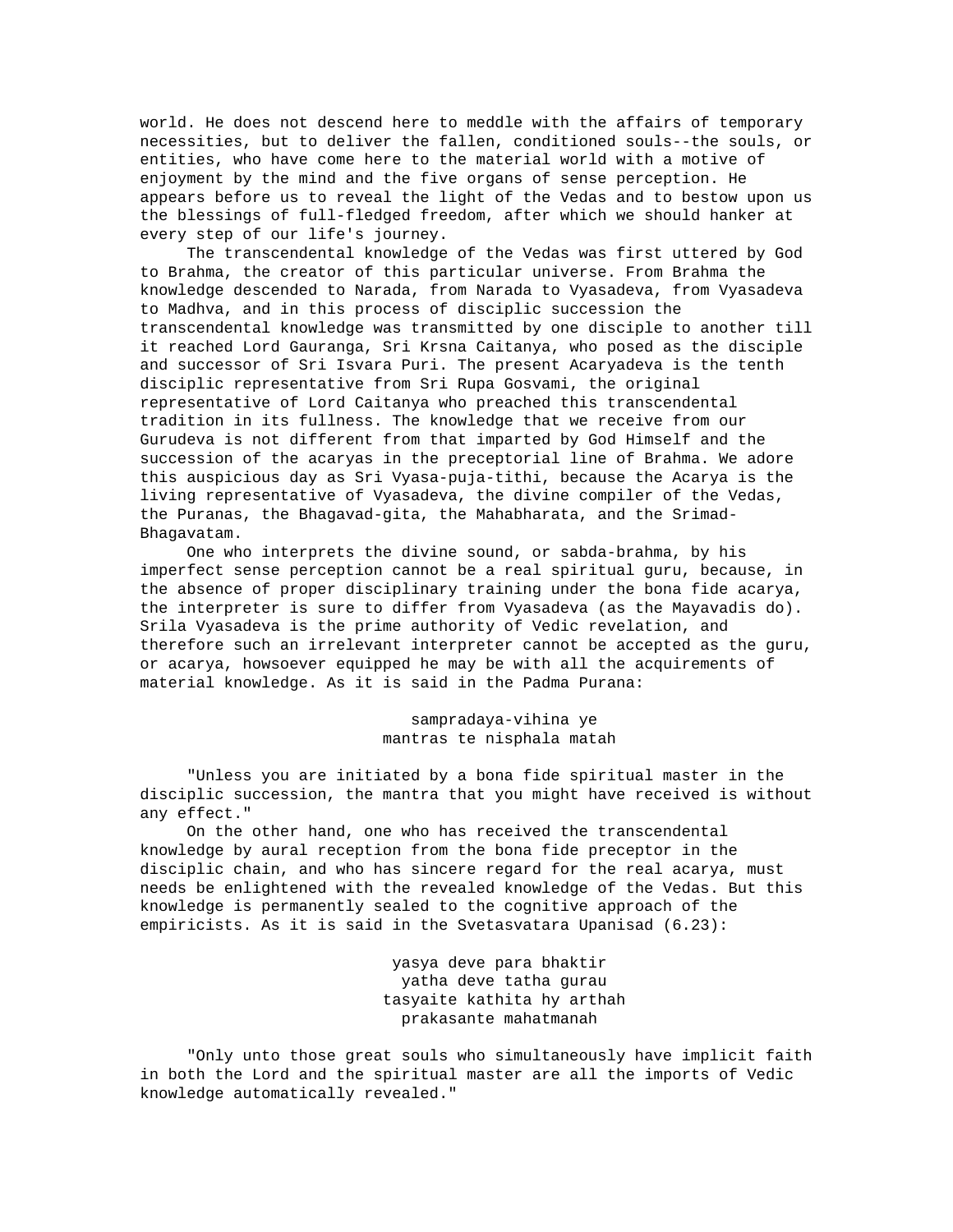world. He does not descend here to meddle with the affairs of temporary necessities, but to deliver the fallen, conditioned souls--the souls, or entities, who have come here to the material world with a motive of enjoyment by the mind and the five organs of sense perception. He appears before us to reveal the light of the Vedas and to bestow upon us the blessings of full-fledged freedom, after which we should hanker at every step of our life's journey.

The transcendental knowledge of the Vedas was first uttered by God to Brahma, the creator of this particular universe. From Brahma the knowledge descended to Narada, from Narada to Vyasadeva, from Vyasadeva to Madhva, and in this process of disciplic succession the transcendental knowledge was transmitted by one disciple to another till it reached Lord Gauranga, Sri Krsna Caitanya, who posed as the disciple and successor of Sri Isvara Puri. The present Acaryadeva is the tenth disciplic representative from Sri Rupa Gosvami, the original representative of Lord Caitanya who preached this transcendental tradition in its fullness. The knowledge that we receive from our Gurudeva is not different from that imparted by God Himself and the succession of the acaryas in the preceptorial line of Brahma. We adore this auspicious day as Sri Vyasa-puja-tithi, because the Acarya is the living representative of Vyasadeva, the divine compiler of the Vedas, the Puranas, the Bhagavad-gita, the Mahabharata, and the Srimad-Bhagavatam.

One who interprets the divine sound, or sabda-brahma, by his imperfect sense perception cannot be a real spiritual guru, because, in the absence of proper disciplinary training under the bona fide acarya, the interpreter is sure to differ from Vyasadeva (as the Mayavadis do). Srila Vyasadeva is the prime authority of Vedic revelation, and therefore such an irrelevant interpreter cannot be accepted as the guru, or acarya, howsoever equipped he may be with all the acquirements of material knowledge. As it is said in the Padma Purana:

> sampradaya-vihina ye
> mantras te nisphala matah

"Unless you are initiated by a bona fide spiritual master in the disciplic succession, the mantra that you might have received is without any effect."

On the other hand, one who has received the transcendental knowledge by aural reception from the bona fide preceptor in the disciplic chain, and who has sincere regard for the real acarya, must needs be enlightened with the revealed knowledge of the Vedas. But this knowledge is permanently sealed to the cognitive approach of the empiricists. As it is said in the Svetasvatara Upanisad (6.23):

> yasya deve para bhaktir
> yatha deve tatha gurau
> tasyaite kathita hy arthah
> prakasante mahatmanah

"Only unto those great souls who simultaneously have implicit faith in both the Lord and the spiritual master are all the imports of Vedic knowledge automatically revealed."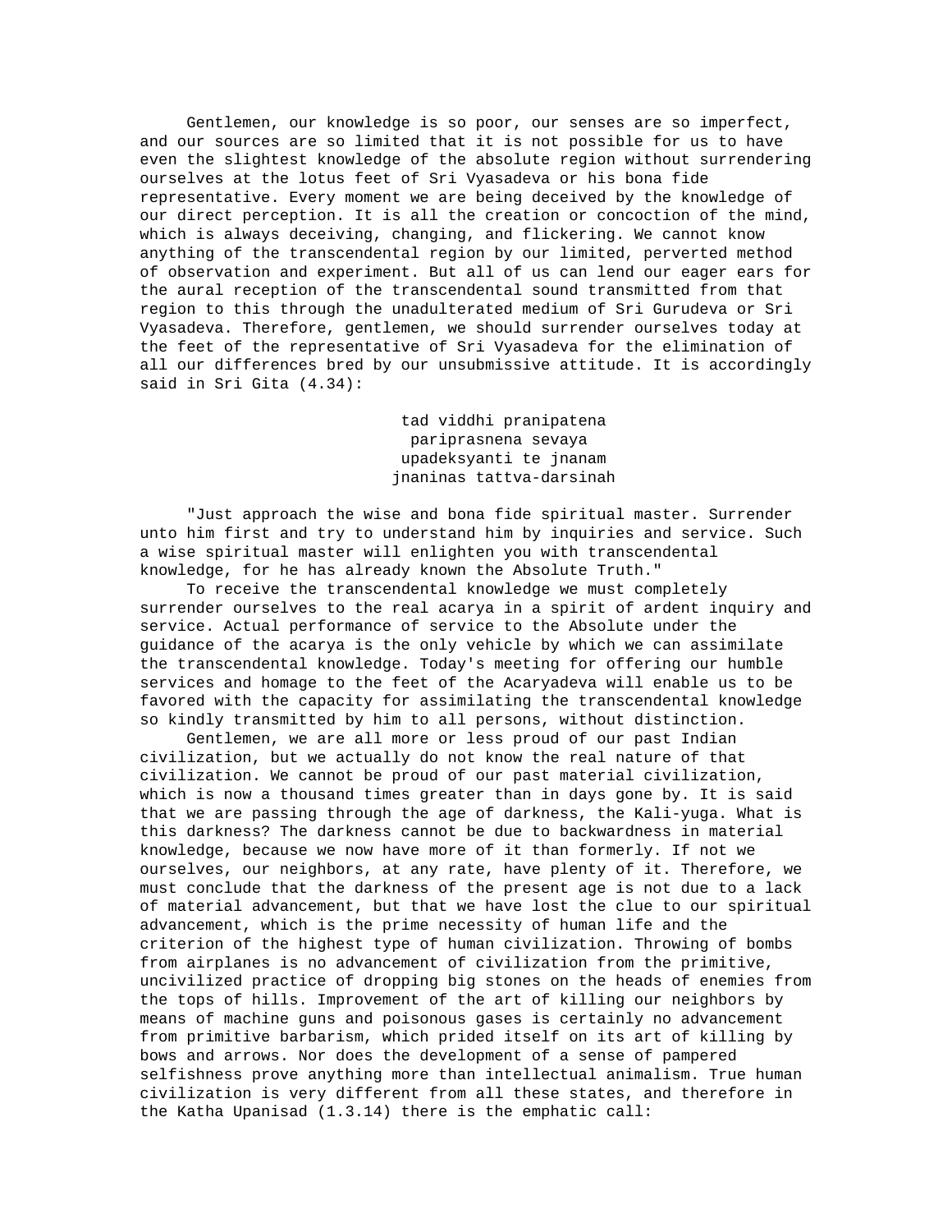Gentlemen, our knowledge is so poor, our senses are so imperfect, and our sources are so limited that it is not possible for us to have even the slightest knowledge of the absolute region without surrendering ourselves at the lotus feet of Sri Vyasadeva or his bona fide representative. Every moment we are being deceived by the knowledge of our direct perception. It is all the creation or concoction of the mind, which is always deceiving, changing, and flickering. We cannot know anything of the transcendental region by our limited, perverted method of observation and experiment. But all of us can lend our eager ears for the aural reception of the transcendental sound transmitted from that region to this through the unadulterated medium of Sri Gurudeva or Sri Vyasadeva. Therefore, gentlemen, we should surrender ourselves today at the feet of the representative of Sri Vyasadeva for the elimination of all our differences bred by our unsubmissive attitude. It is accordingly said in Sri Gita (4.34):

tad viddhi pranipatena  
pariprasnena sevaya  
upadeksyanti te jnanam  
jnaninas tattva-darsinah

"Just approach the wise and bona fide spiritual master. Surrender unto him first and try to understand him by inquiries and service. Such a wise spiritual master will enlighten you with transcendental knowledge, for he has already known the Absolute Truth."

To receive the transcendental knowledge we must completely surrender ourselves to the real acarya in a spirit of ardent inquiry and service. Actual performance of service to the Absolute under the guidance of the acarya is the only vehicle by which we can assimilate the transcendental knowledge. Today's meeting for offering our humble services and homage to the feet of the Acaryadeva will enable us to be favored with the capacity for assimilating the transcendental knowledge so kindly transmitted by him to all persons, without distinction.

Gentlemen, we are all more or less proud of our past Indian civilization, but we actually do not know the real nature of that civilization. We cannot be proud of our past material civilization, which is now a thousand times greater than in days gone by. It is said that we are passing through the age of darkness, the Kali-yuga. What is this darkness? The darkness cannot be due to backwardness in material knowledge, because we now have more of it than formerly. If not we ourselves, our neighbors, at any rate, have plenty of it. Therefore, we must conclude that the darkness of the present age is not due to a lack of material advancement, but that we have lost the clue to our spiritual advancement, which is the prime necessity of human life and the criterion of the highest type of human civilization. Throwing of bombs from airplanes is no advancement of civilization from the primitive, uncivilized practice of dropping big stones on the heads of enemies from the tops of hills. Improvement of the art of killing our neighbors by means of machine guns and poisonous gases is certainly no advancement from primitive barbarism, which prided itself on its art of killing by bows and arrows. Nor does the development of a sense of pampered selfishness prove anything more than intellectual animalism. True human civilization is very different from all these states, and therefore in the Katha Upanisad (1.3.14) there is the emphatic call: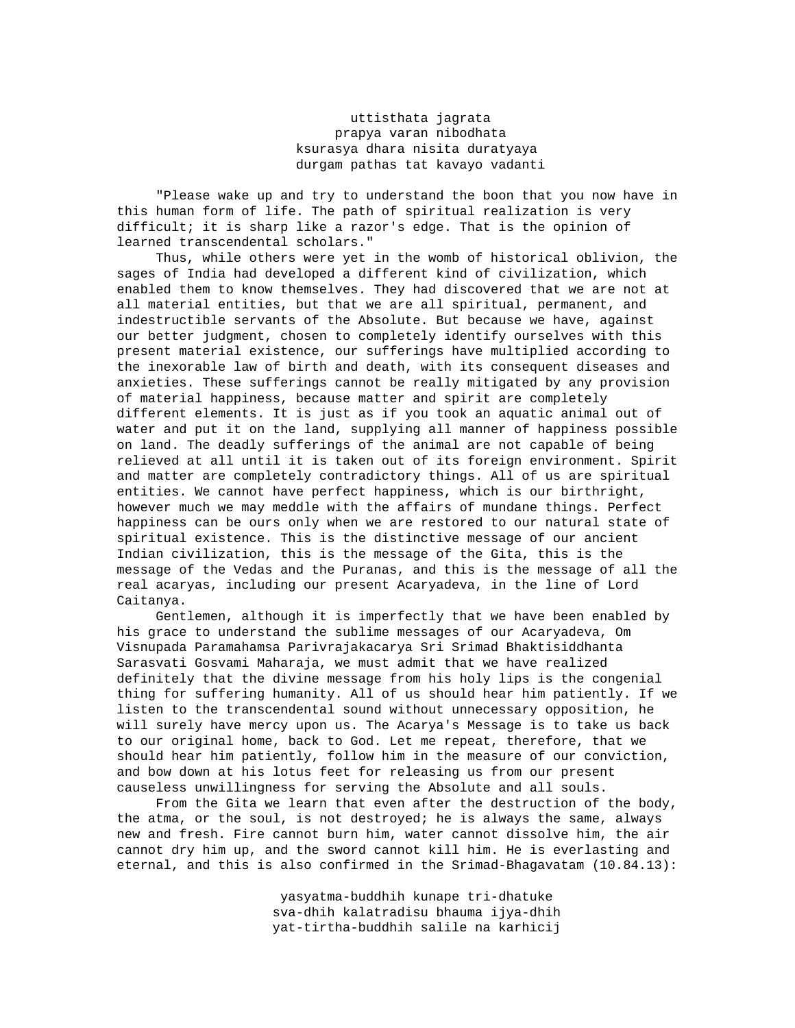uttisthata jagrata
prapya varan nibodhata
ksurasya dhara nisita duratyaya
durgam pathas tat kavayo vadanti

"Please wake up and try to understand the boon that you now have in this human form of life. The path of spiritual realization is very difficult; it is sharp like a razor's edge. That is the opinion of learned transcendental scholars."

Thus, while others were yet in the womb of historical oblivion, the sages of India had developed a different kind of civilization, which enabled them to know themselves. They had discovered that we are not at all material entities, but that we are all spiritual, permanent, and indestructible servants of the Absolute. But because we have, against our better judgment, chosen to completely identify ourselves with this present material existence, our sufferings have multiplied according to the inexorable law of birth and death, with its consequent diseases and anxieties. These sufferings cannot be really mitigated by any provision of material happiness, because matter and spirit are completely different elements. It is just as if you took an aquatic animal out of water and put it on the land, supplying all manner of happiness possible on land. The deadly sufferings of the animal are not capable of being relieved at all until it is taken out of its foreign environment. Spirit and matter are completely contradictory things. All of us are spiritual entities. We cannot have perfect happiness, which is our birthright, however much we may meddle with the affairs of mundane things. Perfect happiness can be ours only when we are restored to our natural state of spiritual existence. This is the distinctive message of our ancient Indian civilization, this is the message of the Gita, this is the message of the Vedas and the Puranas, and this is the message of all the real acaryas, including our present Acaryadeva, in the line of Lord Caitanya.

Gentlemen, although it is imperfectly that we have been enabled by his grace to understand the sublime messages of our Acaryadeva, Om Visnupada Paramahamsa Parivrajakacarya Sri Srimad Bhaktisiddhanta Sarasvati Gosvami Maharaja, we must admit that we have realized definitely that the divine message from his holy lips is the congenial thing for suffering humanity. All of us should hear him patiently. If we listen to the transcendental sound without unnecessary opposition, he will surely have mercy upon us. The Acarya's Message is to take us back to our original home, back to God. Let me repeat, therefore, that we should hear him patiently, follow him in the measure of our conviction, and bow down at his lotus feet for releasing us from our present causeless unwillingness for serving the Absolute and all souls.

From the Gita we learn that even after the destruction of the body, the atma, or the soul, is not destroyed; he is always the same, always new and fresh. Fire cannot burn him, water cannot dissolve him, the air cannot dry him up, and the sword cannot kill him. He is everlasting and eternal, and this is also confirmed in the Srimad-Bhagavatam (10.84.13):

yasyatma-buddhih kunape tri-dhatuke
sva-dhih kalatradisu bhauma ijya-dhih
yat-tirtha-buddhih salile na karhicij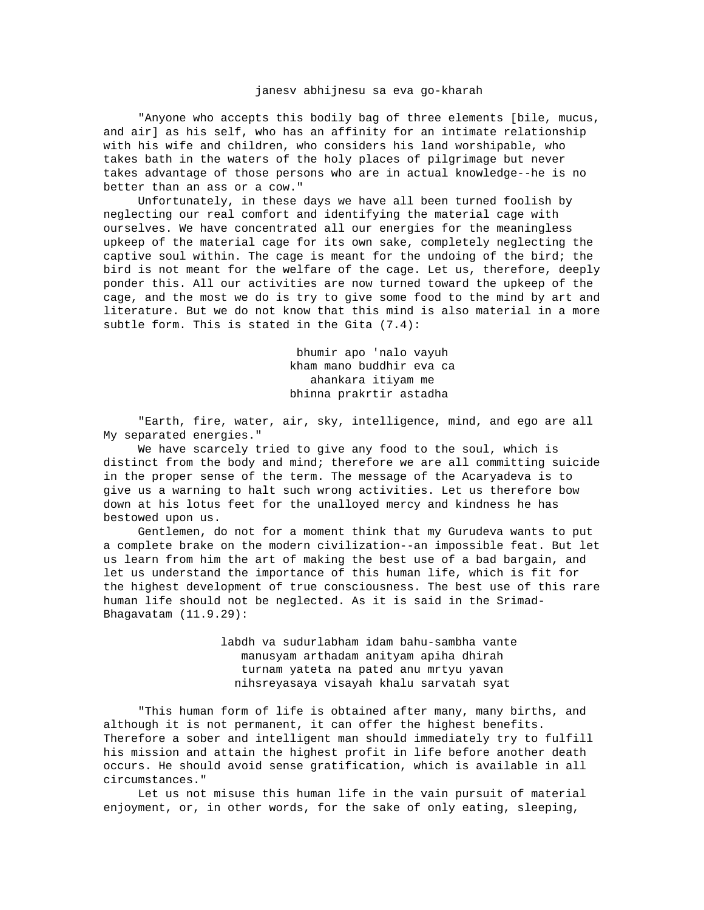janesv abhijnesu sa eva go-kharah

"Anyone who accepts this bodily bag of three elements [bile, mucus, and air] as his self, who has an affinity for an intimate relationship with his wife and children, who considers his land worshipable, who takes bath in the waters of the holy places of pilgrimage but never takes advantage of those persons who are in actual knowledge--he is no better than an ass or a cow."

Unfortunately, in these days we have all been turned foolish by neglecting our real comfort and identifying the material cage with ourselves. We have concentrated all our energies for the meaningless upkeep of the material cage for its own sake, completely neglecting the captive soul within. The cage is meant for the undoing of the bird; the bird is not meant for the welfare of the cage. Let us, therefore, deeply ponder this. All our activities are now turned toward the upkeep of the cage, and the most we do is try to give some food to the mind by art and literature. But we do not know that this mind is also material in a more subtle form. This is stated in the Gita (7.4):

bhumir apo 'nalo vayuh
kham mano buddhir eva ca
ahankara itiyam me
bhinna prakrtir astadha

"Earth, fire, water, air, sky, intelligence, mind, and ego are all My separated energies."

We have scarcely tried to give any food to the soul, which is distinct from the body and mind; therefore we are all committing suicide in the proper sense of the term. The message of the Acaryadeva is to give us a warning to halt such wrong activities. Let us therefore bow down at his lotus feet for the unalloyed mercy and kindness he has bestowed upon us.

Gentlemen, do not for a moment think that my Gurudeva wants to put a complete brake on the modern civilization--an impossible feat. But let us learn from him the art of making the best use of a bad bargain, and let us understand the importance of this human life, which is fit for the highest development of true consciousness. The best use of this rare human life should not be neglected. As it is said in the Srimad-Bhagavatam (11.9.29):

labdh va sudurlabham idam bahu-sambha vante
manusyam arthadam anityam apiha dhirah
turnam yateta na pated anu mrtyu yavan
nihsreyasaya visayah khalu sarvatah syat

"This human form of life is obtained after many, many births, and although it is not permanent, it can offer the highest benefits. Therefore a sober and intelligent man should immediately try to fulfill his mission and attain the highest profit in life before another death occurs. He should avoid sense gratification, which is available in all circumstances."

Let us not misuse this human life in the vain pursuit of material enjoyment, or, in other words, for the sake of only eating, sleeping,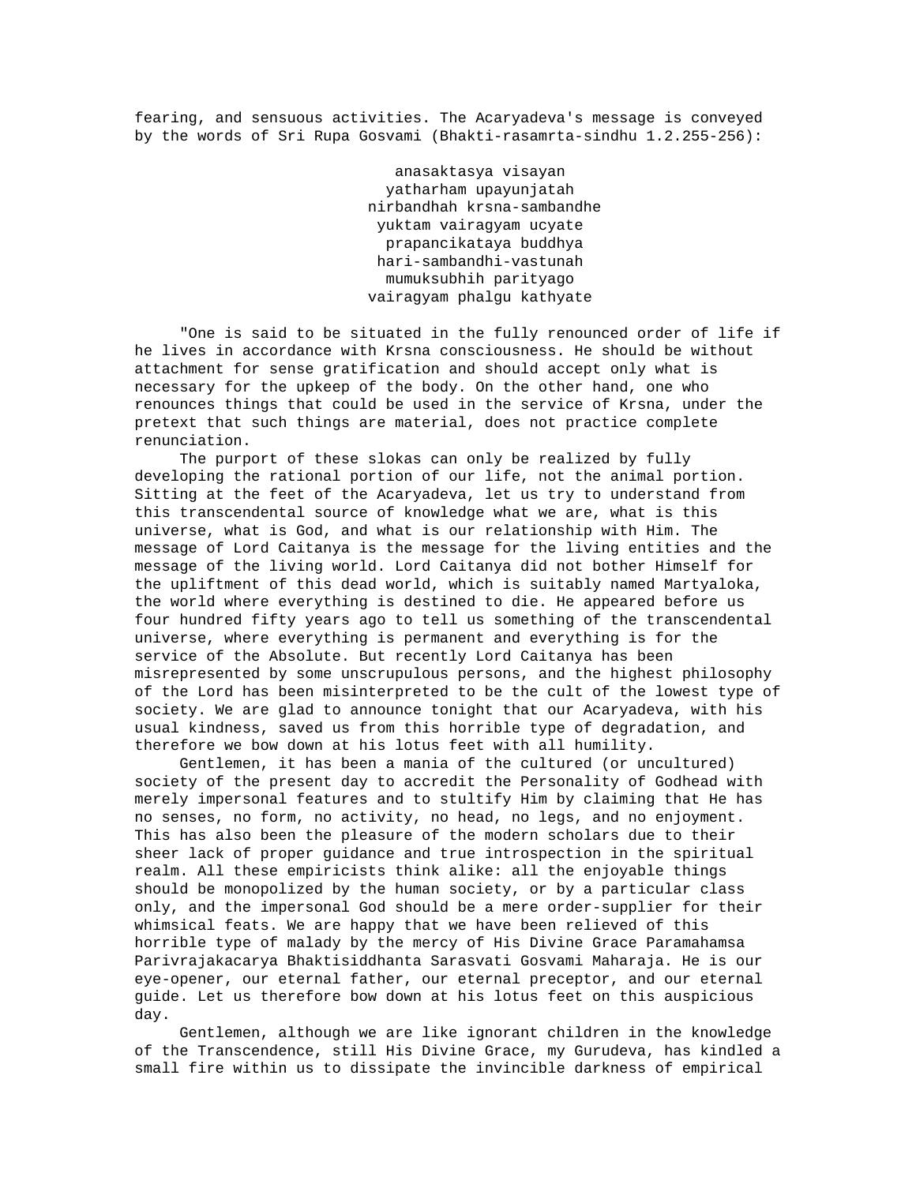fearing, and sensuous activities. The Acaryadeva's message is conveyed by the words of Sri Rupa Gosvami (Bhakti-rasamrta-sindhu 1.2.255-256):

> anasaktasya visayan
> yatharham upayunjatah
> nirbandhah krsna-sambandhe
> yuktam vairagyam ucyate
> prapancikataya buddhya
> hari-sambandhi-vastunah
> mumuksubhih parityago
> vairagyam phalgu kathyate

"One is said to be situated in the fully renounced order of life if he lives in accordance with Krsna consciousness. He should be without attachment for sense gratification and should accept only what is necessary for the upkeep of the body. On the other hand, one who renounces things that could be used in the service of Krsna, under the pretext that such things are material, does not practice complete renunciation.

The purport of these slokas can only be realized by fully developing the rational portion of our life, not the animal portion. Sitting at the feet of the Acaryadeva, let us try to understand from this transcendental source of knowledge what we are, what is this universe, what is God, and what is our relationship with Him. The message of Lord Caitanya is the message for the living entities and the message of the living world. Lord Caitanya did not bother Himself for the upliftment of this dead world, which is suitably named Martyaloka, the world where everything is destined to die. He appeared before us four hundred fifty years ago to tell us something of the transcendental universe, where everything is permanent and everything is for the service of the Absolute. But recently Lord Caitanya has been misrepresented by some unscrupulous persons, and the highest philosophy of the Lord has been misinterpreted to be the cult of the lowest type of society. We are glad to announce tonight that our Acaryadeva, with his usual kindness, saved us from this horrible type of degradation, and therefore we bow down at his lotus feet with all humility.

Gentlemen, it has been a mania of the cultured (or uncultured) society of the present day to accredit the Personality of Godhead with merely impersonal features and to stultify Him by claiming that He has no senses, no form, no activity, no head, no legs, and no enjoyment. This has also been the pleasure of the modern scholars due to their sheer lack of proper guidance and true introspection in the spiritual realm. All these empiricists think alike: all the enjoyable things should be monopolized by the human society, or by a particular class only, and the impersonal God should be a mere order-supplier for their whimsical feats. We are happy that we have been relieved of this horrible type of malady by the mercy of His Divine Grace Paramahamsa Parivrajakacarya Bhaktisiddhanta Sarasvati Gosvami Maharaja. He is our eye-opener, our eternal father, our eternal preceptor, and our eternal guide. Let us therefore bow down at his lotus feet on this auspicious day.

Gentlemen, although we are like ignorant children in the knowledge of the Transcendence, still His Divine Grace, my Gurudeva, has kindled a small fire within us to dissipate the invincible darkness of empirical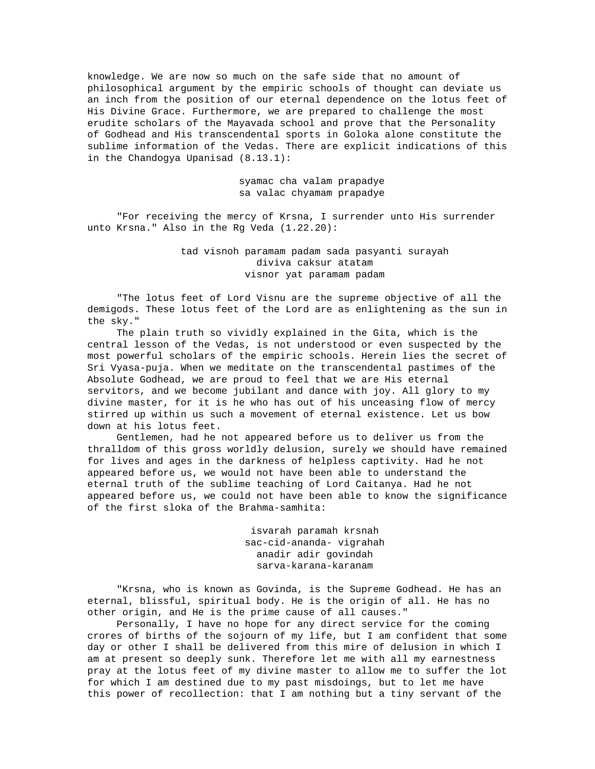knowledge. We are now so much on the safe side that no amount of philosophical argument by the empiric schools of thought can deviate us an inch from the position of our eternal dependence on the lotus feet of His Divine Grace. Furthermore, we are prepared to challenge the most erudite scholars of the Mayavada school and prove that the Personality of Godhead and His transcendental sports in Goloka alone constitute the sublime information of the Vedas. There are explicit indications of this in the Chandogya Upanisad (8.13.1):

> syamac cha valam prapadye
> sa valac chyamam prapadye

"For receiving the mercy of Krsna, I surrender unto His surrender unto Krsna." Also in the Rg Veda (1.22.20):

> tad visnoh paramam padam sada pasyanti surayah
> diviva caksur atatam
> visnor yat paramam padam

"The lotus feet of Lord Visnu are the supreme objective of all the demigods. These lotus feet of the Lord are as enlightening as the sun in the sky."

The plain truth so vividly explained in the Gita, which is the central lesson of the Vedas, is not understood or even suspected by the most powerful scholars of the empiric schools. Herein lies the secret of Sri Vyasa-puja. When we meditate on the transcendental pastimes of the Absolute Godhead, we are proud to feel that we are His eternal servitors, and we become jubilant and dance with joy. All glory to my divine master, for it is he who has out of his unceasing flow of mercy stirred up within us such a movement of eternal existence. Let us bow down at his lotus feet.

Gentlemen, had he not appeared before us to deliver us from the thralldom of this gross worldly delusion, surely we should have remained for lives and ages in the darkness of helpless captivity. Had he not appeared before us, we would not have been able to understand the eternal truth of the sublime teaching of Lord Caitanya. Had he not appeared before us, we could not have been able to know the significance of the first sloka of the Brahma-samhita:

> isvarah paramah krsnah
> sac-cid-ananda- vigrahah
> anadir adir govindah
> sarva-karana-karanam

"Krsna, who is known as Govinda, is the Supreme Godhead. He has an eternal, blissful, spiritual body. He is the origin of all. He has no other origin, and He is the prime cause of all causes."

Personally, I have no hope for any direct service for the coming crores of births of the sojourn of my life, but I am confident that some day or other I shall be delivered from this mire of delusion in which I am at present so deeply sunk. Therefore let me with all my earnestness pray at the lotus feet of my divine master to allow me to suffer the lot for which I am destined due to my past misdoings, but to let me have this power of recollection: that I am nothing but a tiny servant of the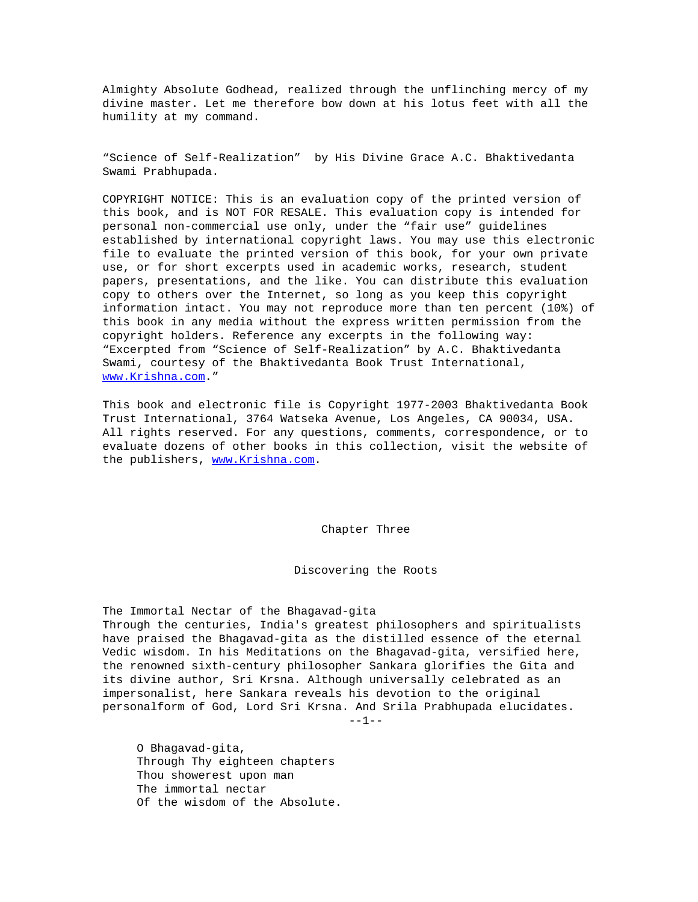Almighty Absolute Godhead, realized through the unflinching mercy of my divine master. Let me therefore bow down at his lotus feet with all the humility at my command.

"Science of Self-Realization" by His Divine Grace A.C. Bhaktivedanta Swami Prabhupada.

COPYRIGHT NOTICE: This is an evaluation copy of the printed version of this book, and is NOT FOR RESALE. This evaluation copy is intended for personal non-commercial use only, under the "fair use" guidelines established by international copyright laws. You may use this electronic file to evaluate the printed version of this book, for your own private use, or for short excerpts used in academic works, research, student papers, presentations, and the like. You can distribute this evaluation copy to others over the Internet, so long as you keep this copyright information intact. You may not reproduce more than ten percent (10%) of this book in any media without the express written permission from the copyright holders. Reference any excerpts in the following way: "Excerpted from "Science of Self-Realization" by A.C. Bhaktivedanta Swami, courtesy of the Bhaktivedanta Book Trust International, www.Krishna.com."

This book and electronic file is Copyright 1977-2003 Bhaktivedanta Book Trust International, 3764 Watseka Avenue, Los Angeles, CA 90034, USA. All rights reserved. For any questions, comments, correspondence, or to evaluate dozens of other books in this collection, visit the website of the publishers, www.Krishna.com.

# Chapter Three

## Discovering the Roots

### The Immortal Nectar of the Bhagavad-gita

Through the centuries, India's greatest philosophers and spiritualists have praised the Bhagavad-gita as the distilled essence of the eternal Vedic wisdom. In his Meditations on the Bhagavad-gita, versified here, the renowned sixth-century philosopher Sankara glorifies the Gita and its divine author, Sri Krsna. Although universally celebrated as an impersonalist, here Sankara reveals his devotion to the original personalform of God, Lord Sri Krsna. And Srila Prabhupada elucidates.

--1--

O Bhagavad-gita,  
Through Thy eighteen chapters  
Thou showerest upon man  
The immortal nectar  
Of the wisdom of the Absolute.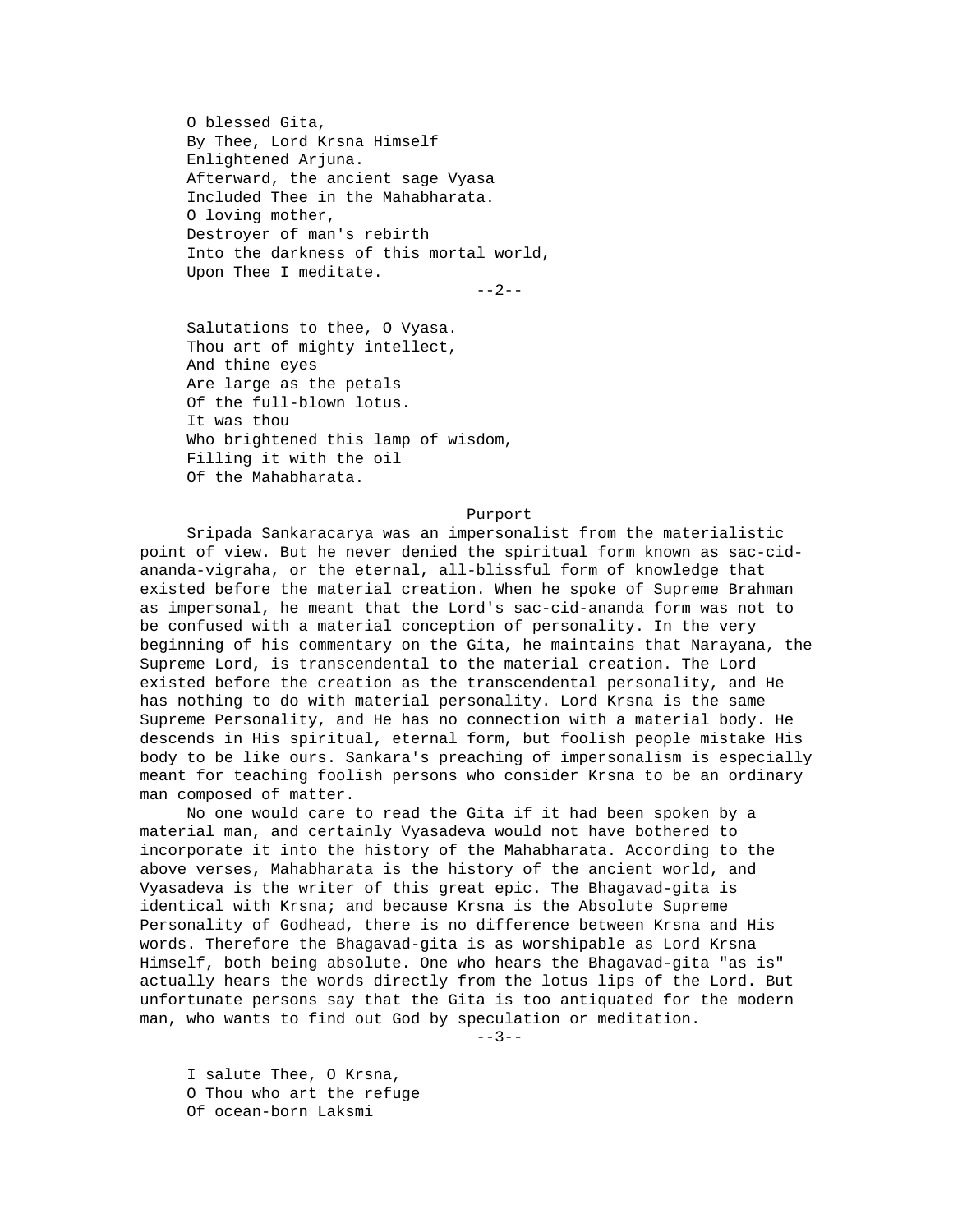O blessed Gita,  
By Thee, Lord Krsna Himself  
Enlightened Arjuna.  
Afterward, the ancient sage Vyasa  
Included Thee in the Mahabharata.  
O loving mother,  
Destroyer of man's rebirth  
Into the darkness of this mortal world,  
Upon Thee I meditate.

--2--

Salutations to thee, O Vyasa.  
Thou art of mighty intellect,  
And thine eyes  
Are large as the petals  
Of the full-blown lotus.  
It was thou  
Who brightened this lamp of wisdom,  
Filling it with the oil  
Of the Mahabharata.

Purport

Sripada Sankaracarya was an impersonalist from the materialistic point of view. But he never denied the spiritual form known as sac-cid-ananda-vigraha, or the eternal, all-blissful form of knowledge that existed before the material creation. When he spoke of Supreme Brahman as impersonal, he meant that the Lord's sac-cid-ananda form was not to be confused with a material conception of personality. In the very beginning of his commentary on the Gita, he maintains that Narayana, the Supreme Lord, is transcendental to the material creation. The Lord existed before the creation as the transcendental personality, and He has nothing to do with material personality. Lord Krsna is the same Supreme Personality, and He has no connection with a material body. He descends in His spiritual, eternal form, but foolish people mistake His body to be like ours. Sankara's preaching of impersonalism is especially meant for teaching foolish persons who consider Krsna to be an ordinary man composed of matter.

No one would care to read the Gita if it had been spoken by a material man, and certainly Vyasadeva would not have bothered to incorporate it into the history of the Mahabharata. According to the above verses, Mahabharata is the history of the ancient world, and Vyasadeva is the writer of this great epic. The Bhagavad-gita is identical with Krsna; and because Krsna is the Absolute Supreme Personality of Godhead, there is no difference between Krsna and His words. Therefore the Bhagavad-gita is as worshipable as Lord Krsna Himself, both being absolute. One who hears the Bhagavad-gita "as is" actually hears the words directly from the lotus lips of the Lord. But unfortunate persons say that the Gita is too antiquated for the modern man, who wants to find out God by speculation or meditation.

--3--

I salute Thee, O Krsna,  
O Thou who art the refuge  
Of ocean-born Laksmi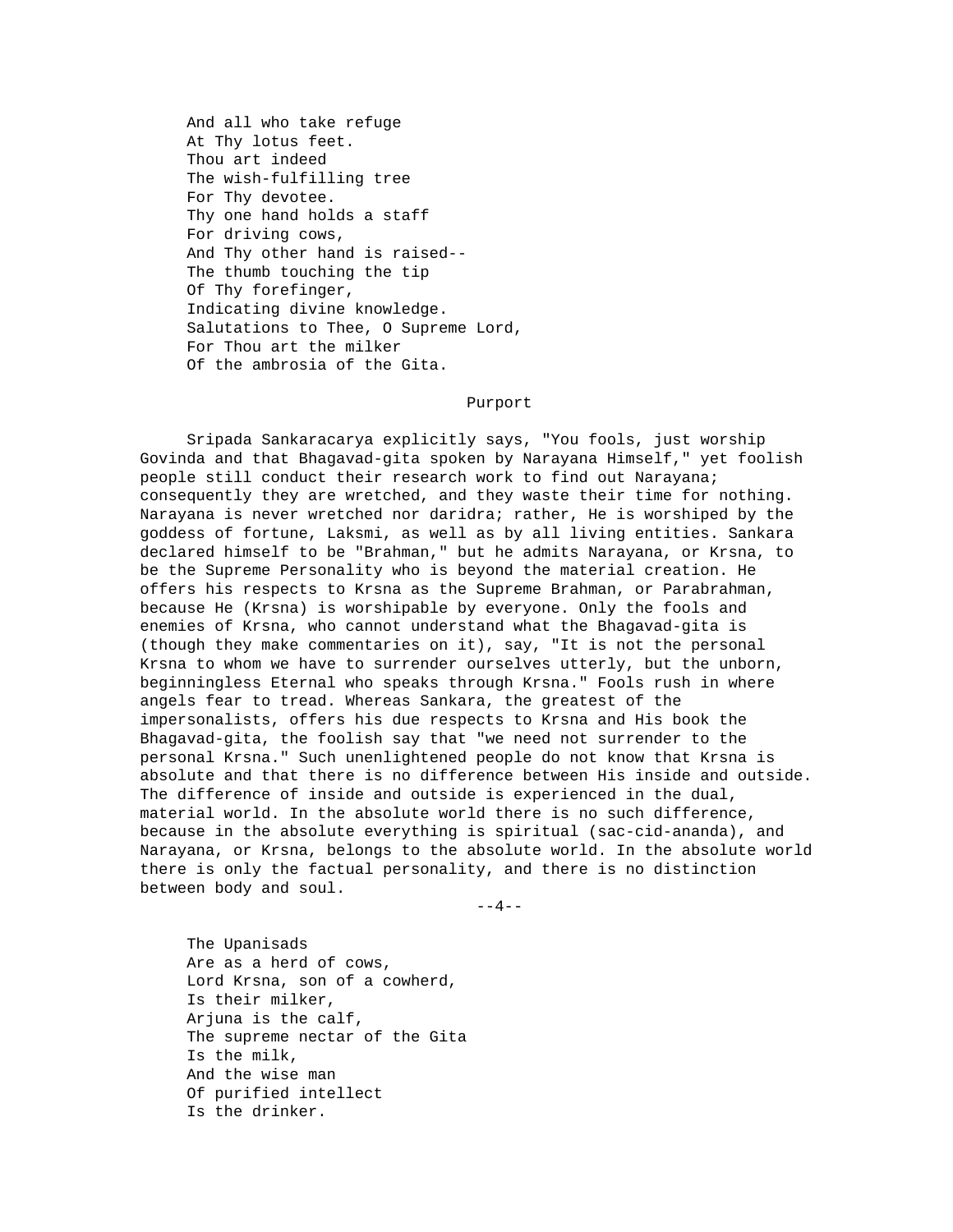And all who take refuge  
At Thy lotus feet.  
Thou art indeed  
The wish-fulfilling tree  
For Thy devotee.  
Thy one hand holds a staff  
For driving cows,  
And Thy other hand is raised--  
The thumb touching the tip  
Of Thy forefinger,  
Indicating divine knowledge.  
Salutations to Thee, O Supreme Lord,  
For Thou art the milker  
Of the ambrosia of the Gita.

### Purport

Sripada Sankaracarya explicitly says, "You fools, just worship Govinda and that Bhagavad-gita spoken by Narayana Himself," yet foolish people still conduct their research work to find out Narayana; consequently they are wretched, and they waste their time for nothing. Narayana is never wretched nor daridra; rather, He is worshiped by the goddess of fortune, Laksmi, as well as by all living entities. Sankara declared himself to be "Brahman," but he admits Narayana, or Krsna, to be the Supreme Personality who is beyond the material creation. He offers his respects to Krsna as the Supreme Brahman, or Parabrahman, because He (Krsna) is worshipable by everyone. Only the fools and enemies of Krsna, who cannot understand what the Bhagavad-gita is (though they make commentaries on it), say, "It is not the personal Krsna to whom we have to surrender ourselves utterly, but the unborn, beginningless Eternal who speaks through Krsna." Fools rush in where angels fear to tread. Whereas Sankara, the greatest of the impersonalists, offers his due respects to Krsna and His book the Bhagavad-gita, the foolish say that "we need not surrender to the personal Krsna." Such unenlightened people do not know that Krsna is absolute and that there is no difference between His inside and outside. The difference of inside and outside is experienced in the dual, material world. In the absolute world there is no such difference, because in the absolute everything is spiritual (sac-cid-ananda), and Narayana, or Krsna, belongs to the absolute world. In the absolute world there is only the factual personality, and there is no distinction between body and soul.

--4--

The Upanisads  
Are as a herd of cows,  
Lord Krsna, son of a cowherd,  
Is their milker,  
Arjuna is the calf,  
The supreme nectar of the Gita  
Is the milk,  
And the wise man  
Of purified intellect  
Is the drinker.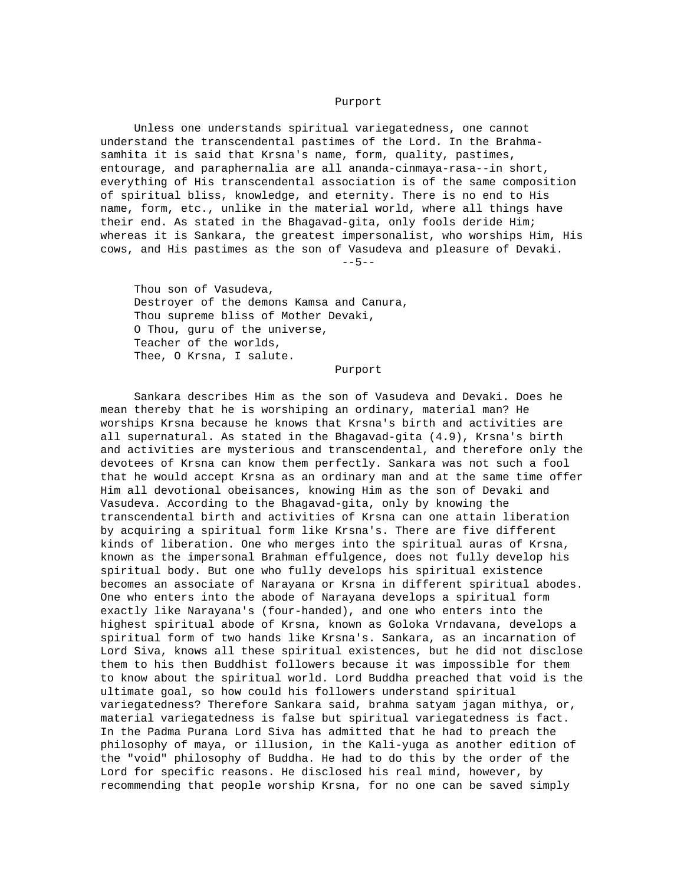Purport

Unless one understands spiritual variegatedness, one cannot understand the transcendental pastimes of the Lord. In the Brahma-samhita it is said that Krsna's name, form, quality, pastimes, entourage, and paraphernalia are all ananda-cinmaya-rasa--in short, everything of His transcendental association is of the same composition of spiritual bliss, knowledge, and eternity. There is no end to His name, form, etc., unlike in the material world, where all things have their end. As stated in the Bhagavad-gita, only fools deride Him; whereas it is Sankara, the greatest impersonalist, who worships Him, His cows, and His pastimes as the son of Vasudeva and pleasure of Devaki.

--5--

Thou son of Vasudeva,
Destroyer of the demons Kamsa and Canura,
Thou supreme bliss of Mother Devaki,
O Thou, guru of the universe,
Teacher of the worlds,
Thee, O Krsna, I salute.

Purport

Sankara describes Him as the son of Vasudeva and Devaki. Does he mean thereby that he is worshiping an ordinary, material man? He worships Krsna because he knows that Krsna's birth and activities are all supernatural. As stated in the Bhagavad-gita (4.9), Krsna's birth and activities are mysterious and transcendental, and therefore only the devotees of Krsna can know them perfectly. Sankara was not such a fool that he would accept Krsna as an ordinary man and at the same time offer Him all devotional obeisances, knowing Him as the son of Devaki and Vasudeva. According to the Bhagavad-gita, only by knowing the transcendental birth and activities of Krsna can one attain liberation by acquiring a spiritual form like Krsna's. There are five different kinds of liberation. One who merges into the spiritual auras of Krsna, known as the impersonal Brahman effulgence, does not fully develop his spiritual body. But one who fully develops his spiritual existence becomes an associate of Narayana or Krsna in different spiritual abodes. One who enters into the abode of Narayana develops a spiritual form exactly like Narayana's (four-handed), and one who enters into the highest spiritual abode of Krsna, known as Goloka Vrndavana, develops a spiritual form of two hands like Krsna's. Sankara, as an incarnation of Lord Siva, knows all these spiritual existences, but he did not disclose them to his then Buddhist followers because it was impossible for them to know about the spiritual world. Lord Buddha preached that void is the ultimate goal, so how could his followers understand spiritual variegatedness? Therefore Sankara said, brahma satyam jagan mithya, or, material variegatedness is false but spiritual variegatedness is fact. In the Padma Purana Lord Siva has admitted that he had to preach the philosophy of maya, or illusion, in the Kali-yuga as another edition of the "void" philosophy of Buddha. He had to do this by the order of the Lord for specific reasons. He disclosed his real mind, however, by recommending that people worship Krsna, for no one can be saved simply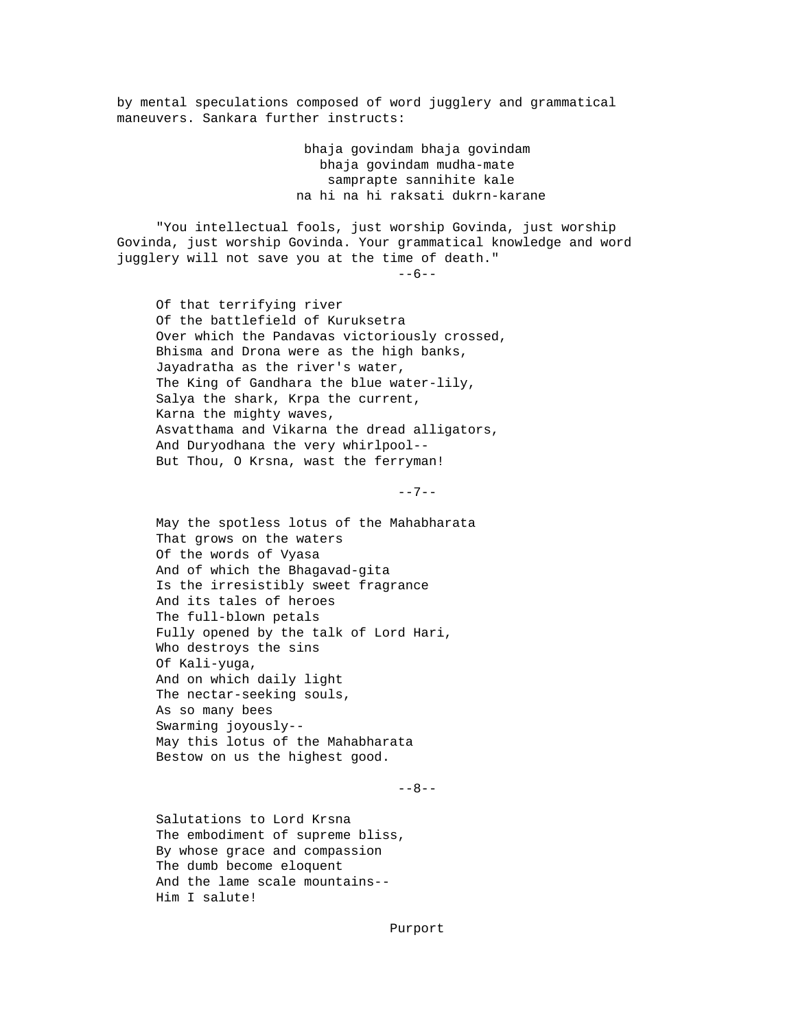by mental speculations composed of word jugglery and grammatical maneuvers. Sankara further instructs:

> bhaja govindam bhaja govindam
> bhaja govindam mudha-mate
> samprapte sannihite kale
> na hi na hi raksati dukrn-karane

"You intellectual fools, just worship Govinda, just worship Govinda, just worship Govinda. Your grammatical knowledge and word jugglery will not save you at the time of death."

--6--

Of that terrifying river
Of the battlefield of Kuruksetra
Over which the Pandavas victoriously crossed,
Bhisma and Drona were as the high banks,
Jayadratha as the river's water,
The King of Gandhara the blue water-lily,
Salya the shark, Krpa the current,
Karna the mighty waves,
Asvatthama and Vikarna the dread alligators,
And Duryodhana the very whirlpool--
But Thou, O Krsna, wast the ferryman!

--7--

May the spotless lotus of the Mahabharata
That grows on the waters
Of the words of Vyasa
And of which the Bhagavad-gita
Is the irresistibly sweet fragrance
And its tales of heroes
The full-blown petals
Fully opened by the talk of Lord Hari,
Who destroys the sins
Of Kali-yuga,
And on which daily light
The nectar-seeking souls,
As so many bees
Swarming joyously--
May this lotus of the Mahabharata
Bestow on us the highest good.

--8--

Salutations to Lord Krsna
The embodiment of supreme bliss,
By whose grace and compassion
The dumb become eloquent
And the lame scale mountains--
Him I salute!

Purport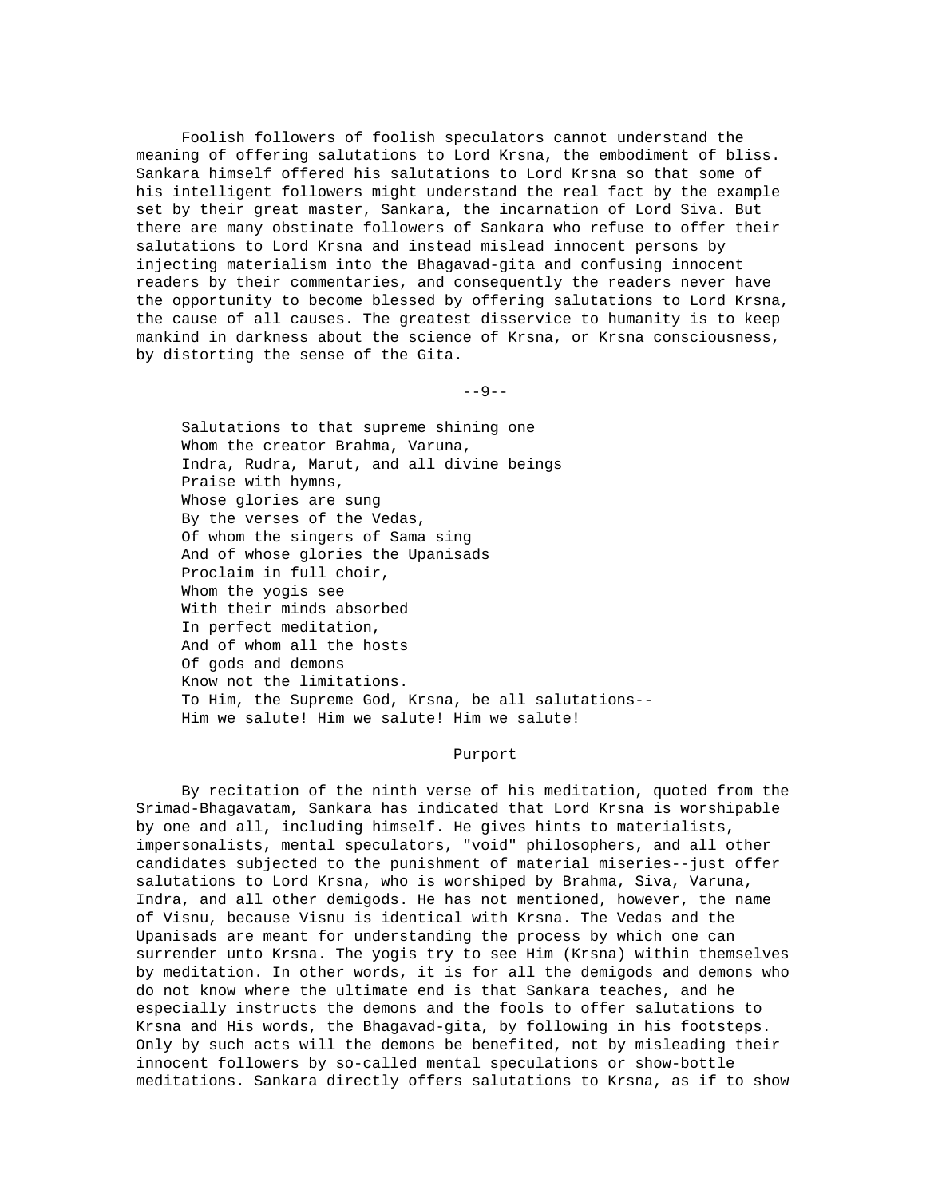Foolish followers of foolish speculators cannot understand the meaning of offering salutations to Lord Krsna, the embodiment of bliss. Sankara himself offered his salutations to Lord Krsna so that some of his intelligent followers might understand the real fact by the example set by their great master, Sankara, the incarnation of Lord Siva. But there are many obstinate followers of Sankara who refuse to offer their salutations to Lord Krsna and instead mislead innocent persons by injecting materialism into the Bhagavad-gita and confusing innocent readers by their commentaries, and consequently the readers never have the opportunity to become blessed by offering salutations to Lord Krsna, the cause of all causes. The greatest disservice to humanity is to keep mankind in darkness about the science of Krsna, or Krsna consciousness, by distorting the sense of the Gita.

--9--

Salutations to that supreme shining one  
Whom the creator Brahma, Varuna,  
Indra, Rudra, Marut, and all divine beings  
Praise with hymns,  
Whose glories are sung  
By the verses of the Vedas,  
Of whom the singers of Sama sing  
And of whose glories the Upanisads  
Proclaim in full choir,  
Whom the yogis see  
With their minds absorbed  
In perfect meditation,  
And of whom all the hosts  
Of gods and demons  
Know not the limitations.  
To Him, the Supreme God, Krsna, be all salutations--  
Him we salute! Him we salute! Him we salute!

Purport

By recitation of the ninth verse of his meditation, quoted from the Srimad-Bhagavatam, Sankara has indicated that Lord Krsna is worshipable by one and all, including himself. He gives hints to materialists, impersonalists, mental speculators, "void" philosophers, and all other candidates subjected to the punishment of material miseries--just offer salutations to Lord Krsna, who is worshiped by Brahma, Siva, Varuna, Indra, and all other demigods. He has not mentioned, however, the name of Visnu, because Visnu is identical with Krsna. The Vedas and the Upanisads are meant for understanding the process by which one can surrender unto Krsna. The yogis try to see Him (Krsna) within themselves by meditation. In other words, it is for all the demigods and demons who do not know where the ultimate end is that Sankara teaches, and he especially instructs the demons and the fools to offer salutations to Krsna and His words, the Bhagavad-gita, by following in his footsteps. Only by such acts will the demons be benefited, not by misleading their innocent followers by so-called mental speculations or show-bottle meditations. Sankara directly offers salutations to Krsna, as if to show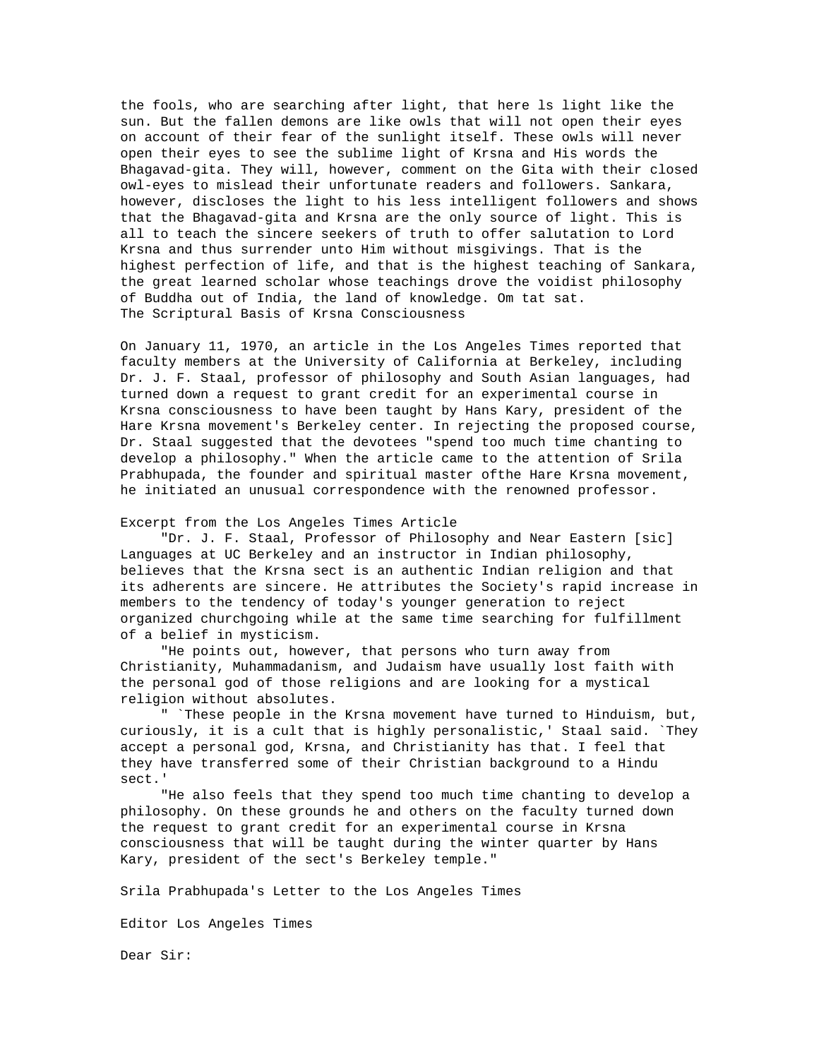the fools, who are searching after light, that here ls light like the sun. But the fallen demons are like owls that will not open their eyes on account of their fear of the sunlight itself. These owls will never open their eyes to see the sublime light of Krsna and His words the Bhagavad-gita. They will, however, comment on the Gita with their closed owl-eyes to mislead their unfortunate readers and followers. Sankara, however, discloses the light to his less intelligent followers and shows that the Bhagavad-gita and Krsna are the only source of light. This is all to teach the sincere seekers of truth to offer salutation to Lord Krsna and thus surrender unto Him without misgivings. That is the highest perfection of life, and that is the highest teaching of Sankara, the great learned scholar whose teachings drove the voidist philosophy of Buddha out of India, the land of knowledge. Om tat sat.

## The Scriptural Basis of Krsna Consciousness

On January 11, 1970, an article in the Los Angeles Times reported that faculty members at the University of California at Berkeley, including Dr. J. F. Staal, professor of philosophy and South Asian languages, had turned down a request to grant credit for an experimental course in Krsna consciousness to have been taught by Hans Kary, president of the Hare Krsna movement's Berkeley center. In rejecting the proposed course, Dr. Staal suggested that the devotees "spend too much time chanting to develop a philosophy." When the article came to the attention of Srila Prabhupada, the founder and spiritual master ofthe Hare Krsna movement, he initiated an unusual correspondence with the renowned professor.

### Excerpt from the Los Angeles Times Article

"Dr. J. F. Staal, Professor of Philosophy and Near Eastern [sic] Languages at UC Berkeley and an instructor in Indian philosophy, believes that the Krsna sect is an authentic Indian religion and that its adherents are sincere. He attributes the Society's rapid increase in members to the tendency of today's younger generation to reject organized churchgoing while at the same time searching for fulfillment of a belief in mysticism.

"He points out, however, that persons who turn away from Christianity, Muhammadanism, and Judaism have usually lost faith with the personal god of those religions and are looking for a mystical religion without absolutes.

" `These people in the Krsna movement have turned to Hinduism, but, curiously, it is a cult that is highly personalistic,' Staal said. `They accept a personal god, Krsna, and Christianity has that. I feel that they have transferred some of their Christian background to a Hindu sect.'

"He also feels that they spend too much time chanting to develop a philosophy. On these grounds he and others on the faculty turned down the request to grant credit for an experimental course in Krsna consciousness that will be taught during the winter quarter by Hans Kary, president of the sect's Berkeley temple."

### Srila Prabhupada's Letter to the Los Angeles Times

Editor Los Angeles Times

Dear Sir: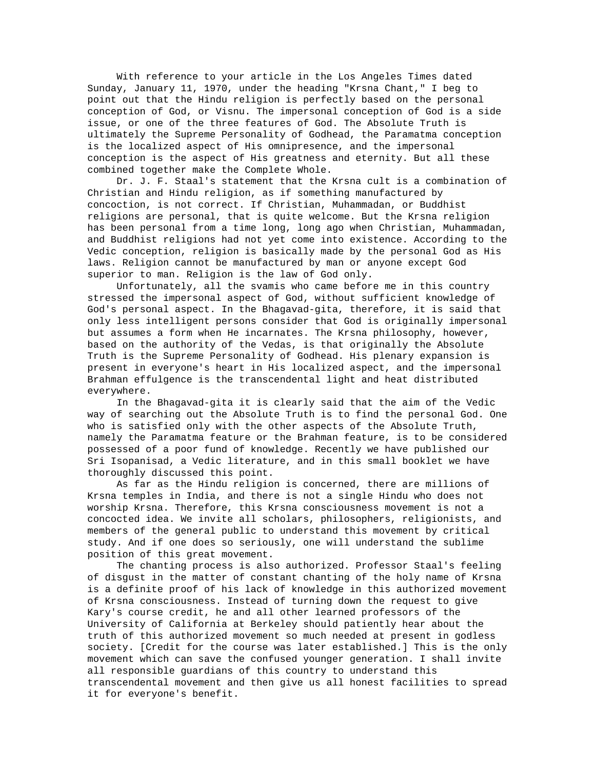With reference to your article in the Los Angeles Times dated Sunday, January 11, 1970, under the heading "Krsna Chant," I beg to point out that the Hindu religion is perfectly based on the personal conception of God, or Visnu. The impersonal conception of God is a side issue, or one of the three features of God. The Absolute Truth is ultimately the Supreme Personality of Godhead, the Paramatma conception is the localized aspect of His omnipresence, and the impersonal conception is the aspect of His greatness and eternity. But all these combined together make the Complete Whole.

Dr. J. F. Staal's statement that the Krsna cult is a combination of Christian and Hindu religion, as if something manufactured by concoction, is not correct. If Christian, Muhammadan, or Buddhist religions are personal, that is quite welcome. But the Krsna religion has been personal from a time long, long ago when Christian, Muhammadan, and Buddhist religions had not yet come into existence. According to the Vedic conception, religion is basically made by the personal God as His laws. Religion cannot be manufactured by man or anyone except God superior to man. Religion is the law of God only.

Unfortunately, all the svamis who came before me in this country stressed the impersonal aspect of God, without sufficient knowledge of God's personal aspect. In the Bhagavad-gita, therefore, it is said that only less intelligent persons consider that God is originally impersonal but assumes a form when He incarnates. The Krsna philosophy, however, based on the authority of the Vedas, is that originally the Absolute Truth is the Supreme Personality of Godhead. His plenary expansion is present in everyone's heart in His localized aspect, and the impersonal Brahman effulgence is the transcendental light and heat distributed everywhere.

In the Bhagavad-gita it is clearly said that the aim of the Vedic way of searching out the Absolute Truth is to find the personal God. One who is satisfied only with the other aspects of the Absolute Truth, namely the Paramatma feature or the Brahman feature, is to be considered possessed of a poor fund of knowledge. Recently we have published our Sri Isopanisad, a Vedic literature, and in this small booklet we have thoroughly discussed this point.

As far as the Hindu religion is concerned, there are millions of Krsna temples in India, and there is not a single Hindu who does not worship Krsna. Therefore, this Krsna consciousness movement is not a concocted idea. We invite all scholars, philosophers, religionists, and members of the general public to understand this movement by critical study. And if one does so seriously, one will understand the sublime position of this great movement.

The chanting process is also authorized. Professor Staal's feeling of disgust in the matter of constant chanting of the holy name of Krsna is a definite proof of his lack of knowledge in this authorized movement of Krsna consciousness. Instead of turning down the request to give Kary's course credit, he and all other learned professors of the University of California at Berkeley should patiently hear about the truth of this authorized movement so much needed at present in godless society. [Credit for the course was later established.] This is the only movement which can save the confused younger generation. I shall invite all responsible guardians of this country to understand this transcendental movement and then give us all honest facilities to spread it for everyone's benefit.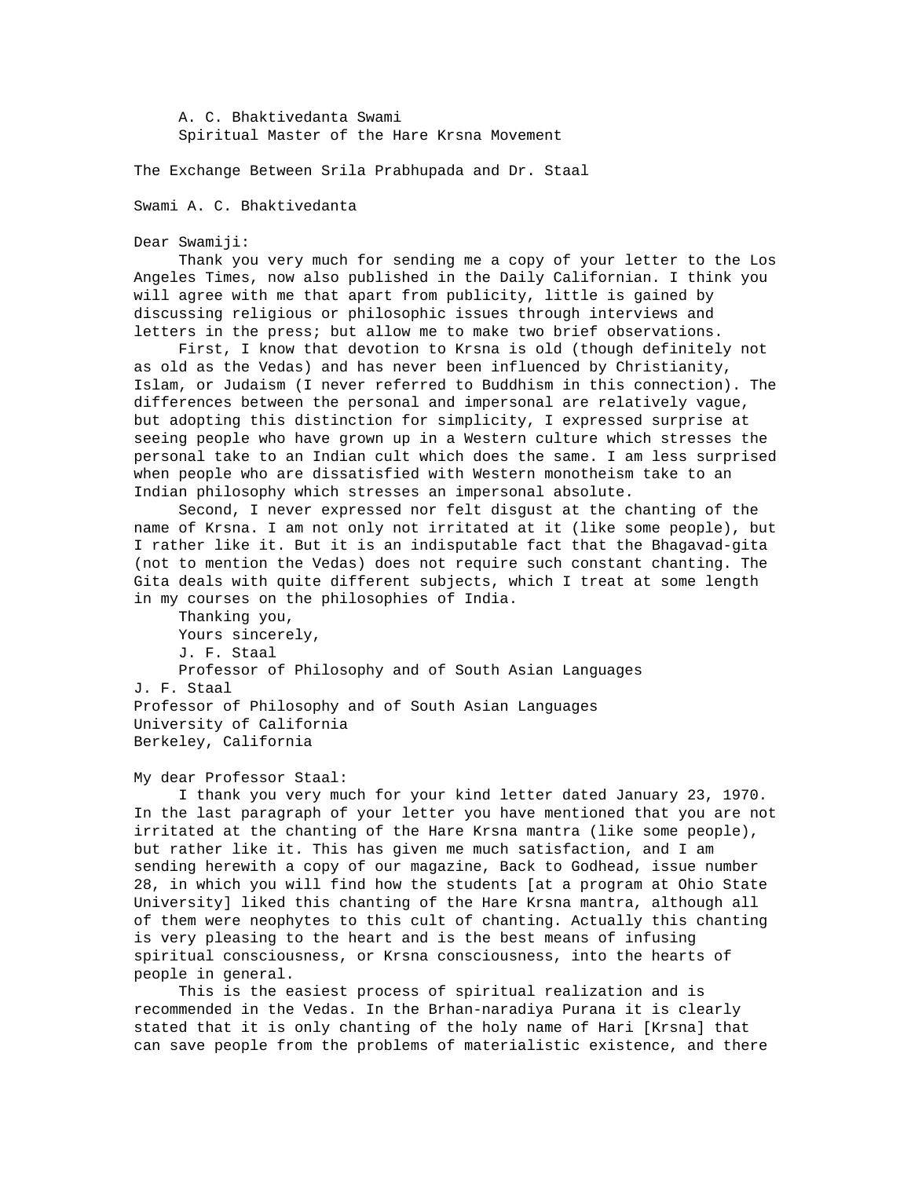A. C. Bhaktivedanta Swami
Spiritual Master of the Hare Krsna Movement

## The Exchange Between Srila Prabhupada and Dr. Staal

Swami A. C. Bhaktivedanta

Dear Swamiji:

Thank you very much for sending me a copy of your letter to the Los Angeles Times, now also published in the Daily Californian. I think you will agree with me that apart from publicity, little is gained by discussing religious or philosophic issues through interviews and letters in the press; but allow me to make two brief observations.

First, I know that devotion to Krsna is old (though definitely not as old as the Vedas) and has never been influenced by Christianity, Islam, or Judaism (I never referred to Buddhism in this connection). The differences between the personal and impersonal are relatively vague, but adopting this distinction for simplicity, I expressed surprise at seeing people who have grown up in a Western culture which stresses the personal take to an Indian cult which does the same. I am less surprised when people who are dissatisfied with Western monotheism take to an Indian philosophy which stresses an impersonal absolute.

Second, I never expressed nor felt disgust at the chanting of the name of Krsna. I am not only not irritated at it (like some people), but I rather like it. But it is an indisputable fact that the Bhagavad-gita (not to mention the Vedas) does not require such constant chanting. The Gita deals with quite different subjects, which I treat at some length in my courses on the philosophies of India.

Thanking you,
Yours sincerely,
J. F. Staal
Professor of Philosophy and of South Asian Languages

J. F. Staal
Professor of Philosophy and of South Asian Languages
University of California
Berkeley, California

My dear Professor Staal:

I thank you very much for your kind letter dated January 23, 1970. In the last paragraph of your letter you have mentioned that you are not irritated at the chanting of the Hare Krsna mantra (like some people), but rather like it. This has given me much satisfaction, and I am sending herewith a copy of our magazine, Back to Godhead, issue number 28, in which you will find how the students [at a program at Ohio State University] liked this chanting of the Hare Krsna mantra, although all of them were neophytes to this cult of chanting. Actually this chanting is very pleasing to the heart and is the best means of infusing spiritual consciousness, or Krsna consciousness, into the hearts of people in general.

This is the easiest process of spiritual realization and is recommended in the Vedas. In the Brhan-naradiya Purana it is clearly stated that it is only chanting of the holy name of Hari [Krsna] that can save people from the problems of materialistic existence, and there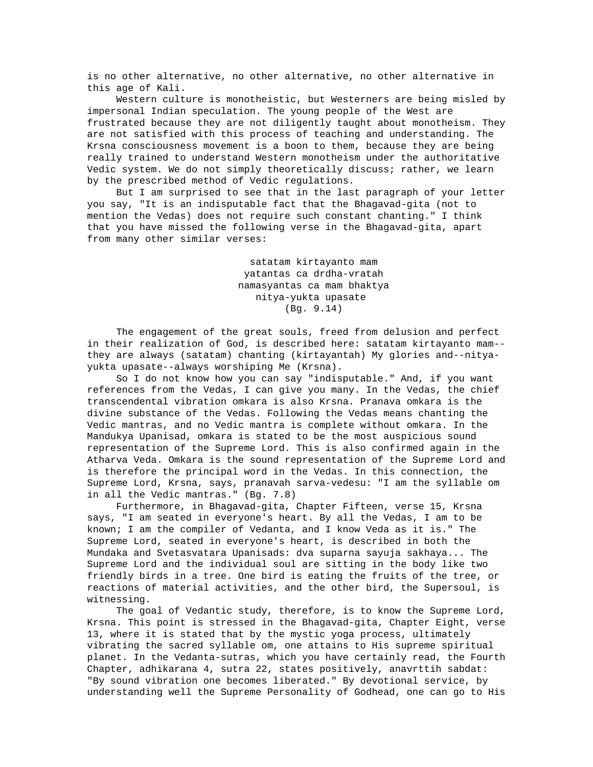is no other alternative, no other alternative, no other alternative in this age of Kali.

Western culture is monotheistic, but Westerners are being misled by impersonal Indian speculation. The young people of the West are frustrated because they are not diligently taught about monotheism. They are not satisfied with this process of teaching and understanding. The Krsna consciousness movement is a boon to them, because they are being really trained to understand Western monotheism under the authoritative Vedic system. We do not simply theoretically discuss; rather, we learn by the prescribed method of Vedic regulations.

But I am surprised to see that in the last paragraph of your letter you say, "It is an indisputable fact that the Bhagavad-gita (not to mention the Vedas) does not require such constant chanting." I think that you have missed the following verse in the Bhagavad-gita, apart from many other similar verses:

> satatam kirtayanto mam
> yatantas ca drdha-vratah
> namasyantas ca mam bhaktya
> nitya-yukta upasate
> (Bg. 9.14)

The engagement of the great souls, freed from delusion and perfect in their realization of God, is described here: satatam kirtayanto mam--they are always (satatam) chanting (kirtayantah) My glories and--nitya-yukta upasate--always worshiping Me (Krsna).

So I do not know how you can say "indisputable." And, if you want references from the Vedas, I can give you many. In the Vedas, the chief transcendental vibration omkara is also Krsna. Pranava omkara is the divine substance of the Vedas. Following the Vedas means chanting the Vedic mantras, and no Vedic mantra is complete without omkara. In the Mandukya Upanisad, omkara is stated to be the most auspicious sound representation of the Supreme Lord. This is also confirmed again in the Atharva Veda. Omkara is the sound representation of the Supreme Lord and is therefore the principal word in the Vedas. In this connection, the Supreme Lord, Krsna, says, pranavah sarva-vedesu: "I am the syllable om in all the Vedic mantras." (Bg. 7.8)

Furthermore, in Bhagavad-gita, Chapter Fifteen, verse 15, Krsna says, "I am seated in everyone's heart. By all the Vedas, I am to be known; I am the compiler of Vedanta, and I know Veda as it is." The Supreme Lord, seated in everyone's heart, is described in both the Mundaka and Svetasvatara Upanisads: dva suparna sayuja sakhaya... The Supreme Lord and the individual soul are sitting in the body like two friendly birds in a tree. One bird is eating the fruits of the tree, or reactions of material activities, and the other bird, the Supersoul, is witnessing.

The goal of Vedantic study, therefore, is to know the Supreme Lord, Krsna. This point is stressed in the Bhagavad-gita, Chapter Eight, verse 13, where it is stated that by the mystic yoga process, ultimately vibrating the sacred syllable om, one attains to His supreme spiritual planet. In the Vedanta-sutras, which you have certainly read, the Fourth Chapter, adhikarana 4, sutra 22, states positively, anavrttih sabdat: "By sound vibration one becomes liberated." By devotional service, by understanding well the Supreme Personality of Godhead, one can go to His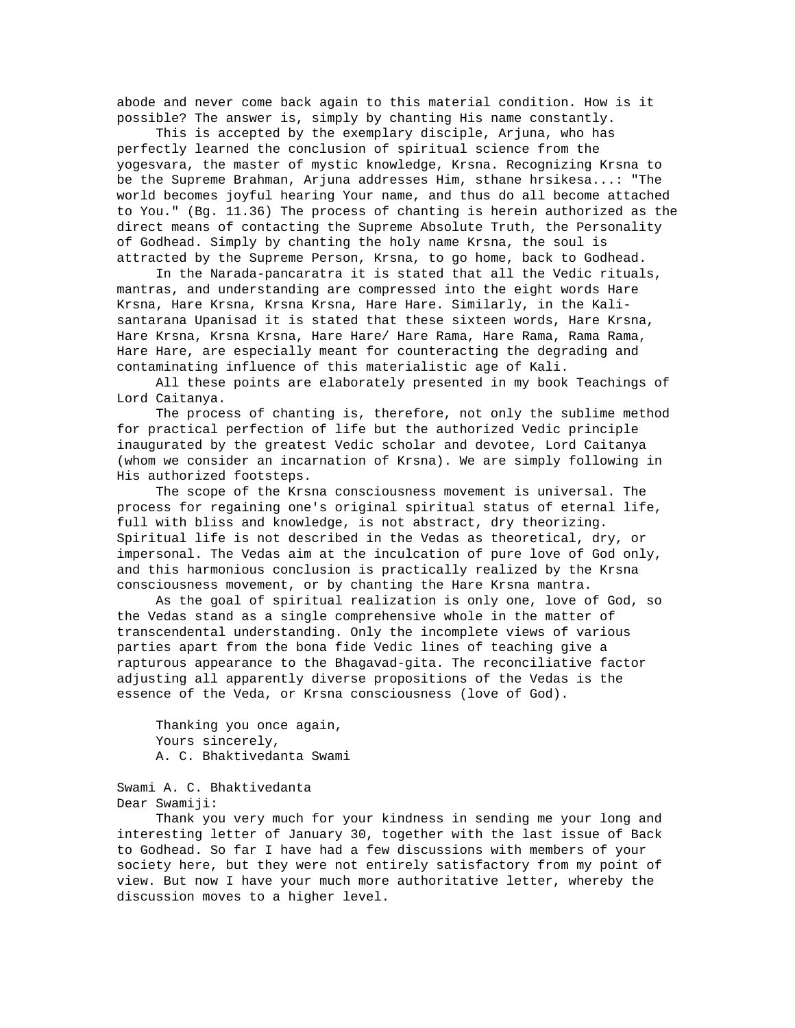abode and never come back again to this material condition. How is it possible? The answer is, simply by chanting His name constantly.

This is accepted by the exemplary disciple, Arjuna, who has perfectly learned the conclusion of spiritual science from the yogesvara, the master of mystic knowledge, Krsna. Recognizing Krsna to be the Supreme Brahman, Arjuna addresses Him, sthane hrsikesa...: "The world becomes joyful hearing Your name, and thus do all become attached to You." (Bg. 11.36) The process of chanting is herein authorized as the direct means of contacting the Supreme Absolute Truth, the Personality of Godhead. Simply by chanting the holy name Krsna, the soul is attracted by the Supreme Person, Krsna, to go home, back to Godhead.

In the Narada-pancaratra it is stated that all the Vedic rituals, mantras, and understanding are compressed into the eight words Hare Krsna, Hare Krsna, Krsna Krsna, Hare Hare. Similarly, in the Kali-santarana Upanisad it is stated that these sixteen words, Hare Krsna, Hare Krsna, Krsna Krsna, Hare Hare/ Hare Rama, Hare Rama, Rama Rama, Hare Hare, are especially meant for counteracting the degrading and contaminating influence of this materialistic age of Kali.

All these points are elaborately presented in my book Teachings of Lord Caitanya.

The process of chanting is, therefore, not only the sublime method for practical perfection of life but the authorized Vedic principle inaugurated by the greatest Vedic scholar and devotee, Lord Caitanya (whom we consider an incarnation of Krsna). We are simply following in His authorized footsteps.

The scope of the Krsna consciousness movement is universal. The process for regaining one's original spiritual status of eternal life, full with bliss and knowledge, is not abstract, dry theorizing. Spiritual life is not described in the Vedas as theoretical, dry, or impersonal. The Vedas aim at the inculcation of pure love of God only, and this harmonious conclusion is practically realized by the Krsna consciousness movement, or by chanting the Hare Krsna mantra.

As the goal of spiritual realization is only one, love of God, so the Vedas stand as a single comprehensive whole in the matter of transcendental understanding. Only the incomplete views of various parties apart from the bona fide Vedic lines of teaching give a rapturous appearance to the Bhagavad-gita. The reconciliative factor adjusting all apparently diverse propositions of the Vedas is the essence of the Veda, or Krsna consciousness (love of God).

Thanking you once again,
Yours sincerely,
A. C. Bhaktivedanta Swami

Swami A. C. Bhaktivedanta
Dear Swamiji:

Thank you very much for your kindness in sending me your long and interesting letter of January 30, together with the last issue of Back to Godhead. So far I have had a few discussions with members of your society here, but they were not entirely satisfactory from my point of view. But now I have your much more authoritative letter, whereby the discussion moves to a higher level.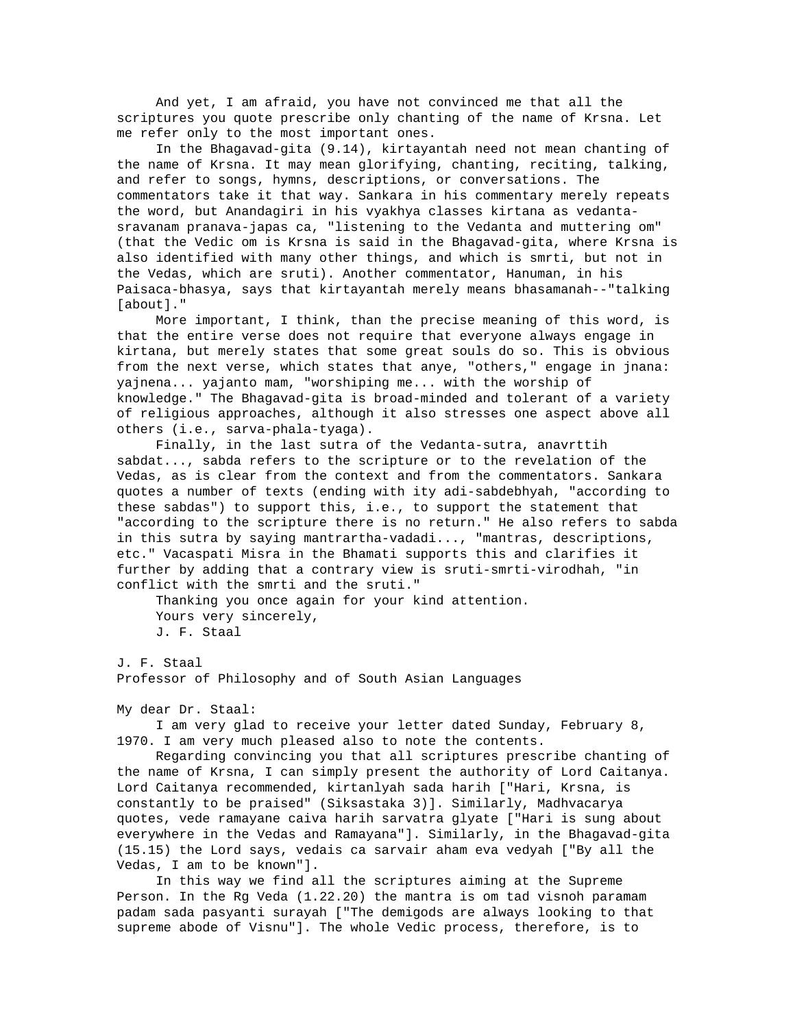And yet, I am afraid, you have not convinced me that all the scriptures you quote prescribe only chanting of the name of Krsna. Let me refer only to the most important ones.

In the Bhagavad-gita (9.14), kirtayantah need not mean chanting of the name of Krsna. It may mean glorifying, chanting, reciting, talking, and refer to songs, hymns, descriptions, or conversations. The commentators take it that way. Sankara in his commentary merely repeats the word, but Anandagiri in his vyakhya classes kirtana as vedanta-sravanam pranava-japas ca, "listening to the Vedanta and muttering om" (that the Vedic om is Krsna is said in the Bhagavad-gita, where Krsna is also identified with many other things, and which is smrti, but not in the Vedas, which are sruti). Another commentator, Hanuman, in his Paisaca-bhasya, says that kirtayantah merely means bhasamanah--"talking [about]."

More important, I think, than the precise meaning of this word, is that the entire verse does not require that everyone always engage in kirtana, but merely states that some great souls do so. This is obvious from the next verse, which states that anye, "others," engage in jnana: yajnena... yajanto mam, "worshiping me... with the worship of knowledge." The Bhagavad-gita is broad-minded and tolerant of a variety of religious approaches, although it also stresses one aspect above all others (i.e., sarva-phala-tyaga).

Finally, in the last sutra of the Vedanta-sutra, anavrttih sabdat..., sabda refers to the scripture or to the revelation of the Vedas, as is clear from the context and from the commentators. Sankara quotes a number of texts (ending with ity adi-sabdebhyah, "according to these sabdas") to support this, i.e., to support the statement that "according to the scripture there is no return." He also refers to sabda in this sutra by saying mantrartha-vadadi..., "mantras, descriptions, etc." Vacaspati Misra in the Bhamati supports this and clarifies it further by adding that a contrary view is sruti-smrti-virodhah, "in conflict with the smrti and the sruti."

Thanking you once again for your kind attention.

Yours very sincerely,

J. F. Staal

J. F. Staal
Professor of Philosophy and of South Asian Languages

My dear Dr. Staal:

I am very glad to receive your letter dated Sunday, February 8, 1970. I am very much pleased also to note the contents.

Regarding convincing you that all scriptures prescribe chanting of the name of Krsna, I can simply present the authority of Lord Caitanya. Lord Caitanya recommended, kirtanlyah sada harih ["Hari, Krsna, is constantly to be praised" (Siksastaka 3)]. Similarly, Madhvacarya quotes, vede ramayane caiva harih sarvatra glyate ["Hari is sung about everywhere in the Vedas and Ramayana"]. Similarly, in the Bhagavad-gita (15.15) the Lord says, vedais ca sarvair aham eva vedyah ["By all the Vedas, I am to be known"].

In this way we find all the scriptures aiming at the Supreme Person. In the Rg Veda (1.22.20) the mantra is om tad visnoh paramam padam sada pasyanti surayah ["The demigods are always looking to that supreme abode of Visnu"]. The whole Vedic process, therefore, is to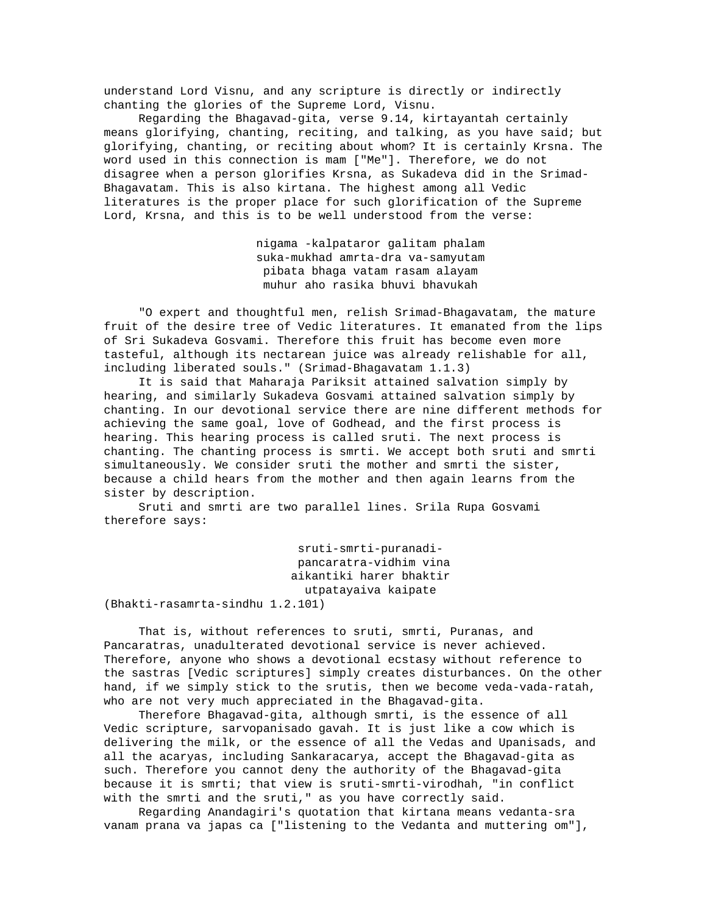understand Lord Visnu, and any scripture is directly or indirectly chanting the glories of the Supreme Lord, Visnu.

Regarding the Bhagavad-gita, verse 9.14, kirtayantah certainly means glorifying, chanting, reciting, and talking, as you have said; but glorifying, chanting, or reciting about whom? It is certainly Krsna. The word used in this connection is mam ["Me"]. Therefore, we do not disagree when a person glorifies Krsna, as Sukadeva did in the Srimad-Bhagavatam. This is also kirtana. The highest among all Vedic literatures is the proper place for such glorification of the Supreme Lord, Krsna, and this is to be well understood from the verse:

> nigama -kalpataror galitam phalam
> suka-mukhad amrta-dra va-samyutam
> pibata bhaga vatam rasam alayam
> muhur aho rasika bhuvi bhavukah

"O expert and thoughtful men, relish Srimad-Bhagavatam, the mature fruit of the desire tree of Vedic literatures. It emanated from the lips of Sri Sukadeva Gosvami. Therefore this fruit has become even more tasteful, although its nectarean juice was already relishable for all, including liberated souls." (Srimad-Bhagavatam 1.1.3)

It is said that Maharaja Pariksit attained salvation simply by hearing, and similarly Sukadeva Gosvami attained salvation simply by chanting. In our devotional service there are nine different methods for achieving the same goal, love of Godhead, and the first process is hearing. This hearing process is called sruti. The next process is chanting. The chanting process is smrti. We accept both sruti and smrti simultaneously. We consider sruti the mother and smrti the sister, because a child hears from the mother and then again learns from the sister by description.

Sruti and smrti are two parallel lines. Srila Rupa Gosvami therefore says:

> sruti-smrti-puranadi-
> pancaratra-vidhim vina
> aikantiki harer bhaktir
> utpatayaiva kaipate

(Bhakti-rasamrta-sindhu 1.2.101)

That is, without references to sruti, smrti, Puranas, and Pancaratras, unadulterated devotional service is never achieved. Therefore, anyone who shows a devotional ecstasy without reference to the sastras [Vedic scriptures] simply creates disturbances. On the other hand, if we simply stick to the srutis, then we become veda-vada-ratah, who are not very much appreciated in the Bhagavad-gita.

Therefore Bhagavad-gita, although smrti, is the essence of all Vedic scripture, sarvopanisado gavah. It is just like a cow which is delivering the milk, or the essence of all the Vedas and Upanisads, and all the acaryas, including Sankaracarya, accept the Bhagavad-gita as such. Therefore you cannot deny the authority of the Bhagavad-gita because it is smrti; that view is sruti-smrti-virodhah, "in conflict with the smrti and the sruti," as you have correctly said.

Regarding Anandagiri's quotation that kirtana means vedanta-sra vanam prana va japas ca ["listening to the Vedanta and muttering om"],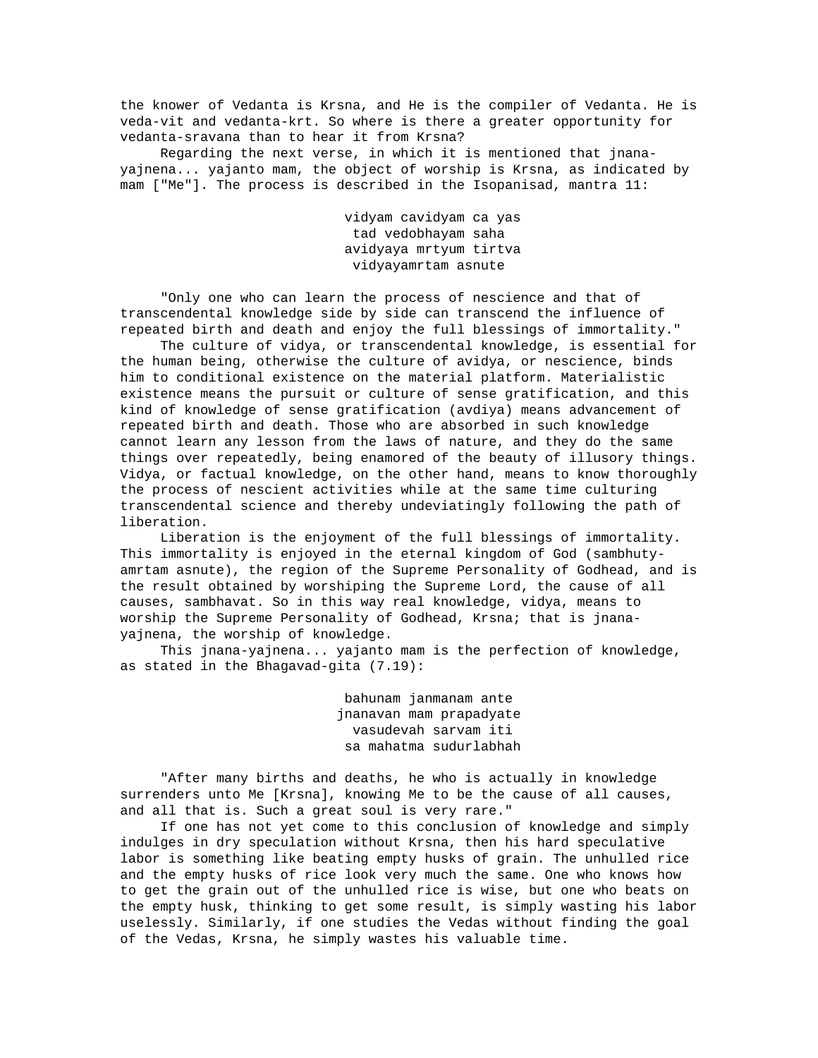the knower of Vedanta is Krsna, and He is the compiler of Vedanta. He is veda-vit and vedanta-krt. So where is there a greater opportunity for vedanta-sravana than to hear it from Krsna?

Regarding the next verse, in which it is mentioned that jnana-yajnena... yajanto mam, the object of worship is Krsna, as indicated by mam ["Me"]. The process is described in the Isopanisad, mantra 11:

> vidyam cavidyam ca yas
> tad vedobhayam saha
> avidyaya mrtyum tirtva
> vidyayamrtam asnute

"Only one who can learn the process of nescience and that of transcendental knowledge side by side can transcend the influence of repeated birth and death and enjoy the full blessings of immortality."

The culture of vidya, or transcendental knowledge, is essential for the human being, otherwise the culture of avidya, or nescience, binds him to conditional existence on the material platform. Materialistic existence means the pursuit or culture of sense gratification, and this kind of knowledge of sense gratification (avdiya) means advancement of repeated birth and death. Those who are absorbed in such knowledge cannot learn any lesson from the laws of nature, and they do the same things over repeatedly, being enamored of the beauty of illusory things. Vidya, or factual knowledge, on the other hand, means to know thoroughly the process of nescient activities while at the same time culturing transcendental science and thereby undeviatingly following the path of liberation.

Liberation is the enjoyment of the full blessings of immortality. This immortality is enjoyed in the eternal kingdom of God (sambhuty-amrtam asnute), the region of the Supreme Personality of Godhead, and is the result obtained by worshiping the Supreme Lord, the cause of all causes, sambhavat. So in this way real knowledge, vidya, means to worship the Supreme Personality of Godhead, Krsna; that is jnana-yajnena, the worship of knowledge.

This jnana-yajnena... yajanto mam is the perfection of knowledge, as stated in the Bhagavad-gita (7.19):

> bahunam janmanam ante
> jnanavan mam prapadyate
> vasudevah sarvam iti
> sa mahatma sudurlabhah

"After many births and deaths, he who is actually in knowledge surrenders unto Me [Krsna], knowing Me to be the cause of all causes, and all that is. Such a great soul is very rare."

If one has not yet come to this conclusion of knowledge and simply indulges in dry speculation without Krsna, then his hard speculative labor is something like beating empty husks of grain. The unhulled rice and the empty husks of rice look very much the same. One who knows how to get the grain out of the unhulled rice is wise, but one who beats on the empty husk, thinking to get some result, is simply wasting his labor uselessly. Similarly, if one studies the Vedas without finding the goal of the Vedas, Krsna, he simply wastes his valuable time.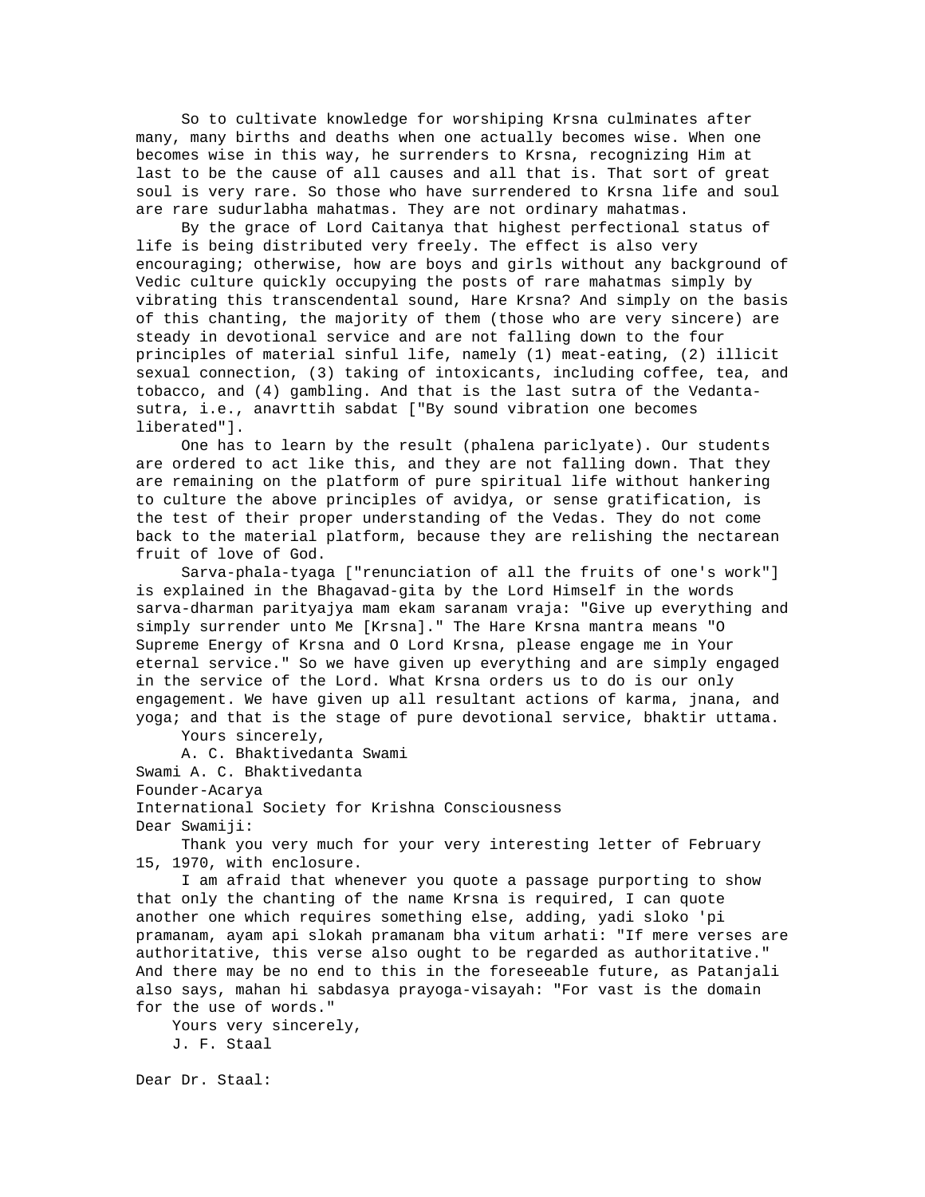So to cultivate knowledge for worshiping Krsna culminates after many, many births and deaths when one actually becomes wise. When one becomes wise in this way, he surrenders to Krsna, recognizing Him at last to be the cause of all causes and all that is. That sort of great soul is very rare. So those who have surrendered to Krsna life and soul are rare sudurlabha mahatmas. They are not ordinary mahatmas.

By the grace of Lord Caitanya that highest perfectional status of life is being distributed very freely. The effect is also very encouraging; otherwise, how are boys and girls without any background of Vedic culture quickly occupying the posts of rare mahatmas simply by vibrating this transcendental sound, Hare Krsna? And simply on the basis of this chanting, the majority of them (those who are very sincere) are steady in devotional service and are not falling down to the four principles of material sinful life, namely (1) meat-eating, (2) illicit sexual connection, (3) taking of intoxicants, including coffee, tea, and tobacco, and (4) gambling. And that is the last sutra of the Vedanta-sutra, i.e., anavrttih sabdat ["By sound vibration one becomes liberated"].

One has to learn by the result (phalena pariclyate). Our students are ordered to act like this, and they are not falling down. That they are remaining on the platform of pure spiritual life without hankering to culture the above principles of avidya, or sense gratification, is the test of their proper understanding of the Vedas. They do not come back to the material platform, because they are relishing the nectarean fruit of love of God.

Sarva-phala-tyaga ["renunciation of all the fruits of one's work"] is explained in the Bhagavad-gita by the Lord Himself in the words sarva-dharman parityajya mam ekam saranam vraja: "Give up everything and simply surrender unto Me [Krsna]." The Hare Krsna mantra means "O Supreme Energy of Krsna and O Lord Krsna, please engage me in Your eternal service." So we have given up everything and are simply engaged in the service of the Lord. What Krsna orders us to do is our only engagement. We have given up all resultant actions of karma, jnana, and yoga; and that is the stage of pure devotional service, bhaktir uttama.

Yours sincerely,
A. C. Bhaktivedanta Swami

Swami A. C. Bhaktivedanta
Founder-Acarya
International Society for Krishna Consciousness

Dear Swamiji:

Thank you very much for your very interesting letter of February 15, 1970, with enclosure.

I am afraid that whenever you quote a passage purporting to show that only the chanting of the name Krsna is required, I can quote another one which requires something else, adding, yadi sloko 'pi pramanam, ayam api slokah pramanam bha vitum arhati: "If mere verses are authoritative, this verse also ought to be regarded as authoritative." And there may be no end to this in the foreseeable future, as Patanjali also says, mahan hi sabdasya prayoga-visayah: "For vast is the domain for the use of words."

Yours very sincerely,
J. F. Staal

Dear Dr. Staal: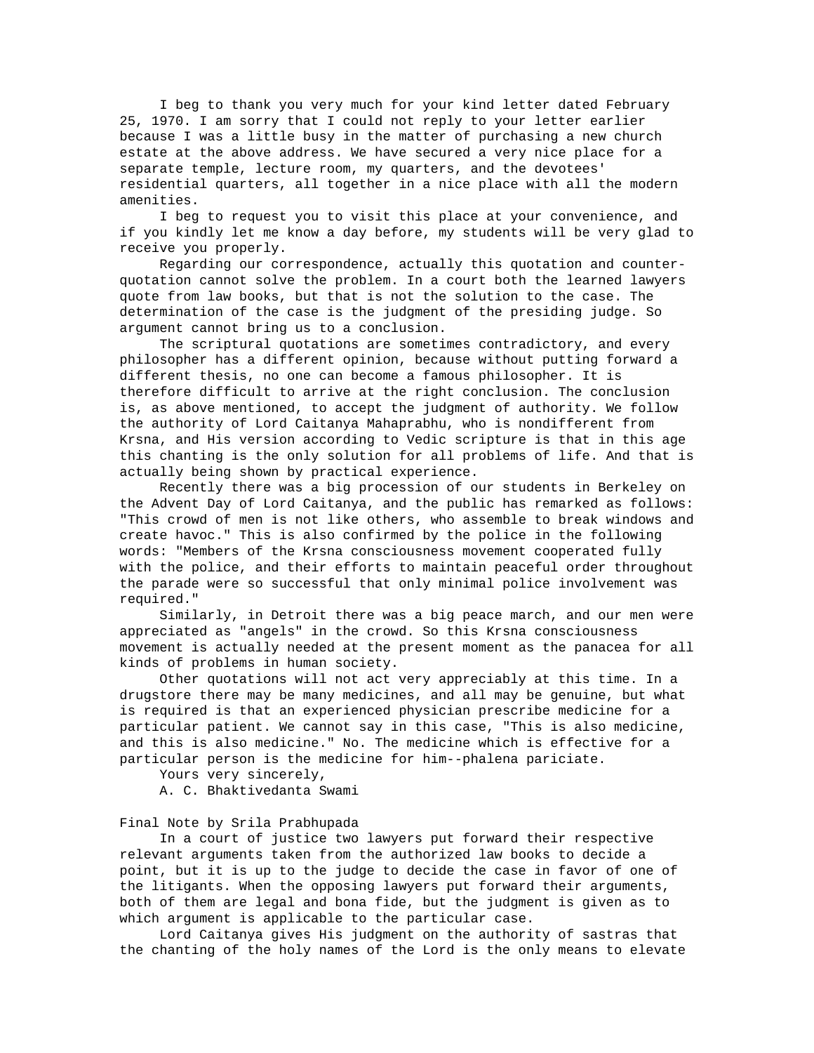I beg to thank you very much for your kind letter dated February 25, 1970. I am sorry that I could not reply to your letter earlier because I was a little busy in the matter of purchasing a new church estate at the above address. We have secured a very nice place for a separate temple, lecture room, my quarters, and the devotees' residential quarters, all together in a nice place with all the modern amenities.

I beg to request you to visit this place at your convenience, and if you kindly let me know a day before, my students will be very glad to receive you properly.

Regarding our correspondence, actually this quotation and counter-quotation cannot solve the problem. In a court both the learned lawyers quote from law books, but that is not the solution to the case. The determination of the case is the judgment of the presiding judge. So argument cannot bring us to a conclusion.

The scriptural quotations are sometimes contradictory, and every philosopher has a different opinion, because without putting forward a different thesis, no one can become a famous philosopher. It is therefore difficult to arrive at the right conclusion. The conclusion is, as above mentioned, to accept the judgment of authority. We follow the authority of Lord Caitanya Mahaprabhu, who is nondifferent from Krsna, and His version according to Vedic scripture is that in this age this chanting is the only solution for all problems of life. And that is actually being shown by practical experience.

Recently there was a big procession of our students in Berkeley on the Advent Day of Lord Caitanya, and the public has remarked as follows: "This crowd of men is not like others, who assemble to break windows and create havoc." This is also confirmed by the police in the following words: "Members of the Krsna consciousness movement cooperated fully with the police, and their efforts to maintain peaceful order throughout the parade were so successful that only minimal police involvement was required."

Similarly, in Detroit there was a big peace march, and our men were appreciated as "angels" in the crowd. So this Krsna consciousness movement is actually needed at the present moment as the panacea for all kinds of problems in human society.

Other quotations will not act very appreciably at this time. In a drugstore there may be many medicines, and all may be genuine, but what is required is that an experienced physician prescribe medicine for a particular patient. We cannot say in this case, "This is also medicine, and this is also medicine." No. The medicine which is effective for a particular person is the medicine for him--phalena pariciate.

Yours very sincerely,

A. C. Bhaktivedanta Swami

Final Note by Srila Prabhupada

In a court of justice two lawyers put forward their respective relevant arguments taken from the authorized law books to decide a point, but it is up to the judge to decide the case in favor of one of the litigants. When the opposing lawyers put forward their arguments, both of them are legal and bona fide, but the judgment is given as to which argument is applicable to the particular case.

Lord Caitanya gives His judgment on the authority of sastras that the chanting of the holy names of the Lord is the only means to elevate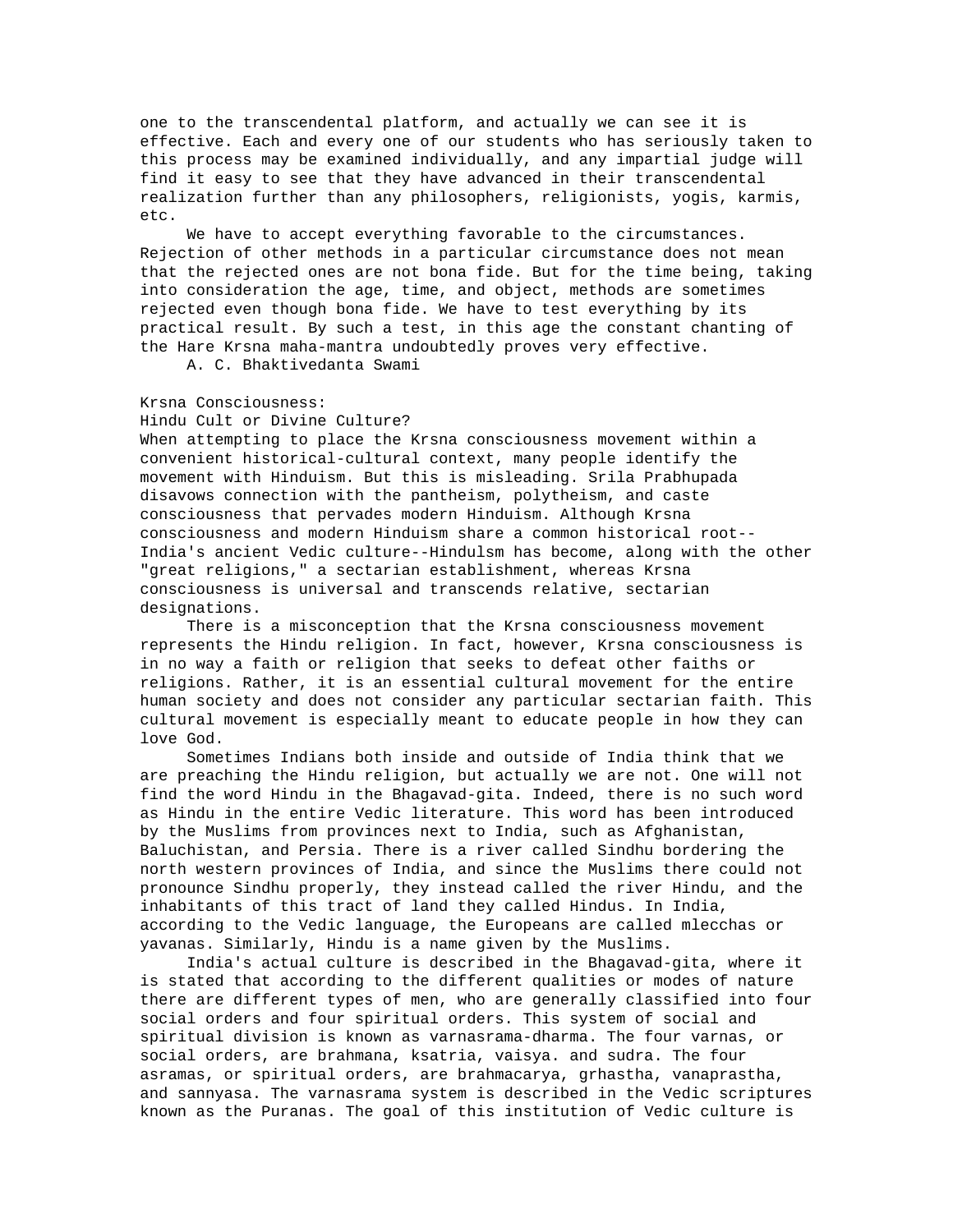one to the transcendental platform, and actually we can see it is effective. Each and every one of our students who has seriously taken to this process may be examined individually, and any impartial judge will find it easy to see that they have advanced in their transcendental realization further than any philosophers, religionists, yogis, karmis, etc.

We have to accept everything favorable to the circumstances. Rejection of other methods in a particular circumstance does not mean that the rejected ones are not bona fide. But for the time being, taking into consideration the age, time, and object, methods are sometimes rejected even though bona fide. We have to test everything by its practical result. By such a test, in this age the constant chanting of the Hare Krsna maha-mantra undoubtedly proves very effective.

A. C. Bhaktivedanta Swami

## Krsna Consciousness: Hindu Cult or Divine Culture?

When attempting to place the Krsna consciousness movement within a convenient historical-cultural context, many people identify the movement with Hinduism. But this is misleading. Srila Prabhupada disavows connection with the pantheism, polytheism, and caste consciousness that pervades modern Hinduism. Although Krsna consciousness and modern Hinduism share a common historical root--India's ancient Vedic culture--Hindulsm has become, along with the other "great religions," a sectarian establishment, whereas Krsna consciousness is universal and transcends relative, sectarian designations.

There is a misconception that the Krsna consciousness movement represents the Hindu religion. In fact, however, Krsna consciousness is in no way a faith or religion that seeks to defeat other faiths or religions. Rather, it is an essential cultural movement for the entire human society and does not consider any particular sectarian faith. This cultural movement is especially meant to educate people in how they can love God.

Sometimes Indians both inside and outside of India think that we are preaching the Hindu religion, but actually we are not. One will not find the word Hindu in the Bhagavad-gita. Indeed, there is no such word as Hindu in the entire Vedic literature. This word has been introduced by the Muslims from provinces next to India, such as Afghanistan, Baluchistan, and Persia. There is a river called Sindhu bordering the north western provinces of India, and since the Muslims there could not pronounce Sindhu properly, they instead called the river Hindu, and the inhabitants of this tract of land they called Hindus. In India, according to the Vedic language, the Europeans are called mlecchas or yavanas. Similarly, Hindu is a name given by the Muslims.

India's actual culture is described in the Bhagavad-gita, where it is stated that according to the different qualities or modes of nature there are different types of men, who are generally classified into four social orders and four spiritual orders. This system of social and spiritual division is known as varnasrama-dharma. The four varnas, or social orders, are brahmana, ksatria, vaisya. and sudra. The four asramas, or spiritual orders, are brahmacarya, grhastha, vanaprastha, and sannyasa. The varnasrama system is described in the Vedic scriptures known as the Puranas. The goal of this institution of Vedic culture is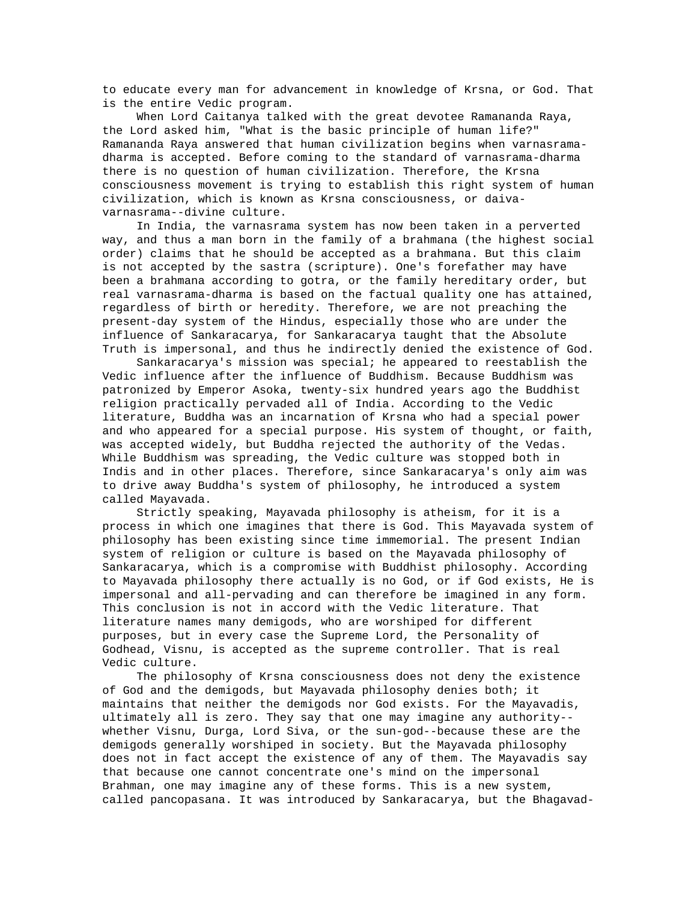to educate every man for advancement in knowledge of Krsna, or God. That is the entire Vedic program.

When Lord Caitanya talked with the great devotee Ramananda Raya, the Lord asked him, "What is the basic principle of human life?" Ramananda Raya answered that human civilization begins when varnasrama-dharma is accepted. Before coming to the standard of varnasrama-dharma there is no question of human civilization. Therefore, the Krsna consciousness movement is trying to establish this right system of human civilization, which is known as Krsna consciousness, or daiva-varnasrama--divine culture.

In India, the varnasrama system has now been taken in a perverted way, and thus a man born in the family of a brahmana (the highest social order) claims that he should be accepted as a brahmana. But this claim is not accepted by the sastra (scripture). One's forefather may have been a brahmana according to gotra, or the family hereditary order, but real varnasrama-dharma is based on the factual quality one has attained, regardless of birth or heredity. Therefore, we are not preaching the present-day system of the Hindus, especially those who are under the influence of Sankaracarya, for Sankaracarya taught that the Absolute Truth is impersonal, and thus he indirectly denied the existence of God.

Sankaracarya's mission was special; he appeared to reestablish the Vedic influence after the influence of Buddhism. Because Buddhism was patronized by Emperor Asoka, twenty-six hundred years ago the Buddhist religion practically pervaded all of India. According to the Vedic literature, Buddha was an incarnation of Krsna who had a special power and who appeared for a special purpose. His system of thought, or faith, was accepted widely, but Buddha rejected the authority of the Vedas. While Buddhism was spreading, the Vedic culture was stopped both in Indis and in other places. Therefore, since Sankaracarya's only aim was to drive away Buddha's system of philosophy, he introduced a system called Mayavada.

Strictly speaking, Mayavada philosophy is atheism, for it is a process in which one imagines that there is God. This Mayavada system of philosophy has been existing since time immemorial. The present Indian system of religion or culture is based on the Mayavada philosophy of Sankaracarya, which is a compromise with Buddhist philosophy. According to Mayavada philosophy there actually is no God, or if God exists, He is impersonal and all-pervading and can therefore be imagined in any form. This conclusion is not in accord with the Vedic literature. That literature names many demigods, who are worshiped for different purposes, but in every case the Supreme Lord, the Personality of Godhead, Visnu, is accepted as the supreme controller. That is real Vedic culture.

The philosophy of Krsna consciousness does not deny the existence of God and the demigods, but Mayavada philosophy denies both; it maintains that neither the demigods nor God exists. For the Mayavadis, ultimately all is zero. They say that one may imagine any authority--whether Visnu, Durga, Lord Siva, or the sun-god--because these are the demigods generally worshiped in society. But the Mayavada philosophy does not in fact accept the existence of any of them. The Mayavadis say that because one cannot concentrate one's mind on the impersonal Brahman, one may imagine any of these forms. This is a new system, called pancopasana. It was introduced by Sankaracarya, but the Bhagavad-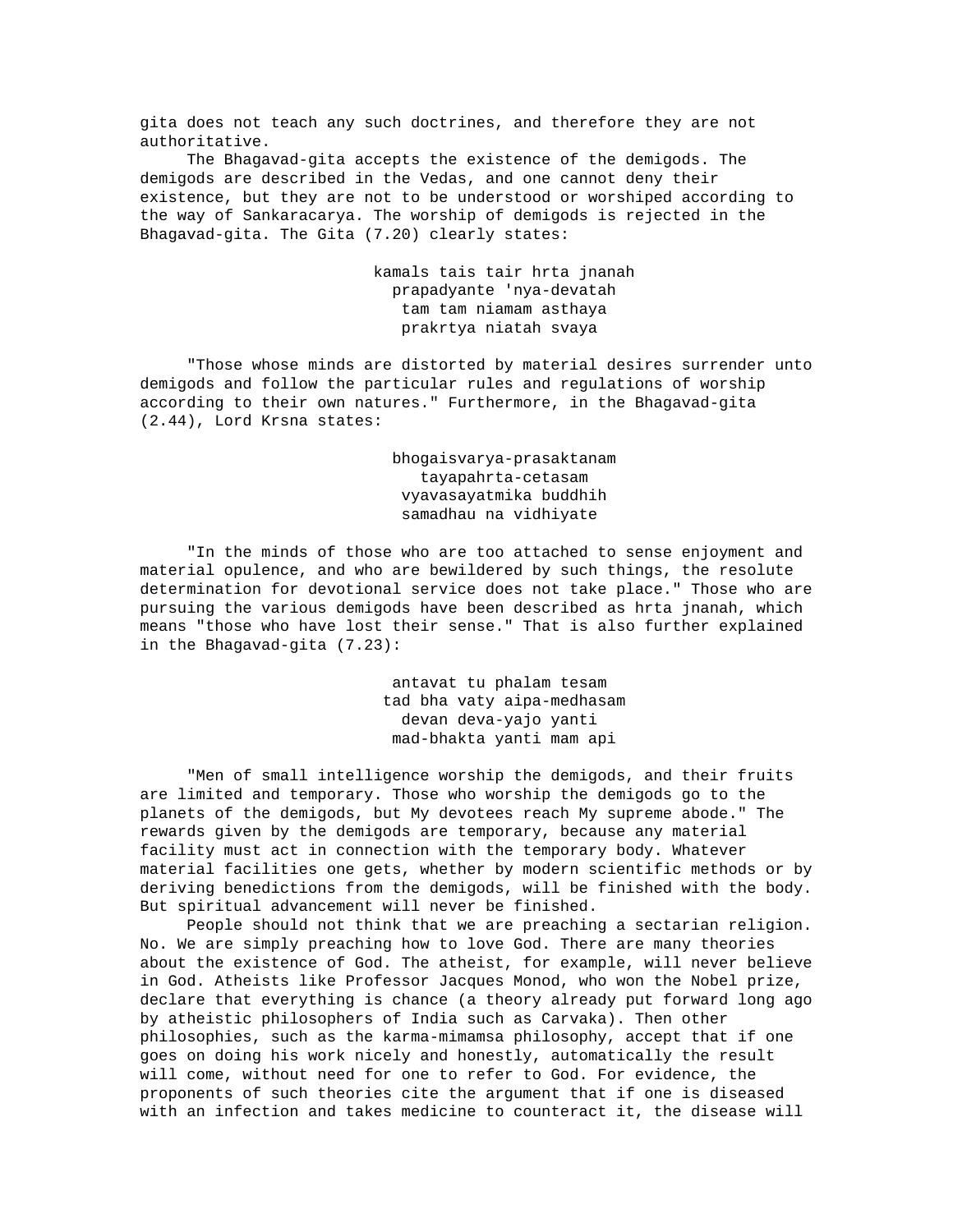gita does not teach any such doctrines, and therefore they are not authoritative.

The Bhagavad-gita accepts the existence of the demigods. The demigods are described in the Vedas, and one cannot deny their existence, but they are not to be understood or worshiped according to the way of Sankaracarya. The worship of demigods is rejected in the Bhagavad-gita. The Gita (7.20) clearly states:

> kamals tais tair hrta jnanah
> prapadyante 'nya-devatah
> tam tam niamam asthaya
> prakrtya niatah svaya

"Those whose minds are distorted by material desires surrender unto demigods and follow the particular rules and regulations of worship according to their own natures." Furthermore, in the Bhagavad-gita (2.44), Lord Krsna states:

> bhogaisvarya-prasaktanam
> tayapahrta-cetasam
> vyavasayatmika buddhih
> samadhau na vidhiyate

"In the minds of those who are too attached to sense enjoyment and material opulence, and who are bewildered by such things, the resolute determination for devotional service does not take place." Those who are pursuing the various demigods have been described as hrta jnanah, which means "those who have lost their sense." That is also further explained in the Bhagavad-gita (7.23):

> antavat tu phalam tesam
> tad bha vaty aipa-medhasam
> devan deva-yajo yanti
> mad-bhakta yanti mam api

"Men of small intelligence worship the demigods, and their fruits are limited and temporary. Those who worship the demigods go to the planets of the demigods, but My devotees reach My supreme abode." The rewards given by the demigods are temporary, because any material facility must act in connection with the temporary body. Whatever material facilities one gets, whether by modern scientific methods or by deriving benedictions from the demigods, will be finished with the body. But spiritual advancement will never be finished.

People should not think that we are preaching a sectarian religion. No. We are simply preaching how to love God. There are many theories about the existence of God. The atheist, for example, will never believe in God. Atheists like Professor Jacques Monod, who won the Nobel prize, declare that everything is chance (a theory already put forward long ago by atheistic philosophers of India such as Carvaka). Then other philosophies, such as the karma-mimamsa philosophy, accept that if one goes on doing his work nicely and honestly, automatically the result will come, without need for one to refer to God. For evidence, the proponents of such theories cite the argument that if one is diseased with an infection and takes medicine to counteract it, the disease will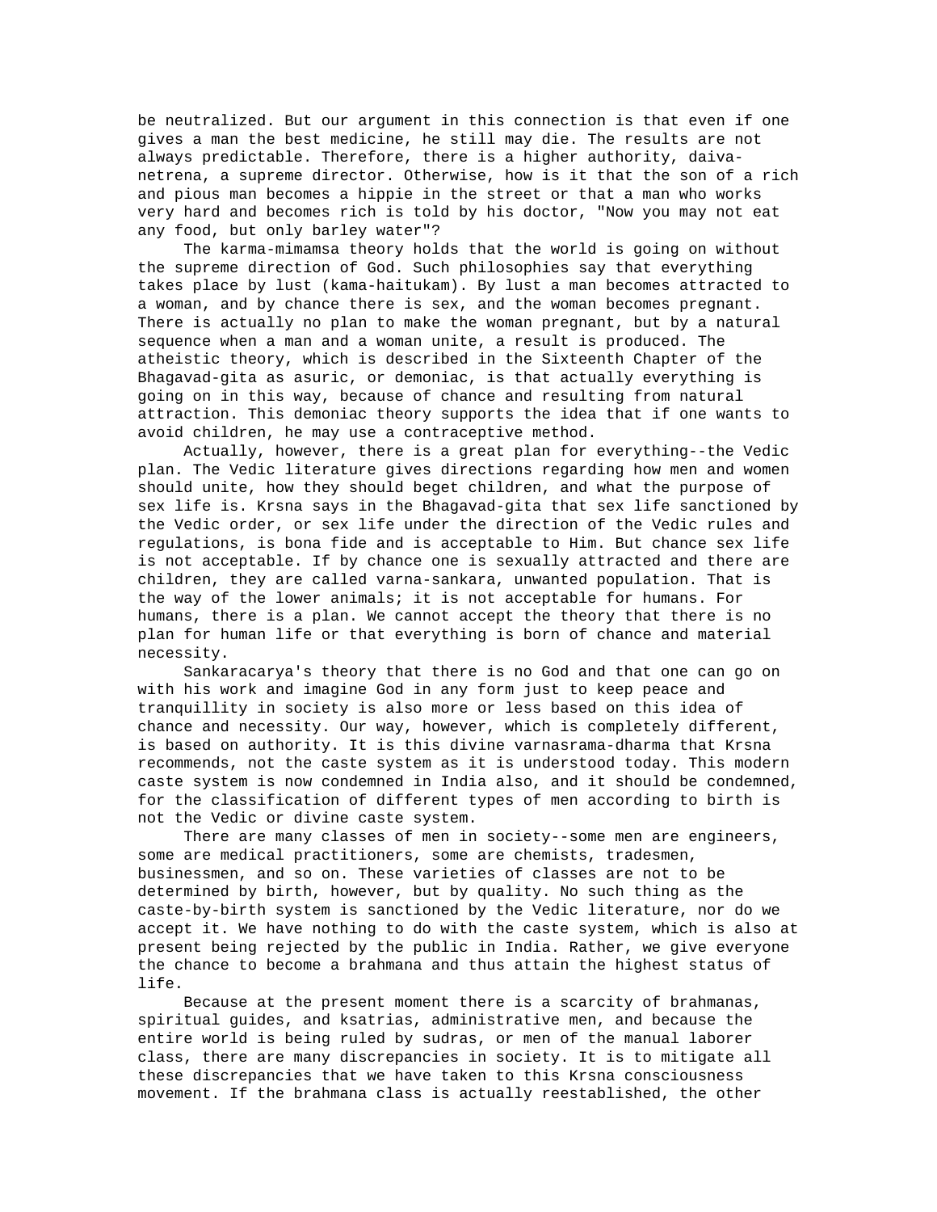be neutralized. But our argument in this connection is that even if one gives a man the best medicine, he still may die. The results are not always predictable. Therefore, there is a higher authority, daiva-netrena, a supreme director. Otherwise, how is it that the son of a rich and pious man becomes a hippie in the street or that a man who works very hard and becomes rich is told by his doctor, "Now you may not eat any food, but only barley water"?

The karma-mimamsa theory holds that the world is going on without the supreme direction of God. Such philosophies say that everything takes place by lust (kama-haitukam). By lust a man becomes attracted to a woman, and by chance there is sex, and the woman becomes pregnant. There is actually no plan to make the woman pregnant, but by a natural sequence when a man and a woman unite, a result is produced. The atheistic theory, which is described in the Sixteenth Chapter of the Bhagavad-gita as asuric, or demoniac, is that actually everything is going on in this way, because of chance and resulting from natural attraction. This demoniac theory supports the idea that if one wants to avoid children, he may use a contraceptive method.

Actually, however, there is a great plan for everything--the Vedic plan. The Vedic literature gives directions regarding how men and women should unite, how they should beget children, and what the purpose of sex life is. Krsna says in the Bhagavad-gita that sex life sanctioned by the Vedic order, or sex life under the direction of the Vedic rules and regulations, is bona fide and is acceptable to Him. But chance sex life is not acceptable. If by chance one is sexually attracted and there are children, they are called varna-sankara, unwanted population. That is the way of the lower animals; it is not acceptable for humans. For humans, there is a plan. We cannot accept the theory that there is no plan for human life or that everything is born of chance and material necessity.

Sankaracarya's theory that there is no God and that one can go on with his work and imagine God in any form just to keep peace and tranquillity in society is also more or less based on this idea of chance and necessity. Our way, however, which is completely different, is based on authority. It is this divine varnasrama-dharma that Krsna recommends, not the caste system as it is understood today. This modern caste system is now condemned in India also, and it should be condemned, for the classification of different types of men according to birth is not the Vedic or divine caste system.

There are many classes of men in society--some men are engineers, some are medical practitioners, some are chemists, tradesmen, businessmen, and so on. These varieties of classes are not to be determined by birth, however, but by quality. No such thing as the caste-by-birth system is sanctioned by the Vedic literature, nor do we accept it. We have nothing to do with the caste system, which is also at present being rejected by the public in India. Rather, we give everyone the chance to become a brahmana and thus attain the highest status of life.

Because at the present moment there is a scarcity of brahmanas, spiritual guides, and ksatrias, administrative men, and because the entire world is being ruled by sudras, or men of the manual laborer class, there are many discrepancies in society. It is to mitigate all these discrepancies that we have taken to this Krsna consciousness movement. If the brahmana class is actually reestablished, the other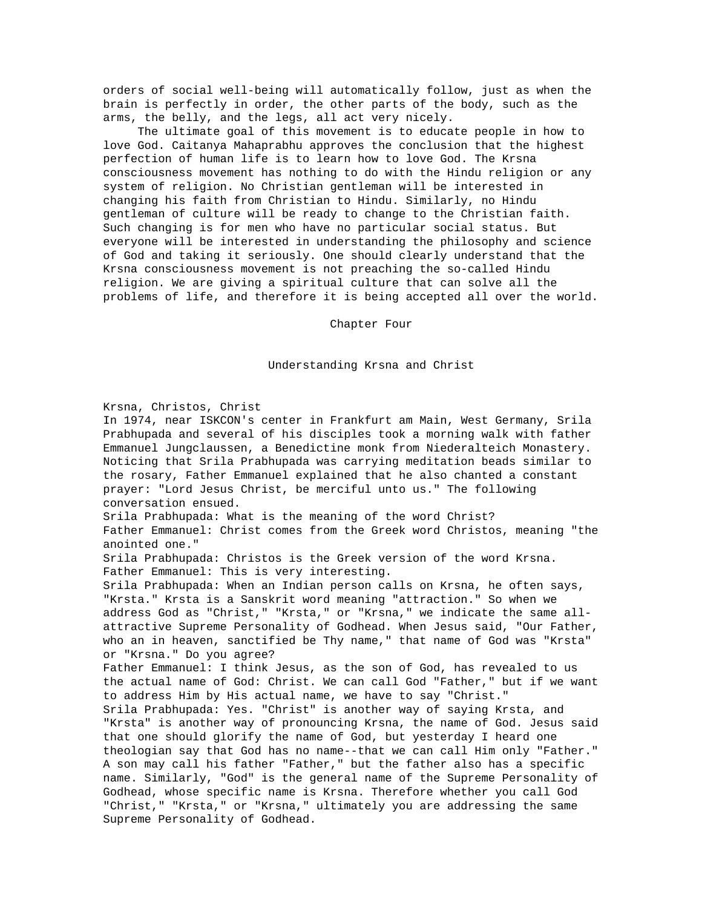orders of social well-being will automatically follow, just as when the brain is perfectly in order, the other parts of the body, such as the arms, the belly, and the legs, all act very nicely.

The ultimate goal of this movement is to educate people in how to love God. Caitanya Mahaprabhu approves the conclusion that the highest perfection of human life is to learn how to love God. The Krsna consciousness movement has nothing to do with the Hindu religion or any system of religion. No Christian gentleman will be interested in changing his faith from Christian to Hindu. Similarly, no Hindu gentleman of culture will be ready to change to the Christian faith. Such changing is for men who have no particular social status. But everyone will be interested in understanding the philosophy and science of God and taking it seriously. One should clearly understand that the Krsna consciousness movement is not preaching the so-called Hindu religion. We are giving a spiritual culture that can solve all the problems of life, and therefore it is being accepted all over the world.

# Chapter Four

## Understanding Krsna and Christ

### Krsna, Christos, Christ

In 1974, near ISKCON's center in Frankfurt am Main, West Germany, Srila Prabhupada and several of his disciples took a morning walk with father Emmanuel Jungclaussen, a Benedictine monk from Niederalteich Monastery. Noticing that Srila Prabhupada was carrying meditation beads similar to the rosary, Father Emmanuel explained that he also chanted a constant prayer: "Lord Jesus Christ, be merciful unto us." The following conversation ensued.

Srila Prabhupada: What is the meaning of the word Christ?

Father Emmanuel: Christ comes from the Greek word Christos, meaning "the anointed one."

Srila Prabhupada: Christos is the Greek version of the word Krsna.

Father Emmanuel: This is very interesting.

Srila Prabhupada: When an Indian person calls on Krsna, he often says, "Krsta." Krsta is a Sanskrit word meaning "attraction." So when we address God as "Christ," "Krsta," or "Krsna," we indicate the same all-attractive Supreme Personality of Godhead. When Jesus said, "Our Father, who an in heaven, sanctified be Thy name," that name of God was "Krsta" or "Krsna." Do you agree?

Father Emmanuel: I think Jesus, as the son of God, has revealed to us the actual name of God: Christ. We can call God "Father," but if we want to address Him by His actual name, we have to say "Christ."

Srila Prabhupada: Yes. "Christ" is another way of saying Krsta, and "Krsta" is another way of pronouncing Krsna, the name of God. Jesus said that one should glorify the name of God, but yesterday I heard one theologian say that God has no name--that we can call Him only "Father." A son may call his father "Father," but the father also has a specific name. Similarly, "God" is the general name of the Supreme Personality of Godhead, whose specific name is Krsna. Therefore whether you call God "Christ," "Krsta," or "Krsna," ultimately you are addressing the same Supreme Personality of Godhead.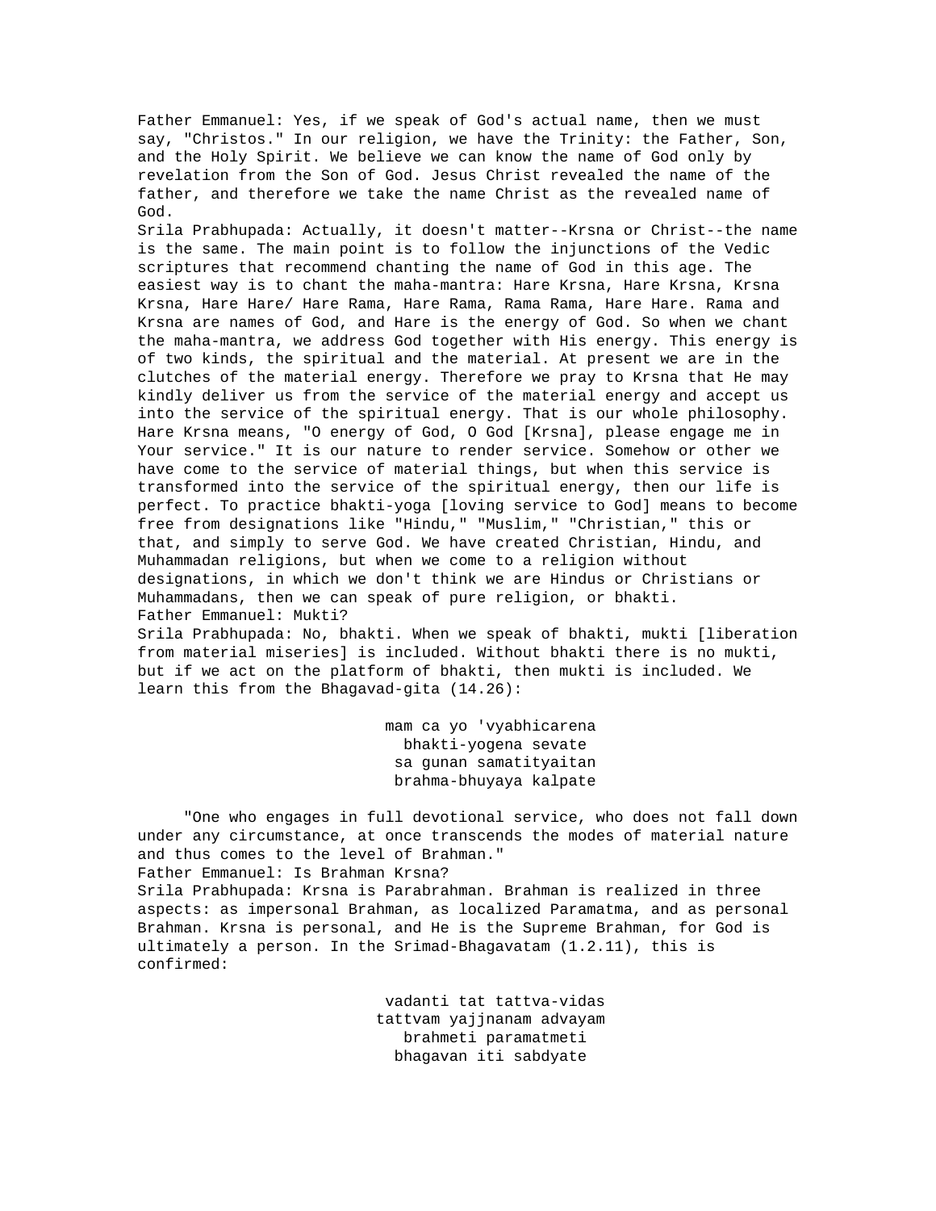Father Emmanuel: Yes, if we speak of God's actual name, then we must say, "Christos." In our religion, we have the Trinity: the Father, Son, and the Holy Spirit. We believe we can know the name of God only by revelation from the Son of God. Jesus Christ revealed the name of the father, and therefore we take the name Christ as the revealed name of God.

Srila Prabhupada: Actually, it doesn't matter--Krsna or Christ--the name is the same. The main point is to follow the injunctions of the Vedic scriptures that recommend chanting the name of God in this age. The easiest way is to chant the maha-mantra: Hare Krsna, Hare Krsna, Krsna Krsna, Hare Hare/ Hare Rama, Hare Rama, Rama Rama, Hare Hare. Rama and Krsna are names of God, and Hare is the energy of God. So when we chant the maha-mantra, we address God together with His energy. This energy is of two kinds, the spiritual and the material. At present we are in the clutches of the material energy. Therefore we pray to Krsna that He may kindly deliver us from the service of the material energy and accept us into the service of the spiritual energy. That is our whole philosophy. Hare Krsna means, "O energy of God, O God [Krsna], please engage me in Your service." It is our nature to render service. Somehow or other we have come to the service of material things, but when this service is transformed into the service of the spiritual energy, then our life is perfect. To practice bhakti-yoga [loving service to God] means to become free from designations like "Hindu," "Muslim," "Christian," this or that, and simply to serve God. We have created Christian, Hindu, and Muhammadan religions, but when we come to a religion without designations, in which we don't think we are Hindus or Christians or Muhammadans, then we can speak of pure religion, or bhakti.

Father Emmanuel: Mukti?

Srila Prabhupada: No, bhakti. When we speak of bhakti, mukti [liberation from material miseries] is included. Without bhakti there is no mukti, but if we act on the platform of bhakti, then mukti is included. We learn this from the Bhagavad-gita (14.26):

mam ca yo 'vyabhicarena
bhakti-yogena sevate
sa gunan samatityaitan
brahma-bhuyaya kalpate

"One who engages in full devotional service, who does not fall down under any circumstance, at once transcends the modes of material nature and thus comes to the level of Brahman."

Father Emmanuel: Is Brahman Krsna?

Srila Prabhupada: Krsna is Parabrahman. Brahman is realized in three aspects: as impersonal Brahman, as localized Paramatma, and as personal Brahman. Krsna is personal, and He is the Supreme Brahman, for God is ultimately a person. In the Srimad-Bhagavatam (1.2.11), this is confirmed:

vadanti tat tattva-vidas
tattvam yajjnanam advayam
brahmeti paramatmeti
bhagavan iti sabdyate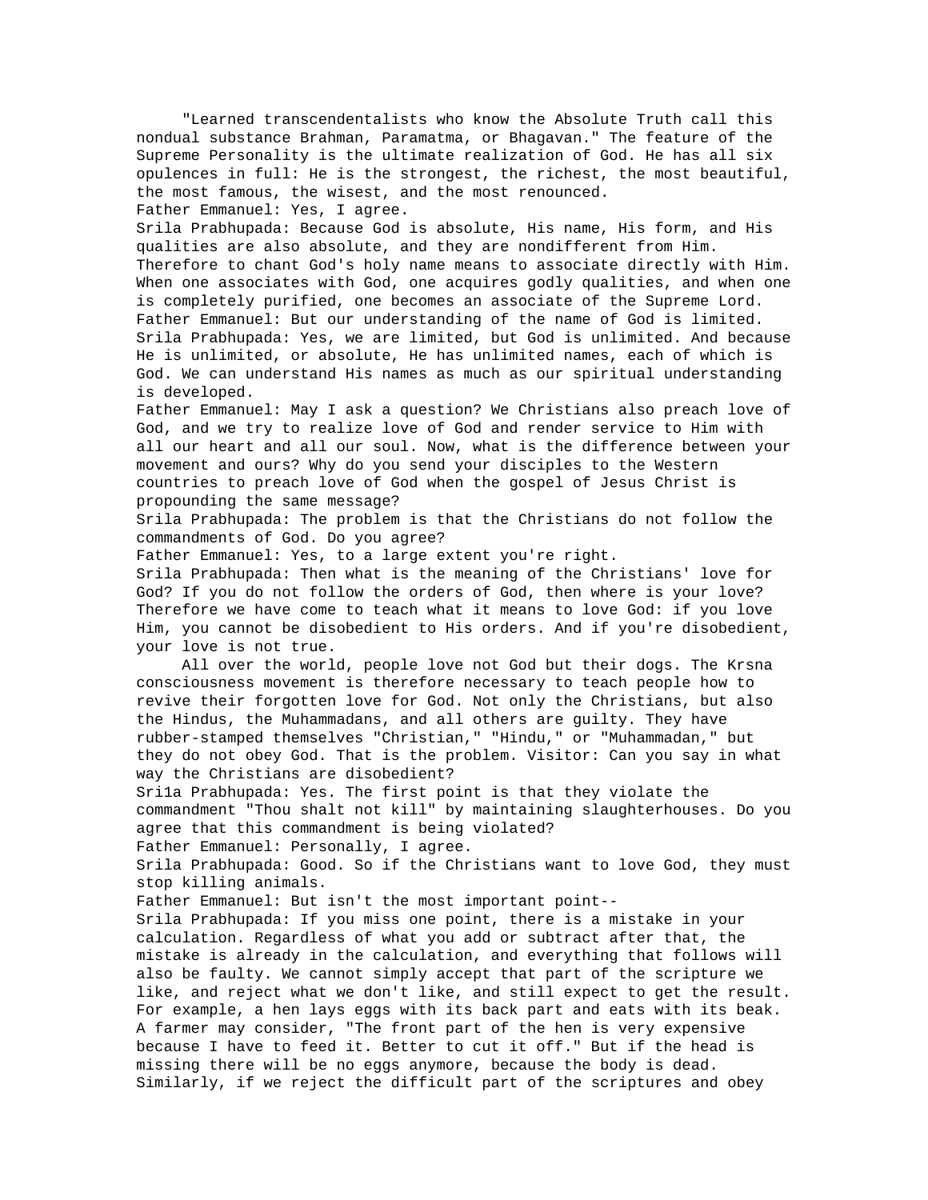"Learned transcendentalists who know the Absolute Truth call this nondual substance Brahman, Paramatma, or Bhagavan." The feature of the Supreme Personality is the ultimate realization of God. He has all six opulences in full: He is the strongest, the richest, the most beautiful, the most famous, the wisest, and the most renounced.

Father Emmanuel: Yes, I agree.

Srila Prabhupada: Because God is absolute, His name, His form, and His qualities are also absolute, and they are nondifferent from Him. Therefore to chant God's holy name means to associate directly with Him. When one associates with God, one acquires godly qualities, and when one is completely purified, one becomes an associate of the Supreme Lord.

Father Emmanuel: But our understanding of the name of God is limited.

Srila Prabhupada: Yes, we are limited, but God is unlimited. And because He is unlimited, or absolute, He has unlimited names, each of which is God. We can understand His names as much as our spiritual understanding is developed.

Father Emmanuel: May I ask a question? We Christians also preach love of God, and we try to realize love of God and render service to Him with all our heart and all our soul. Now, what is the difference between your movement and ours? Why do you send your disciples to the Western countries to preach love of God when the gospel of Jesus Christ is propounding the same message?

Srila Prabhupada: The problem is that the Christians do not follow the commandments of God. Do you agree?

Father Emmanuel: Yes, to a large extent you're right.

Srila Prabhupada: Then what is the meaning of the Christians' love for God? If you do not follow the orders of God, then where is your love? Therefore we have come to teach what it means to love God: if you love Him, you cannot be disobedient to His orders. And if you're disobedient, your love is not true.

All over the world, people love not God but their dogs. The Krsna consciousness movement is therefore necessary to teach people how to revive their forgotten love for God. Not only the Christians, but also the Hindus, the Muhammadans, and all others are guilty. They have rubber-stamped themselves "Christian," "Hindu," or "Muhammadan," but they do not obey God. That is the problem. Visitor: Can you say in what way the Christians are disobedient?

Sri1a Prabhupada: Yes. The first point is that they violate the commandment "Thou shalt not kill" by maintaining slaughterhouses. Do you agree that this commandment is being violated?

Father Emmanuel: Personally, I agree.

Srila Prabhupada: Good. So if the Christians want to love God, they must stop killing animals.

Father Emmanuel: But isn't the most important point--

Srila Prabhupada: If you miss one point, there is a mistake in your calculation. Regardless of what you add or subtract after that, the mistake is already in the calculation, and everything that follows will also be faulty. We cannot simply accept that part of the scripture we like, and reject what we don't like, and still expect to get the result. For example, a hen lays eggs with its back part and eats with its beak. A farmer may consider, "The front part of the hen is very expensive because I have to feed it. Better to cut it off." But if the head is missing there will be no eggs anymore, because the body is dead. Similarly, if we reject the difficult part of the scriptures and obey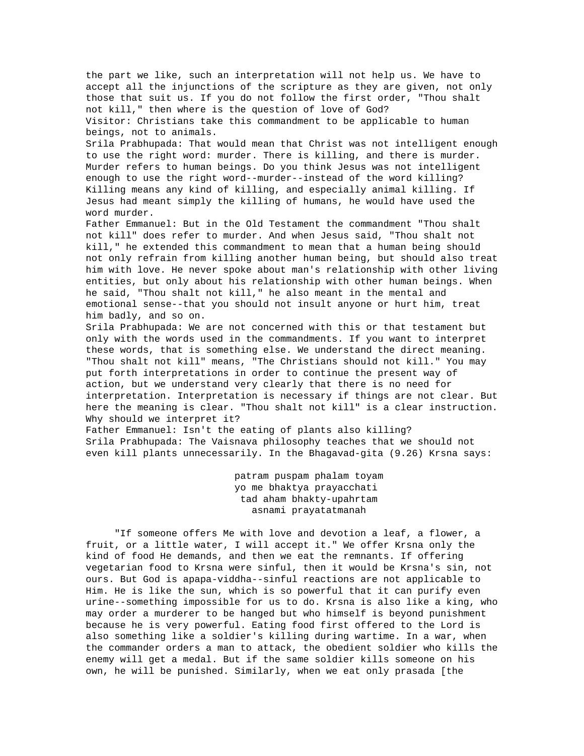the part we like, such an interpretation will not help us. We have to accept all the injunctions of the scripture as they are given, not only those that suit us. If you do not follow the first order, "Thou shalt not kill," then where is the question of love of God?

Visitor: Christians take this commandment to be applicable to human beings, not to animals.

Srila Prabhupada: That would mean that Christ was not intelligent enough to use the right word: murder. There is killing, and there is murder. Murder refers to human beings. Do you think Jesus was not intelligent enough to use the right word--murder--instead of the word killing? Killing means any kind of killing, and especially animal killing. If Jesus had meant simply the killing of humans, he would have used the word murder.

Father Emmanuel: But in the Old Testament the commandment "Thou shalt not kill" does refer to murder. And when Jesus said, "Thou shalt not kill," he extended this commandment to mean that a human being should not only refrain from killing another human being, but should also treat him with love. He never spoke about man's relationship with other living entities, but only about his relationship with other human beings. When he said, "Thou shalt not kill," he also meant in the mental and emotional sense--that you should not insult anyone or hurt him, treat him badly, and so on.

Srila Prabhupada: We are not concerned with this or that testament but only with the words used in the commandments. If you want to interpret these words, that is something else. We understand the direct meaning. "Thou shalt not kill" means, "The Christians should not kill." You may put forth interpretations in order to continue the present way of action, but we understand very clearly that there is no need for interpretation. Interpretation is necessary if things are not clear. But here the meaning is clear. "Thou shalt not kill" is a clear instruction. Why should we interpret it?

Father Emmanuel: Isn't the eating of plants also killing?

Srila Prabhupada: The Vaisnava philosophy teaches that we should not even kill plants unnecessarily. In the Bhagavad-gita (9.26) Krsna says:

> patram puspam phalam toyam
> yo me bhaktya prayacchati
> tad aham bhakty-upahrtam
> asnami prayatatmanah

"If someone offers Me with love and devotion a leaf, a flower, a fruit, or a little water, I will accept it." We offer Krsna only the kind of food He demands, and then we eat the remnants. If offering vegetarian food to Krsna were sinful, then it would be Krsna's sin, not ours. But God is apapa-viddha--sinful reactions are not applicable to Him. He is like the sun, which is so powerful that it can purify even urine--something impossible for us to do. Krsna is also like a king, who may order a murderer to be hanged but who himself is beyond punishment because he is very powerful. Eating food first offered to the Lord is also something like a soldier's killing during wartime. In a war, when the commander orders a man to attack, the obedient soldier who kills the enemy will get a medal. But if the same soldier kills someone on his own, he will be punished. Similarly, when we eat only prasada [the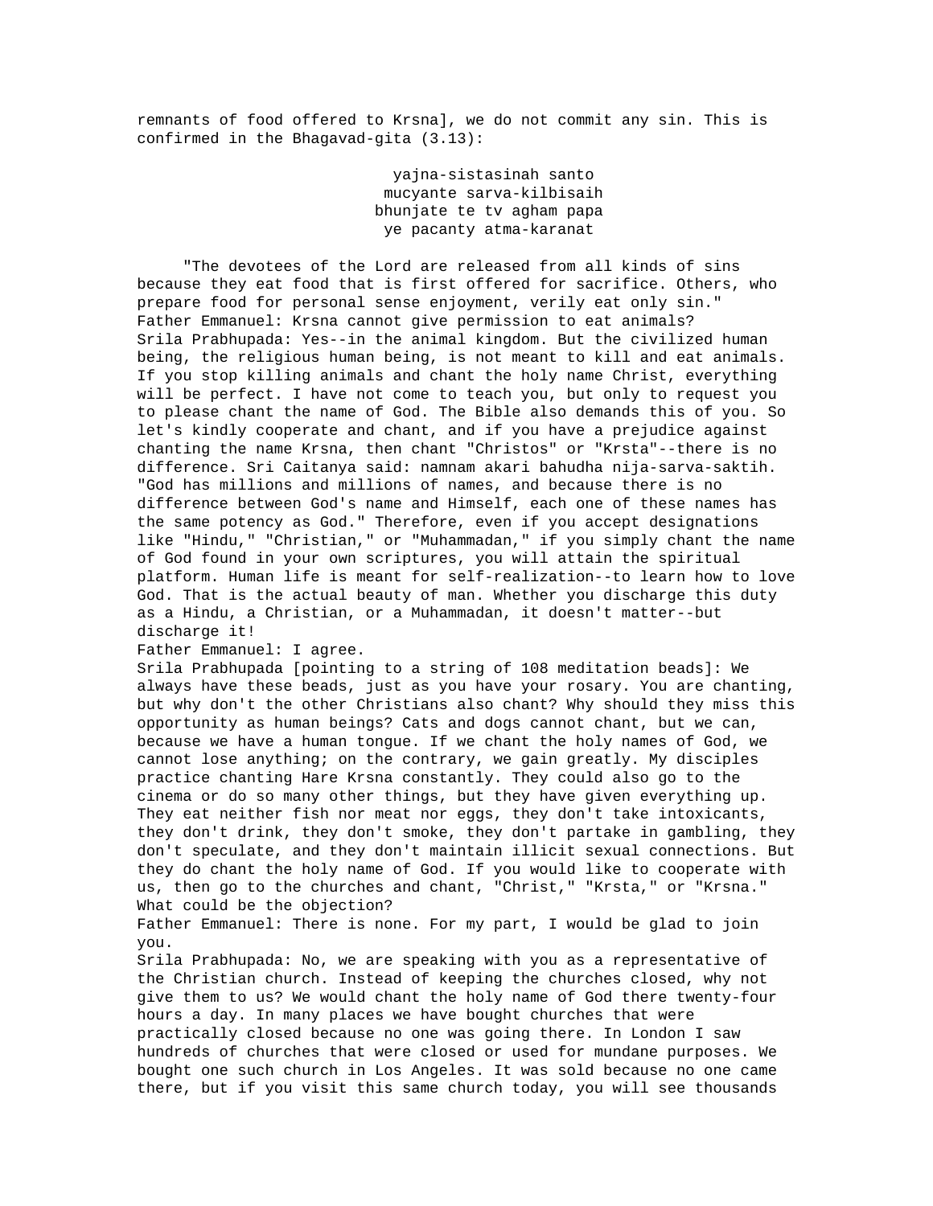remnants of food offered to Krsna], we do not commit any sin. This is confirmed in the Bhagavad-gita (3.13):

> yajna-sistasinah santo
> mucyante sarva-kilbisaih
> bhunjate te tv agham papa
> ye pacanty atma-karanat

"The devotees of the Lord are released from all kinds of sins because they eat food that is first offered for sacrifice. Others, who prepare food for personal sense enjoyment, verily eat only sin."

Father Emmanuel: Krsna cannot give permission to eat animals?

Srila Prabhupada: Yes--in the animal kingdom. But the civilized human being, the religious human being, is not meant to kill and eat animals. If you stop killing animals and chant the holy name Christ, everything will be perfect. I have not come to teach you, but only to request you to please chant the name of God. The Bible also demands this of you. So let's kindly cooperate and chant, and if you have a prejudice against chanting the name Krsna, then chant "Christos" or "Krsta"--there is no difference. Sri Caitanya said: namnam akari bahudha nija-sarva-saktih. "God has millions and millions of names, and because there is no difference between God's name and Himself, each one of these names has the same potency as God." Therefore, even if you accept designations like "Hindu," "Christian," or "Muhammadan," if you simply chant the name of God found in your own scriptures, you will attain the spiritual platform. Human life is meant for self-realization--to learn how to love God. That is the actual beauty of man. Whether you discharge this duty as a Hindu, a Christian, or a Muhammadan, it doesn't matter--but discharge it!

Father Emmanuel: I agree.

Srila Prabhupada [pointing to a string of 108 meditation beads]: We always have these beads, just as you have your rosary. You are chanting, but why don't the other Christians also chant? Why should they miss this opportunity as human beings? Cats and dogs cannot chant, but we can, because we have a human tongue. If we chant the holy names of God, we cannot lose anything; on the contrary, we gain greatly. My disciples practice chanting Hare Krsna constantly. They could also go to the cinema or do so many other things, but they have given everything up. They eat neither fish nor meat nor eggs, they don't take intoxicants, they don't drink, they don't smoke, they don't partake in gambling, they don't speculate, and they don't maintain illicit sexual connections. But they do chant the holy name of God. If you would like to cooperate with us, then go to the churches and chant, "Christ," "Krsta," or "Krsna." What could be the objection?

Father Emmanuel: There is none. For my part, I would be glad to join you.

Srila Prabhupada: No, we are speaking with you as a representative of the Christian church. Instead of keeping the churches closed, why not give them to us? We would chant the holy name of God there twenty-four hours a day. In many places we have bought churches that were practically closed because no one was going there. In London I saw hundreds of churches that were closed or used for mundane purposes. We bought one such church in Los Angeles. It was sold because no one came there, but if you visit this same church today, you will see thousands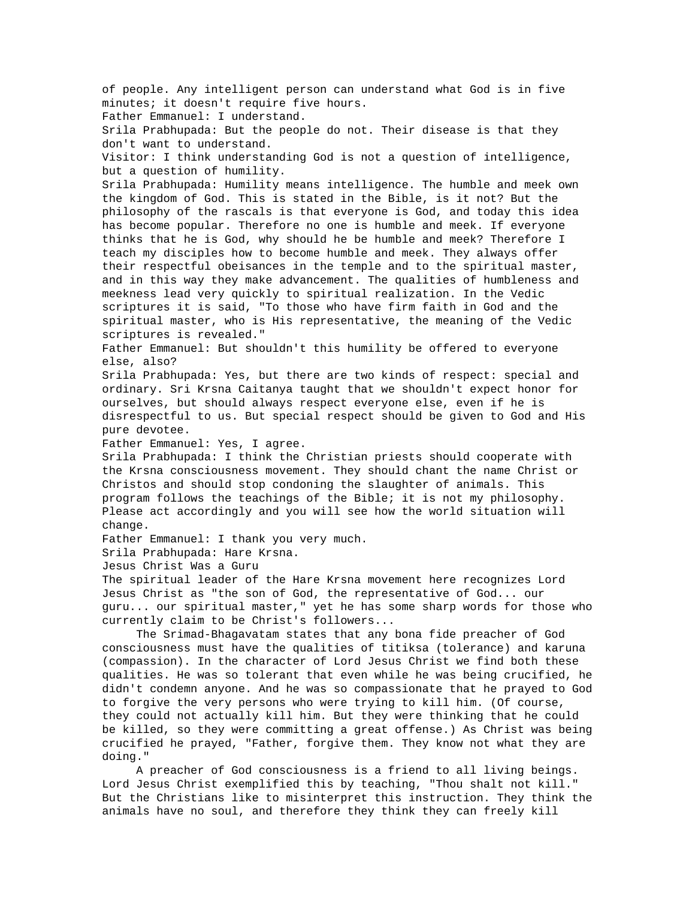of people. Any intelligent person can understand what God is in five minutes; it doesn't require five hours.

Father Emmanuel: I understand.

Srila Prabhupada: But the people do not. Their disease is that they don't want to understand.

Visitor: I think understanding God is not a question of intelligence, but a question of humility.

Srila Prabhupada: Humility means intelligence. The humble and meek own the kingdom of God. This is stated in the Bible, is it not? But the philosophy of the rascals is that everyone is God, and today this idea has become popular. Therefore no one is humble and meek. If everyone thinks that he is God, why should he be humble and meek? Therefore I teach my disciples how to become humble and meek. They always offer their respectful obeisances in the temple and to the spiritual master, and in this way they make advancement. The qualities of humbleness and meekness lead very quickly to spiritual realization. In the Vedic scriptures it is said, "To those who have firm faith in God and the spiritual master, who is His representative, the meaning of the Vedic scriptures is revealed."

Father Emmanuel: But shouldn't this humility be offered to everyone else, also?

Srila Prabhupada: Yes, but there are two kinds of respect: special and ordinary. Sri Krsna Caitanya taught that we shouldn't expect honor for ourselves, but should always respect everyone else, even if he is disrespectful to us. But special respect should be given to God and His pure devotee.

Father Emmanuel: Yes, I agree.

Srila Prabhupada: I think the Christian priests should cooperate with the Krsna consciousness movement. They should chant the name Christ or Christos and should stop condoning the slaughter of animals. This program follows the teachings of the Bible; it is not my philosophy. Please act accordingly and you will see how the world situation will change.

Father Emmanuel: I thank you very much.

Srila Prabhupada: Hare Krsna.

## Jesus Christ Was a Guru

The spiritual leader of the Hare Krsna movement here recognizes Lord Jesus Christ as "the son of God, the representative of God... our guru... our spiritual master," yet he has some sharp words for those who currently claim to be Christ's followers...

The Srimad-Bhagavatam states that any bona fide preacher of God consciousness must have the qualities of titiksa (tolerance) and karuna (compassion). In the character of Lord Jesus Christ we find both these qualities. He was so tolerant that even while he was being crucified, he didn't condemn anyone. And he was so compassionate that he prayed to God to forgive the very persons who were trying to kill him. (Of course, they could not actually kill him. But they were thinking that he could be killed, so they were committing a great offense.) As Christ was being crucified he prayed, "Father, forgive them. They know not what they are doing."

A preacher of God consciousness is a friend to all living beings. Lord Jesus Christ exemplified this by teaching, "Thou shalt not kill." But the Christians like to misinterpret this instruction. They think the animals have no soul, and therefore they think they can freely kill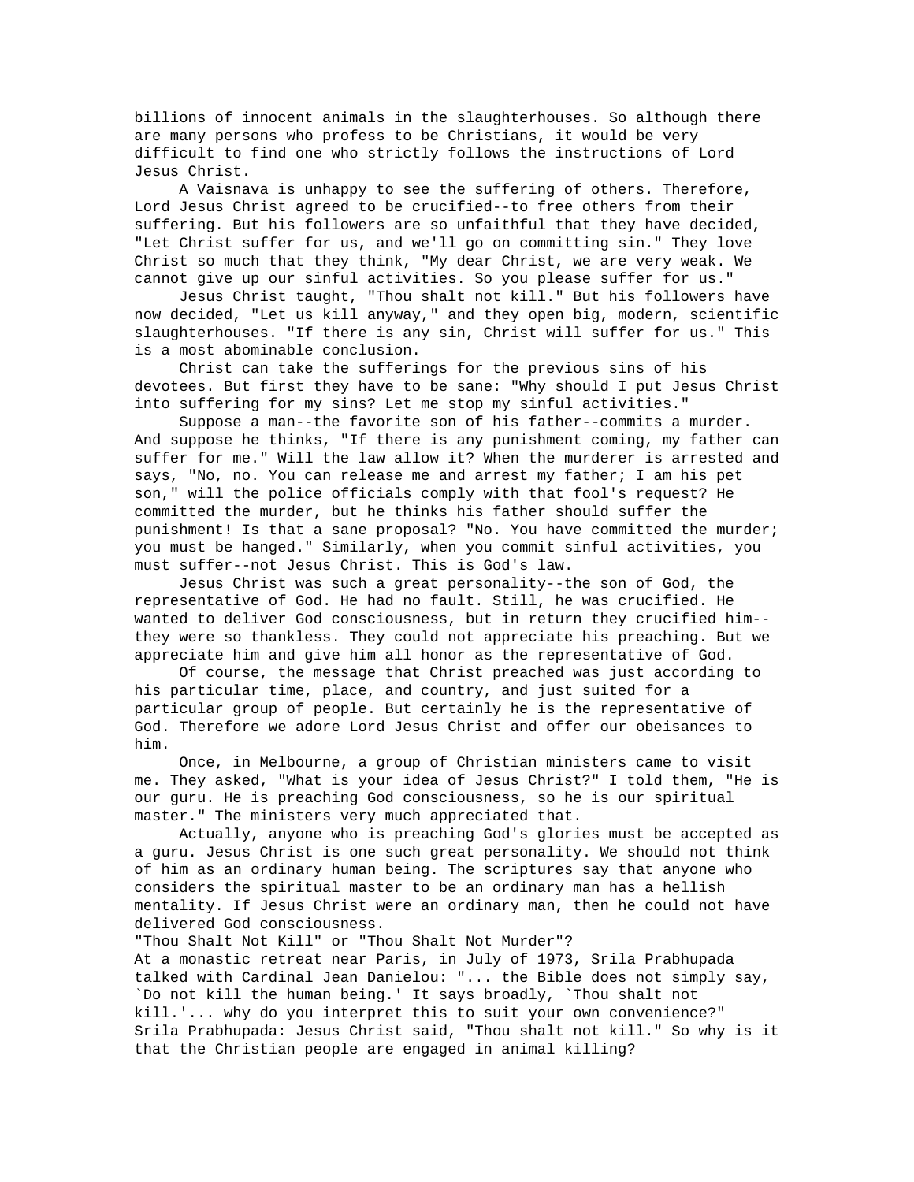billions of innocent animals in the slaughterhouses. So although there are many persons who profess to be Christians, it would be very difficult to find one who strictly follows the instructions of Lord Jesus Christ.

A Vaisnava is unhappy to see the suffering of others. Therefore, Lord Jesus Christ agreed to be crucified--to free others from their suffering. But his followers are so unfaithful that they have decided, "Let Christ suffer for us, and we'll go on committing sin." They love Christ so much that they think, "My dear Christ, we are very weak. We cannot give up our sinful activities. So you please suffer for us."

Jesus Christ taught, "Thou shalt not kill." But his followers have now decided, "Let us kill anyway," and they open big, modern, scientific slaughterhouses. "If there is any sin, Christ will suffer for us." This is a most abominable conclusion.

Christ can take the sufferings for the previous sins of his devotees. But first they have to be sane: "Why should I put Jesus Christ into suffering for my sins? Let me stop my sinful activities."

Suppose a man--the favorite son of his father--commits a murder. And suppose he thinks, "If there is any punishment coming, my father can suffer for me." Will the law allow it? When the murderer is arrested and says, "No, no. You can release me and arrest my father; I am his pet son," will the police officials comply with that fool's request? He committed the murder, but he thinks his father should suffer the punishment! Is that a sane proposal? "No. You have committed the murder; you must be hanged." Similarly, when you commit sinful activities, you must suffer--not Jesus Christ. This is God's law.

Jesus Christ was such a great personality--the son of God, the representative of God. He had no fault. Still, he was crucified. He wanted to deliver God consciousness, but in return they crucified him--they were so thankless. They could not appreciate his preaching. But we appreciate him and give him all honor as the representative of God.

Of course, the message that Christ preached was just according to his particular time, place, and country, and just suited for a particular group of people. But certainly he is the representative of God. Therefore we adore Lord Jesus Christ and offer our obeisances to him.

Once, in Melbourne, a group of Christian ministers came to visit me. They asked, "What is your idea of Jesus Christ?" I told them, "He is our guru. He is preaching God consciousness, so he is our spiritual master." The ministers very much appreciated that.

Actually, anyone who is preaching God's glories must be accepted as a guru. Jesus Christ is one such great personality. We should not think of him as an ordinary human being. The scriptures say that anyone who considers the spiritual master to be an ordinary man has a hellish mentality. If Jesus Christ were an ordinary man, then he could not have delivered God consciousness.

## "Thou Shalt Not Kill" or "Thou Shalt Not Murder"?

At a monastic retreat near Paris, in July of 1973, Srila Prabhupada talked with Cardinal Jean Danielou: "... the Bible does not simply say, `Do not kill the human being.' It says broadly, `Thou shalt not kill.'... why do you interpret this to suit your own convenience?"

Srila Prabhupada: Jesus Christ said, "Thou shalt not kill." So why is it that the Christian people are engaged in animal killing?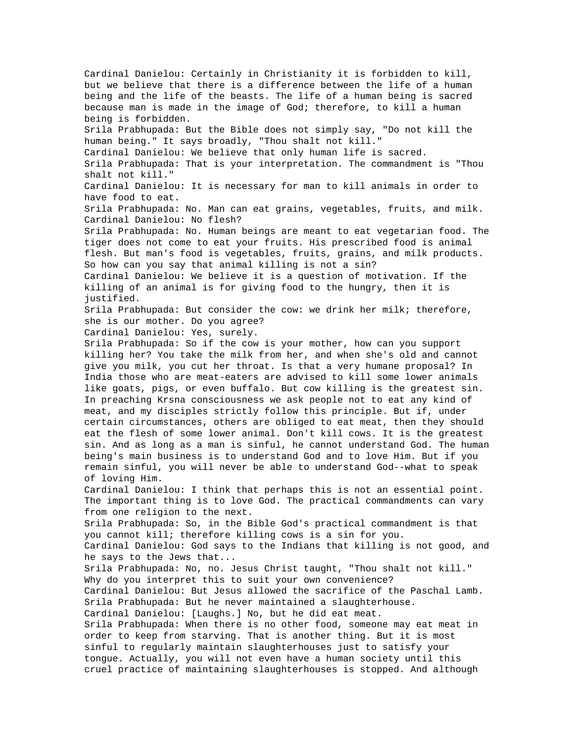Cardinal Danielou: Certainly in Christianity it is forbidden to kill, but we believe that there is a difference between the life of a human being and the life of the beasts. The life of a human being is sacred because man is made in the image of God; therefore, to kill a human being is forbidden.

Srila Prabhupada: But the Bible does not simply say, "Do not kill the human being." It says broadly, "Thou shalt not kill."

Cardinal Danielou: We believe that only human life is sacred.

Srila Prabhupada: That is your interpretation. The commandment is "Thou shalt not kill."

Cardinal Danielou: It is necessary for man to kill animals in order to have food to eat.

Srila Prabhupada: No. Man can eat grains, vegetables, fruits, and milk.

Cardinal Danielou: No flesh?

Srila Prabhupada: No. Human beings are meant to eat vegetarian food. The tiger does not come to eat your fruits. His prescribed food is animal flesh. But man's food is vegetables, fruits, grains, and milk products. So how can you say that animal killing is not a sin?

Cardinal Danielou: We believe it is a question of motivation. If the killing of an animal is for giving food to the hungry, then it is justified.

Srila Prabhupada: But consider the cow: we drink her milk; therefore, she is our mother. Do you agree?

Cardinal Danielou: Yes, surely.

Srila Prabhupada: So if the cow is your mother, how can you support killing her? You take the milk from her, and when she's old and cannot give you milk, you cut her throat. Is that a very humane proposal? In India those who are meat-eaters are advised to kill some lower animals like goats, pigs, or even buffalo. But cow killing is the greatest sin. In preaching Krsna consciousness we ask people not to eat any kind of meat, and my disciples strictly follow this principle. But if, under certain circumstances, others are obliged to eat meat, then they should eat the flesh of some lower animal. Don't kill cows. It is the greatest sin. And as long as a man is sinful, he cannot understand God. The human being's main business is to understand God and to love Him. But if you remain sinful, you will never be able to understand God--what to speak of loving Him.

Cardinal Danielou: I think that perhaps this is not an essential point. The important thing is to love God. The practical commandments can vary from one religion to the next.

Srila Prabhupada: So, in the Bible God's practical commandment is that you cannot kill; therefore killing cows is a sin for you.

Cardinal Danielou: God says to the Indians that killing is not good, and he says to the Jews that...

Srila Prabhupada: No, no. Jesus Christ taught, "Thou shalt not kill." Why do you interpret this to suit your own convenience?

Cardinal Danielou: But Jesus allowed the sacrifice of the Paschal Lamb.

Srila Prabhupada: But he never maintained a slaughterhouse.

Cardinal Danielou: [Laughs.] No, but he did eat meat.

Srila Prabhupada: When there is no other food, someone may eat meat in order to keep from starving. That is another thing. But it is most sinful to regularly maintain slaughterhouses just to satisfy your tongue. Actually, you will not even have a human society until this cruel practice of maintaining slaughterhouses is stopped. And although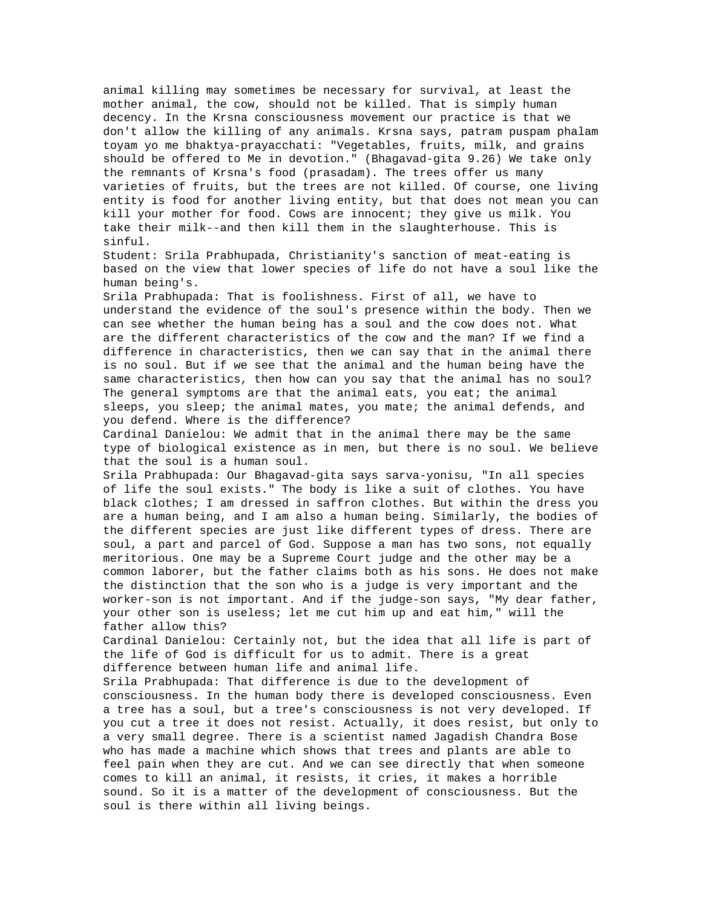animal killing may sometimes be necessary for survival, at least the mother animal, the cow, should not be killed. That is simply human decency. In the Krsna consciousness movement our practice is that we don't allow the killing of any animals. Krsna says, patram puspam phalam toyam yo me bhaktya-prayacchati: "Vegetables, fruits, milk, and grains should be offered to Me in devotion." (Bhagavad-gita 9.26) We take only the remnants of Krsna's food (prasadam). The trees offer us many varieties of fruits, but the trees are not killed. Of course, one living entity is food for another living entity, but that does not mean you can kill your mother for food. Cows are innocent; they give us milk. You take their milk--and then kill them in the slaughterhouse. This is sinful.

Student: Srila Prabhupada, Christianity's sanction of meat-eating is based on the view that lower species of life do not have a soul like the human being's.

Srila Prabhupada: That is foolishness. First of all, we have to understand the evidence of the soul's presence within the body. Then we can see whether the human being has a soul and the cow does not. What are the different characteristics of the cow and the man? If we find a difference in characteristics, then we can say that in the animal there is no soul. But if we see that the animal and the human being have the same characteristics, then how can you say that the animal has no soul? The general symptoms are that the animal eats, you eat; the animal sleeps, you sleep; the animal mates, you mate; the animal defends, and you defend. Where is the difference?

Cardinal Danielou: We admit that in the animal there may be the same type of biological existence as in men, but there is no soul. We believe that the soul is a human soul.

Srila Prabhupada: Our Bhagavad-gita says sarva-yonisu, "In all species of life the soul exists." The body is like a suit of clothes. You have black clothes; I am dressed in saffron clothes. But within the dress you are a human being, and I am also a human being. Similarly, the bodies of the different species are just like different types of dress. There are soul, a part and parcel of God. Suppose a man has two sons, not equally meritorious. One may be a Supreme Court judge and the other may be a common laborer, but the father claims both as his sons. He does not make the distinction that the son who is a judge is very important and the worker-son is not important. And if the judge-son says, "My dear father, your other son is useless; let me cut him up and eat him," will the father allow this?

Cardinal Danielou: Certainly not, but the idea that all life is part of the life of God is difficult for us to admit. There is a great difference between human life and animal life.

Srila Prabhupada: That difference is due to the development of consciousness. In the human body there is developed consciousness. Even a tree has a soul, but a tree's consciousness is not very developed. If you cut a tree it does not resist. Actually, it does resist, but only to a very small degree. There is a scientist named Jagadish Chandra Bose who has made a machine which shows that trees and plants are able to feel pain when they are cut. And we can see directly that when someone comes to kill an animal, it resists, it cries, it makes a horrible sound. So it is a matter of the development of consciousness. But the soul is there within all living beings.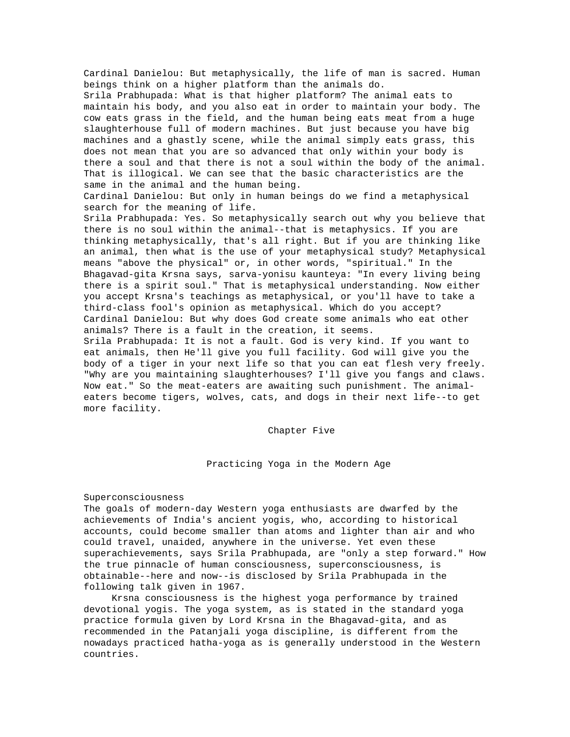Cardinal Danielou: But metaphysically, the life of man is sacred. Human beings think on a higher platform than the animals do.
Srila Prabhupada: What is that higher platform? The animal eats to maintain his body, and you also eat in order to maintain your body. The cow eats grass in the field, and the human being eats meat from a huge slaughterhouse full of modern machines. But just because you have big machines and a ghastly scene, while the animal simply eats grass, this does not mean that you are so advanced that only within your body is there a soul and that there is not a soul within the body of the animal. That is illogical. We can see that the basic characteristics are the same in the animal and the human being.
Cardinal Danielou: But only in human beings do we find a metaphysical search for the meaning of life.
Srila Prabhupada: Yes. So metaphysically search out why you believe that there is no soul within the animal--that is metaphysics. If you are thinking metaphysically, that's all right. But if you are thinking like an animal, then what is the use of your metaphysical study? Metaphysical means "above the physical" or, in other words, "spiritual." In the Bhagavad-gita Krsna says, sarva-yonisu kaunteya: "In every living being there is a spirit soul." That is metaphysical understanding. Now either you accept Krsna's teachings as metaphysical, or you'll have to take a third-class fool's opinion as metaphysical. Which do you accept?
Cardinal Danielou: But why does God create some animals who eat other animals? There is a fault in the creation, it seems.
Srila Prabhupada: It is not a fault. God is very kind. If you want to eat animals, then He'll give you full facility. God will give you the body of a tiger in your next life so that you can eat flesh very freely. "Why are you maintaining slaughterhouses? I'll give you fangs and claws. Now eat." So the meat-eaters are awaiting such punishment. The animal-eaters become tigers, wolves, cats, and dogs in their next life--to get more facility.

# Chapter Five

## Practicing Yoga in the Modern Age

### Superconsciousness

The goals of modern-day Western yoga enthusiasts are dwarfed by the achievements of India's ancient yogis, who, according to historical accounts, could become smaller than atoms and lighter than air and who could travel, unaided, anywhere in the universe. Yet even these superachievements, says Srila Prabhupada, are "only a step forward." How the true pinnacle of human consciousness, superconsciousness, is obtainable--here and now--is disclosed by Srila Prabhupada in the following talk given in 1967.

Krsna consciousness is the highest yoga performance by trained devotional yogis. The yoga system, as is stated in the standard yoga practice formula given by Lord Krsna in the Bhagavad-gita, and as recommended in the Patanjali yoga discipline, is different from the nowadays practiced hatha-yoga as is generally understood in the Western countries.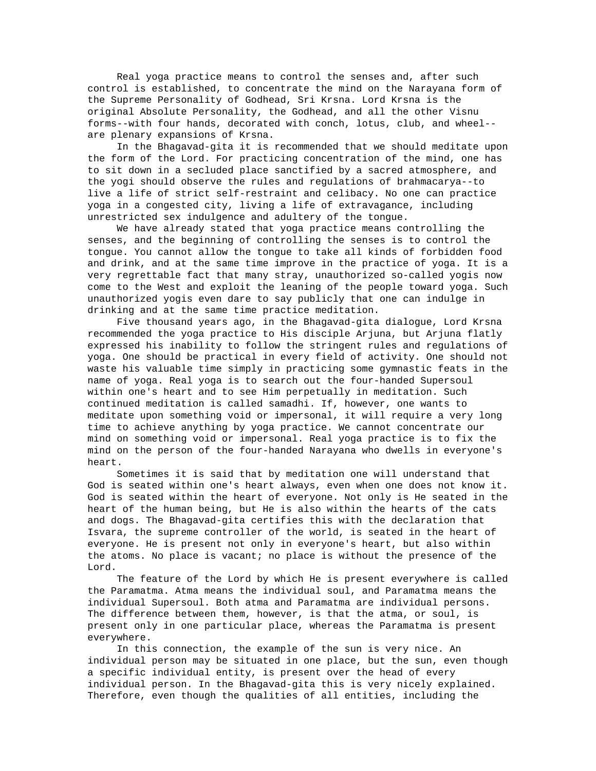Real yoga practice means to control the senses and, after such control is established, to concentrate the mind on the Narayana form of the Supreme Personality of Godhead, Sri Krsna. Lord Krsna is the original Absolute Personality, the Godhead, and all the other Visnu forms--with four hands, decorated with conch, lotus, club, and wheel--are plenary expansions of Krsna.

In the Bhagavad-gita it is recommended that we should meditate upon the form of the Lord. For practicing concentration of the mind, one has to sit down in a secluded place sanctified by a sacred atmosphere, and the yogi should observe the rules and regulations of brahmacarya--to live a life of strict self-restraint and celibacy. No one can practice yoga in a congested city, living a life of extravagance, including unrestricted sex indulgence and adultery of the tongue.

We have already stated that yoga practice means controlling the senses, and the beginning of controlling the senses is to control the tongue. You cannot allow the tongue to take all kinds of forbidden food and drink, and at the same time improve in the practice of yoga. It is a very regrettable fact that many stray, unauthorized so-called yogis now come to the West and exploit the leaning of the people toward yoga. Such unauthorized yogis even dare to say publicly that one can indulge in drinking and at the same time practice meditation.

Five thousand years ago, in the Bhagavad-gita dialogue, Lord Krsna recommended the yoga practice to His disciple Arjuna, but Arjuna flatly expressed his inability to follow the stringent rules and regulations of yoga. One should be practical in every field of activity. One should not waste his valuable time simply in practicing some gymnastic feats in the name of yoga. Real yoga is to search out the four-handed Supersoul within one's heart and to see Him perpetually in meditation. Such continued meditation is called samadhi. If, however, one wants to meditate upon something void or impersonal, it will require a very long time to achieve anything by yoga practice. We cannot concentrate our mind on something void or impersonal. Real yoga practice is to fix the mind on the person of the four-handed Narayana who dwells in everyone's heart.

Sometimes it is said that by meditation one will understand that God is seated within one's heart always, even when one does not know it. God is seated within the heart of everyone. Not only is He seated in the heart of the human being, but He is also within the hearts of the cats and dogs. The Bhagavad-gita certifies this with the declaration that Isvara, the supreme controller of the world, is seated in the heart of everyone. He is present not only in everyone's heart, but also within the atoms. No place is vacant; no place is without the presence of the Lord.

The feature of the Lord by which He is present everywhere is called the Paramatma. Atma means the individual soul, and Paramatma means the individual Supersoul. Both atma and Paramatma are individual persons. The difference between them, however, is that the atma, or soul, is present only in one particular place, whereas the Paramatma is present everywhere.

In this connection, the example of the sun is very nice. An individual person may be situated in one place, but the sun, even though a specific individual entity, is present over the head of every individual person. In the Bhagavad-gita this is very nicely explained. Therefore, even though the qualities of all entities, including the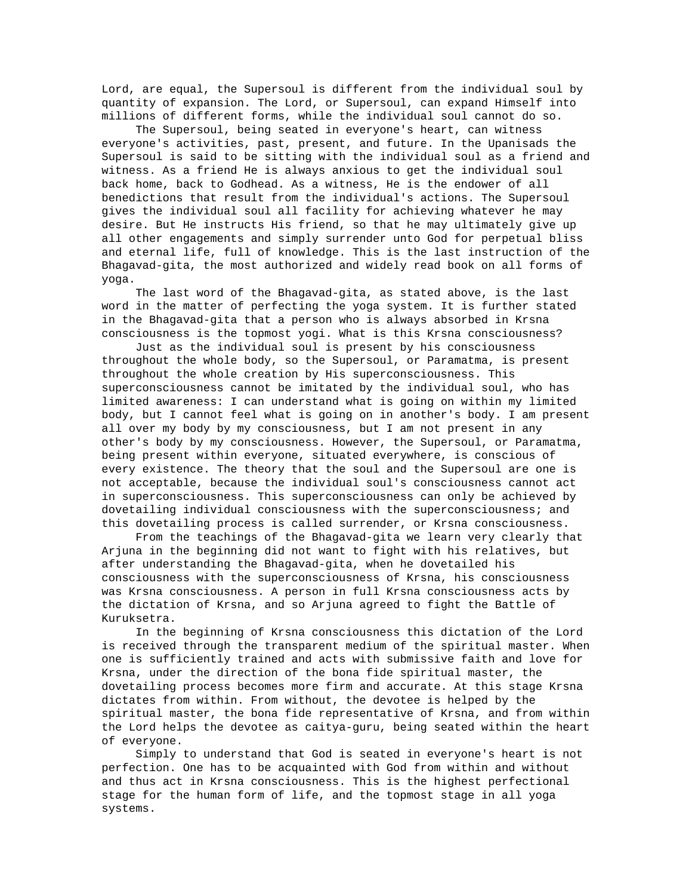Lord, are equal, the Supersoul is different from the individual soul by quantity of expansion. The Lord, or Supersoul, can expand Himself into millions of different forms, while the individual soul cannot do so.

The Supersoul, being seated in everyone's heart, can witness everyone's activities, past, present, and future. In the Upanisads the Supersoul is said to be sitting with the individual soul as a friend and witness. As a friend He is always anxious to get the individual soul back home, back to Godhead. As a witness, He is the endower of all benedictions that result from the individual's actions. The Supersoul gives the individual soul all facility for achieving whatever he may desire. But He instructs His friend, so that he may ultimately give up all other engagements and simply surrender unto God for perpetual bliss and eternal life, full of knowledge. This is the last instruction of the Bhagavad-gita, the most authorized and widely read book on all forms of yoga.

The last word of the Bhagavad-gita, as stated above, is the last word in the matter of perfecting the yoga system. It is further stated in the Bhagavad-gita that a person who is always absorbed in Krsna consciousness is the topmost yogi. What is this Krsna consciousness?

Just as the individual soul is present by his consciousness throughout the whole body, so the Supersoul, or Paramatma, is present throughout the whole creation by His superconsciousness. This superconsciousness cannot be imitated by the individual soul, who has limited awareness: I can understand what is going on within my limited body, but I cannot feel what is going on in another's body. I am present all over my body by my consciousness, but I am not present in any other's body by my consciousness. However, the Supersoul, or Paramatma, being present within everyone, situated everywhere, is conscious of every existence. The theory that the soul and the Supersoul are one is not acceptable, because the individual soul's consciousness cannot act in superconsciousness. This superconsciousness can only be achieved by dovetailing individual consciousness with the superconsciousness; and this dovetailing process is called surrender, or Krsna consciousness.

From the teachings of the Bhagavad-gita we learn very clearly that Arjuna in the beginning did not want to fight with his relatives, but after understanding the Bhagavad-gita, when he dovetailed his consciousness with the superconsciousness of Krsna, his consciousness was Krsna consciousness. A person in full Krsna consciousness acts by the dictation of Krsna, and so Arjuna agreed to fight the Battle of Kuruksetra.

In the beginning of Krsna consciousness this dictation of the Lord is received through the transparent medium of the spiritual master. When one is sufficiently trained and acts with submissive faith and love for Krsna, under the direction of the bona fide spiritual master, the dovetailing process becomes more firm and accurate. At this stage Krsna dictates from within. From without, the devotee is helped by the spiritual master, the bona fide representative of Krsna, and from within the Lord helps the devotee as caitya-guru, being seated within the heart of everyone.

Simply to understand that God is seated in everyone's heart is not perfection. One has to be acquainted with God from within and without and thus act in Krsna consciousness. This is the highest perfectional stage for the human form of life, and the topmost stage in all yoga systems.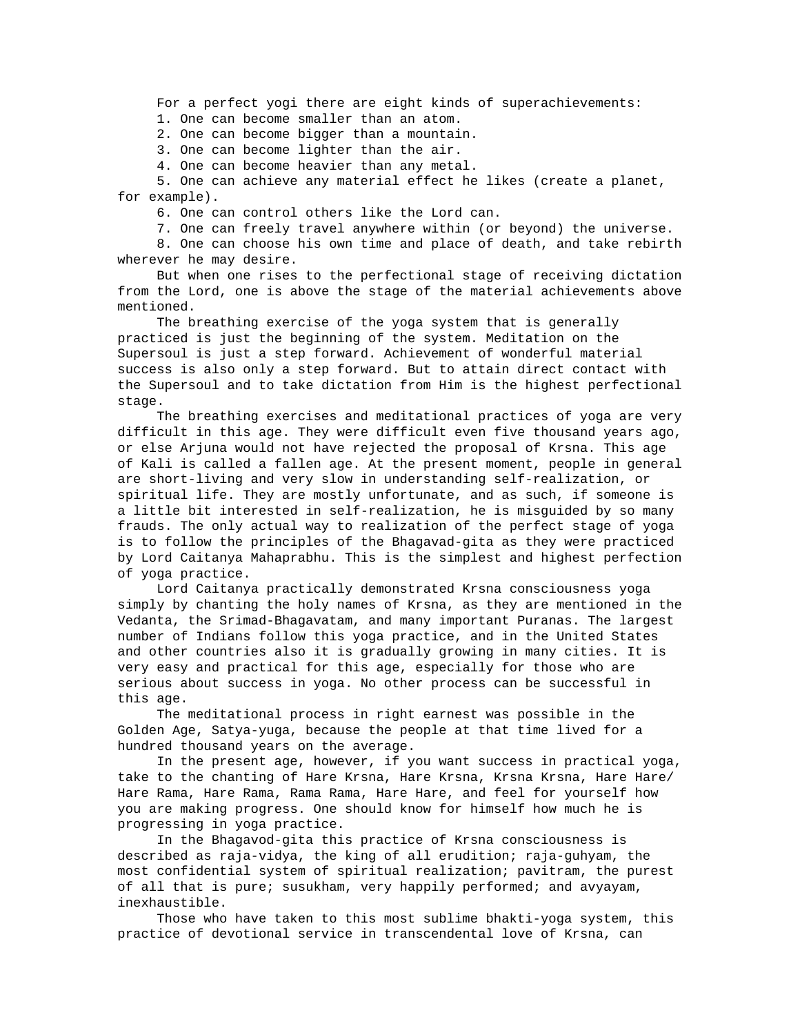For a perfect yogi there are eight kinds of superachievements:

1. One can become smaller than an atom.
2. One can become bigger than a mountain.
3. One can become lighter than the air.
4. One can become heavier than any metal.
5. One can achieve any material effect he likes (create a planet, for example).
6. One can control others like the Lord can.
7. One can freely travel anywhere within (or beyond) the universe.
8. One can choose his own time and place of death, and take rebirth wherever he may desire.

But when one rises to the perfectional stage of receiving dictation from the Lord, one is above the stage of the material achievements above mentioned.

The breathing exercise of the yoga system that is generally practiced is just the beginning of the system. Meditation on the Supersoul is just a step forward. Achievement of wonderful material success is also only a step forward. But to attain direct contact with the Supersoul and to take dictation from Him is the highest perfectional stage.

The breathing exercises and meditational practices of yoga are very difficult in this age. They were difficult even five thousand years ago, or else Arjuna would not have rejected the proposal of Krsna. This age of Kali is called a fallen age. At the present moment, people in general are short-living and very slow in understanding self-realization, or spiritual life. They are mostly unfortunate, and as such, if someone is a little bit interested in self-realization, he is misguided by so many frauds. The only actual way to realization of the perfect stage of yoga is to follow the principles of the Bhagavad-gita as they were practiced by Lord Caitanya Mahaprabhu. This is the simplest and highest perfection of yoga practice.

Lord Caitanya practically demonstrated Krsna consciousness yoga simply by chanting the holy names of Krsna, as they are mentioned in the Vedanta, the Srimad-Bhagavatam, and many important Puranas. The largest number of Indians follow this yoga practice, and in the United States and other countries also it is gradually growing in many cities. It is very easy and practical for this age, especially for those who are serious about success in yoga. No other process can be successful in this age.

The meditational process in right earnest was possible in the Golden Age, Satya-yuga, because the people at that time lived for a hundred thousand years on the average.

In the present age, however, if you want success in practical yoga, take to the chanting of Hare Krsna, Hare Krsna, Krsna Krsna, Hare Hare/ Hare Rama, Hare Rama, Rama Rama, Hare Hare, and feel for yourself how you are making progress. One should know for himself how much he is progressing in yoga practice.

In the Bhagavod-gita this practice of Krsna consciousness is described as raja-vidya, the king of all erudition; raja-guhyam, the most confidential system of spiritual realization; pavitram, the purest of all that is pure; susukham, very happily performed; and avyayam, inexhaustible.

Those who have taken to this most sublime bhakti-yoga system, this practice of devotional service in transcendental love of Krsna, can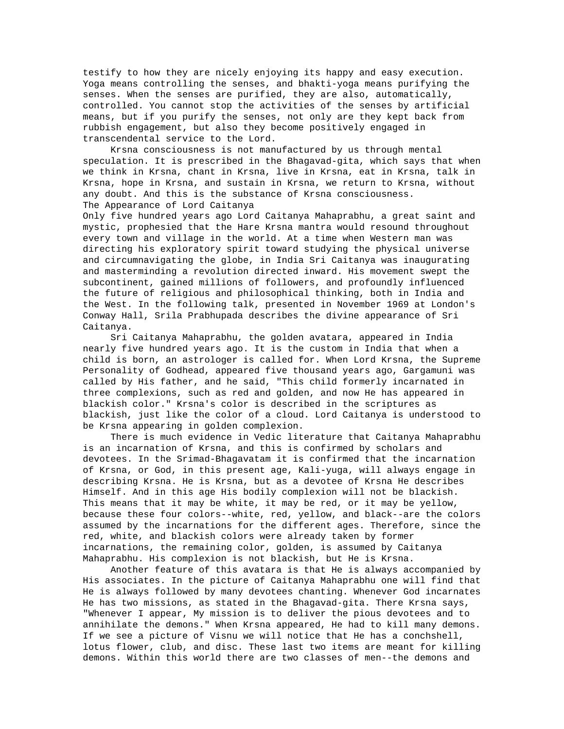testify to how they are nicely enjoying its happy and easy execution. Yoga means controlling the senses, and bhakti-yoga means purifying the senses. When the senses are purified, they are also, automatically, controlled. You cannot stop the activities of the senses by artificial means, but if you purify the senses, not only are they kept back from rubbish engagement, but also they become positively engaged in transcendental service to the Lord.

Krsna consciousness is not manufactured by us through mental speculation. It is prescribed in the Bhagavad-gita, which says that when we think in Krsna, chant in Krsna, live in Krsna, eat in Krsna, talk in Krsna, hope in Krsna, and sustain in Krsna, we return to Krsna, without any doubt. And this is the substance of Krsna consciousness.

## The Appearance of Lord Caitanya

Only five hundred years ago Lord Caitanya Mahaprabhu, a great saint and mystic, prophesied that the Hare Krsna mantra would resound throughout every town and village in the world. At a time when Western man was directing his exploratory spirit toward studying the physical universe and circumnavigating the globe, in India Sri Caitanya was inaugurating and masterminding a revolution directed inward. His movement swept the subcontinent, gained millions of followers, and profoundly influenced the future of religious and philosophical thinking, both in India and the West. In the following talk, presented in November 1969 at London's Conway Hall, Srila Prabhupada describes the divine appearance of Sri Caitanya.

Sri Caitanya Mahaprabhu, the golden avatara, appeared in India nearly five hundred years ago. It is the custom in India that when a child is born, an astrologer is called for. When Lord Krsna, the Supreme Personality of Godhead, appeared five thousand years ago, Gargamuni was called by His father, and he said, "This child formerly incarnated in three complexions, such as red and golden, and now He has appeared in blackish color." Krsna's color is described in the scriptures as blackish, just like the color of a cloud. Lord Caitanya is understood to be Krsna appearing in golden complexion.

There is much evidence in Vedic literature that Caitanya Mahaprabhu is an incarnation of Krsna, and this is confirmed by scholars and devotees. In the Srimad-Bhagavatam it is confirmed that the incarnation of Krsna, or God, in this present age, Kali-yuga, will always engage in describing Krsna. He is Krsna, but as a devotee of Krsna He describes Himself. And in this age His bodily complexion will not be blackish. This means that it may be white, it may be red, or it may be yellow, because these four colors--white, red, yellow, and black--are the colors assumed by the incarnations for the different ages. Therefore, since the red, white, and blackish colors were already taken by former incarnations, the remaining color, golden, is assumed by Caitanya Mahaprabhu. His complexion is not blackish, but He is Krsna.

Another feature of this avatara is that He is always accompanied by His associates. In the picture of Caitanya Mahaprabhu one will find that He is always followed by many devotees chanting. Whenever God incarnates He has two missions, as stated in the Bhagavad-gita. There Krsna says, "Whenever I appear, My mission is to deliver the pious devotees and to annihilate the demons." When Krsna appeared, He had to kill many demons. If we see a picture of Visnu we will notice that He has a conchshell, lotus flower, club, and disc. These last two items are meant for killing demons. Within this world there are two classes of men--the demons and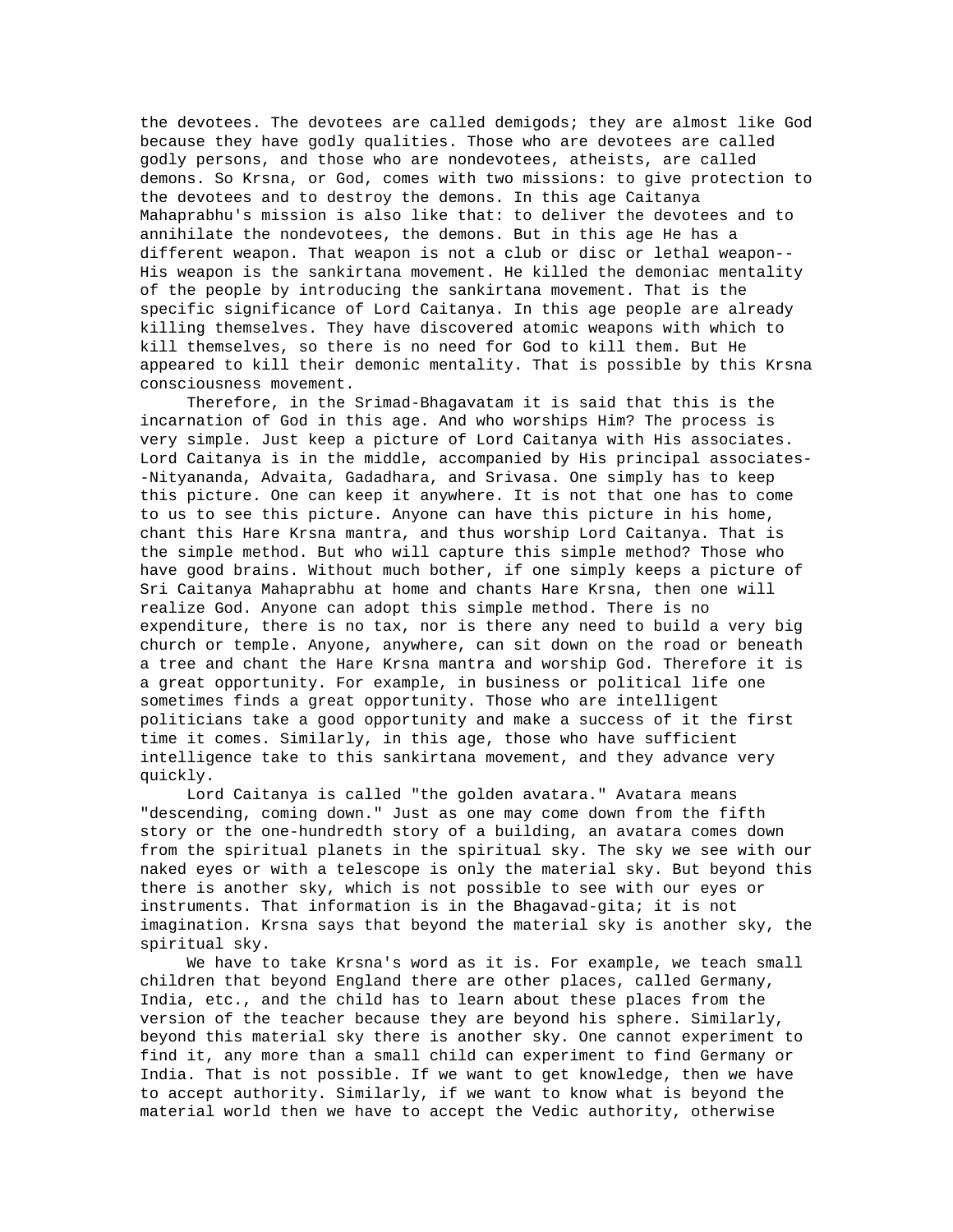the devotees. The devotees are called demigods; they are almost like God because they have godly qualities. Those who are devotees are called godly persons, and those who are nondevotees, atheists, are called demons. So Krsna, or God, comes with two missions: to give protection to the devotees and to destroy the demons. In this age Caitanya Mahaprabhu's mission is also like that: to deliver the devotees and to annihilate the nondevotees, the demons. But in this age He has a different weapon. That weapon is not a club or disc or lethal weapon--His weapon is the sankirtana movement. He killed the demoniac mentality of the people by introducing the sankirtana movement. That is the specific significance of Lord Caitanya. In this age people are already killing themselves. They have discovered atomic weapons with which to kill themselves, so there is no need for God to kill them. But He appeared to kill their demonic mentality. That is possible by this Krsna consciousness movement.

Therefore, in the Srimad-Bhagavatam it is said that this is the incarnation of God in this age. And who worships Him? The process is very simple. Just keep a picture of Lord Caitanya with His associates. Lord Caitanya is in the middle, accompanied by His principal associates--Nityananda, Advaita, Gadadhara, and Srivasa. One simply has to keep this picture. One can keep it anywhere. It is not that one has to come to us to see this picture. Anyone can have this picture in his home, chant this Hare Krsna mantra, and thus worship Lord Caitanya. That is the simple method. But who will capture this simple method? Those who have good brains. Without much bother, if one simply keeps a picture of Sri Caitanya Mahaprabhu at home and chants Hare Krsna, then one will realize God. Anyone can adopt this simple method. There is no expenditure, there is no tax, nor is there any need to build a very big church or temple. Anyone, anywhere, can sit down on the road or beneath a tree and chant the Hare Krsna mantra and worship God. Therefore it is a great opportunity. For example, in business or political life one sometimes finds a great opportunity. Those who are intelligent politicians take a good opportunity and make a success of it the first time it comes. Similarly, in this age, those who have sufficient intelligence take to this sankirtana movement, and they advance very quickly.

Lord Caitanya is called "the golden avatara." Avatara means "descending, coming down." Just as one may come down from the fifth story or the one-hundredth story of a building, an avatara comes down from the spiritual planets in the spiritual sky. The sky we see with our naked eyes or with a telescope is only the material sky. But beyond this there is another sky, which is not possible to see with our eyes or instruments. That information is in the Bhagavad-gita; it is not imagination. Krsna says that beyond the material sky is another sky, the spiritual sky.

We have to take Krsna's word as it is. For example, we teach small children that beyond England there are other places, called Germany, India, etc., and the child has to learn about these places from the version of the teacher because they are beyond his sphere. Similarly, beyond this material sky there is another sky. One cannot experiment to find it, any more than a small child can experiment to find Germany or India. That is not possible. If we want to get knowledge, then we have to accept authority. Similarly, if we want to know what is beyond the material world then we have to accept the Vedic authority, otherwise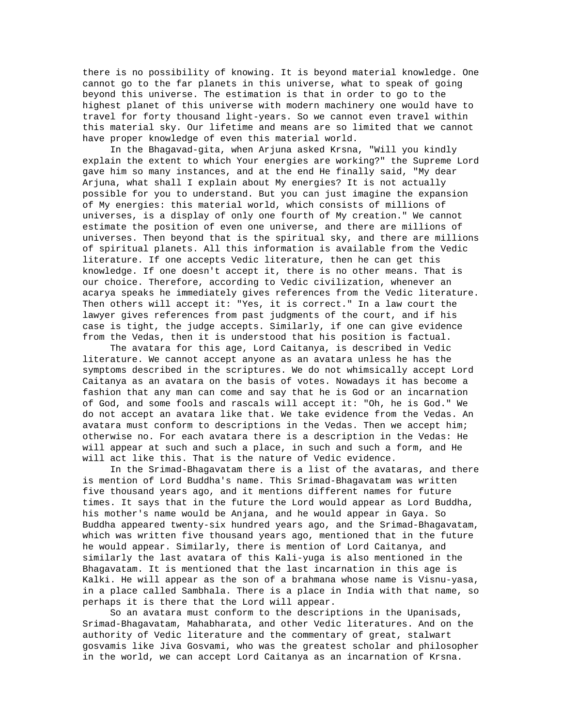there is no possibility of knowing. It is beyond material knowledge. One cannot go to the far planets in this universe, what to speak of going beyond this universe. The estimation is that in order to go to the highest planet of this universe with modern machinery one would have to travel for forty thousand light-years. So we cannot even travel within this material sky. Our lifetime and means are so limited that we cannot have proper knowledge of even this material world.

In the Bhagavad-gita, when Arjuna asked Krsna, "Will you kindly explain the extent to which Your energies are working?" the Supreme Lord gave him so many instances, and at the end He finally said, "My dear Arjuna, what shall I explain about My energies? It is not actually possible for you to understand. But you can just imagine the expansion of My energies: this material world, which consists of millions of universes, is a display of only one fourth of My creation." We cannot estimate the position of even one universe, and there are millions of universes. Then beyond that is the spiritual sky, and there are millions of spiritual planets. All this information is available from the Vedic literature. If one accepts Vedic literature, then he can get this knowledge. If one doesn't accept it, there is no other means. That is our choice. Therefore, according to Vedic civilization, whenever an acarya speaks he immediately gives references from the Vedic literature. Then others will accept it: "Yes, it is correct." In a law court the lawyer gives references from past judgments of the court, and if his case is tight, the judge accepts. Similarly, if one can give evidence from the Vedas, then it is understood that his position is factual.

The avatara for this age, Lord Caitanya, is described in Vedic literature. We cannot accept anyone as an avatara unless he has the symptoms described in the scriptures. We do not whimsically accept Lord Caitanya as an avatara on the basis of votes. Nowadays it has become a fashion that any man can come and say that he is God or an incarnation of God, and some fools and rascals will accept it: "Oh, he is God." We do not accept an avatara like that. We take evidence from the Vedas. An avatara must conform to descriptions in the Vedas. Then we accept him; otherwise no. For each avatara there is a description in the Vedas: He will appear at such and such a place, in such and such a form, and He will act like this. That is the nature of Vedic evidence.

In the Srimad-Bhagavatam there is a list of the avataras, and there is mention of Lord Buddha's name. This Srimad-Bhagavatam was written five thousand years ago, and it mentions different names for future times. It says that in the future the Lord would appear as Lord Buddha, his mother's name would be Anjana, and he would appear in Gaya. So Buddha appeared twenty-six hundred years ago, and the Srimad-Bhagavatam, which was written five thousand years ago, mentioned that in the future he would appear. Similarly, there is mention of Lord Caitanya, and similarly the last avatara of this Kali-yuga is also mentioned in the Bhagavatam. It is mentioned that the last incarnation in this age is Kalki. He will appear as the son of a brahmana whose name is Visnu-yasa, in a place called Sambhala. There is a place in India with that name, so perhaps it is there that the Lord will appear.

So an avatara must conform to the descriptions in the Upanisads, Srimad-Bhagavatam, Mahabharata, and other Vedic literatures. And on the authority of Vedic literature and the commentary of great, stalwart gosvamis like Jiva Gosvami, who was the greatest scholar and philosopher in the world, we can accept Lord Caitanya as an incarnation of Krsna.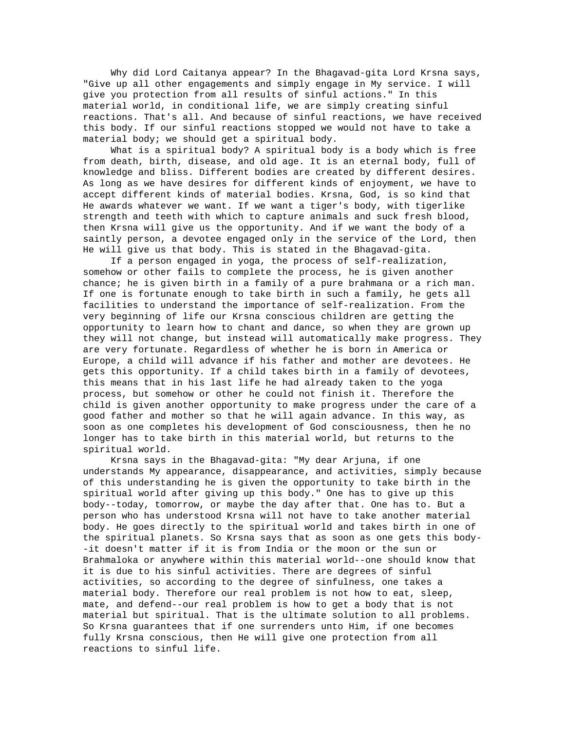Why did Lord Caitanya appear? In the Bhagavad-gita Lord Krsna says, "Give up all other engagements and simply engage in My service. I will give you protection from all results of sinful actions." In this material world, in conditional life, we are simply creating sinful reactions. That's all. And because of sinful reactions, we have received this body. If our sinful reactions stopped we would not have to take a material body; we should get a spiritual body.

What is a spiritual body? A spiritual body is a body which is free from death, birth, disease, and old age. It is an eternal body, full of knowledge and bliss. Different bodies are created by different desires. As long as we have desires for different kinds of enjoyment, we have to accept different kinds of material bodies. Krsna, God, is so kind that He awards whatever we want. If we want a tiger's body, with tigerlike strength and teeth with which to capture animals and suck fresh blood, then Krsna will give us the opportunity. And if we want the body of a saintly person, a devotee engaged only in the service of the Lord, then He will give us that body. This is stated in the Bhagavad-gita.

If a person engaged in yoga, the process of self-realization, somehow or other fails to complete the process, he is given another chance; he is given birth in a family of a pure brahmana or a rich man. If one is fortunate enough to take birth in such a family, he gets all facilities to understand the importance of self-realization. From the very beginning of life our Krsna conscious children are getting the opportunity to learn how to chant and dance, so when they are grown up they will not change, but instead will automatically make progress. They are very fortunate. Regardless of whether he is born in America or Europe, a child will advance if his father and mother are devotees. He gets this opportunity. If a child takes birth in a family of devotees, this means that in his last life he had already taken to the yoga process, but somehow or other he could not finish it. Therefore the child is given another opportunity to make progress under the care of a good father and mother so that he will again advance. In this way, as soon as one completes his development of God consciousness, then he no longer has to take birth in this material world, but returns to the spiritual world.

Krsna says in the Bhagavad-gita: "My dear Arjuna, if one understands My appearance, disappearance, and activities, simply because of this understanding he is given the opportunity to take birth in the spiritual world after giving up this body." One has to give up this body--today, tomorrow, or maybe the day after that. One has to. But a person who has understood Krsna will not have to take another material body. He goes directly to the spiritual world and takes birth in one of the spiritual planets. So Krsna says that as soon as one gets this body--it doesn't matter if it is from India or the moon or the sun or Brahmaloka or anywhere within this material world--one should know that it is due to his sinful activities. There are degrees of sinful activities, so according to the degree of sinfulness, one takes a material body. Therefore our real problem is not how to eat, sleep, mate, and defend--our real problem is how to get a body that is not material but spiritual. That is the ultimate solution to all problems. So Krsna guarantees that if one surrenders unto Him, if one becomes fully Krsna conscious, then He will give one protection from all reactions to sinful life.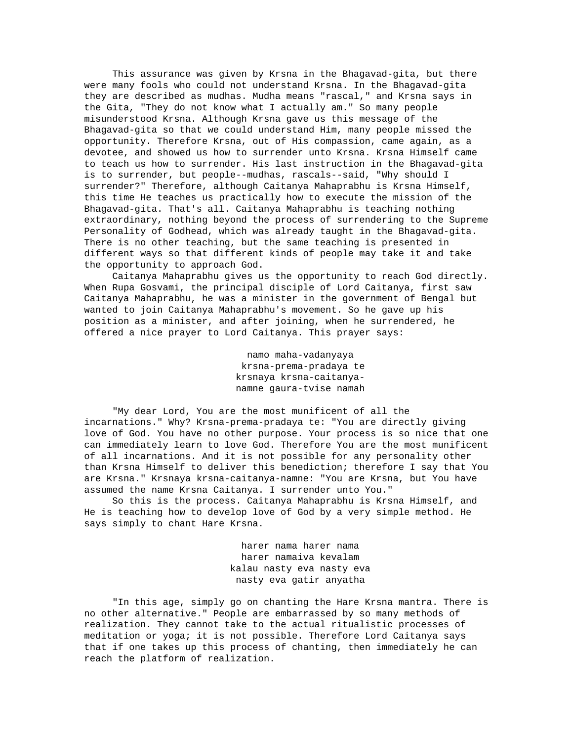This assurance was given by Krsna in the Bhagavad-gita, but there were many fools who could not understand Krsna. In the Bhagavad-gita they are described as mudhas. Mudha means "rascal," and Krsna says in the Gita, "They do not know what I actually am." So many people misunderstood Krsna. Although Krsna gave us this message of the Bhagavad-gita so that we could understand Him, many people missed the opportunity. Therefore Krsna, out of His compassion, came again, as a devotee, and showed us how to surrender unto Krsna. Krsna Himself came to teach us how to surrender. His last instruction in the Bhagavad-gita is to surrender, but people--mudhas, rascals--said, "Why should I surrender?" Therefore, although Caitanya Mahaprabhu is Krsna Himself, this time He teaches us practically how to execute the mission of the Bhagavad-gita. That's all. Caitanya Mahaprabhu is teaching nothing extraordinary, nothing beyond the process of surrendering to the Supreme Personality of Godhead, which was already taught in the Bhagavad-gita. There is no other teaching, but the same teaching is presented in different ways so that different kinds of people may take it and take the opportunity to approach God.

Caitanya Mahaprabhu gives us the opportunity to reach God directly. When Rupa Gosvami, the principal disciple of Lord Caitanya, first saw Caitanya Mahaprabhu, he was a minister in the government of Bengal but wanted to join Caitanya Mahaprabhu's movement. So he gave up his position as a minister, and after joining, when he surrendered, he offered a nice prayer to Lord Caitanya. This prayer says:

namo maha-vadanyaya
krsna-prema-pradaya te
krsnaya krsna-caitanya-
namne gaura-tvise namah

"My dear Lord, You are the most munificent of all the incarnations." Why? Krsna-prema-pradaya te: "You are directly giving love of God. You have no other purpose. Your process is so nice that one can immediately learn to love God. Therefore You are the most munificent of all incarnations. And it is not possible for any personality other than Krsna Himself to deliver this benediction; therefore I say that You are Krsna." Krsnaya krsna-caitanya-namne: "You are Krsna, but You have assumed the name Krsna Caitanya. I surrender unto You."

So this is the process. Caitanya Mahaprabhu is Krsna Himself, and He is teaching how to develop love of God by a very simple method. He says simply to chant Hare Krsna.

harer nama harer nama
harer namaiva kevalam
kalau nasty eva nasty eva
nasty eva gatir anyatha

"In this age, simply go on chanting the Hare Krsna mantra. There is no other alternative." People are embarrassed by so many methods of realization. They cannot take to the actual ritualistic processes of meditation or yoga; it is not possible. Therefore Lord Caitanya says that if one takes up this process of chanting, then immediately he can reach the platform of realization.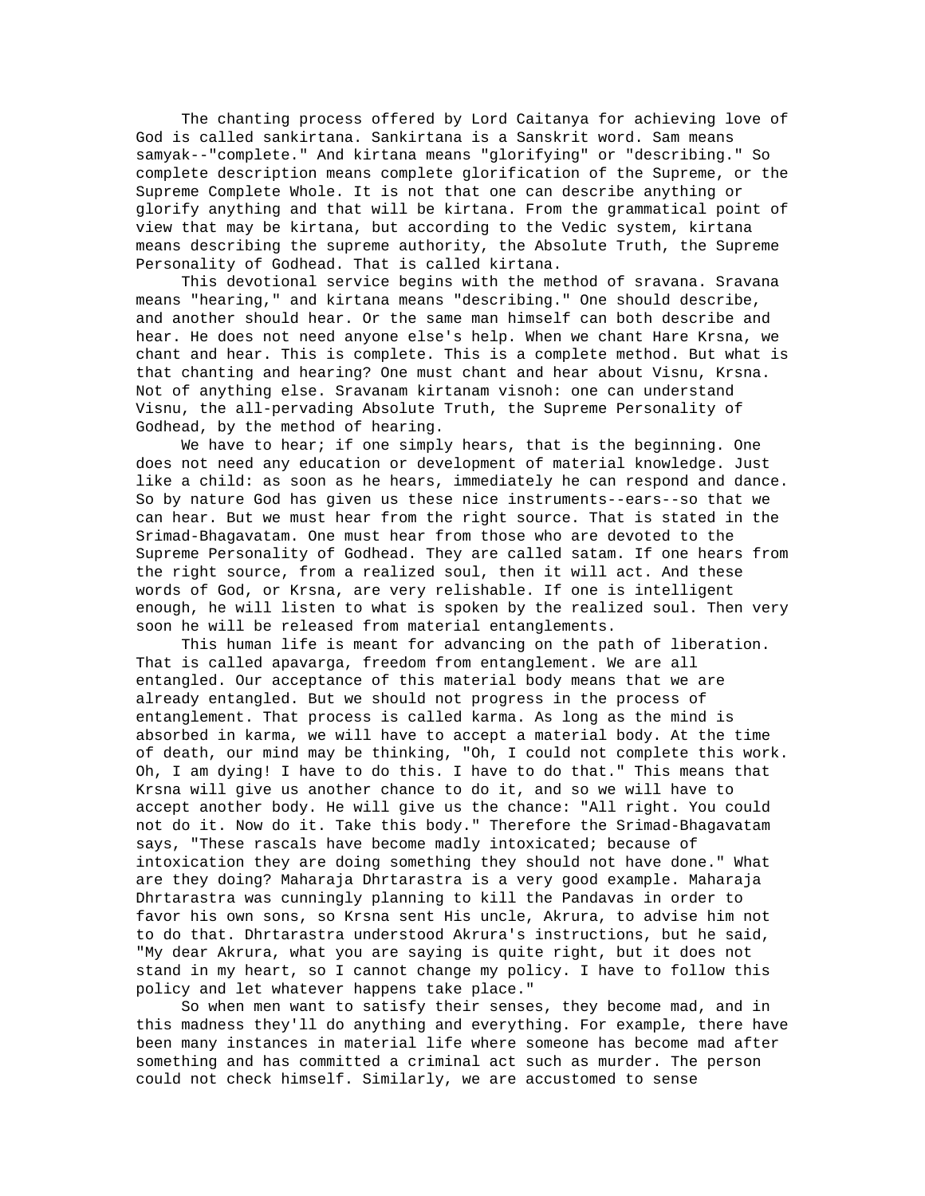The chanting process offered by Lord Caitanya for achieving love of God is called sankirtana. Sankirtana is a Sanskrit word. Sam means samyak--"complete." And kirtana means "glorifying" or "describing." So complete description means complete glorification of the Supreme, or the Supreme Complete Whole. It is not that one can describe anything or glorify anything and that will be kirtana. From the grammatical point of view that may be kirtana, but according to the Vedic system, kirtana means describing the supreme authority, the Absolute Truth, the Supreme Personality of Godhead. That is called kirtana.

This devotional service begins with the method of sravana. Sravana means "hearing," and kirtana means "describing." One should describe, and another should hear. Or the same man himself can both describe and hear. He does not need anyone else's help. When we chant Hare Krsna, we chant and hear. This is complete. This is a complete method. But what is that chanting and hearing? One must chant and hear about Visnu, Krsna. Not of anything else. Sravanam kirtanam visnoh: one can understand Visnu, the all-pervading Absolute Truth, the Supreme Personality of Godhead, by the method of hearing.

We have to hear; if one simply hears, that is the beginning. One does not need any education or development of material knowledge. Just like a child: as soon as he hears, immediately he can respond and dance. So by nature God has given us these nice instruments--ears--so that we can hear. But we must hear from the right source. That is stated in the Srimad-Bhagavatam. One must hear from those who are devoted to the Supreme Personality of Godhead. They are called satam. If one hears from the right source, from a realized soul, then it will act. And these words of God, or Krsna, are very relishable. If one is intelligent enough, he will listen to what is spoken by the realized soul. Then very soon he will be released from material entanglements.

This human life is meant for advancing on the path of liberation. That is called apavarga, freedom from entanglement. We are all entangled. Our acceptance of this material body means that we are already entangled. But we should not progress in the process of entanglement. That process is called karma. As long as the mind is absorbed in karma, we will have to accept a material body. At the time of death, our mind may be thinking, "Oh, I could not complete this work. Oh, I am dying! I have to do this. I have to do that." This means that Krsna will give us another chance to do it, and so we will have to accept another body. He will give us the chance: "All right. You could not do it. Now do it. Take this body." Therefore the Srimad-Bhagavatam says, "These rascals have become madly intoxicated; because of intoxication they are doing something they should not have done." What are they doing? Maharaja Dhrtarastra is a very good example. Maharaja Dhrtarastra was cunningly planning to kill the Pandavas in order to favor his own sons, so Krsna sent His uncle, Akrura, to advise him not to do that. Dhrtarastra understood Akrura's instructions, but he said, "My dear Akrura, what you are saying is quite right, but it does not stand in my heart, so I cannot change my policy. I have to follow this policy and let whatever happens take place."

So when men want to satisfy their senses, they become mad, and in this madness they'll do anything and everything. For example, there have been many instances in material life where someone has become mad after something and has committed a criminal act such as murder. The person could not check himself. Similarly, we are accustomed to sense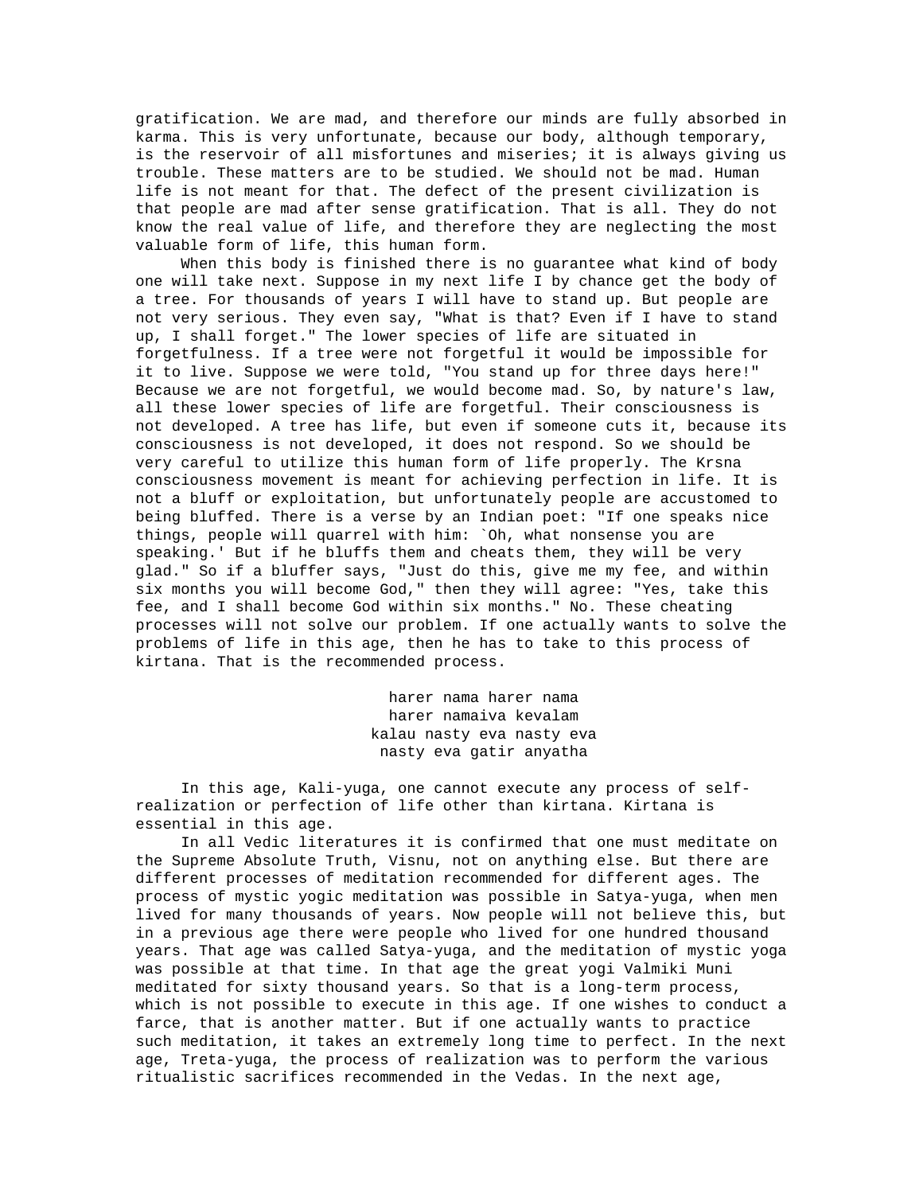gratification. We are mad, and therefore our minds are fully absorbed in karma. This is very unfortunate, because our body, although temporary, is the reservoir of all misfortunes and miseries; it is always giving us trouble. These matters are to be studied. We should not be mad. Human life is not meant for that. The defect of the present civilization is that people are mad after sense gratification. That is all. They do not know the real value of life, and therefore they are neglecting the most valuable form of life, this human form.

When this body is finished there is no guarantee what kind of body one will take next. Suppose in my next life I by chance get the body of a tree. For thousands of years I will have to stand up. But people are not very serious. They even say, "What is that? Even if I have to stand up, I shall forget." The lower species of life are situated in forgetfulness. If a tree were not forgetful it would be impossible for it to live. Suppose we were told, "You stand up for three days here!" Because we are not forgetful, we would become mad. So, by nature's law, all these lower species of life are forgetful. Their consciousness is not developed. A tree has life, but even if someone cuts it, because its consciousness is not developed, it does not respond. So we should be very careful to utilize this human form of life properly. The Krsna consciousness movement is meant for achieving perfection in life. It is not a bluff or exploitation, but unfortunately people are accustomed to being bluffed. There is a verse by an Indian poet: "If one speaks nice things, people will quarrel with him: `Oh, what nonsense you are speaking.' But if he bluffs them and cheats them, they will be very glad." So if a bluffer says, "Just do this, give me my fee, and within six months you will become God," then they will agree: "Yes, take this fee, and I shall become God within six months." No. These cheating processes will not solve our problem. If one actually wants to solve the problems of life in this age, then he has to take to this process of kirtana. That is the recommended process.

harer nama harer nama  
harer namaiva kevalam  
kalau nasty eva nasty eva  
nasty eva gatir anyatha

In this age, Kali-yuga, one cannot execute any process of self-realization or perfection of life other than kirtana. Kirtana is essential in this age.

In all Vedic literatures it is confirmed that one must meditate on the Supreme Absolute Truth, Visnu, not on anything else. But there are different processes of meditation recommended for different ages. The process of mystic yogic meditation was possible in Satya-yuga, when men lived for many thousands of years. Now people will not believe this, but in a previous age there were people who lived for one hundred thousand years. That age was called Satya-yuga, and the meditation of mystic yoga was possible at that time. In that age the great yogi Valmiki Muni meditated for sixty thousand years. So that is a long-term process, which is not possible to execute in this age. If one wishes to conduct a farce, that is another matter. But if one actually wants to practice such meditation, it takes an extremely long time to perfect. In the next age, Treta-yuga, the process of realization was to perform the various ritualistic sacrifices recommended in the Vedas. In the next age,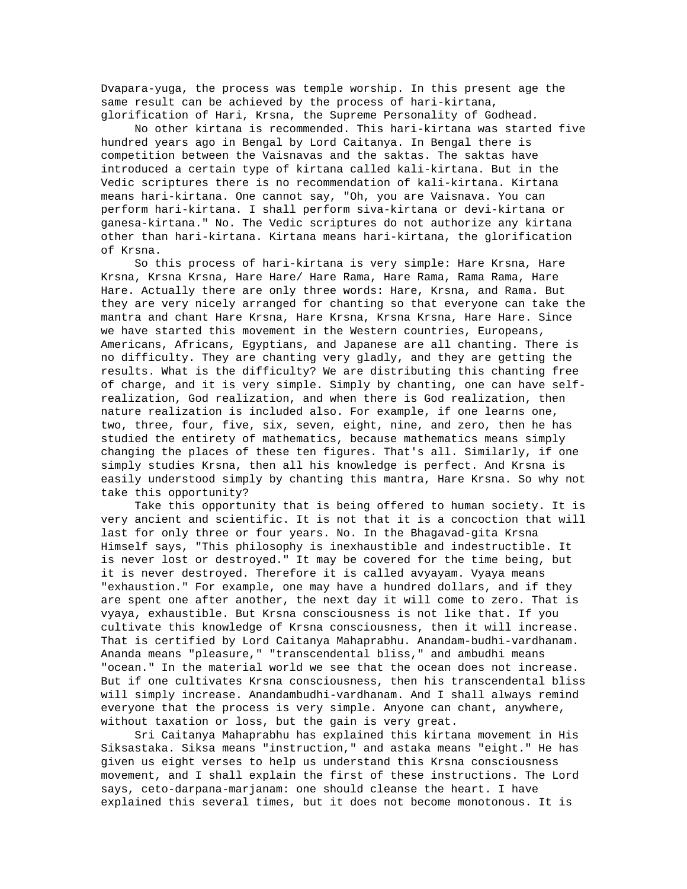Dvapara-yuga, the process was temple worship. In this present age the same result can be achieved by the process of hari-kirtana, glorification of Hari, Krsna, the Supreme Personality of Godhead.

No other kirtana is recommended. This hari-kirtana was started five hundred years ago in Bengal by Lord Caitanya. In Bengal there is competition between the Vaisnavas and the saktas. The saktas have introduced a certain type of kirtana called kali-kirtana. But in the Vedic scriptures there is no recommendation of kali-kirtana. Kirtana means hari-kirtana. One cannot say, "Oh, you are Vaisnava. You can perform hari-kirtana. I shall perform siva-kirtana or devi-kirtana or ganesa-kirtana." No. The Vedic scriptures do not authorize any kirtana other than hari-kirtana. Kirtana means hari-kirtana, the glorification of Krsna.

So this process of hari-kirtana is very simple: Hare Krsna, Hare Krsna, Krsna Krsna, Hare Hare/ Hare Rama, Hare Rama, Rama Rama, Hare Hare. Actually there are only three words: Hare, Krsna, and Rama. But they are very nicely arranged for chanting so that everyone can take the mantra and chant Hare Krsna, Hare Krsna, Krsna Krsna, Hare Hare. Since we have started this movement in the Western countries, Europeans, Americans, Africans, Egyptians, and Japanese are all chanting. There is no difficulty. They are chanting very gladly, and they are getting the results. What is the difficulty? We are distributing this chanting free of charge, and it is very simple. Simply by chanting, one can have self-realization, God realization, and when there is God realization, then nature realization is included also. For example, if one learns one, two, three, four, five, six, seven, eight, nine, and zero, then he has studied the entirety of mathematics, because mathematics means simply changing the places of these ten figures. That's all. Similarly, if one simply studies Krsna, then all his knowledge is perfect. And Krsna is easily understood simply by chanting this mantra, Hare Krsna. So why not take this opportunity?

Take this opportunity that is being offered to human society. It is very ancient and scientific. It is not that it is a concoction that will last for only three or four years. No. In the Bhagavad-gita Krsna Himself says, "This philosophy is inexhaustible and indestructible. It is never lost or destroyed." It may be covered for the time being, but it is never destroyed. Therefore it is called avyayam. Vyaya means "exhaustion." For example, one may have a hundred dollars, and if they are spent one after another, the next day it will come to zero. That is vyaya, exhaustible. But Krsna consciousness is not like that. If you cultivate this knowledge of Krsna consciousness, then it will increase. That is certified by Lord Caitanya Mahaprabhu. Anandam-budhi-vardhanam. Ananda means "pleasure," "transcendental bliss," and ambudhi means "ocean." In the material world we see that the ocean does not increase. But if one cultivates Krsna consciousness, then his transcendental bliss will simply increase. Anandambudhi-vardhanam. And I shall always remind everyone that the process is very simple. Anyone can chant, anywhere, without taxation or loss, but the gain is very great.

Sri Caitanya Mahaprabhu has explained this kirtana movement in His Siksastaka. Siksa means "instruction," and astaka means "eight." He has given us eight verses to help us understand this Krsna consciousness movement, and I shall explain the first of these instructions. The Lord says, ceto-darpana-marjanam: one should cleanse the heart. I have explained this several times, but it does not become monotonous. It is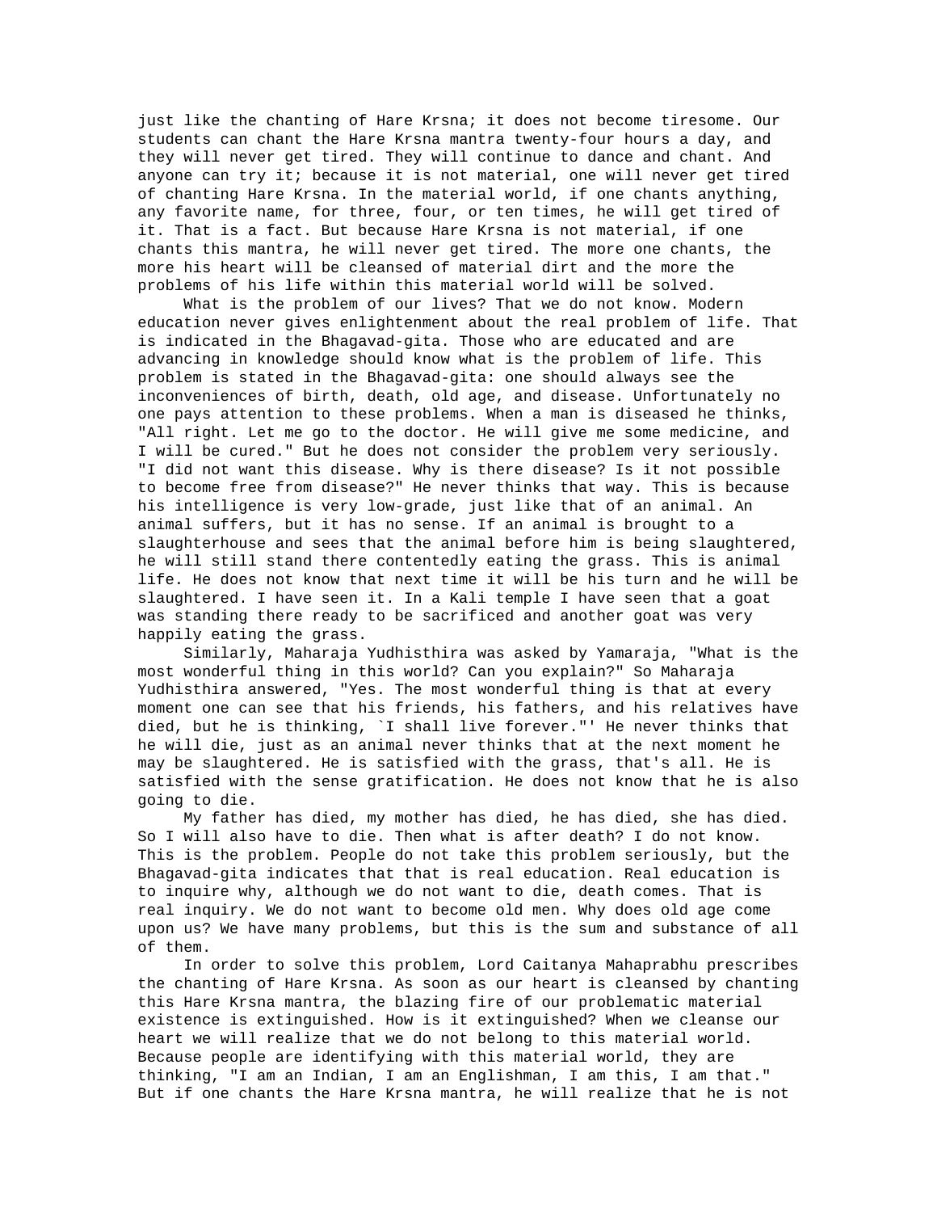just like the chanting of Hare Krsna; it does not become tiresome. Our students can chant the Hare Krsna mantra twenty-four hours a day, and they will never get tired. They will continue to dance and chant. And anyone can try it; because it is not material, one will never get tired of chanting Hare Krsna. In the material world, if one chants anything, any favorite name, for three, four, or ten times, he will get tired of it. That is a fact. But because Hare Krsna is not material, if one chants this mantra, he will never get tired. The more one chants, the more his heart will be cleansed of material dirt and the more the problems of his life within this material world will be solved.

What is the problem of our lives? That we do not know. Modern education never gives enlightenment about the real problem of life. That is indicated in the Bhagavad-gita. Those who are educated and are advancing in knowledge should know what is the problem of life. This problem is stated in the Bhagavad-gita: one should always see the inconveniences of birth, death, old age, and disease. Unfortunately no one pays attention to these problems. When a man is diseased he thinks, "All right. Let me go to the doctor. He will give me some medicine, and I will be cured." But he does not consider the problem very seriously. "I did not want this disease. Why is there disease? Is it not possible to become free from disease?" He never thinks that way. This is because his intelligence is very low-grade, just like that of an animal. An animal suffers, but it has no sense. If an animal is brought to a slaughterhouse and sees that the animal before him is being slaughtered, he will still stand there contentedly eating the grass. This is animal life. He does not know that next time it will be his turn and he will be slaughtered. I have seen it. In a Kali temple I have seen that a goat was standing there ready to be sacrificed and another goat was very happily eating the grass.

Similarly, Maharaja Yudhisthira was asked by Yamaraja, "What is the most wonderful thing in this world? Can you explain?" So Maharaja Yudhisthira answered, "Yes. The most wonderful thing is that at every moment one can see that his friends, his fathers, and his relatives have died, but he is thinking, `I shall live forever."' He never thinks that he will die, just as an animal never thinks that at the next moment he may be slaughtered. He is satisfied with the grass, that's all. He is satisfied with the sense gratification. He does not know that he is also going to die.

My father has died, my mother has died, he has died, she has died. So I will also have to die. Then what is after death? I do not know. This is the problem. People do not take this problem seriously, but the Bhagavad-gita indicates that that is real education. Real education is to inquire why, although we do not want to die, death comes. That is real inquiry. We do not want to become old men. Why does old age come upon us? We have many problems, but this is the sum and substance of all of them.

In order to solve this problem, Lord Caitanya Mahaprabhu prescribes the chanting of Hare Krsna. As soon as our heart is cleansed by chanting this Hare Krsna mantra, the blazing fire of our problematic material existence is extinguished. How is it extinguished? When we cleanse our heart we will realize that we do not belong to this material world. Because people are identifying with this material world, they are thinking, "I am an Indian, I am an Englishman, I am this, I am that." But if one chants the Hare Krsna mantra, he will realize that he is not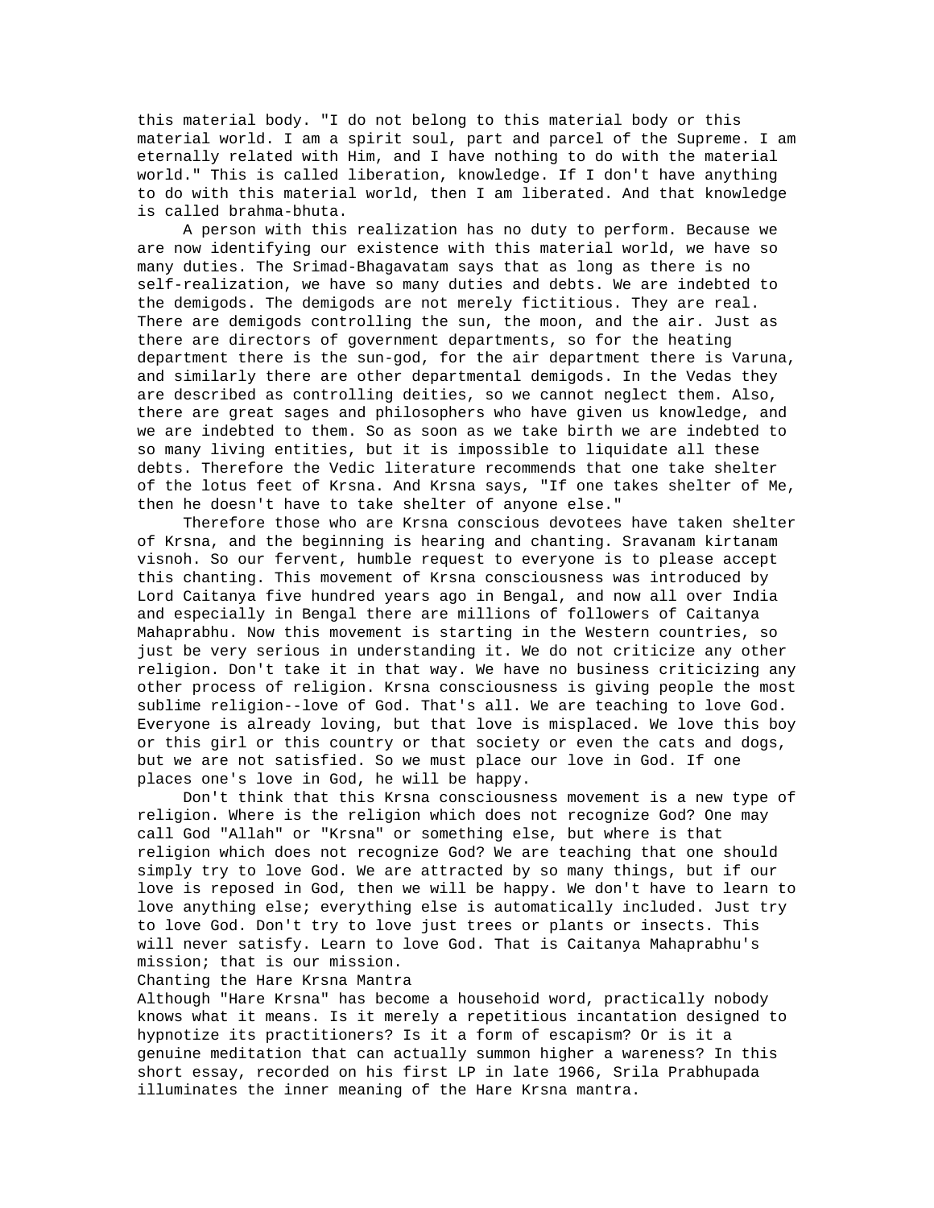this material body. "I do not belong to this material body or this material world. I am a spirit soul, part and parcel of the Supreme. I am eternally related with Him, and I have nothing to do with the material world." This is called liberation, knowledge. If I don't have anything to do with this material world, then I am liberated. And that knowledge is called brahma-bhuta.

A person with this realization has no duty to perform. Because we are now identifying our existence with this material world, we have so many duties. The Srimad-Bhagavatam says that as long as there is no self-realization, we have so many duties and debts. We are indebted to the demigods. The demigods are not merely fictitious. They are real. There are demigods controlling the sun, the moon, and the air. Just as there are directors of government departments, so for the heating department there is the sun-god, for the air department there is Varuna, and similarly there are other departmental demigods. In the Vedas they are described as controlling deities, so we cannot neglect them. Also, there are great sages and philosophers who have given us knowledge, and we are indebted to them. So as soon as we take birth we are indebted to so many living entities, but it is impossible to liquidate all these debts. Therefore the Vedic literature recommends that one take shelter of the lotus feet of Krsna. And Krsna says, "If one takes shelter of Me, then he doesn't have to take shelter of anyone else."

Therefore those who are Krsna conscious devotees have taken shelter of Krsna, and the beginning is hearing and chanting. Sravanam kirtanam visnoh. So our fervent, humble request to everyone is to please accept this chanting. This movement of Krsna consciousness was introduced by Lord Caitanya five hundred years ago in Bengal, and now all over India and especially in Bengal there are millions of followers of Caitanya Mahaprabhu. Now this movement is starting in the Western countries, so just be very serious in understanding it. We do not criticize any other religion. Don't take it in that way. We have no business criticizing any other process of religion. Krsna consciousness is giving people the most sublime religion--love of God. That's all. We are teaching to love God. Everyone is already loving, but that love is misplaced. We love this boy or this girl or this country or that society or even the cats and dogs, but we are not satisfied. So we must place our love in God. If one places one's love in God, he will be happy.

Don't think that this Krsna consciousness movement is a new type of religion. Where is the religion which does not recognize God? One may call God "Allah" or "Krsna" or something else, but where is that religion which does not recognize God? We are teaching that one should simply try to love God. We are attracted by so many things, but if our love is reposed in God, then we will be happy. We don't have to learn to love anything else; everything else is automatically included. Just try to love God. Don't try to love just trees or plants or insects. This will never satisfy. Learn to love God. That is Caitanya Mahaprabhu's mission; that is our mission.

## Chanting the Hare Krsna Mantra

Although "Hare Krsna" has become a househoid word, practically nobody knows what it means. Is it merely a repetitious incantation designed to hypnotize its practitioners? Is it a form of escapism? Or is it a genuine meditation that can actually summon higher a wareness? In this short essay, recorded on his first LP in late 1966, Srila Prabhupada illuminates the inner meaning of the Hare Krsna mantra.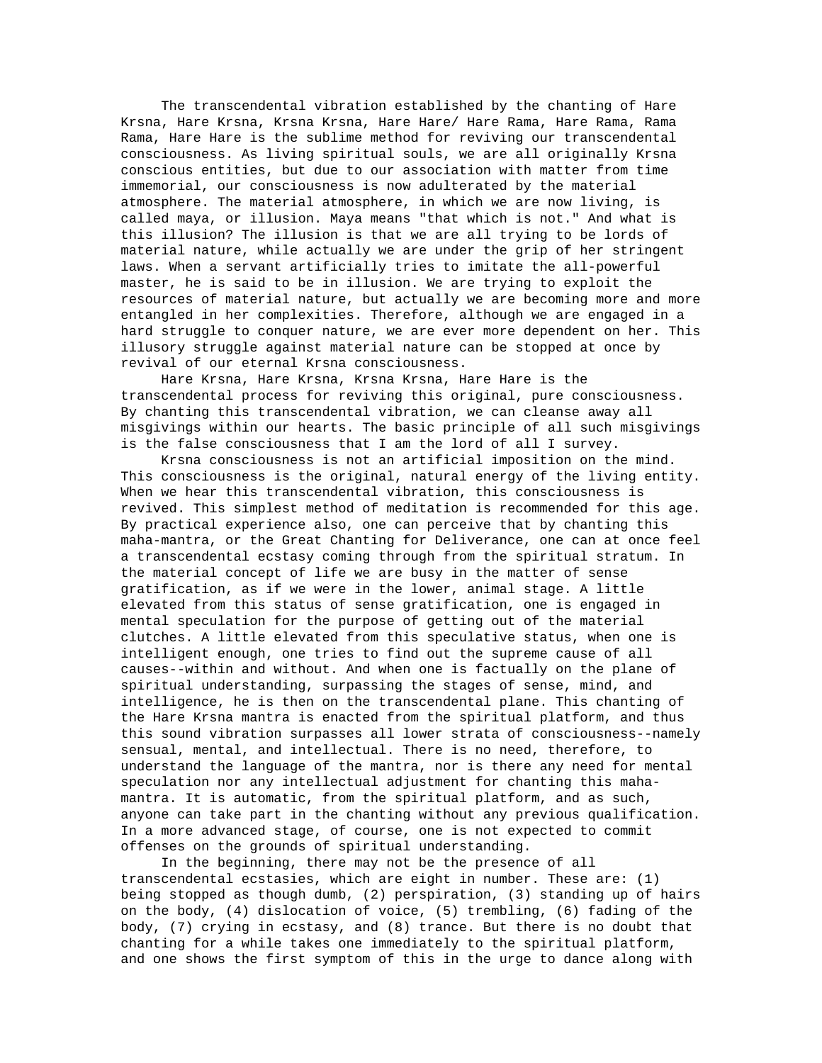The transcendental vibration established by the chanting of Hare Krsna, Hare Krsna, Krsna Krsna, Hare Hare/ Hare Rama, Hare Rama, Rama Rama, Hare Hare is the sublime method for reviving our transcendental consciousness. As living spiritual souls, we are all originally Krsna conscious entities, but due to our association with matter from time immemorial, our consciousness is now adulterated by the material atmosphere. The material atmosphere, in which we are now living, is called maya, or illusion. Maya means "that which is not." And what is this illusion? The illusion is that we are all trying to be lords of material nature, while actually we are under the grip of her stringent laws. When a servant artificially tries to imitate the all-powerful master, he is said to be in illusion. We are trying to exploit the resources of material nature, but actually we are becoming more and more entangled in her complexities. Therefore, although we are engaged in a hard struggle to conquer nature, we are ever more dependent on her. This illusory struggle against material nature can be stopped at once by revival of our eternal Krsna consciousness.

Hare Krsna, Hare Krsna, Krsna Krsna, Hare Hare is the transcendental process for reviving this original, pure consciousness. By chanting this transcendental vibration, we can cleanse away all misgivings within our hearts. The basic principle of all such misgivings is the false consciousness that I am the lord of all I survey.

Krsna consciousness is not an artificial imposition on the mind. This consciousness is the original, natural energy of the living entity. When we hear this transcendental vibration, this consciousness is revived. This simplest method of meditation is recommended for this age. By practical experience also, one can perceive that by chanting this maha-mantra, or the Great Chanting for Deliverance, one can at once feel a transcendental ecstasy coming through from the spiritual stratum. In the material concept of life we are busy in the matter of sense gratification, as if we were in the lower, animal stage. A little elevated from this status of sense gratification, one is engaged in mental speculation for the purpose of getting out of the material clutches. A little elevated from this speculative status, when one is intelligent enough, one tries to find out the supreme cause of all causes--within and without. And when one is factually on the plane of spiritual understanding, surpassing the stages of sense, mind, and intelligence, he is then on the transcendental plane. This chanting of the Hare Krsna mantra is enacted from the spiritual platform, and thus this sound vibration surpasses all lower strata of consciousness--namely sensual, mental, and intellectual. There is no need, therefore, to understand the language of the mantra, nor is there any need for mental speculation nor any intellectual adjustment for chanting this maha-mantra. It is automatic, from the spiritual platform, and as such, anyone can take part in the chanting without any previous qualification. In a more advanced stage, of course, one is not expected to commit offenses on the grounds of spiritual understanding.

In the beginning, there may not be the presence of all transcendental ecstasies, which are eight in number. These are: (1) being stopped as though dumb, (2) perspiration, (3) standing up of hairs on the body, (4) dislocation of voice, (5) trembling, (6) fading of the body, (7) crying in ecstasy, and (8) trance. But there is no doubt that chanting for a while takes one immediately to the spiritual platform, and one shows the first symptom of this in the urge to dance along with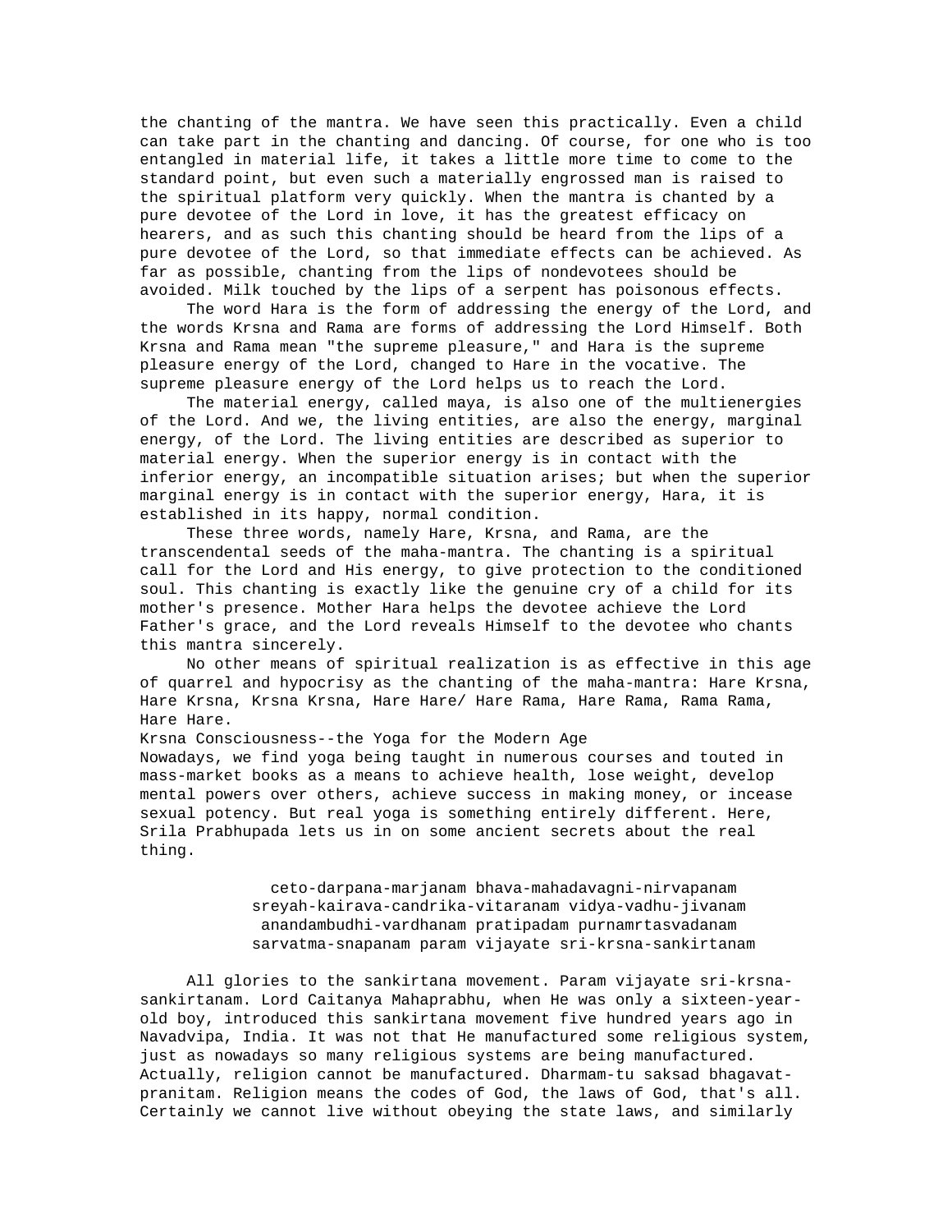the chanting of the mantra. We have seen this practically. Even a child can take part in the chanting and dancing. Of course, for one who is too entangled in material life, it takes a little more time to come to the standard point, but even such a materially engrossed man is raised to the spiritual platform very quickly. When the mantra is chanted by a pure devotee of the Lord in love, it has the greatest efficacy on hearers, and as such this chanting should be heard from the lips of a pure devotee of the Lord, so that immediate effects can be achieved. As far as possible, chanting from the lips of nondevotees should be avoided. Milk touched by the lips of a serpent has poisonous effects.

The word Hara is the form of addressing the energy of the Lord, and the words Krsna and Rama are forms of addressing the Lord Himself. Both Krsna and Rama mean "the supreme pleasure," and Hara is the supreme pleasure energy of the Lord, changed to Hare in the vocative. The supreme pleasure energy of the Lord helps us to reach the Lord.

The material energy, called maya, is also one of the multienergies of the Lord. And we, the living entities, are also the energy, marginal energy, of the Lord. The living entities are described as superior to material energy. When the superior energy is in contact with the inferior energy, an incompatible situation arises; but when the superior marginal energy is in contact with the superior energy, Hara, it is established in its happy, normal condition.

These three words, namely Hare, Krsna, and Rama, are the transcendental seeds of the maha-mantra. The chanting is a spiritual call for the Lord and His energy, to give protection to the conditioned soul. This chanting is exactly like the genuine cry of a child for its mother's presence. Mother Hara helps the devotee achieve the Lord Father's grace, and the Lord reveals Himself to the devotee who chants this mantra sincerely.

No other means of spiritual realization is as effective in this age of quarrel and hypocrisy as the chanting of the maha-mantra: Hare Krsna, Hare Krsna, Krsna Krsna, Hare Hare/ Hare Rama, Hare Rama, Rama Rama, Hare Hare.

## Krsna Consciousness--the Yoga for the Modern Age

Nowadays, we find yoga being taught in numerous courses and touted in mass-market books as a means to achieve health, lose weight, develop mental powers over others, achieve success in making money, or incease sexual potency. But real yoga is something entirely different. Here, Srila Prabhupada lets us in on some ancient secrets about the real thing.

> ceto-darpana-marjanam bhava-mahadavagni-nirvapanam
> sreyah-kairava-candrika-vitaranam vidya-vadhu-jivanam
> anandambudhi-vardhanam pratipadam purnamrtasvadanam
> sarvatma-snapanam param vijayate sri-krsna-sankirtanam

All glories to the sankirtana movement. Param vijayate sri-krsna-sankirtanam. Lord Caitanya Mahaprabhu, when He was only a sixteen-year-old boy, introduced this sankirtana movement five hundred years ago in Navadvipa, India. It was not that He manufactured some religious system, just as nowadays so many religious systems are being manufactured. Actually, religion cannot be manufactured. Dharmam-tu saksad bhagavat-pranitam. Religion means the codes of God, the laws of God, that's all. Certainly we cannot live without obeying the state laws, and similarly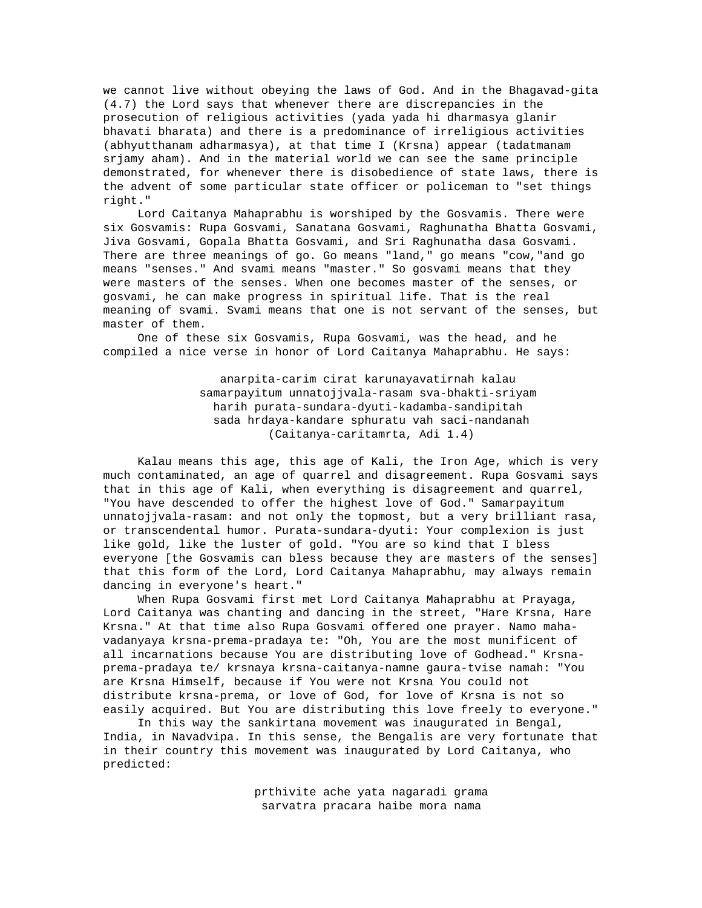we cannot live without obeying the laws of God. And in the Bhagavad-gita (4.7) the Lord says that whenever there are discrepancies in the prosecution of religious activities (yada yada hi dharmasya glanir bhavati bharata) and there is a predominance of irreligious activities (abhyutthanam adharmasya), at that time I (Krsna) appear (tadatmanam srjamy aham). And in the material world we can see the same principle demonstrated, for whenever there is disobedience of state laws, there is the advent of some particular state officer or policeman to "set things right."

Lord Caitanya Mahaprabhu is worshiped by the Gosvamis. There were six Gosvamis: Rupa Gosvami, Sanatana Gosvami, Raghunatha Bhatta Gosvami, Jiva Gosvami, Gopala Bhatta Gosvami, and Sri Raghunatha dasa Gosvami. There are three meanings of go. Go means "land," go means "cow,"and go means "senses." And svami means "master." So gosvami means that they were masters of the senses. When one becomes master of the senses, or gosvami, he can make progress in spiritual life. That is the real meaning of svami. Svami means that one is not servant of the senses, but master of them.

One of these six Gosvamis, Rupa Gosvami, was the head, and he compiled a nice verse in honor of Lord Caitanya Mahaprabhu. He says:

anarpita-carim cirat karunayavatirnah kalau
samarpayitum unnatojjvala-rasam sva-bhakti-sriyam
harih purata-sundara-dyuti-kadamba-sandipitah
sada hrdaya-kandare sphuratu vah saci-nandanah
(Caitanya-caritamrta, Adi 1.4)

Kalau means this age, this age of Kali, the Iron Age, which is very much contaminated, an age of quarrel and disagreement. Rupa Gosvami says that in this age of Kali, when everything is disagreement and quarrel, "You have descended to offer the highest love of God." Samarpayitum unnatojjvala-rasam: and not only the topmost, but a very brilliant rasa, or transcendental humor. Purata-sundara-dyuti: Your complexion is just like gold, like the luster of gold. "You are so kind that I bless everyone [the Gosvamis can bless because they are masters of the senses] that this form of the Lord, Lord Caitanya Mahaprabhu, may always remain dancing in everyone's heart."

When Rupa Gosvami first met Lord Caitanya Mahaprabhu at Prayaga, Lord Caitanya was chanting and dancing in the street, "Hare Krsna, Hare Krsna." At that time also Rupa Gosvami offered one prayer. Namo maha-vadanyaya krsna-prema-pradaya te: "Oh, You are the most munificent of all incarnations because You are distributing love of Godhead." Krsna-prema-pradaya te/ krsnaya krsna-caitanya-namne gaura-tvise namah: "You are Krsna Himself, because if You were not Krsna You could not distribute krsna-prema, or love of God, for love of Krsna is not so easily acquired. But You are distributing this love freely to everyone."

In this way the sankirtana movement was inaugurated in Bengal, India, in Navadvipa. In this sense, the Bengalis are very fortunate that in their country this movement was inaugurated by Lord Caitanya, who predicted:

prthivite ache yata nagaradi grama
sarvatra pracara haibe mora nama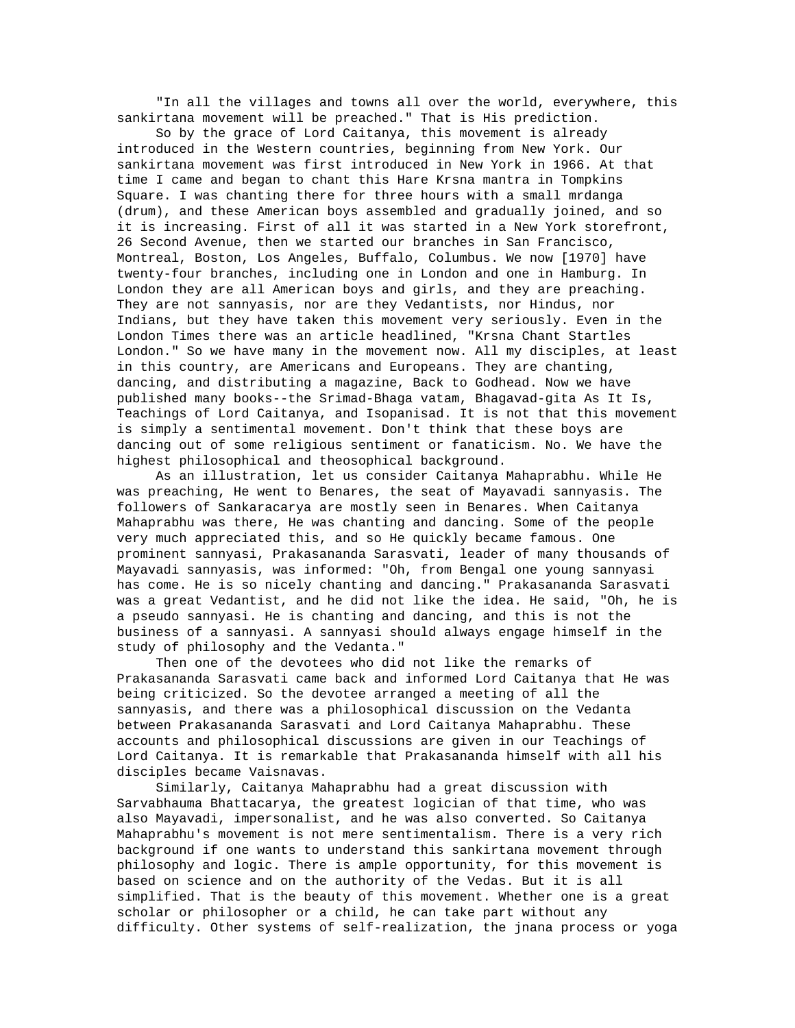"In all the villages and towns all over the world, everywhere, this sankirtana movement will be preached." That is His prediction.

So by the grace of Lord Caitanya, this movement is already introduced in the Western countries, beginning from New York. Our sankirtana movement was first introduced in New York in 1966. At that time I came and began to chant this Hare Krsna mantra in Tompkins Square. I was chanting there for three hours with a small mrdanga (drum), and these American boys assembled and gradually joined, and so it is increasing. First of all it was started in a New York storefront, 26 Second Avenue, then we started our branches in San Francisco, Montreal, Boston, Los Angeles, Buffalo, Columbus. We now [1970] have twenty-four branches, including one in London and one in Hamburg. In London they are all American boys and girls, and they are preaching. They are not sannyasis, nor are they Vedantists, nor Hindus, nor Indians, but they have taken this movement very seriously. Even in the London Times there was an article headlined, "Krsna Chant Startles London." So we have many in the movement now. All my disciples, at least in this country, are Americans and Europeans. They are chanting, dancing, and distributing a magazine, Back to Godhead. Now we have published many books--the Srimad-Bhaga vatam, Bhagavad-gita As It Is, Teachings of Lord Caitanya, and Isopanisad. It is not that this movement is simply a sentimental movement. Don't think that these boys are dancing out of some religious sentiment or fanaticism. No. We have the highest philosophical and theosophical background.

As an illustration, let us consider Caitanya Mahaprabhu. While He was preaching, He went to Benares, the seat of Mayavadi sannyasis. The followers of Sankaracarya are mostly seen in Benares. When Caitanya Mahaprabhu was there, He was chanting and dancing. Some of the people very much appreciated this, and so He quickly became famous. One prominent sannyasi, Prakasananda Sarasvati, leader of many thousands of Mayavadi sannyasis, was informed: "Oh, from Bengal one young sannyasi has come. He is so nicely chanting and dancing." Prakasananda Sarasvati was a great Vedantist, and he did not like the idea. He said, "Oh, he is a pseudo sannyasi. He is chanting and dancing, and this is not the business of a sannyasi. A sannyasi should always engage himself in the study of philosophy and the Vedanta."

Then one of the devotees who did not like the remarks of Prakasananda Sarasvati came back and informed Lord Caitanya that He was being criticized. So the devotee arranged a meeting of all the sannyasis, and there was a philosophical discussion on the Vedanta between Prakasananda Sarasvati and Lord Caitanya Mahaprabhu. These accounts and philosophical discussions are given in our Teachings of Lord Caitanya. It is remarkable that Prakasananda himself with all his disciples became Vaisnavas.

Similarly, Caitanya Mahaprabhu had a great discussion with Sarvabhauma Bhattacarya, the greatest logician of that time, who was also Mayavadi, impersonalist, and he was also converted. So Caitanya Mahaprabhu's movement is not mere sentimentalism. There is a very rich background if one wants to understand this sankirtana movement through philosophy and logic. There is ample opportunity, for this movement is based on science and on the authority of the Vedas. But it is all simplified. That is the beauty of this movement. Whether one is a great scholar or philosopher or a child, he can take part without any difficulty. Other systems of self-realization, the jnana process or yoga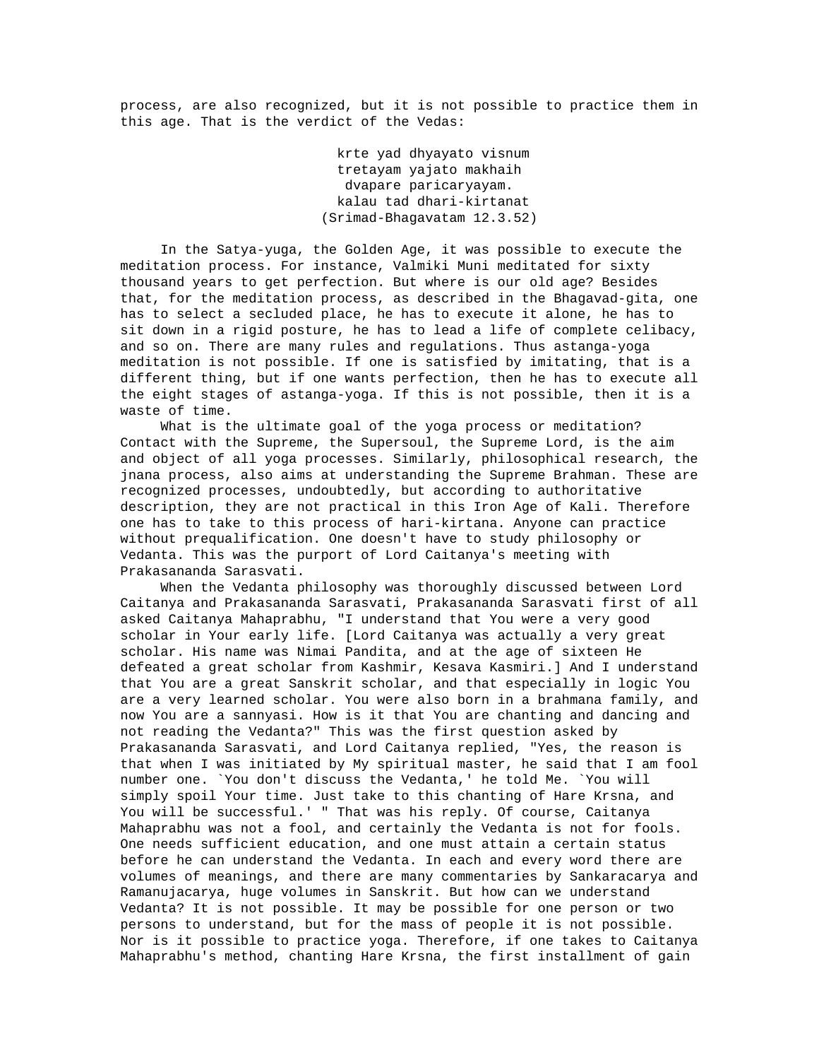process, are also recognized, but it is not possible to practice them in this age. That is the verdict of the Vedas:

> krte yad dhyayato visnum
> tretayam yajato makhaih
> dvapare paricaryayam.
> kalau tad dhari-kirtanat
> (Srimad-Bhagavatam 12.3.52)

In the Satya-yuga, the Golden Age, it was possible to execute the meditation process. For instance, Valmiki Muni meditated for sixty thousand years to get perfection. But where is our old age? Besides that, for the meditation process, as described in the Bhagavad-gita, one has to select a secluded place, he has to execute it alone, he has to sit down in a rigid posture, he has to lead a life of complete celibacy, and so on. There are many rules and regulations. Thus astanga-yoga meditation is not possible. If one is satisfied by imitating, that is a different thing, but if one wants perfection, then he has to execute all the eight stages of astanga-yoga. If this is not possible, then it is a waste of time.

What is the ultimate goal of the yoga process or meditation? Contact with the Supreme, the Supersoul, the Supreme Lord, is the aim and object of all yoga processes. Similarly, philosophical research, the jnana process, also aims at understanding the Supreme Brahman. These are recognized processes, undoubtedly, but according to authoritative description, they are not practical in this Iron Age of Kali. Therefore one has to take to this process of hari-kirtana. Anyone can practice without prequalification. One doesn't have to study philosophy or Vedanta. This was the purport of Lord Caitanya's meeting with Prakasananda Sarasvati.

When the Vedanta philosophy was thoroughly discussed between Lord Caitanya and Prakasananda Sarasvati, Prakasananda Sarasvati first of all asked Caitanya Mahaprabhu, "I understand that You were a very good scholar in Your early life. [Lord Caitanya was actually a very great scholar. His name was Nimai Pandita, and at the age of sixteen He defeated a great scholar from Kashmir, Kesava Kasmiri.] And I understand that You are a great Sanskrit scholar, and that especially in logic You are a very learned scholar. You were also born in a brahmana family, and now You are a sannyasi. How is it that You are chanting and dancing and not reading the Vedanta?" This was the first question asked by Prakasananda Sarasvati, and Lord Caitanya replied, "Yes, the reason is that when I was initiated by My spiritual master, he said that I am fool number one. `You don't discuss the Vedanta,' he told Me. `You will simply spoil Your time. Just take to this chanting of Hare Krsna, and You will be successful.' " That was his reply. Of course, Caitanya Mahaprabhu was not a fool, and certainly the Vedanta is not for fools. One needs sufficient education, and one must attain a certain status before he can understand the Vedanta. In each and every word there are volumes of meanings, and there are many commentaries by Sankaracarya and Ramanujacarya, huge volumes in Sanskrit. But how can we understand Vedanta? It is not possible. It may be possible for one person or two persons to understand, but for the mass of people it is not possible. Nor is it possible to practice yoga. Therefore, if one takes to Caitanya Mahaprabhu's method, chanting Hare Krsna, the first installment of gain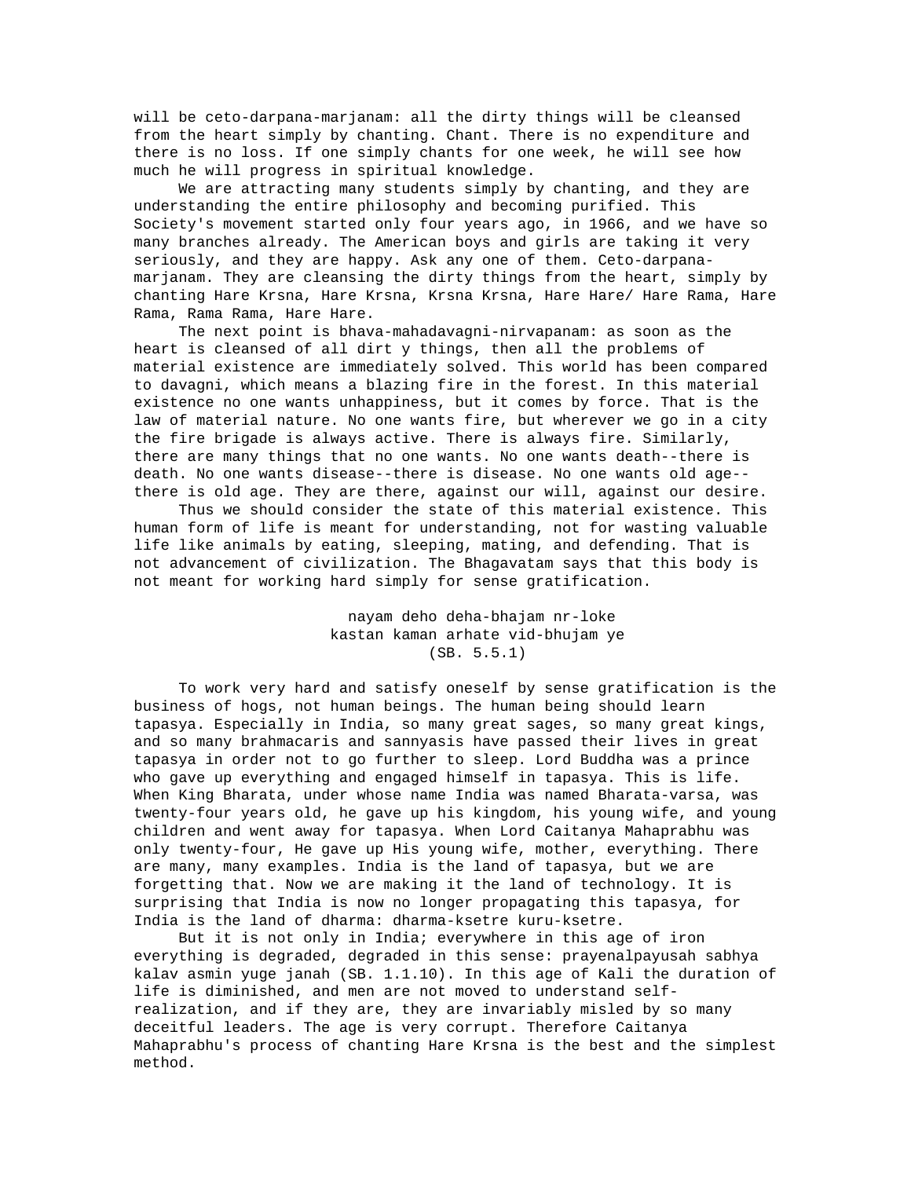will be ceto-darpana-marjanam: all the dirty things will be cleansed from the heart simply by chanting. Chant. There is no expenditure and there is no loss. If one simply chants for one week, he will see how much he will progress in spiritual knowledge.

We are attracting many students simply by chanting, and they are understanding the entire philosophy and becoming purified. This Society's movement started only four years ago, in 1966, and we have so many branches already. The American boys and girls are taking it very seriously, and they are happy. Ask any one of them. Ceto-darpana-marjanam. They are cleansing the dirty things from the heart, simply by chanting Hare Krsna, Hare Krsna, Krsna Krsna, Hare Hare/ Hare Rama, Hare Rama, Rama Rama, Hare Hare.

The next point is bhava-mahadavagni-nirvapanam: as soon as the heart is cleansed of all dirt y things, then all the problems of material existence are immediately solved. This world has been compared to davagni, which means a blazing fire in the forest. In this material existence no one wants unhappiness, but it comes by force. That is the law of material nature. No one wants fire, but wherever we go in a city the fire brigade is always active. There is always fire. Similarly, there are many things that no one wants. No one wants death--there is death. No one wants disease--there is disease. No one wants old age--there is old age. They are there, against our will, against our desire.

Thus we should consider the state of this material existence. This human form of life is meant for understanding, not for wasting valuable life like animals by eating, sleeping, mating, and defending. That is not advancement of civilization. The Bhagavatam says that this body is not meant for working hard simply for sense gratification.

nayam deho deha-bhajam nr-loke
kastan kaman arhate vid-bhujam ye
(SB. 5.5.1)

To work very hard and satisfy oneself by sense gratification is the business of hogs, not human beings. The human being should learn tapasya. Especially in India, so many great sages, so many great kings, and so many brahmacaris and sannyasis have passed their lives in great tapasya in order not to go further to sleep. Lord Buddha was a prince who gave up everything and engaged himself in tapasya. This is life. When King Bharata, under whose name India was named Bharata-varsa, was twenty-four years old, he gave up his kingdom, his young wife, and young children and went away for tapasya. When Lord Caitanya Mahaprabhu was only twenty-four, He gave up His young wife, mother, everything. There are many, many examples. India is the land of tapasya, but we are forgetting that. Now we are making it the land of technology. It is surprising that India is now no longer propagating this tapasya, for India is the land of dharma: dharma-ksetre kuru-ksetre.

But it is not only in India; everywhere in this age of iron everything is degraded, degraded in this sense: prayenalpayusah sabhya kalav asmin yuge janah (SB. 1.1.10). In this age of Kali the duration of life is diminished, and men are not moved to understand self-realization, and if they are, they are invariably misled by so many deceitful leaders. The age is very corrupt. Therefore Caitanya Mahaprabhu's process of chanting Hare Krsna is the best and the simplest method.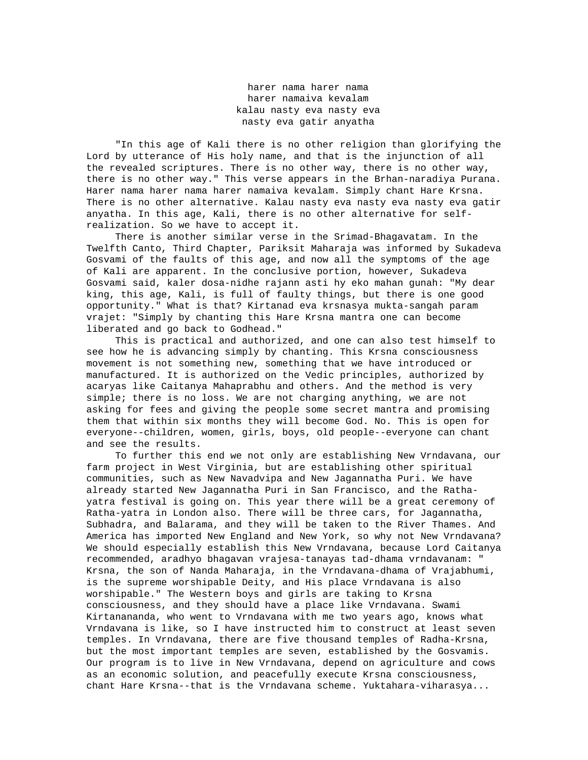harer nama harer nama  
harer namaiva kevalam  
kalau nasty eva nasty eva  
nasty eva gatir anyatha

"In this age of Kali there is no other religion than glorifying the Lord by utterance of His holy name, and that is the injunction of all the revealed scriptures. There is no other way, there is no other way, there is no other way." This verse appears in the Brhan-naradiya Purana. Harer nama harer nama harer namaiva kevalam. Simply chant Hare Krsna. There is no other alternative. Kalau nasty eva nasty eva nasty eva gatir anyatha. In this age, Kali, there is no other alternative for self-realization. So we have to accept it.

There is another similar verse in the Srimad-Bhagavatam. In the Twelfth Canto, Third Chapter, Pariksit Maharaja was informed by Sukadeva Gosvami of the faults of this age, and now all the symptoms of the age of Kali are apparent. In the conclusive portion, however, Sukadeva Gosvami said, kaler dosa-nidhe rajann asti hy eko mahan gunah: "My dear king, this age, Kali, is full of faulty things, but there is one good opportunity." What is that? Kirtanad eva krsnasya mukta-sangah param vrajet: "Simply by chanting this Hare Krsna mantra one can become liberated and go back to Godhead."

This is practical and authorized, and one can also test himself to see how he is advancing simply by chanting. This Krsna consciousness movement is not something new, something that we have introduced or manufactured. It is authorized on the Vedic principles, authorized by acaryas like Caitanya Mahaprabhu and others. And the method is very simple; there is no loss. We are not charging anything, we are not asking for fees and giving the people some secret mantra and promising them that within six months they will become God. No. This is open for everyone--children, women, girls, boys, old people--everyone can chant and see the results.

To further this end we not only are establishing New Vrndavana, our farm project in West Virginia, but are establishing other spiritual communities, such as New Navadvipa and New Jagannatha Puri. We have already started New Jagannatha Puri in San Francisco, and the Ratha-yatra festival is going on. This year there will be a great ceremony of Ratha-yatra in London also. There will be three cars, for Jagannatha, Subhadra, and Balarama, and they will be taken to the River Thames. And America has imported New England and New York, so why not New Vrndavana? We should especially establish this New Vrndavana, because Lord Caitanya recommended, aradhyo bhagavan vrajesa-tanayas tad-dhama vrndavanam: "Krsna, the son of Nanda Maharaja, in the Vrndavana-dhama of Vrajabhumi, is the supreme worshipable Deity, and His place Vrndavana is also worshipable." The Western boys and girls are taking to Krsna consciousness, and they should have a place like Vrndavana. Swami Kirtanananda, who went to Vrndavana with me two years ago, knows what Vrndavana is like, so I have instructed him to construct at least seven temples. In Vrndavana, there are five thousand temples of Radha-Krsna, but the most important temples are seven, established by the Gosvamis. Our program is to live in New Vrndavana, depend on agriculture and cows as an economic solution, and peacefully execute Krsna consciousness, chant Hare Krsna--that is the Vrndavana scheme. Yuktahara-viharasya...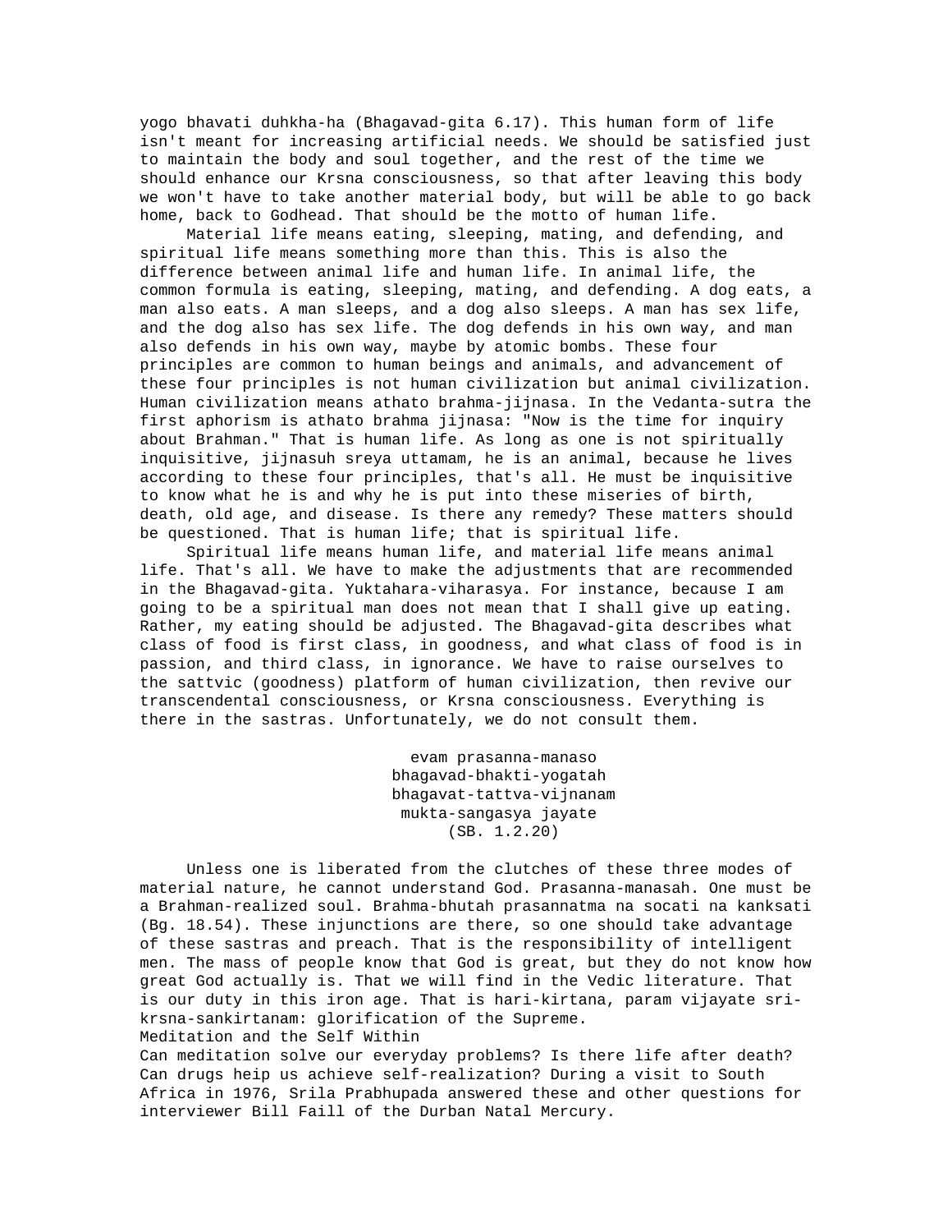yogo bhavati duhkha-ha (Bhagavad-gita 6.17). This human form of life isn't meant for increasing artificial needs. We should be satisfied just to maintain the body and soul together, and the rest of the time we should enhance our Krsna consciousness, so that after leaving this body we won't have to take another material body, but will be able to go back home, back to Godhead. That should be the motto of human life.

Material life means eating, sleeping, mating, and defending, and spiritual life means something more than this. This is also the difference between animal life and human life. In animal life, the common formula is eating, sleeping, mating, and defending. A dog eats, a man also eats. A man sleeps, and a dog also sleeps. A man has sex life, and the dog also has sex life. The dog defends in his own way, and man also defends in his own way, maybe by atomic bombs. These four principles are common to human beings and animals, and advancement of these four principles is not human civilization but animal civilization. Human civilization means athato brahma-jijnasa. In the Vedanta-sutra the first aphorism is athato brahma jijnasa: "Now is the time for inquiry about Brahman." That is human life. As long as one is not spiritually inquisitive, jijnasuh sreya uttamam, he is an animal, because he lives according to these four principles, that's all. He must be inquisitive to know what he is and why he is put into these miseries of birth, death, old age, and disease. Is there any remedy? These matters should be questioned. That is human life; that is spiritual life.

Spiritual life means human life, and material life means animal life. That's all. We have to make the adjustments that are recommended in the Bhagavad-gita. Yuktahara-viharasya. For instance, because I am going to be a spiritual man does not mean that I shall give up eating. Rather, my eating should be adjusted. The Bhagavad-gita describes what class of food is first class, in goodness, and what class of food is in passion, and third class, in ignorance. We have to raise ourselves to the sattvic (goodness) platform of human civilization, then revive our transcendental consciousness, or Krsna consciousness. Everything is there in the sastras. Unfortunately, we do not consult them.

> evam prasanna-manaso
> bhagavad-bhakti-yogatah
> bhagavat-tattva-vijnanam
> mukta-sangasya jayate
> (SB. 1.2.20)

Unless one is liberated from the clutches of these three modes of material nature, he cannot understand God. Prasanna-manasah. One must be a Brahman-realized soul. Brahma-bhutah prasannatma na socati na kanksati (Bg. 18.54). These injunctions are there, so one should take advantage of these sastras and preach. That is the responsibility of intelligent men. The mass of people know that God is great, but they do not know how great God actually is. That we will find in the Vedic literature. That is our duty in this iron age. That is hari-kirtana, param vijayate sri-krsna-sankirtanam: glorification of the Supreme.

## Meditation and the Self Within

Can meditation solve our everyday problems? Is there life after death? Can drugs heip us achieve self-realization? During a visit to South Africa in 1976, Srila Prabhupada answered these and other questions for interviewer Bill Faill of the Durban Natal Mercury.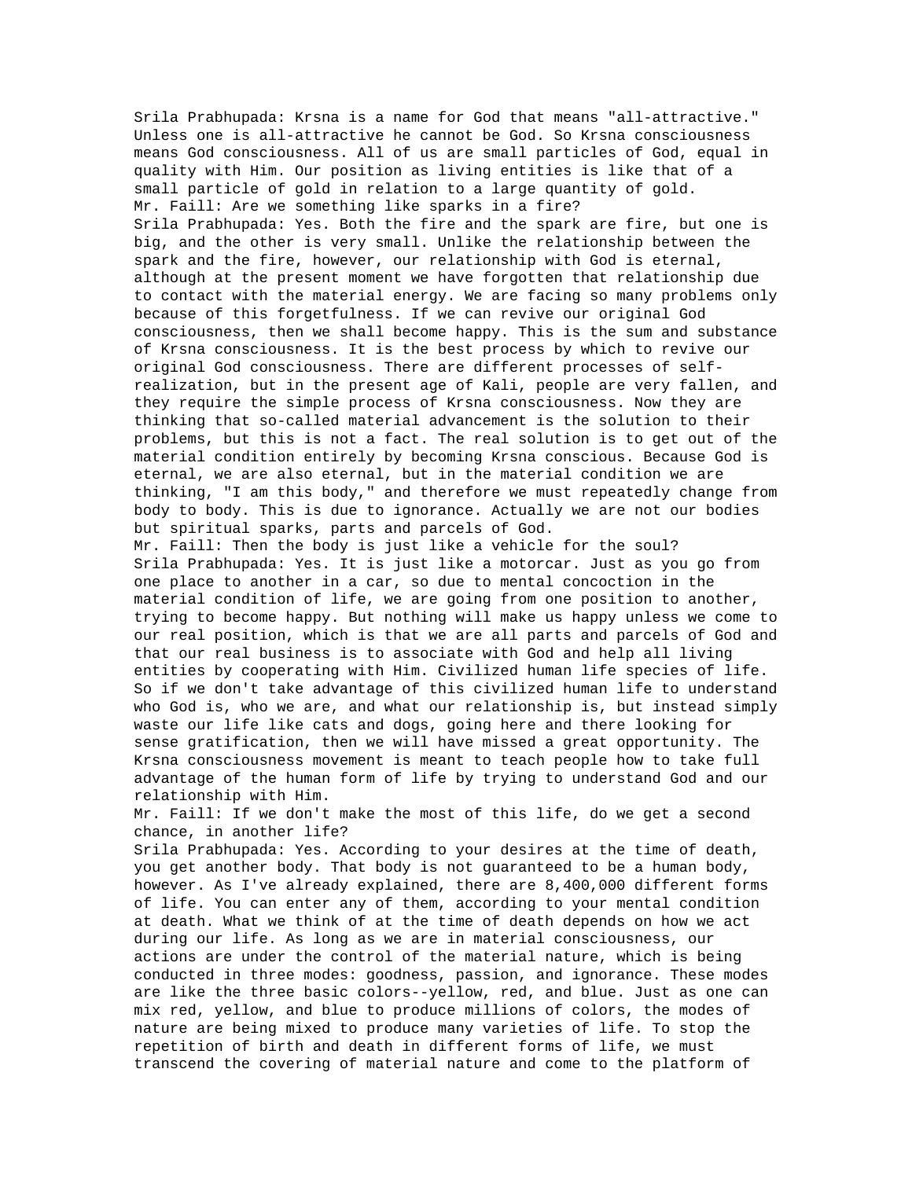Srila Prabhupada: Krsna is a name for God that means "all-attractive." Unless one is all-attractive he cannot be God. So Krsna consciousness means God consciousness. All of us are small particles of God, equal in quality with Him. Our position as living entities is like that of a small particle of gold in relation to a large quantity of gold.

Mr. Faill: Are we something like sparks in a fire?

Srila Prabhupada: Yes. Both the fire and the spark are fire, but one is big, and the other is very small. Unlike the relationship between the spark and the fire, however, our relationship with God is eternal, although at the present moment we have forgotten that relationship due to contact with the material energy. We are facing so many problems only because of this forgetfulness. If we can revive our original God consciousness, then we shall become happy. This is the sum and substance of Krsna consciousness. It is the best process by which to revive our original God consciousness. There are different processes of self-realization, but in the present age of Kali, people are very fallen, and they require the simple process of Krsna consciousness. Now they are thinking that so-called material advancement is the solution to their problems, but this is not a fact. The real solution is to get out of the material condition entirely by becoming Krsna conscious. Because God is eternal, we are also eternal, but in the material condition we are thinking, "I am this body," and therefore we must repeatedly change from body to body. This is due to ignorance. Actually we are not our bodies but spiritual sparks, parts and parcels of God.

Mr. Faill: Then the body is just like a vehicle for the soul?

Srila Prabhupada: Yes. It is just like a motorcar. Just as you go from one place to another in a car, so due to mental concoction in the material condition of life, we are going from one position to another, trying to become happy. But nothing will make us happy unless we come to our real position, which is that we are all parts and parcels of God and that our real business is to associate with God and help all living entities by cooperating with Him. Civilized human life species of life. So if we don't take advantage of this civilized human life to understand who God is, who we are, and what our relationship is, but instead simply waste our life like cats and dogs, going here and there looking for sense gratification, then we will have missed a great opportunity. The Krsna consciousness movement is meant to teach people how to take full advantage of the human form of life by trying to understand God and our relationship with Him.

Mr. Faill: If we don't make the most of this life, do we get a second chance, in another life?

Srila Prabhupada: Yes. According to your desires at the time of death, you get another body. That body is not guaranteed to be a human body, however. As I've already explained, there are 8,400,000 different forms of life. You can enter any of them, according to your mental condition at death. What we think of at the time of death depends on how we act during our life. As long as we are in material consciousness, our actions are under the control of the material nature, which is being conducted in three modes: goodness, passion, and ignorance. These modes are like the three basic colors--yellow, red, and blue. Just as one can mix red, yellow, and blue to produce millions of colors, the modes of nature are being mixed to produce many varieties of life. To stop the repetition of birth and death in different forms of life, we must transcend the covering of material nature and come to the platform of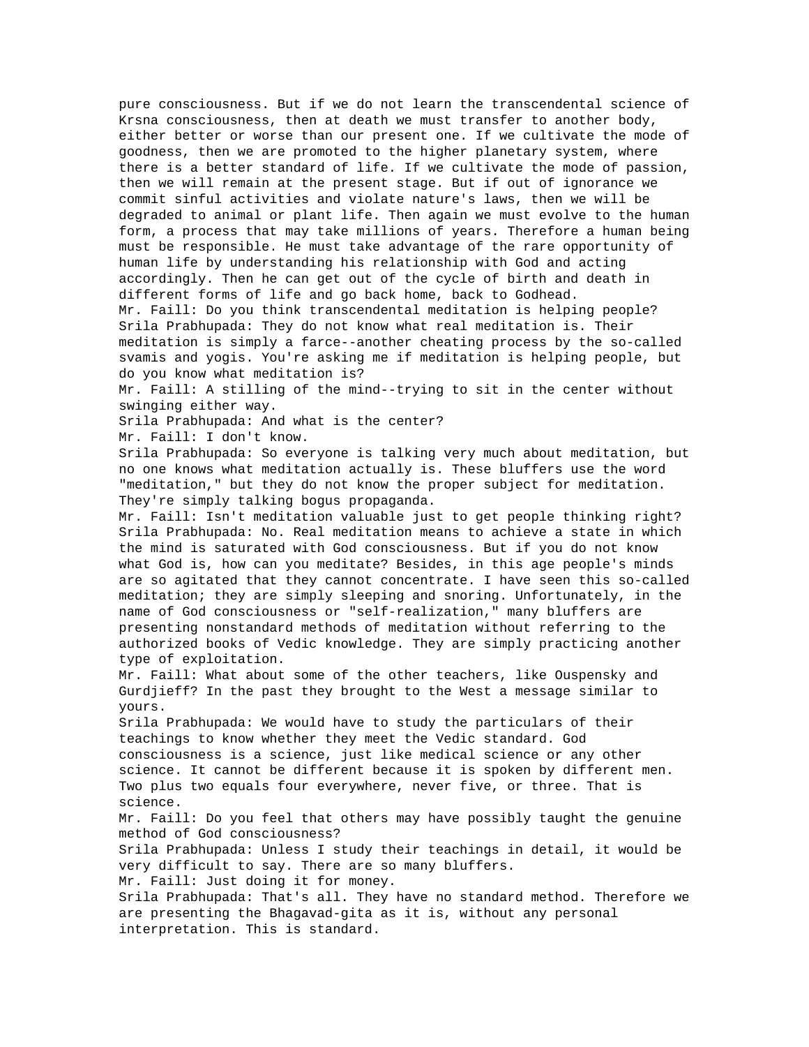pure consciousness. But if we do not learn the transcendental science of Krsna consciousness, then at death we must transfer to another body, either better or worse than our present one. If we cultivate the mode of goodness, then we are promoted to the higher planetary system, where there is a better standard of life. If we cultivate the mode of passion, then we will remain at the present stage. But if out of ignorance we commit sinful activities and violate nature's laws, then we will be degraded to animal or plant life. Then again we must evolve to the human form, a process that may take millions of years. Therefore a human being must be responsible. He must take advantage of the rare opportunity of human life by understanding his relationship with God and acting accordingly. Then he can get out of the cycle of birth and death in different forms of life and go back home, back to Godhead.

Mr. Faill: Do you think transcendental meditation is helping people?

Srila Prabhupada: They do not know what real meditation is. Their meditation is simply a farce--another cheating process by the so-called svamis and yogis. You're asking me if meditation is helping people, but do you know what meditation is?

Mr. Faill: A stilling of the mind--trying to sit in the center without swinging either way.

Srila Prabhupada: And what is the center?

Mr. Faill: I don't know.

Srila Prabhupada: So everyone is talking very much about meditation, but no one knows what meditation actually is. These bluffers use the word "meditation," but they do not know the proper subject for meditation. They're simply talking bogus propaganda.

Mr. Faill: Isn't meditation valuable just to get people thinking right?

Srila Prabhupada: No. Real meditation means to achieve a state in which the mind is saturated with God consciousness. But if you do not know what God is, how can you meditate? Besides, in this age people's minds are so agitated that they cannot concentrate. I have seen this so-called meditation; they are simply sleeping and snoring. Unfortunately, in the name of God consciousness or "self-realization," many bluffers are presenting nonstandard methods of meditation without referring to the authorized books of Vedic knowledge. They are simply practicing another type of exploitation.

Mr. Faill: What about some of the other teachers, like Ouspensky and Gurdjieff? In the past they brought to the West a message similar to yours.

Srila Prabhupada: We would have to study the particulars of their teachings to know whether they meet the Vedic standard. God consciousness is a science, just like medical science or any other science. It cannot be different because it is spoken by different men. Two plus two equals four everywhere, never five, or three. That is science.

Mr. Faill: Do you feel that others may have possibly taught the genuine method of God consciousness?

Srila Prabhupada: Unless I study their teachings in detail, it would be very difficult to say. There are so many bluffers.

Mr. Faill: Just doing it for money.

Srila Prabhupada: That's all. They have no standard method. Therefore we are presenting the Bhagavad-gita as it is, without any personal interpretation. This is standard.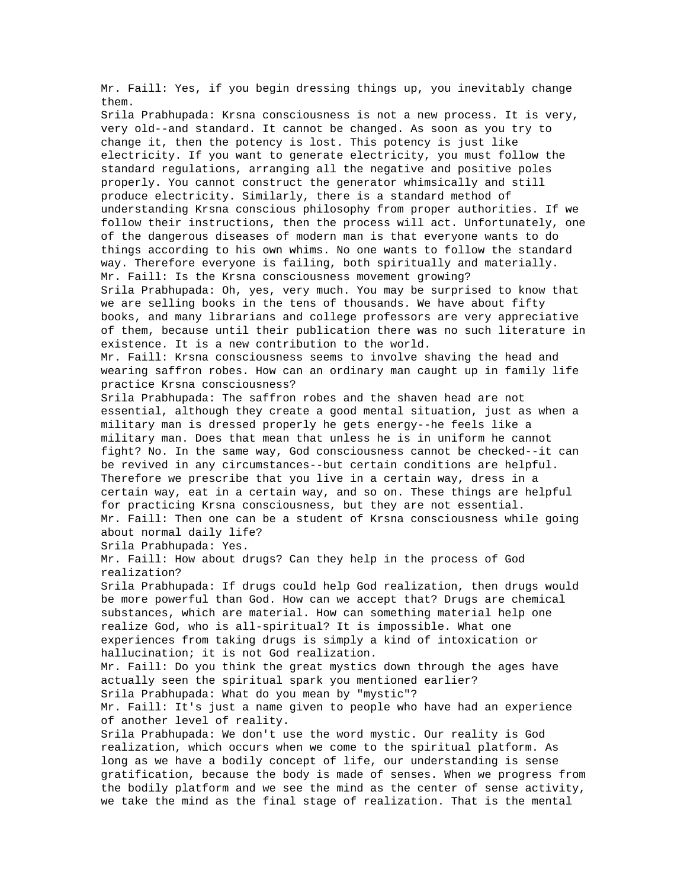Mr. Faill: Yes, if you begin dressing things up, you inevitably change them.

Srila Prabhupada: Krsna consciousness is not a new process. It is very, very old--and standard. It cannot be changed. As soon as you try to change it, then the potency is lost. This potency is just like electricity. If you want to generate electricity, you must follow the standard regulations, arranging all the negative and positive poles properly. You cannot construct the generator whimsically and still produce electricity. Similarly, there is a standard method of understanding Krsna conscious philosophy from proper authorities. If we follow their instructions, then the process will act. Unfortunately, one of the dangerous diseases of modern man is that everyone wants to do things according to his own whims. No one wants to follow the standard way. Therefore everyone is failing, both spiritually and materially.

Mr. Faill: Is the Krsna consciousness movement growing?

Srila Prabhupada: Oh, yes, very much. You may be surprised to know that we are selling books in the tens of thousands. We have about fifty books, and many librarians and college professors are very appreciative of them, because until their publication there was no such literature in existence. It is a new contribution to the world.

Mr. Faill: Krsna consciousness seems to involve shaving the head and wearing saffron robes. How can an ordinary man caught up in family life practice Krsna consciousness?

Srila Prabhupada: The saffron robes and the shaven head are not essential, although they create a good mental situation, just as when a military man is dressed properly he gets energy--he feels like a military man. Does that mean that unless he is in uniform he cannot fight? No. In the same way, God consciousness cannot be checked--it can be revived in any circumstances--but certain conditions are helpful. Therefore we prescribe that you live in a certain way, dress in a certain way, eat in a certain way, and so on. These things are helpful for practicing Krsna consciousness, but they are not essential.

Mr. Faill: Then one can be a student of Krsna consciousness while going about normal daily life?

Srila Prabhupada: Yes.

Mr. Faill: How about drugs? Can they help in the process of God realization?

Srila Prabhupada: If drugs could help God realization, then drugs would be more powerful than God. How can we accept that? Drugs are chemical substances, which are material. How can something material help one realize God, who is all-spiritual? It is impossible. What one experiences from taking drugs is simply a kind of intoxication or hallucination; it is not God realization.

Mr. Faill: Do you think the great mystics down through the ages have actually seen the spiritual spark you mentioned earlier?

Srila Prabhupada: What do you mean by "mystic"?

Mr. Faill: It's just a name given to people who have had an experience of another level of reality.

Srila Prabhupada: We don't use the word mystic. Our reality is God realization, which occurs when we come to the spiritual platform. As long as we have a bodily concept of life, our understanding is sense gratification, because the body is made of senses. When we progress from the bodily platform and we see the mind as the center of sense activity, we take the mind as the final stage of realization. That is the mental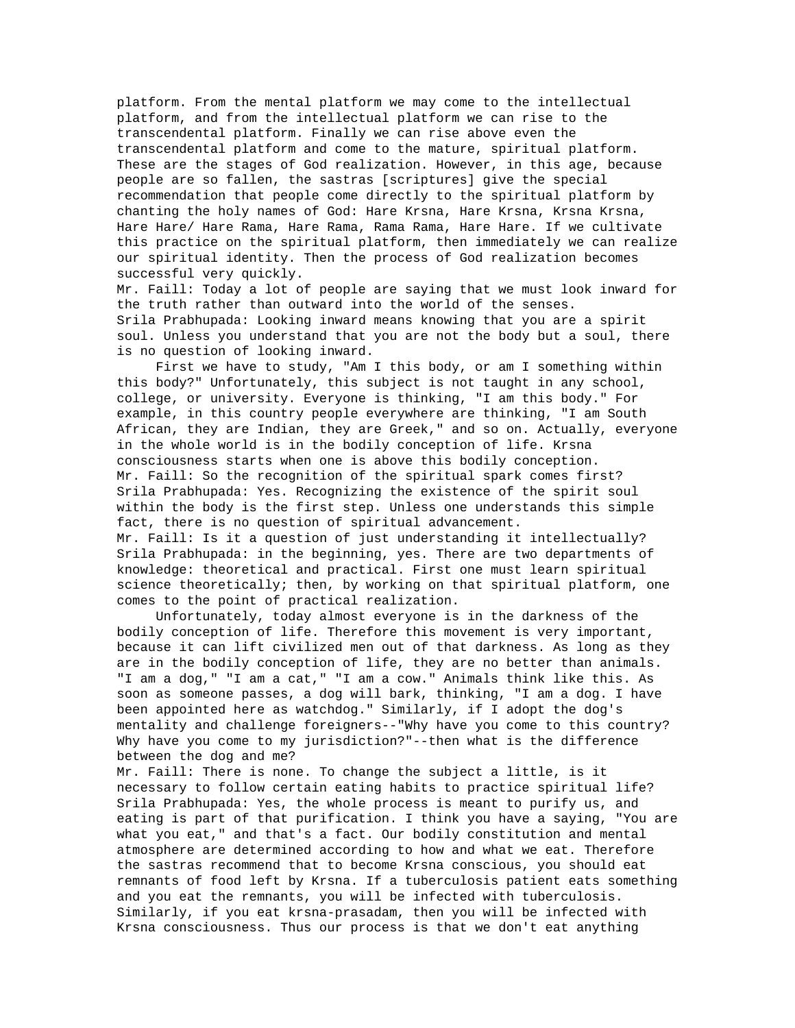platform. From the mental platform we may come to the intellectual platform, and from the intellectual platform we can rise to the transcendental platform. Finally we can rise above even the transcendental platform and come to the mature, spiritual platform. These are the stages of God realization. However, in this age, because people are so fallen, the sastras [scriptures] give the special recommendation that people come directly to the spiritual platform by chanting the holy names of God: Hare Krsna, Hare Krsna, Krsna Krsna, Hare Hare/ Hare Rama, Hare Rama, Rama Rama, Hare Hare. If we cultivate this practice on the spiritual platform, then immediately we can realize our spiritual identity. Then the process of God realization becomes successful very quickly.

Mr. Faill: Today a lot of people are saying that we must look inward for the truth rather than outward into the world of the senses.

Srila Prabhupada: Looking inward means knowing that you are a spirit soul. Unless you understand that you are not the body but a soul, there is no question of looking inward.

First we have to study, "Am I this body, or am I something within this body?" Unfortunately, this subject is not taught in any school, college, or university. Everyone is thinking, "I am this body." For example, in this country people everywhere are thinking, "I am South African, they are Indian, they are Greek," and so on. Actually, everyone in the whole world is in the bodily conception of life. Krsna consciousness starts when one is above this bodily conception.

Mr. Faill: So the recognition of the spiritual spark comes first?

Srila Prabhupada: Yes. Recognizing the existence of the spirit soul within the body is the first step. Unless one understands this simple fact, there is no question of spiritual advancement.

Mr. Faill: Is it a question of just understanding it intellectually?

Srila Prabhupada: in the beginning, yes. There are two departments of knowledge: theoretical and practical. First one must learn spiritual science theoretically; then, by working on that spiritual platform, one comes to the point of practical realization.

Unfortunately, today almost everyone is in the darkness of the bodily conception of life. Therefore this movement is very important, because it can lift civilized men out of that darkness. As long as they are in the bodily conception of life, they are no better than animals. "I am a dog," "I am a cat," "I am a cow." Animals think like this. As soon as someone passes, a dog will bark, thinking, "I am a dog. I have been appointed here as watchdog." Similarly, if I adopt the dog's mentality and challenge foreigners--"Why have you come to this country? Why have you come to my jurisdiction?"--then what is the difference between the dog and me?

Mr. Faill: There is none. To change the subject a little, is it necessary to follow certain eating habits to practice spiritual life?

Srila Prabhupada: Yes, the whole process is meant to purify us, and eating is part of that purification. I think you have a saying, "You are what you eat," and that's a fact. Our bodily constitution and mental atmosphere are determined according to how and what we eat. Therefore the sastras recommend that to become Krsna conscious, you should eat remnants of food left by Krsna. If a tuberculosis patient eats something and you eat the remnants, you will be infected with tuberculosis. Similarly, if you eat krsna-prasadam, then you will be infected with Krsna consciousness. Thus our process is that we don't eat anything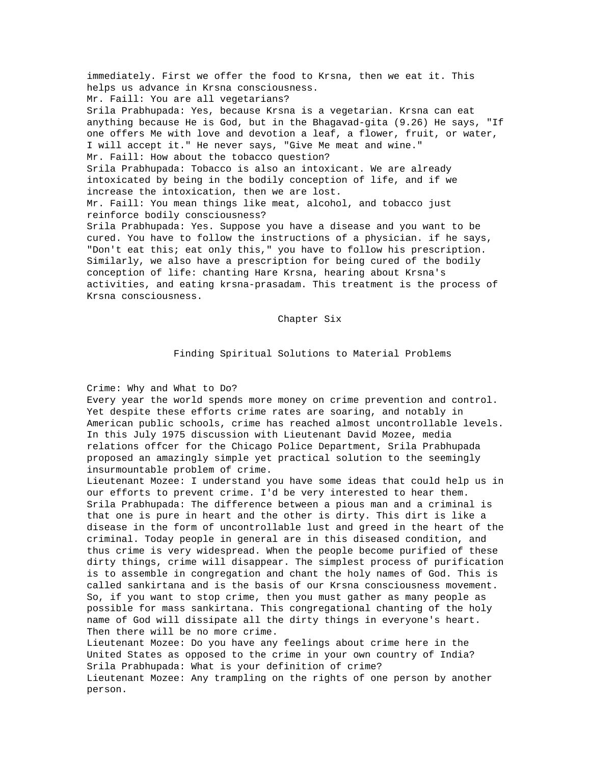immediately. First we offer the food to Krsna, then we eat it. This helps us advance in Krsna consciousness.

Mr. Faill: You are all vegetarians?

Srila Prabhupada: Yes, because Krsna is a vegetarian. Krsna can eat anything because He is God, but in the Bhagavad-gita (9.26) He says, "If one offers Me with love and devotion a leaf, a flower, fruit, or water, I will accept it." He never says, "Give Me meat and wine."

Mr. Faill: How about the tobacco question?

Srila Prabhupada: Tobacco is also an intoxicant. We are already intoxicated by being in the bodily conception of life, and if we increase the intoxication, then we are lost.

Mr. Faill: You mean things like meat, alcohol, and tobacco just reinforce bodily consciousness?

Srila Prabhupada: Yes. Suppose you have a disease and you want to be cured. You have to follow the instructions of a physician. if he says, "Don't eat this; eat only this," you have to follow his prescription. Similarly, we also have a prescription for being cured of the bodily conception of life: chanting Hare Krsna, hearing about Krsna's activities, and eating krsna-prasadam. This treatment is the process of Krsna consciousness.

# Chapter Six

## Finding Spiritual Solutions to Material Problems

### Crime: Why and What to Do?

Every year the world spends more money on crime prevention and control. Yet despite these efforts crime rates are soaring, and notably in American public schools, crime has reached almost uncontrollable levels. In this July 1975 discussion with Lieutenant David Mozee, media relations offcer for the Chicago Police Department, Srila Prabhupada proposed an amazingly simple yet practical solution to the seemingly insurmountable problem of crime.

Lieutenant Mozee: I understand you have some ideas that could help us in our efforts to prevent crime. I'd be very interested to hear them.

Srila Prabhupada: The difference between a pious man and a criminal is that one is pure in heart and the other is dirty. This dirt is like a disease in the form of uncontrollable lust and greed in the heart of the criminal. Today people in general are in this diseased condition, and thus crime is very widespread. When the people become purified of these dirty things, crime will disappear. The simplest process of purification is to assemble in congregation and chant the holy names of God. This is called sankirtana and is the basis of our Krsna consciousness movement. So, if you want to stop crime, then you must gather as many people as possible for mass sankirtana. This congregational chanting of the holy name of God will dissipate all the dirty things in everyone's heart. Then there will be no more crime.

Lieutenant Mozee: Do you have any feelings about crime here in the United States as opposed to the crime in your own country of India?

Srila Prabhupada: What is your definition of crime?

Lieutenant Mozee: Any trampling on the rights of one person by another person.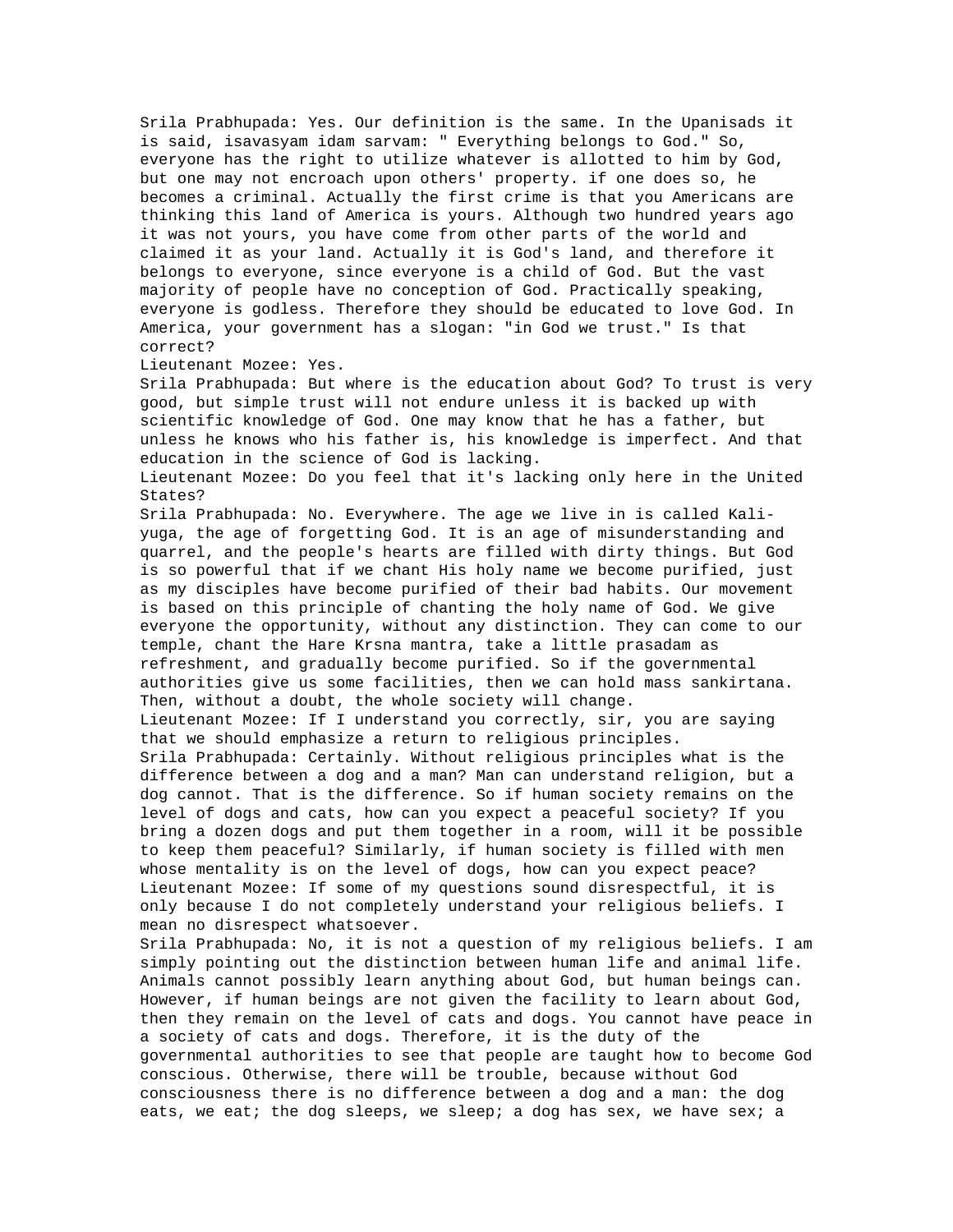Srila Prabhupada: Yes. Our definition is the same. In the Upanisads it is said, isavasyam idam sarvam: " Everything belongs to God." So, everyone has the right to utilize whatever is allotted to him by God, but one may not encroach upon others' property. if one does so, he becomes a criminal. Actually the first crime is that you Americans are thinking this land of America is yours. Although two hundred years ago it was not yours, you have come from other parts of the world and claimed it as your land. Actually it is God's land, and therefore it belongs to everyone, since everyone is a child of God. But the vast majority of people have no conception of God. Practically speaking, everyone is godless. Therefore they should be educated to love God. In America, your government has a slogan: "in God we trust." Is that correct?

Lieutenant Mozee: Yes.

Srila Prabhupada: But where is the education about God? To trust is very good, but simple trust will not endure unless it is backed up with scientific knowledge of God. One may know that he has a father, but unless he knows who his father is, his knowledge is imperfect. And that education in the science of God is lacking.

Lieutenant Mozee: Do you feel that it's lacking only here in the United States?

Srila Prabhupada: No. Everywhere. The age we live in is called Kali-yuga, the age of forgetting God. It is an age of misunderstanding and quarrel, and the people's hearts are filled with dirty things. But God is so powerful that if we chant His holy name we become purified, just as my disciples have become purified of their bad habits. Our movement is based on this principle of chanting the holy name of God. We give everyone the opportunity, without any distinction. They can come to our temple, chant the Hare Krsna mantra, take a little prasadam as refreshment, and gradually become purified. So if the governmental authorities give us some facilities, then we can hold mass sankirtana. Then, without a doubt, the whole society will change.

Lieutenant Mozee: If I understand you correctly, sir, you are saying that we should emphasize a return to religious principles.

Srila Prabhupada: Certainly. Without religious principles what is the difference between a dog and a man? Man can understand religion, but a dog cannot. That is the difference. So if human society remains on the level of dogs and cats, how can you expect a peaceful society? If you bring a dozen dogs and put them together in a room, will it be possible to keep them peaceful? Similarly, if human society is filled with men whose mentality is on the level of dogs, how can you expect peace?

Lieutenant Mozee: If some of my questions sound disrespectful, it is only because I do not completely understand your religious beliefs. I mean no disrespect whatsoever.

Srila Prabhupada: No, it is not a question of my religious beliefs. I am simply pointing out the distinction between human life and animal life. Animals cannot possibly learn anything about God, but human beings can. However, if human beings are not given the facility to learn about God, then they remain on the level of cats and dogs. You cannot have peace in a society of cats and dogs. Therefore, it is the duty of the governmental authorities to see that people are taught how to become God conscious. Otherwise, there will be trouble, because without God consciousness there is no difference between a dog and a man: the dog eats, we eat; the dog sleeps, we sleep; a dog has sex, we have sex; a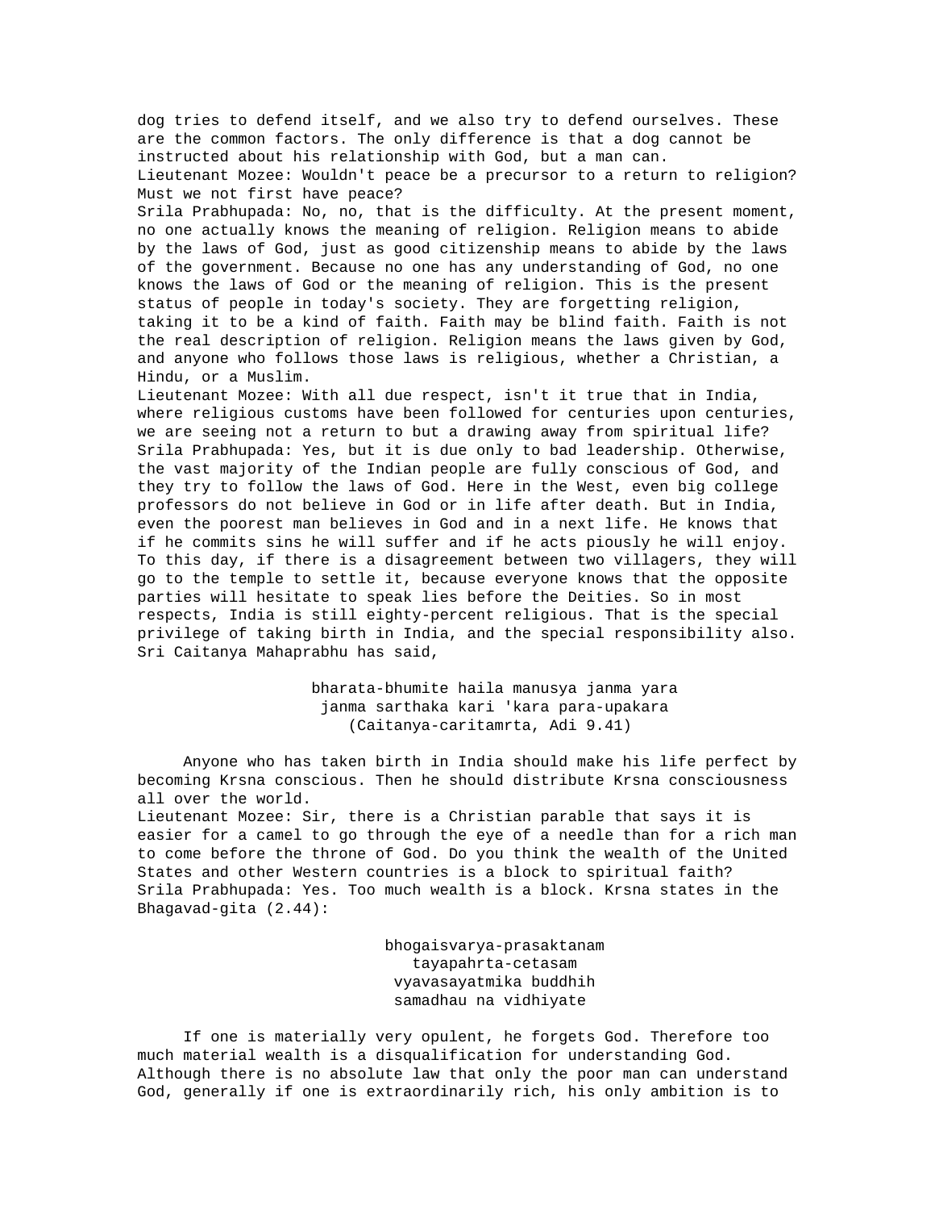dog tries to defend itself, and we also try to defend ourselves. These are the common factors. The only difference is that a dog cannot be instructed about his relationship with God, but a man can.

Lieutenant Mozee: Wouldn't peace be a precursor to a return to religion? Must we not first have peace?

Srila Prabhupada: No, no, that is the difficulty. At the present moment, no one actually knows the meaning of religion. Religion means to abide by the laws of God, just as good citizenship means to abide by the laws of the government. Because no one has any understanding of God, no one knows the laws of God or the meaning of religion. This is the present status of people in today's society. They are forgetting religion, taking it to be a kind of faith. Faith may be blind faith. Faith is not the real description of religion. Religion means the laws given by God, and anyone who follows those laws is religious, whether a Christian, a Hindu, or a Muslim.

Lieutenant Mozee: With all due respect, isn't it true that in India, where religious customs have been followed for centuries upon centuries, we are seeing not a return to but a drawing away from spiritual life?

Srila Prabhupada: Yes, but it is due only to bad leadership. Otherwise, the vast majority of the Indian people are fully conscious of God, and they try to follow the laws of God. Here in the West, even big college professors do not believe in God or in life after death. But in India, even the poorest man believes in God and in a next life. He knows that if he commits sins he will suffer and if he acts piously he will enjoy. To this day, if there is a disagreement between two villagers, they will go to the temple to settle it, because everyone knows that the opposite parties will hesitate to speak lies before the Deities. So in most respects, India is still eighty-percent religious. That is the special privilege of taking birth in India, and the special responsibility also. Sri Caitanya Mahaprabhu has said,

> bharata-bhumite haila manusya janma yara
> janma sarthaka kari 'kara para-upakara
> (Caitanya-caritamrta, Adi 9.41)

Anyone who has taken birth in India should make his life perfect by becoming Krsna conscious. Then he should distribute Krsna consciousness all over the world.

Lieutenant Mozee: Sir, there is a Christian parable that says it is easier for a camel to go through the eye of a needle than for a rich man to come before the throne of God. Do you think the wealth of the United States and other Western countries is a block to spiritual faith?

Srila Prabhupada: Yes. Too much wealth is a block. Krsna states in the Bhagavad-gita (2.44):

> bhogaisvarya-prasaktanam
> tayapahrta-cetasam
> vyavasayatmika buddhih
> samadhau na vidhiyate

If one is materially very opulent, he forgets God. Therefore too much material wealth is a disqualification for understanding God. Although there is no absolute law that only the poor man can understand God, generally if one is extraordinarily rich, his only ambition is to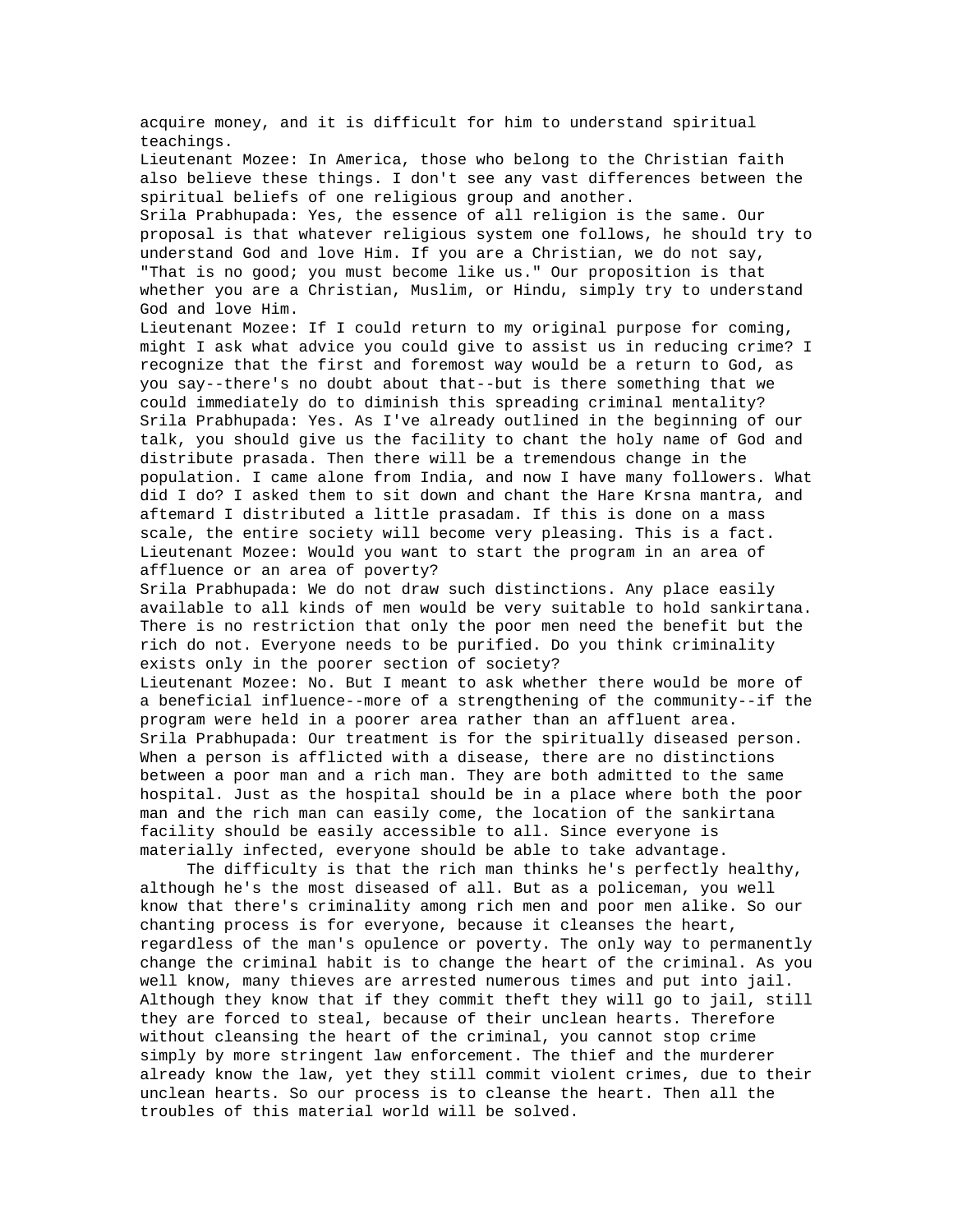acquire money, and it is difficult for him to understand spiritual teachings.

Lieutenant Mozee: In America, those who belong to the Christian faith also believe these things. I don't see any vast differences between the spiritual beliefs of one religious group and another.

Srila Prabhupada: Yes, the essence of all religion is the same. Our proposal is that whatever religious system one follows, he should try to understand God and love Him. If you are a Christian, we do not say, "That is no good; you must become like us." Our proposition is that whether you are a Christian, Muslim, or Hindu, simply try to understand God and love Him.

Lieutenant Mozee: If I could return to my original purpose for coming, might I ask what advice you could give to assist us in reducing crime? I recognize that the first and foremost way would be a return to God, as you say--there's no doubt about that--but is there something that we could immediately do to diminish this spreading criminal mentality?

Srila Prabhupada: Yes. As I've already outlined in the beginning of our talk, you should give us the facility to chant the holy name of God and distribute prasada. Then there will be a tremendous change in the population. I came alone from India, and now I have many followers. What did I do? I asked them to sit down and chant the Hare Krsna mantra, and aftemard I distributed a little prasadam. If this is done on a mass scale, the entire society will become very pleasing. This is a fact.

Lieutenant Mozee: Would you want to start the program in an area of affluence or an area of poverty?

Srila Prabhupada: We do not draw such distinctions. Any place easily available to all kinds of men would be very suitable to hold sankirtana. There is no restriction that only the poor men need the benefit but the rich do not. Everyone needs to be purified. Do you think criminality exists only in the poorer section of society?

Lieutenant Mozee: No. But I meant to ask whether there would be more of a beneficial influence--more of a strengthening of the community--if the program were held in a poorer area rather than an affluent area.

Srila Prabhupada: Our treatment is for the spiritually diseased person. When a person is afflicted with a disease, there are no distinctions between a poor man and a rich man. They are both admitted to the same hospital. Just as the hospital should be in a place where both the poor man and the rich man can easily come, the location of the sankirtana facility should be easily accessible to all. Since everyone is materially infected, everyone should be able to take advantage.

The difficulty is that the rich man thinks he's perfectly healthy, although he's the most diseased of all. But as a policeman, you well know that there's criminality among rich men and poor men alike. So our chanting process is for everyone, because it cleanses the heart, regardless of the man's opulence or poverty. The only way to permanently change the criminal habit is to change the heart of the criminal. As you well know, many thieves are arrested numerous times and put into jail. Although they know that if they commit theft they will go to jail, still they are forced to steal, because of their unclean hearts. Therefore without cleansing the heart of the criminal, you cannot stop crime simply by more stringent law enforcement. The thief and the murderer already know the law, yet they still commit violent crimes, due to their unclean hearts. So our process is to cleanse the heart. Then all the troubles of this material world will be solved.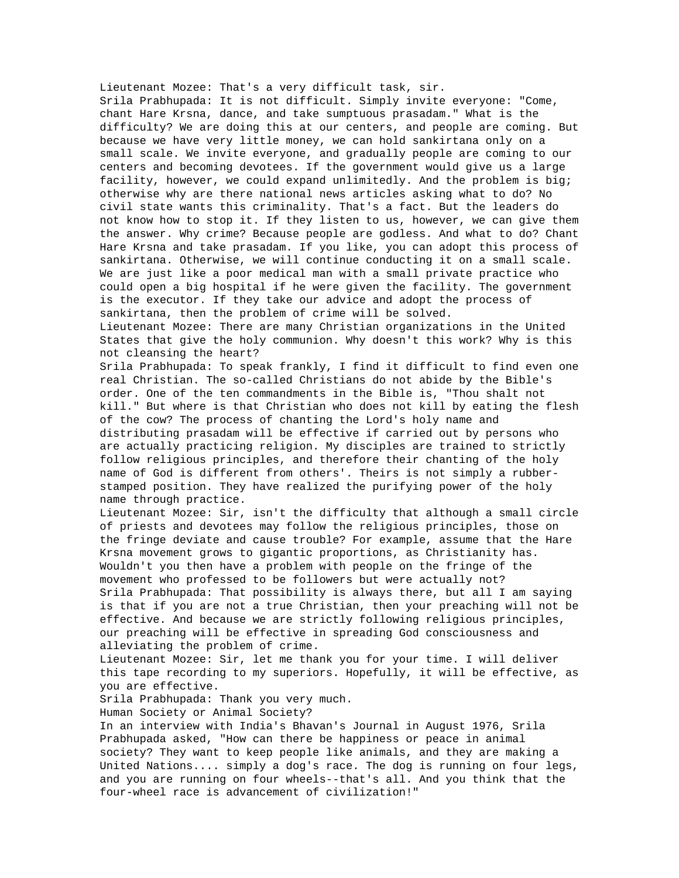Lieutenant Mozee: That's a very difficult task, sir.

Srila Prabhupada: It is not difficult. Simply invite everyone: "Come, chant Hare Krsna, dance, and take sumptuous prasadam." What is the difficulty? We are doing this at our centers, and people are coming. But because we have very little money, we can hold sankirtana only on a small scale. We invite everyone, and gradually people are coming to our centers and becoming devotees. If the government would give us a large facility, however, we could expand unlimitedly. And the problem is big; otherwise why are there national news articles asking what to do? No civil state wants this criminality. That's a fact. But the leaders do not know how to stop it. If they listen to us, however, we can give them the answer. Why crime? Because people are godless. And what to do? Chant Hare Krsna and take prasadam. If you like, you can adopt this process of sankirtana. Otherwise, we will continue conducting it on a small scale. We are just like a poor medical man with a small private practice who could open a big hospital if he were given the facility. The government is the executor. If they take our advice and adopt the process of sankirtana, then the problem of crime will be solved.

Lieutenant Mozee: There are many Christian organizations in the United States that give the holy communion. Why doesn't this work? Why is this not cleansing the heart?

Srila Prabhupada: To speak frankly, I find it difficult to find even one real Christian. The so-called Christians do not abide by the Bible's order. One of the ten commandments in the Bible is, "Thou shalt not kill." But where is that Christian who does not kill by eating the flesh of the cow? The process of chanting the Lord's holy name and distributing prasadam will be effective if carried out by persons who are actually practicing religion. My disciples are trained to strictly follow religious principles, and therefore their chanting of the holy name of God is different from others'. Theirs is not simply a rubber-stamped position. They have realized the purifying power of the holy name through practice.

Lieutenant Mozee: Sir, isn't the difficulty that although a small circle of priests and devotees may follow the religious principles, those on the fringe deviate and cause trouble? For example, assume that the Hare Krsna movement grows to gigantic proportions, as Christianity has. Wouldn't you then have a problem with people on the fringe of the movement who professed to be followers but were actually not?

Srila Prabhupada: That possibility is always there, but all I am saying is that if you are not a true Christian, then your preaching will not be effective. And because we are strictly following religious principles, our preaching will be effective in spreading God consciousness and alleviating the problem of crime.

Lieutenant Mozee: Sir, let me thank you for your time. I will deliver this tape recording to my superiors. Hopefully, it will be effective, as you are effective.

Srila Prabhupada: Thank you very much.

## Human Society or Animal Society?

In an interview with India's Bhavan's Journal in August 1976, Srila Prabhupada asked, "How can there be happiness or peace in animal society? They want to keep people like animals, and they are making a United Nations.... simply a dog's race. The dog is running on four legs, and you are running on four wheels--that's all. And you think that the four-wheel race is advancement of civilization!"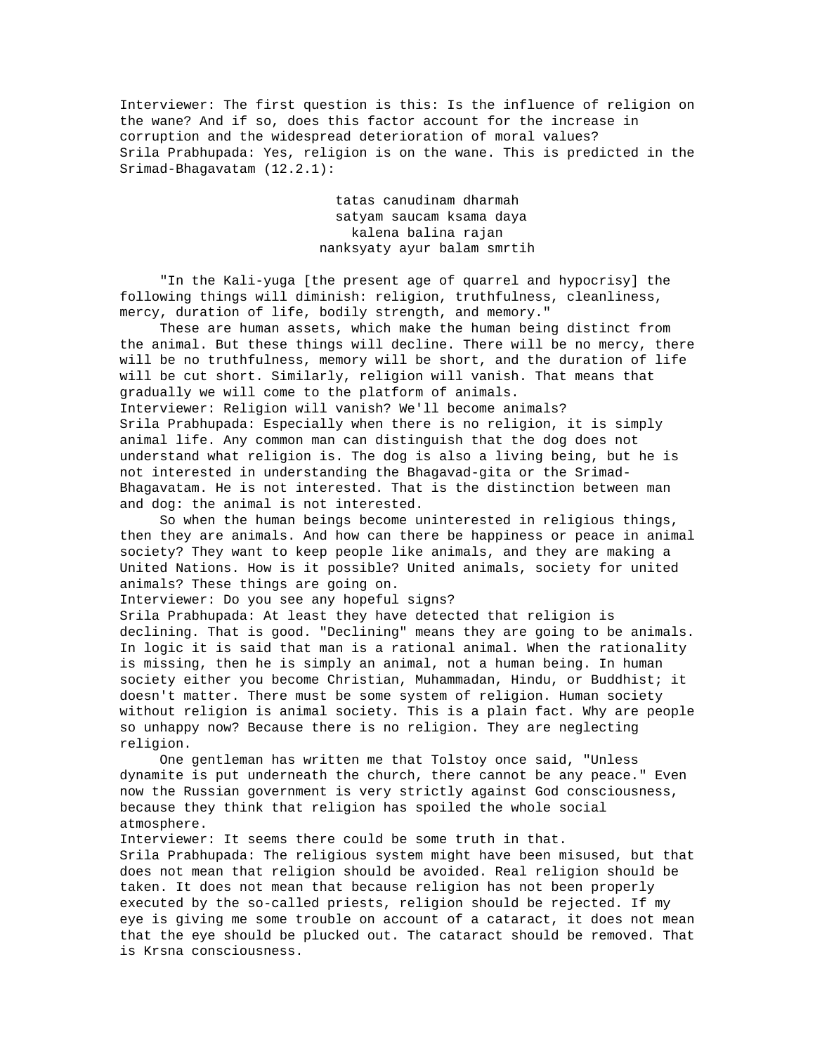Interviewer: The first question is this: Is the influence of religion on the wane? And if so, does this factor account for the increase in corruption and the widespread deterioration of moral values?

Srila Prabhupada: Yes, religion is on the wane. This is predicted in the Srimad-Bhagavatam (12.2.1):

> tatas canudinam dharmah
> satyam saucam ksama daya
> kalena balina rajan
> nanksyaty ayur balam smrtih

"In the Kali-yuga [the present age of quarrel and hypocrisy] the following things will diminish: religion, truthfulness, cleanliness, mercy, duration of life, bodily strength, and memory."

These are human assets, which make the human being distinct from the animal. But these things will decline. There will be no mercy, there will be no truthfulness, memory will be short, and the duration of life will be cut short. Similarly, religion will vanish. That means that gradually we will come to the platform of animals.

Interviewer: Religion will vanish? We'll become animals?

Srila Prabhupada: Especially when there is no religion, it is simply animal life. Any common man can distinguish that the dog does not understand what religion is. The dog is also a living being, but he is not interested in understanding the Bhagavad-gita or the Srimad-Bhagavatam. He is not interested. That is the distinction between man and dog: the animal is not interested.

So when the human beings become uninterested in religious things, then they are animals. And how can there be happiness or peace in animal society? They want to keep people like animals, and they are making a United Nations. How is it possible? United animals, society for united animals? These things are going on.

Interviewer: Do you see any hopeful signs?

Srila Prabhupada: At least they have detected that religion is declining. That is good. "Declining" means they are going to be animals. In logic it is said that man is a rational animal. When the rationality is missing, then he is simply an animal, not a human being. In human society either you become Christian, Muhammadan, Hindu, or Buddhist; it doesn't matter. There must be some system of religion. Human society without religion is animal society. This is a plain fact. Why are people so unhappy now? Because there is no religion. They are neglecting religion.

One gentleman has written me that Tolstoy once said, "Unless dynamite is put underneath the church, there cannot be any peace." Even now the Russian government is very strictly against God consciousness, because they think that religion has spoiled the whole social atmosphere.

Interviewer: It seems there could be some truth in that.

Srila Prabhupada: The religious system might have been misused, but that does not mean that religion should be avoided. Real religion should be taken. It does not mean that because religion has not been properly executed by the so-called priests, religion should be rejected. If my eye is giving me some trouble on account of a cataract, it does not mean that the eye should be plucked out. The cataract should be removed. That is Krsna consciousness.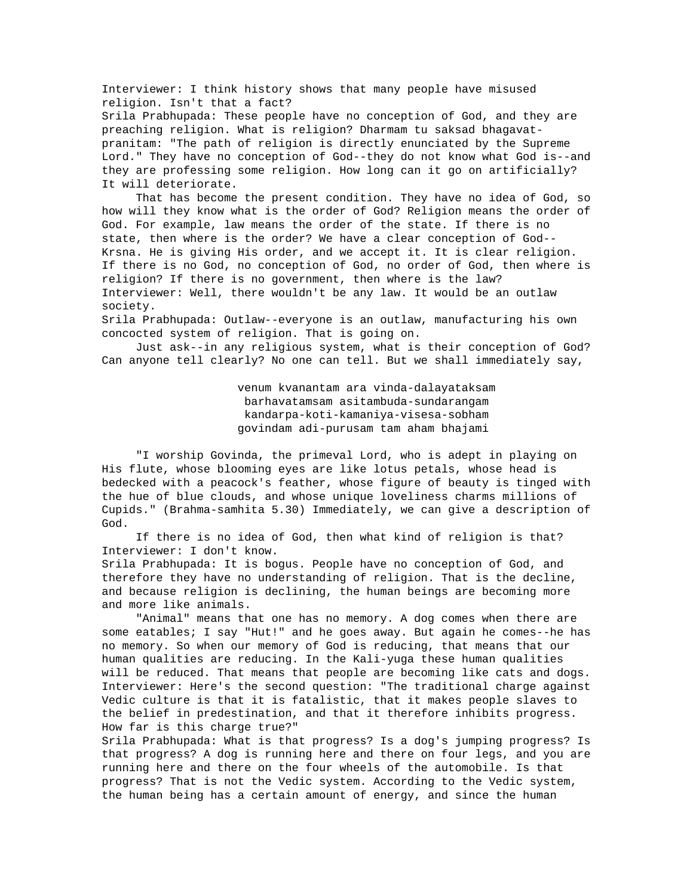Interviewer: I think history shows that many people have misused religion. Isn't that a fact?

Srila Prabhupada: These people have no conception of God, and they are preaching religion. What is religion? Dharmam tu saksad bhagavat-pranitam: "The path of religion is directly enunciated by the Supreme Lord." They have no conception of God--they do not know what God is--and they are professing some religion. How long can it go on artificially? It will deteriorate.

That has become the present condition. They have no idea of God, so how will they know what is the order of God? Religion means the order of God. For example, law means the order of the state. If there is no state, then where is the order? We have a clear conception of God--Krsna. He is giving His order, and we accept it. It is clear religion. If there is no God, no conception of God, no order of God, then where is religion? If there is no government, then where is the law?

Interviewer: Well, there wouldn't be any law. It would be an outlaw society.

Srila Prabhupada: Outlaw--everyone is an outlaw, manufacturing his own concocted system of religion. That is going on.

Just ask--in any religious system, what is their conception of God? Can anyone tell clearly? No one can tell. But we shall immediately say,

> venum kvanantam ara vinda-dalayataksam
> barhavatamsam asitambuda-sundarangam
> kandarpa-koti-kamaniya-visesa-sobham
> govindam adi-purusam tam aham bhajami

"I worship Govinda, the primeval Lord, who is adept in playing on His flute, whose blooming eyes are like lotus petals, whose head is bedecked with a peacock's feather, whose figure of beauty is tinged with the hue of blue clouds, and whose unique loveliness charms millions of Cupids." (Brahma-samhita 5.30) Immediately, we can give a description of God.

If there is no idea of God, then what kind of religion is that?

Interviewer: I don't know.

Srila Prabhupada: It is bogus. People have no conception of God, and therefore they have no understanding of religion. That is the decline, and because religion is declining, the human beings are becoming more and more like animals.

"Animal" means that one has no memory. A dog comes when there are some eatables; I say "Hut!" and he goes away. But again he comes--he has no memory. So when our memory of God is reducing, that means that our human qualities are reducing. In the Kali-yuga these human qualities will be reduced. That means that people are becoming like cats and dogs.

Interviewer: Here's the second question: "The traditional charge against Vedic culture is that it is fatalistic, that it makes people slaves to the belief in predestination, and that it therefore inhibits progress. How far is this charge true?"

Srila Prabhupada: What is that progress? Is a dog's jumping progress? Is that progress? A dog is running here and there on four legs, and you are running here and there on the four wheels of the automobile. Is that progress? That is not the Vedic system. According to the Vedic system, the human being has a certain amount of energy, and since the human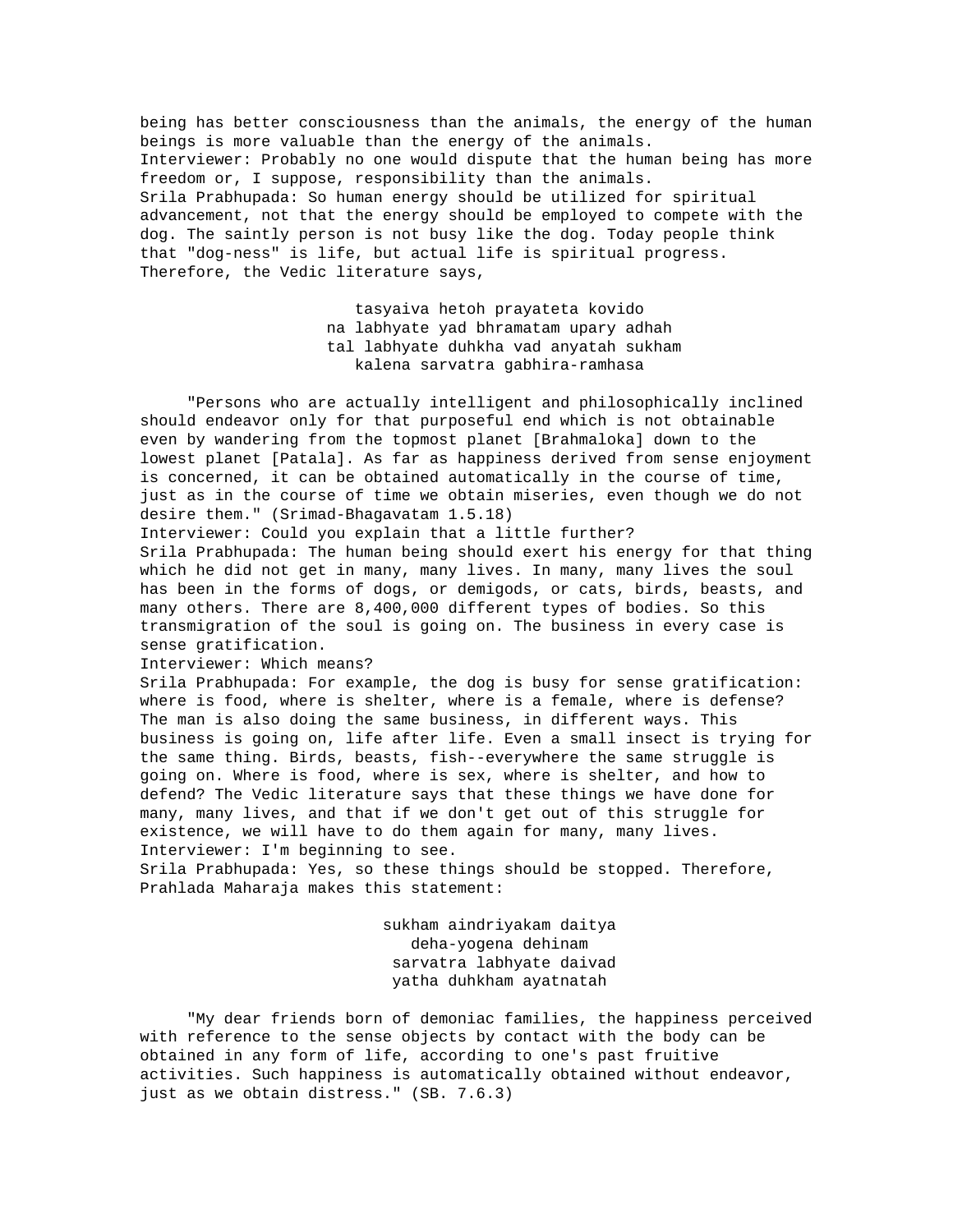being has better consciousness than the animals, the energy of the human beings is more valuable than the energy of the animals.

Interviewer: Probably no one would dispute that the human being has more freedom or, I suppose, responsibility than the animals.

Srila Prabhupada: So human energy should be utilized for spiritual advancement, not that the energy should be employed to compete with the dog. The saintly person is not busy like the dog. Today people think that "dog-ness" is life, but actual life is spiritual progress. Therefore, the Vedic literature says,

> tasyaiva hetoh prayateta kovido
> na labhyate yad bhramatam upary adhah
> tal labhyate duhkha vad anyatah sukham
> kalena sarvatra gabhira-ramhasa

"Persons who are actually intelligent and philosophically inclined should endeavor only for that purposeful end which is not obtainable even by wandering from the topmost planet [Brahmaloka] down to the lowest planet [Patala]. As far as happiness derived from sense enjoyment is concerned, it can be obtained automatically in the course of time, just as in the course of time we obtain miseries, even though we do not desire them." (Srimad-Bhagavatam 1.5.18)

Interviewer: Could you explain that a little further?

Srila Prabhupada: The human being should exert his energy for that thing which he did not get in many, many lives. In many, many lives the soul has been in the forms of dogs, or demigods, or cats, birds, beasts, and many others. There are 8,400,000 different types of bodies. So this transmigration of the soul is going on. The business in every case is sense gratification.

Interviewer: Which means?

Srila Prabhupada: For example, the dog is busy for sense gratification: where is food, where is shelter, where is a female, where is defense? The man is also doing the same business, in different ways. This business is going on, life after life. Even a small insect is trying for the same thing. Birds, beasts, fish--everywhere the same struggle is going on. Where is food, where is sex, where is shelter, and how to defend? The Vedic literature says that these things we have done for many, many lives, and that if we don't get out of this struggle for existence, we will have to do them again for many, many lives.

Interviewer: I'm beginning to see.

Srila Prabhupada: Yes, so these things should be stopped. Therefore, Prahlada Maharaja makes this statement:

> sukham aindriyakam daitya
> deha-yogena dehinam
> sarvatra labhyate daivad
> yatha duhkham ayatnatah

"My dear friends born of demoniac families, the happiness perceived with reference to the sense objects by contact with the body can be obtained in any form of life, according to one's past fruitive activities. Such happiness is automatically obtained without endeavor, just as we obtain distress." (SB. 7.6.3)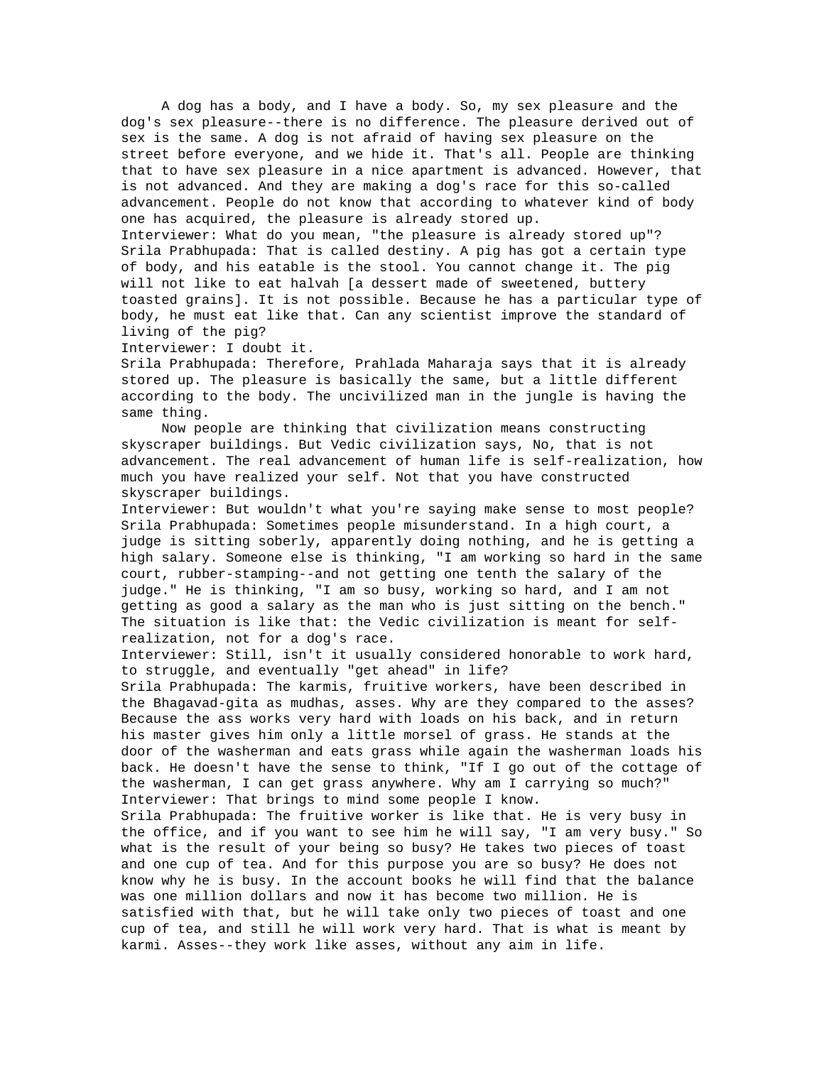A dog has a body, and I have a body. So, my sex pleasure and the dog's sex pleasure--there is no difference. The pleasure derived out of sex is the same. A dog is not afraid of having sex pleasure on the street before everyone, and we hide it. That's all. People are thinking that to have sex pleasure in a nice apartment is advanced. However, that is not advanced. And they are making a dog's race for this so-called advancement. People do not know that according to whatever kind of body one has acquired, the pleasure is already stored up.

Interviewer: What do you mean, "the pleasure is already stored up"?

Srila Prabhupada: That is called destiny. A pig has got a certain type of body, and his eatable is the stool. You cannot change it. The pig will not like to eat halvah [a dessert made of sweetened, buttery toasted grains]. It is not possible. Because he has a particular type of body, he must eat like that. Can any scientist improve the standard of living of the pig?

Interviewer: I doubt it.

Srila Prabhupada: Therefore, Prahlada Maharaja says that it is already stored up. The pleasure is basically the same, but a little different according to the body. The uncivilized man in the jungle is having the same thing.

Now people are thinking that civilization means constructing skyscraper buildings. But Vedic civilization says, No, that is not advancement. The real advancement of human life is self-realization, how much you have realized your self. Not that you have constructed skyscraper buildings.

Interviewer: But wouldn't what you're saying make sense to most people?

Srila Prabhupada: Sometimes people misunderstand. In a high court, a judge is sitting soberly, apparently doing nothing, and he is getting a high salary. Someone else is thinking, "I am working so hard in the same court, rubber-stamping--and not getting one tenth the salary of the judge." He is thinking, "I am so busy, working so hard, and I am not getting as good a salary as the man who is just sitting on the bench." The situation is like that: the Vedic civilization is meant for self-realization, not for a dog's race.

Interviewer: Still, isn't it usually considered honorable to work hard, to struggle, and eventually "get ahead" in life?

Srila Prabhupada: The karmis, fruitive workers, have been described in the Bhagavad-gita as mudhas, asses. Why are they compared to the asses? Because the ass works very hard with loads on his back, and in return his master gives him only a little morsel of grass. He stands at the door of the washerman and eats grass while again the washerman loads his back. He doesn't have the sense to think, "If I go out of the cottage of the washerman, I can get grass anywhere. Why am I carrying so much?"

Interviewer: That brings to mind some people I know.

Srila Prabhupada: The fruitive worker is like that. He is very busy in the office, and if you want to see him he will say, "I am very busy." So what is the result of your being so busy? He takes two pieces of toast and one cup of tea. And for this purpose you are so busy? He does not know why he is busy. In the account books he will find that the balance was one million dollars and now it has become two million. He is satisfied with that, but he will take only two pieces of toast and one cup of tea, and still he will work very hard. That is what is meant by karmi. Asses--they work like asses, without any aim in life.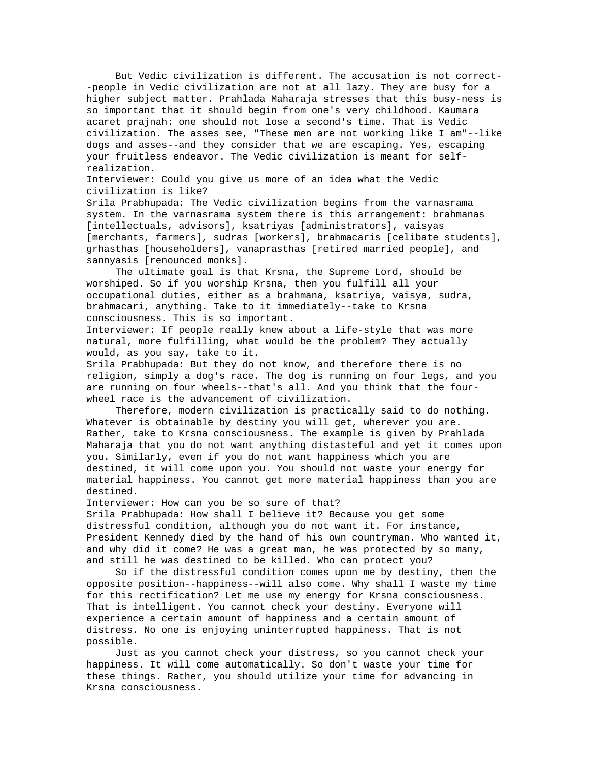But Vedic civilization is different. The accusation is not correct--people in Vedic civilization are not at all lazy. They are busy for a higher subject matter. Prahlada Maharaja stresses that this busy-ness is so important that it should begin from one's very childhood. Kaumara acaret prajnah: one should not lose a second's time. That is Vedic civilization. The asses see, "These men are not working like I am"--like dogs and asses--and they consider that we are escaping. Yes, escaping your fruitless endeavor. The Vedic civilization is meant for self-realization.

Interviewer: Could you give us more of an idea what the Vedic civilization is like?

Srila Prabhupada: The Vedic civilization begins from the varnasrama system. In the varnasrama system there is this arrangement: brahmanas [intellectuals, advisors], ksatriyas [administrators], vaisyas [merchants, farmers], sudras [workers], brahmacaris [celibate students], grhasthas [householders], vanaprasthas [retired married people], and sannyasis [renounced monks].

The ultimate goal is that Krsna, the Supreme Lord, should be worshiped. So if you worship Krsna, then you fulfill all your occupational duties, either as a brahmana, ksatriya, vaisya, sudra, brahmacari, anything. Take to it immediately--take to Krsna consciousness. This is so important.

Interviewer: If people really knew about a life-style that was more natural, more fulfilling, what would be the problem? They actually would, as you say, take to it.

Srila Prabhupada: But they do not know, and therefore there is no religion, simply a dog's race. The dog is running on four legs, and you are running on four wheels--that's all. And you think that the four-wheel race is the advancement of civilization.

Therefore, modern civilization is practically said to do nothing. Whatever is obtainable by destiny you will get, wherever you are. Rather, take to Krsna consciousness. The example is given by Prahlada Maharaja that you do not want anything distasteful and yet it comes upon you. Similarly, even if you do not want happiness which you are destined, it will come upon you. You should not waste your energy for material happiness. You cannot get more material happiness than you are destined.

Interviewer: How can you be so sure of that?

Srila Prabhupada: How shall I believe it? Because you get some distressful condition, although you do not want it. For instance, President Kennedy died by the hand of his own countryman. Who wanted it, and why did it come? He was a great man, he was protected by so many, and still he was destined to be killed. Who can protect you?

So if the distressful condition comes upon me by destiny, then the opposite position--happiness--will also come. Why shall I waste my time for this rectification? Let me use my energy for Krsna consciousness. That is intelligent. You cannot check your destiny. Everyone will experience a certain amount of happiness and a certain amount of distress. No one is enjoying uninterrupted happiness. That is not possible.

Just as you cannot check your distress, so you cannot check your happiness. It will come automatically. So don't waste your time for these things. Rather, you should utilize your time for advancing in Krsna consciousness.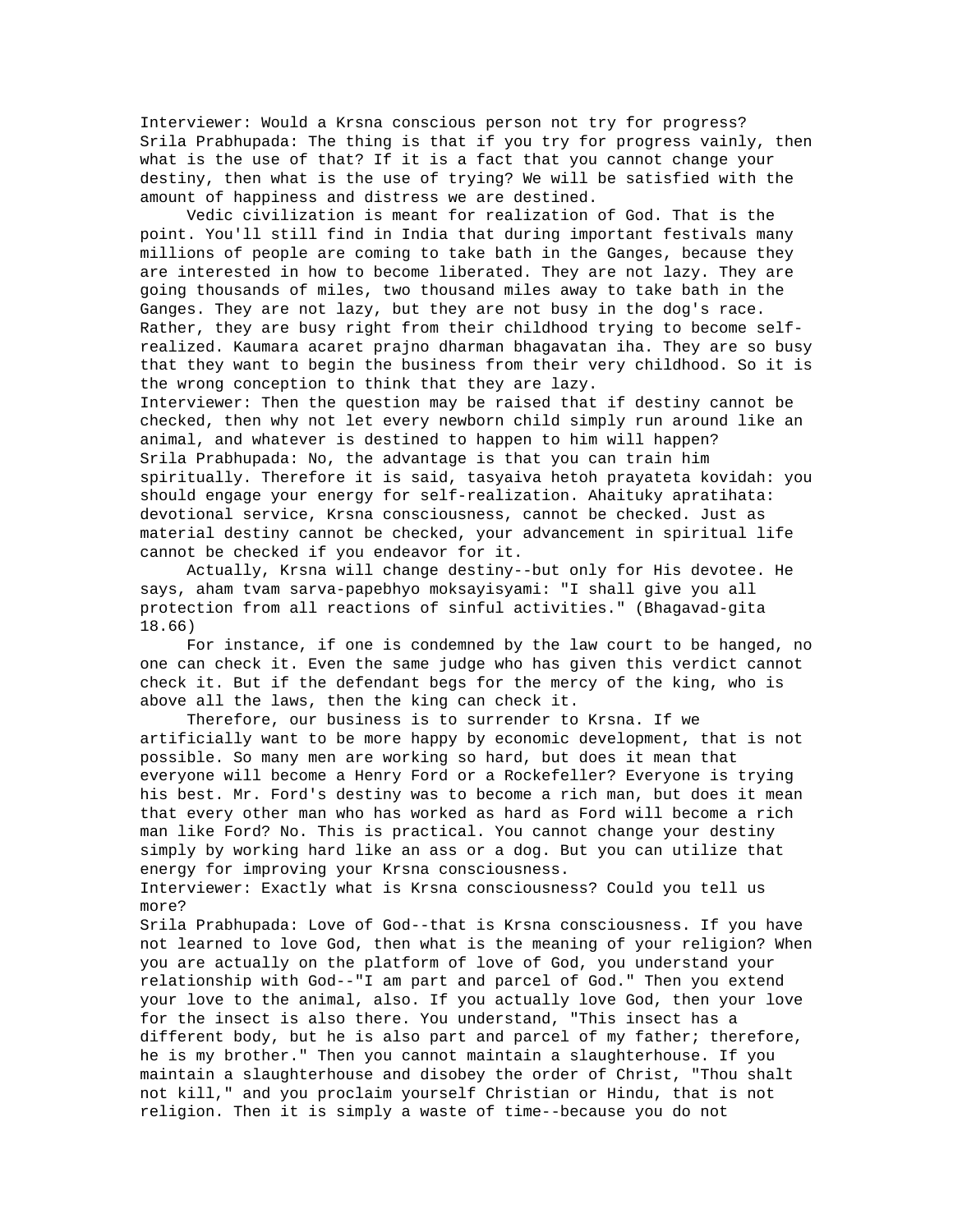Interviewer: Would a Krsna conscious person not try for progress?
Srila Prabhupada: The thing is that if you try for progress vainly, then what is the use of that? If it is a fact that you cannot change your destiny, then what is the use of trying? We will be satisfied with the amount of happiness and distress we are destined.

Vedic civilization is meant for realization of God. That is the point. You'll still find in India that during important festivals many millions of people are coming to take bath in the Ganges, because they are interested in how to become liberated. They are not lazy. They are going thousands of miles, two thousand miles away to take bath in the Ganges. They are not lazy, but they are not busy in the dog's race. Rather, they are busy right from their childhood trying to become self-realized. Kaumara acaret prajno dharman bhagavatan iha. They are so busy that they want to begin the business from their very childhood. So it is the wrong conception to think that they are lazy.
Interviewer: Then the question may be raised that if destiny cannot be checked, then why not let every newborn child simply run around like an animal, and whatever is destined to happen to him will happen?
Srila Prabhupada: No, the advantage is that you can train him spiritually. Therefore it is said, tasyaiva hetoh prayateta kovidah: you should engage your energy for self-realization. Ahaituky apratihata: devotional service, Krsna consciousness, cannot be checked. Just as material destiny cannot be checked, your advancement in spiritual life cannot be checked if you endeavor for it.

Actually, Krsna will change destiny--but only for His devotee. He says, aham tvam sarva-papebhyo moksayisyami: "I shall give you all protection from all reactions of sinful activities." (Bhagavad-gita 18.66)

For instance, if one is condemned by the law court to be hanged, no one can check it. Even the same judge who has given this verdict cannot check it. But if the defendant begs for the mercy of the king, who is above all the laws, then the king can check it.

Therefore, our business is to surrender to Krsna. If we artificially want to be more happy by economic development, that is not possible. So many men are working so hard, but does it mean that everyone will become a Henry Ford or a Rockefeller? Everyone is trying his best. Mr. Ford's destiny was to become a rich man, but does it mean that every other man who has worked as hard as Ford will become a rich man like Ford? No. This is practical. You cannot change your destiny simply by working hard like an ass or a dog. But you can utilize that energy for improving your Krsna consciousness.
Interviewer: Exactly what is Krsna consciousness? Could you tell us more?
Srila Prabhupada: Love of God--that is Krsna consciousness. If you have not learned to love God, then what is the meaning of your religion? When you are actually on the platform of love of God, you understand your relationship with God--"I am part and parcel of God." Then you extend your love to the animal, also. If you actually love God, then your love for the insect is also there. You understand, "This insect has a different body, but he is also part and parcel of my father; therefore, he is my brother." Then you cannot maintain a slaughterhouse. If you maintain a slaughterhouse and disobey the order of Christ, "Thou shalt not kill," and you proclaim yourself Christian or Hindu, that is not religion. Then it is simply a waste of time--because you do not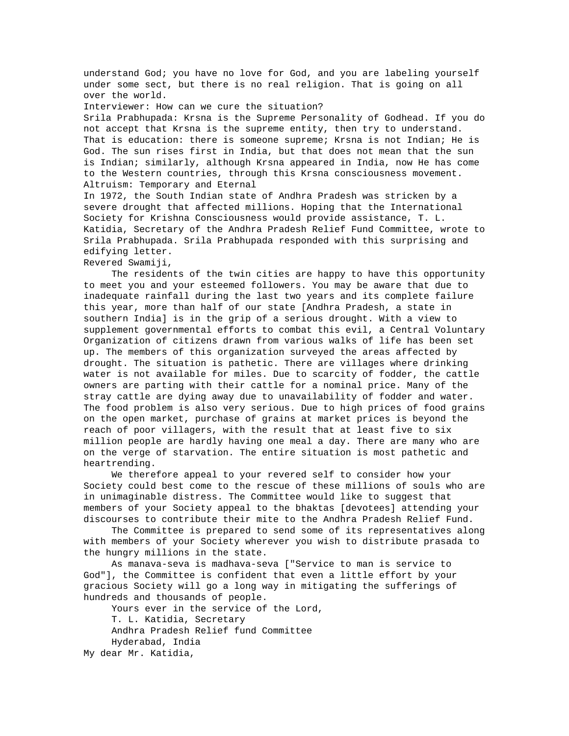understand God; you have no love for God, and you are labeling yourself under some sect, but there is no real religion. That is going on all over the world.

Interviewer: How can we cure the situation?

Srila Prabhupada: Krsna is the Supreme Personality of Godhead. If you do not accept that Krsna is the supreme entity, then try to understand. That is education: there is someone supreme; Krsna is not Indian; He is God. The sun rises first in India, but that does not mean that the sun is Indian; similarly, although Krsna appeared in India, now He has come to the Western countries, through this Krsna consciousness movement.

## Altruism: Temporary and Eternal

In 1972, the South Indian state of Andhra Pradesh was stricken by a severe drought that affected millions. Hoping that the International Society for Krishna Consciousness would provide assistance, T. L. Katidia, Secretary of the Andhra Pradesh Relief Fund Committee, wrote to Srila Prabhupada. Srila Prabhupada responded with this surprising and edifying letter.

Revered Swamiji,

The residents of the twin cities are happy to have this opportunity to meet you and your esteemed followers. You may be aware that due to inadequate rainfall during the last two years and its complete failure this year, more than half of our state [Andhra Pradesh, a state in southern India] is in the grip of a serious drought. With a view to supplement governmental efforts to combat this evil, a Central Voluntary Organization of citizens drawn from various walks of life has been set up. The members of this organization surveyed the areas affected by drought. The situation is pathetic. There are villages where drinking water is not available for miles. Due to scarcity of fodder, the cattle owners are parting with their cattle for a nominal price. Many of the stray cattle are dying away due to unavailability of fodder and water. The food problem is also very serious. Due to high prices of food grains on the open market, purchase of grains at market prices is beyond the reach of poor villagers, with the result that at least five to six million people are hardly having one meal a day. There are many who are on the verge of starvation. The entire situation is most pathetic and heartrending.

We therefore appeal to your revered self to consider how your Society could best come to the rescue of these millions of souls who are in unimaginable distress. The Committee would like to suggest that members of your Society appeal to the bhaktas [devotees] attending your discourses to contribute their mite to the Andhra Pradesh Relief Fund.

The Committee is prepared to send some of its representatives along with members of your Society wherever you wish to distribute prasada to the hungry millions in the state.

As manava-seva is madhava-seva ["Service to man is service to God"], the Committee is confident that even a little effort by your gracious Society will go a long way in mitigating the sufferings of hundreds and thousands of people.

Yours ever in the service of the Lord,
T. L. Katidia, Secretary
Andhra Pradesh Relief fund Committee
Hyderabad, India

My dear Mr. Katidia,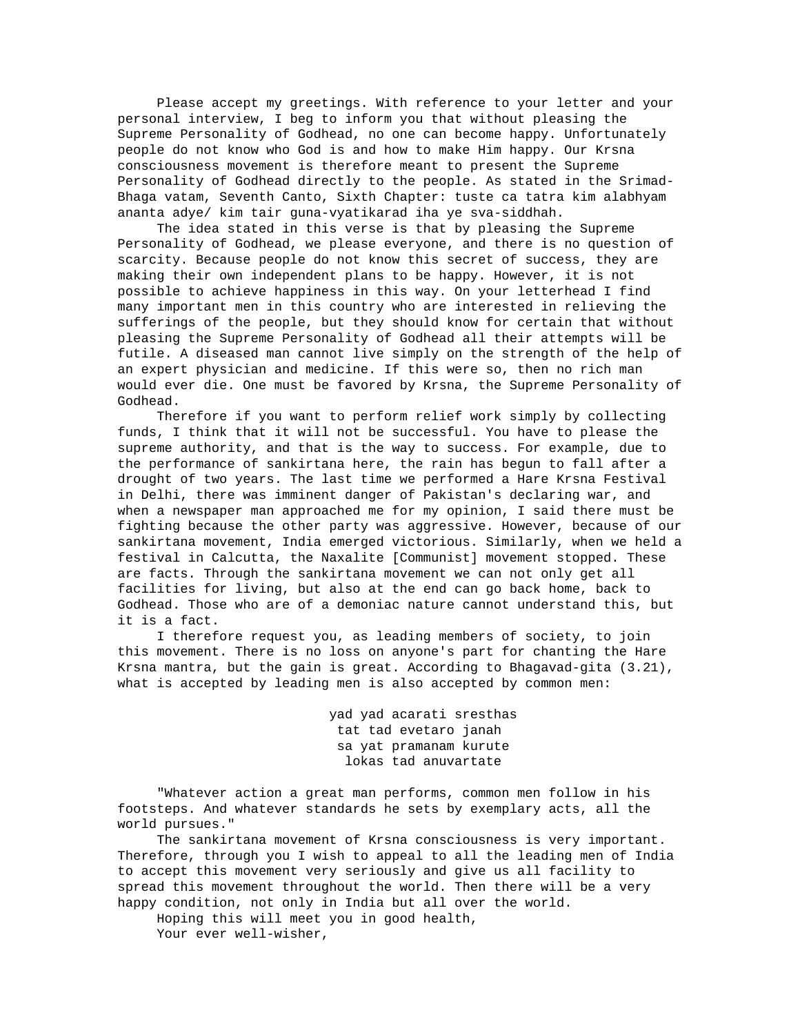Please accept my greetings. With reference to your letter and your personal interview, I beg to inform you that without pleasing the Supreme Personality of Godhead, no one can become happy. Unfortunately people do not know who God is and how to make Him happy. Our Krsna consciousness movement is therefore meant to present the Supreme Personality of Godhead directly to the people. As stated in the Srimad-Bhaga vatam, Seventh Canto, Sixth Chapter: tuste ca tatra kim alabhyam ananta adye/ kim tair guna-vyatikarad iha ye sva-siddhah.

The idea stated in this verse is that by pleasing the Supreme Personality of Godhead, we please everyone, and there is no question of scarcity. Because people do not know this secret of success, they are making their own independent plans to be happy. However, it is not possible to achieve happiness in this way. On your letterhead I find many important men in this country who are interested in relieving the sufferings of the people, but they should know for certain that without pleasing the Supreme Personality of Godhead all their attempts will be futile. A diseased man cannot live simply on the strength of the help of an expert physician and medicine. If this were so, then no rich man would ever die. One must be favored by Krsna, the Supreme Personality of Godhead.

Therefore if you want to perform relief work simply by collecting funds, I think that it will not be successful. You have to please the supreme authority, and that is the way to success. For example, due to the performance of sankirtana here, the rain has begun to fall after a drought of two years. The last time we performed a Hare Krsna Festival in Delhi, there was imminent danger of Pakistan's declaring war, and when a newspaper man approached me for my opinion, I said there must be fighting because the other party was aggressive. However, because of our sankirtana movement, India emerged victorious. Similarly, when we held a festival in Calcutta, the Naxalite [Communist] movement stopped. These are facts. Through the sankirtana movement we can not only get all facilities for living, but also at the end can go back home, back to Godhead. Those who are of a demoniac nature cannot understand this, but it is a fact.

I therefore request you, as leading members of society, to join this movement. There is no loss on anyone's part for chanting the Hare Krsna mantra, but the gain is great. According to Bhagavad-gita (3.21), what is accepted by leading men is also accepted by common men:

yad yad acarati sresthas
tat tad evetaro janah
sa yat pramanam kurute
lokas tad anuvartate

"Whatever action a great man performs, common men follow in his footsteps. And whatever standards he sets by exemplary acts, all the world pursues."

The sankirtana movement of Krsna consciousness is very important. Therefore, through you I wish to appeal to all the leading men of India to accept this movement very seriously and give us all facility to spread this movement throughout the world. Then there will be a very happy condition, not only in India but all over the world.

Hoping this will meet you in good health,

Your ever well-wisher,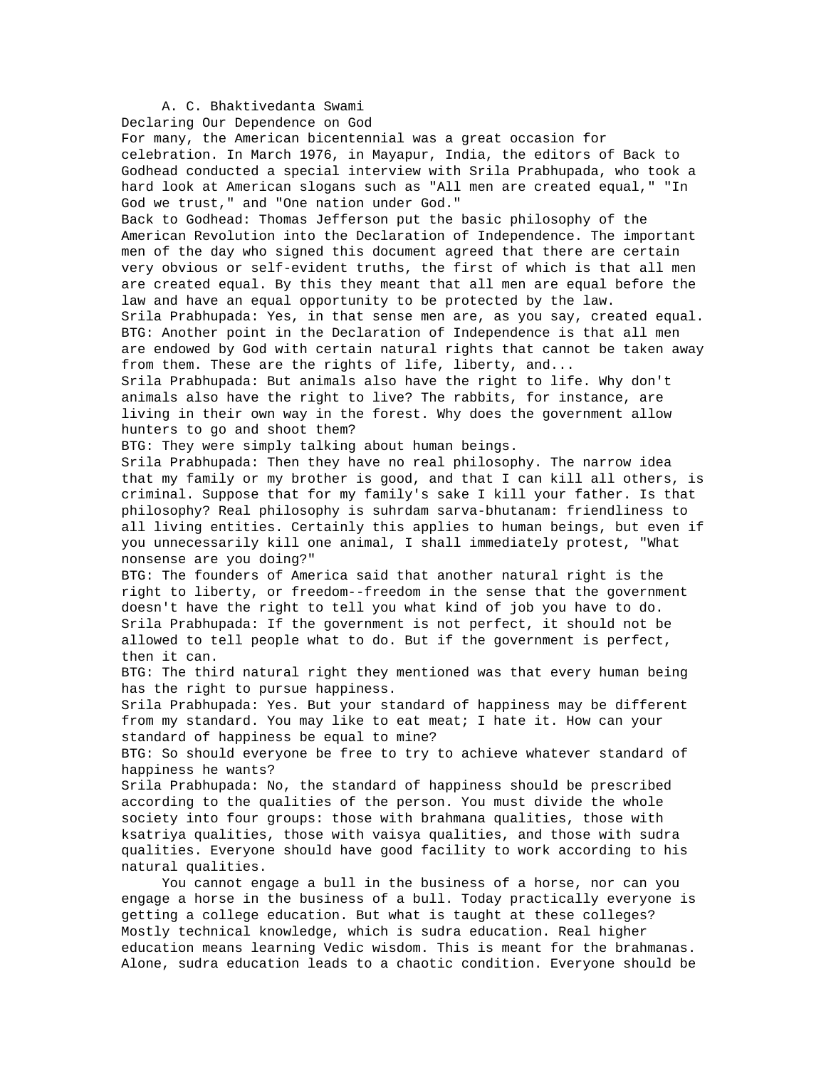A. C. Bhaktivedanta Swami

# Declaring Our Dependence on God

For many, the American bicentennial was a great occasion for celebration. In March 1976, in Mayapur, India, the editors of Back to Godhead conducted a special interview with Srila Prabhupada, who took a hard look at American slogans such as "All men are created equal," "In God we trust," and "One nation under God."

Back to Godhead: Thomas Jefferson put the basic philosophy of the American Revolution into the Declaration of Independence. The important men of the day who signed this document agreed that there are certain very obvious or self-evident truths, the first of which is that all men are created equal. By this they meant that all men are equal before the law and have an equal opportunity to be protected by the law.

Srila Prabhupada: Yes, in that sense men are, as you say, created equal.

BTG: Another point in the Declaration of Independence is that all men are endowed by God with certain natural rights that cannot be taken away from them. These are the rights of life, liberty, and...

Srila Prabhupada: But animals also have the right to life. Why don't animals also have the right to live? The rabbits, for instance, are living in their own way in the forest. Why does the government allow hunters to go and shoot them?

BTG: They were simply talking about human beings.

Srila Prabhupada: Then they have no real philosophy. The narrow idea that my family or my brother is good, and that I can kill all others, is criminal. Suppose that for my family's sake I kill your father. Is that philosophy? Real philosophy is suhrdam sarva-bhutanam: friendliness to all living entities. Certainly this applies to human beings, but even if you unnecessarily kill one animal, I shall immediately protest, "What nonsense are you doing?"

BTG: The founders of America said that another natural right is the right to liberty, or freedom--freedom in the sense that the government doesn't have the right to tell you what kind of job you have to do.

Srila Prabhupada: If the government is not perfect, it should not be allowed to tell people what to do. But if the government is perfect, then it can.

BTG: The third natural right they mentioned was that every human being has the right to pursue happiness.

Srila Prabhupada: Yes. But your standard of happiness may be different from my standard. You may like to eat meat; I hate it. How can your standard of happiness be equal to mine?

BTG: So should everyone be free to try to achieve whatever standard of happiness he wants?

Srila Prabhupada: No, the standard of happiness should be prescribed according to the qualities of the person. You must divide the whole society into four groups: those with brahmana qualities, those with ksatriya qualities, those with vaisya qualities, and those with sudra qualities. Everyone should have good facility to work according to his natural qualities.

You cannot engage a bull in the business of a horse, nor can you engage a horse in the business of a bull. Today practically everyone is getting a college education. But what is taught at these colleges? Mostly technical knowledge, which is sudra education. Real higher education means learning Vedic wisdom. This is meant for the brahmanas. Alone, sudra education leads to a chaotic condition. Everyone should be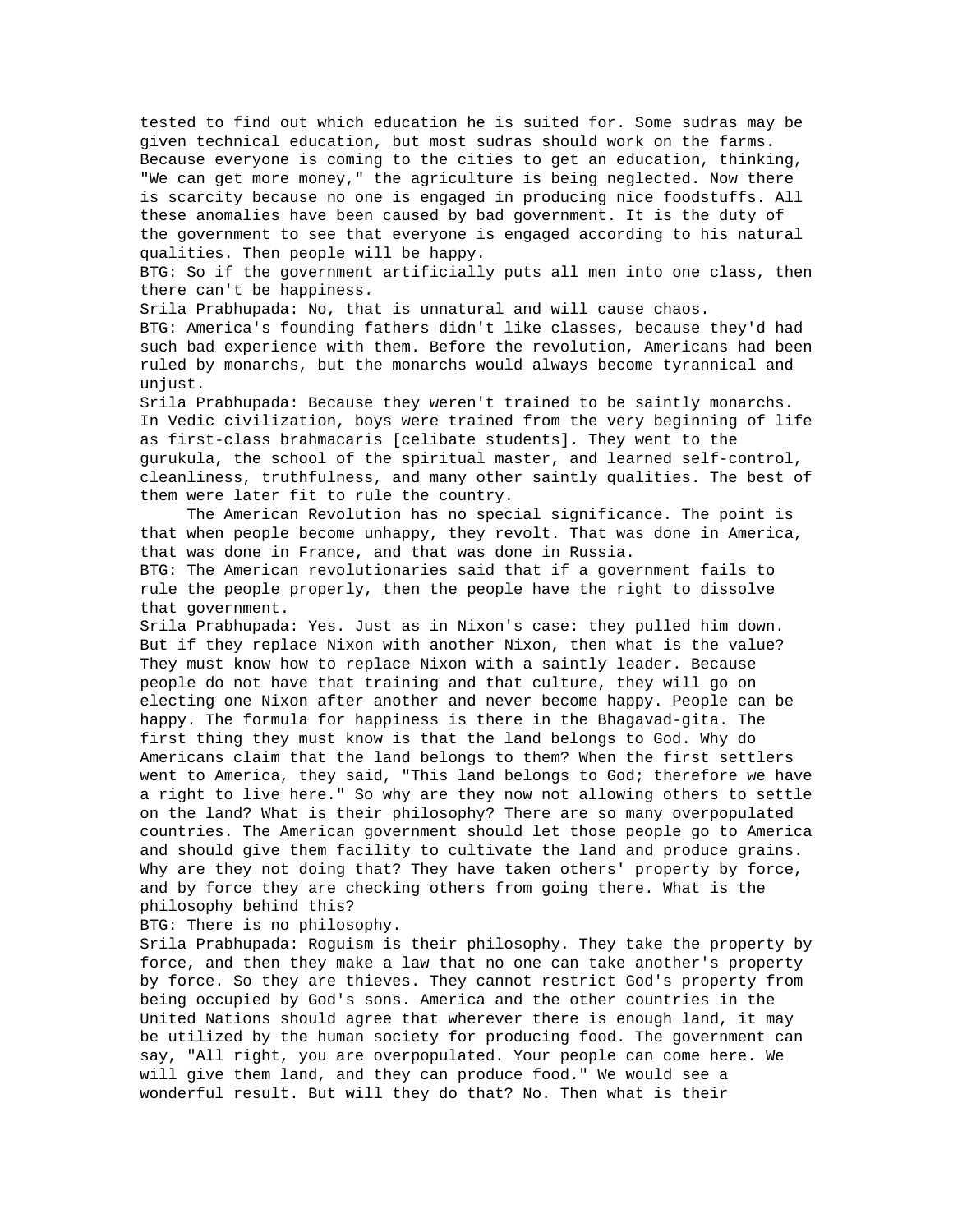tested to find out which education he is suited for. Some sudras may be given technical education, but most sudras should work on the farms. Because everyone is coming to the cities to get an education, thinking, "We can get more money," the agriculture is being neglected. Now there is scarcity because no one is engaged in producing nice foodstuffs. All these anomalies have been caused by bad government. It is the duty of the government to see that everyone is engaged according to his natural qualities. Then people will be happy.

BTG: So if the government artificially puts all men into one class, then there can't be happiness.

Srila Prabhupada: No, that is unnatural and will cause chaos.

BTG: America's founding fathers didn't like classes, because they'd had such bad experience with them. Before the revolution, Americans had been ruled by monarchs, but the monarchs would always become tyrannical and unjust.

Srila Prabhupada: Because they weren't trained to be saintly monarchs. In Vedic civilization, boys were trained from the very beginning of life as first-class brahmacaris [celibate students]. They went to the gurukula, the school of the spiritual master, and learned self-control, cleanliness, truthfulness, and many other saintly qualities. The best of them were later fit to rule the country.

The American Revolution has no special significance. The point is that when people become unhappy, they revolt. That was done in America, that was done in France, and that was done in Russia.

BTG: The American revolutionaries said that if a government fails to rule the people properly, then the people have the right to dissolve that government.

Srila Prabhupada: Yes. Just as in Nixon's case: they pulled him down. But if they replace Nixon with another Nixon, then what is the value? They must know how to replace Nixon with a saintly leader. Because people do not have that training and that culture, they will go on electing one Nixon after another and never become happy. People can be happy. The formula for happiness is there in the Bhagavad-gita. The first thing they must know is that the land belongs to God. Why do Americans claim that the land belongs to them? When the first settlers went to America, they said, "This land belongs to God; therefore we have a right to live here." So why are they now not allowing others to settle on the land? What is their philosophy? There are so many overpopulated countries. The American government should let those people go to America and should give them facility to cultivate the land and produce grains. Why are they not doing that? They have taken others' property by force, and by force they are checking others from going there. What is the philosophy behind this?

BTG: There is no philosophy.

Srila Prabhupada: Roguism is their philosophy. They take the property by force, and then they make a law that no one can take another's property by force. So they are thieves. They cannot restrict God's property from being occupied by God's sons. America and the other countries in the United Nations should agree that wherever there is enough land, it may be utilized by the human society for producing food. The government can say, "All right, you are overpopulated. Your people can come here. We will give them land, and they can produce food." We would see a wonderful result. But will they do that? No. Then what is their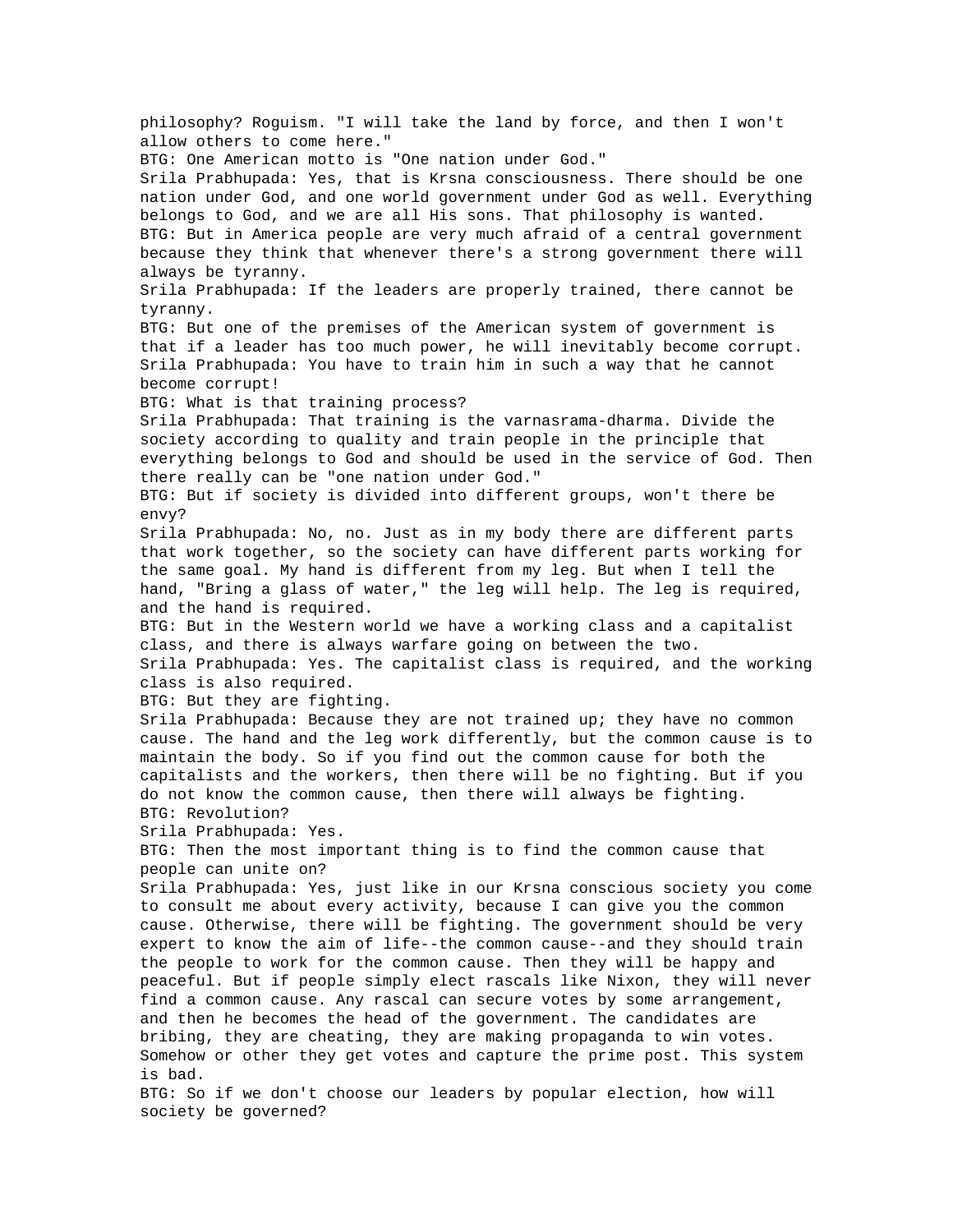philosophy? Roguism. "I will take the land by force, and then I won't allow others to come here."
BTG: One American motto is "One nation under God."
Srila Prabhupada: Yes, that is Krsna consciousness. There should be one nation under God, and one world government under God as well. Everything belongs to God, and we are all His sons. That philosophy is wanted.
BTG: But in America people are very much afraid of a central government because they think that whenever there's a strong government there will always be tyranny.
Srila Prabhupada: If the leaders are properly trained, there cannot be tyranny.
BTG: But one of the premises of the American system of government is that if a leader has too much power, he will inevitably become corrupt.
Srila Prabhupada: You have to train him in such a way that he cannot become corrupt!
BTG: What is that training process?
Srila Prabhupada: That training is the varnasrama-dharma. Divide the society according to quality and train people in the principle that everything belongs to God and should be used in the service of God. Then there really can be "one nation under God."
BTG: But if society is divided into different groups, won't there be envy?
Srila Prabhupada: No, no. Just as in my body there are different parts that work together, so the society can have different parts working for the same goal. My hand is different from my leg. But when I tell the hand, "Bring a glass of water," the leg will help. The leg is required, and the hand is required.
BTG: But in the Western world we have a working class and a capitalist class, and there is always warfare going on between the two.
Srila Prabhupada: Yes. The capitalist class is required, and the working class is also required.
BTG: But they are fighting.
Srila Prabhupada: Because they are not trained up; they have no common cause. The hand and the leg work differently, but the common cause is to maintain the body. So if you find out the common cause for both the capitalists and the workers, then there will be no fighting. But if you do not know the common cause, then there will always be fighting.
BTG: Revolution?
Srila Prabhupada: Yes.
BTG: Then the most important thing is to find the common cause that people can unite on?
Srila Prabhupada: Yes, just like in our Krsna conscious society you come to consult me about every activity, because I can give you the common cause. Otherwise, there will be fighting. The government should be very expert to know the aim of life--the common cause--and they should train the people to work for the common cause. Then they will be happy and peaceful. But if people simply elect rascals like Nixon, they will never find a common cause. Any rascal can secure votes by some arrangement, and then he becomes the head of the government. The candidates are bribing, they are cheating, they are making propaganda to win votes. Somehow or other they get votes and capture the prime post. This system is bad.
BTG: So if we don't choose our leaders by popular election, how will society be governed?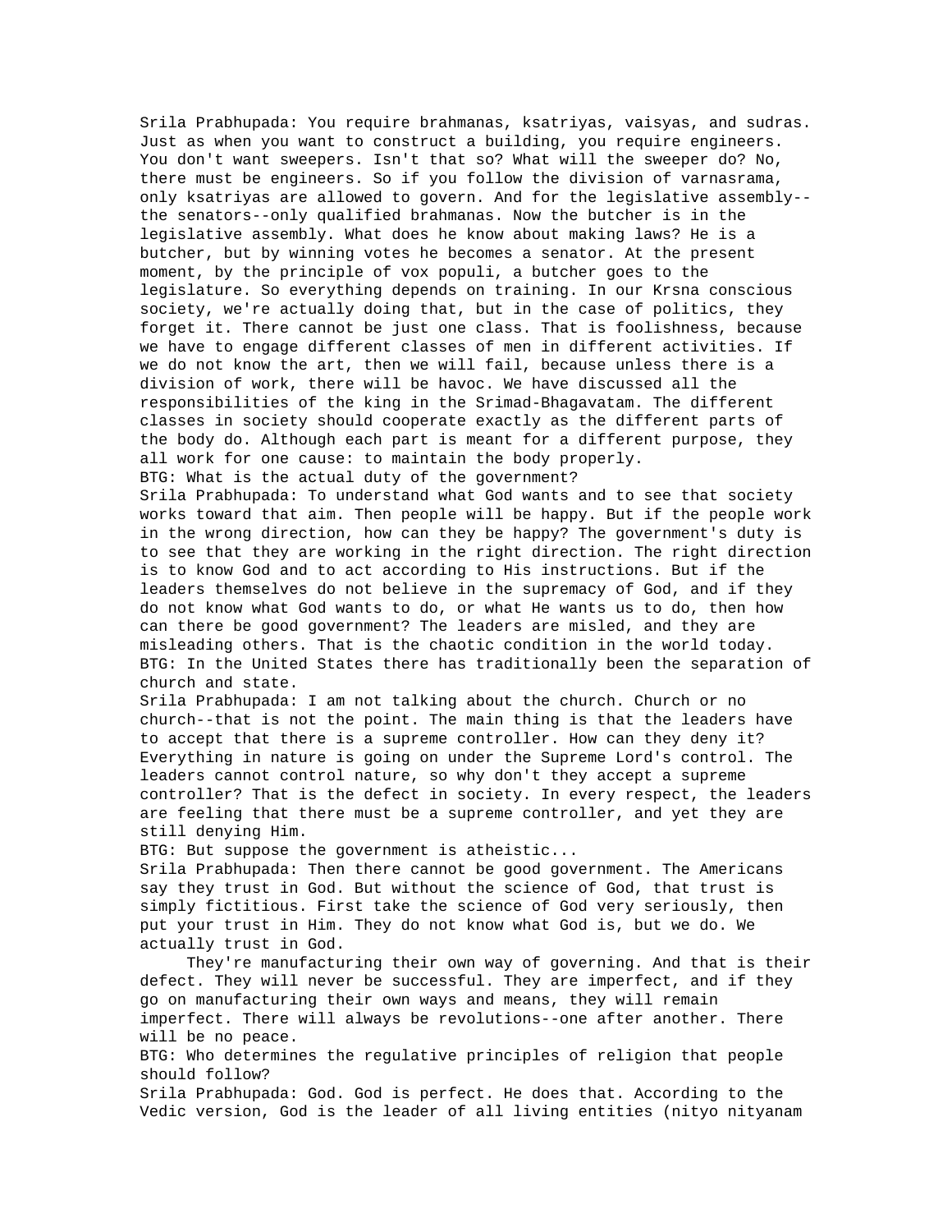Srila Prabhupada: You require brahmanas, ksatriyas, vaisyas, and sudras. Just as when you want to construct a building, you require engineers. You don't want sweepers. Isn't that so? What will the sweeper do? No, there must be engineers. So if you follow the division of varnasrama, only ksatriyas are allowed to govern. And for the legislative assembly--the senators--only qualified brahmanas. Now the butcher is in the legislative assembly. What does he know about making laws? He is a butcher, but by winning votes he becomes a senator. At the present moment, by the principle of vox populi, a butcher goes to the legislature. So everything depends on training. In our Krsna conscious society, we're actually doing that, but in the case of politics, they forget it. There cannot be just one class. That is foolishness, because we have to engage different classes of men in different activities. If we do not know the art, then we will fail, because unless there is a division of work, there will be havoc. We have discussed all the responsibilities of the king in the Srimad-Bhagavatam. The different classes in society should cooperate exactly as the different parts of the body do. Although each part is meant for a different purpose, they all work for one cause: to maintain the body properly.

BTG: What is the actual duty of the government?

Srila Prabhupada: To understand what God wants and to see that society works toward that aim. Then people will be happy. But if the people work in the wrong direction, how can they be happy? The government's duty is to see that they are working in the right direction. The right direction is to know God and to act according to His instructions. But if the leaders themselves do not believe in the supremacy of God, and if they do not know what God wants to do, or what He wants us to do, then how can there be good government? The leaders are misled, and they are misleading others. That is the chaotic condition in the world today.

BTG: In the United States there has traditionally been the separation of church and state.

Srila Prabhupada: I am not talking about the church. Church or no church--that is not the point. The main thing is that the leaders have to accept that there is a supreme controller. How can they deny it? Everything in nature is going on under the Supreme Lord's control. The leaders cannot control nature, so why don't they accept a supreme controller? That is the defect in society. In every respect, the leaders are feeling that there must be a supreme controller, and yet they are still denying Him.

BTG: But suppose the government is atheistic...

Srila Prabhupada: Then there cannot be good government. The Americans say they trust in God. But without the science of God, that trust is simply fictitious. First take the science of God very seriously, then put your trust in Him. They do not know what God is, but we do. We actually trust in God.

They're manufacturing their own way of governing. And that is their defect. They will never be successful. They are imperfect, and if they go on manufacturing their own ways and means, they will remain imperfect. There will always be revolutions--one after another. There will be no peace.

BTG: Who determines the regulative principles of religion that people should follow?

Srila Prabhupada: God. God is perfect. He does that. According to the Vedic version, God is the leader of all living entities (nityo nityanam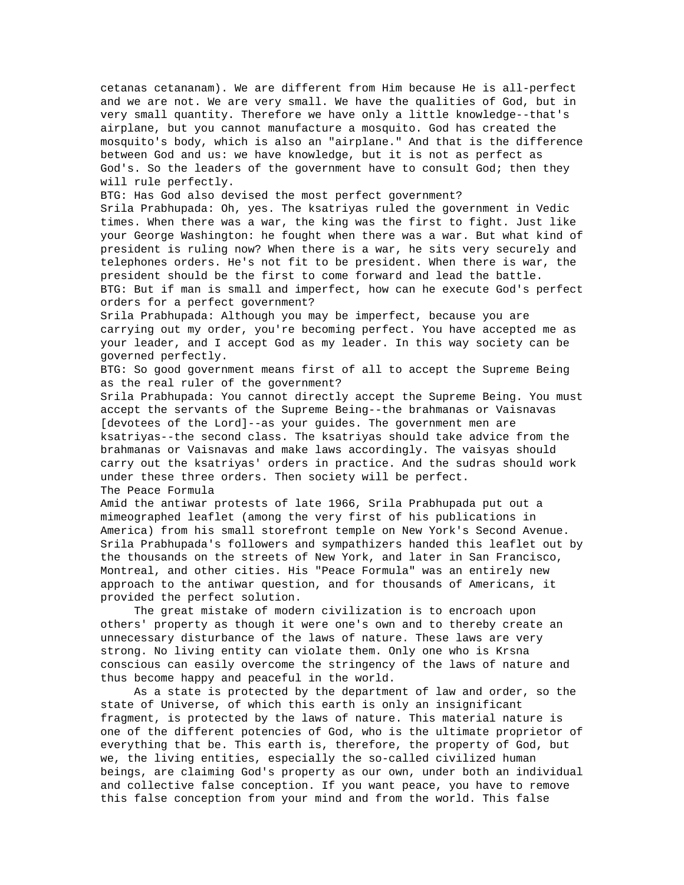cetanas cetananam). We are different from Him because He is all-perfect and we are not. We are very small. We have the qualities of God, but in very small quantity. Therefore we have only a little knowledge--that's airplane, but you cannot manufacture a mosquito. God has created the mosquito's body, which is also an "airplane." And that is the difference between God and us: we have knowledge, but it is not as perfect as God's. So the leaders of the government have to consult God; then they will rule perfectly.

BTG: Has God also devised the most perfect government?

Srila Prabhupada: Oh, yes. The ksatriyas ruled the government in Vedic times. When there was a war, the king was the first to fight. Just like your George Washington: he fought when there was a war. But what kind of president is ruling now? When there is a war, he sits very securely and telephones orders. He's not fit to be president. When there is war, the president should be the first to come forward and lead the battle.

BTG: But if man is small and imperfect, how can he execute God's perfect orders for a perfect government?

Srila Prabhupada: Although you may be imperfect, because you are carrying out my order, you're becoming perfect. You have accepted me as your leader, and I accept God as my leader. In this way society can be governed perfectly.

BTG: So good government means first of all to accept the Supreme Being as the real ruler of the government?

Srila Prabhupada: You cannot directly accept the Supreme Being. You must accept the servants of the Supreme Being--the brahmanas or Vaisnavas [devotees of the Lord]--as your guides. The government men are ksatriyas--the second class. The ksatriyas should take advice from the brahmanas or Vaisnavas and make laws accordingly. The vaisyas should carry out the ksatriyas' orders in practice. And the sudras should work under these three orders. Then society will be perfect.

## The Peace Formula

Amid the antiwar protests of late 1966, Srila Prabhupada put out a mimeographed leaflet (among the very first of his publications in America) from his small storefront temple on New York's Second Avenue. Srila Prabhupada's followers and sympathizers handed this leaflet out by the thousands on the streets of New York, and later in San Francisco, Montreal, and other cities. His "Peace Formula" was an entirely new approach to the antiwar question, and for thousands of Americans, it provided the perfect solution.

The great mistake of modern civilization is to encroach upon others' property as though it were one's own and to thereby create an unnecessary disturbance of the laws of nature. These laws are very strong. No living entity can violate them. Only one who is Krsna conscious can easily overcome the stringency of the laws of nature and thus become happy and peaceful in the world.

As a state is protected by the department of law and order, so the state of Universe, of which this earth is only an insignificant fragment, is protected by the laws of nature. This material nature is one of the different potencies of God, who is the ultimate proprietor of everything that be. This earth is, therefore, the property of God, but we, the living entities, especially the so-called civilized human beings, are claiming God's property as our own, under both an individual and collective false conception. If you want peace, you have to remove this false conception from your mind and from the world. This false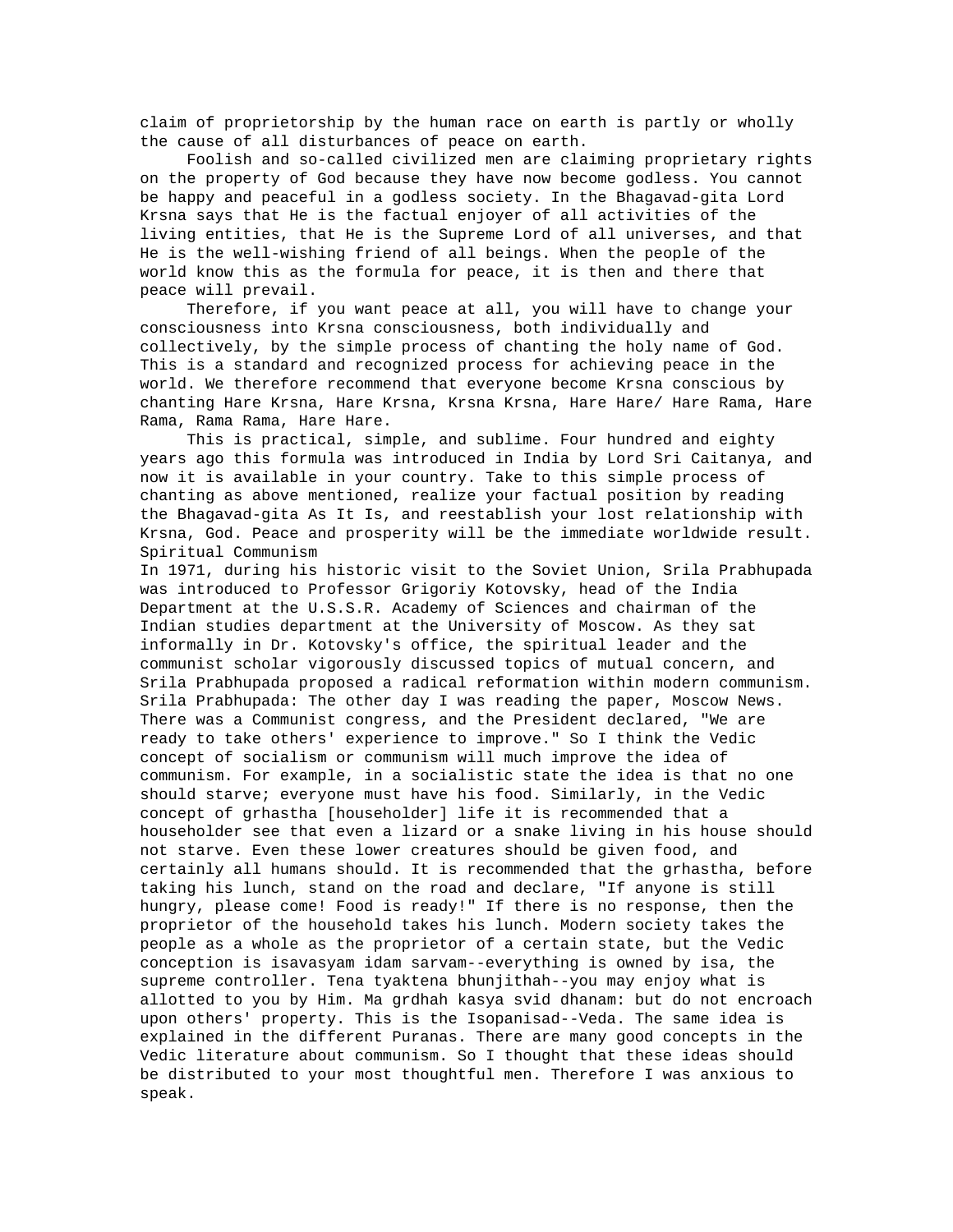claim of proprietorship by the human race on earth is partly or wholly the cause of all disturbances of peace on earth.

Foolish and so-called civilized men are claiming proprietary rights on the property of God because they have now become godless. You cannot be happy and peaceful in a godless society. In the Bhagavad-gita Lord Krsna says that He is the factual enjoyer of all activities of the living entities, that He is the Supreme Lord of all universes, and that He is the well-wishing friend of all beings. When the people of the world know this as the formula for peace, it is then and there that peace will prevail.

Therefore, if you want peace at all, you will have to change your consciousness into Krsna consciousness, both individually and collectively, by the simple process of chanting the holy name of God. This is a standard and recognized process for achieving peace in the world. We therefore recommend that everyone become Krsna conscious by chanting Hare Krsna, Hare Krsna, Krsna Krsna, Hare Hare/ Hare Rama, Hare Rama, Rama Rama, Hare Hare.

This is practical, simple, and sublime. Four hundred and eighty years ago this formula was introduced in India by Lord Sri Caitanya, and now it is available in your country. Take to this simple process of chanting as above mentioned, realize your factual position by reading the Bhagavad-gita As It Is, and reestablish your lost relationship with Krsna, God. Peace and prosperity will be the immediate worldwide result.

## Spiritual Communism

In 1971, during his historic visit to the Soviet Union, Srila Prabhupada was introduced to Professor Grigoriy Kotovsky, head of the India Department at the U.S.S.R. Academy of Sciences and chairman of the Indian studies department at the University of Moscow. As they sat informally in Dr. Kotovsky's office, the spiritual leader and the communist scholar vigorously discussed topics of mutual concern, and Srila Prabhupada proposed a radical reformation within modern communism.

Srila Prabhupada: The other day I was reading the paper, Moscow News. There was a Communist congress, and the President declared, "We are ready to take others' experience to improve." So I think the Vedic concept of socialism or communism will much improve the idea of communism. For example, in a socialistic state the idea is that no one should starve; everyone must have his food. Similarly, in the Vedic concept of grhastha [householder] life it is recommended that a householder see that even a lizard or a snake living in his house should not starve. Even these lower creatures should be given food, and certainly all humans should. It is recommended that the grhastha, before taking his lunch, stand on the road and declare, "If anyone is still hungry, please come! Food is ready!" If there is no response, then the proprietor of the household takes his lunch. Modern society takes the people as a whole as the proprietor of a certain state, but the Vedic conception is isavasyam idam sarvam--everything is owned by isa, the supreme controller. Tena tyaktena bhunjithah--you may enjoy what is allotted to you by Him. Ma grdhah kasya svid dhanam: but do not encroach upon others' property. This is the Isopanisad--Veda. The same idea is explained in the different Puranas. There are many good concepts in the Vedic literature about communism. So I thought that these ideas should be distributed to your most thoughtful men. Therefore I was anxious to speak.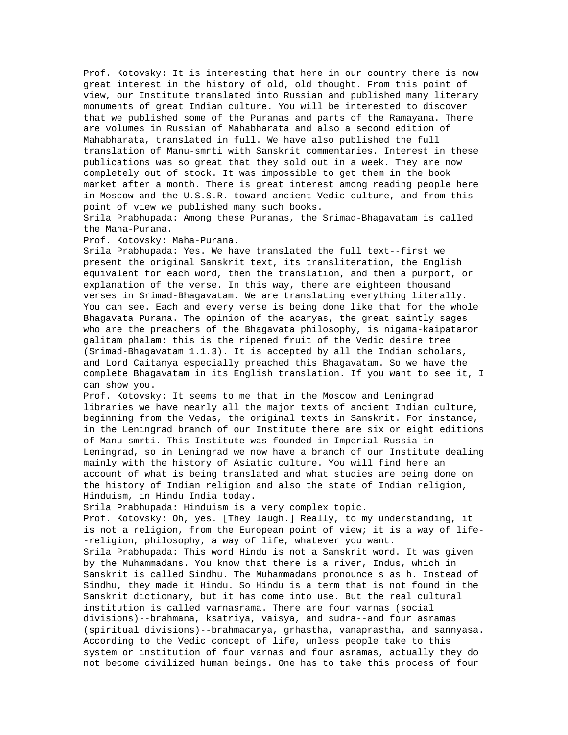Prof. Kotovsky: It is interesting that here in our country there is now great interest in the history of old, old thought. From this point of view, our Institute translated into Russian and published many literary monuments of great Indian culture. You will be interested to discover that we published some of the Puranas and parts of the Ramayana. There are volumes in Russian of Mahabharata and also a second edition of Mahabharata, translated in full. We have also published the full translation of Manu-smrti with Sanskrit commentaries. Interest in these publications was so great that they sold out in a week. They are now completely out of stock. It was impossible to get them in the book market after a month. There is great interest among reading people here in Moscow and the U.S.S.R. toward ancient Vedic culture, and from this point of view we published many such books.

Srila Prabhupada: Among these Puranas, the Srimad-Bhagavatam is called the Maha-Purana.

Prof. Kotovsky: Maha-Purana.

Srila Prabhupada: Yes. We have translated the full text--first we present the original Sanskrit text, its transliteration, the English equivalent for each word, then the translation, and then a purport, or explanation of the verse. In this way, there are eighteen thousand verses in Srimad-Bhagavatam. We are translating everything literally. You can see. Each and every verse is being done like that for the whole Bhagavata Purana. The opinion of the acaryas, the great saintly sages who are the preachers of the Bhagavata philosophy, is nigama-kalpataror galitam phalam: this is the ripened fruit of the Vedic desire tree (Srimad-Bhagavatam 1.1.3). It is accepted by all the Indian scholars, and Lord Caitanya especially preached this Bhagavatam. So we have the complete Bhagavatam in its English translation. If you want to see it, I can show you.

Prof. Kotovsky: It seems to me that in the Moscow and Leningrad libraries we have nearly all the major texts of ancient Indian culture, beginning from the Vedas, the original texts in Sanskrit. For instance, in the Leningrad branch of our Institute there are six or eight editions of Manu-smrti. This Institute was founded in Imperial Russia in Leningrad, so in Leningrad we now have a branch of our Institute dealing mainly with the history of Asiatic culture. You will find here an account of what is being translated and what studies are being done on the history of Indian religion and also the state of Indian religion, Hinduism, in Hindu India today.

Srila Prabhupada: Hinduism is a very complex topic.

Prof. Kotovsky: Oh, yes. [They laugh.] Really, to my understanding, it is not a religion, from the European point of view; it is a way of life--religion, philosophy, a way of life, whatever you want.

Srila Prabhupada: This word Hindu is not a Sanskrit word. It was given by the Muhammadans. You know that there is a river, Indus, which in Sanskrit is called Sindhu. The Muhammadans pronounce s as h. Instead of Sindhu, they made it Hindu. So Hindu is a term that is not found in the Sanskrit dictionary, but it has come into use. But the real cultural institution is called varnasrama. There are four varnas (social divisions)--brahmana, ksatriya, vaisya, and sudra--and four asramas (spiritual divisions)--brahmacarya, grhastha, vanaprastha, and sannyasa. According to the Vedic concept of life, unless people take to this system or institution of four varnas and four asramas, actually they do not become civilized human beings. One has to take this process of four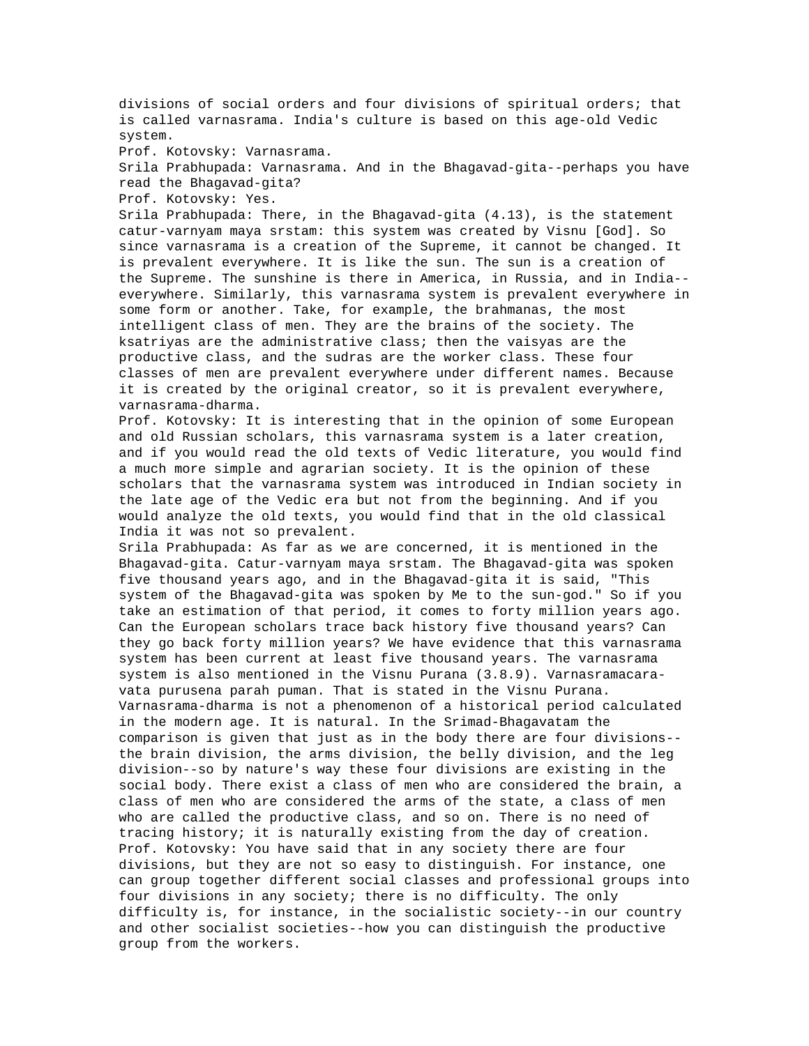divisions of social orders and four divisions of spiritual orders; that is called varnasrama. India's culture is based on this age-old Vedic system.

Prof. Kotovsky: Varnasrama.

Srila Prabhupada: Varnasrama. And in the Bhagavad-gita--perhaps you have read the Bhagavad-gita?

Prof. Kotovsky: Yes.

Srila Prabhupada: There, in the Bhagavad-gita (4.13), is the statement catur-varnyam maya srstam: this system was created by Visnu [God]. So since varnasrama is a creation of the Supreme, it cannot be changed. It is prevalent everywhere. It is like the sun. The sun is a creation of the Supreme. The sunshine is there in America, in Russia, and in India--everywhere. Similarly, this varnasrama system is prevalent everywhere in some form or another. Take, for example, the brahmanas, the most intelligent class of men. They are the brains of the society. The ksatriyas are the administrative class; then the vaisyas are the productive class, and the sudras are the worker class. These four classes of men are prevalent everywhere under different names. Because it is created by the original creator, so it is prevalent everywhere, varnasrama-dharma.

Prof. Kotovsky: It is interesting that in the opinion of some European and old Russian scholars, this varnasrama system is a later creation, and if you would read the old texts of Vedic literature, you would find a much more simple and agrarian society. It is the opinion of these scholars that the varnasrama system was introduced in Indian society in the late age of the Vedic era but not from the beginning. And if you would analyze the old texts, you would find that in the old classical India it was not so prevalent.

Srila Prabhupada: As far as we are concerned, it is mentioned in the Bhagavad-gita. Catur-varnyam maya srstam. The Bhagavad-gita was spoken five thousand years ago, and in the Bhagavad-gita it is said, "This system of the Bhagavad-gita was spoken by Me to the sun-god." So if you take an estimation of that period, it comes to forty million years ago. Can the European scholars trace back history five thousand years? Can they go back forty million years? We have evidence that this varnasrama system has been current at least five thousand years. The varnasrama system is also mentioned in the Visnu Purana (3.8.9). Varnasramacara-vata purusena parah puman. That is stated in the Visnu Purana. Varnasrama-dharma is not a phenomenon of a historical period calculated in the modern age. It is natural. In the Srimad-Bhagavatam the comparison is given that just as in the body there are four divisions--the brain division, the arms division, the belly division, and the leg division--so by nature's way these four divisions are existing in the social body. There exist a class of men who are considered the brain, a class of men who are considered the arms of the state, a class of men who are called the productive class, and so on. There is no need of tracing history; it is naturally existing from the day of creation.

Prof. Kotovsky: You have said that in any society there are four divisions, but they are not so easy to distinguish. For instance, one can group together different social classes and professional groups into four divisions in any society; there is no difficulty. The only difficulty is, for instance, in the socialistic society--in our country and other socialist societies--how you can distinguish the productive group from the workers.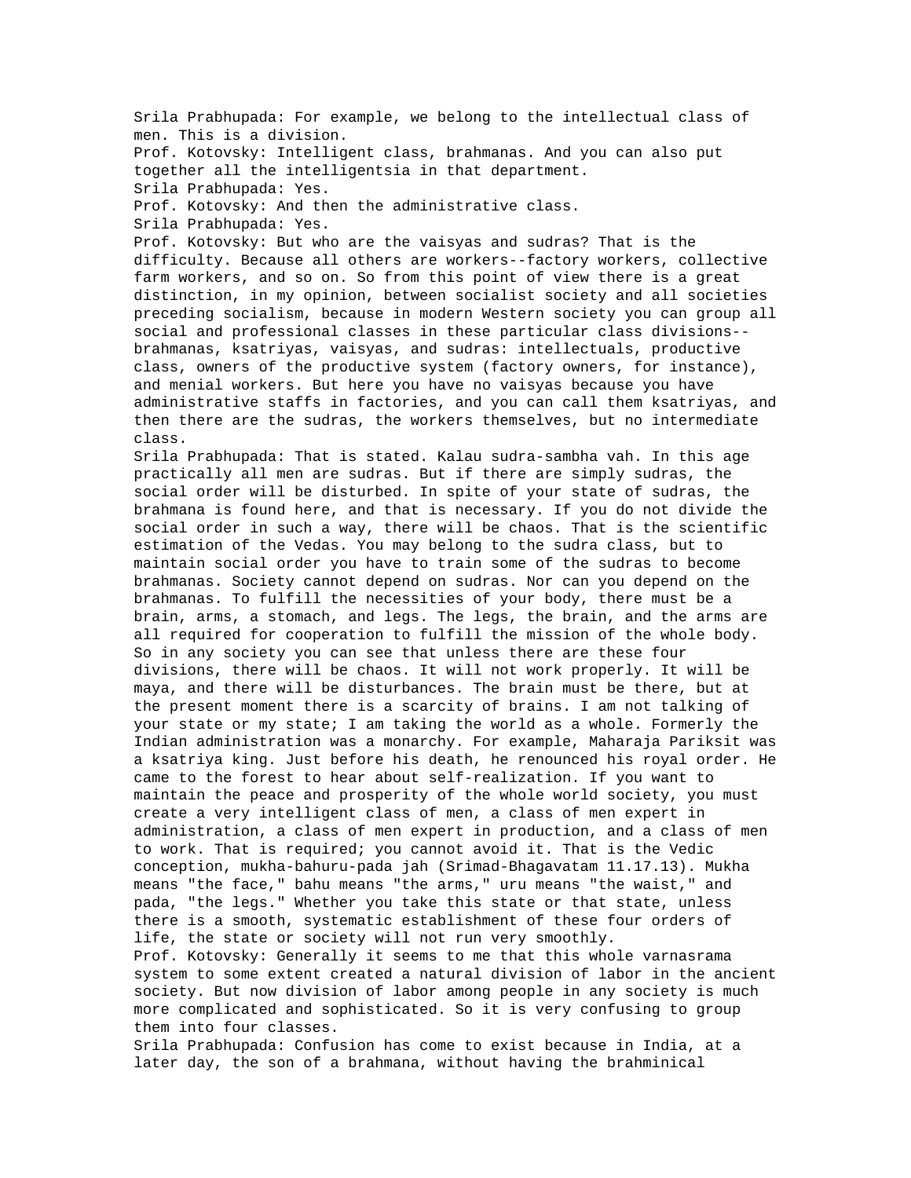Srila Prabhupada: For example, we belong to the intellectual class of men. This is a division.

Prof. Kotovsky: Intelligent class, brahmanas. And you can also put together all the intelligentsia in that department.

Srila Prabhupada: Yes.

Prof. Kotovsky: And then the administrative class.

Srila Prabhupada: Yes.

Prof. Kotovsky: But who are the vaisyas and sudras? That is the difficulty. Because all others are workers--factory workers, collective farm workers, and so on. So from this point of view there is a great distinction, in my opinion, between socialist society and all societies preceding socialism, because in modern Western society you can group all social and professional classes in these particular class divisions--brahmanas, ksatriyas, vaisyas, and sudras: intellectuals, productive class, owners of the productive system (factory owners, for instance), and menial workers. But here you have no vaisyas because you have administrative staffs in factories, and you can call them ksatriyas, and then there are the sudras, the workers themselves, but no intermediate class.

Srila Prabhupada: That is stated. Kalau sudra-sambha vah. In this age practically all men are sudras. But if there are simply sudras, the social order will be disturbed. In spite of your state of sudras, the brahmana is found here, and that is necessary. If you do not divide the social order in such a way, there will be chaos. That is the scientific estimation of the Vedas. You may belong to the sudra class, but to maintain social order you have to train some of the sudras to become brahmanas. Society cannot depend on sudras. Nor can you depend on the brahmanas. To fulfill the necessities of your body, there must be a brain, arms, a stomach, and legs. The legs, the brain, and the arms are all required for cooperation to fulfill the mission of the whole body. So in any society you can see that unless there are these four divisions, there will be chaos. It will not work properly. It will be maya, and there will be disturbances. The brain must be there, but at the present moment there is a scarcity of brains. I am not talking of your state or my state; I am taking the world as a whole. Formerly the Indian administration was a monarchy. For example, Maharaja Pariksit was a ksatriya king. Just before his death, he renounced his royal order. He came to the forest to hear about self-realization. If you want to maintain the peace and prosperity of the whole world society, you must create a very intelligent class of men, a class of men expert in administration, a class of men expert in production, and a class of men to work. That is required; you cannot avoid it. That is the Vedic conception, mukha-bahuru-pada jah (Srimad-Bhagavatam 11.17.13). Mukha means "the face," bahu means "the arms," uru means "the waist," and pada, "the legs." Whether you take this state or that state, unless there is a smooth, systematic establishment of these four orders of life, the state or society will not run very smoothly.

Prof. Kotovsky: Generally it seems to me that this whole varnasrama system to some extent created a natural division of labor in the ancient society. But now division of labor among people in any society is much more complicated and sophisticated. So it is very confusing to group them into four classes.

Srila Prabhupada: Confusion has come to exist because in India, at a later day, the son of a brahmana, without having the brahminical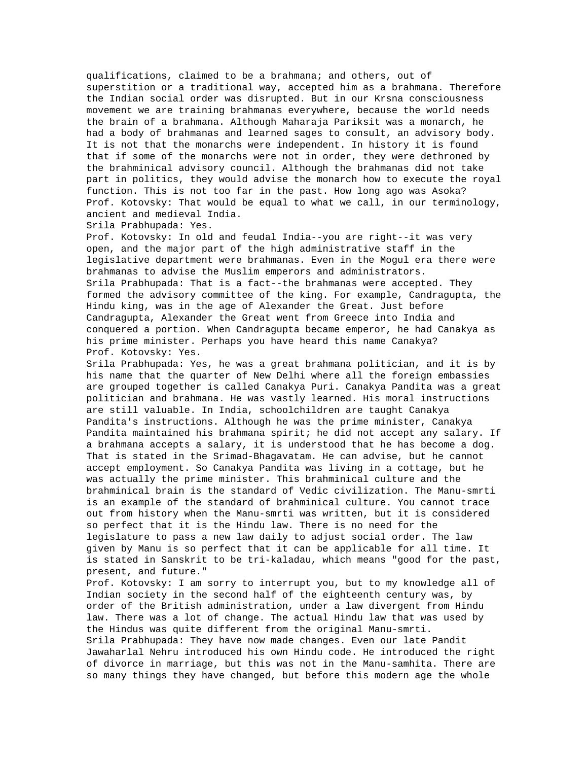qualifications, claimed to be a brahmana; and others, out of superstition or a traditional way, accepted him as a brahmana. Therefore the Indian social order was disrupted. But in our Krsna consciousness movement we are training brahmanas everywhere, because the world needs the brain of a brahmana. Although Maharaja Pariksit was a monarch, he had a body of brahmanas and learned sages to consult, an advisory body. It is not that the monarchs were independent. In history it is found that if some of the monarchs were not in order, they were dethroned by the brahminical advisory council. Although the brahmanas did not take part in politics, they would advise the monarch how to execute the royal function. This is not too far in the past. How long ago was Asoka?

Prof. Kotovsky: That would be equal to what we call, in our terminology, ancient and medieval India.

Srila Prabhupada: Yes.

Prof. Kotovsky: In old and feudal India--you are right--it was very open, and the major part of the high administrative staff in the legislative department were brahmanas. Even in the Mogul era there were brahmanas to advise the Muslim emperors and administrators.

Srila Prabhupada: That is a fact--the brahmanas were accepted. They formed the advisory committee of the king. For example, Candragupta, the Hindu king, was in the age of Alexander the Great. Just before Candragupta, Alexander the Great went from Greece into India and conquered a portion. When Candragupta became emperor, he had Canakya as his prime minister. Perhaps you have heard this name Canakya?

Prof. Kotovsky: Yes.

Srila Prabhupada: Yes, he was a great brahmana politician, and it is by his name that the quarter of New Delhi where all the foreign embassies are grouped together is called Canakya Puri. Canakya Pandita was a great politician and brahmana. He was vastly learned. His moral instructions are still valuable. In India, schoolchildren are taught Canakya Pandita's instructions. Although he was the prime minister, Canakya Pandita maintained his brahmana spirit; he did not accept any salary. If a brahmana accepts a salary, it is understood that he has become a dog. That is stated in the Srimad-Bhagavatam. He can advise, but he cannot accept employment. So Canakya Pandita was living in a cottage, but he was actually the prime minister. This brahminical culture and the brahminical brain is the standard of Vedic civilization. The Manu-smrti is an example of the standard of brahminical culture. You cannot trace out from history when the Manu-smrti was written, but it is considered so perfect that it is the Hindu law. There is no need for the legislature to pass a new law daily to adjust social order. The law given by Manu is so perfect that it can be applicable for all time. It is stated in Sanskrit to be tri-kaladau, which means "good for the past, present, and future."

Prof. Kotovsky: I am sorry to interrupt you, but to my knowledge all of Indian society in the second half of the eighteenth century was, by order of the British administration, under a law divergent from Hindu law. There was a lot of change. The actual Hindu law that was used by the Hindus was quite different from the original Manu-smrti.

Srila Prabhupada: They have now made changes. Even our late Pandit Jawaharlal Nehru introduced his own Hindu code. He introduced the right of divorce in marriage, but this was not in the Manu-samhita. There are so many things they have changed, but before this modern age the whole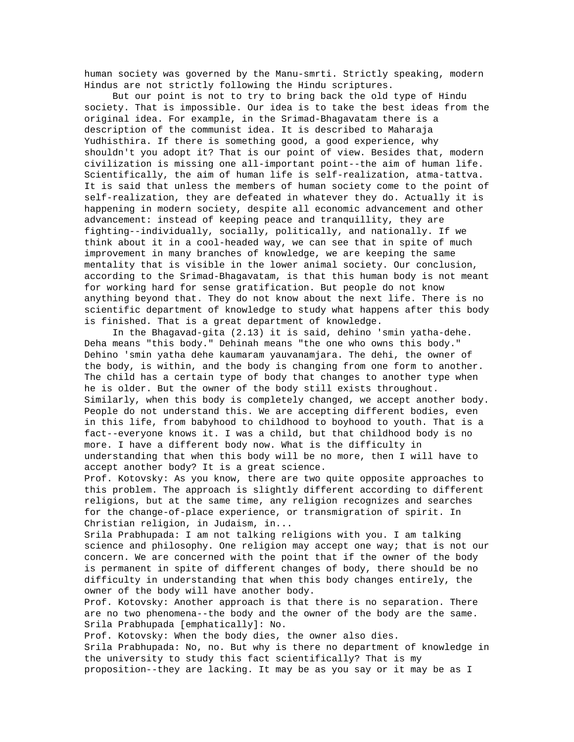human society was governed by the Manu-smrti. Strictly speaking, modern Hindus are not strictly following the Hindu scriptures.

But our point is not to try to bring back the old type of Hindu society. That is impossible. Our idea is to take the best ideas from the original idea. For example, in the Srimad-Bhagavatam there is a description of the communist idea. It is described to Maharaja Yudhisthira. If there is something good, a good experience, why shouldn't you adopt it? That is our point of view. Besides that, modern civilization is missing one all-important point--the aim of human life. Scientifically, the aim of human life is self-realization, atma-tattva. It is said that unless the members of human society come to the point of self-realization, they are defeated in whatever they do. Actually it is happening in modern society, despite all economic advancement and other advancement: instead of keeping peace and tranquillity, they are fighting--individually, socially, politically, and nationally. If we think about it in a cool-headed way, we can see that in spite of much improvement in many branches of knowledge, we are keeping the same mentality that is visible in the lower animal society. Our conclusion, according to the Srimad-Bhagavatam, is that this human body is not meant for working hard for sense gratification. But people do not know anything beyond that. They do not know about the next life. There is no scientific department of knowledge to study what happens after this body is finished. That is a great department of knowledge.

In the Bhagavad-gita (2.13) it is said, dehino 'smin yatha-dehe. Deha means "this body." Dehinah means "the one who owns this body." Dehino 'smin yatha dehe kaumaram yauvanamjara. The dehi, the owner of the body, is within, and the body is changing from one form to another. The child has a certain type of body that changes to another type when he is older. But the owner of the body still exists throughout. Similarly, when this body is completely changed, we accept another body. People do not understand this. We are accepting different bodies, even in this life, from babyhood to childhood to boyhood to youth. That is a fact--everyone knows it. I was a child, but that childhood body is no more. I have a different body now. What is the difficulty in understanding that when this body will be no more, then I will have to accept another body? It is a great science.

Prof. Kotovsky: As you know, there are two quite opposite approaches to this problem. The approach is slightly different according to different religions, but at the same time, any religion recognizes and searches for the change-of-place experience, or transmigration of spirit. In Christian religion, in Judaism, in...

Srila Prabhupada: I am not talking religions with you. I am talking science and philosophy. One religion may accept one way; that is not our concern. We are concerned with the point that if the owner of the body is permanent in spite of different changes of body, there should be no difficulty in understanding that when this body changes entirely, the owner of the body will have another body.

Prof. Kotovsky: Another approach is that there is no separation. There are no two phenomena--the body and the owner of the body are the same.

Srila Prabhupada [emphatically]: No.

Prof. Kotovsky: When the body dies, the owner also dies.

Srila Prabhupada: No, no. But why is there no department of knowledge in the university to study this fact scientifically? That is my proposition--they are lacking. It may be as you say or it may be as I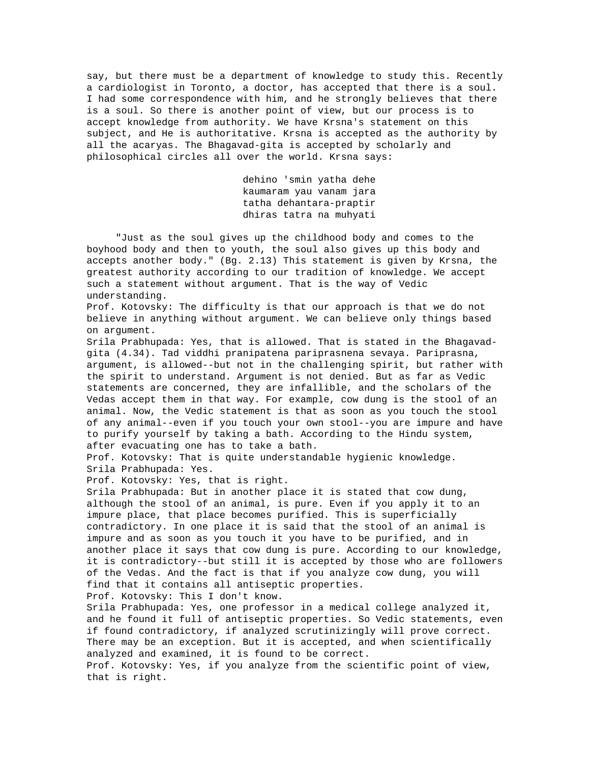say, but there must be a department of knowledge to study this. Recently a cardiologist in Toronto, a doctor, has accepted that there is a soul. I had some correspondence with him, and he strongly believes that there is a soul. So there is another point of view, but our process is to accept knowledge from authority. We have Krsna's statement on this subject, and He is authoritative. Krsna is accepted as the authority by all the acaryas. The Bhagavad-gita is accepted by scholarly and philosophical circles all over the world. Krsna says:

> dehino 'smin yatha dehe
> kaumaram yau vanam jara
> tatha dehantara-praptir
> dhiras tatra na muhyati

"Just as the soul gives up the childhood body and comes to the boyhood body and then to youth, the soul also gives up this body and accepts another body." (Bg. 2.13) This statement is given by Krsna, the greatest authority according to our tradition of knowledge. We accept such a statement without argument. That is the way of Vedic understanding.

Prof. Kotovsky: The difficulty is that our approach is that we do not believe in anything without argument. We can believe only things based on argument.

Srila Prabhupada: Yes, that is allowed. That is stated in the Bhagavad-gita (4.34). Tad viddhi pranipatena pariprasnena sevaya. Pariprasna, argument, is allowed--but not in the challenging spirit, but rather with the spirit to understand. Argument is not denied. But as far as Vedic statements are concerned, they are infallible, and the scholars of the Vedas accept them in that way. For example, cow dung is the stool of an animal. Now, the Vedic statement is that as soon as you touch the stool of any animal--even if you touch your own stool--you are impure and have to purify yourself by taking a bath. According to the Hindu system, after evacuating one has to take a bath.

Prof. Kotovsky: That is quite understandable hygienic knowledge.

Srila Prabhupada: Yes.

Prof. Kotovsky: Yes, that is right.

Srila Prabhupada: But in another place it is stated that cow dung, although the stool of an animal, is pure. Even if you apply it to an impure place, that place becomes purified. This is superficially contradictory. In one place it is said that the stool of an animal is impure and as soon as you touch it you have to be purified, and in another place it says that cow dung is pure. According to our knowledge, it is contradictory--but still it is accepted by those who are followers of the Vedas. And the fact is that if you analyze cow dung, you will find that it contains all antiseptic properties.

Prof. Kotovsky: This I don't know.

Srila Prabhupada: Yes, one professor in a medical college analyzed it, and he found it full of antiseptic properties. So Vedic statements, even if found contradictory, if analyzed scrutinizingly will prove correct. There may be an exception. But it is accepted, and when scientifically analyzed and examined, it is found to be correct.

Prof. Kotovsky: Yes, if you analyze from the scientific point of view, that is right.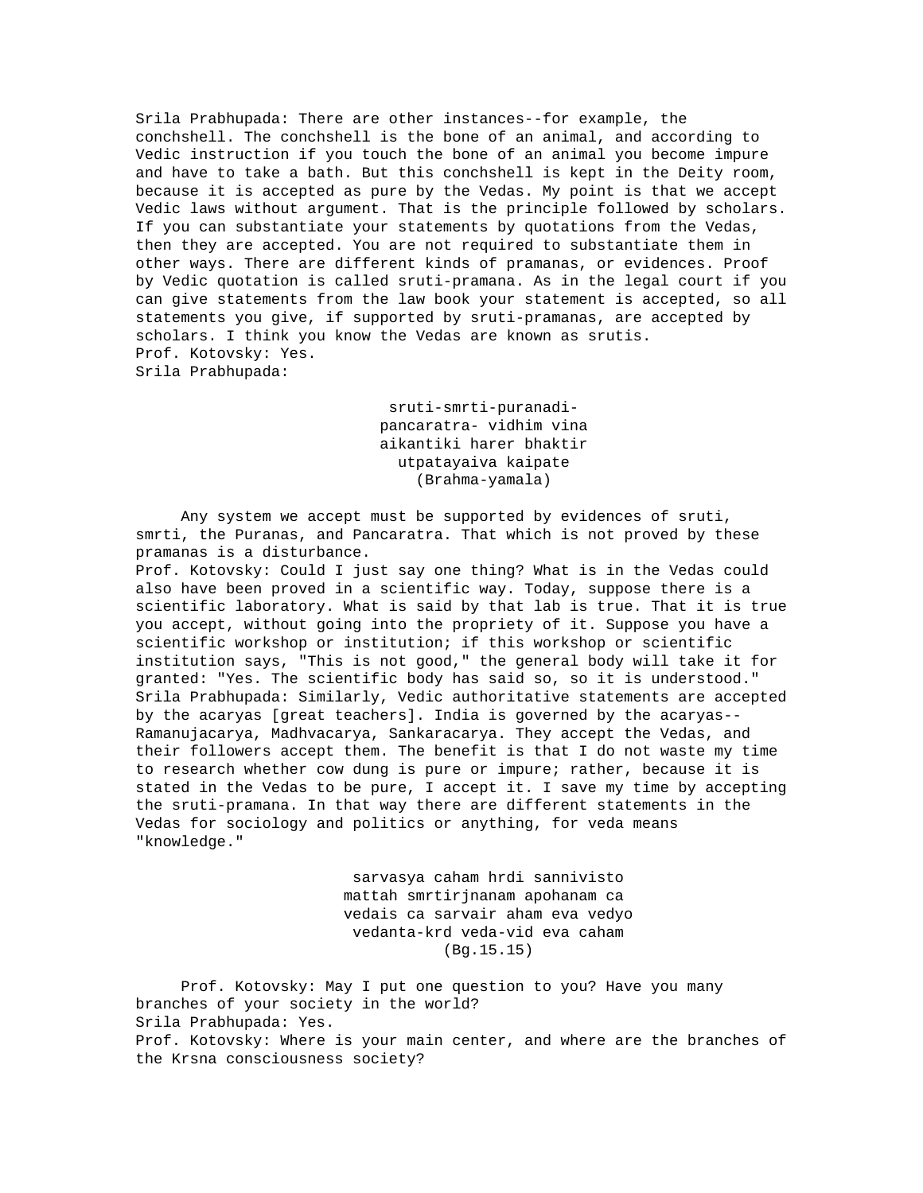Srila Prabhupada: There are other instances--for example, the conchshell. The conchshell is the bone of an animal, and according to Vedic instruction if you touch the bone of an animal you become impure and have to take a bath. But this conchshell is kept in the Deity room, because it is accepted as pure by the Vedas. My point is that we accept Vedic laws without argument. That is the principle followed by scholars. If you can substantiate your statements by quotations from the Vedas, then they are accepted. You are not required to substantiate them in other ways. There are different kinds of pramanas, or evidences. Proof by Vedic quotation is called sruti-pramana. As in the legal court if you can give statements from the law book your statement is accepted, so all statements you give, if supported by sruti-pramanas, are accepted by scholars. I think you know the Vedas are known as srutis.

Prof. Kotovsky: Yes.

Srila Prabhupada:

> sruti-smrti-puranadi-
> pancaratra- vidhim vina
> aikantiki harer bhaktir
> utpatayaiva kaipate
> (Brahma-yamala)

Any system we accept must be supported by evidences of sruti, smrti, the Puranas, and Pancaratra. That which is not proved by these pramanas is a disturbance.

Prof. Kotovsky: Could I just say one thing? What is in the Vedas could also have been proved in a scientific way. Today, suppose there is a scientific laboratory. What is said by that lab is true. That it is true you accept, without going into the propriety of it. Suppose you have a scientific workshop or institution; if this workshop or scientific institution says, "This is not good," the general body will take it for granted: "Yes. The scientific body has said so, so it is understood."

Srila Prabhupada: Similarly, Vedic authoritative statements are accepted by the acaryas [great teachers]. India is governed by the acaryas--Ramanujacarya, Madhvacarya, Sankaracarya. They accept the Vedas, and their followers accept them. The benefit is that I do not waste my time to research whether cow dung is pure or impure; rather, because it is stated in the Vedas to be pure, I accept it. I save my time by accepting the sruti-pramana. In that way there are different statements in the Vedas for sociology and politics or anything, for veda means "knowledge."

> sarvasya caham hrdi sannivisto
> mattah smrtirjnanam apohanam ca
> vedais ca sarvair aham eva vedyo
> vedanta-krd veda-vid eva caham
> (Bg.15.15)

Prof. Kotovsky: May I put one question to you? Have you many branches of your society in the world?

Srila Prabhupada: Yes.

Prof. Kotovsky: Where is your main center, and where are the branches of the Krsna consciousness society?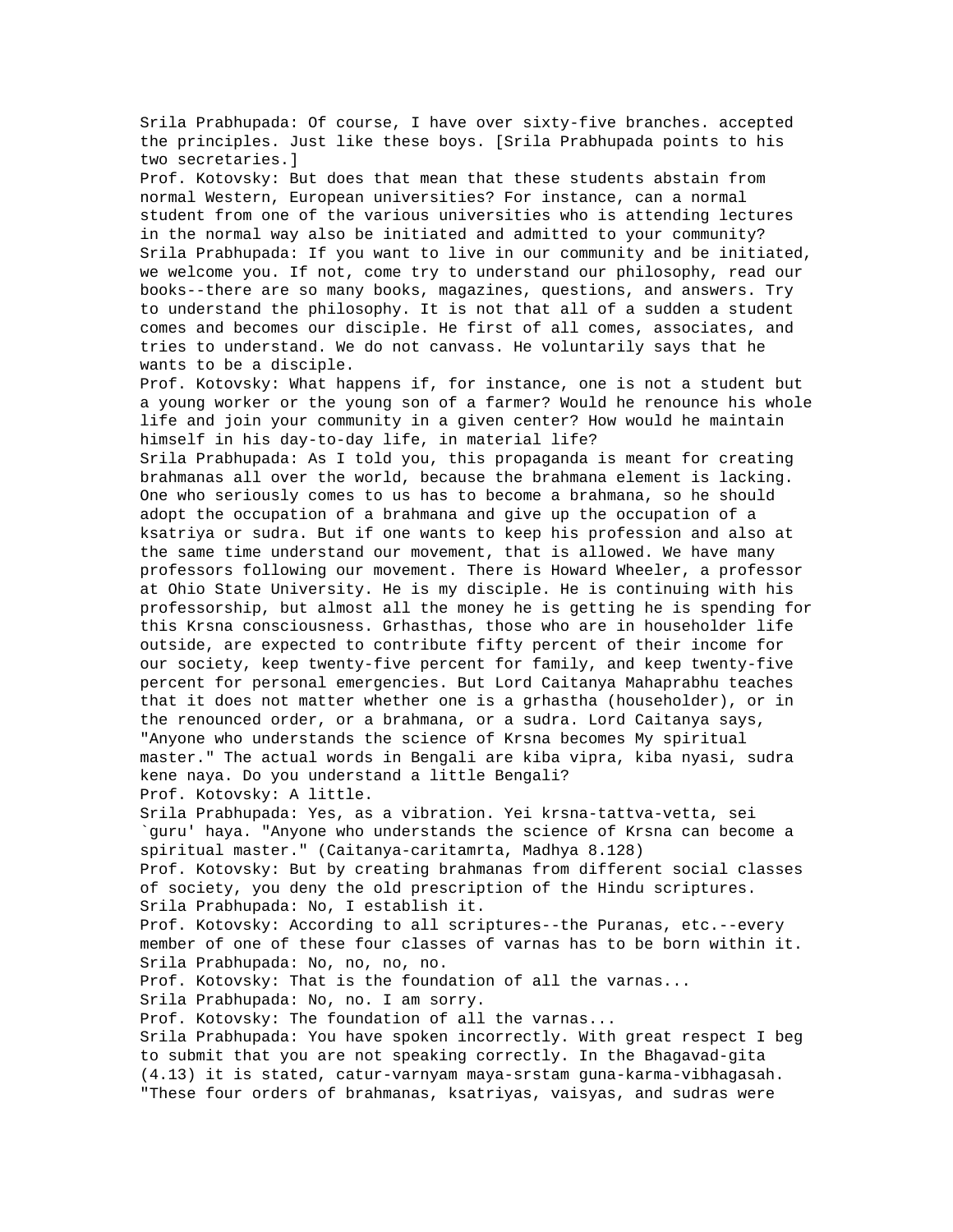Srila Prabhupada: Of course, I have over sixty-five branches. accepted the principles. Just like these boys. [Srila Prabhupada points to his two secretaries.]

Prof. Kotovsky: But does that mean that these students abstain from normal Western, European universities? For instance, can a normal student from one of the various universities who is attending lectures in the normal way also be initiated and admitted to your community?

Srila Prabhupada: If you want to live in our community and be initiated, we welcome you. If not, come try to understand our philosophy, read our books--there are so many books, magazines, questions, and answers. Try to understand the philosophy. It is not that all of a sudden a student comes and becomes our disciple. He first of all comes, associates, and tries to understand. We do not canvass. He voluntarily says that he wants to be a disciple.

Prof. Kotovsky: What happens if, for instance, one is not a student but a young worker or the young son of a farmer? Would he renounce his whole life and join your community in a given center? How would he maintain himself in his day-to-day life, in material life?

Srila Prabhupada: As I told you, this propaganda is meant for creating brahmanas all over the world, because the brahmana element is lacking. One who seriously comes to us has to become a brahmana, so he should adopt the occupation of a brahmana and give up the occupation of a ksatriya or sudra. But if one wants to keep his profession and also at the same time understand our movement, that is allowed. We have many professors following our movement. There is Howard Wheeler, a professor at Ohio State University. He is my disciple. He is continuing with his professorship, but almost all the money he is getting he is spending for this Krsna consciousness. Grhasthas, those who are in householder life outside, are expected to contribute fifty percent of their income for our society, keep twenty-five percent for family, and keep twenty-five percent for personal emergencies. But Lord Caitanya Mahaprabhu teaches that it does not matter whether one is a grhastha (householder), or in the renounced order, or a brahmana, or a sudra. Lord Caitanya says, "Anyone who understands the science of Krsna becomes My spiritual master." The actual words in Bengali are kiba vipra, kiba nyasi, sudra kene naya. Do you understand a little Bengali?

Prof. Kotovsky: A little.

Srila Prabhupada: Yes, as a vibration. Yei krsna-tattva-vetta, sei `guru' haya. "Anyone who understands the science of Krsna can become a spiritual master." (Caitanya-caritamrta, Madhya 8.128)

Prof. Kotovsky: But by creating brahmanas from different social classes of society, you deny the old prescription of the Hindu scriptures.

Srila Prabhupada: No, I establish it.

Prof. Kotovsky: According to all scriptures--the Puranas, etc.--every member of one of these four classes of varnas has to be born within it.

Srila Prabhupada: No, no, no, no.

Prof. Kotovsky: That is the foundation of all the varnas...

Srila Prabhupada: No, no. I am sorry.

Prof. Kotovsky: The foundation of all the varnas...

Srila Prabhupada: You have spoken incorrectly. With great respect I beg to submit that you are not speaking correctly. In the Bhagavad-gita (4.13) it is stated, catur-varnyam maya-srstam guna-karma-vibhagasah. "These four orders of brahmanas, ksatriyas, vaisyas, and sudras were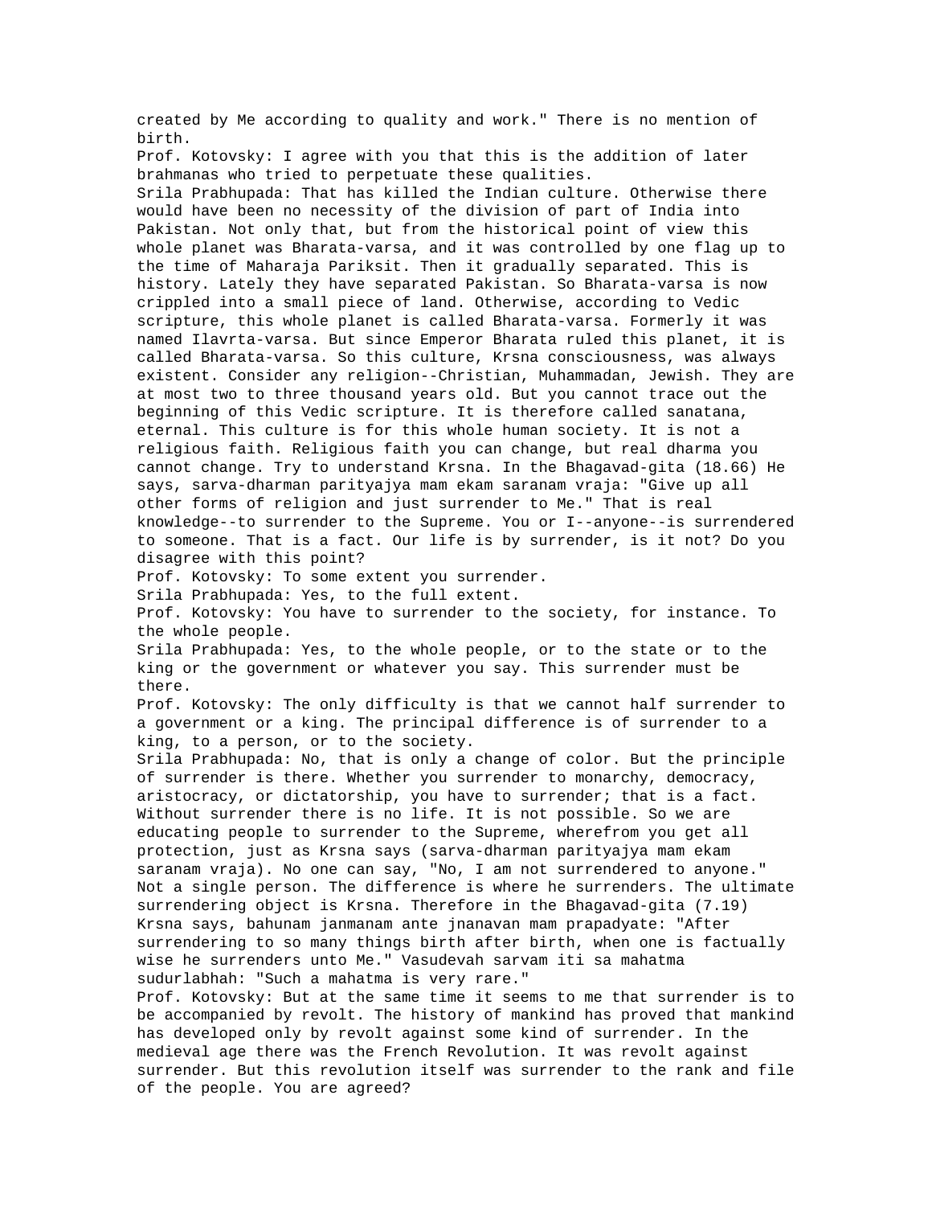created by Me according to quality and work." There is no mention of birth.

Prof. Kotovsky: I agree with you that this is the addition of later brahmanas who tried to perpetuate these qualities.

Srila Prabhupada: That has killed the Indian culture. Otherwise there would have been no necessity of the division of part of India into Pakistan. Not only that, but from the historical point of view this whole planet was Bharata-varsa, and it was controlled by one flag up to the time of Maharaja Pariksit. Then it gradually separated. This is history. Lately they have separated Pakistan. So Bharata-varsa is now crippled into a small piece of land. Otherwise, according to Vedic scripture, this whole planet is called Bharata-varsa. Formerly it was named Ilavrta-varsa. But since Emperor Bharata ruled this planet, it is called Bharata-varsa. So this culture, Krsna consciousness, was always existent. Consider any religion--Christian, Muhammadan, Jewish. They are at most two to three thousand years old. But you cannot trace out the beginning of this Vedic scripture. It is therefore called sanatana, eternal. This culture is for this whole human society. It is not a religious faith. Religious faith you can change, but real dharma you cannot change. Try to understand Krsna. In the Bhagavad-gita (18.66) He says, sarva-dharman parityajya mam ekam saranam vraja: "Give up all other forms of religion and just surrender to Me." That is real knowledge--to surrender to the Supreme. You or I--anyone--is surrendered to someone. That is a fact. Our life is by surrender, is it not? Do you disagree with this point?

Prof. Kotovsky: To some extent you surrender.

Srila Prabhupada: Yes, to the full extent.

Prof. Kotovsky: You have to surrender to the society, for instance. To the whole people.

Srila Prabhupada: Yes, to the whole people, or to the state or to the king or the government or whatever you say. This surrender must be there.

Prof. Kotovsky: The only difficulty is that we cannot half surrender to a government or a king. The principal difference is of surrender to a king, to a person, or to the society.

Srila Prabhupada: No, that is only a change of color. But the principle of surrender is there. Whether you surrender to monarchy, democracy, aristocracy, or dictatorship, you have to surrender; that is a fact. Without surrender there is no life. It is not possible. So we are educating people to surrender to the Supreme, wherefrom you get all protection, just as Krsna says (sarva-dharman parityajya mam ekam saranam vraja). No one can say, "No, I am not surrendered to anyone." Not a single person. The difference is where he surrenders. The ultimate surrendering object is Krsna. Therefore in the Bhagavad-gita (7.19) Krsna says, bahunam janmanam ante jnanavan mam prapadyate: "After surrendering to so many things birth after birth, when one is factually wise he surrenders unto Me." Vasudevah sarvam iti sa mahatma sudurlabhah: "Such a mahatma is very rare."

Prof. Kotovsky: But at the same time it seems to me that surrender is to be accompanied by revolt. The history of mankind has proved that mankind has developed only by revolt against some kind of surrender. In the medieval age there was the French Revolution. It was revolt against surrender. But this revolution itself was surrender to the rank and file of the people. You are agreed?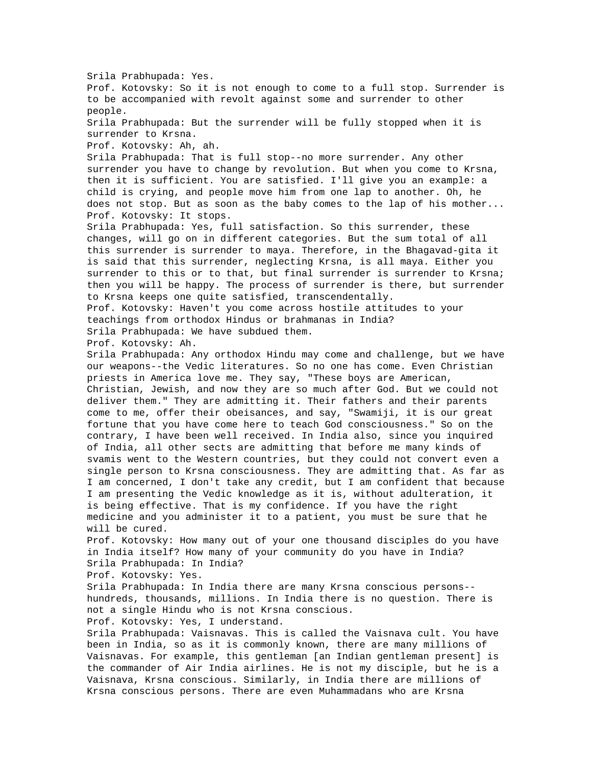Srila Prabhupada: Yes.
Prof. Kotovsky: So it is not enough to come to a full stop. Surrender is to be accompanied with revolt against some and surrender to other people.
Srila Prabhupada: But the surrender will be fully stopped when it is surrender to Krsna.
Prof. Kotovsky: Ah, ah.
Srila Prabhupada: That is full stop--no more surrender. Any other surrender you have to change by revolution. But when you come to Krsna, then it is sufficient. You are satisfied. I'll give you an example: a child is crying, and people move him from one lap to another. Oh, he does not stop. But as soon as the baby comes to the lap of his mother...
Prof. Kotovsky: It stops.
Srila Prabhupada: Yes, full satisfaction. So this surrender, these changes, will go on in different categories. But the sum total of all this surrender is surrender to maya. Therefore, in the Bhagavad-gita it is said that this surrender, neglecting Krsna, is all maya. Either you surrender to this or to that, but final surrender is surrender to Krsna; then you will be happy. The process of surrender is there, but surrender to Krsna keeps one quite satisfied, transcendentally.
Prof. Kotovsky: Haven't you come across hostile attitudes to your teachings from orthodox Hindus or brahmanas in India?
Srila Prabhupada: We have subdued them.
Prof. Kotovsky: Ah.
Srila Prabhupada: Any orthodox Hindu may come and challenge, but we have our weapons--the Vedic literatures. So no one has come. Even Christian priests in America love me. They say, "These boys are American, Christian, Jewish, and now they are so much after God. But we could not deliver them." They are admitting it. Their fathers and their parents come to me, offer their obeisances, and say, "Swamiji, it is our great fortune that you have come here to teach God consciousness." So on the contrary, I have been well received. In India also, since you inquired of India, all other sects are admitting that before me many kinds of svamis went to the Western countries, but they could not convert even a single person to Krsna consciousness. They are admitting that. As far as I am concerned, I don't take any credit, but I am confident that because I am presenting the Vedic knowledge as it is, without adulteration, it is being effective. That is my confidence. If you have the right medicine and you administer it to a patient, you must be sure that he will be cured.
Prof. Kotovsky: How many out of your one thousand disciples do you have in India itself? How many of your community do you have in India?
Srila Prabhupada: In India?
Prof. Kotovsky: Yes.
Srila Prabhupada: In India there are many Krsna conscious persons--hundreds, thousands, millions. In India there is no question. There is not a single Hindu who is not Krsna conscious.
Prof. Kotovsky: Yes, I understand.
Srila Prabhupada: Vaisnavas. This is called the Vaisnava cult. You have been in India, so as it is commonly known, there are many millions of Vaisnavas. For example, this gentleman [an Indian gentleman present] is the commander of Air India airlines. He is not my disciple, but he is a Vaisnava, Krsna conscious. Similarly, in India there are millions of Krsna conscious persons. There are even Muhammadans who are Krsna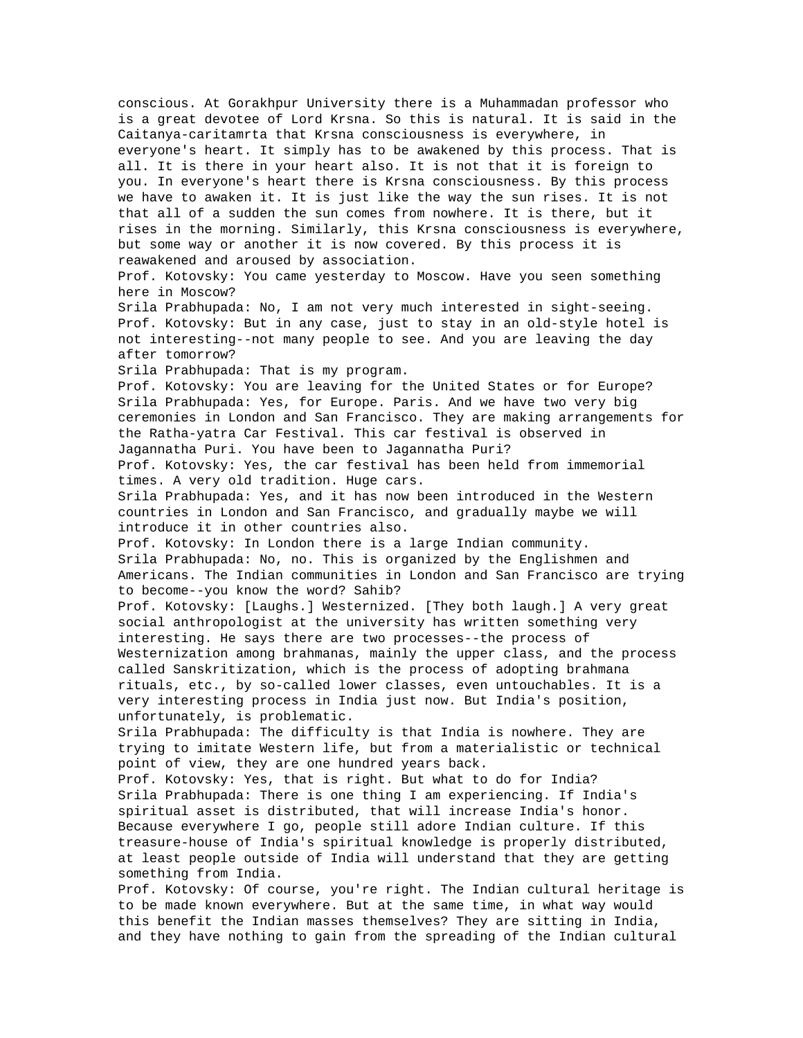conscious. At Gorakhpur University there is a Muhammadan professor who is a great devotee of Lord Krsna. So this is natural. It is said in the Caitanya-caritamrta that Krsna consciousness is everywhere, in everyone's heart. It simply has to be awakened by this process. That is all. It is there in your heart also. It is not that it is foreign to you. In everyone's heart there is Krsna consciousness. By this process we have to awaken it. It is just like the way the sun rises. It is not that all of a sudden the sun comes from nowhere. It is there, but it rises in the morning. Similarly, this Krsna consciousness is everywhere, but some way or another it is now covered. By this process it is reawakened and aroused by association.

Prof. Kotovsky: You came yesterday to Moscow. Have you seen something here in Moscow?

Srila Prabhupada: No, I am not very much interested in sight-seeing.

Prof. Kotovsky: But in any case, just to stay in an old-style hotel is not interesting--not many people to see. And you are leaving the day after tomorrow?

Srila Prabhupada: That is my program.

Prof. Kotovsky: You are leaving for the United States or for Europe?

Srila Prabhupada: Yes, for Europe. Paris. And we have two very big ceremonies in London and San Francisco. They are making arrangements for the Ratha-yatra Car Festival. This car festival is observed in Jagannatha Puri. You have been to Jagannatha Puri?

Prof. Kotovsky: Yes, the car festival has been held from immemorial times. A very old tradition. Huge cars.

Srila Prabhupada: Yes, and it has now been introduced in the Western countries in London and San Francisco, and gradually maybe we will introduce it in other countries also.

Prof. Kotovsky: In London there is a large Indian community.

Srila Prabhupada: No, no. This is organized by the Englishmen and Americans. The Indian communities in London and San Francisco are trying to become--you know the word? Sahib?

Prof. Kotovsky: [Laughs.] Westernized. [They both laugh.] A very great social anthropologist at the university has written something very interesting. He says there are two processes--the process of Westernization among brahmanas, mainly the upper class, and the process called Sanskritization, which is the process of adopting brahmana rituals, etc., by so-called lower classes, even untouchables. It is a very interesting process in India just now. But India's position, unfortunately, is problematic.

Srila Prabhupada: The difficulty is that India is nowhere. They are trying to imitate Western life, but from a materialistic or technical point of view, they are one hundred years back.

Prof. Kotovsky: Yes, that is right. But what to do for India?

Srila Prabhupada: There is one thing I am experiencing. If India's spiritual asset is distributed, that will increase India's honor. Because everywhere I go, people still adore Indian culture. If this treasure-house of India's spiritual knowledge is properly distributed, at least people outside of India will understand that they are getting something from India.

Prof. Kotovsky: Of course, you're right. The Indian cultural heritage is to be made known everywhere. But at the same time, in what way would this benefit the Indian masses themselves? They are sitting in India, and they have nothing to gain from the spreading of the Indian cultural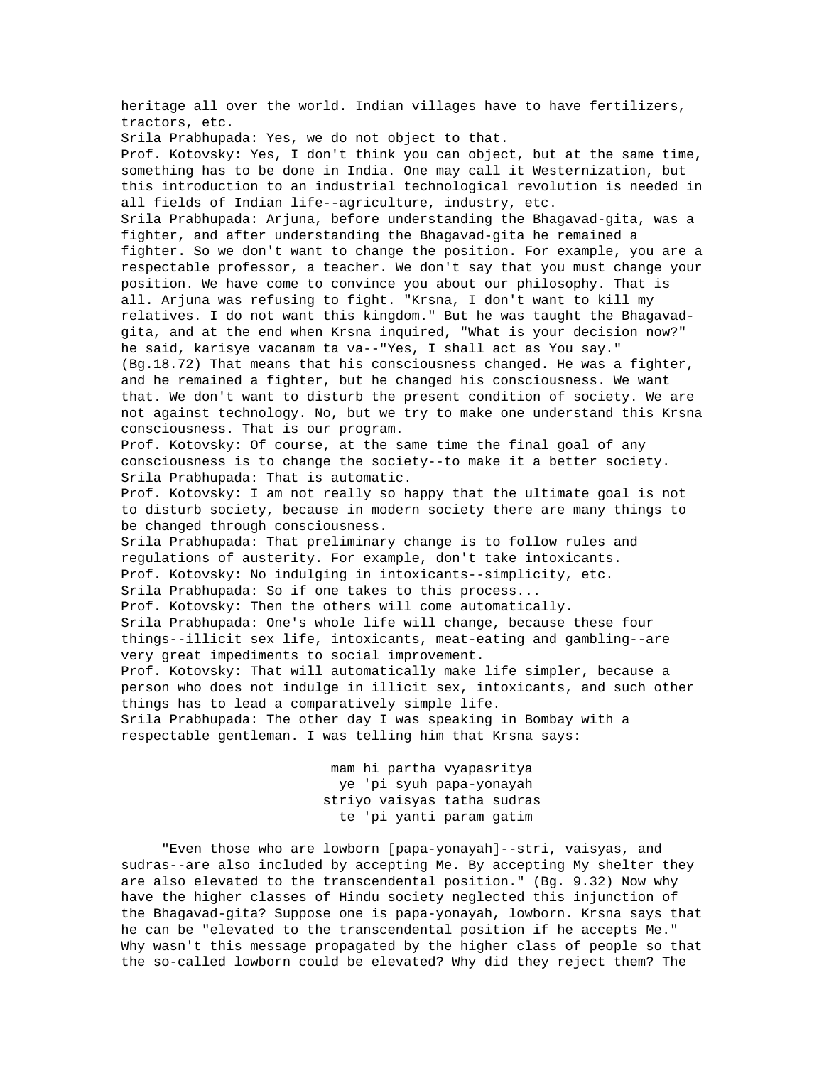heritage all over the world. Indian villages have to have fertilizers, tractors, etc.

Srila Prabhupada: Yes, we do not object to that.

Prof. Kotovsky: Yes, I don't think you can object, but at the same time, something has to be done in India. One may call it Westernization, but this introduction to an industrial technological revolution is needed in all fields of Indian life--agriculture, industry, etc.

Srila Prabhupada: Arjuna, before understanding the Bhagavad-gita, was a fighter, and after understanding the Bhagavad-gita he remained a fighter. So we don't want to change the position. For example, you are a respectable professor, a teacher. We don't say that you must change your position. We have come to convince you about our philosophy. That is all. Arjuna was refusing to fight. "Krsna, I don't want to kill my relatives. I do not want this kingdom." But he was taught the Bhagavad-gita, and at the end when Krsna inquired, "What is your decision now?" he said, karisye vacanam ta va--"Yes, I shall act as You say." (Bg.18.72) That means that his consciousness changed. He was a fighter, and he remained a fighter, but he changed his consciousness. We want that. We don't want to disturb the present condition of society. We are not against technology. No, but we try to make one understand this Krsna consciousness. That is our program.

Prof. Kotovsky: Of course, at the same time the final goal of any consciousness is to change the society--to make it a better society.

Srila Prabhupada: That is automatic.

Prof. Kotovsky: I am not really so happy that the ultimate goal is not to disturb society, because in modern society there are many things to be changed through consciousness.

Srila Prabhupada: That preliminary change is to follow rules and regulations of austerity. For example, don't take intoxicants.

Prof. Kotovsky: No indulging in intoxicants--simplicity, etc.

Srila Prabhupada: So if one takes to this process...

Prof. Kotovsky: Then the others will come automatically.

Srila Prabhupada: One's whole life will change, because these four things--illicit sex life, intoxicants, meat-eating and gambling--are very great impediments to social improvement.

Prof. Kotovsky: That will automatically make life simpler, because a person who does not indulge in illicit sex, intoxicants, and such other things has to lead a comparatively simple life.

Srila Prabhupada: The other day I was speaking in Bombay with a respectable gentleman. I was telling him that Krsna says:

mam hi partha vyapasritya
ye 'pi syuh papa-yonayah
striyo vaisyas tatha sudras
te 'pi yanti param gatim

"Even those who are lowborn [papa-yonayah]--stri, vaisyas, and sudras--are also included by accepting Me. By accepting My shelter they are also elevated to the transcendental position." (Bg. 9.32) Now why have the higher classes of Hindu society neglected this injunction of the Bhagavad-gita? Suppose one is papa-yonayah, lowborn. Krsna says that he can be "elevated to the transcendental position if he accepts Me." Why wasn't this message propagated by the higher class of people so that the so-called lowborn could be elevated? Why did they reject them? The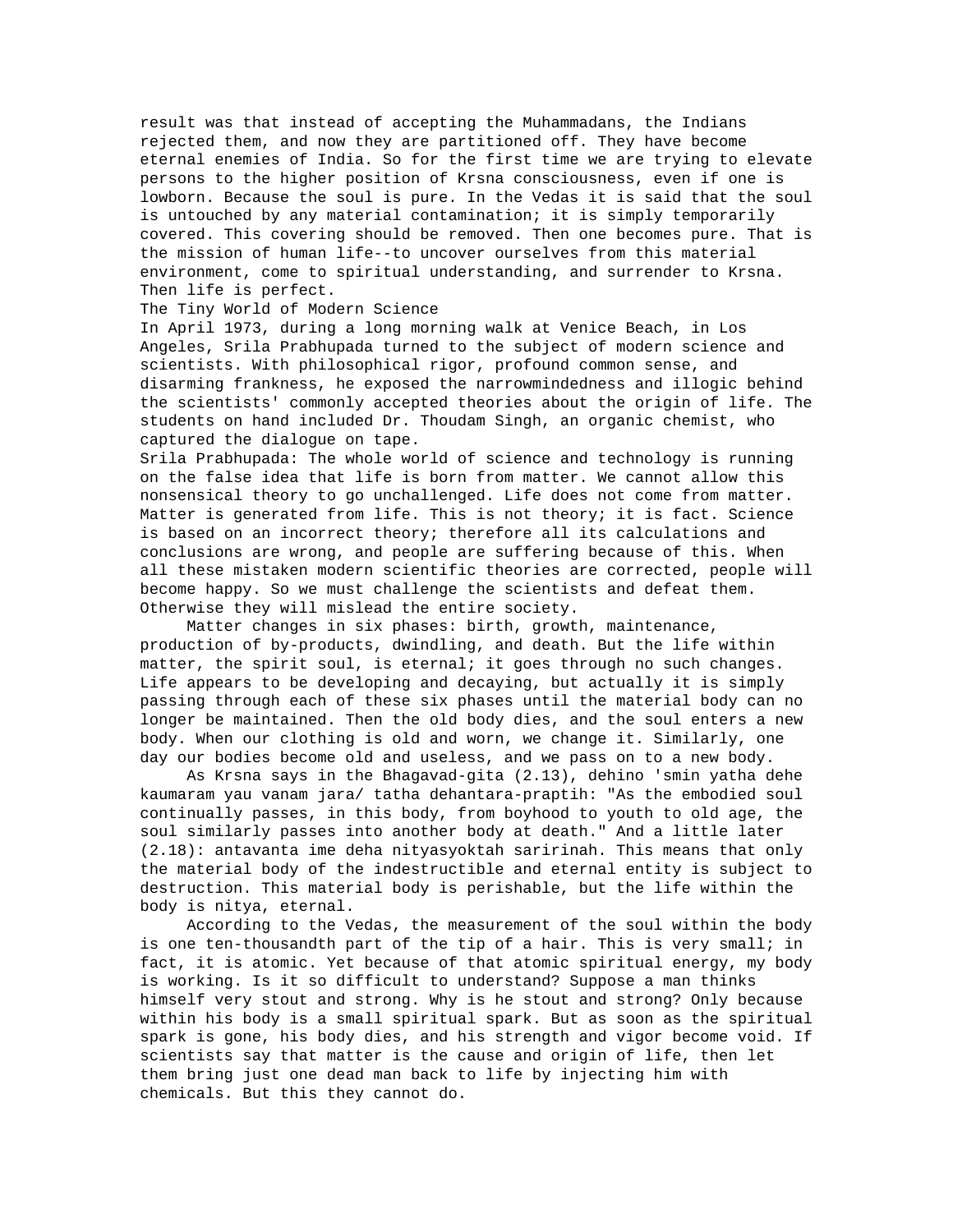result was that instead of accepting the Muhammadans, the Indians rejected them, and now they are partitioned off. They have become eternal enemies of India. So for the first time we are trying to elevate persons to the higher position of Krsna consciousness, even if one is lowborn. Because the soul is pure. In the Vedas it is said that the soul is untouched by any material contamination; it is simply temporarily covered. This covering should be removed. Then one becomes pure. That is the mission of human life--to uncover ourselves from this material environment, come to spiritual understanding, and surrender to Krsna. Then life is perfect.

## The Tiny World of Modern Science

In April 1973, during a long morning walk at Venice Beach, in Los Angeles, Srila Prabhupada turned to the subject of modern science and scientists. With philosophical rigor, profound common sense, and disarming frankness, he exposed the narrowmindedness and illogic behind the scientists' commonly accepted theories about the origin of life. The students on hand included Dr. Thoudam Singh, an organic chemist, who captured the dialogue on tape.

Srila Prabhupada: The whole world of science and technology is running on the false idea that life is born from matter. We cannot allow this nonsensical theory to go unchallenged. Life does not come from matter. Matter is generated from life. This is not theory; it is fact. Science is based on an incorrect theory; therefore all its calculations and conclusions are wrong, and people are suffering because of this. When all these mistaken modern scientific theories are corrected, people will become happy. So we must challenge the scientists and defeat them. Otherwise they will mislead the entire society.

Matter changes in six phases: birth, growth, maintenance, production of by-products, dwindling, and death. But the life within matter, the spirit soul, is eternal; it goes through no such changes. Life appears to be developing and decaying, but actually it is simply passing through each of these six phases until the material body can no longer be maintained. Then the old body dies, and the soul enters a new body. When our clothing is old and worn, we change it. Similarly, one day our bodies become old and useless, and we pass on to a new body.

As Krsna says in the Bhagavad-gita (2.13), dehino 'smin yatha dehe kaumaram yau vanam jara/ tatha dehantara-praptih: "As the embodied soul continually passes, in this body, from boyhood to youth to old age, the soul similarly passes into another body at death." And a little later (2.18): antavanta ime deha nityasyoktah saririnah. This means that only the material body of the indestructible and eternal entity is subject to destruction. This material body is perishable, but the life within the body is nitya, eternal.

According to the Vedas, the measurement of the soul within the body is one ten-thousandth part of the tip of a hair. This is very small; in fact, it is atomic. Yet because of that atomic spiritual energy, my body is working. Is it so difficult to understand? Suppose a man thinks himself very stout and strong. Why is he stout and strong? Only because within his body is a small spiritual spark. But as soon as the spiritual spark is gone, his body dies, and his strength and vigor become void. If scientists say that matter is the cause and origin of life, then let them bring just one dead man back to life by injecting him with chemicals. But this they cannot do.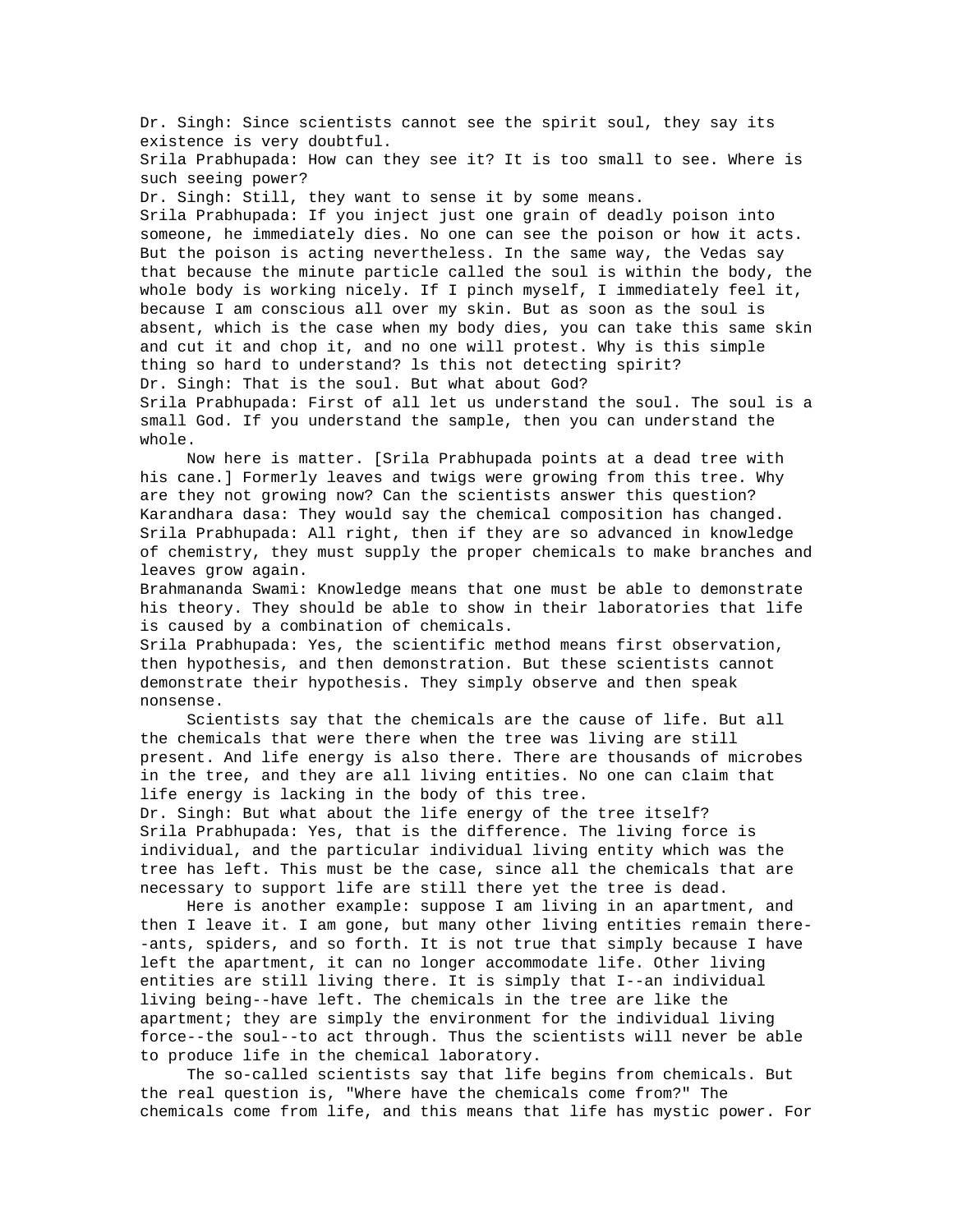Dr. Singh: Since scientists cannot see the spirit soul, they say its existence is very doubtful.

Srila Prabhupada: How can they see it? It is too small to see. Where is such seeing power?

Dr. Singh: Still, they want to sense it by some means.

Srila Prabhupada: If you inject just one grain of deadly poison into someone, he immediately dies. No one can see the poison or how it acts. But the poison is acting nevertheless. In the same way, the Vedas say that because the minute particle called the soul is within the body, the whole body is working nicely. If I pinch myself, I immediately feel it, because I am conscious all over my skin. But as soon as the soul is absent, which is the case when my body dies, you can take this same skin and cut it and chop it, and no one will protest. Why is this simple thing so hard to understand? ls this not detecting spirit?

Dr. Singh: That is the soul. But what about God?

Srila Prabhupada: First of all let us understand the soul. The soul is a small God. If you understand the sample, then you can understand the whole.

Now here is matter. [Srila Prabhupada points at a dead tree with his cane.] Formerly leaves and twigs were growing from this tree. Why are they not growing now? Can the scientists answer this question?

Karandhara dasa: They would say the chemical composition has changed.

Srila Prabhupada: All right, then if they are so advanced in knowledge of chemistry, they must supply the proper chemicals to make branches and leaves grow again.

Brahmananda Swami: Knowledge means that one must be able to demonstrate his theory. They should be able to show in their laboratories that life is caused by a combination of chemicals.

Srila Prabhupada: Yes, the scientific method means first observation, then hypothesis, and then demonstration. But these scientists cannot demonstrate their hypothesis. They simply observe and then speak nonsense.

Scientists say that the chemicals are the cause of life. But all the chemicals that were there when the tree was living are still present. And life energy is also there. There are thousands of microbes in the tree, and they are all living entities. No one can claim that life energy is lacking in the body of this tree.

Dr. Singh: But what about the life energy of the tree itself?

Srila Prabhupada: Yes, that is the difference. The living force is individual, and the particular individual living entity which was the tree has left. This must be the case, since all the chemicals that are necessary to support life are still there yet the tree is dead.

Here is another example: suppose I am living in an apartment, and then I leave it. I am gone, but many other living entities remain there--ants, spiders, and so forth. It is not true that simply because I have left the apartment, it can no longer accommodate life. Other living entities are still living there. It is simply that I--an individual living being--have left. The chemicals in the tree are like the apartment; they are simply the environment for the individual living force--the soul--to act through. Thus the scientists will never be able to produce life in the chemical laboratory.

The so-called scientists say that life begins from chemicals. But the real question is, "Where have the chemicals come from?" The chemicals come from life, and this means that life has mystic power. For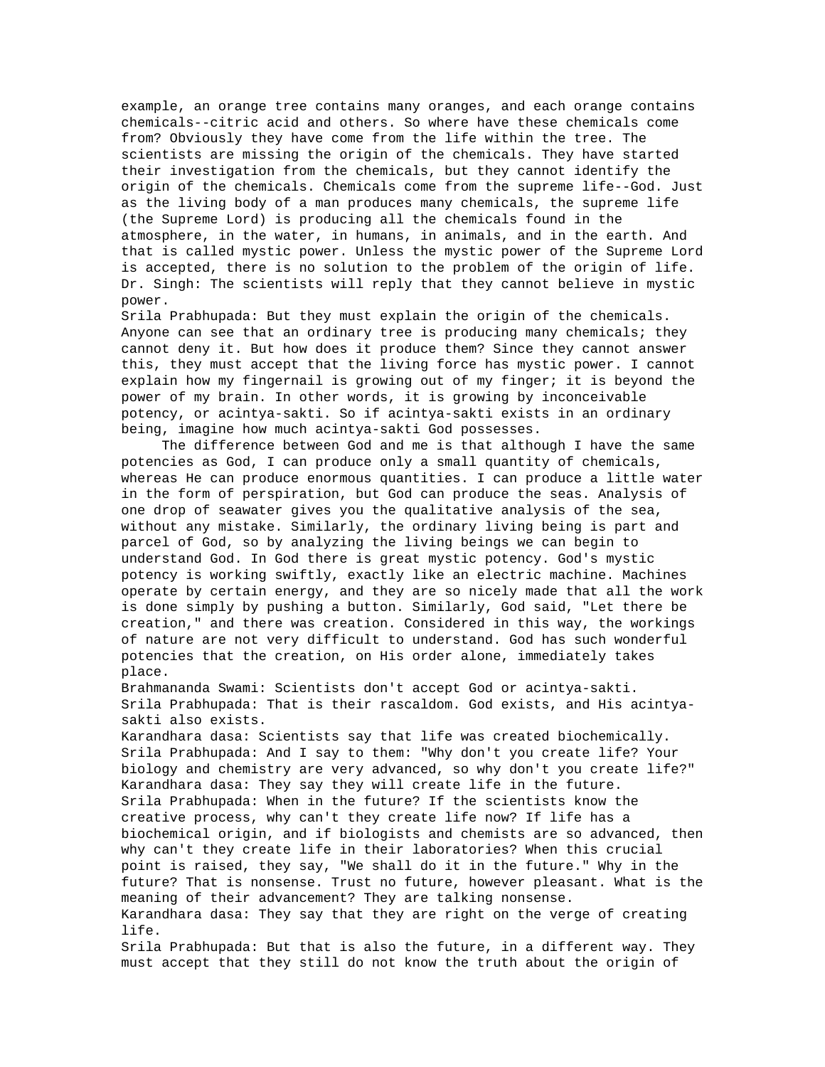example, an orange tree contains many oranges, and each orange contains chemicals--citric acid and others. So where have these chemicals come from? Obviously they have come from the life within the tree. The scientists are missing the origin of the chemicals. They have started their investigation from the chemicals, but they cannot identify the origin of the chemicals. Chemicals come from the supreme life--God. Just as the living body of a man produces many chemicals, the supreme life (the Supreme Lord) is producing all the chemicals found in the atmosphere, in the water, in humans, in animals, and in the earth. And that is called mystic power. Unless the mystic power of the Supreme Lord is accepted, there is no solution to the problem of the origin of life.

Dr. Singh: The scientists will reply that they cannot believe in mystic power.

Srila Prabhupada: But they must explain the origin of the chemicals. Anyone can see that an ordinary tree is producing many chemicals; they cannot deny it. But how does it produce them? Since they cannot answer this, they must accept that the living force has mystic power. I cannot explain how my fingernail is growing out of my finger; it is beyond the power of my brain. In other words, it is growing by inconceivable potency, or acintya-sakti. So if acintya-sakti exists in an ordinary being, imagine how much acintya-sakti God possesses.

The difference between God and me is that although I have the same potencies as God, I can produce only a small quantity of chemicals, whereas He can produce enormous quantities. I can produce a little water in the form of perspiration, but God can produce the seas. Analysis of one drop of seawater gives you the qualitative analysis of the sea, without any mistake. Similarly, the ordinary living being is part and parcel of God, so by analyzing the living beings we can begin to understand God. In God there is great mystic potency. God's mystic potency is working swiftly, exactly like an electric machine. Machines operate by certain energy, and they are so nicely made that all the work is done simply by pushing a button. Similarly, God said, "Let there be creation," and there was creation. Considered in this way, the workings of nature are not very difficult to understand. God has such wonderful potencies that the creation, on His order alone, immediately takes place.

Brahmananda Swami: Scientists don't accept God or acintya-sakti.

Srila Prabhupada: That is their rascaldom. God exists, and His acintya-sakti also exists.

Karandhara dasa: Scientists say that life was created biochemically.

Srila Prabhupada: And I say to them: "Why don't you create life? Your biology and chemistry are very advanced, so why don't you create life?"

Karandhara dasa: They say they will create life in the future.

Srila Prabhupada: When in the future? If the scientists know the creative process, why can't they create life now? If life has a biochemical origin, and if biologists and chemists are so advanced, then why can't they create life in their laboratories? When this crucial point is raised, they say, "We shall do it in the future." Why in the future? That is nonsense. Trust no future, however pleasant. What is the meaning of their advancement? They are talking nonsense.

Karandhara dasa: They say that they are right on the verge of creating life.

Srila Prabhupada: But that is also the future, in a different way. They must accept that they still do not know the truth about the origin of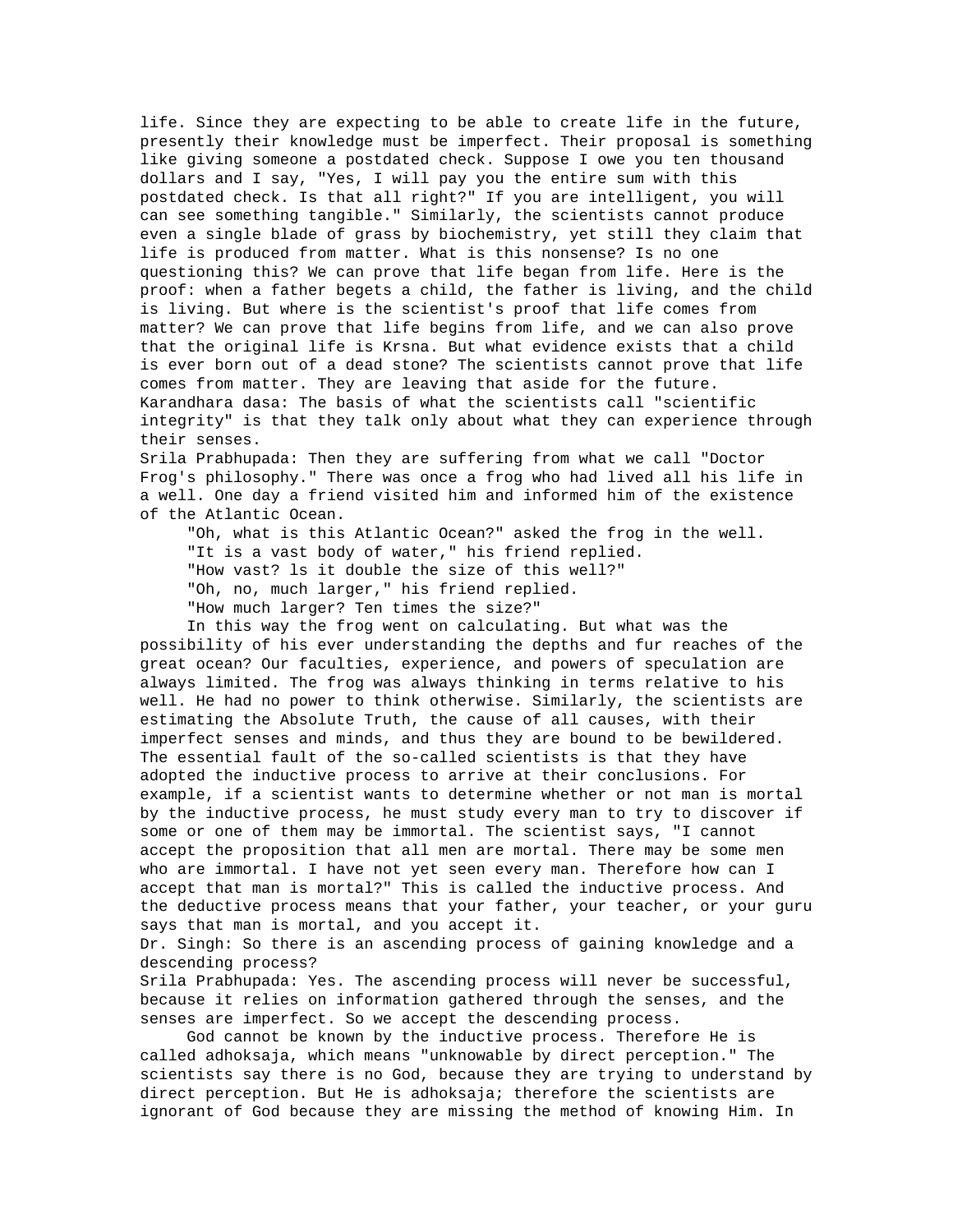life. Since they are expecting to be able to create life in the future, presently their knowledge must be imperfect. Their proposal is something like giving someone a postdated check. Suppose I owe you ten thousand dollars and I say, "Yes, I will pay you the entire sum with this postdated check. Is that all right?" If you are intelligent, you will can see something tangible." Similarly, the scientists cannot produce even a single blade of grass by biochemistry, yet still they claim that life is produced from matter. What is this nonsense? Is no one questioning this? We can prove that life began from life. Here is the proof: when a father begets a child, the father is living, and the child is living. But where is the scientist's proof that life comes from matter? We can prove that life begins from life, and we can also prove that the original life is Krsna. But what evidence exists that a child is ever born out of a dead stone? The scientists cannot prove that life comes from matter. They are leaving that aside for the future.

Karandhara dasa: The basis of what the scientists call "scientific integrity" is that they talk only about what they can experience through their senses.

Srila Prabhupada: Then they are suffering from what we call "Doctor Frog's philosophy." There was once a frog who had lived all his life in a well. One day a friend visited him and informed him of the existence of the Atlantic Ocean.

"Oh, what is this Atlantic Ocean?" asked the frog in the well.

"It is a vast body of water," his friend replied.

"How vast? ls it double the size of this well?"

"Oh, no, much larger," his friend replied.

"How much larger? Ten times the size?"

In this way the frog went on calculating. But what was the possibility of his ever understanding the depths and fur reaches of the great ocean? Our faculties, experience, and powers of speculation are always limited. The frog was always thinking in terms relative to his well. He had no power to think otherwise. Similarly, the scientists are estimating the Absolute Truth, the cause of all causes, with their imperfect senses and minds, and thus they are bound to be bewildered. The essential fault of the so-called scientists is that they have adopted the inductive process to arrive at their conclusions. For example, if a scientist wants to determine whether or not man is mortal by the inductive process, he must study every man to try to discover if some or one of them may be immortal. The scientist says, "I cannot accept the proposition that all men are mortal. There may be some men who are immortal. I have not yet seen every man. Therefore how can I accept that man is mortal?" This is called the inductive process. And the deductive process means that your father, your teacher, or your guru says that man is mortal, and you accept it.

Dr. Singh: So there is an ascending process of gaining knowledge and a descending process?

Srila Prabhupada: Yes. The ascending process will never be successful, because it relies on information gathered through the senses, and the senses are imperfect. So we accept the descending process.

God cannot be known by the inductive process. Therefore He is called adhoksaja, which means "unknowable by direct perception." The scientists say there is no God, because they are trying to understand by direct perception. But He is adhoksaja; therefore the scientists are ignorant of God because they are missing the method of knowing Him. In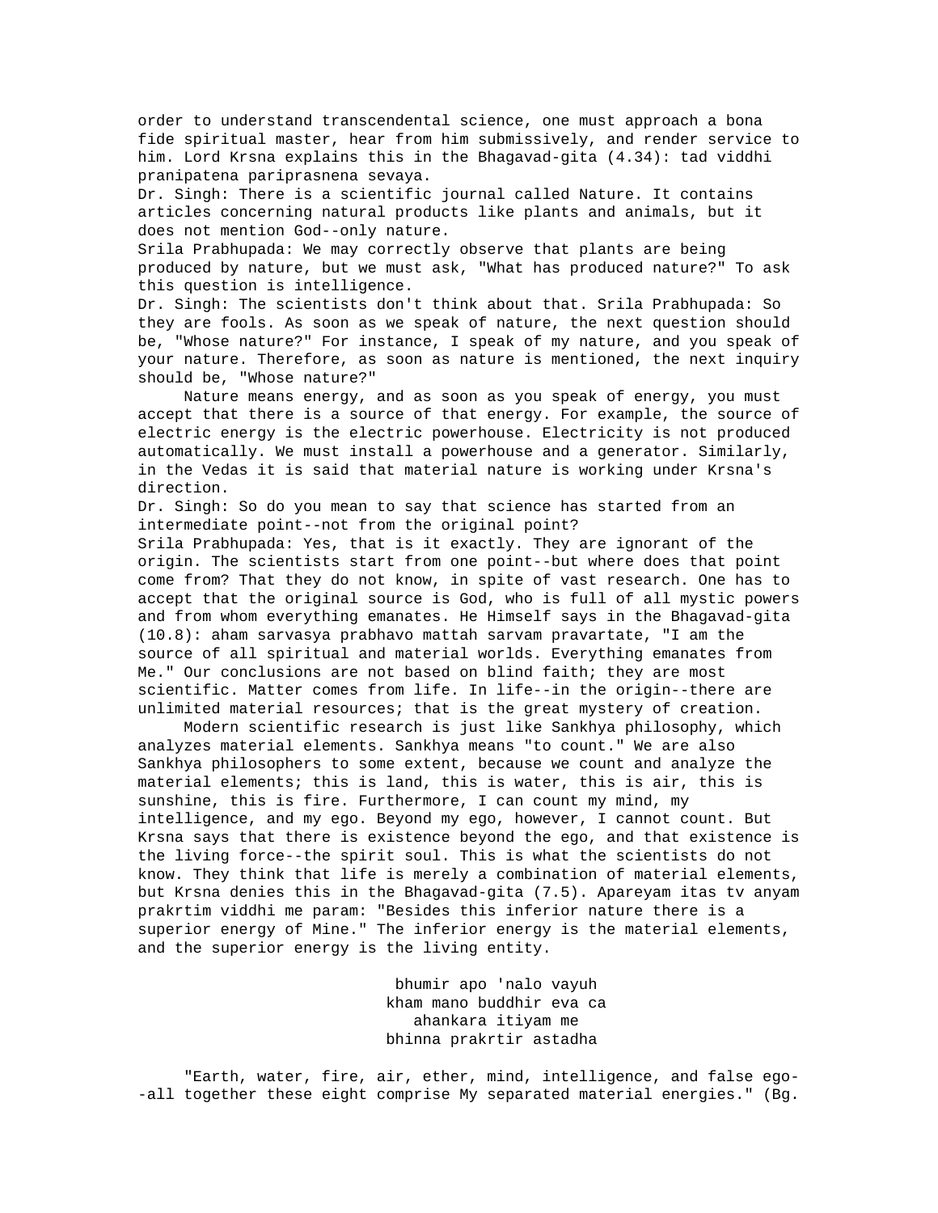order to understand transcendental science, one must approach a bona fide spiritual master, hear from him submissively, and render service to him. Lord Krsna explains this in the Bhagavad-gita (4.34): tad viddhi pranipatena pariprasnena sevaya.

Dr. Singh: There is a scientific journal called Nature. It contains articles concerning natural products like plants and animals, but it does not mention God--only nature.

Srila Prabhupada: We may correctly observe that plants are being produced by nature, but we must ask, "What has produced nature?" To ask this question is intelligence.

Dr. Singh: The scientists don't think about that. Srila Prabhupada: So they are fools. As soon as we speak of nature, the next question should be, "Whose nature?" For instance, I speak of my nature, and you speak of your nature. Therefore, as soon as nature is mentioned, the next inquiry should be, "Whose nature?"

Nature means energy, and as soon as you speak of energy, you must accept that there is a source of that energy. For example, the source of electric energy is the electric powerhouse. Electricity is not produced automatically. We must install a powerhouse and a generator. Similarly, in the Vedas it is said that material nature is working under Krsna's direction.

Dr. Singh: So do you mean to say that science has started from an intermediate point--not from the original point?

Srila Prabhupada: Yes, that is it exactly. They are ignorant of the origin. The scientists start from one point--but where does that point come from? That they do not know, in spite of vast research. One has to accept that the original source is God, who is full of all mystic powers and from whom everything emanates. He Himself says in the Bhagavad-gita (10.8): aham sarvasya prabhavo mattah sarvam pravartate, "I am the source of all spiritual and material worlds. Everything emanates from Me." Our conclusions are not based on blind faith; they are most scientific. Matter comes from life. In life--in the origin--there are unlimited material resources; that is the great mystery of creation.

Modern scientific research is just like Sankhya philosophy, which analyzes material elements. Sankhya means "to count." We are also Sankhya philosophers to some extent, because we count and analyze the material elements; this is land, this is water, this is air, this is sunshine, this is fire. Furthermore, I can count my mind, my intelligence, and my ego. Beyond my ego, however, I cannot count. But Krsna says that there is existence beyond the ego, and that existence is the living force--the spirit soul. This is what the scientists do not know. They think that life is merely a combination of material elements, but Krsna denies this in the Bhagavad-gita (7.5). Apareyam itas tv anyam prakrtim viddhi me param: "Besides this inferior nature there is a superior energy of Mine." The inferior energy is the material elements, and the superior energy is the living entity.

bhumir apo 'nalo vayuh
kham mano buddhir eva ca
ahankara itiyam me
bhinna prakrtir astadha

"Earth, water, fire, air, ether, mind, intelligence, and false ego--all together these eight comprise My separated material energies." (Bg.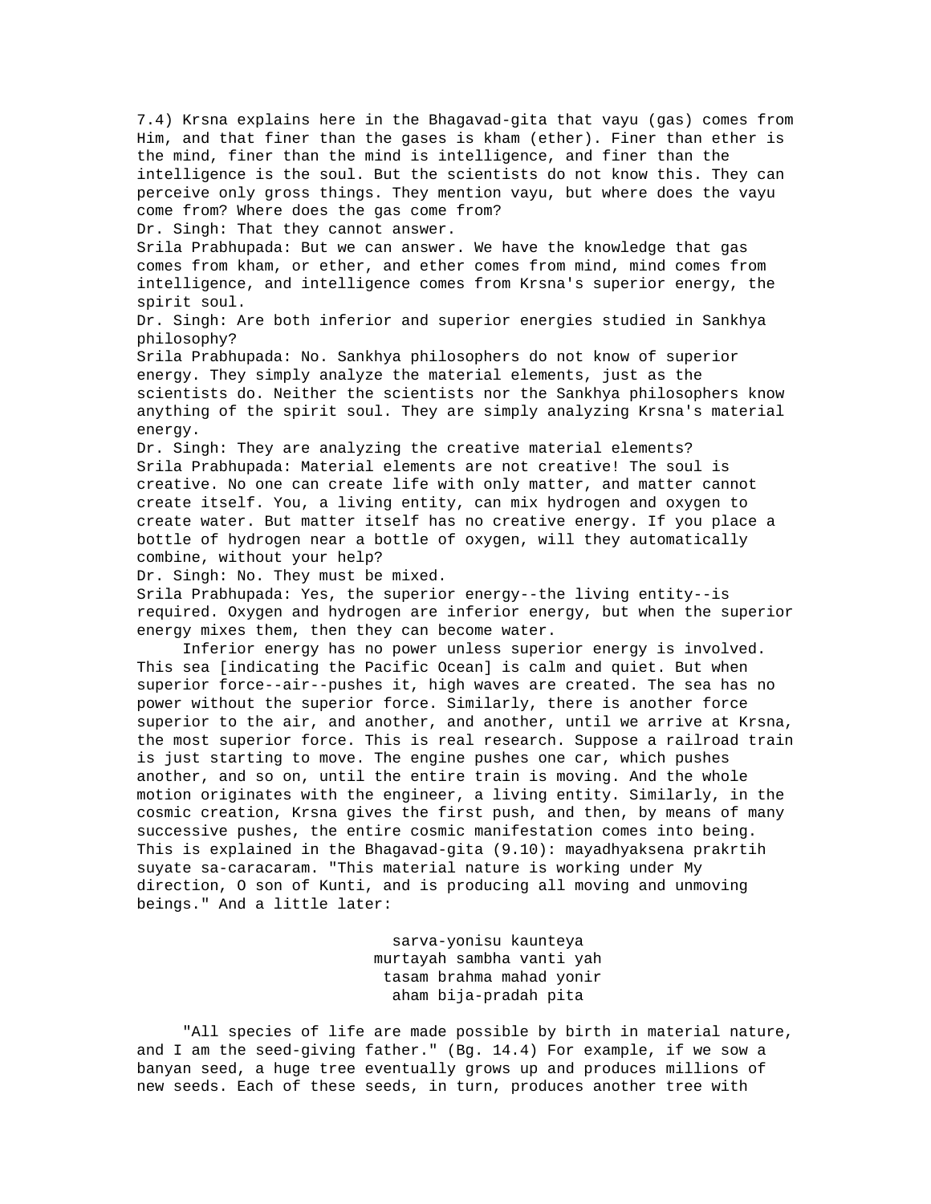7.4) Krsna explains here in the Bhagavad-gita that vayu (gas) comes from Him, and that finer than the gases is kham (ether). Finer than ether is the mind, finer than the mind is intelligence, and finer than the intelligence is the soul. But the scientists do not know this. They can perceive only gross things. They mention vayu, but where does the vayu come from? Where does the gas come from?

Dr. Singh: That they cannot answer.

Srila Prabhupada: But we can answer. We have the knowledge that gas comes from kham, or ether, and ether comes from mind, mind comes from intelligence, and intelligence comes from Krsna's superior energy, the spirit soul.

Dr. Singh: Are both inferior and superior energies studied in Sankhya philosophy?

Srila Prabhupada: No. Sankhya philosophers do not know of superior energy. They simply analyze the material elements, just as the scientists do. Neither the scientists nor the Sankhya philosophers know anything of the spirit soul. They are simply analyzing Krsna's material energy.

Dr. Singh: They are analyzing the creative material elements?

Srila Prabhupada: Material elements are not creative! The soul is creative. No one can create life with only matter, and matter cannot create itself. You, a living entity, can mix hydrogen and oxygen to create water. But matter itself has no creative energy. If you place a bottle of hydrogen near a bottle of oxygen, will they automatically combine, without your help?

Dr. Singh: No. They must be mixed.

Srila Prabhupada: Yes, the superior energy--the living entity--is required. Oxygen and hydrogen are inferior energy, but when the superior energy mixes them, then they can become water.

Inferior energy has no power unless superior energy is involved. This sea [indicating the Pacific Ocean] is calm and quiet. But when superior force--air--pushes it, high waves are created. The sea has no power without the superior force. Similarly, there is another force superior to the air, and another, and another, until we arrive at Krsna, the most superior force. This is real research. Suppose a railroad train is just starting to move. The engine pushes one car, which pushes another, and so on, until the entire train is moving. And the whole motion originates with the engineer, a living entity. Similarly, in the cosmic creation, Krsna gives the first push, and then, by means of many successive pushes, the entire cosmic manifestation comes into being. This is explained in the Bhagavad-gita (9.10): mayadhyaksena prakrtih suyate sa-caracaram. "This material nature is working under My direction, O son of Kunti, and is producing all moving and unmoving beings." And a little later:

sarva-yonisu kaunteya
murtayah sambha vanti yah
tasam brahma mahad yonir
aham bija-pradah pita

"All species of life are made possible by birth in material nature, and I am the seed-giving father." (Bg. 14.4) For example, if we sow a banyan seed, a huge tree eventually grows up and produces millions of new seeds. Each of these seeds, in turn, produces another tree with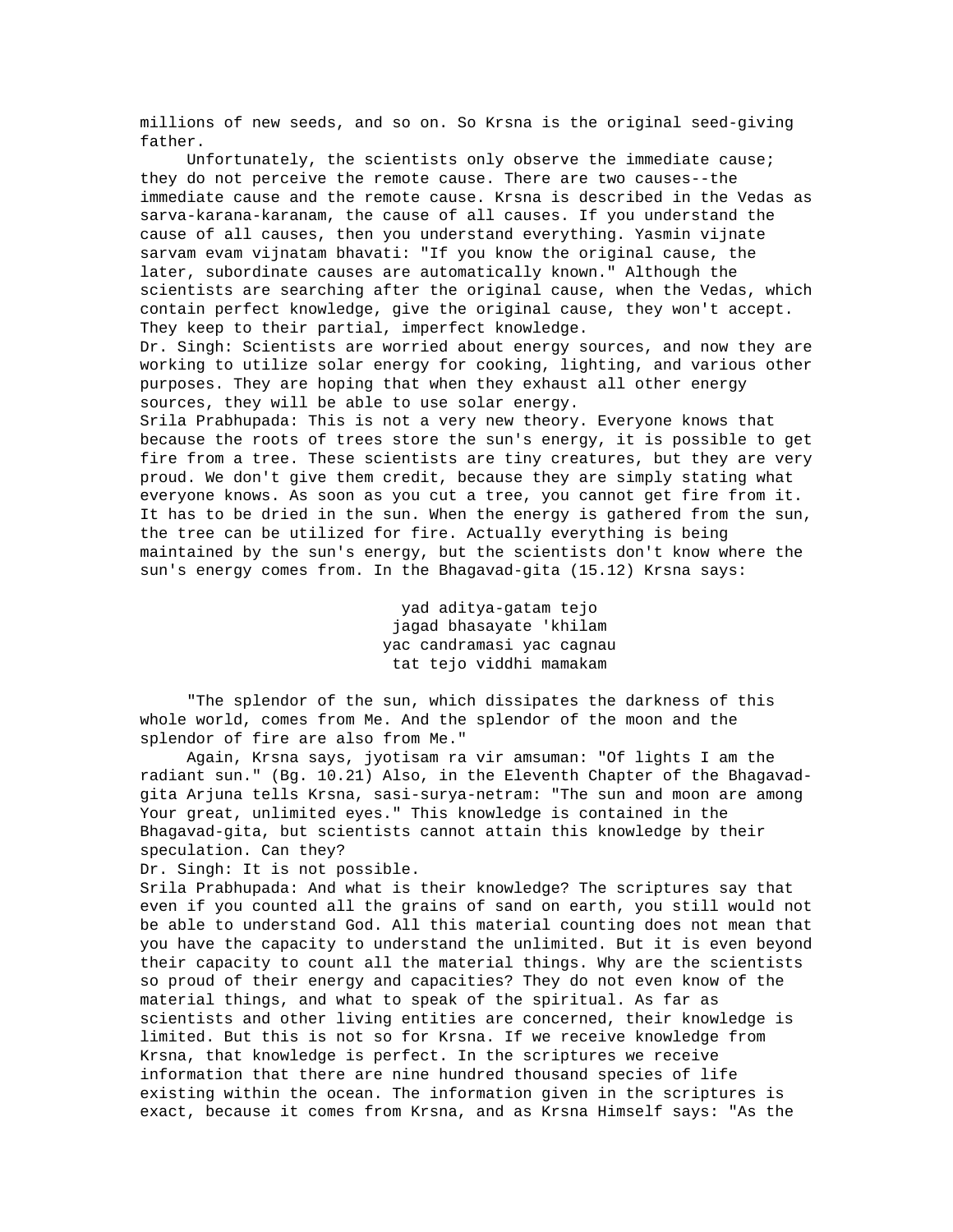millions of new seeds, and so on. So Krsna is the original seed-giving father.

Unfortunately, the scientists only observe the immediate cause; they do not perceive the remote cause. There are two causes--the immediate cause and the remote cause. Krsna is described in the Vedas as sarva-karana-karanam, the cause of all causes. If you understand the cause of all causes, then you understand everything. Yasmin vijnate sarvam evam vijnatam bhavati: "If you know the original cause, the later, subordinate causes are automatically known." Although the scientists are searching after the original cause, when the Vedas, which contain perfect knowledge, give the original cause, they won't accept. They keep to their partial, imperfect knowledge.

Dr. Singh: Scientists are worried about energy sources, and now they are working to utilize solar energy for cooking, lighting, and various other purposes. They are hoping that when they exhaust all other energy sources, they will be able to use solar energy.

Srila Prabhupada: This is not a very new theory. Everyone knows that because the roots of trees store the sun's energy, it is possible to get fire from a tree. These scientists are tiny creatures, but they are very proud. We don't give them credit, because they are simply stating what everyone knows. As soon as you cut a tree, you cannot get fire from it. It has to be dried in the sun. When the energy is gathered from the sun, the tree can be utilized for fire. Actually everything is being maintained by the sun's energy, but the scientists don't know where the sun's energy comes from. In the Bhagavad-gita (15.12) Krsna says:

yad aditya-gatam tejo
jagad bhasayate 'khilam
yac candramasi yac cagnau
tat tejo viddhi mamakam

"The splendor of the sun, which dissipates the darkness of this whole world, comes from Me. And the splendor of the moon and the splendor of fire are also from Me."

Again, Krsna says, jyotisam ra vir amsuman: "Of lights I am the radiant sun." (Bg. 10.21) Also, in the Eleventh Chapter of the Bhagavad-gita Arjuna tells Krsna, sasi-surya-netram: "The sun and moon are among Your great, unlimited eyes." This knowledge is contained in the Bhagavad-gita, but scientists cannot attain this knowledge by their speculation. Can they?

Dr. Singh: It is not possible.

Srila Prabhupada: And what is their knowledge? The scriptures say that even if you counted all the grains of sand on earth, you still would not be able to understand God. All this material counting does not mean that you have the capacity to understand the unlimited. But it is even beyond their capacity to count all the material things. Why are the scientists so proud of their energy and capacities? They do not even know of the material things, and what to speak of the spiritual. As far as scientists and other living entities are concerned, their knowledge is limited. But this is not so for Krsna. If we receive knowledge from Krsna, that knowledge is perfect. In the scriptures we receive information that there are nine hundred thousand species of life existing within the ocean. The information given in the scriptures is exact, because it comes from Krsna, and as Krsna Himself says: "As the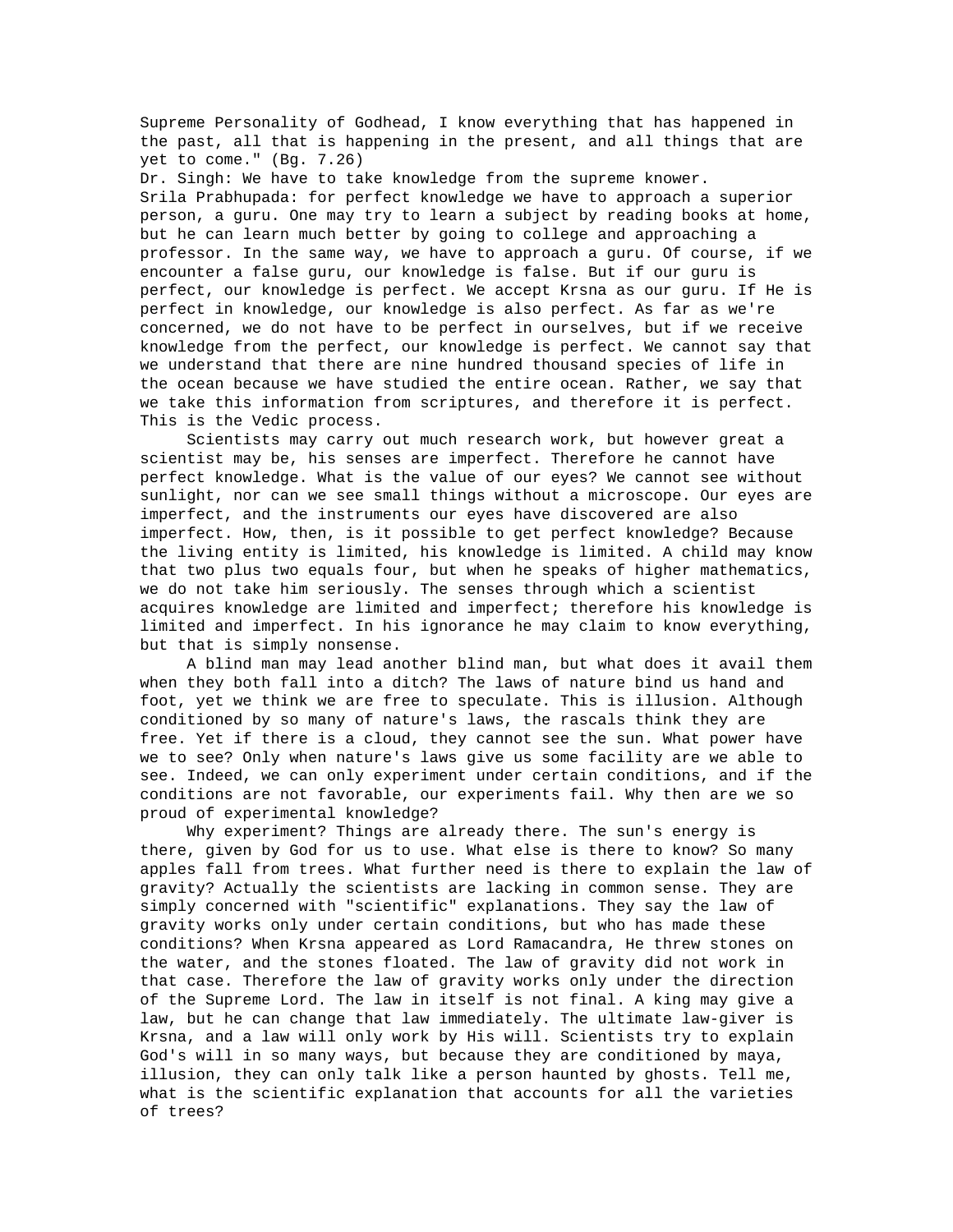Supreme Personality of Godhead, I know everything that has happened in the past, all that is happening in the present, and all things that are yet to come." (Bg. 7.26)

Dr. Singh: We have to take knowledge from the supreme knower.

Srila Prabhupada: for perfect knowledge we have to approach a superior person, a guru. One may try to learn a subject by reading books at home, but he can learn much better by going to college and approaching a professor. In the same way, we have to approach a guru. Of course, if we encounter a false guru, our knowledge is false. But if our guru is perfect, our knowledge is perfect. We accept Krsna as our guru. If He is perfect in knowledge, our knowledge is also perfect. As far as we're concerned, we do not have to be perfect in ourselves, but if we receive knowledge from the perfect, our knowledge is perfect. We cannot say that we understand that there are nine hundred thousand species of life in the ocean because we have studied the entire ocean. Rather, we say that we take this information from scriptures, and therefore it is perfect. This is the Vedic process.

Scientists may carry out much research work, but however great a scientist may be, his senses are imperfect. Therefore he cannot have perfect knowledge. What is the value of our eyes? We cannot see without sunlight, nor can we see small things without a microscope. Our eyes are imperfect, and the instruments our eyes have discovered are also imperfect. How, then, is it possible to get perfect knowledge? Because the living entity is limited, his knowledge is limited. A child may know that two plus two equals four, but when he speaks of higher mathematics, we do not take him seriously. The senses through which a scientist acquires knowledge are limited and imperfect; therefore his knowledge is limited and imperfect. In his ignorance he may claim to know everything, but that is simply nonsense.

A blind man may lead another blind man, but what does it avail them when they both fall into a ditch? The laws of nature bind us hand and foot, yet we think we are free to speculate. This is illusion. Although conditioned by so many of nature's laws, the rascals think they are free. Yet if there is a cloud, they cannot see the sun. What power have we to see? Only when nature's laws give us some facility are we able to see. Indeed, we can only experiment under certain conditions, and if the conditions are not favorable, our experiments fail. Why then are we so proud of experimental knowledge?

Why experiment? Things are already there. The sun's energy is there, given by God for us to use. What else is there to know? So many apples fall from trees. What further need is there to explain the law of gravity? Actually the scientists are lacking in common sense. They are simply concerned with "scientific" explanations. They say the law of gravity works only under certain conditions, but who has made these conditions? When Krsna appeared as Lord Ramacandra, He threw stones on the water, and the stones floated. The law of gravity did not work in that case. Therefore the law of gravity works only under the direction of the Supreme Lord. The law in itself is not final. A king may give a law, but he can change that law immediately. The ultimate law-giver is Krsna, and a law will only work by His will. Scientists try to explain God's will in so many ways, but because they are conditioned by maya, illusion, they can only talk like a person haunted by ghosts. Tell me, what is the scientific explanation that accounts for all the varieties of trees?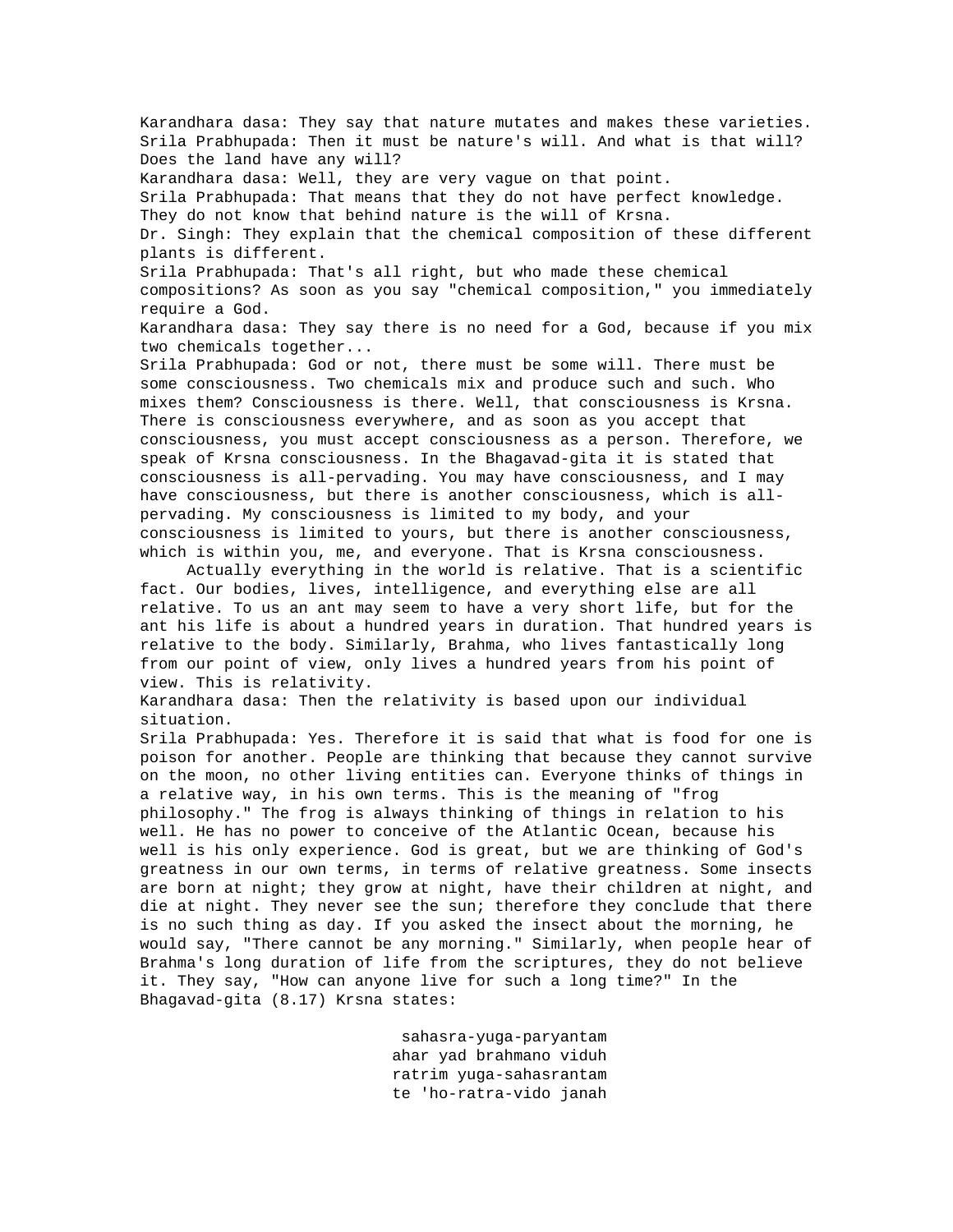Karandhara dasa: They say that nature mutates and makes these varieties.
Srila Prabhupada: Then it must be nature's will. And what is that will? Does the land have any will?
Karandhara dasa: Well, they are very vague on that point.
Srila Prabhupada: That means that they do not have perfect knowledge. They do not know that behind nature is the will of Krsna.
Dr. Singh: They explain that the chemical composition of these different plants is different.
Srila Prabhupada: That's all right, but who made these chemical compositions? As soon as you say "chemical composition," you immediately require a God.
Karandhara dasa: They say there is no need for a God, because if you mix two chemicals together...
Srila Prabhupada: God or not, there must be some will. There must be some consciousness. Two chemicals mix and produce such and such. Who mixes them? Consciousness is there. Well, that consciousness is Krsna. There is consciousness everywhere, and as soon as you accept that consciousness, you must accept consciousness as a person. Therefore, we speak of Krsna consciousness. In the Bhagavad-gita it is stated that consciousness is all-pervading. You may have consciousness, and I may have consciousness, but there is another consciousness, which is all-pervading. My consciousness is limited to my body, and your consciousness is limited to yours, but there is another consciousness, which is within you, me, and everyone. That is Krsna consciousness.

Actually everything in the world is relative. That is a scientific fact. Our bodies, lives, intelligence, and everything else are all relative. To us an ant may seem to have a very short life, but for the ant his life is about a hundred years in duration. That hundred years is relative to the body. Similarly, Brahma, who lives fantastically long from our point of view, only lives a hundred years from his point of view. This is relativity.
Karandhara dasa: Then the relativity is based upon our individual situation.
Srila Prabhupada: Yes. Therefore it is said that what is food for one is poison for another. People are thinking that because they cannot survive on the moon, no other living entities can. Everyone thinks of things in a relative way, in his own terms. This is the meaning of "frog philosophy." The frog is always thinking of things in relation to his well. He has no power to conceive of the Atlantic Ocean, because his well is his only experience. God is great, but we are thinking of God's greatness in our own terms, in terms of relative greatness. Some insects are born at night; they grow at night, have their children at night, and die at night. They never see the sun; therefore they conclude that there is no such thing as day. If you asked the insect about the morning, he would say, "There cannot be any morning." Similarly, when people hear of Brahma's long duration of life from the scriptures, they do not believe it. They say, "How can anyone live for such a long time?" In the Bhagavad-gita (8.17) Krsna states:

sahasra-yuga-paryantam
ahar yad brahmano viduh
ratrim yuga-sahasrantam
te 'ho-ratra-vido janah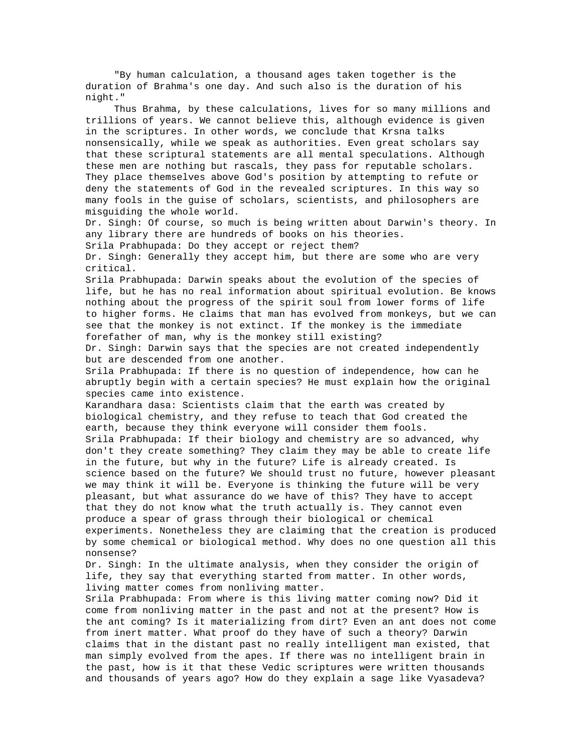"By human calculation, a thousand ages taken together is the duration of Brahma's one day. And such also is the duration of his night."

Thus Brahma, by these calculations, lives for so many millions and trillions of years. We cannot believe this, although evidence is given in the scriptures. In other words, we conclude that Krsna talks nonsensically, while we speak as authorities. Even great scholars say that these scriptural statements are all mental speculations. Although these men are nothing but rascals, they pass for reputable scholars. They place themselves above God's position by attempting to refute or deny the statements of God in the revealed scriptures. In this way so many fools in the guise of scholars, scientists, and philosophers are misguiding the whole world.

Dr. Singh: Of course, so much is being written about Darwin's theory. In any library there are hundreds of books on his theories.

Srila Prabhupada: Do they accept or reject them?

Dr. Singh: Generally they accept him, but there are some who are very critical.

Srila Prabhupada: Darwin speaks about the evolution of the species of life, but he has no real information about spiritual evolution. Be knows nothing about the progress of the spirit soul from lower forms of life to higher forms. He claims that man has evolved from monkeys, but we can see that the monkey is not extinct. If the monkey is the immediate forefather of man, why is the monkey still existing?

Dr. Singh: Darwin says that the species are not created independently but are descended from one another.

Srila Prabhupada: If there is no question of independence, how can he abruptly begin with a certain species? He must explain how the original species came into existence.

Karandhara dasa: Scientists claim that the earth was created by biological chemistry, and they refuse to teach that God created the earth, because they think everyone will consider them fools.

Srila Prabhupada: If their biology and chemistry are so advanced, why don't they create something? They claim they may be able to create life in the future, but why in the future? Life is already created. Is science based on the future? We should trust no future, however pleasant we may think it will be. Everyone is thinking the future will be very pleasant, but what assurance do we have of this? They have to accept that they do not know what the truth actually is. They cannot even produce a spear of grass through their biological or chemical experiments. Nonetheless they are claiming that the creation is produced by some chemical or biological method. Why does no one question all this nonsense?

Dr. Singh: In the ultimate analysis, when they consider the origin of life, they say that everything started from matter. In other words, living matter comes from nonliving matter.

Srila Prabhupada: From where is this living matter coming now? Did it come from nonliving matter in the past and not at the present? How is the ant coming? Is it materializing from dirt? Even an ant does not come from inert matter. What proof do they have of such a theory? Darwin claims that in the distant past no really intelligent man existed, that man simply evolved from the apes. If there was no intelligent brain in the past, how is it that these Vedic scriptures were written thousands and thousands of years ago? How do they explain a sage like Vyasadeva?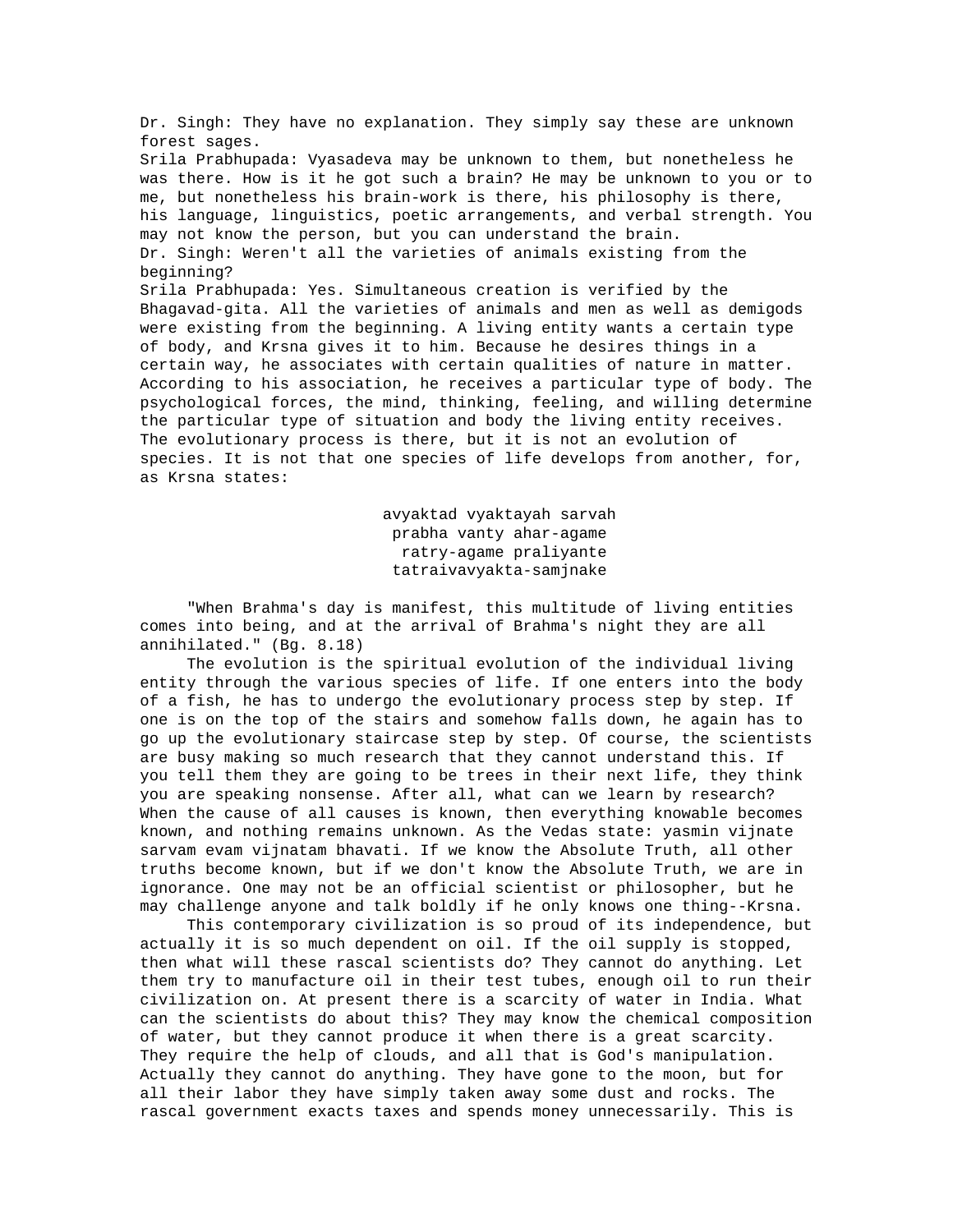Dr. Singh: They have no explanation. They simply say these are unknown forest sages.

Srila Prabhupada: Vyasadeva may be unknown to them, but nonetheless he was there. How is it he got such a brain? He may be unknown to you or to me, but nonetheless his brain-work is there, his philosophy is there, his language, linguistics, poetic arrangements, and verbal strength. You may not know the person, but you can understand the brain.

Dr. Singh: Weren't all the varieties of animals existing from the beginning?

Srila Prabhupada: Yes. Simultaneous creation is verified by the Bhagavad-gita. All the varieties of animals and men as well as demigods were existing from the beginning. A living entity wants a certain type of body, and Krsna gives it to him. Because he desires things in a certain way, he associates with certain qualities of nature in matter. According to his association, he receives a particular type of body. The psychological forces, the mind, thinking, feeling, and willing determine the particular type of situation and body the living entity receives. The evolutionary process is there, but it is not an evolution of species. It is not that one species of life develops from another, for, as Krsna states:

avyaktad vyaktayah sarvah
prabha vanty ahar-agame
ratry-agame praliyante
tatraivavyakta-samjnake

"When Brahma's day is manifest, this multitude of living entities comes into being, and at the arrival of Brahma's night they are all annihilated." (Bg. 8.18)

The evolution is the spiritual evolution of the individual living entity through the various species of life. If one enters into the body of a fish, he has to undergo the evolutionary process step by step. If one is on the top of the stairs and somehow falls down, he again has to go up the evolutionary staircase step by step. Of course, the scientists are busy making so much research that they cannot understand this. If you tell them they are going to be trees in their next life, they think you are speaking nonsense. After all, what can we learn by research? When the cause of all causes is known, then everything knowable becomes known, and nothing remains unknown. As the Vedas state: yasmin vijnate sarvam evam vijnatam bhavati. If we know the Absolute Truth, all other truths become known, but if we don't know the Absolute Truth, we are in ignorance. One may not be an official scientist or philosopher, but he may challenge anyone and talk boldly if he only knows one thing--Krsna.

This contemporary civilization is so proud of its independence, but actually it is so much dependent on oil. If the oil supply is stopped, then what will these rascal scientists do? They cannot do anything. Let them try to manufacture oil in their test tubes, enough oil to run their civilization on. At present there is a scarcity of water in India. What can the scientists do about this? They may know the chemical composition of water, but they cannot produce it when there is a great scarcity. They require the help of clouds, and all that is God's manipulation. Actually they cannot do anything. They have gone to the moon, but for all their labor they have simply taken away some dust and rocks. The rascal government exacts taxes and spends money unnecessarily. This is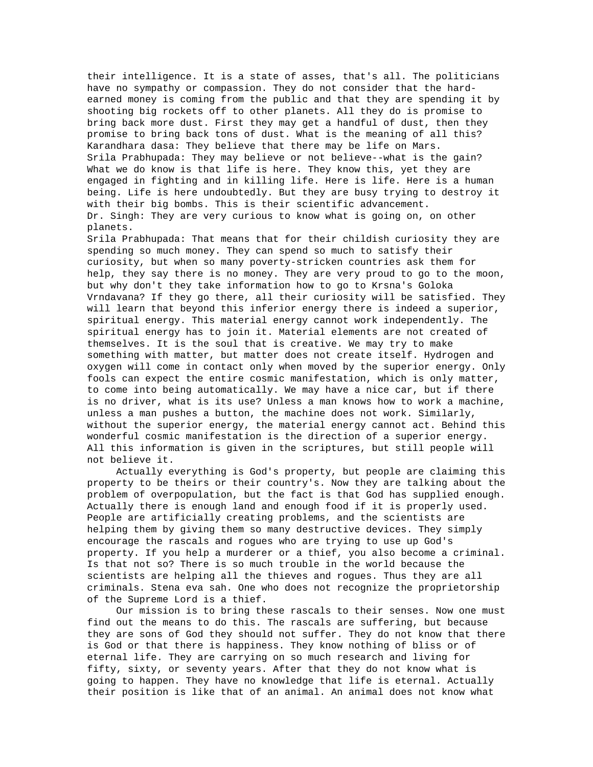their intelligence. It is a state of asses, that's all. The politicians have no sympathy or compassion. They do not consider that the hard-earned money is coming from the public and that they are spending it by shooting big rockets off to other planets. All they do is promise to bring back more dust. First they may get a handful of dust, then they promise to bring back tons of dust. What is the meaning of all this?

Karandhara dasa: They believe that there may be life on Mars.

Srila Prabhupada: They may believe or not believe--what is the gain? What we do know is that life is here. They know this, yet they are engaged in fighting and in killing life. Here is life. Here is a human being. Life is here undoubtedly. But they are busy trying to destroy it with their big bombs. This is their scientific advancement.

Dr. Singh: They are very curious to know what is going on, on other planets.

Srila Prabhupada: That means that for their childish curiosity they are spending so much money. They can spend so much to satisfy their curiosity, but when so many poverty-stricken countries ask them for help, they say there is no money. They are very proud to go to the moon, but why don't they take information how to go to Krsna's Goloka Vrndavana? If they go there, all their curiosity will be satisfied. They will learn that beyond this inferior energy there is indeed a superior, spiritual energy. This material energy cannot work independently. The spiritual energy has to join it. Material elements are not created of themselves. It is the soul that is creative. We may try to make something with matter, but matter does not create itself. Hydrogen and oxygen will come in contact only when moved by the superior energy. Only fools can expect the entire cosmic manifestation, which is only matter, to come into being automatically. We may have a nice car, but if there is no driver, what is its use? Unless a man knows how to work a machine, unless a man pushes a button, the machine does not work. Similarly, without the superior energy, the material energy cannot act. Behind this wonderful cosmic manifestation is the direction of a superior energy. All this information is given in the scriptures, but still people will not believe it.

Actually everything is God's property, but people are claiming this property to be theirs or their country's. Now they are talking about the problem of overpopulation, but the fact is that God has supplied enough. Actually there is enough land and enough food if it is properly used. People are artificially creating problems, and the scientists are helping them by giving them so many destructive devices. They simply encourage the rascals and rogues who are trying to use up God's property. If you help a murderer or a thief, you also become a criminal. Is that not so? There is so much trouble in the world because the scientists are helping all the thieves and rogues. Thus they are all criminals. Stena eva sah. One who does not recognize the proprietorship of the Supreme Lord is a thief.

Our mission is to bring these rascals to their senses. Now one must find out the means to do this. The rascals are suffering, but because they are sons of God they should not suffer. They do not know that there is God or that there is happiness. They know nothing of bliss or of eternal life. They are carrying on so much research and living for fifty, sixty, or seventy years. After that they do not know what is going to happen. They have no knowledge that life is eternal. Actually their position is like that of an animal. An animal does not know what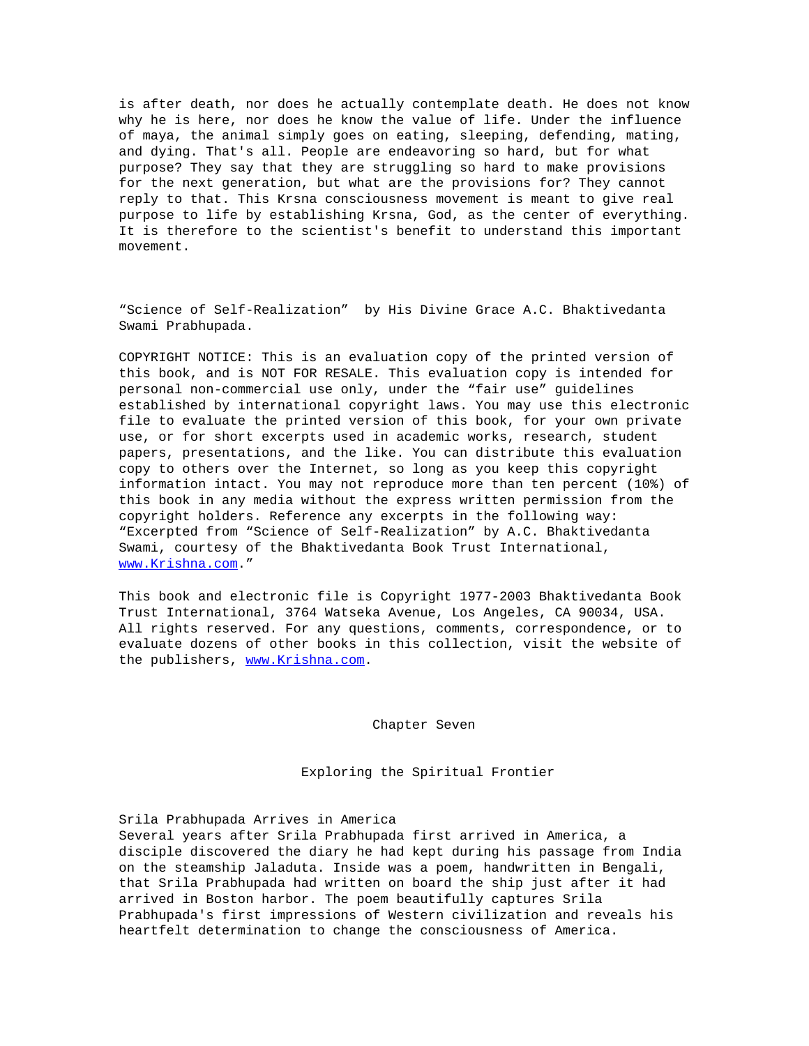is after death, nor does he actually contemplate death. He does not know why he is here, nor does he know the value of life. Under the influence of maya, the animal simply goes on eating, sleeping, defending, mating, and dying. That's all. People are endeavoring so hard, but for what purpose? They say that they are struggling so hard to make provisions for the next generation, but what are the provisions for? They cannot reply to that. This Krsna consciousness movement is meant to give real purpose to life by establishing Krsna, God, as the center of everything. It is therefore to the scientist's benefit to understand this important movement.

"Science of Self-Realization" by His Divine Grace A.C. Bhaktivedanta Swami Prabhupada.

COPYRIGHT NOTICE: This is an evaluation copy of the printed version of this book, and is NOT FOR RESALE. This evaluation copy is intended for personal non-commercial use only, under the "fair use" guidelines established by international copyright laws. You may use this electronic file to evaluate the printed version of this book, for your own private use, or for short excerpts used in academic works, research, student papers, presentations, and the like. You can distribute this evaluation copy to others over the Internet, so long as you keep this copyright information intact. You may not reproduce more than ten percent (10%) of this book in any media without the express written permission from the copyright holders. Reference any excerpts in the following way: "Excerpted from "Science of Self-Realization" by A.C. Bhaktivedanta Swami, courtesy of the Bhaktivedanta Book Trust International, www.Krishna.com."

This book and electronic file is Copyright 1977-2003 Bhaktivedanta Book Trust International, 3764 Watseka Avenue, Los Angeles, CA 90034, USA. All rights reserved. For any questions, comments, correspondence, or to evaluate dozens of other books in this collection, visit the website of the publishers, www.Krishna.com.

# Chapter Seven

## Exploring the Spiritual Frontier

### Srila Prabhupada Arrives in America

Several years after Srila Prabhupada first arrived in America, a disciple discovered the diary he had kept during his passage from India on the steamship Jaladuta. Inside was a poem, handwritten in Bengali, that Srila Prabhupada had written on board the ship just after it had arrived in Boston harbor. The poem beautifully captures Srila Prabhupada's first impressions of Western civilization and reveals his heartfelt determination to change the consciousness of America.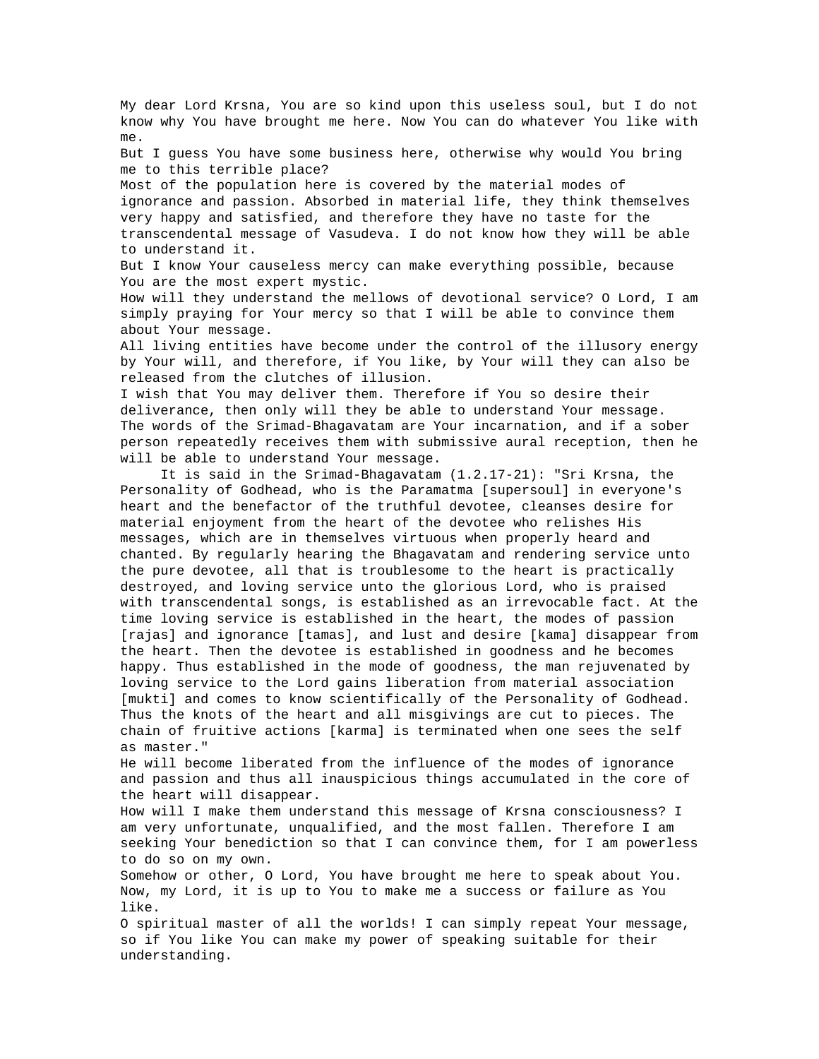My dear Lord Krsna, You are so kind upon this useless soul, but I do not know why You have brought me here. Now You can do whatever You like with me.

But I guess You have some business here, otherwise why would You bring me to this terrible place?

Most of the population here is covered by the material modes of ignorance and passion. Absorbed in material life, they think themselves very happy and satisfied, and therefore they have no taste for the transcendental message of Vasudeva. I do not know how they will be able to understand it.

But I know Your causeless mercy can make everything possible, because You are the most expert mystic.

How will they understand the mellows of devotional service? O Lord, I am simply praying for Your mercy so that I will be able to convince them about Your message.

All living entities have become under the control of the illusory energy by Your will, and therefore, if You like, by Your will they can also be released from the clutches of illusion.

I wish that You may deliver them. Therefore if You so desire their deliverance, then only will they be able to understand Your message.

The words of the Srimad-Bhagavatam are Your incarnation, and if a sober person repeatedly receives them with submissive aural reception, then he will be able to understand Your message.

It is said in the Srimad-Bhagavatam (1.2.17-21): "Sri Krsna, the Personality of Godhead, who is the Paramatma [supersoul] in everyone's heart and the benefactor of the truthful devotee, cleanses desire for material enjoyment from the heart of the devotee who relishes His messages, which are in themselves virtuous when properly heard and chanted. By regularly hearing the Bhagavatam and rendering service unto the pure devotee, all that is troublesome to the heart is practically destroyed, and loving service unto the glorious Lord, who is praised with transcendental songs, is established as an irrevocable fact. At the time loving service is established in the heart, the modes of passion [rajas] and ignorance [tamas], and lust and desire [kama] disappear from the heart. Then the devotee is established in goodness and he becomes happy. Thus established in the mode of goodness, the man rejuvenated by loving service to the Lord gains liberation from material association [mukti] and comes to know scientifically of the Personality of Godhead. Thus the knots of the heart and all misgivings are cut to pieces. The chain of fruitive actions [karma] is terminated when one sees the self as master."

He will become liberated from the influence of the modes of ignorance and passion and thus all inauspicious things accumulated in the core of the heart will disappear.

How will I make them understand this message of Krsna consciousness? I am very unfortunate, unqualified, and the most fallen. Therefore I am seeking Your benediction so that I can convince them, for I am powerless to do so on my own.

Somehow or other, O Lord, You have brought me here to speak about You. Now, my Lord, it is up to You to make me a success or failure as You like.

O spiritual master of all the worlds! I can simply repeat Your message, so if You like You can make my power of speaking suitable for their understanding.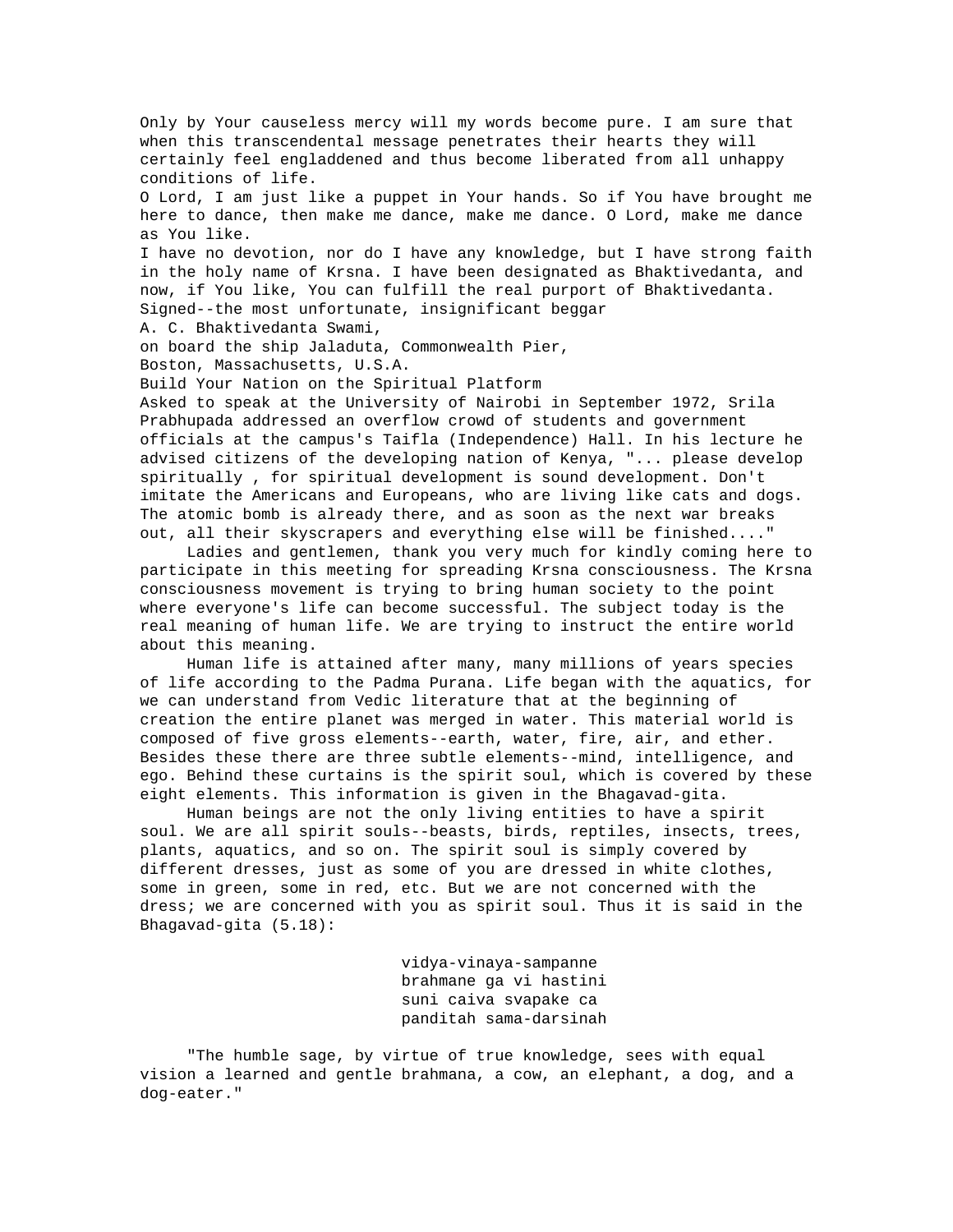Only by Your causeless mercy will my words become pure. I am sure that when this transcendental message penetrates their hearts they will certainly feel engladdened and thus become liberated from all unhappy conditions of life.

O Lord, I am just like a puppet in Your hands. So if You have brought me here to dance, then make me dance, make me dance. O Lord, make me dance as You like.

I have no devotion, nor do I have any knowledge, but I have strong faith in the holy name of Krsna. I have been designated as Bhaktivedanta, and now, if You like, You can fulfill the real purport of Bhaktivedanta.

Signed--the most unfortunate, insignificant beggar
A. C. Bhaktivedanta Swami,
on board the ship Jaladuta, Commonwealth Pier,
Boston, Massachusetts, U.S.A.

## Build Your Nation on the Spiritual Platform

Asked to speak at the University of Nairobi in September 1972, Srila Prabhupada addressed an overflow crowd of students and government officials at the campus's Taifla (Independence) Hall. In his lecture he advised citizens of the developing nation of Kenya, "... please develop spiritually , for spiritual development is sound development. Don't imitate the Americans and Europeans, who are living like cats and dogs. The atomic bomb is already there, and as soon as the next war breaks out, all their skyscrapers and everything else will be finished...."

Ladies and gentlemen, thank you very much for kindly coming here to participate in this meeting for spreading Krsna consciousness. The Krsna consciousness movement is trying to bring human society to the point where everyone's life can become successful. The subject today is the real meaning of human life. We are trying to instruct the entire world about this meaning.

Human life is attained after many, many millions of years species of life according to the Padma Purana. Life began with the aquatics, for we can understand from Vedic literature that at the beginning of creation the entire planet was merged in water. This material world is composed of five gross elements--earth, water, fire, air, and ether. Besides these there are three subtle elements--mind, intelligence, and ego. Behind these curtains is the spirit soul, which is covered by these eight elements. This information is given in the Bhagavad-gita.

Human beings are not the only living entities to have a spirit soul. We are all spirit souls--beasts, birds, reptiles, insects, trees, plants, aquatics, and so on. The spirit soul is simply covered by different dresses, just as some of you are dressed in white clothes, some in green, some in red, etc. But we are not concerned with the dress; we are concerned with you as spirit soul. Thus it is said in the Bhagavad-gita (5.18):

> vidya-vinaya-sampanne
> brahmane ga vi hastini
> suni caiva svapake ca
> panditah sama-darsinah

"The humble sage, by virtue of true knowledge, sees with equal vision a learned and gentle brahmana, a cow, an elephant, a dog, and a dog-eater."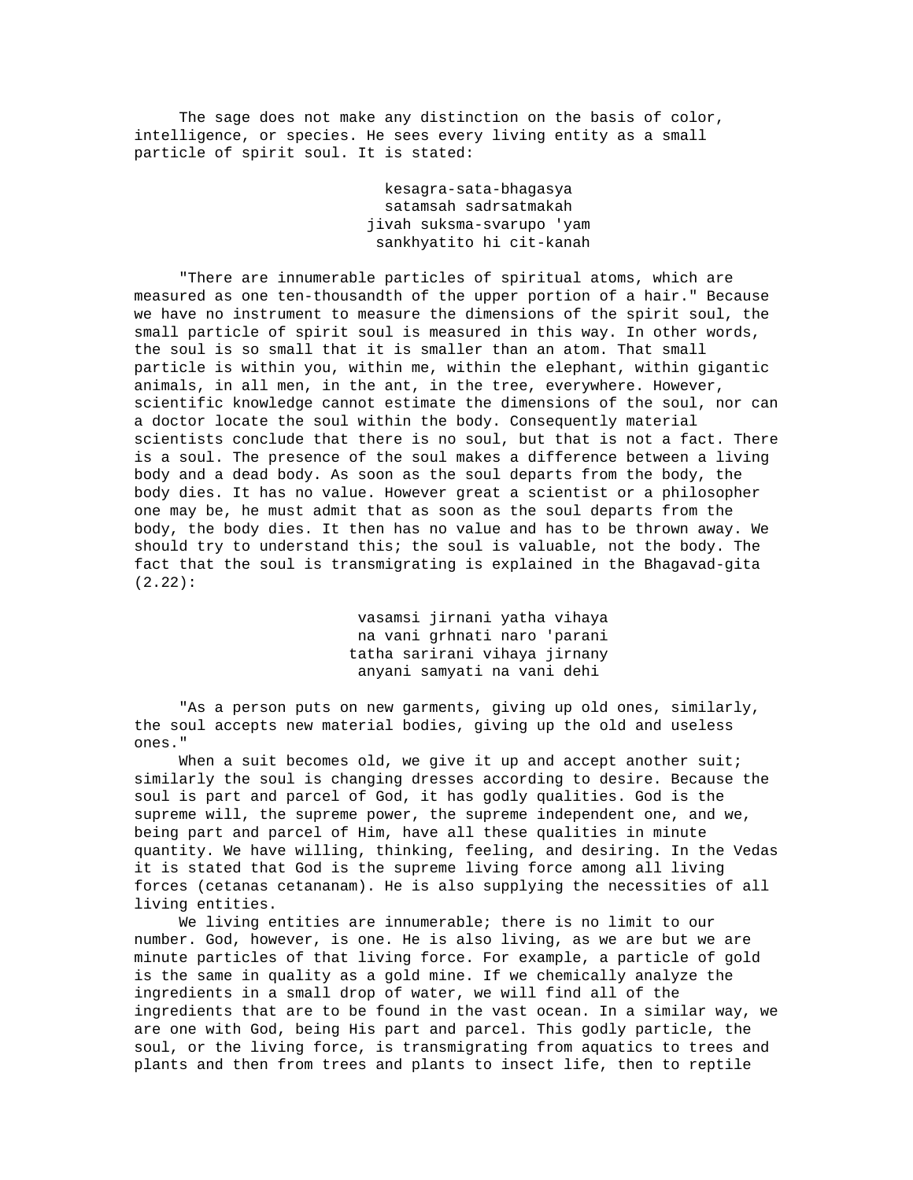The sage does not make any distinction on the basis of color, intelligence, or species. He sees every living entity as a small particle of spirit soul. It is stated:

kesagra-sata-bhagasya  
satamsah sadrsatmakah  
jivah suksma-svarupo 'yam  
sankhyatito hi cit-kanah

"There are innumerable particles of spiritual atoms, which are measured as one ten-thousandth of the upper portion of a hair." Because we have no instrument to measure the dimensions of the spirit soul, the small particle of spirit soul is measured in this way. In other words, the soul is so small that it is smaller than an atom. That small particle is within you, within me, within the elephant, within gigantic animals, in all men, in the ant, in the tree, everywhere. However, scientific knowledge cannot estimate the dimensions of the soul, nor can a doctor locate the soul within the body. Consequently material scientists conclude that there is no soul, but that is not a fact. There is a soul. The presence of the soul makes a difference between a living body and a dead body. As soon as the soul departs from the body, the body dies. It has no value. However great a scientist or a philosopher one may be, he must admit that as soon as the soul departs from the body, the body dies. It then has no value and has to be thrown away. We should try to understand this; the soul is valuable, not the body. The fact that the soul is transmigrating is explained in the Bhagavad-gita (2.22):

vasamsi jirnani yatha vihaya  
na vani grhnati naro 'parani  
tatha sarirani vihaya jirnany  
anyani samyati na vani dehi

"As a person puts on new garments, giving up old ones, similarly, the soul accepts new material bodies, giving up the old and useless ones."

When a suit becomes old, we give it up and accept another suit; similarly the soul is changing dresses according to desire. Because the soul is part and parcel of God, it has godly qualities. God is the supreme will, the supreme power, the supreme independent one, and we, being part and parcel of Him, have all these qualities in minute quantity. We have willing, thinking, feeling, and desiring. In the Vedas it is stated that God is the supreme living force among all living forces (cetanas cetananam). He is also supplying the necessities of all living entities.

We living entities are innumerable; there is no limit to our number. God, however, is one. He is also living, as we are but we are minute particles of that living force. For example, a particle of gold is the same in quality as a gold mine. If we chemically analyze the ingredients in a small drop of water, we will find all of the ingredients that are to be found in the vast ocean. In a similar way, we are one with God, being His part and parcel. This godly particle, the soul, or the living force, is transmigrating from aquatics to trees and plants and then from trees and plants to insect life, then to reptile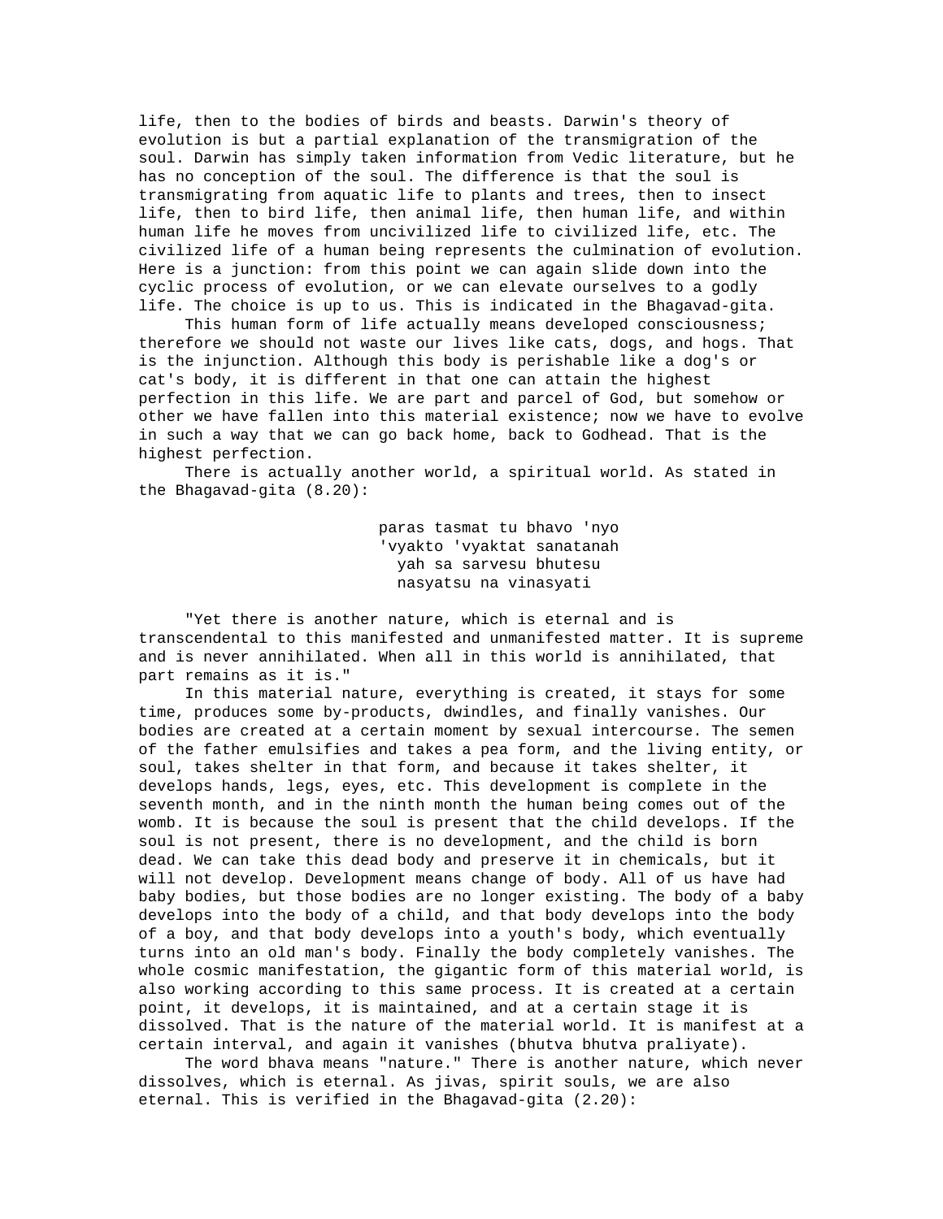life, then to the bodies of birds and beasts. Darwin's theory of evolution is but a partial explanation of the transmigration of the soul. Darwin has simply taken information from Vedic literature, but he has no conception of the soul. The difference is that the soul is transmigrating from aquatic life to plants and trees, then to insect life, then to bird life, then animal life, then human life, and within human life he moves from uncivilized life to civilized life, etc. The civilized life of a human being represents the culmination of evolution. Here is a junction: from this point we can again slide down into the cyclic process of evolution, or we can elevate ourselves to a godly life. The choice is up to us. This is indicated in the Bhagavad-gita.

This human form of life actually means developed consciousness; therefore we should not waste our lives like cats, dogs, and hogs. That is the injunction. Although this body is perishable like a dog's or cat's body, it is different in that one can attain the highest perfection in this life. We are part and parcel of God, but somehow or other we have fallen into this material existence; now we have to evolve in such a way that we can go back home, back to Godhead. That is the highest perfection.

There is actually another world, a spiritual world. As stated in the Bhagavad-gita (8.20):

> paras tasmat tu bhavo 'nyo
> 'vyakto 'vyaktat sanatanah
> yah sa sarvesu bhutesu
> nasyatsu na vinasyati

"Yet there is another nature, which is eternal and is transcendental to this manifested and unmanifested matter. It is supreme and is never annihilated. When all in this world is annihilated, that part remains as it is."

In this material nature, everything is created, it stays for some time, produces some by-products, dwindles, and finally vanishes. Our bodies are created at a certain moment by sexual intercourse. The semen of the father emulsifies and takes a pea form, and the living entity, or soul, takes shelter in that form, and because it takes shelter, it develops hands, legs, eyes, etc. This development is complete in the seventh month, and in the ninth month the human being comes out of the womb. It is because the soul is present that the child develops. If the soul is not present, there is no development, and the child is born dead. We can take this dead body and preserve it in chemicals, but it will not develop. Development means change of body. All of us have had baby bodies, but those bodies are no longer existing. The body of a baby develops into the body of a child, and that body develops into the body of a boy, and that body develops into a youth's body, which eventually turns into an old man's body. Finally the body completely vanishes. The whole cosmic manifestation, the gigantic form of this material world, is also working according to this same process. It is created at a certain point, it develops, it is maintained, and at a certain stage it is dissolved. That is the nature of the material world. It is manifest at a certain interval, and again it vanishes (bhutva bhutva praliyate).

The word bhava means "nature." There is another nature, which never dissolves, which is eternal. As jivas, spirit souls, we are also eternal. This is verified in the Bhagavad-gita (2.20):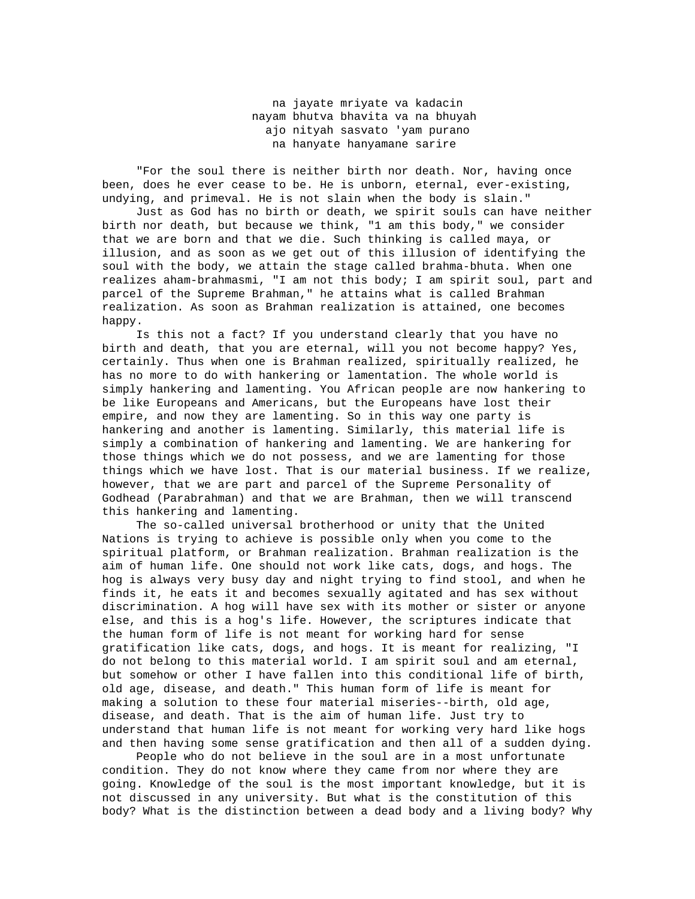na jayate mriyate va kadacin  
nayam bhutva bhavita va na bhuyah  
ajo nityah sasvato 'yam purano  
na hanyate hanyamane sarire

"For the soul there is neither birth nor death. Nor, having once been, does he ever cease to be. He is unborn, eternal, ever-existing, undying, and primeval. He is not slain when the body is slain."

Just as God has no birth or death, we spirit souls can have neither birth nor death, but because we think, "1 am this body," we consider that we are born and that we die. Such thinking is called maya, or illusion, and as soon as we get out of this illusion of identifying the soul with the body, we attain the stage called brahma-bhuta. When one realizes aham-brahmasmi, "I am not this body; I am spirit soul, part and parcel of the Supreme Brahman," he attains what is called Brahman realization. As soon as Brahman realization is attained, one becomes happy.

Is this not a fact? If you understand clearly that you have no birth and death, that you are eternal, will you not become happy? Yes, certainly. Thus when one is Brahman realized, spiritually realized, he has no more to do with hankering or lamentation. The whole world is simply hankering and lamenting. You African people are now hankering to be like Europeans and Americans, but the Europeans have lost their empire, and now they are lamenting. So in this way one party is hankering and another is lamenting. Similarly, this material life is simply a combination of hankering and lamenting. We are hankering for those things which we do not possess, and we are lamenting for those things which we have lost. That is our material business. If we realize, however, that we are part and parcel of the Supreme Personality of Godhead (Parabrahman) and that we are Brahman, then we will transcend this hankering and lamenting.

The so-called universal brotherhood or unity that the United Nations is trying to achieve is possible only when you come to the spiritual platform, or Brahman realization. Brahman realization is the aim of human life. One should not work like cats, dogs, and hogs. The hog is always very busy day and night trying to find stool, and when he finds it, he eats it and becomes sexually agitated and has sex without discrimination. A hog will have sex with its mother or sister or anyone else, and this is a hog's life. However, the scriptures indicate that the human form of life is not meant for working hard for sense gratification like cats, dogs, and hogs. It is meant for realizing, "I do not belong to this material world. I am spirit soul and am eternal, but somehow or other I have fallen into this conditional life of birth, old age, disease, and death." This human form of life is meant for making a solution to these four material miseries--birth, old age, disease, and death. That is the aim of human life. Just try to understand that human life is not meant for working very hard like hogs and then having some sense gratification and then all of a sudden dying.

People who do not believe in the soul are in a most unfortunate condition. They do not know where they came from nor where they are going. Knowledge of the soul is the most important knowledge, but it is not discussed in any university. But what is the constitution of this body? What is the distinction between a dead body and a living body? Why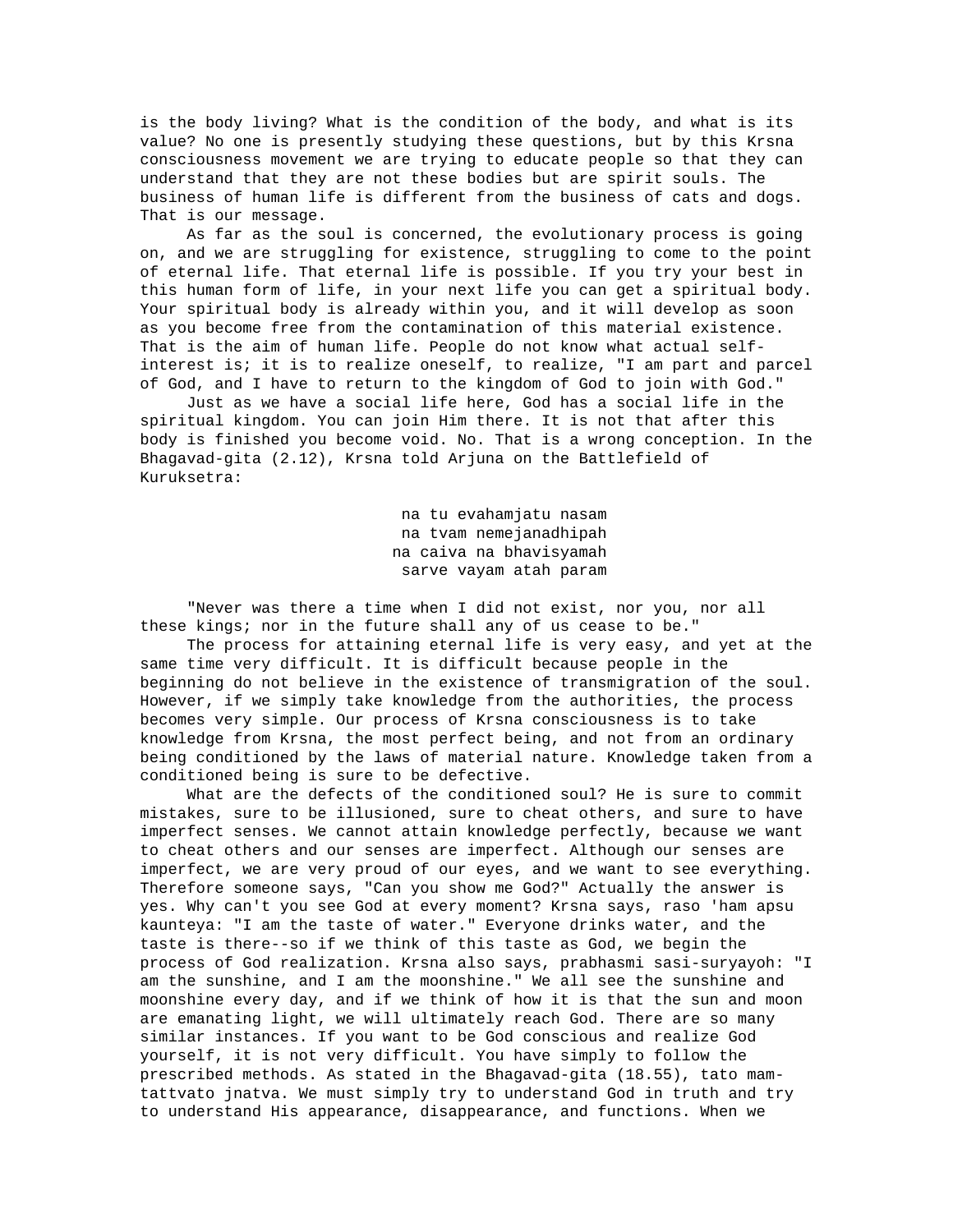is the body living? What is the condition of the body, and what is its value? No one is presently studying these questions, but by this Krsna consciousness movement we are trying to educate people so that they can understand that they are not these bodies but are spirit souls. The business of human life is different from the business of cats and dogs. That is our message.

As far as the soul is concerned, the evolutionary process is going on, and we are struggling for existence, struggling to come to the point of eternal life. That eternal life is possible. If you try your best in this human form of life, in your next life you can get a spiritual body. Your spiritual body is already within you, and it will develop as soon as you become free from the contamination of this material existence. That is the aim of human life. People do not know what actual self-interest is; it is to realize oneself, to realize, "I am part and parcel of God, and I have to return to the kingdom of God to join with God."

Just as we have a social life here, God has a social life in the spiritual kingdom. You can join Him there. It is not that after this body is finished you become void. No. That is a wrong conception. In the Bhagavad-gita (2.12), Krsna told Arjuna on the Battlefield of Kuruksetra:

> na tu evahamjatu nasam
> na tvam nemejanadhipah
> na caiva na bhavisyamah
> sarve vayam atah param

"Never was there a time when I did not exist, nor you, nor all these kings; nor in the future shall any of us cease to be."

The process for attaining eternal life is very easy, and yet at the same time very difficult. It is difficult because people in the beginning do not believe in the existence of transmigration of the soul. However, if we simply take knowledge from the authorities, the process becomes very simple. Our process of Krsna consciousness is to take knowledge from Krsna, the most perfect being, and not from an ordinary being conditioned by the laws of material nature. Knowledge taken from a conditioned being is sure to be defective.

What are the defects of the conditioned soul? He is sure to commit mistakes, sure to be illusioned, sure to cheat others, and sure to have imperfect senses. We cannot attain knowledge perfectly, because we want to cheat others and our senses are imperfect. Although our senses are imperfect, we are very proud of our eyes, and we want to see everything. Therefore someone says, "Can you show me God?" Actually the answer is yes. Why can't you see God at every moment? Krsna says, raso 'ham apsu kaunteya: "I am the taste of water." Everyone drinks water, and the taste is there--so if we think of this taste as God, we begin the process of God realization. Krsna also says, prabhasmi sasi-suryayoh: "I am the sunshine, and I am the moonshine." We all see the sunshine and moonshine every day, and if we think of how it is that the sun and moon are emanating light, we will ultimately reach God. There are so many similar instances. If you want to be God conscious and realize God yourself, it is not very difficult. You have simply to follow the prescribed methods. As stated in the Bhagavad-gita (18.55), tato mam-tattvato jnatva. We must simply try to understand God in truth and try to understand His appearance, disappearance, and functions. When we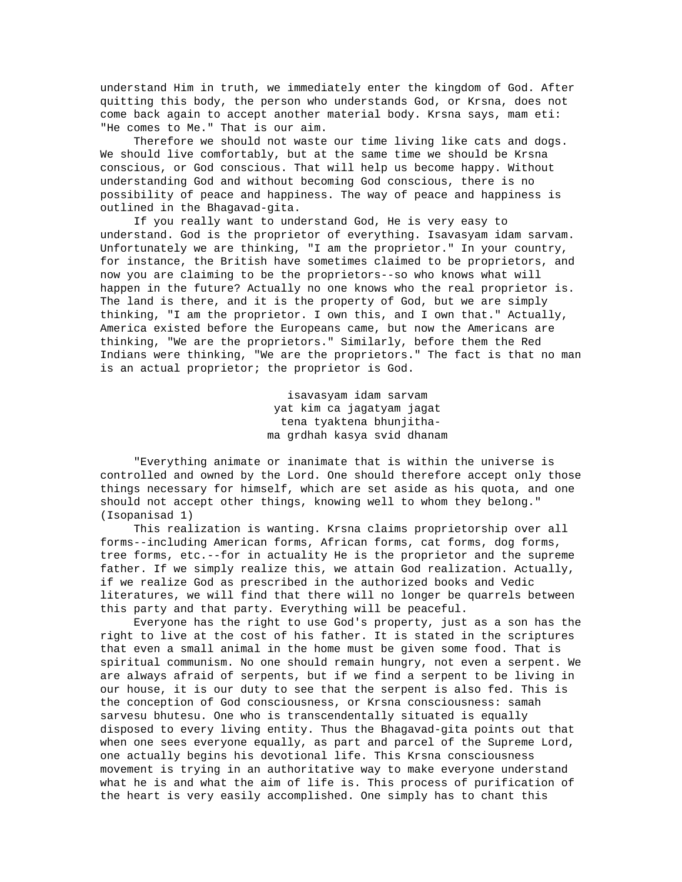understand Him in truth, we immediately enter the kingdom of God. After quitting this body, the person who understands God, or Krsna, does not come back again to accept another material body. Krsna says, mam eti: "He comes to Me." That is our aim.

Therefore we should not waste our time living like cats and dogs. We should live comfortably, but at the same time we should be Krsna conscious, or God conscious. That will help us become happy. Without understanding God and without becoming God conscious, there is no possibility of peace and happiness. The way of peace and happiness is outlined in the Bhagavad-gita.

If you really want to understand God, He is very easy to understand. God is the proprietor of everything. Isavasyam idam sarvam. Unfortunately we are thinking, "I am the proprietor." In your country, for instance, the British have sometimes claimed to be proprietors, and now you are claiming to be the proprietors--so who knows what will happen in the future? Actually no one knows who the real proprietor is. The land is there, and it is the property of God, but we are simply thinking, "I am the proprietor. I own this, and I own that." Actually, America existed before the Europeans came, but now the Americans are thinking, "We are the proprietors." Similarly, before them the Red Indians were thinking, "We are the proprietors." The fact is that no man is an actual proprietor; the proprietor is God.

isavasyam idam sarvam
yat kim ca jagatyam jagat
tena tyaktena bhunjitha-
ma grdhah kasya svid dhanam

"Everything animate or inanimate that is within the universe is controlled and owned by the Lord. One should therefore accept only those things necessary for himself, which are set aside as his quota, and one should not accept other things, knowing well to whom they belong." (Isopanisad 1)

This realization is wanting. Krsna claims proprietorship over all forms--including American forms, African forms, cat forms, dog forms, tree forms, etc.--for in actuality He is the proprietor and the supreme father. If we simply realize this, we attain God realization. Actually, if we realize God as prescribed in the authorized books and Vedic literatures, we will find that there will no longer be quarrels between this party and that party. Everything will be peaceful.

Everyone has the right to use God's property, just as a son has the right to live at the cost of his father. It is stated in the scriptures that even a small animal in the home must be given some food. That is spiritual communism. No one should remain hungry, not even a serpent. We are always afraid of serpents, but if we find a serpent to be living in our house, it is our duty to see that the serpent is also fed. This is the conception of God consciousness, or Krsna consciousness: samah sarvesu bhutesu. One who is transcendentally situated is equally disposed to every living entity. Thus the Bhagavad-gita points out that when one sees everyone equally, as part and parcel of the Supreme Lord, one actually begins his devotional life. This Krsna consciousness movement is trying in an authoritative way to make everyone understand what he is and what the aim of life is. This process of purification of the heart is very easily accomplished. One simply has to chant this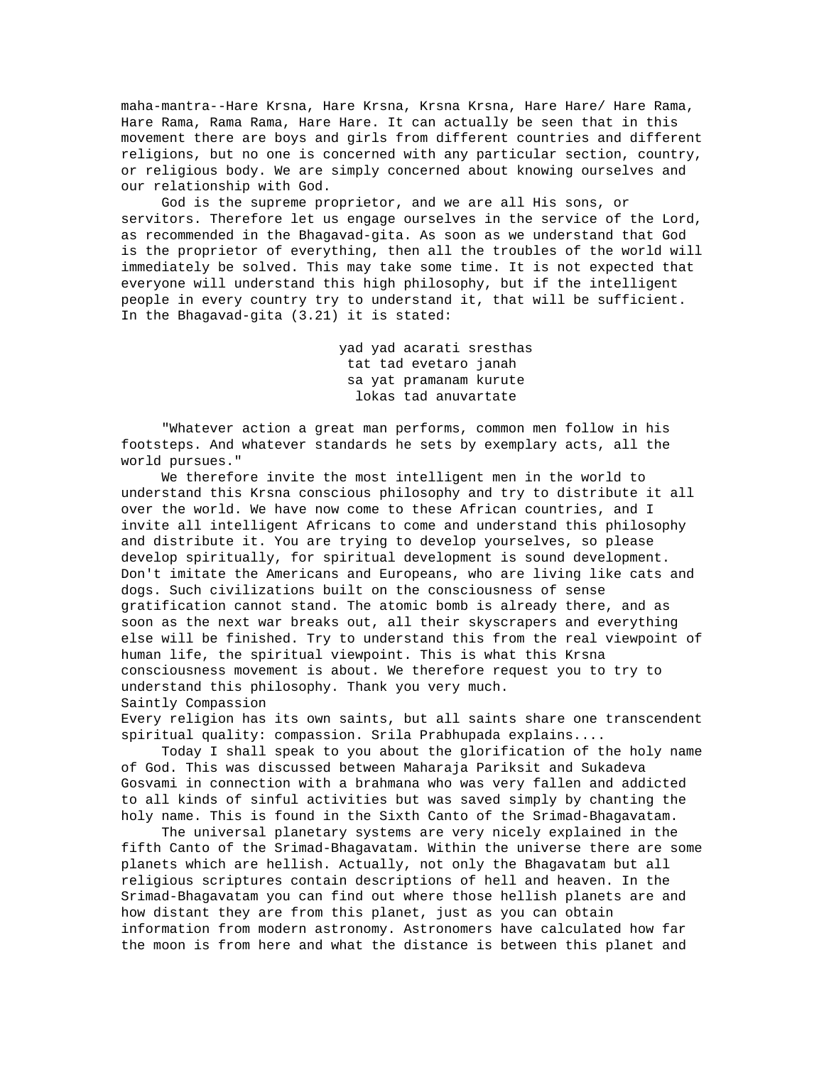maha-mantra--Hare Krsna, Hare Krsna, Krsna Krsna, Hare Hare/ Hare Rama, Hare Rama, Rama Rama, Hare Hare. It can actually be seen that in this movement there are boys and girls from different countries and different religions, but no one is concerned with any particular section, country, or religious body. We are simply concerned about knowing ourselves and our relationship with God.

God is the supreme proprietor, and we are all His sons, or servitors. Therefore let us engage ourselves in the service of the Lord, as recommended in the Bhagavad-gita. As soon as we understand that God is the proprietor of everything, then all the troubles of the world will immediately be solved. This may take some time. It is not expected that everyone will understand this high philosophy, but if the intelligent people in every country try to understand it, that will be sufficient. In the Bhagavad-gita (3.21) it is stated:

> yad yad acarati sresthas
> tat tad evetaro janah
> sa yat pramanam kurute
> lokas tad anuvartate

"Whatever action a great man performs, common men follow in his footsteps. And whatever standards he sets by exemplary acts, all the world pursues."

We therefore invite the most intelligent men in the world to understand this Krsna conscious philosophy and try to distribute it all over the world. We have now come to these African countries, and I invite all intelligent Africans to come and understand this philosophy and distribute it. You are trying to develop yourselves, so please develop spiritually, for spiritual development is sound development. Don't imitate the Americans and Europeans, who are living like cats and dogs. Such civilizations built on the consciousness of sense gratification cannot stand. The atomic bomb is already there, and as soon as the next war breaks out, all their skyscrapers and everything else will be finished. Try to understand this from the real viewpoint of human life, the spiritual viewpoint. This is what this Krsna consciousness movement is about. We therefore request you to try to understand this philosophy. Thank you very much.

## Saintly Compassion

Every religion has its own saints, but all saints share one transcendent spiritual quality: compassion. Srila Prabhupada explains....

Today I shall speak to you about the glorification of the holy name of God. This was discussed between Maharaja Pariksit and Sukadeva Gosvami in connection with a brahmana who was very fallen and addicted to all kinds of sinful activities but was saved simply by chanting the holy name. This is found in the Sixth Canto of the Srimad-Bhagavatam.

The universal planetary systems are very nicely explained in the fifth Canto of the Srimad-Bhagavatam. Within the universe there are some planets which are hellish. Actually, not only the Bhagavatam but all religious scriptures contain descriptions of hell and heaven. In the Srimad-Bhagavatam you can find out where those hellish planets are and how distant they are from this planet, just as you can obtain information from modern astronomy. Astronomers have calculated how far the moon is from here and what the distance is between this planet and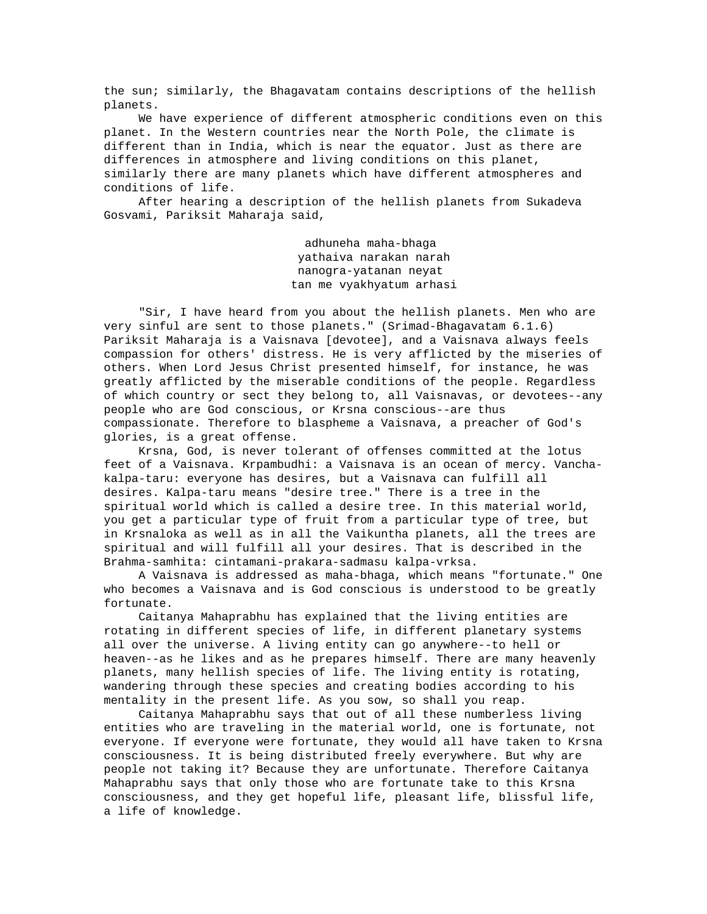the sun; similarly, the Bhagavatam contains descriptions of the hellish planets.

We have experience of different atmospheric conditions even on this planet. In the Western countries near the North Pole, the climate is different than in India, which is near the equator. Just as there are differences in atmosphere and living conditions on this planet, similarly there are many planets which have different atmospheres and conditions of life.

After hearing a description of the hellish planets from Sukadeva Gosvami, Pariksit Maharaja said,

> adhuneha maha-bhaga
> yathaiva narakan narah
> nanogra-yatanan neyat
> tan me vyakhyatum arhasi

"Sir, I have heard from you about the hellish planets. Men who are very sinful are sent to those planets." (Srimad-Bhagavatam 6.1.6) Pariksit Maharaja is a Vaisnava [devotee], and a Vaisnava always feels compassion for others' distress. He is very afflicted by the miseries of others. When Lord Jesus Christ presented himself, for instance, he was greatly afflicted by the miserable conditions of the people. Regardless of which country or sect they belong to, all Vaisnavas, or devotees--any people who are God conscious, or Krsna conscious--are thus compassionate. Therefore to blaspheme a Vaisnava, a preacher of God's glories, is a great offense.

Krsna, God, is never tolerant of offenses committed at the lotus feet of a Vaisnava. Krpambudhi: a Vaisnava is an ocean of mercy. Vancha-kalpa-taru: everyone has desires, but a Vaisnava can fulfill all desires. Kalpa-taru means "desire tree." There is a tree in the spiritual world which is called a desire tree. In this material world, you get a particular type of fruit from a particular type of tree, but in Krsnaloka as well as in all the Vaikuntha planets, all the trees are spiritual and will fulfill all your desires. That is described in the Brahma-samhita: cintamani-prakara-sadmasu kalpa-vrksa.

A Vaisnava is addressed as maha-bhaga, which means "fortunate." One who becomes a Vaisnava and is God conscious is understood to be greatly fortunate.

Caitanya Mahaprabhu has explained that the living entities are rotating in different species of life, in different planetary systems all over the universe. A living entity can go anywhere--to hell or heaven--as he likes and as he prepares himself. There are many heavenly planets, many hellish species of life. The living entity is rotating, wandering through these species and creating bodies according to his mentality in the present life. As you sow, so shall you reap.

Caitanya Mahaprabhu says that out of all these numberless living entities who are traveling in the material world, one is fortunate, not everyone. If everyone were fortunate, they would all have taken to Krsna consciousness. It is being distributed freely everywhere. But why are people not taking it? Because they are unfortunate. Therefore Caitanya Mahaprabhu says that only those who are fortunate take to this Krsna consciousness, and they get hopeful life, pleasant life, blissful life, a life of knowledge.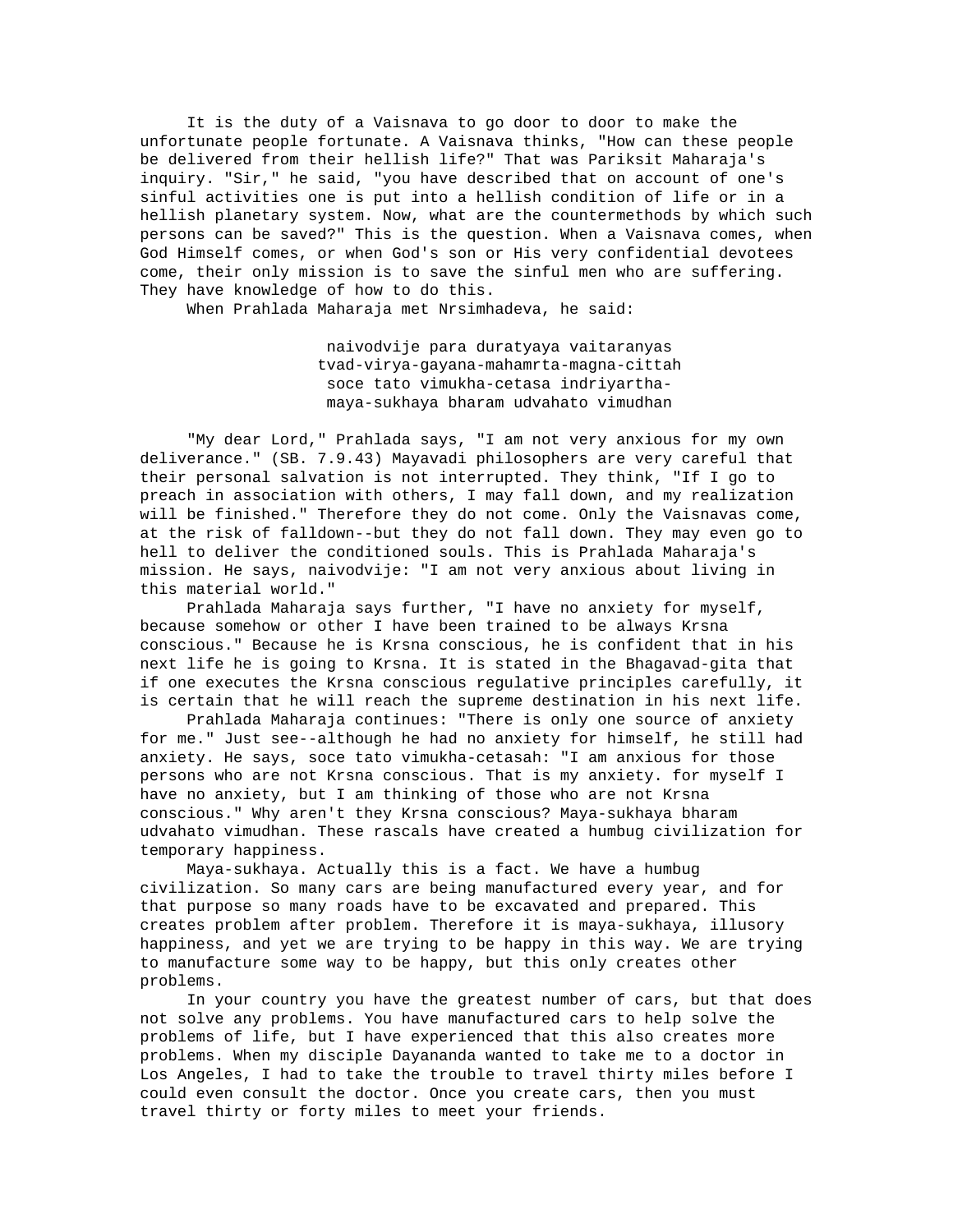It is the duty of a Vaisnava to go door to door to make the unfortunate people fortunate. A Vaisnava thinks, "How can these people be delivered from their hellish life?" That was Pariksit Maharaja's inquiry. "Sir," he said, "you have described that on account of one's sinful activities one is put into a hellish condition of life or in a hellish planetary system. Now, what are the countermethods by which such persons can be saved?" This is the question. When a Vaisnava comes, when God Himself comes, or when God's son or His very confidential devotees come, their only mission is to save the sinful men who are suffering. They have knowledge of how to do this.

When Prahlada Maharaja met Nrsimhadeva, he said:

> naivodvije para duratyaya vaitaranyas
> tvad-virya-gayana-mahamrta-magna-cittah
> soce tato vimukha-cetasa indriyartha-
> maya-sukhaya bharam udvahato vimudhan

"My dear Lord," Prahlada says, "I am not very anxious for my own deliverance." (SB. 7.9.43) Mayavadi philosophers are very careful that their personal salvation is not interrupted. They think, "If I go to preach in association with others, I may fall down, and my realization will be finished." Therefore they do not come. Only the Vaisnavas come, at the risk of falldown--but they do not fall down. They may even go to hell to deliver the conditioned souls. This is Prahlada Maharaja's mission. He says, naivodvije: "I am not very anxious about living in this material world."

Prahlada Maharaja says further, "I have no anxiety for myself, because somehow or other I have been trained to be always Krsna conscious." Because he is Krsna conscious, he is confident that in his next life he is going to Krsna. It is stated in the Bhagavad-gita that if one executes the Krsna conscious regulative principles carefully, it is certain that he will reach the supreme destination in his next life.

Prahlada Maharaja continues: "There is only one source of anxiety for me." Just see--although he had no anxiety for himself, he still had anxiety. He says, soce tato vimukha-cetasah: "I am anxious for those persons who are not Krsna conscious. That is my anxiety. for myself I have no anxiety, but I am thinking of those who are not Krsna conscious." Why aren't they Krsna conscious? Maya-sukhaya bharam udvahato vimudhan. These rascals have created a humbug civilization for temporary happiness.

Maya-sukhaya. Actually this is a fact. We have a humbug civilization. So many cars are being manufactured every year, and for that purpose so many roads have to be excavated and prepared. This creates problem after problem. Therefore it is maya-sukhaya, illusory happiness, and yet we are trying to be happy in this way. We are trying to manufacture some way to be happy, but this only creates other problems.

In your country you have the greatest number of cars, but that does not solve any problems. You have manufactured cars to help solve the problems of life, but I have experienced that this also creates more problems. When my disciple Dayananda wanted to take me to a doctor in Los Angeles, I had to take the trouble to travel thirty miles before I could even consult the doctor. Once you create cars, then you must travel thirty or forty miles to meet your friends.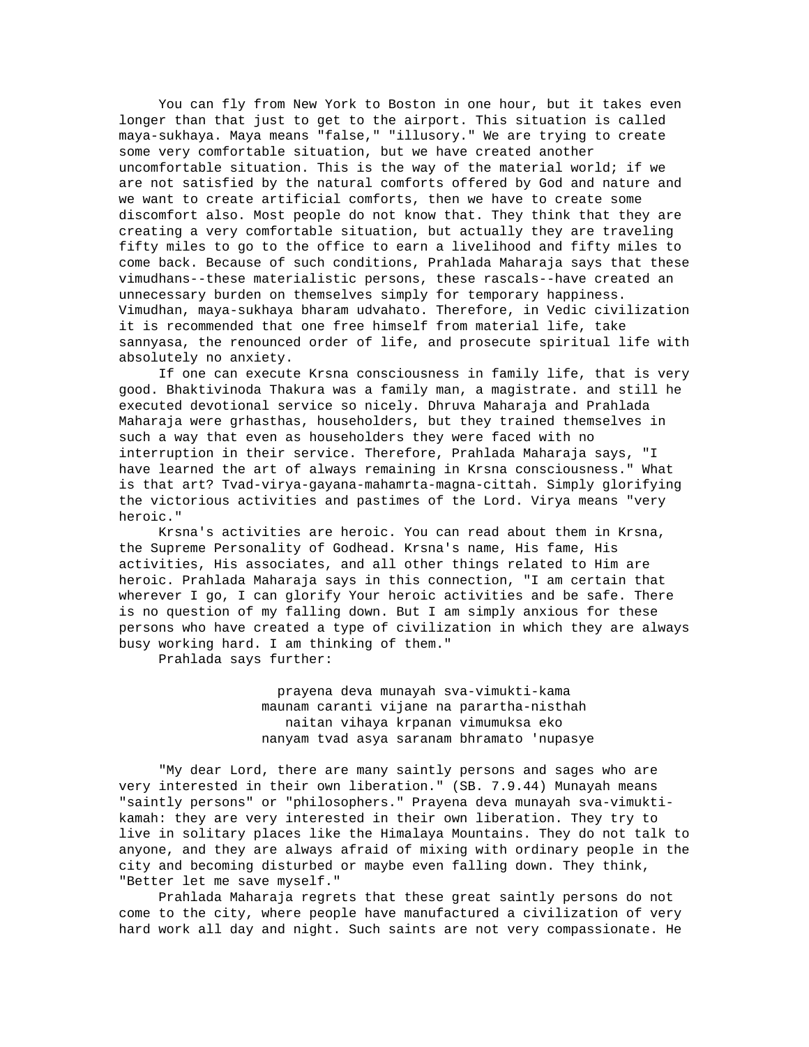You can fly from New York to Boston in one hour, but it takes even longer than that just to get to the airport. This situation is called maya-sukhaya. Maya means "false," "illusory." We are trying to create some very comfortable situation, but we have created another uncomfortable situation. This is the way of the material world; if we are not satisfied by the natural comforts offered by God and nature and we want to create artificial comforts, then we have to create some discomfort also. Most people do not know that. They think that they are creating a very comfortable situation, but actually they are traveling fifty miles to go to the office to earn a livelihood and fifty miles to come back. Because of such conditions, Prahlada Maharaja says that these vimudhans--these materialistic persons, these rascals--have created an unnecessary burden on themselves simply for temporary happiness. Vimudhan, maya-sukhaya bharam udvahato. Therefore, in Vedic civilization it is recommended that one free himself from material life, take sannyasa, the renounced order of life, and prosecute spiritual life with absolutely no anxiety.

If one can execute Krsna consciousness in family life, that is very good. Bhaktivinoda Thakura was a family man, a magistrate. and still he executed devotional service so nicely. Dhruva Maharaja and Prahlada Maharaja were grhasthas, householders, but they trained themselves in such a way that even as householders they were faced with no interruption in their service. Therefore, Prahlada Maharaja says, "I have learned the art of always remaining in Krsna consciousness." What is that art? Tvad-virya-gayana-mahamrta-magna-cittah. Simply glorifying the victorious activities and pastimes of the Lord. Virya means "very heroic."

Krsna's activities are heroic. You can read about them in Krsna, the Supreme Personality of Godhead. Krsna's name, His fame, His activities, His associates, and all other things related to Him are heroic. Prahlada Maharaja says in this connection, "I am certain that wherever I go, I can glorify Your heroic activities and be safe. There is no question of my falling down. But I am simply anxious for these persons who have created a type of civilization in which they are always busy working hard. I am thinking of them."

Prahlada says further:

prayena deva munayah sva-vimukti-kama
maunam caranti vijane na parartha-nisthah
naitan vihaya krpanan vimumuksa eko
nanyam tvad asya saranam bhramato 'nupasye

"My dear Lord, there are many saintly persons and sages who are very interested in their own liberation." (SB. 7.9.44) Munayah means "saintly persons" or "philosophers." Prayena deva munayah sva-vimukti-kamah: they are very interested in their own liberation. They try to live in solitary places like the Himalaya Mountains. They do not talk to anyone, and they are always afraid of mixing with ordinary people in the city and becoming disturbed or maybe even falling down. They think, "Better let me save myself."

Prahlada Maharaja regrets that these great saintly persons do not come to the city, where people have manufactured a civilization of very hard work all day and night. Such saints are not very compassionate. He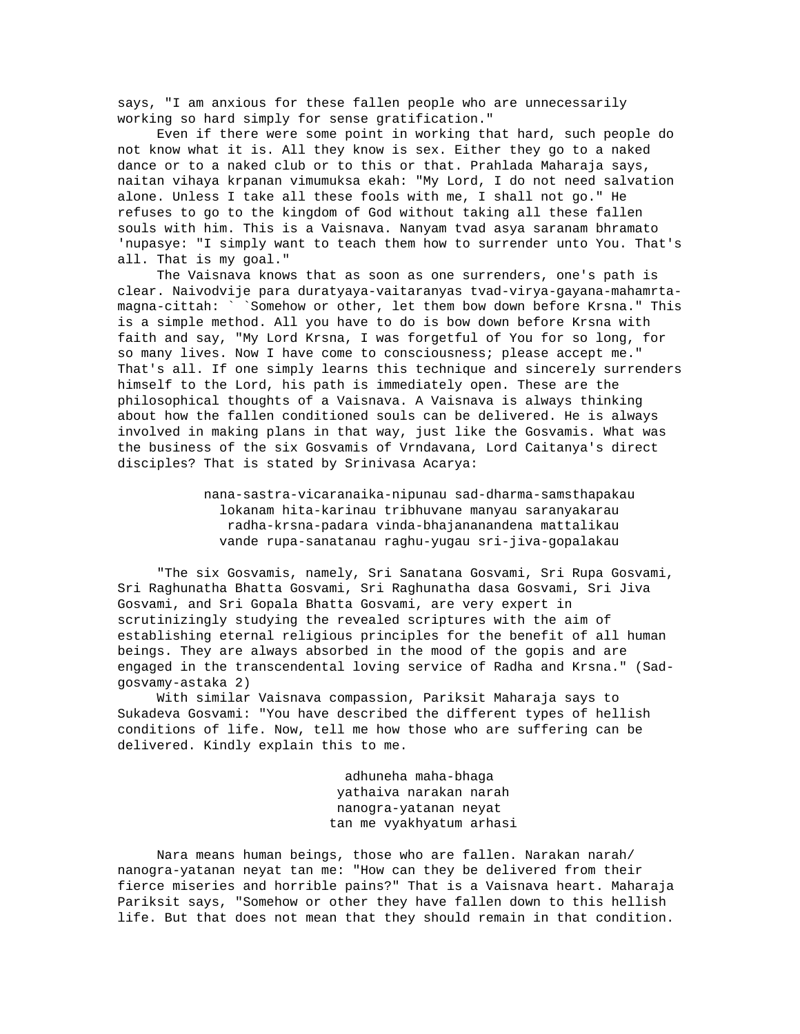says, "I am anxious for these fallen people who are unnecessarily working so hard simply for sense gratification."

Even if there were some point in working that hard, such people do not know what it is. All they know is sex. Either they go to a naked dance or to a naked club or to this or that. Prahlada Maharaja says, naitan vihaya krpanan vimumuksa ekah: "My Lord, I do not need salvation alone. Unless I take all these fools with me, I shall not go." He refuses to go to the kingdom of God without taking all these fallen souls with him. This is a Vaisnava. Nanyam tvad asya saranam bhramato 'nupasye: "I simply want to teach them how to surrender unto You. That's all. That is my goal."

The Vaisnava knows that as soon as one surrenders, one's path is clear. Naivodvije para duratyaya-vaitaranyas tvad-virya-gayana-mahamrta-magna-cittah: ` `Somehow or other, let them bow down before Krsna." This is a simple method. All you have to do is bow down before Krsna with faith and say, "My Lord Krsna, I was forgetful of You for so long, for so many lives. Now I have come to consciousness; please accept me." That's all. If one simply learns this technique and sincerely surrenders himself to the Lord, his path is immediately open. These are the philosophical thoughts of a Vaisnava. A Vaisnava is always thinking about how the fallen conditioned souls can be delivered. He is always involved in making plans in that way, just like the Gosvamis. What was the business of the six Gosvamis of Vrndavana, Lord Caitanya's direct disciples? That is stated by Srinivasa Acarya:

> nana-sastra-vicaranaika-nipunau sad-dharma-samsthapakau
> lokanam hita-karinau tribhuvane manyau saranyakarau
> radha-krsna-padara vinda-bhajananandena mattalikau
> vande rupa-sanatanau raghu-yugau sri-jiva-gopalakau

"The six Gosvamis, namely, Sri Sanatana Gosvami, Sri Rupa Gosvami, Sri Raghunatha Bhatta Gosvami, Sri Raghunatha dasa Gosvami, Sri Jiva Gosvami, and Sri Gopala Bhatta Gosvami, are very expert in scrutinizingly studying the revealed scriptures with the aim of establishing eternal religious principles for the benefit of all human beings. They are always absorbed in the mood of the gopis and are engaged in the transcendental loving service of Radha and Krsna." (Sad-gosvamy-astaka 2)

With similar Vaisnava compassion, Pariksit Maharaja says to Sukadeva Gosvami: "You have described the different types of hellish conditions of life. Now, tell me how those who are suffering can be delivered. Kindly explain this to me.

> adhuneha maha-bhaga
> yathaiva narakan narah
> nanogra-yatanan neyat
> tan me vyakhyatum arhasi

Nara means human beings, those who are fallen. Narakan narah/ nanogra-yatanan neyat tan me: "How can they be delivered from their fierce miseries and horrible pains?" That is a Vaisnava heart. Maharaja Pariksit says, "Somehow or other they have fallen down to this hellish life. But that does not mean that they should remain in that condition.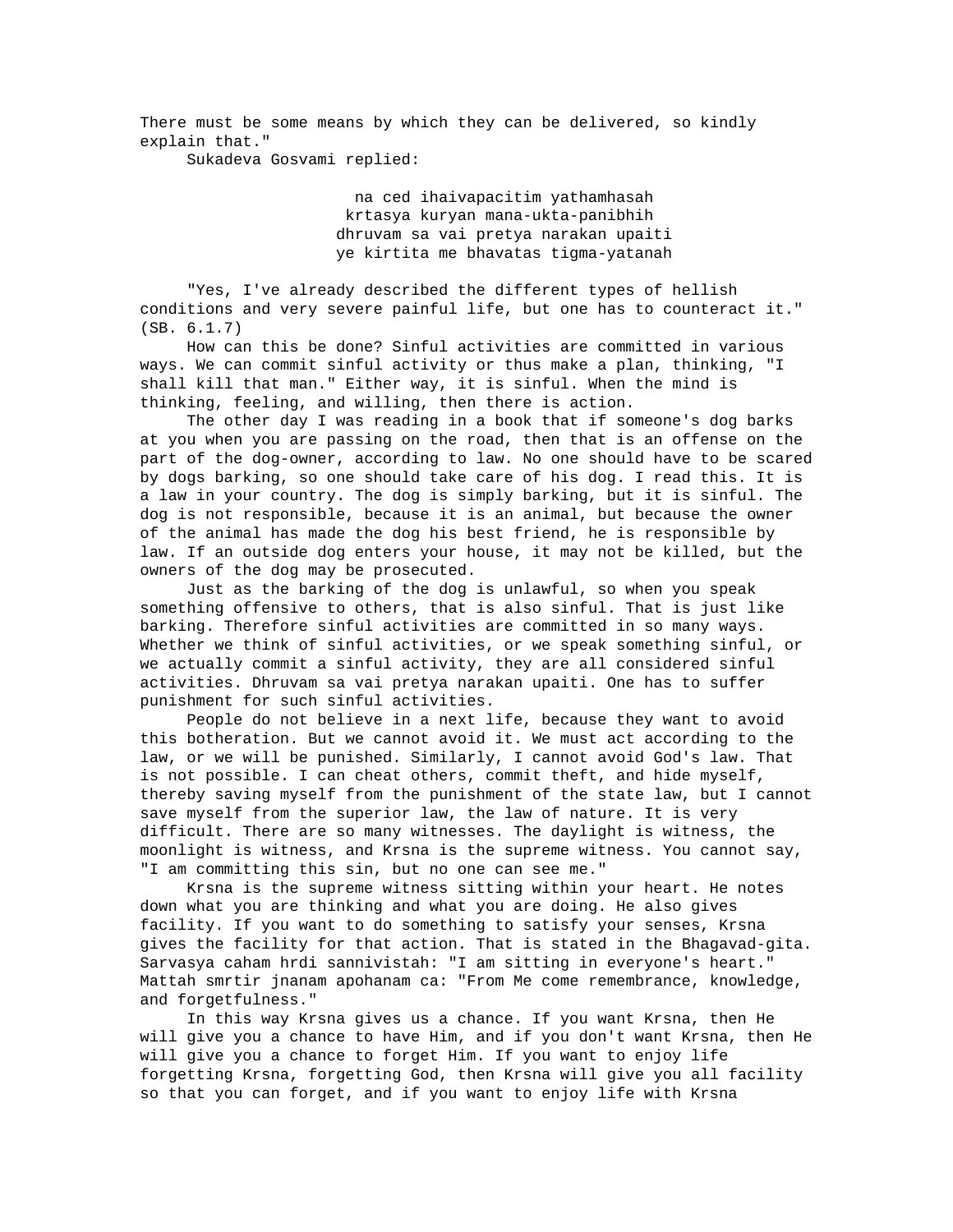There must be some means by which they can be delivered, so kindly explain that."

Sukadeva Gosvami replied:

> na ced ihaivapacitim yathamhasah
> krtasya kuryan mana-ukta-panibhih
> dhruvam sa vai pretya narakan upaiti
> ye kirtita me bhavatas tigma-yatanah

"Yes, I've already described the different types of hellish conditions and very severe painful life, but one has to counteract it." (SB. 6.1.7)

How can this be done? Sinful activities are committed in various ways. We can commit sinful activity or thus make a plan, thinking, "I shall kill that man." Either way, it is sinful. When the mind is thinking, feeling, and willing, then there is action.

The other day I was reading in a book that if someone's dog barks at you when you are passing on the road, then that is an offense on the part of the dog-owner, according to law. No one should have to be scared by dogs barking, so one should take care of his dog. I read this. It is a law in your country. The dog is simply barking, but it is sinful. The dog is not responsible, because it is an animal, but because the owner of the animal has made the dog his best friend, he is responsible by law. If an outside dog enters your house, it may not be killed, but the owners of the dog may be prosecuted.

Just as the barking of the dog is unlawful, so when you speak something offensive to others, that is also sinful. That is just like barking. Therefore sinful activities are committed in so many ways. Whether we think of sinful activities, or we speak something sinful, or we actually commit a sinful activity, they are all considered sinful activities. Dhruvam sa vai pretya narakan upaiti. One has to suffer punishment for such sinful activities.

People do not believe in a next life, because they want to avoid this botheration. But we cannot avoid it. We must act according to the law, or we will be punished. Similarly, I cannot avoid God's law. That is not possible. I can cheat others, commit theft, and hide myself, thereby saving myself from the punishment of the state law, but I cannot save myself from the superior law, the law of nature. It is very difficult. There are so many witnesses. The daylight is witness, the moonlight is witness, and Krsna is the supreme witness. You cannot say, "I am committing this sin, but no one can see me."

Krsna is the supreme witness sitting within your heart. He notes down what you are thinking and what you are doing. He also gives facility. If you want to do something to satisfy your senses, Krsna gives the facility for that action. That is stated in the Bhagavad-gita. Sarvasya caham hrdi sannivistah: "I am sitting in everyone's heart." Mattah smrtir jnanam apohanam ca: "From Me come remembrance, knowledge, and forgetfulness."

In this way Krsna gives us a chance. If you want Krsna, then He will give you a chance to have Him, and if you don't want Krsna, then He will give you a chance to forget Him. If you want to enjoy life forgetting Krsna, forgetting God, then Krsna will give you all facility so that you can forget, and if you want to enjoy life with Krsna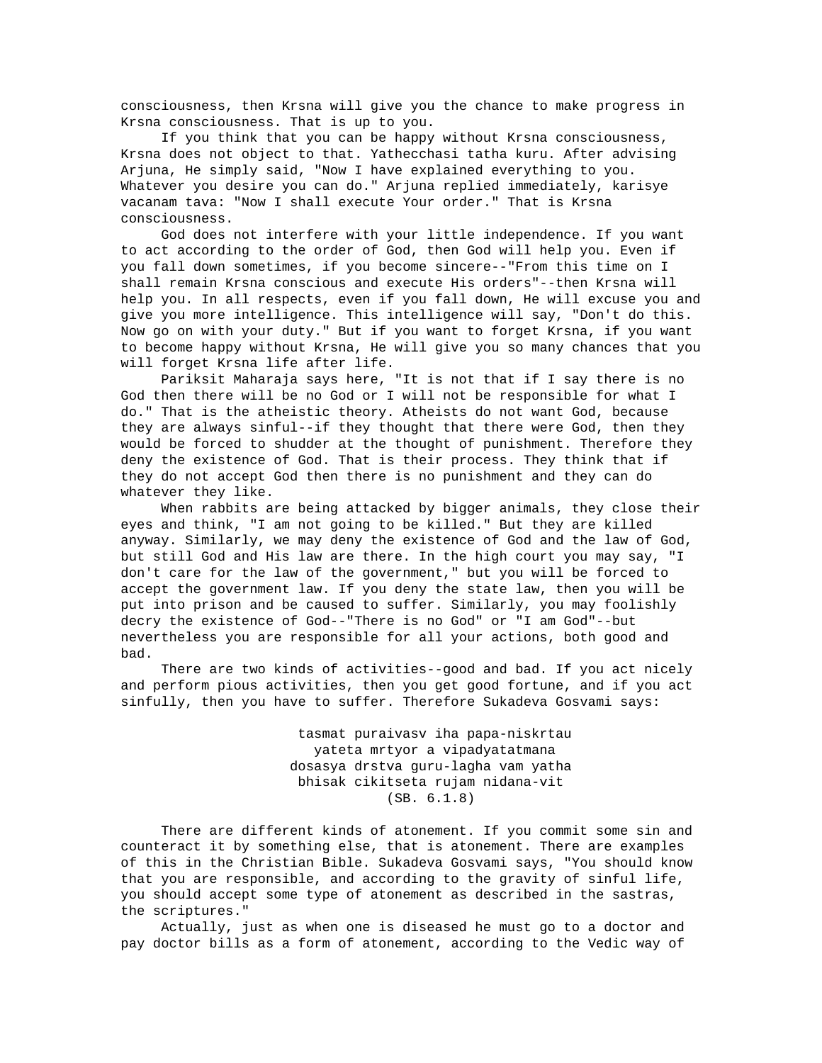consciousness, then Krsna will give you the chance to make progress in Krsna consciousness. That is up to you.

If you think that you can be happy without Krsna consciousness, Krsna does not object to that. Yathecchasi tatha kuru. After advising Arjuna, He simply said, "Now I have explained everything to you. Whatever you desire you can do." Arjuna replied immediately, karisye vacanam tava: "Now I shall execute Your order." That is Krsna consciousness.

God does not interfere with your little independence. If you want to act according to the order of God, then God will help you. Even if you fall down sometimes, if you become sincere--"From this time on I shall remain Krsna conscious and execute His orders"--then Krsna will help you. In all respects, even if you fall down, He will excuse you and give you more intelligence. This intelligence will say, "Don't do this. Now go on with your duty." But if you want to forget Krsna, if you want to become happy without Krsna, He will give you so many chances that you will forget Krsna life after life.

Pariksit Maharaja says here, "It is not that if I say there is no God then there will be no God or I will not be responsible for what I do." That is the atheistic theory. Atheists do not want God, because they are always sinful--if they thought that there were God, then they would be forced to shudder at the thought of punishment. Therefore they deny the existence of God. That is their process. They think that if they do not accept God then there is no punishment and they can do whatever they like.

When rabbits are being attacked by bigger animals, they close their eyes and think, "I am not going to be killed." But they are killed anyway. Similarly, we may deny the existence of God and the law of God, but still God and His law are there. In the high court you may say, "I don't care for the law of the government," but you will be forced to accept the government law. If you deny the state law, then you will be put into prison and be caused to suffer. Similarly, you may foolishly decry the existence of God--"There is no God" or "I am God"--but nevertheless you are responsible for all your actions, both good and bad.

There are two kinds of activities--good and bad. If you act nicely and perform pious activities, then you get good fortune, and if you act sinfully, then you have to suffer. Therefore Sukadeva Gosvami says:

> tasmat puraivasv iha papa-niskrtau
> yateta mrtyor a vipadyatatmana
> dosasya drstva guru-lagha vam yatha
> bhisak cikitseta rujam nidana-vit
> (SB. 6.1.8)

There are different kinds of atonement. If you commit some sin and counteract it by something else, that is atonement. There are examples of this in the Christian Bible. Sukadeva Gosvami says, "You should know that you are responsible, and according to the gravity of sinful life, you should accept some type of atonement as described in the sastras, the scriptures."

Actually, just as when one is diseased he must go to a doctor and pay doctor bills as a form of atonement, according to the Vedic way of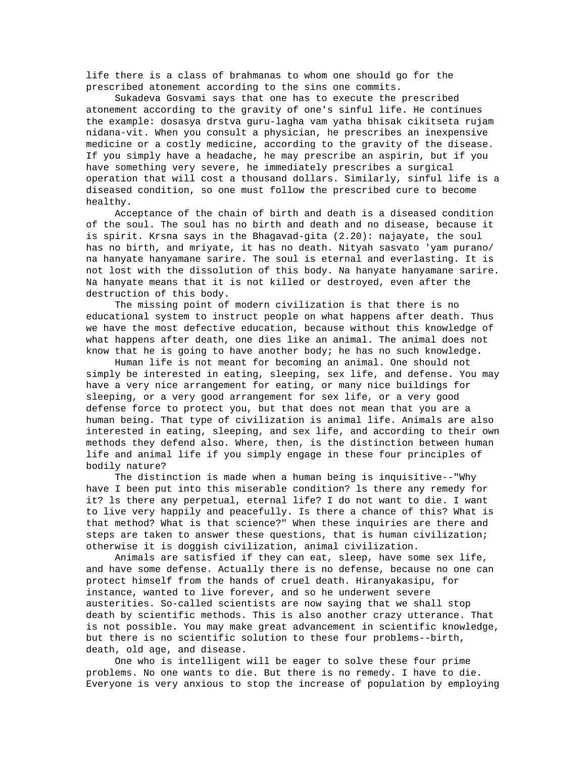life there is a class of brahmanas to whom one should go for the prescribed atonement according to the sins one commits.

Sukadeva Gosvami says that one has to execute the prescribed atonement according to the gravity of one's sinful life. He continues the example: dosasya drstva guru-lagha vam yatha bhisak cikitseta rujam nidana-vit. When you consult a physician, he prescribes an inexpensive medicine or a costly medicine, according to the gravity of the disease. If you simply have a headache, he may prescribe an aspirin, but if you have something very severe, he immediately prescribes a surgical operation that will cost a thousand dollars. Similarly, sinful life is a diseased condition, so one must follow the prescribed cure to become healthy.

Acceptance of the chain of birth and death is a diseased condition of the soul. The soul has no birth and death and no disease, because it is spirit. Krsna says in the Bhagavad-gita (2.20): najayate, the soul has no birth, and mriyate, it has no death. Nityah sasvato 'yam purano/ na hanyate hanyamane sarire. The soul is eternal and everlasting. It is not lost with the dissolution of this body. Na hanyate hanyamane sarire. Na hanyate means that it is not killed or destroyed, even after the destruction of this body.

The missing point of modern civilization is that there is no educational system to instruct people on what happens after death. Thus we have the most defective education, because without this knowledge of what happens after death, one dies like an animal. The animal does not know that he is going to have another body; he has no such knowledge.

Human life is not meant for becoming an animal. One should not simply be interested in eating, sleeping, sex life, and defense. You may have a very nice arrangement for eating, or many nice buildings for sleeping, or a very good arrangement for sex life, or a very good defense force to protect you, but that does not mean that you are a human being. That type of civilization is animal life. Animals are also interested in eating, sleeping, and sex life, and according to their own methods they defend also. Where, then, is the distinction between human life and animal life if you simply engage in these four principles of bodily nature?

The distinction is made when a human being is inquisitive--"Why have I been put into this miserable condition? ls there any remedy for it? ls there any perpetual, eternal life? I do not want to die. I want to live very happily and peacefully. Is there a chance of this? What is that method? What is that science?" When these inquiries are there and steps are taken to answer these questions, that is human civilization; otherwise it is doggish civilization, animal civilization.

Animals are satisfied if they can eat, sleep, have some sex life, and have some defense. Actually there is no defense, because no one can protect himself from the hands of cruel death. Hiranyakasipu, for instance, wanted to live forever, and so he underwent severe austerities. So-called scientists are now saying that we shall stop death by scientific methods. This is also another crazy utterance. That is not possible. You may make great advancement in scientific knowledge, but there is no scientific solution to these four problems--birth, death, old age, and disease.

One who is intelligent will be eager to solve these four prime problems. No one wants to die. But there is no remedy. I have to die. Everyone is very anxious to stop the increase of population by employing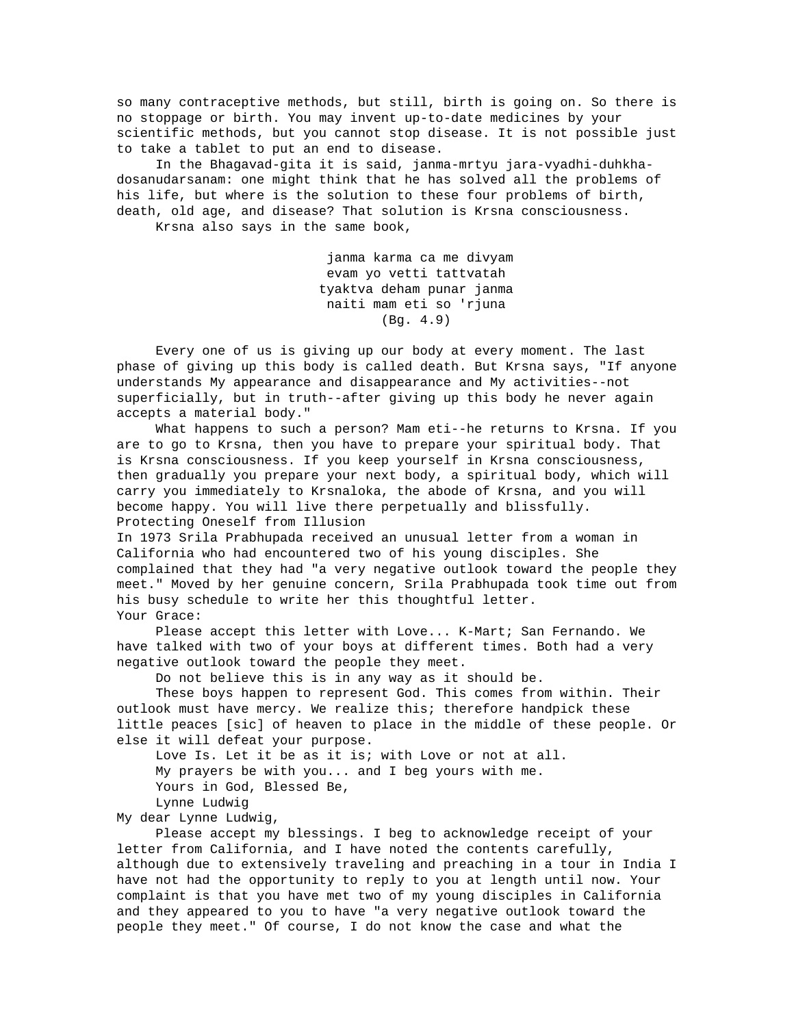so many contraceptive methods, but still, birth is going on. So there is no stoppage or birth. You may invent up-to-date medicines by your scientific methods, but you cannot stop disease. It is not possible just to take a tablet to put an end to disease.

In the Bhagavad-gita it is said, janma-mrtyu jara-vyadhi-duhkha-dosanudarsanam: one might think that he has solved all the problems of his life, but where is the solution to these four problems of birth, death, old age, and disease? That solution is Krsna consciousness.

Krsna also says in the same book,

> janma karma ca me divyam
> evam yo vetti tattvatah
> tyaktva deham punar janma
> naiti mam eti so 'rjuna
> (Bg. 4.9)

Every one of us is giving up our body at every moment. The last phase of giving up this body is called death. But Krsna says, "If anyone understands My appearance and disappearance and My activities--not superficially, but in truth--after giving up this body he never again accepts a material body."

What happens to such a person? Mam eti--he returns to Krsna. If you are to go to Krsna, then you have to prepare your spiritual body. That is Krsna consciousness. If you keep yourself in Krsna consciousness, then gradually you prepare your next body, a spiritual body, which will carry you immediately to Krsnaloka, the abode of Krsna, and you will become happy. You will live there perpetually and blissfully.

## Protecting Oneself from Illusion

In 1973 Srila Prabhupada received an unusual letter from a woman in California who had encountered two of his young disciples. She complained that they had "a very negative outlook toward the people they meet." Moved by her genuine concern, Srila Prabhupada took time out from his busy schedule to write her this thoughtful letter.

Your Grace:

Please accept this letter with Love... K-Mart; San Fernando. We have talked with two of your boys at different times. Both had a very negative outlook toward the people they meet.

Do not believe this is in any way as it should be.

These boys happen to represent God. This comes from within. Their outlook must have mercy. We realize this; therefore handpick these little peaces [sic] of heaven to place in the middle of these people. Or else it will defeat your purpose.

Love Is. Let it be as it is; with Love or not at all.

My prayers be with you... and I beg yours with me.

Yours in God, Blessed Be,

Lynne Ludwig

My dear Lynne Ludwig,

Please accept my blessings. I beg to acknowledge receipt of your letter from California, and I have noted the contents carefully, although due to extensively traveling and preaching in a tour in India I have not had the opportunity to reply to you at length until now. Your complaint is that you have met two of my young disciples in California and they appeared to you to have "a very negative outlook toward the people they meet." Of course, I do not know the case and what the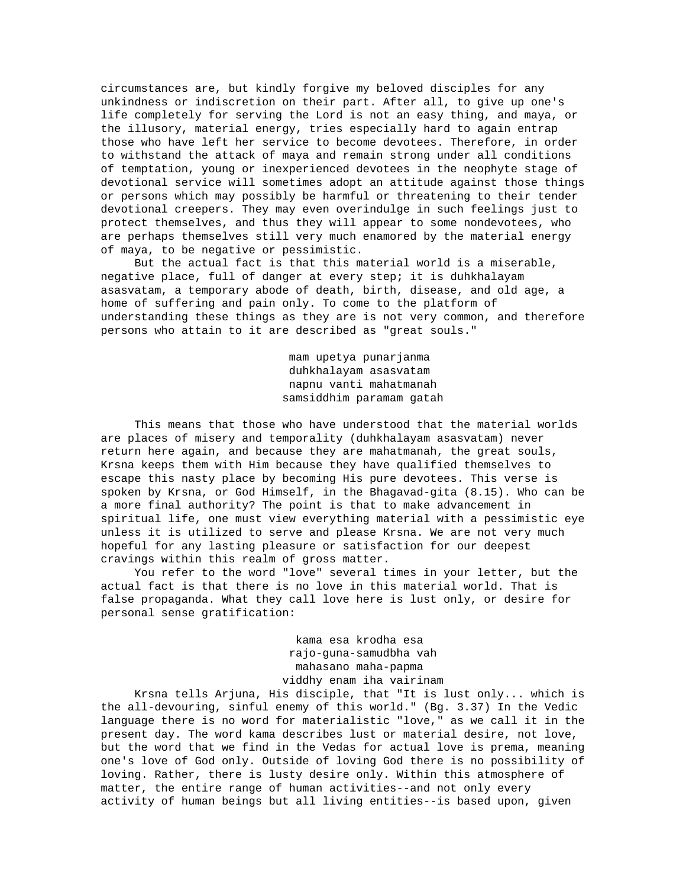circumstances are, but kindly forgive my beloved disciples for any unkindness or indiscretion on their part. After all, to give up one's life completely for serving the Lord is not an easy thing, and maya, or the illusory, material energy, tries especially hard to again entrap those who have left her service to become devotees. Therefore, in order to withstand the attack of maya and remain strong under all conditions of temptation, young or inexperienced devotees in the neophyte stage of devotional service will sometimes adopt an attitude against those things or persons which may possibly be harmful or threatening to their tender devotional creepers. They may even overindulge in such feelings just to protect themselves, and thus they will appear to some nondevotees, who are perhaps themselves still very much enamored by the material energy of maya, to be negative or pessimistic.

But the actual fact is that this material world is a miserable, negative place, full of danger at every step; it is duhkhalayam asasvatam, a temporary abode of death, birth, disease, and old age, a home of suffering and pain only. To come to the platform of understanding these things as they are is not very common, and therefore persons who attain to it are described as "great souls."

mam upetya punarjanma
duhkhalayam asasvatam
napnu vanti mahatmanah
samsiddhim paramam gatah

This means that those who have understood that the material worlds are places of misery and temporality (duhkhalayam asasvatam) never return here again, and because they are mahatmanah, the great souls, Krsna keeps them with Him because they have qualified themselves to escape this nasty place by becoming His pure devotees. This verse is spoken by Krsna, or God Himself, in the Bhagavad-gita (8.15). Who can be a more final authority? The point is that to make advancement in spiritual life, one must view everything material with a pessimistic eye unless it is utilized to serve and please Krsna. We are not very much hopeful for any lasting pleasure or satisfaction for our deepest cravings within this realm of gross matter.

You refer to the word "love" several times in your letter, but the actual fact is that there is no love in this material world. That is false propaganda. What they call love here is lust only, or desire for personal sense gratification:

kama esa krodha esa
rajo-guna-samudbha vah
mahasano maha-papma
viddhy enam iha vairinam

Krsna tells Arjuna, His disciple, that "It is lust only... which is the all-devouring, sinful enemy of this world." (Bg. 3.37) In the Vedic language there is no word for materialistic "love," as we call it in the present day. The word kama describes lust or material desire, not love, but the word that we find in the Vedas for actual love is prema, meaning one's love of God only. Outside of loving God there is no possibility of loving. Rather, there is lusty desire only. Within this atmosphere of matter, the entire range of human activities--and not only every activity of human beings but all living entities--is based upon, given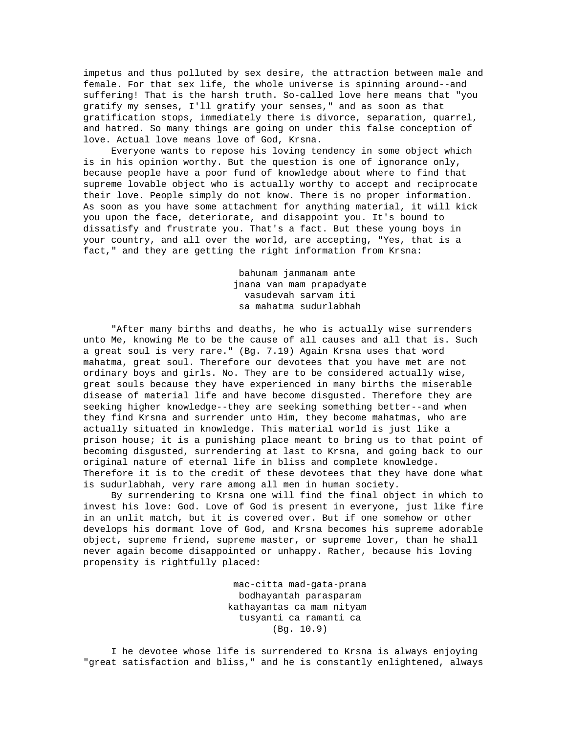impetus and thus polluted by sex desire, the attraction between male and female. For that sex life, the whole universe is spinning around--and suffering! That is the harsh truth. So-called love here means that "you gratify my senses, I'll gratify your senses," and as soon as that gratification stops, immediately there is divorce, separation, quarrel, and hatred. So many things are going on under this false conception of love. Actual love means love of God, Krsna.

Everyone wants to repose his loving tendency in some object which is in his opinion worthy. But the question is one of ignorance only, because people have a poor fund of knowledge about where to find that supreme lovable object who is actually worthy to accept and reciprocate their love. People simply do not know. There is no proper information. As soon as you have some attachment for anything material, it will kick you upon the face, deteriorate, and disappoint you. It's bound to dissatisfy and frustrate you. That's a fact. But these young boys in your country, and all over the world, are accepting, "Yes, that is a fact," and they are getting the right information from Krsna:

bahunam janmanam ante
jnana van mam prapadyate
vasudevah sarvam iti
sa mahatma sudurlabhah

"After many births and deaths, he who is actually wise surrenders unto Me, knowing Me to be the cause of all causes and all that is. Such a great soul is very rare." (Bg. 7.19) Again Krsna uses that word mahatma, great soul. Therefore our devotees that you have met are not ordinary boys and girls. No. They are to be considered actually wise, great souls because they have experienced in many births the miserable disease of material life and have become disgusted. Therefore they are seeking higher knowledge--they are seeking something better--and when they find Krsna and surrender unto Him, they become mahatmas, who are actually situated in knowledge. This material world is just like a prison house; it is a punishing place meant to bring us to that point of becoming disgusted, surrendering at last to Krsna, and going back to our original nature of eternal life in bliss and complete knowledge. Therefore it is to the credit of these devotees that they have done what is sudurlabhah, very rare among all men in human society.

By surrendering to Krsna one will find the final object in which to invest his love: God. Love of God is present in everyone, just like fire in an unlit match, but it is covered over. But if one somehow or other develops his dormant love of God, and Krsna becomes his supreme adorable object, supreme friend, supreme master, or supreme lover, than he shall never again become disappointed or unhappy. Rather, because his loving propensity is rightfully placed:

mac-citta mad-gata-prana
bodhayantah parasparam
kathayantas ca mam nityam
tusyanti ca ramanti ca
(Bg. 10.9)

I he devotee whose life is surrendered to Krsna is always enjoying "great satisfaction and bliss," and he is constantly enlightened, always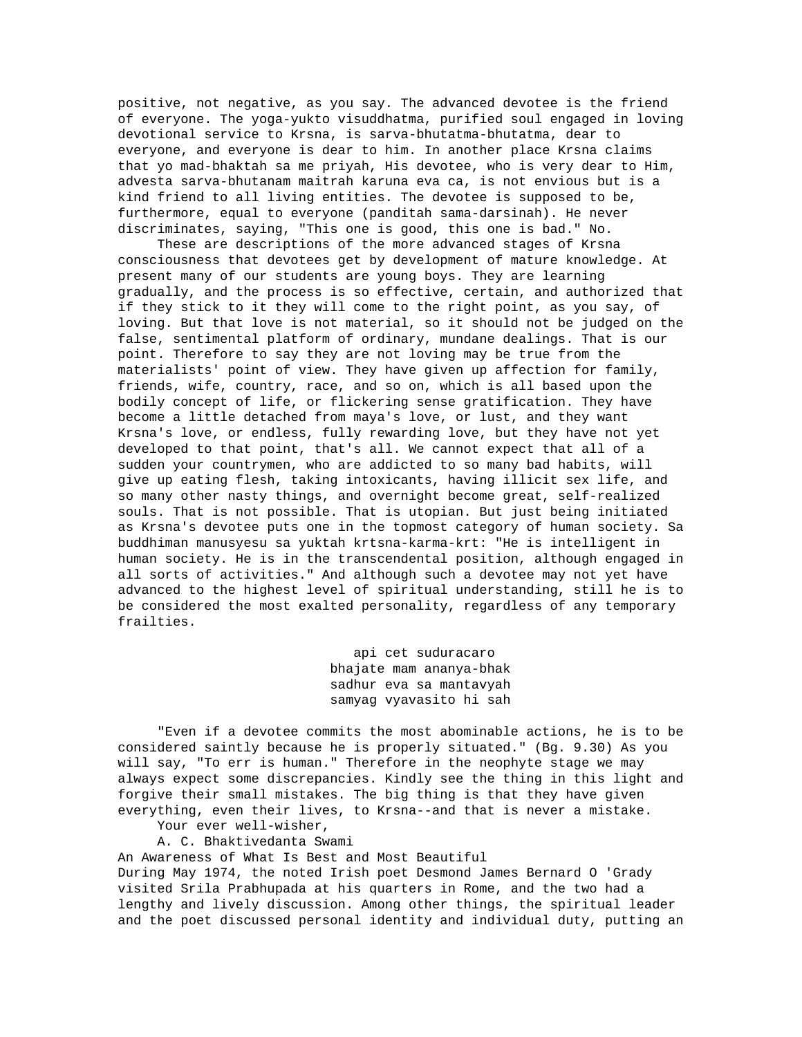positive, not negative, as you say. The advanced devotee is the friend of everyone. The yoga-yukto visuddhatma, purified soul engaged in loving devotional service to Krsna, is sarva-bhutatma-bhutatma, dear to everyone, and everyone is dear to him. In another place Krsna claims that yo mad-bhaktah sa me priyah, His devotee, who is very dear to Him, advesta sarva-bhutanam maitrah karuna eva ca, is not envious but is a kind friend to all living entities. The devotee is supposed to be, furthermore, equal to everyone (panditah sama-darsinah). He never discriminates, saying, "This one is good, this one is bad." No.

These are descriptions of the more advanced stages of Krsna consciousness that devotees get by development of mature knowledge. At present many of our students are young boys. They are learning gradually, and the process is so effective, certain, and authorized that if they stick to it they will come to the right point, as you say, of loving. But that love is not material, so it should not be judged on the false, sentimental platform of ordinary, mundane dealings. That is our point. Therefore to say they are not loving may be true from the materialists' point of view. They have given up affection for family, friends, wife, country, race, and so on, which is all based upon the bodily concept of life, or flickering sense gratification. They have become a little detached from maya's love, or lust, and they want Krsna's love, or endless, fully rewarding love, but they have not yet developed to that point, that's all. We cannot expect that all of a sudden your countrymen, who are addicted to so many bad habits, will give up eating flesh, taking intoxicants, having illicit sex life, and so many other nasty things, and overnight become great, self-realized souls. That is not possible. That is utopian. But just being initiated as Krsna's devotee puts one in the topmost category of human society. Sa buddhiman manusyesu sa yuktah krtsna-karma-krt: "He is intelligent in human society. He is in the transcendental position, although engaged in all sorts of activities." And although such a devotee may not yet have advanced to the highest level of spiritual understanding, still he is to be considered the most exalted personality, regardless of any temporary frailties.

> api cet suduracaro
> bhajate mam ananya-bhak
> sadhur eva sa mantavyah
> samyag vyavasito hi sah

"Even if a devotee commits the most abominable actions, he is to be considered saintly because he is properly situated." (Bg. 9.30) As you will say, "To err is human." Therefore in the neophyte stage we may always expect some discrepancies. Kindly see the thing in this light and forgive their small mistakes. The big thing is that they have given everything, even their lives, to Krsna--and that is never a mistake.

Your ever well-wisher,

A. C. Bhaktivedanta Swami

## An Awareness of What Is Best and Most Beautiful

During May 1974, the noted Irish poet Desmond James Bernard O 'Grady visited Srila Prabhupada at his quarters in Rome, and the two had a lengthy and lively discussion. Among other things, the spiritual leader and the poet discussed personal identity and individual duty, putting an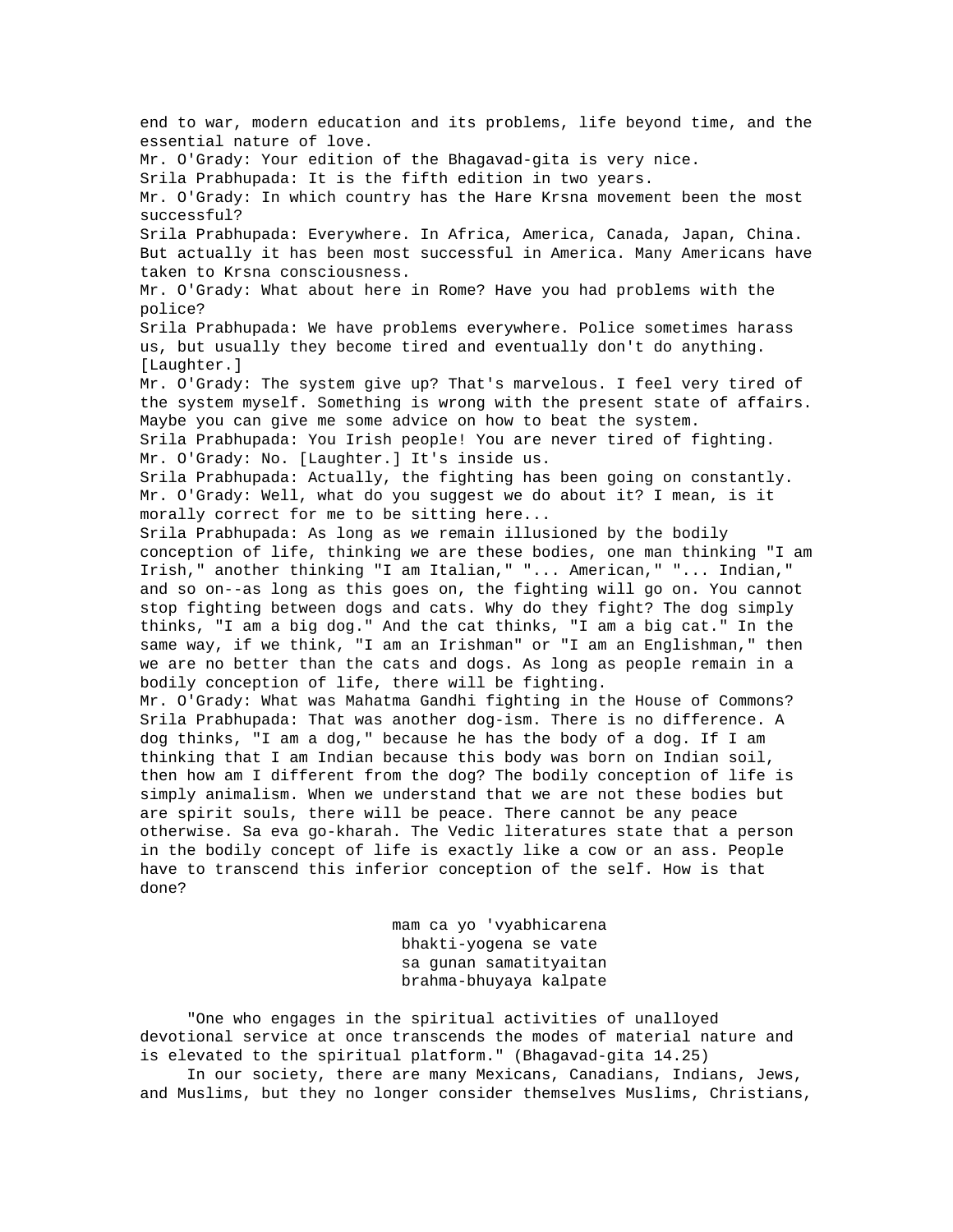end to war, modern education and its problems, life beyond time, and the essential nature of love.

Mr. O'Grady: Your edition of the Bhagavad-gita is very nice.

Srila Prabhupada: It is the fifth edition in two years.

Mr. O'Grady: In which country has the Hare Krsna movement been the most successful?

Srila Prabhupada: Everywhere. In Africa, America, Canada, Japan, China. But actually it has been most successful in America. Many Americans have taken to Krsna consciousness.

Mr. O'Grady: What about here in Rome? Have you had problems with the police?

Srila Prabhupada: We have problems everywhere. Police sometimes harass us, but usually they become tired and eventually don't do anything. [Laughter.]

Mr. O'Grady: The system give up? That's marvelous. I feel very tired of the system myself. Something is wrong with the present state of affairs. Maybe you can give me some advice on how to beat the system.

Srila Prabhupada: You Irish people! You are never tired of fighting.

Mr. O'Grady: No. [Laughter.] It's inside us.

Srila Prabhupada: Actually, the fighting has been going on constantly.

Mr. O'Grady: Well, what do you suggest we do about it? I mean, is it morally correct for me to be sitting here...

Srila Prabhupada: As long as we remain illusioned by the bodily conception of life, thinking we are these bodies, one man thinking "I am Irish," another thinking "I am Italian," "... American," "... Indian," and so on--as long as this goes on, the fighting will go on. You cannot stop fighting between dogs and cats. Why do they fight? The dog simply thinks, "I am a big dog." And the cat thinks, "I am a big cat." In the same way, if we think, "I am an Irishman" or "I am an Englishman," then we are no better than the cats and dogs. As long as people remain in a bodily conception of life, there will be fighting.

Mr. O'Grady: What was Mahatma Gandhi fighting in the House of Commons?

Srila Prabhupada: That was another dog-ism. There is no difference. A dog thinks, "I am a dog," because he has the body of a dog. If I am thinking that I am Indian because this body was born on Indian soil, then how am I different from the dog? The bodily conception of life is simply animalism. When we understand that we are not these bodies but are spirit souls, there will be peace. There cannot be any peace otherwise. Sa eva go-kharah. The Vedic literatures state that a person in the bodily concept of life is exactly like a cow or an ass. People have to transcend this inferior conception of the self. How is that done?

mam ca yo 'vyabhicarena
bhakti-yogena se vate
sa gunan samatityaitan
brahma-bhuyaya kalpate

"One who engages in the spiritual activities of unalloyed devotional service at once transcends the modes of material nature and is elevated to the spiritual platform." (Bhagavad-gita 14.25)

In our society, there are many Mexicans, Canadians, Indians, Jews, and Muslims, but they no longer consider themselves Muslims, Christians,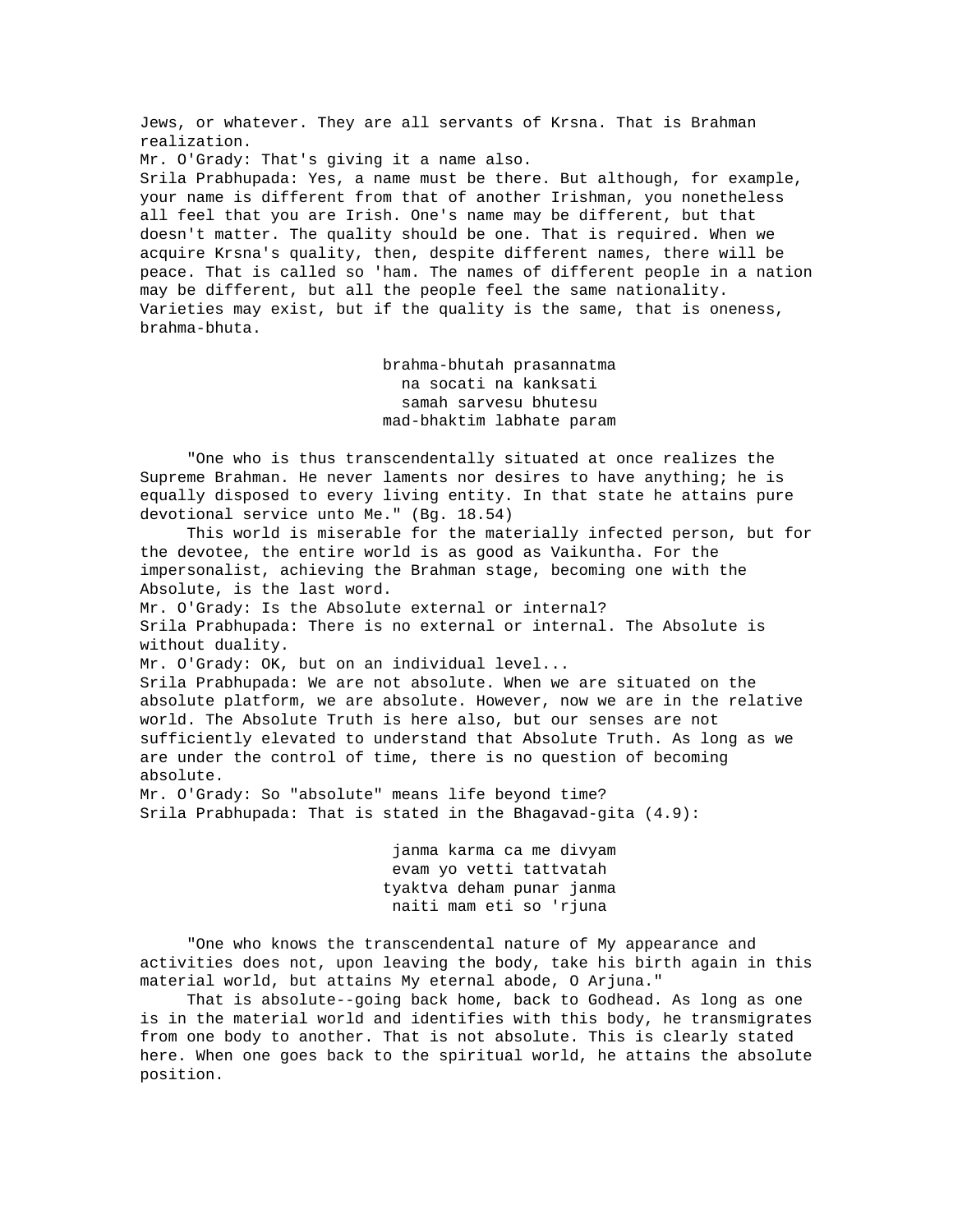Jews, or whatever. They are all servants of Krsna. That is Brahman realization.

Mr. O'Grady: That's giving it a name also.

Srila Prabhupada: Yes, a name must be there. But although, for example, your name is different from that of another Irishman, you nonetheless all feel that you are Irish. One's name may be different, but that doesn't matter. The quality should be one. That is required. When we acquire Krsna's quality, then, despite different names, there will be peace. That is called so 'ham. The names of different people in a nation may be different, but all the people feel the same nationality. Varieties may exist, but if the quality is the same, that is oneness, brahma-bhuta.

> brahma-bhutah prasannatma
> na socati na kanksati
> samah sarvesu bhutesu
> mad-bhaktim labhate param

"One who is thus transcendentally situated at once realizes the Supreme Brahman. He never laments nor desires to have anything; he is equally disposed to every living entity. In that state he attains pure devotional service unto Me." (Bg. 18.54)

This world is miserable for the materially infected person, but for the devotee, the entire world is as good as Vaikuntha. For the impersonalist, achieving the Brahman stage, becoming one with the Absolute, is the last word.

Mr. O'Grady: Is the Absolute external or internal?

Srila Prabhupada: There is no external or internal. The Absolute is without duality.

Mr. O'Grady: OK, but on an individual level...

Srila Prabhupada: We are not absolute. When we are situated on the absolute platform, we are absolute. However, now we are in the relative world. The Absolute Truth is here also, but our senses are not sufficiently elevated to understand that Absolute Truth. As long as we are under the control of time, there is no question of becoming absolute.

Mr. O'Grady: So "absolute" means life beyond time?

Srila Prabhupada: That is stated in the Bhagavad-gita (4.9):

> janma karma ca me divyam
> evam yo vetti tattvatah
> tyaktva deham punar janma
> naiti mam eti so 'rjuna

"One who knows the transcendental nature of My appearance and activities does not, upon leaving the body, take his birth again in this material world, but attains My eternal abode, O Arjuna."

That is absolute--going back home, back to Godhead. As long as one is in the material world and identifies with this body, he transmigrates from one body to another. That is not absolute. This is clearly stated here. When one goes back to the spiritual world, he attains the absolute position.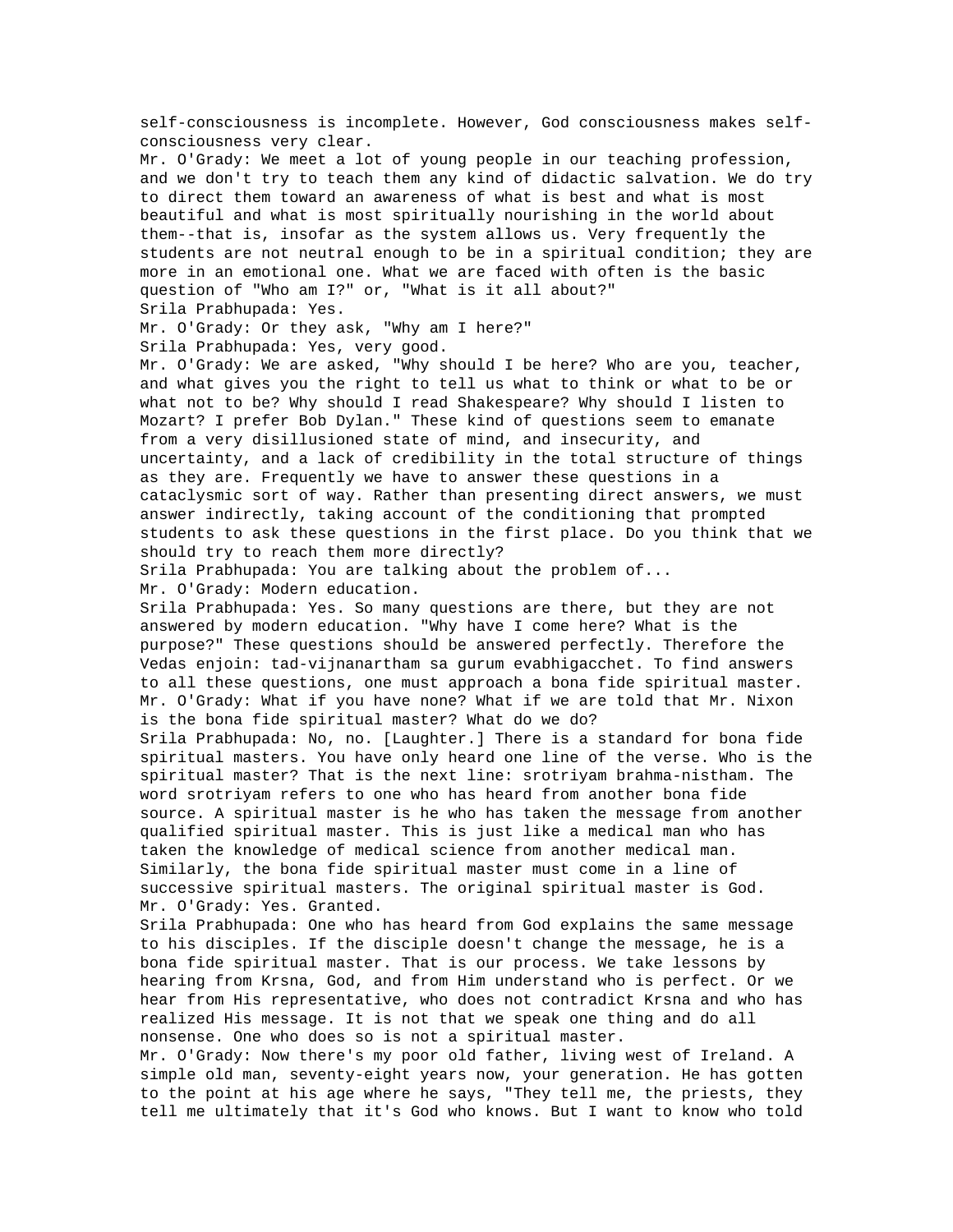self-consciousness is incomplete. However, God consciousness makes self-consciousness very clear.

Mr. O'Grady: We meet a lot of young people in our teaching profession, and we don't try to teach them any kind of didactic salvation. We do try to direct them toward an awareness of what is best and what is most beautiful and what is most spiritually nourishing in the world about them--that is, insofar as the system allows us. Very frequently the students are not neutral enough to be in a spiritual condition; they are more in an emotional one. What we are faced with often is the basic question of "Who am I?" or, "What is it all about?"

Srila Prabhupada: Yes.

Mr. O'Grady: Or they ask, "Why am I here?"

Srila Prabhupada: Yes, very good.

Mr. O'Grady: We are asked, "Why should I be here? Who are you, teacher, and what gives you the right to tell us what to think or what to be or what not to be? Why should I read Shakespeare? Why should I listen to Mozart? I prefer Bob Dylan." These kind of questions seem to emanate from a very disillusioned state of mind, and insecurity, and uncertainty, and a lack of credibility in the total structure of things as they are. Frequently we have to answer these questions in a cataclysmic sort of way. Rather than presenting direct answers, we must answer indirectly, taking account of the conditioning that prompted students to ask these questions in the first place. Do you think that we should try to reach them more directly?

Srila Prabhupada: You are talking about the problem of...

Mr. O'Grady: Modern education.

Srila Prabhupada: Yes. So many questions are there, but they are not answered by modern education. "Why have I come here? What is the purpose?" These questions should be answered perfectly. Therefore the Vedas enjoin: tad-vijnanartham sa gurum evabhigacchet. To find answers to all these questions, one must approach a bona fide spiritual master.

Mr. O'Grady: What if you have none? What if we are told that Mr. Nixon is the bona fide spiritual master? What do we do?

Srila Prabhupada: No, no. [Laughter.] There is a standard for bona fide spiritual masters. You have only heard one line of the verse. Who is the spiritual master? That is the next line: srotriyam brahma-nistham. The word srotriyam refers to one who has heard from another bona fide source. A spiritual master is he who has taken the message from another qualified spiritual master. This is just like a medical man who has taken the knowledge of medical science from another medical man. Similarly, the bona fide spiritual master must come in a line of successive spiritual masters. The original spiritual master is God.

Mr. O'Grady: Yes. Granted.

Srila Prabhupada: One who has heard from God explains the same message to his disciples. If the disciple doesn't change the message, he is a bona fide spiritual master. That is our process. We take lessons by hearing from Krsna, God, and from Him understand who is perfect. Or we hear from His representative, who does not contradict Krsna and who has realized His message. It is not that we speak one thing and do all nonsense. One who does so is not a spiritual master.

Mr. O'Grady: Now there's my poor old father, living west of Ireland. A simple old man, seventy-eight years now, your generation. He has gotten to the point at his age where he says, "They tell me, the priests, they tell me ultimately that it's God who knows. But I want to know who told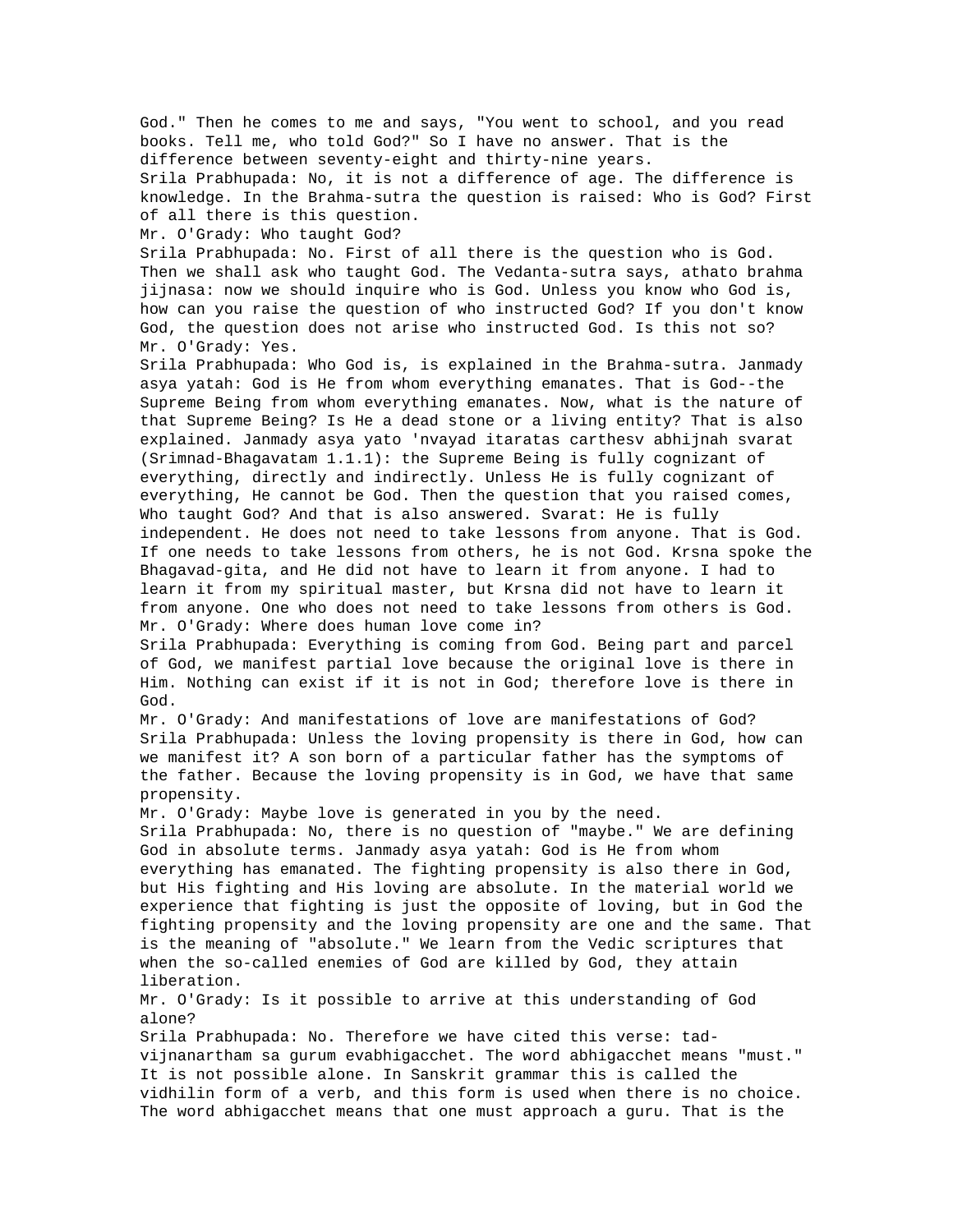God." Then he comes to me and says, "You went to school, and you read books. Tell me, who told God?" So I have no answer. That is the difference between seventy-eight and thirty-nine years.

Srila Prabhupada: No, it is not a difference of age. The difference is knowledge. In the Brahma-sutra the question is raised: Who is God? First of all there is this question.

Mr. O'Grady: Who taught God?

Srila Prabhupada: No. First of all there is the question who is God. Then we shall ask who taught God. The Vedanta-sutra says, athato brahma jijnasa: now we should inquire who is God. Unless you know who God is, how can you raise the question of who instructed God? If you don't know God, the question does not arise who instructed God. Is this not so?

Mr. O'Grady: Yes.

Srila Prabhupada: Who God is, is explained in the Brahma-sutra. Janmady asya yatah: God is He from whom everything emanates. That is God--the Supreme Being from whom everything emanates. Now, what is the nature of that Supreme Being? Is He a dead stone or a living entity? That is also explained. Janmady asya yato 'nvayad itaratas carthesv abhijnah svarat (Srimnad-Bhagavatam 1.1.1): the Supreme Being is fully cognizant of everything, directly and indirectly. Unless He is fully cognizant of everything, He cannot be God. Then the question that you raised comes, Who taught God? And that is also answered. Svarat: He is fully independent. He does not need to take lessons from anyone. That is God. If one needs to take lessons from others, he is not God. Krsna spoke the Bhagavad-gita, and He did not have to learn it from anyone. I had to learn it from my spiritual master, but Krsna did not have to learn it from anyone. One who does not need to take lessons from others is God.

Mr. O'Grady: Where does human love come in?

Srila Prabhupada: Everything is coming from God. Being part and parcel of God, we manifest partial love because the original love is there in Him. Nothing can exist if it is not in God; therefore love is there in God.

Mr. O'Grady: And manifestations of love are manifestations of God?

Srila Prabhupada: Unless the loving propensity is there in God, how can we manifest it? A son born of a particular father has the symptoms of the father. Because the loving propensity is in God, we have that same propensity.

Mr. O'Grady: Maybe love is generated in you by the need.

Srila Prabhupada: No, there is no question of "maybe." We are defining God in absolute terms. Janmady asya yatah: God is He from whom everything has emanated. The fighting propensity is also there in God, but His fighting and His loving are absolute. In the material world we experience that fighting is just the opposite of loving, but in God the fighting propensity and the loving propensity are one and the same. That is the meaning of "absolute." We learn from the Vedic scriptures that when the so-called enemies of God are killed by God, they attain liberation.

Mr. O'Grady: Is it possible to arrive at this understanding of God alone?

Srila Prabhupada: No. Therefore we have cited this verse: tad-vijnanartham sa gurum evabhigacchet. The word abhigacchet means "must." It is not possible alone. In Sanskrit grammar this is called the vidhilin form of a verb, and this form is used when there is no choice. The word abhigacchet means that one must approach a guru. That is the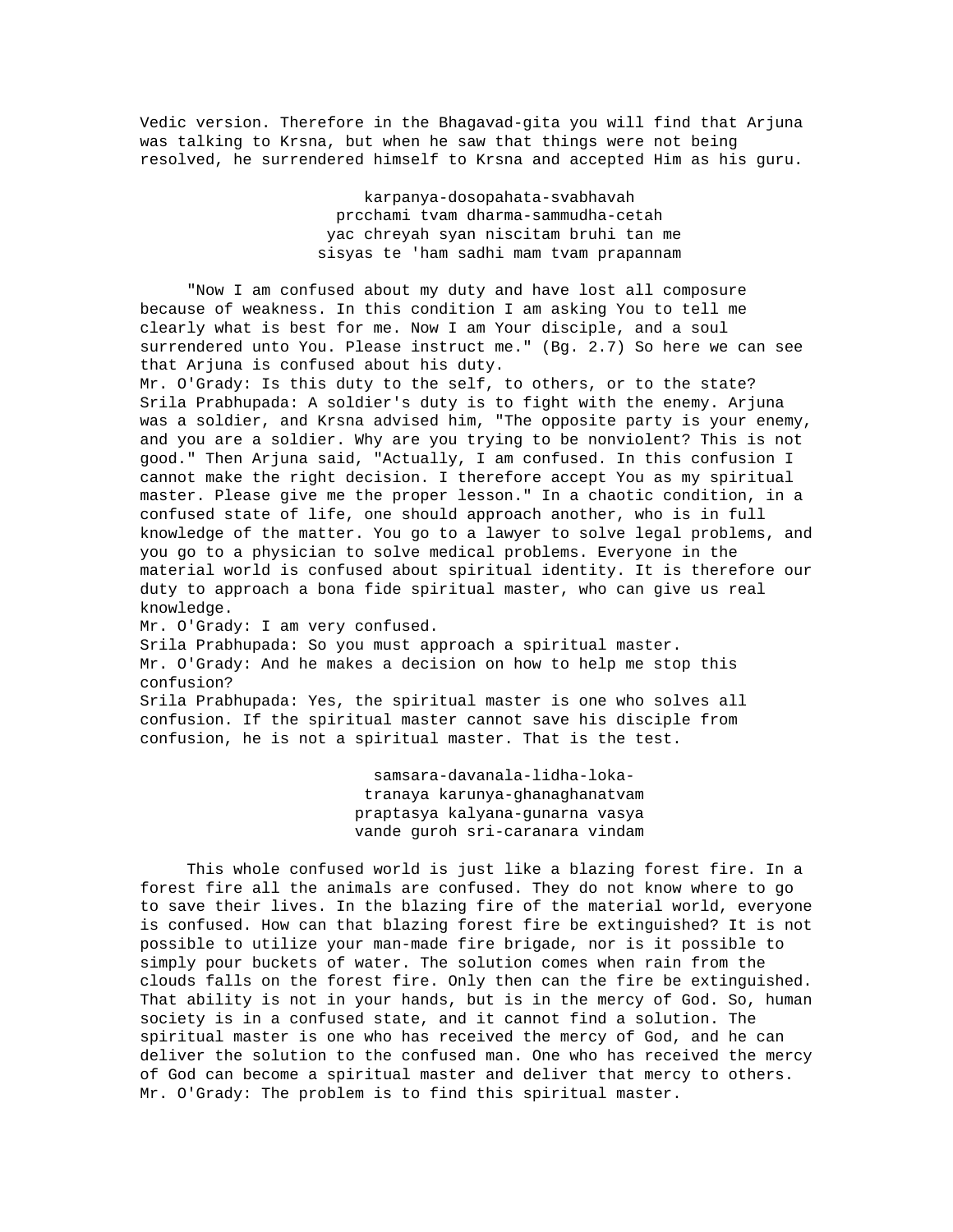Vedic version. Therefore in the Bhagavad-gita you will find that Arjuna was talking to Krsna, but when he saw that things were not being resolved, he surrendered himself to Krsna and accepted Him as his guru.

> karpanya-dosopahata-svabhavah
> prcchami tvam dharma-sammudha-cetah
> yac chreyah syan niscitam bruhi tan me
> sisyas te 'ham sadhi mam tvam prapannam

"Now I am confused about my duty and have lost all composure because of weakness. In this condition I am asking You to tell me clearly what is best for me. Now I am Your disciple, and a soul surrendered unto You. Please instruct me." (Bg. 2.7) So here we can see that Arjuna is confused about his duty.

Mr. O'Grady: Is this duty to the self, to others, or to the state?

Srila Prabhupada: A soldier's duty is to fight with the enemy. Arjuna was a soldier, and Krsna advised him, "The opposite party is your enemy, and you are a soldier. Why are you trying to be nonviolent? This is not good." Then Arjuna said, "Actually, I am confused. In this confusion I cannot make the right decision. I therefore accept You as my spiritual master. Please give me the proper lesson." In a chaotic condition, in a confused state of life, one should approach another, who is in full knowledge of the matter. You go to a lawyer to solve legal problems, and you go to a physician to solve medical problems. Everyone in the material world is confused about spiritual identity. It is therefore our duty to approach a bona fide spiritual master, who can give us real knowledge.

Mr. O'Grady: I am very confused.

Srila Prabhupada: So you must approach a spiritual master.

Mr. O'Grady: And he makes a decision on how to help me stop this confusion?

Srila Prabhupada: Yes, the spiritual master is one who solves all confusion. If the spiritual master cannot save his disciple from confusion, he is not a spiritual master. That is the test.

> samsara-davanala-lidha-loka-
> tranaya karunya-ghanaghanatvam
> praptasya kalyana-gunarna vasya
> vande guroh sri-caranara vindam

This whole confused world is just like a blazing forest fire. In a forest fire all the animals are confused. They do not know where to go to save their lives. In the blazing fire of the material world, everyone is confused. How can that blazing forest fire be extinguished? It is not possible to utilize your man-made fire brigade, nor is it possible to simply pour buckets of water. The solution comes when rain from the clouds falls on the forest fire. Only then can the fire be extinguished. That ability is not in your hands, but is in the mercy of God. So, human society is in a confused state, and it cannot find a solution. The spiritual master is one who has received the mercy of God, and he can deliver the solution to the confused man. One who has received the mercy of God can become a spiritual master and deliver that mercy to others.

Mr. O'Grady: The problem is to find this spiritual master.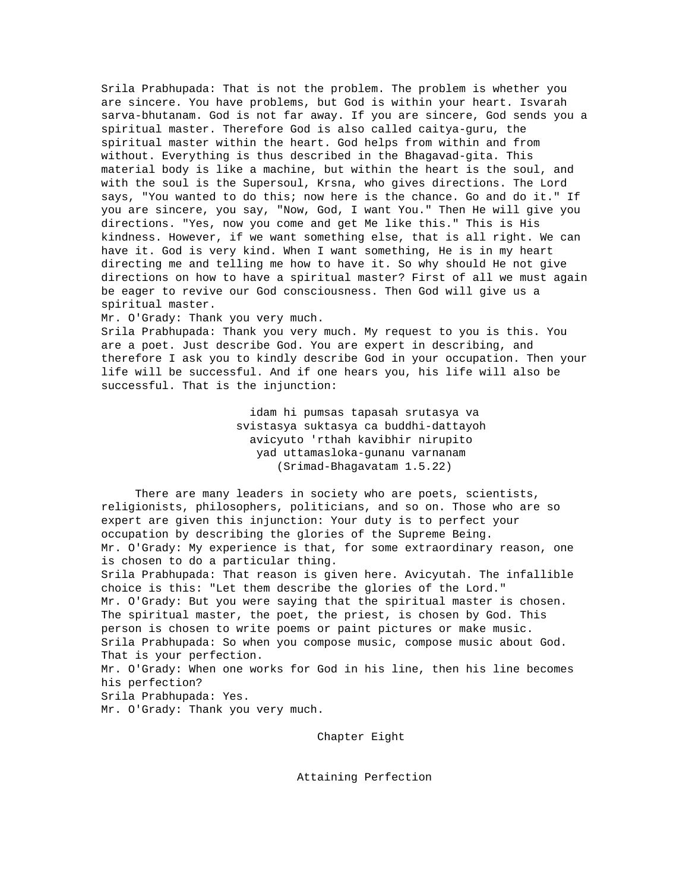Srila Prabhupada: That is not the problem. The problem is whether you are sincere. You have problems, but God is within your heart. Isvarah sarva-bhutanam. God is not far away. If you are sincere, God sends you a spiritual master. Therefore God is also called caitya-guru, the spiritual master within the heart. God helps from within and from without. Everything is thus described in the Bhagavad-gita. This material body is like a machine, but within the heart is the soul, and with the soul is the Supersoul, Krsna, who gives directions. The Lord says, "You wanted to do this; now here is the chance. Go and do it." If you are sincere, you say, "Now, God, I want You." Then He will give you directions. "Yes, now you come and get Me like this." This is His kindness. However, if we want something else, that is all right. We can have it. God is very kind. When I want something, He is in my heart directing me and telling me how to have it. So why should He not give directions on how to have a spiritual master? First of all we must again be eager to revive our God consciousness. Then God will give us a spiritual master.

Mr. O'Grady: Thank you very much.

Srila Prabhupada: Thank you very much. My request to you is this. You are a poet. Just describe God. You are expert in describing, and therefore I ask you to kindly describe God in your occupation. Then your life will be successful. And if one hears you, his life will also be successful. That is the injunction:

> idam hi pumsas tapasah srutasya va
> svistasya suktasya ca buddhi-dattayoh
> avicyuto 'rthah kavibhir nirupito
> yad uttamasloka-gunanu varnanam
> (Srimad-Bhagavatam 1.5.22)

There are many leaders in society who are poets, scientists, religionists, philosophers, politicians, and so on. Those who are so expert are given this injunction: Your duty is to perfect your occupation by describing the glories of the Supreme Being.

Mr. O'Grady: My experience is that, for some extraordinary reason, one is chosen to do a particular thing.

Srila Prabhupada: That reason is given here. Avicyutah. The infallible choice is this: "Let them describe the glories of the Lord."

Mr. O'Grady: But you were saying that the spiritual master is chosen. The spiritual master, the poet, the priest, is chosen by God. This person is chosen to write poems or paint pictures or make music.

Srila Prabhupada: So when you compose music, compose music about God. That is your perfection.

Mr. O'Grady: When one works for God in his line, then his line becomes his perfection?

Srila Prabhupada: Yes.

Mr. O'Grady: Thank you very much.

# Chapter Eight

## Attaining Perfection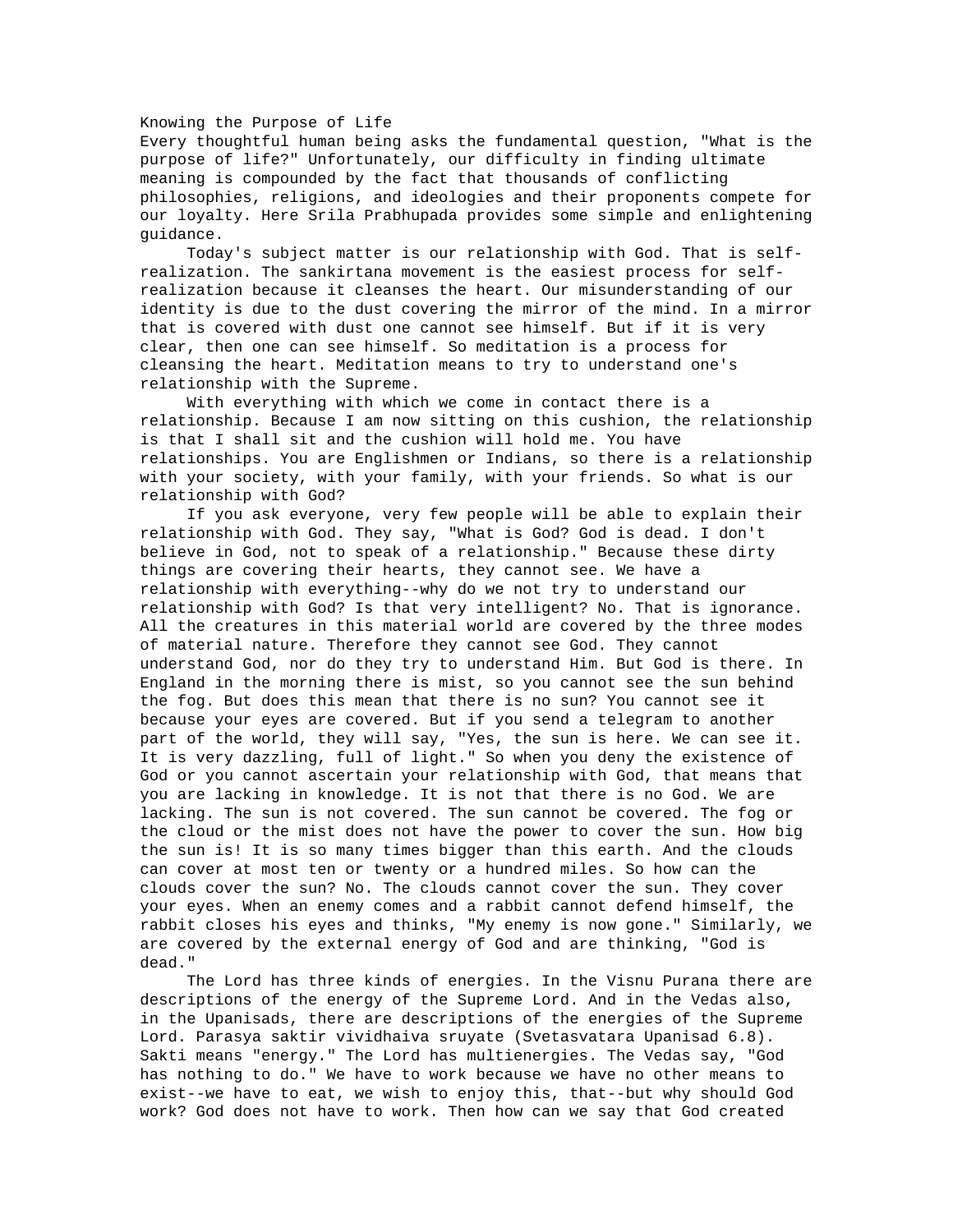# Knowing the Purpose of Life

Every thoughtful human being asks the fundamental question, "What is the purpose of life?" Unfortunately, our difficulty in finding ultimate meaning is compounded by the fact that thousands of conflicting philosophies, religions, and ideologies and their proponents compete for our loyalty. Here Srila Prabhupada provides some simple and enlightening guidance.

Today's subject matter is our relationship with God. That is self-realization. The sankirtana movement is the easiest process for self-realization because it cleanses the heart. Our misunderstanding of our identity is due to the dust covering the mirror of the mind. In a mirror that is covered with dust one cannot see himself. But if it is very clear, then one can see himself. So meditation is a process for cleansing the heart. Meditation means to try to understand one's relationship with the Supreme.

With everything with which we come in contact there is a relationship. Because I am now sitting on this cushion, the relationship is that I shall sit and the cushion will hold me. You have relationships. You are Englishmen or Indians, so there is a relationship with your society, with your family, with your friends. So what is our relationship with God?

If you ask everyone, very few people will be able to explain their relationship with God. They say, "What is God? God is dead. I don't believe in God, not to speak of a relationship." Because these dirty things are covering their hearts, they cannot see. We have a relationship with everything--why do we not try to understand our relationship with God? Is that very intelligent? No. That is ignorance. All the creatures in this material world are covered by the three modes of material nature. Therefore they cannot see God. They cannot understand God, nor do they try to understand Him. But God is there. In England in the morning there is mist, so you cannot see the sun behind the fog. But does this mean that there is no sun? You cannot see it because your eyes are covered. But if you send a telegram to another part of the world, they will say, "Yes, the sun is here. We can see it. It is very dazzling, full of light." So when you deny the existence of God or you cannot ascertain your relationship with God, that means that you are lacking in knowledge. It is not that there is no God. We are lacking. The sun is not covered. The sun cannot be covered. The fog or the cloud or the mist does not have the power to cover the sun. How big the sun is! It is so many times bigger than this earth. And the clouds can cover at most ten or twenty or a hundred miles. So how can the clouds cover the sun? No. The clouds cannot cover the sun. They cover your eyes. When an enemy comes and a rabbit cannot defend himself, the rabbit closes his eyes and thinks, "My enemy is now gone." Similarly, we are covered by the external energy of God and are thinking, "God is dead."

The Lord has three kinds of energies. In the Visnu Purana there are descriptions of the energy of the Supreme Lord. And in the Vedas also, in the Upanisads, there are descriptions of the energies of the Supreme Lord. Parasya saktir vividhaiva sruyate (Svetasvatara Upanisad 6.8). Sakti means "energy." The Lord has multienergies. The Vedas say, "God has nothing to do." We have to work because we have no other means to exist--we have to eat, we wish to enjoy this, that--but why should God work? God does not have to work. Then how can we say that God created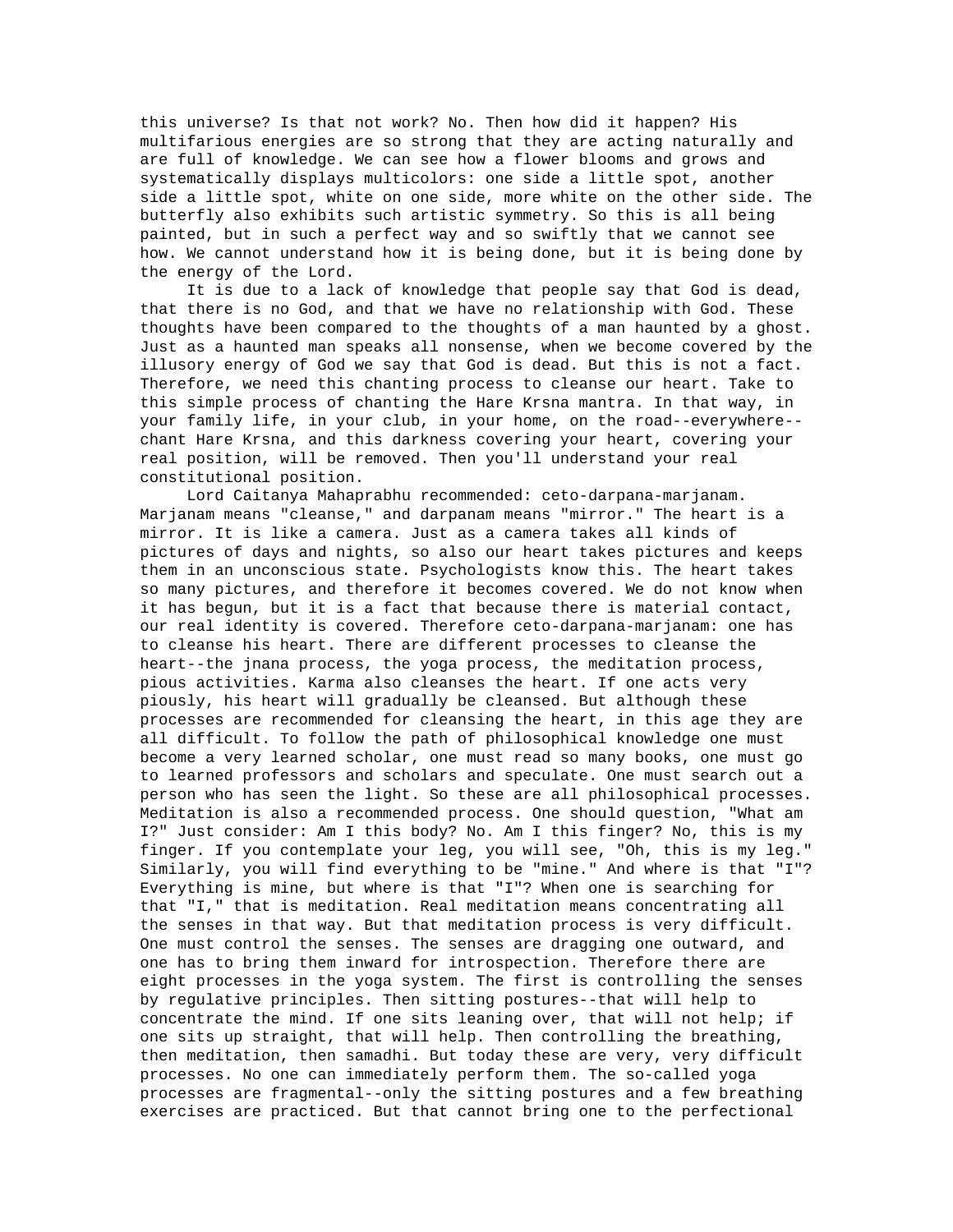this universe? Is that not work? No. Then how did it happen? His multifarious energies are so strong that they are acting naturally and are full of knowledge. We can see how a flower blooms and grows and systematically displays multicolors: one side a little spot, another side a little spot, white on one side, more white on the other side. The butterfly also exhibits such artistic symmetry. So this is all being painted, but in such a perfect way and so swiftly that we cannot see how. We cannot understand how it is being done, but it is being done by the energy of the Lord.

It is due to a lack of knowledge that people say that God is dead, that there is no God, and that we have no relationship with God. These thoughts have been compared to the thoughts of a man haunted by a ghost. Just as a haunted man speaks all nonsense, when we become covered by the illusory energy of God we say that God is dead. But this is not a fact. Therefore, we need this chanting process to cleanse our heart. Take to this simple process of chanting the Hare Krsna mantra. In that way, in your family life, in your club, in your home, on the road--everywhere--chant Hare Krsna, and this darkness covering your heart, covering your real position, will be removed. Then you'll understand your real constitutional position.

Lord Caitanya Mahaprabhu recommended: ceto-darpana-marjanam. Marjanam means "cleanse," and darpanam means "mirror." The heart is a mirror. It is like a camera. Just as a camera takes all kinds of pictures of days and nights, so also our heart takes pictures and keeps them in an unconscious state. Psychologists know this. The heart takes so many pictures, and therefore it becomes covered. We do not know when it has begun, but it is a fact that because there is material contact, our real identity is covered. Therefore ceto-darpana-marjanam: one has to cleanse his heart. There are different processes to cleanse the heart--the jnana process, the yoga process, the meditation process, pious activities. Karma also cleanses the heart. If one acts very piously, his heart will gradually be cleansed. But although these processes are recommended for cleansing the heart, in this age they are all difficult. To follow the path of philosophical knowledge one must become a very learned scholar, one must read so many books, one must go to learned professors and scholars and speculate. One must search out a person who has seen the light. So these are all philosophical processes. Meditation is also a recommended process. One should question, "What am I?" Just consider: Am I this body? No. Am I this finger? No, this is my finger. If you contemplate your leg, you will see, "Oh, this is my leg." Similarly, you will find everything to be "mine." And where is that "I"? Everything is mine, but where is that "I"? When one is searching for that "I," that is meditation. Real meditation means concentrating all the senses in that way. But that meditation process is very difficult. One must control the senses. The senses are dragging one outward, and one has to bring them inward for introspection. Therefore there are eight processes in the yoga system. The first is controlling the senses by regulative principles. Then sitting postures--that will help to concentrate the mind. If one sits leaning over, that will not help; if one sits up straight, that will help. Then controlling the breathing, then meditation, then samadhi. But today these are very, very difficult processes. No one can immediately perform them. The so-called yoga processes are fragmental--only the sitting postures and a few breathing exercises are practiced. But that cannot bring one to the perfectional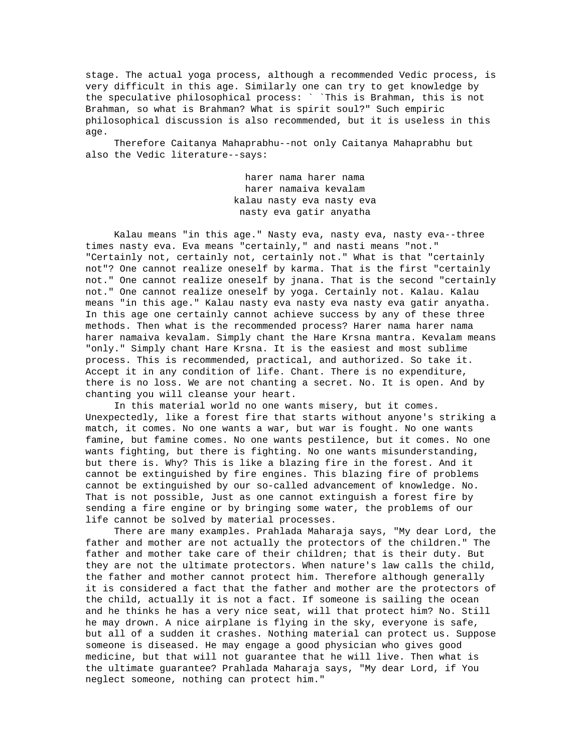stage. The actual yoga process, although a recommended Vedic process, is very difficult in this age. Similarly one can try to get knowledge by the speculative philosophical process: ` `This is Brahman, this is not Brahman, so what is Brahman? What is spirit soul?" Such empiric philosophical discussion is also recommended, but it is useless in this age.

Therefore Caitanya Mahaprabhu--not only Caitanya Mahaprabhu but also the Vedic literature--says:

> harer nama harer nama
> harer namaiva kevalam
> kalau nasty eva nasty eva
> nasty eva gatir anyatha

Kalau means "in this age." Nasty eva, nasty eva, nasty eva--three times nasty eva. Eva means "certainly," and nasti means "not." "Certainly not, certainly not, certainly not." What is that "certainly not"? One cannot realize oneself by karma. That is the first "certainly not." One cannot realize oneself by jnana. That is the second "certainly not." One cannot realize oneself by yoga. Certainly not. Kalau. Kalau means "in this age." Kalau nasty eva nasty eva nasty eva gatir anyatha. In this age one certainly cannot achieve success by any of these three methods. Then what is the recommended process? Harer nama harer nama harer namaiva kevalam. Simply chant the Hare Krsna mantra. Kevalam means "only." Simply chant Hare Krsna. It is the easiest and most sublime process. This is recommended, practical, and authorized. So take it. Accept it in any condition of life. Chant. There is no expenditure, there is no loss. We are not chanting a secret. No. It is open. And by chanting you will cleanse your heart.

In this material world no one wants misery, but it comes. Unexpectedly, like a forest fire that starts without anyone's striking a match, it comes. No one wants a war, but war is fought. No one wants famine, but famine comes. No one wants pestilence, but it comes. No one wants fighting, but there is fighting. No one wants misunderstanding, but there is. Why? This is like a blazing fire in the forest. And it cannot be extinguished by fire engines. This blazing fire of problems cannot be extinguished by our so-called advancement of knowledge. No. That is not possible, Just as one cannot extinguish a forest fire by sending a fire engine or by bringing some water, the problems of our life cannot be solved by material processes.

There are many examples. Prahlada Maharaja says, "My dear Lord, the father and mother are not actually the protectors of the children." The father and mother take care of their children; that is their duty. But they are not the ultimate protectors. When nature's law calls the child, the father and mother cannot protect him. Therefore although generally it is considered a fact that the father and mother are the protectors of the child, actually it is not a fact. If someone is sailing the ocean and he thinks he has a very nice seat, will that protect him? No. Still he may drown. A nice airplane is flying in the sky, everyone is safe, but all of a sudden it crashes. Nothing material can protect us. Suppose someone is diseased. He may engage a good physician who gives good medicine, but that will not guarantee that he will live. Then what is the ultimate guarantee? Prahlada Maharaja says, "My dear Lord, if You neglect someone, nothing can protect him."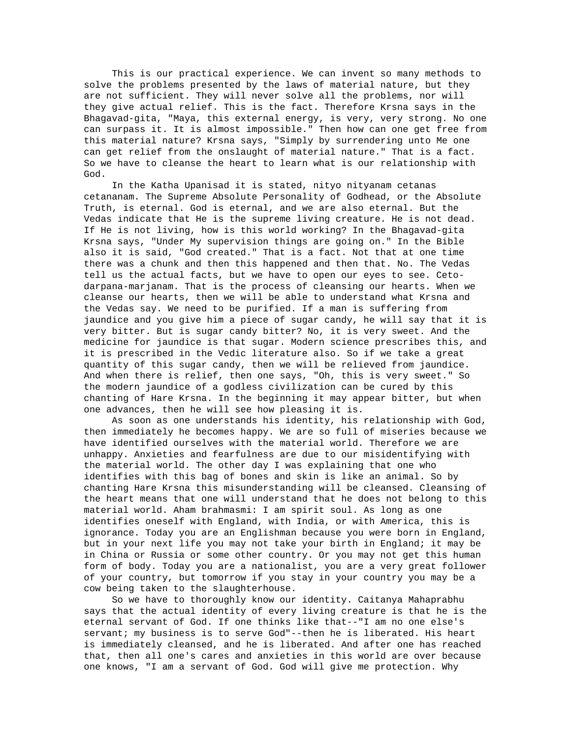This is our practical experience. We can invent so many methods to solve the problems presented by the laws of material nature, but they are not sufficient. They will never solve all the problems, nor will they give actual relief. This is the fact. Therefore Krsna says in the Bhagavad-gita, "Maya, this external energy, is very, very strong. No one can surpass it. It is almost impossible." Then how can one get free from this material nature? Krsna says, "Simply by surrendering unto Me one can get relief from the onslaught of material nature." That is a fact. So we have to cleanse the heart to learn what is our relationship with God.

In the Katha Upanisad it is stated, nityo nityanam cetanas cetananam. The Supreme Absolute Personality of Godhead, or the Absolute Truth, is eternal. God is eternal, and we are also eternal. But the Vedas indicate that He is the supreme living creature. He is not dead. If He is not living, how is this world working? In the Bhagavad-gita Krsna says, "Under My supervision things are going on." In the Bible also it is said, "God created." That is a fact. Not that at one time there was a chunk and then this happened and then that. No. The Vedas tell us the actual facts, but we have to open our eyes to see. Ceto-darpana-marjanam. That is the process of cleansing our hearts. When we cleanse our hearts, then we will be able to understand what Krsna and the Vedas say. We need to be purified. If a man is suffering from jaundice and you give him a piece of sugar candy, he will say that it is very bitter. But is sugar candy bitter? No, it is very sweet. And the medicine for jaundice is that sugar. Modern science prescribes this, and it is prescribed in the Vedic literature also. So if we take a great quantity of this sugar candy, then we will be relieved from jaundice. And when there is relief, then one says, "Oh, this is very sweet." So the modern jaundice of a godless civilization can be cured by this chanting of Hare Krsna. In the beginning it may appear bitter, but when one advances, then he will see how pleasing it is.

As soon as one understands his identity, his relationship with God, then immediately he becomes happy. We are so full of miseries because we have identified ourselves with the material world. Therefore we are unhappy. Anxieties and fearfulness are due to our misidentifying with the material world. The other day I was explaining that one who identifies with this bag of bones and skin is like an animal. So by chanting Hare Krsna this misunderstanding will be cleansed. Cleansing of the heart means that one will understand that he does not belong to this material world. Aham brahmasmi: I am spirit soul. As long as one identifies oneself with England, with India, or with America, this is ignorance. Today you are an Englishman because you were born in England, but in your next life you may not take your birth in England; it may be in China or Russia or some other country. Or you may not get this human form of body. Today you are a nationalist, you are a very great follower of your country, but tomorrow if you stay in your country you may be a cow being taken to the slaughterhouse.

So we have to thoroughly know our identity. Caitanya Mahaprabhu says that the actual identity of every living creature is that he is the eternal servant of God. If one thinks like that--"I am no one else's servant; my business is to serve God"--then he is liberated. His heart is immediately cleansed, and he is liberated. And after one has reached that, then all one's cares and anxieties in this world are over because one knows, "I am a servant of God. God will give me protection. Why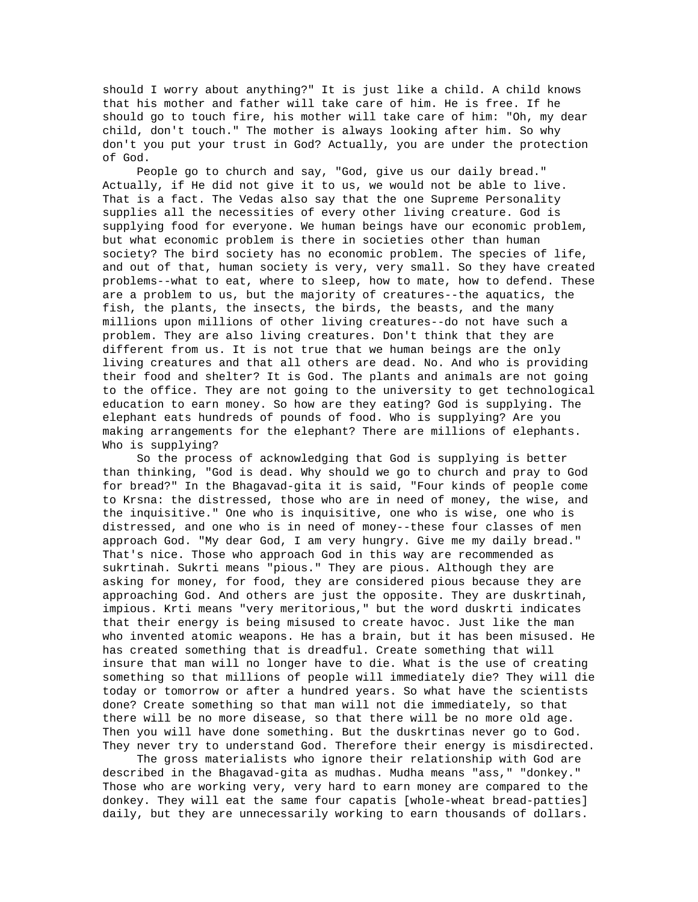should I worry about anything?" It is just like a child. A child knows that his mother and father will take care of him. He is free. If he should go to touch fire, his mother will take care of him: "Oh, my dear child, don't touch." The mother is always looking after him. So why don't you put your trust in God? Actually, you are under the protection of God.

People go to church and say, "God, give us our daily bread." Actually, if He did not give it to us, we would not be able to live. That is a fact. The Vedas also say that the one Supreme Personality supplies all the necessities of every other living creature. God is supplying food for everyone. We human beings have our economic problem, but what economic problem is there in societies other than human society? The bird society has no economic problem. The species of life, and out of that, human society is very, very small. So they have created problems--what to eat, where to sleep, how to mate, how to defend. These are a problem to us, but the majority of creatures--the aquatics, the fish, the plants, the insects, the birds, the beasts, and the many millions upon millions of other living creatures--do not have such a problem. They are also living creatures. Don't think that they are different from us. It is not true that we human beings are the only living creatures and that all others are dead. No. And who is providing their food and shelter? It is God. The plants and animals are not going to the office. They are not going to the university to get technological education to earn money. So how are they eating? God is supplying. The elephant eats hundreds of pounds of food. Who is supplying? Are you making arrangements for the elephant? There are millions of elephants. Who is supplying?

So the process of acknowledging that God is supplying is better than thinking, "God is dead. Why should we go to church and pray to God for bread?" In the Bhagavad-gita it is said, "Four kinds of people come to Krsna: the distressed, those who are in need of money, the wise, and the inquisitive." One who is inquisitive, one who is wise, one who is distressed, and one who is in need of money--these four classes of men approach God. "My dear God, I am very hungry. Give me my daily bread." That's nice. Those who approach God in this way are recommended as sukrtinah. Sukrti means "pious." They are pious. Although they are asking for money, for food, they are considered pious because they are approaching God. And others are just the opposite. They are duskrtinah, impious. Krti means "very meritorious," but the word duskrti indicates that their energy is being misused to create havoc. Just like the man who invented atomic weapons. He has a brain, but it has been misused. He has created something that is dreadful. Create something that will insure that man will no longer have to die. What is the use of creating something so that millions of people will immediately die? They will die today or tomorrow or after a hundred years. So what have the scientists done? Create something so that man will not die immediately, so that there will be no more disease, so that there will be no more old age. Then you will have done something. But the duskrtinas never go to God. They never try to understand God. Therefore their energy is misdirected.

The gross materialists who ignore their relationship with God are described in the Bhagavad-gita as mudhas. Mudha means "ass," "donkey." Those who are working very, very hard to earn money are compared to the donkey. They will eat the same four capatis [whole-wheat bread-patties] daily, but they are unnecessarily working to earn thousands of dollars.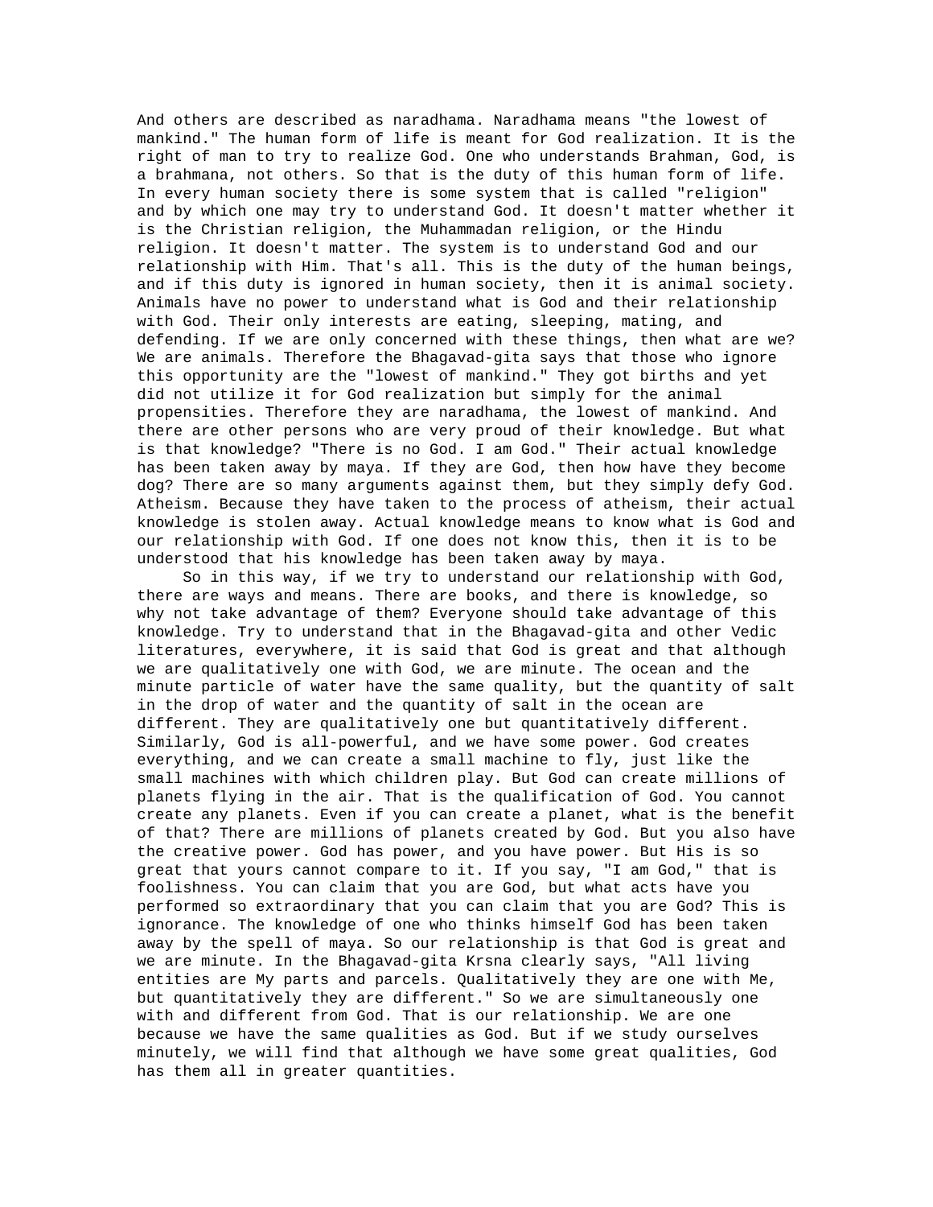And others are described as naradhama. Naradhama means "the lowest of mankind." The human form of life is meant for God realization. It is the right of man to try to realize God. One who understands Brahman, God, is a brahmana, not others. So that is the duty of this human form of life. In every human society there is some system that is called "religion" and by which one may try to understand God. It doesn't matter whether it is the Christian religion, the Muhammadan religion, or the Hindu religion. It doesn't matter. The system is to understand God and our relationship with Him. That's all. This is the duty of the human beings, and if this duty is ignored in human society, then it is animal society. Animals have no power to understand what is God and their relationship with God. Their only interests are eating, sleeping, mating, and defending. If we are only concerned with these things, then what are we? We are animals. Therefore the Bhagavad-gita says that those who ignore this opportunity are the "lowest of mankind." They got births and yet did not utilize it for God realization but simply for the animal propensities. Therefore they are naradhama, the lowest of mankind. And there are other persons who are very proud of their knowledge. But what is that knowledge? "There is no God. I am God." Their actual knowledge has been taken away by maya. If they are God, then how have they become dog? There are so many arguments against them, but they simply defy God. Atheism. Because they have taken to the process of atheism, their actual knowledge is stolen away. Actual knowledge means to know what is God and our relationship with God. If one does not know this, then it is to be understood that his knowledge has been taken away by maya.

So in this way, if we try to understand our relationship with God, there are ways and means. There are books, and there is knowledge, so why not take advantage of them? Everyone should take advantage of this knowledge. Try to understand that in the Bhagavad-gita and other Vedic literatures, everywhere, it is said that God is great and that although we are qualitatively one with God, we are minute. The ocean and the minute particle of water have the same quality, but the quantity of salt in the drop of water and the quantity of salt in the ocean are different. They are qualitatively one but quantitatively different. Similarly, God is all-powerful, and we have some power. God creates everything, and we can create a small machine to fly, just like the small machines with which children play. But God can create millions of planets flying in the air. That is the qualification of God. You cannot create any planets. Even if you can create a planet, what is the benefit of that? There are millions of planets created by God. But you also have the creative power. God has power, and you have power. But His is so great that yours cannot compare to it. If you say, "I am God," that is foolishness. You can claim that you are God, but what acts have you performed so extraordinary that you can claim that you are God? This is ignorance. The knowledge of one who thinks himself God has been taken away by the spell of maya. So our relationship is that God is great and we are minute. In the Bhagavad-gita Krsna clearly says, "All living entities are My parts and parcels. Qualitatively they are one with Me, but quantitatively they are different." So we are simultaneously one with and different from God. That is our relationship. We are one because we have the same qualities as God. But if we study ourselves minutely, we will find that although we have some great qualities, God has them all in greater quantities.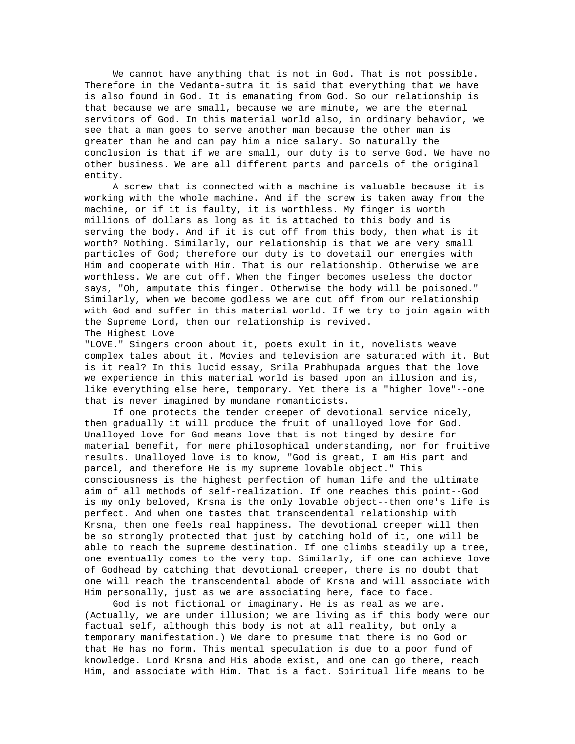We cannot have anything that is not in God. That is not possible. Therefore in the Vedanta-sutra it is said that everything that we have is also found in God. It is emanating from God. So our relationship is that because we are small, because we are minute, we are the eternal servitors of God. In this material world also, in ordinary behavior, we see that a man goes to serve another man because the other man is greater than he and can pay him a nice salary. So naturally the conclusion is that if we are small, our duty is to serve God. We have no other business. We are all different parts and parcels of the original entity.

A screw that is connected with a machine is valuable because it is working with the whole machine. And if the screw is taken away from the machine, or if it is faulty, it is worthless. My finger is worth millions of dollars as long as it is attached to this body and is serving the body. And if it is cut off from this body, then what is it worth? Nothing. Similarly, our relationship is that we are very small particles of God; therefore our duty is to dovetail our energies with Him and cooperate with Him. That is our relationship. Otherwise we are worthless. We are cut off. When the finger becomes useless the doctor says, "Oh, amputate this finger. Otherwise the body will be poisoned." Similarly, when we become godless we are cut off from our relationship with God and suffer in this material world. If we try to join again with the Supreme Lord, then our relationship is revived.

## The Highest Love

"LOVE." Singers croon about it, poets exult in it, novelists weave complex tales about it. Movies and television are saturated with it. But is it real? In this lucid essay, Srila Prabhupada argues that the love we experience in this material world is based upon an illusion and is, like everything else here, temporary. Yet there is a "higher love"--one that is never imagined by mundane romanticists.

If one protects the tender creeper of devotional service nicely, then gradually it will produce the fruit of unalloyed love for God. Unalloyed love for God means love that is not tinged by desire for material benefit, for mere philosophical understanding, nor for fruitive results. Unalloyed love is to know, "God is great, I am His part and parcel, and therefore He is my supreme lovable object." This consciousness is the highest perfection of human life and the ultimate aim of all methods of self-realization. If one reaches this point--God is my only beloved, Krsna is the only lovable object--then one's life is perfect. And when one tastes that transcendental relationship with Krsna, then one feels real happiness. The devotional creeper will then be so strongly protected that just by catching hold of it, one will be able to reach the supreme destination. If one climbs steadily up a tree, one eventually comes to the very top. Similarly, if one can achieve love of Godhead by catching that devotional creeper, there is no doubt that one will reach the transcendental abode of Krsna and will associate with Him personally, just as we are associating here, face to face.

God is not fictional or imaginary. He is as real as we are. (Actually, we are under illusion; we are living as if this body were our factual self, although this body is not at all reality, but only a temporary manifestation.) We dare to presume that there is no God or that He has no form. This mental speculation is due to a poor fund of knowledge. Lord Krsna and His abode exist, and one can go there, reach Him, and associate with Him. That is a fact. Spiritual life means to be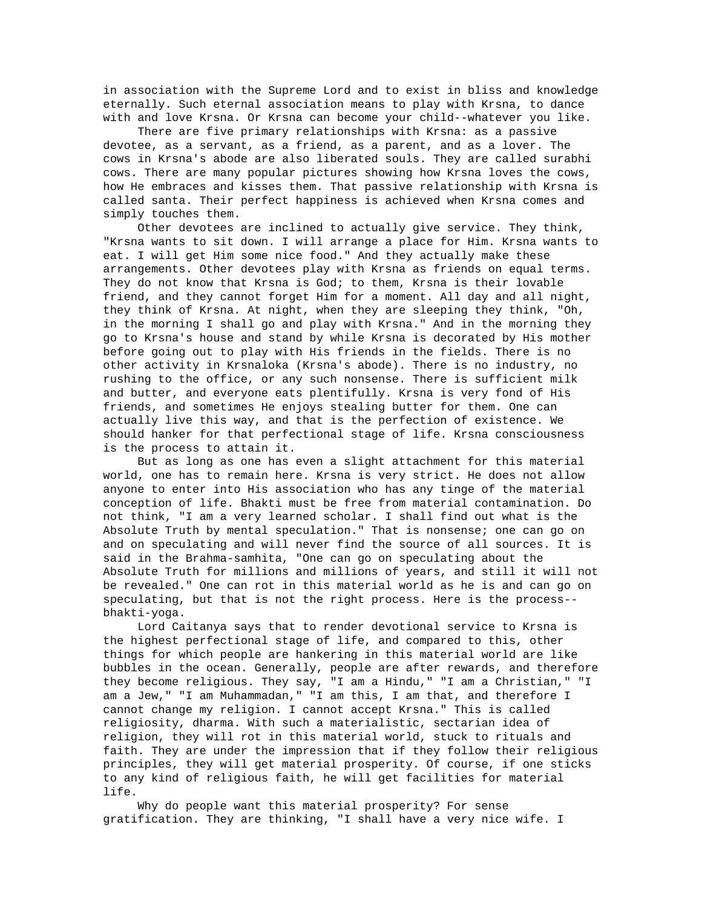in association with the Supreme Lord and to exist in bliss and knowledge eternally. Such eternal association means to play with Krsna, to dance with and love Krsna. Or Krsna can become your child--whatever you like.

There are five primary relationships with Krsna: as a passive devotee, as a servant, as a friend, as a parent, and as a lover. The cows in Krsna's abode are also liberated souls. They are called surabhi cows. There are many popular pictures showing how Krsna loves the cows, how He embraces and kisses them. That passive relationship with Krsna is called santa. Their perfect happiness is achieved when Krsna comes and simply touches them.

Other devotees are inclined to actually give service. They think, "Krsna wants to sit down. I will arrange a place for Him. Krsna wants to eat. I will get Him some nice food." And they actually make these arrangements. Other devotees play with Krsna as friends on equal terms. They do not know that Krsna is God; to them, Krsna is their lovable friend, and they cannot forget Him for a moment. All day and all night, they think of Krsna. At night, when they are sleeping they think, "Oh, in the morning I shall go and play with Krsna." And in the morning they go to Krsna's house and stand by while Krsna is decorated by His mother before going out to play with His friends in the fields. There is no other activity in Krsnaloka (Krsna's abode). There is no industry, no rushing to the office, or any such nonsense. There is sufficient milk and butter, and everyone eats plentifully. Krsna is very fond of His friends, and sometimes He enjoys stealing butter for them. One can actually live this way, and that is the perfection of existence. We should hanker for that perfectional stage of life. Krsna consciousness is the process to attain it.

But as long as one has even a slight attachment for this material world, one has to remain here. Krsna is very strict. He does not allow anyone to enter into His association who has any tinge of the material conception of life. Bhakti must be free from material contamination. Do not think, "I am a very learned scholar. I shall find out what is the Absolute Truth by mental speculation." That is nonsense; one can go on and on speculating and will never find the source of all sources. It is said in the Brahma-samhita, "One can go on speculating about the Absolute Truth for millions and millions of years, and still it will not be revealed." One can rot in this material world as he is and can go on speculating, but that is not the right process. Here is the process--bhakti-yoga.

Lord Caitanya says that to render devotional service to Krsna is the highest perfectional stage of life, and compared to this, other things for which people are hankering in this material world are like bubbles in the ocean. Generally, people are after rewards, and therefore they become religious. They say, "I am a Hindu," "I am a Christian," "I am a Jew," "I am Muhammadan," "I am this, I am that, and therefore I cannot change my religion. I cannot accept Krsna." This is called religiosity, dharma. With such a materialistic, sectarian idea of religion, they will rot in this material world, stuck to rituals and faith. They are under the impression that if they follow their religious principles, they will get material prosperity. Of course, if one sticks to any kind of religious faith, he will get facilities for material life.

Why do people want this material prosperity? For sense gratification. They are thinking, "I shall have a very nice wife. I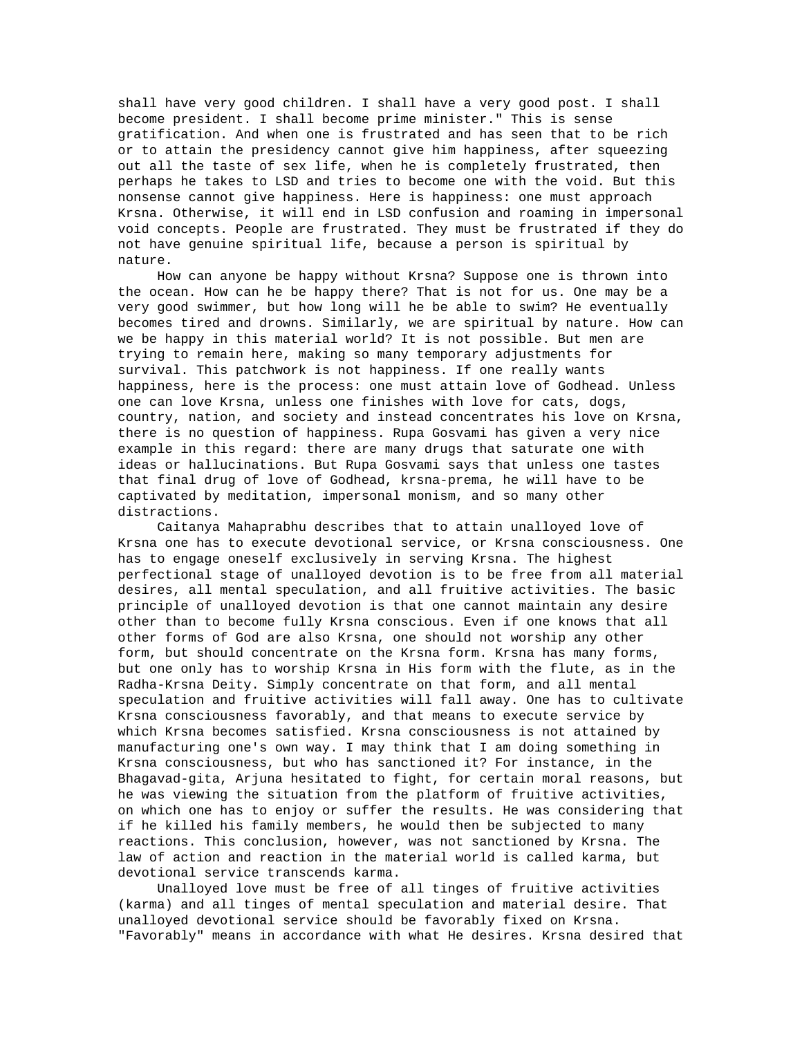shall have very good children. I shall have a very good post. I shall become president. I shall become prime minister." This is sense gratification. And when one is frustrated and has seen that to be rich or to attain the presidency cannot give him happiness, after squeezing out all the taste of sex life, when he is completely frustrated, then perhaps he takes to LSD and tries to become one with the void. But this nonsense cannot give happiness. Here is happiness: one must approach Krsna. Otherwise, it will end in LSD confusion and roaming in impersonal void concepts. People are frustrated. They must be frustrated if they do not have genuine spiritual life, because a person is spiritual by nature.

How can anyone be happy without Krsna? Suppose one is thrown into the ocean. How can he be happy there? That is not for us. One may be a very good swimmer, but how long will he be able to swim? He eventually becomes tired and drowns. Similarly, we are spiritual by nature. How can we be happy in this material world? It is not possible. But men are trying to remain here, making so many temporary adjustments for survival. This patchwork is not happiness. If one really wants happiness, here is the process: one must attain love of Godhead. Unless one can love Krsna, unless one finishes with love for cats, dogs, country, nation, and society and instead concentrates his love on Krsna, there is no question of happiness. Rupa Gosvami has given a very nice example in this regard: there are many drugs that saturate one with ideas or hallucinations. But Rupa Gosvami says that unless one tastes that final drug of love of Godhead, krsna-prema, he will have to be captivated by meditation, impersonal monism, and so many other distractions.

Caitanya Mahaprabhu describes that to attain unalloyed love of Krsna one has to execute devotional service, or Krsna consciousness. One has to engage oneself exclusively in serving Krsna. The highest perfectional stage of unalloyed devotion is to be free from all material desires, all mental speculation, and all fruitive activities. The basic principle of unalloyed devotion is that one cannot maintain any desire other than to become fully Krsna conscious. Even if one knows that all other forms of God are also Krsna, one should not worship any other form, but should concentrate on the Krsna form. Krsna has many forms, but one only has to worship Krsna in His form with the flute, as in the Radha-Krsna Deity. Simply concentrate on that form, and all mental speculation and fruitive activities will fall away. One has to cultivate Krsna consciousness favorably, and that means to execute service by which Krsna becomes satisfied. Krsna consciousness is not attained by manufacturing one's own way. I may think that I am doing something in Krsna consciousness, but who has sanctioned it? For instance, in the Bhagavad-gita, Arjuna hesitated to fight, for certain moral reasons, but he was viewing the situation from the platform of fruitive activities, on which one has to enjoy or suffer the results. He was considering that if he killed his family members, he would then be subjected to many reactions. This conclusion, however, was not sanctioned by Krsna. The law of action and reaction in the material world is called karma, but devotional service transcends karma.

Unalloyed love must be free of all tinges of fruitive activities (karma) and all tinges of mental speculation and material desire. That unalloyed devotional service should be favorably fixed on Krsna. "Favorably" means in accordance with what He desires. Krsna desired that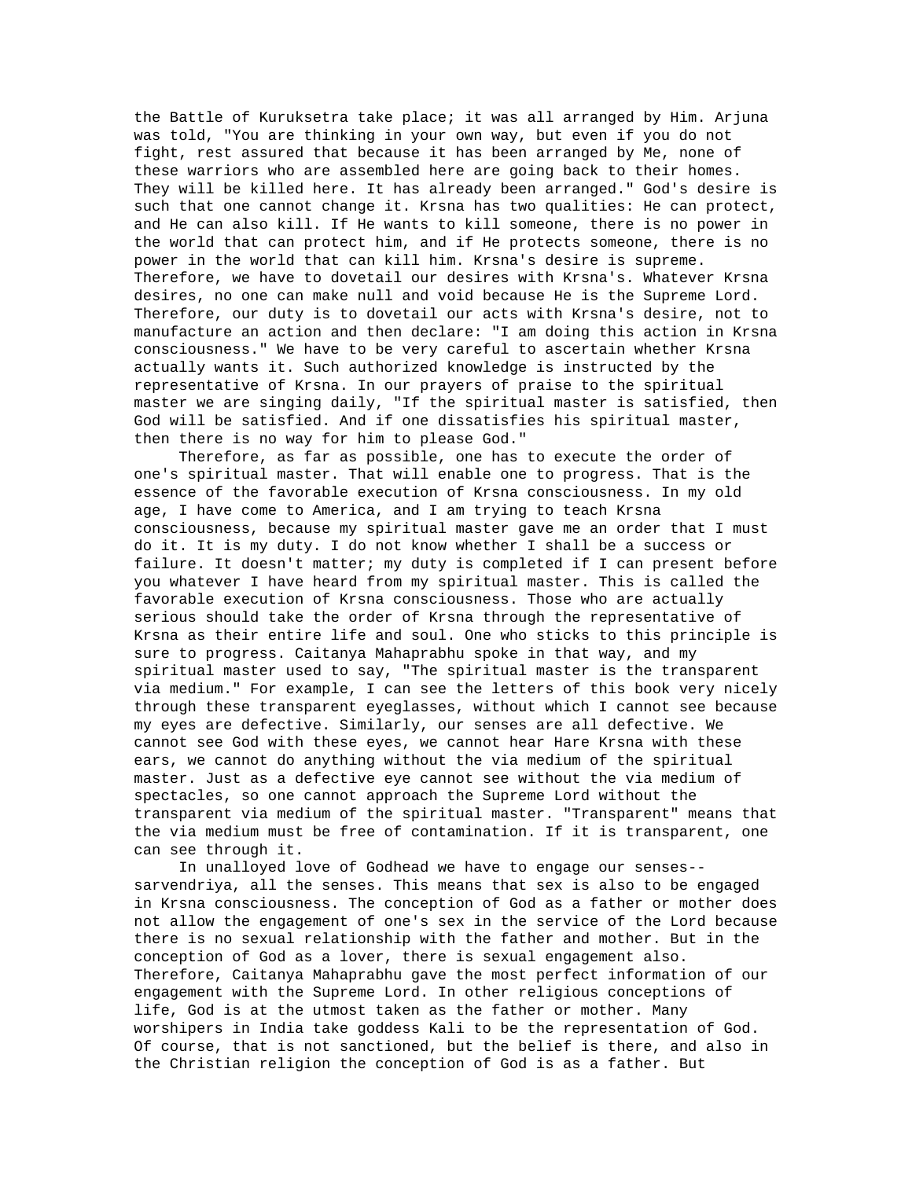the Battle of Kuruksetra take place; it was all arranged by Him. Arjuna was told, "You are thinking in your own way, but even if you do not fight, rest assured that because it has been arranged by Me, none of these warriors who are assembled here are going back to their homes. They will be killed here. It has already been arranged." God's desire is such that one cannot change it. Krsna has two qualities: He can protect, and He can also kill. If He wants to kill someone, there is no power in the world that can protect him, and if He protects someone, there is no power in the world that can kill him. Krsna's desire is supreme. Therefore, we have to dovetail our desires with Krsna's. Whatever Krsna desires, no one can make null and void because He is the Supreme Lord. Therefore, our duty is to dovetail our acts with Krsna's desire, not to manufacture an action and then declare: "I am doing this action in Krsna consciousness." We have to be very careful to ascertain whether Krsna actually wants it. Such authorized knowledge is instructed by the representative of Krsna. In our prayers of praise to the spiritual master we are singing daily, "If the spiritual master is satisfied, then God will be satisfied. And if one dissatisfies his spiritual master, then there is no way for him to please God."

Therefore, as far as possible, one has to execute the order of one's spiritual master. That will enable one to progress. That is the essence of the favorable execution of Krsna consciousness. In my old age, I have come to America, and I am trying to teach Krsna consciousness, because my spiritual master gave me an order that I must do it. It is my duty. I do not know whether I shall be a success or failure. It doesn't matter; my duty is completed if I can present before you whatever I have heard from my spiritual master. This is called the favorable execution of Krsna consciousness. Those who are actually serious should take the order of Krsna through the representative of Krsna as their entire life and soul. One who sticks to this principle is sure to progress. Caitanya Mahaprabhu spoke in that way, and my spiritual master used to say, "The spiritual master is the transparent via medium." For example, I can see the letters of this book very nicely through these transparent eyeglasses, without which I cannot see because my eyes are defective. Similarly, our senses are all defective. We cannot see God with these eyes, we cannot hear Hare Krsna with these ears, we cannot do anything without the via medium of the spiritual master. Just as a defective eye cannot see without the via medium of spectacles, so one cannot approach the Supreme Lord without the transparent via medium of the spiritual master. "Transparent" means that the via medium must be free of contamination. If it is transparent, one can see through it.

In unalloyed love of Godhead we have to engage our senses--sarvendriya, all the senses. This means that sex is also to be engaged in Krsna consciousness. The conception of God as a father or mother does not allow the engagement of one's sex in the service of the Lord because there is no sexual relationship with the father and mother. But in the conception of God as a lover, there is sexual engagement also. Therefore, Caitanya Mahaprabhu gave the most perfect information of our engagement with the Supreme Lord. In other religious conceptions of life, God is at the utmost taken as the father or mother. Many worshipers in India take goddess Kali to be the representation of God. Of course, that is not sanctioned, but the belief is there, and also in the Christian religion the conception of God is as a father. But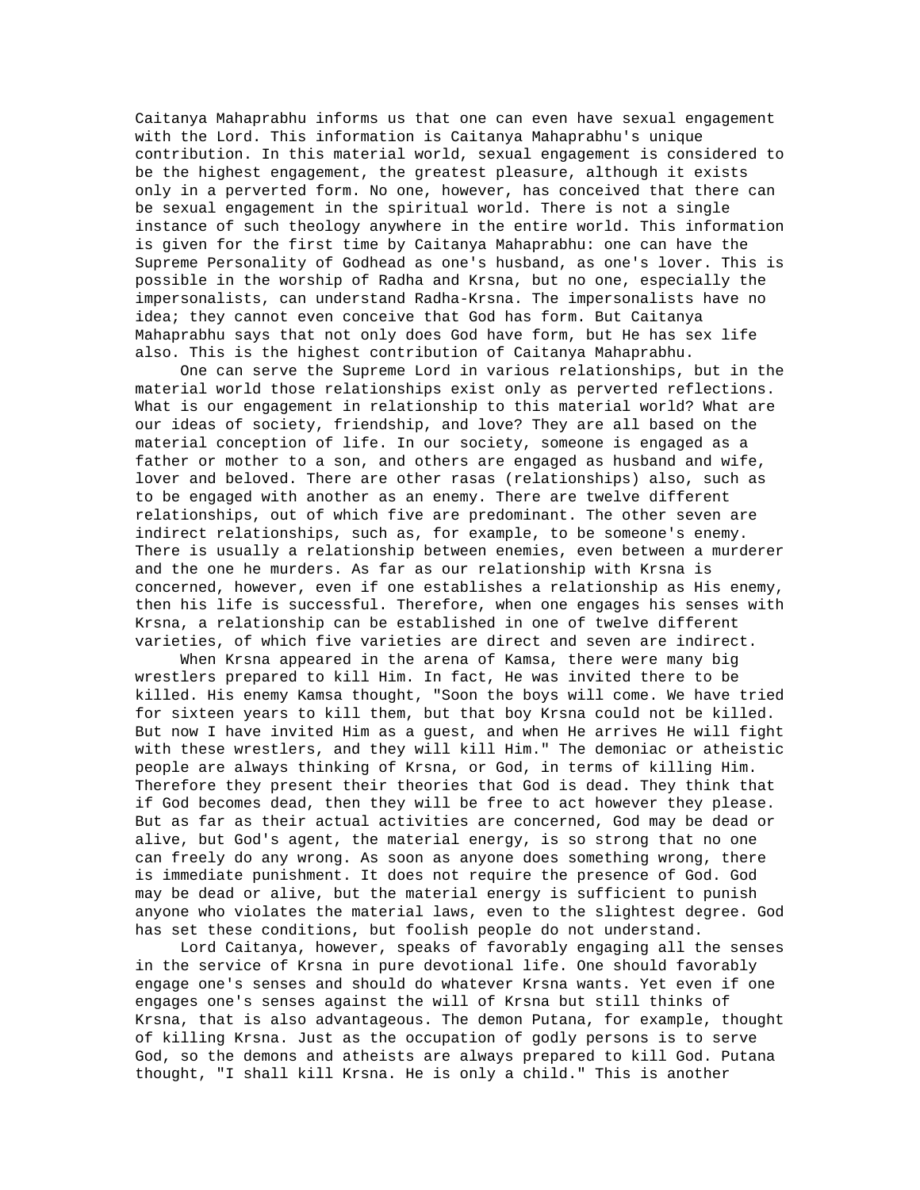Caitanya Mahaprabhu informs us that one can even have sexual engagement with the Lord. This information is Caitanya Mahaprabhu's unique contribution. In this material world, sexual engagement is considered to be the highest engagement, the greatest pleasure, although it exists only in a perverted form. No one, however, has conceived that there can be sexual engagement in the spiritual world. There is not a single instance of such theology anywhere in the entire world. This information is given for the first time by Caitanya Mahaprabhu: one can have the Supreme Personality of Godhead as one's husband, as one's lover. This is possible in the worship of Radha and Krsna, but no one, especially the impersonalists, can understand Radha-Krsna. The impersonalists have no idea; they cannot even conceive that God has form. But Caitanya Mahaprabhu says that not only does God have form, but He has sex life also. This is the highest contribution of Caitanya Mahaprabhu.

One can serve the Supreme Lord in various relationships, but in the material world those relationships exist only as perverted reflections. What is our engagement in relationship to this material world? What are our ideas of society, friendship, and love? They are all based on the material conception of life. In our society, someone is engaged as a father or mother to a son, and others are engaged as husband and wife, lover and beloved. There are other rasas (relationships) also, such as to be engaged with another as an enemy. There are twelve different relationships, out of which five are predominant. The other seven are indirect relationships, such as, for example, to be someone's enemy. There is usually a relationship between enemies, even between a murderer and the one he murders. As far as our relationship with Krsna is concerned, however, even if one establishes a relationship as His enemy, then his life is successful. Therefore, when one engages his senses with Krsna, a relationship can be established in one of twelve different varieties, of which five varieties are direct and seven are indirect.

When Krsna appeared in the arena of Kamsa, there were many big wrestlers prepared to kill Him. In fact, He was invited there to be killed. His enemy Kamsa thought, "Soon the boys will come. We have tried for sixteen years to kill them, but that boy Krsna could not be killed. But now I have invited Him as a guest, and when He arrives He will fight with these wrestlers, and they will kill Him." The demoniac or atheistic people are always thinking of Krsna, or God, in terms of killing Him. Therefore they present their theories that God is dead. They think that if God becomes dead, then they will be free to act however they please. But as far as their actual activities are concerned, God may be dead or alive, but God's agent, the material energy, is so strong that no one can freely do any wrong. As soon as anyone does something wrong, there is immediate punishment. It does not require the presence of God. God may be dead or alive, but the material energy is sufficient to punish anyone who violates the material laws, even to the slightest degree. God has set these conditions, but foolish people do not understand.

Lord Caitanya, however, speaks of favorably engaging all the senses in the service of Krsna in pure devotional life. One should favorably engage one's senses and should do whatever Krsna wants. Yet even if one engages one's senses against the will of Krsna but still thinks of Krsna, that is also advantageous. The demon Putana, for example, thought of killing Krsna. Just as the occupation of godly persons is to serve God, so the demons and atheists are always prepared to kill God. Putana thought, "I shall kill Krsna. He is only a child." This is another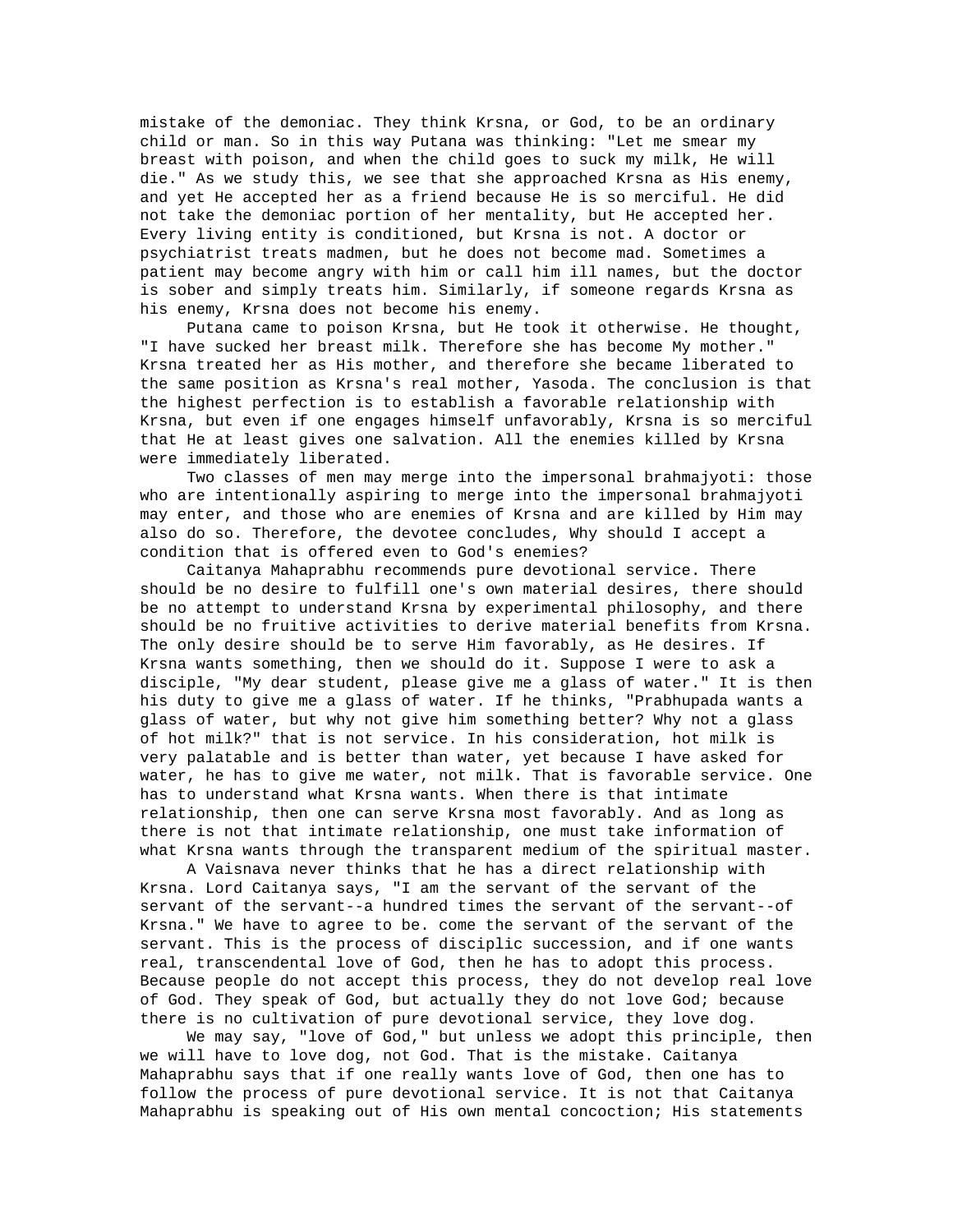mistake of the demoniac. They think Krsna, or God, to be an ordinary child or man. So in this way Putana was thinking: "Let me smear my breast with poison, and when the child goes to suck my milk, He will die." As we study this, we see that she approached Krsna as His enemy, and yet He accepted her as a friend because He is so merciful. He did not take the demoniac portion of her mentality, but He accepted her. Every living entity is conditioned, but Krsna is not. A doctor or psychiatrist treats madmen, but he does not become mad. Sometimes a patient may become angry with him or call him ill names, but the doctor is sober and simply treats him. Similarly, if someone regards Krsna as his enemy, Krsna does not become his enemy.

Putana came to poison Krsna, but He took it otherwise. He thought, "I have sucked her breast milk. Therefore she has become My mother." Krsna treated her as His mother, and therefore she became liberated to the same position as Krsna's real mother, Yasoda. The conclusion is that the highest perfection is to establish a favorable relationship with Krsna, but even if one engages himself unfavorably, Krsna is so merciful that He at least gives one salvation. All the enemies killed by Krsna were immediately liberated.

Two classes of men may merge into the impersonal brahmajyoti: those who are intentionally aspiring to merge into the impersonal brahmajyoti may enter, and those who are enemies of Krsna and are killed by Him may also do so. Therefore, the devotee concludes, Why should I accept a condition that is offered even to God's enemies?

Caitanya Mahaprabhu recommends pure devotional service. There should be no desire to fulfill one's own material desires, there should be no attempt to understand Krsna by experimental philosophy, and there should be no fruitive activities to derive material benefits from Krsna. The only desire should be to serve Him favorably, as He desires. If Krsna wants something, then we should do it. Suppose I were to ask a disciple, "My dear student, please give me a glass of water." It is then his duty to give me a glass of water. If he thinks, "Prabhupada wants a glass of water, but why not give him something better? Why not a glass of hot milk?" that is not service. In his consideration, hot milk is very palatable and is better than water, yet because I have asked for water, he has to give me water, not milk. That is favorable service. One has to understand what Krsna wants. When there is that intimate relationship, then one can serve Krsna most favorably. And as long as there is not that intimate relationship, one must take information of what Krsna wants through the transparent medium of the spiritual master.

A Vaisnava never thinks that he has a direct relationship with Krsna. Lord Caitanya says, "I am the servant of the servant of the servant of the servant--a hundred times the servant of the servant--of Krsna." We have to agree to be. come the servant of the servant of the servant. This is the process of disciplic succession, and if one wants real, transcendental love of God, then he has to adopt this process. Because people do not accept this process, they do not develop real love of God. They speak of God, but actually they do not love God; because there is no cultivation of pure devotional service, they love dog.

We may say, "love of God," but unless we adopt this principle, then we will have to love dog, not God. That is the mistake. Caitanya Mahaprabhu says that if one really wants love of God, then one has to follow the process of pure devotional service. It is not that Caitanya Mahaprabhu is speaking out of His own mental concoction; His statements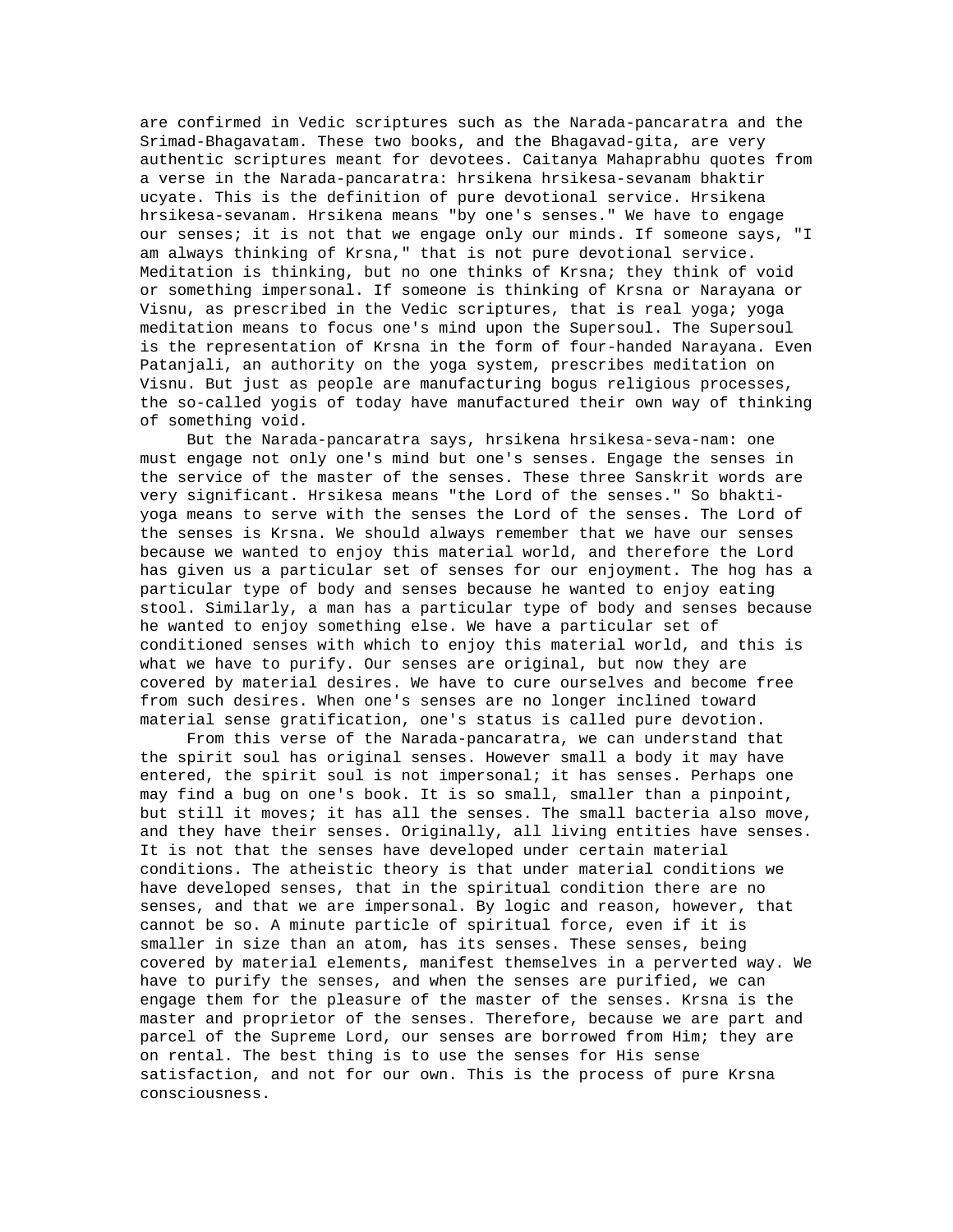are confirmed in Vedic scriptures such as the Narada-pancaratra and the Srimad-Bhagavatam. These two books, and the Bhagavad-gita, are very authentic scriptures meant for devotees. Caitanya Mahaprabhu quotes from a verse in the Narada-pancaratra: hrsikena hrsikesa-sevanam bhaktir ucyate. This is the definition of pure devotional service. Hrsikena hrsikesa-sevanam. Hrsikena means "by one's senses." We have to engage our senses; it is not that we engage only our minds. If someone says, "I am always thinking of Krsna," that is not pure devotional service. Meditation is thinking, but no one thinks of Krsna; they think of void or something impersonal. If someone is thinking of Krsna or Narayana or Visnu, as prescribed in the Vedic scriptures, that is real yoga; yoga meditation means to focus one's mind upon the Supersoul. The Supersoul is the representation of Krsna in the form of four-handed Narayana. Even Patanjali, an authority on the yoga system, prescribes meditation on Visnu. But just as people are manufacturing bogus religious processes, the so-called yogis of today have manufactured their own way of thinking of something void.

But the Narada-pancaratra says, hrsikena hrsikesa-seva-nam: one must engage not only one's mind but one's senses. Engage the senses in the service of the master of the senses. These three Sanskrit words are very significant. Hrsikesa means "the Lord of the senses." So bhakti-yoga means to serve with the senses the Lord of the senses. The Lord of the senses is Krsna. We should always remember that we have our senses because we wanted to enjoy this material world, and therefore the Lord has given us a particular set of senses for our enjoyment. The hog has a particular type of body and senses because he wanted to enjoy eating stool. Similarly, a man has a particular type of body and senses because he wanted to enjoy something else. We have a particular set of conditioned senses with which to enjoy this material world, and this is what we have to purify. Our senses are original, but now they are covered by material desires. We have to cure ourselves and become free from such desires. When one's senses are no longer inclined toward material sense gratification, one's status is called pure devotion.

From this verse of the Narada-pancaratra, we can understand that the spirit soul has original senses. However small a body it may have entered, the spirit soul is not impersonal; it has senses. Perhaps one may find a bug on one's book. It is so small, smaller than a pinpoint, but still it moves; it has all the senses. The small bacteria also move, and they have their senses. Originally, all living entities have senses. It is not that the senses have developed under certain material conditions. The atheistic theory is that under material conditions we have developed senses, that in the spiritual condition there are no senses, and that we are impersonal. By logic and reason, however, that cannot be so. A minute particle of spiritual force, even if it is smaller in size than an atom, has its senses. These senses, being covered by material elements, manifest themselves in a perverted way. We have to purify the senses, and when the senses are purified, we can engage them for the pleasure of the master of the senses. Krsna is the master and proprietor of the senses. Therefore, because we are part and parcel of the Supreme Lord, our senses are borrowed from Him; they are on rental. The best thing is to use the senses for His sense satisfaction, and not for our own. This is the process of pure Krsna consciousness.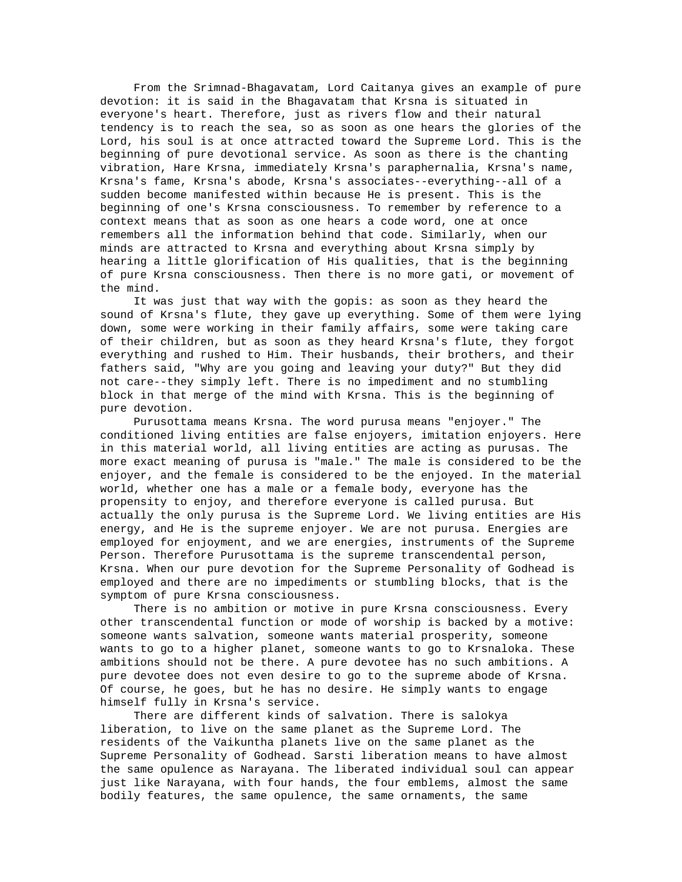From the Srimnad-Bhagavatam, Lord Caitanya gives an example of pure devotion: it is said in the Bhagavatam that Krsna is situated in everyone's heart. Therefore, just as rivers flow and their natural tendency is to reach the sea, so as soon as one hears the glories of the Lord, his soul is at once attracted toward the Supreme Lord. This is the beginning of pure devotional service. As soon as there is the chanting vibration, Hare Krsna, immediately Krsna's paraphernalia, Krsna's name, Krsna's fame, Krsna's abode, Krsna's associates--everything--all of a sudden become manifested within because He is present. This is the beginning of one's Krsna consciousness. To remember by reference to a context means that as soon as one hears a code word, one at once remembers all the information behind that code. Similarly, when our minds are attracted to Krsna and everything about Krsna simply by hearing a little glorification of His qualities, that is the beginning of pure Krsna consciousness. Then there is no more gati, or movement of the mind.

It was just that way with the gopis: as soon as they heard the sound of Krsna's flute, they gave up everything. Some of them were lying down, some were working in their family affairs, some were taking care of their children, but as soon as they heard Krsna's flute, they forgot everything and rushed to Him. Their husbands, their brothers, and their fathers said, "Why are you going and leaving your duty?" But they did not care--they simply left. There is no impediment and no stumbling block in that merge of the mind with Krsna. This is the beginning of pure devotion.

Purusottama means Krsna. The word purusa means "enjoyer." The conditioned living entities are false enjoyers, imitation enjoyers. Here in this material world, all living entities are acting as purusas. The more exact meaning of purusa is "male." The male is considered to be the enjoyer, and the female is considered to be the enjoyed. In the material world, whether one has a male or a female body, everyone has the propensity to enjoy, and therefore everyone is called purusa. But actually the only purusa is the Supreme Lord. We living entities are His energy, and He is the supreme enjoyer. We are not purusa. Energies are employed for enjoyment, and we are energies, instruments of the Supreme Person. Therefore Purusottama is the supreme transcendental person, Krsna. When our pure devotion for the Supreme Personality of Godhead is employed and there are no impediments or stumbling blocks, that is the symptom of pure Krsna consciousness.

There is no ambition or motive in pure Krsna consciousness. Every other transcendental function or mode of worship is backed by a motive: someone wants salvation, someone wants material prosperity, someone wants to go to a higher planet, someone wants to go to Krsnaloka. These ambitions should not be there. A pure devotee has no such ambitions. A pure devotee does not even desire to go to the supreme abode of Krsna. Of course, he goes, but he has no desire. He simply wants to engage himself fully in Krsna's service.

There are different kinds of salvation. There is salokya liberation, to live on the same planet as the Supreme Lord. The residents of the Vaikuntha planets live on the same planet as the Supreme Personality of Godhead. Sarsti liberation means to have almost the same opulence as Narayana. The liberated individual soul can appear just like Narayana, with four hands, the four emblems, almost the same bodily features, the same opulence, the same ornaments, the same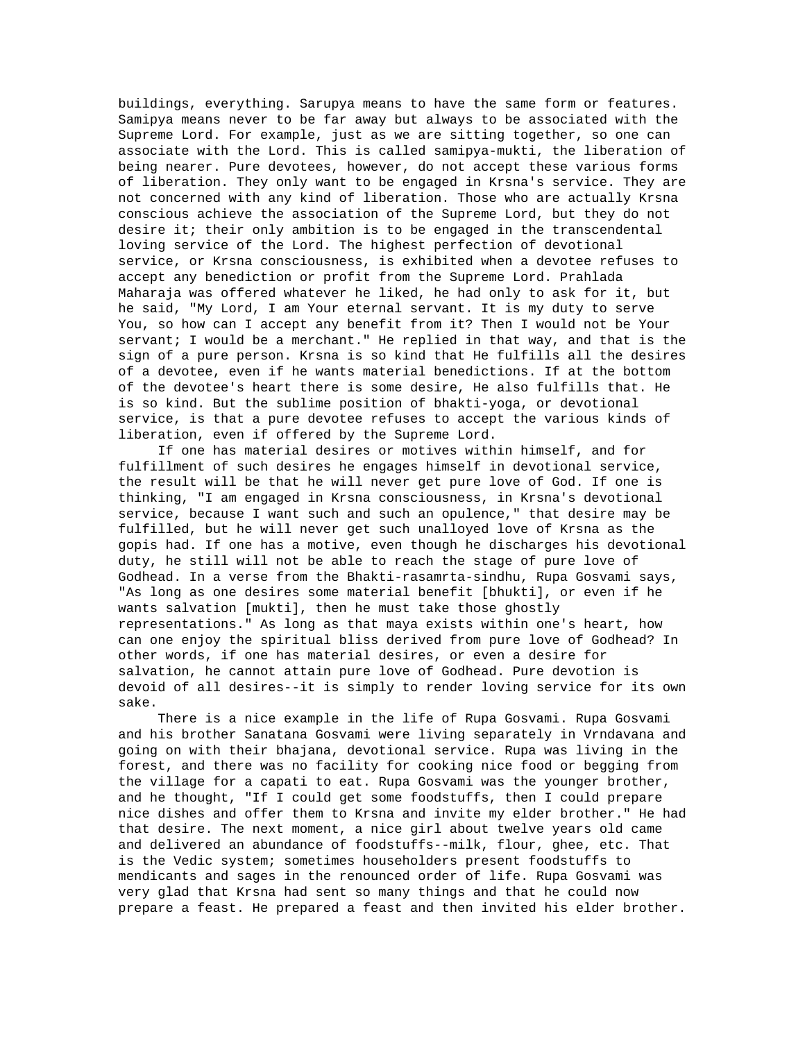buildings, everything. Sarupya means to have the same form or features. Samipya means never to be far away but always to be associated with the Supreme Lord. For example, just as we are sitting together, so one can associate with the Lord. This is called samipya-mukti, the liberation of being nearer. Pure devotees, however, do not accept these various forms of liberation. They only want to be engaged in Krsna's service. They are not concerned with any kind of liberation. Those who are actually Krsna conscious achieve the association of the Supreme Lord, but they do not desire it; their only ambition is to be engaged in the transcendental loving service of the Lord. The highest perfection of devotional service, or Krsna consciousness, is exhibited when a devotee refuses to accept any benediction or profit from the Supreme Lord. Prahlada Maharaja was offered whatever he liked, he had only to ask for it, but he said, "My Lord, I am Your eternal servant. It is my duty to serve You, so how can I accept any benefit from it? Then I would not be Your servant; I would be a merchant." He replied in that way, and that is the sign of a pure person. Krsna is so kind that He fulfills all the desires of a devotee, even if he wants material benedictions. If at the bottom of the devotee's heart there is some desire, He also fulfills that. He is so kind. But the sublime position of bhakti-yoga, or devotional service, is that a pure devotee refuses to accept the various kinds of liberation, even if offered by the Supreme Lord.

If one has material desires or motives within himself, and for fulfillment of such desires he engages himself in devotional service, the result will be that he will never get pure love of God. If one is thinking, "I am engaged in Krsna consciousness, in Krsna's devotional service, because I want such and such an opulence," that desire may be fulfilled, but he will never get such unalloyed love of Krsna as the gopis had. If one has a motive, even though he discharges his devotional duty, he still will not be able to reach the stage of pure love of Godhead. In a verse from the Bhakti-rasamrta-sindhu, Rupa Gosvami says, "As long as one desires some material benefit [bhukti], or even if he wants salvation [mukti], then he must take those ghostly representations." As long as that maya exists within one's heart, how can one enjoy the spiritual bliss derived from pure love of Godhead? In other words, if one has material desires, or even a desire for salvation, he cannot attain pure love of Godhead. Pure devotion is devoid of all desires--it is simply to render loving service for its own sake.

There is a nice example in the life of Rupa Gosvami. Rupa Gosvami and his brother Sanatana Gosvami were living separately in Vrndavana and going on with their bhajana, devotional service. Rupa was living in the forest, and there was no facility for cooking nice food or begging from the village for a capati to eat. Rupa Gosvami was the younger brother, and he thought, "If I could get some foodstuffs, then I could prepare nice dishes and offer them to Krsna and invite my elder brother." He had that desire. The next moment, a nice girl about twelve years old came and delivered an abundance of foodstuffs--milk, flour, ghee, etc. That is the Vedic system; sometimes householders present foodstuffs to mendicants and sages in the renounced order of life. Rupa Gosvami was very glad that Krsna had sent so many things and that he could now prepare a feast. He prepared a feast and then invited his elder brother.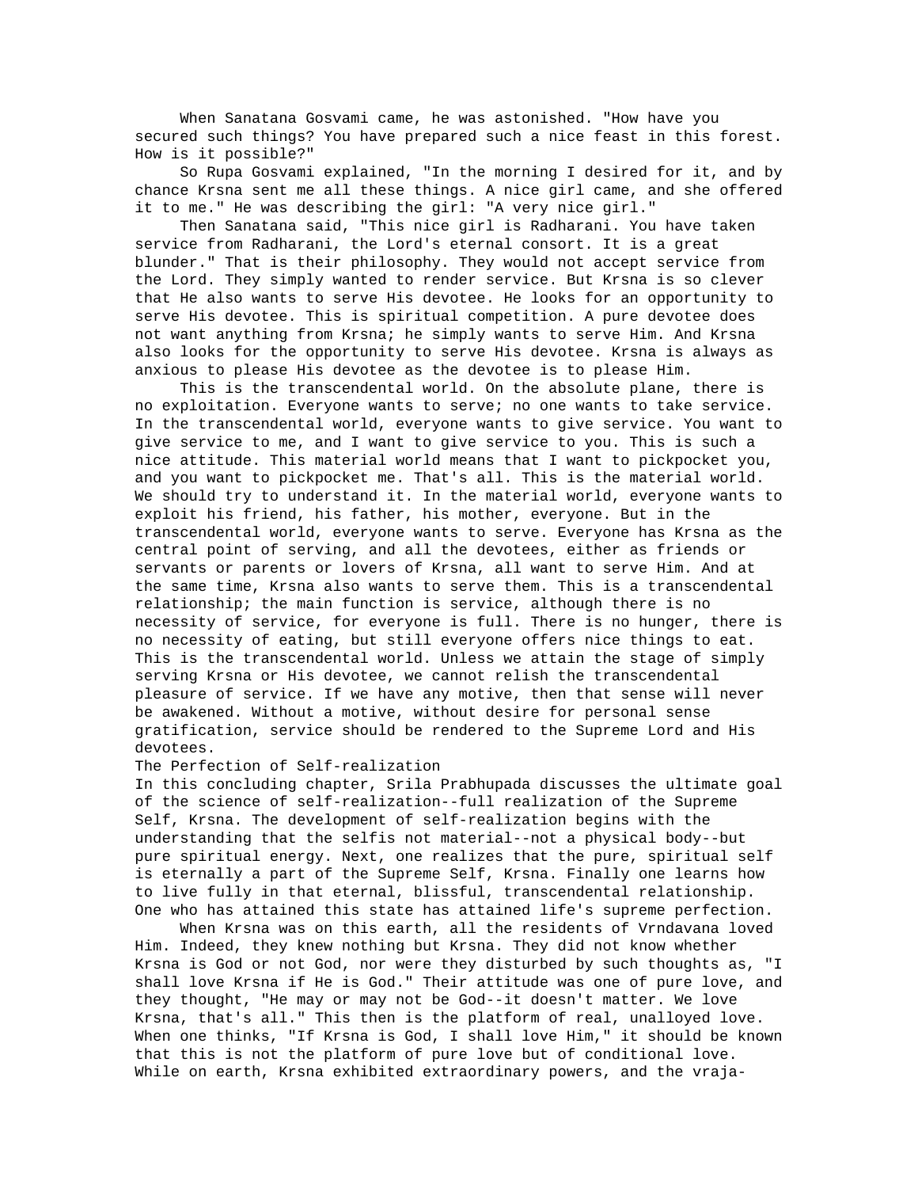When Sanatana Gosvami came, he was astonished. "How have you secured such things? You have prepared such a nice feast in this forest. How is it possible?"

So Rupa Gosvami explained, "In the morning I desired for it, and by chance Krsna sent me all these things. A nice girl came, and she offered it to me." He was describing the girl: "A very nice girl."

Then Sanatana said, "This nice girl is Radharani. You have taken service from Radharani, the Lord's eternal consort. It is a great blunder." That is their philosophy. They would not accept service from the Lord. They simply wanted to render service. But Krsna is so clever that He also wants to serve His devotee. He looks for an opportunity to serve His devotee. This is spiritual competition. A pure devotee does not want anything from Krsna; he simply wants to serve Him. And Krsna also looks for the opportunity to serve His devotee. Krsna is always as anxious to please His devotee as the devotee is to please Him.

This is the transcendental world. On the absolute plane, there is no exploitation. Everyone wants to serve; no one wants to take service. In the transcendental world, everyone wants to give service. You want to give service to me, and I want to give service to you. This is such a nice attitude. This material world means that I want to pickpocket you, and you want to pickpocket me. That's all. This is the material world. We should try to understand it. In the material world, everyone wants to exploit his friend, his father, his mother, everyone. But in the transcendental world, everyone wants to serve. Everyone has Krsna as the central point of serving, and all the devotees, either as friends or servants or parents or lovers of Krsna, all want to serve Him. And at the same time, Krsna also wants to serve them. This is a transcendental relationship; the main function is service, although there is no necessity of service, for everyone is full. There is no hunger, there is no necessity of eating, but still everyone offers nice things to eat. This is the transcendental world. Unless we attain the stage of simply serving Krsna or His devotee, we cannot relish the transcendental pleasure of service. If we have any motive, then that sense will never be awakened. Without a motive, without desire for personal sense gratification, service should be rendered to the Supreme Lord and His devotees.

## The Perfection of Self-realization

In this concluding chapter, Srila Prabhupada discusses the ultimate goal of the science of self-realization--full realization of the Supreme Self, Krsna. The development of self-realization begins with the understanding that the selfis not material--not a physical body--but pure spiritual energy. Next, one realizes that the pure, spiritual self is eternally a part of the Supreme Self, Krsna. Finally one learns how to live fully in that eternal, blissful, transcendental relationship. One who has attained this state has attained life's supreme perfection.

When Krsna was on this earth, all the residents of Vrndavana loved Him. Indeed, they knew nothing but Krsna. They did not know whether Krsna is God or not God, nor were they disturbed by such thoughts as, "I shall love Krsna if He is God." Their attitude was one of pure love, and they thought, "He may or may not be God--it doesn't matter. We love Krsna, that's all." This then is the platform of real, unalloyed love. When one thinks, "If Krsna is God, I shall love Him," it should be known that this is not the platform of pure love but of conditional love. While on earth, Krsna exhibited extraordinary powers, and the vraja-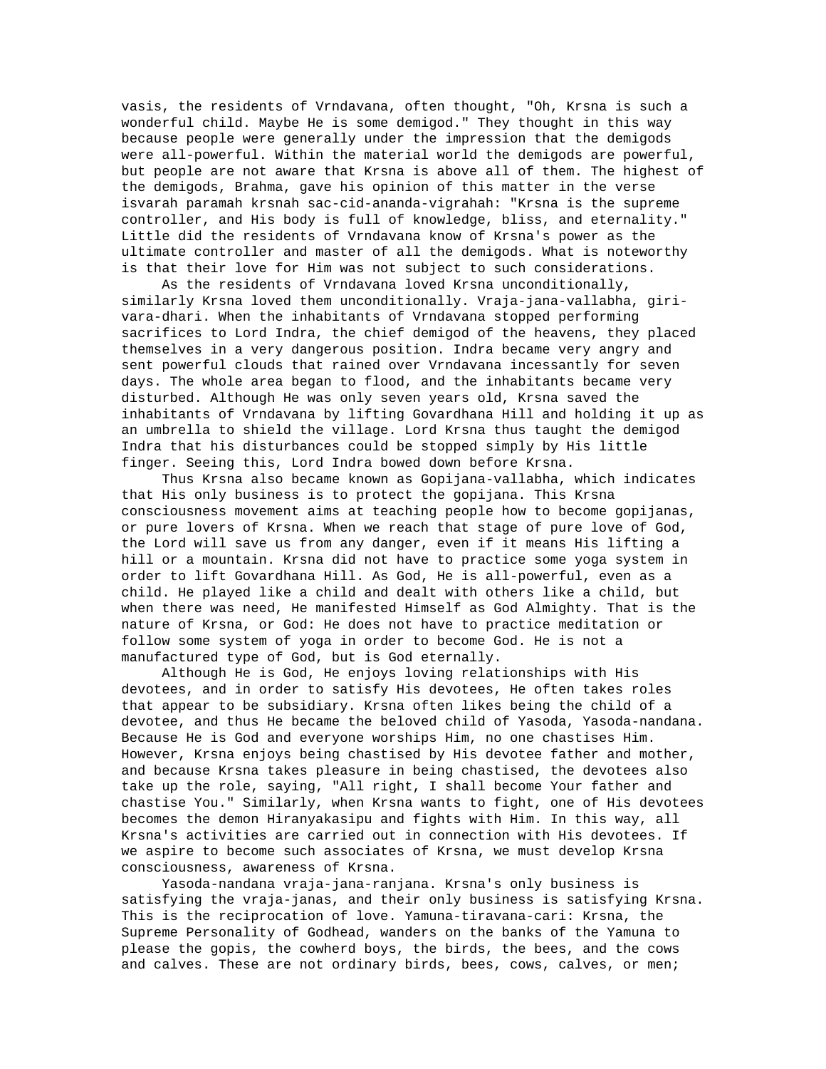vasis, the residents of Vrndavana, often thought, "Oh, Krsna is such a wonderful child. Maybe He is some demigod." They thought in this way because people were generally under the impression that the demigods were all-powerful. Within the material world the demigods are powerful, but people are not aware that Krsna is above all of them. The highest of the demigods, Brahma, gave his opinion of this matter in the verse isvarah paramah krsnah sac-cid-ananda-vigrahah: "Krsna is the supreme controller, and His body is full of knowledge, bliss, and eternality." Little did the residents of Vrndavana know of Krsna's power as the ultimate controller and master of all the demigods. What is noteworthy is that their love for Him was not subject to such considerations.

As the residents of Vrndavana loved Krsna unconditionally, similarly Krsna loved them unconditionally. Vraja-jana-vallabha, giri-vara-dhari. When the inhabitants of Vrndavana stopped performing sacrifices to Lord Indra, the chief demigod of the heavens, they placed themselves in a very dangerous position. Indra became very angry and sent powerful clouds that rained over Vrndavana incessantly for seven days. The whole area began to flood, and the inhabitants became very disturbed. Although He was only seven years old, Krsna saved the inhabitants of Vrndavana by lifting Govardhana Hill and holding it up as an umbrella to shield the village. Lord Krsna thus taught the demigod Indra that his disturbances could be stopped simply by His little finger. Seeing this, Lord Indra bowed down before Krsna.

Thus Krsna also became known as Gopijana-vallabha, which indicates that His only business is to protect the gopijana. This Krsna consciousness movement aims at teaching people how to become gopijanas, or pure lovers of Krsna. When we reach that stage of pure love of God, the Lord will save us from any danger, even if it means His lifting a hill or a mountain. Krsna did not have to practice some yoga system in order to lift Govardhana Hill. As God, He is all-powerful, even as a child. He played like a child and dealt with others like a child, but when there was need, He manifested Himself as God Almighty. That is the nature of Krsna, or God: He does not have to practice meditation or follow some system of yoga in order to become God. He is not a manufactured type of God, but is God eternally.

Although He is God, He enjoys loving relationships with His devotees, and in order to satisfy His devotees, He often takes roles that appear to be subsidiary. Krsna often likes being the child of a devotee, and thus He became the beloved child of Yasoda, Yasoda-nandana. Because He is God and everyone worships Him, no one chastises Him. However, Krsna enjoys being chastised by His devotee father and mother, and because Krsna takes pleasure in being chastised, the devotees also take up the role, saying, "All right, I shall become Your father and chastise You." Similarly, when Krsna wants to fight, one of His devotees becomes the demon Hiranyakasipu and fights with Him. In this way, all Krsna's activities are carried out in connection with His devotees. If we aspire to become such associates of Krsna, we must develop Krsna consciousness, awareness of Krsna.

Yasoda-nandana vraja-jana-ranjana. Krsna's only business is satisfying the vraja-janas, and their only business is satisfying Krsna. This is the reciprocation of love. Yamuna-tiravana-cari: Krsna, the Supreme Personality of Godhead, wanders on the banks of the Yamuna to please the gopis, the cowherd boys, the birds, the bees, and the cows and calves. These are not ordinary birds, bees, cows, calves, or men;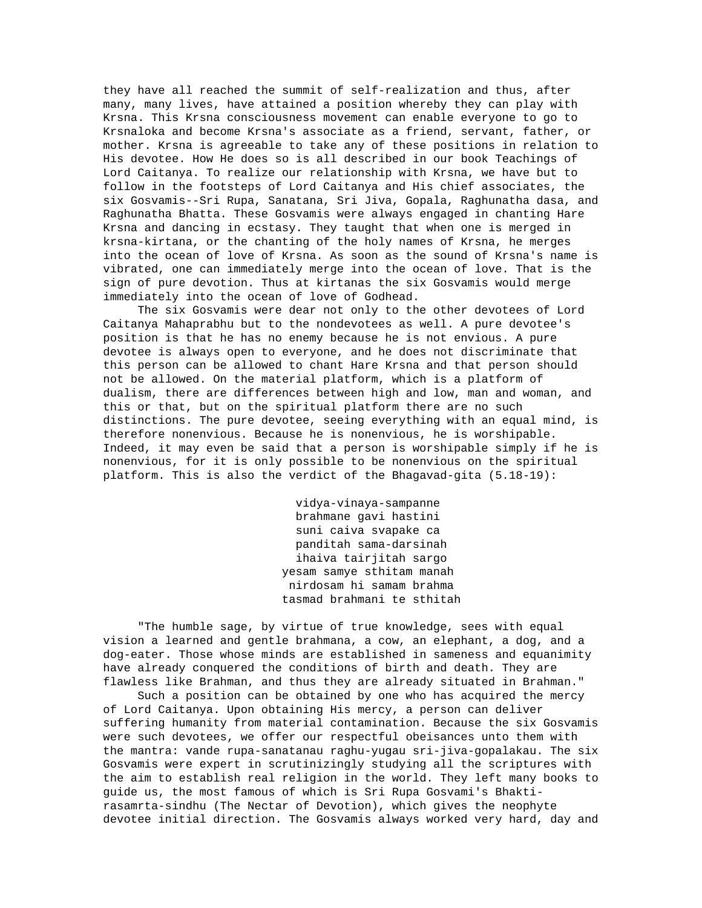they have all reached the summit of self-realization and thus, after many, many lives, have attained a position whereby they can play with Krsna. This Krsna consciousness movement can enable everyone to go to Krsnaloka and become Krsna's associate as a friend, servant, father, or mother. Krsna is agreeable to take any of these positions in relation to His devotee. How He does so is all described in our book Teachings of Lord Caitanya. To realize our relationship with Krsna, we have but to follow in the footsteps of Lord Caitanya and His chief associates, the six Gosvamis--Sri Rupa, Sanatana, Sri Jiva, Gopala, Raghunatha dasa, and Raghunatha Bhatta. These Gosvamis were always engaged in chanting Hare Krsna and dancing in ecstasy. They taught that when one is merged in krsna-kirtana, or the chanting of the holy names of Krsna, he merges into the ocean of love of Krsna. As soon as the sound of Krsna's name is vibrated, one can immediately merge into the ocean of love. That is the sign of pure devotion. Thus at kirtanas the six Gosvamis would merge immediately into the ocean of love of Godhead.

The six Gosvamis were dear not only to the other devotees of Lord Caitanya Mahaprabhu but to the nondevotees as well. A pure devotee's position is that he has no enemy because he is not envious. A pure devotee is always open to everyone, and he does not discriminate that this person can be allowed to chant Hare Krsna and that person should not be allowed. On the material platform, which is a platform of dualism, there are differences between high and low, man and woman, and this or that, but on the spiritual platform there are no such distinctions. The pure devotee, seeing everything with an equal mind, is therefore nonenvious. Because he is nonenvious, he is worshipable. Indeed, it may even be said that a person is worshipable simply if he is nonenvious, for it is only possible to be nonenvious on the spiritual platform. This is also the verdict of the Bhagavad-gita (5.18-19):

vidya-vinaya-sampanne
brahmane gavi hastini
suni caiva svapake ca
panditah sama-darsinah
ihaiva tairjitah sargo
yesam samye sthitam manah
nirdosam hi samam brahma
tasmad brahmani te sthitah

"The humble sage, by virtue of true knowledge, sees with equal vision a learned and gentle brahmana, a cow, an elephant, a dog, and a dog-eater. Those whose minds are established in sameness and equanimity have already conquered the conditions of birth and death. They are flawless like Brahman, and thus they are already situated in Brahman."

Such a position can be obtained by one who has acquired the mercy of Lord Caitanya. Upon obtaining His mercy, a person can deliver suffering humanity from material contamination. Because the six Gosvamis were such devotees, we offer our respectful obeisances unto them with the mantra: vande rupa-sanatanau raghu-yugau sri-jiva-gopalakau. The six Gosvamis were expert in scrutinizingly studying all the scriptures with the aim to establish real religion in the world. They left many books to guide us, the most famous of which is Sri Rupa Gosvami's Bhakti-rasamrta-sindhu (The Nectar of Devotion), which gives the neophyte devotee initial direction. The Gosvamis always worked very hard, day and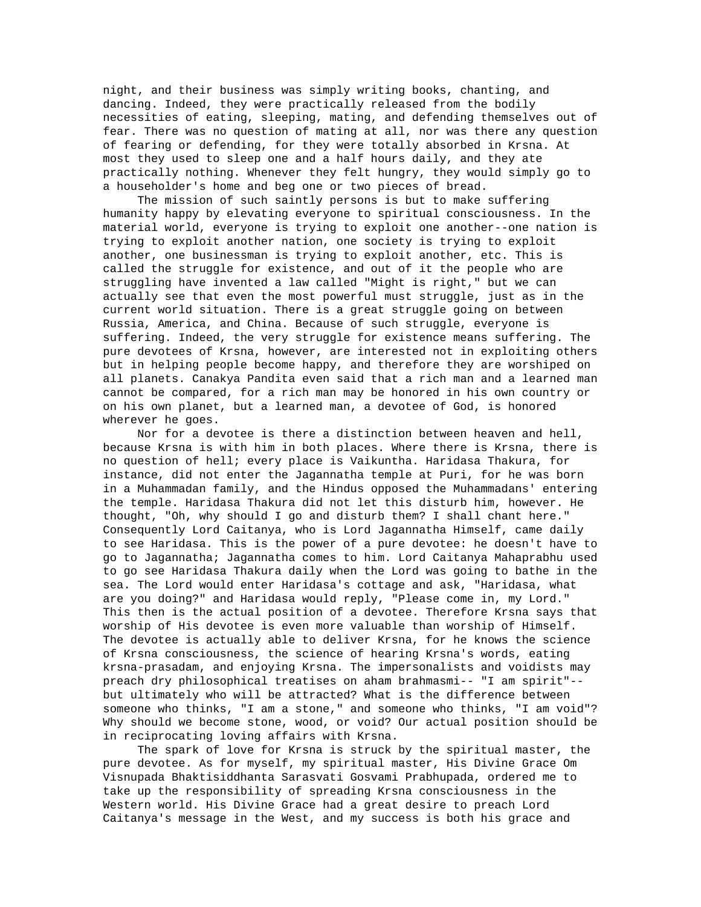night, and their business was simply writing books, chanting, and dancing. Indeed, they were practically released from the bodily necessities of eating, sleeping, mating, and defending themselves out of fear. There was no question of mating at all, nor was there any question of fearing or defending, for they were totally absorbed in Krsna. At most they used to sleep one and a half hours daily, and they ate practically nothing. Whenever they felt hungry, they would simply go to a householder's home and beg one or two pieces of bread.

The mission of such saintly persons is but to make suffering humanity happy by elevating everyone to spiritual consciousness. In the material world, everyone is trying to exploit one another--one nation is trying to exploit another nation, one society is trying to exploit another, one businessman is trying to exploit another, etc. This is called the struggle for existence, and out of it the people who are struggling have invented a law called "Might is right," but we can actually see that even the most powerful must struggle, just as in the current world situation. There is a great struggle going on between Russia, America, and China. Because of such struggle, everyone is suffering. Indeed, the very struggle for existence means suffering. The pure devotees of Krsna, however, are interested not in exploiting others but in helping people become happy, and therefore they are worshiped on all planets. Canakya Pandita even said that a rich man and a learned man cannot be compared, for a rich man may be honored in his own country or on his own planet, but a learned man, a devotee of God, is honored wherever he goes.

Nor for a devotee is there a distinction between heaven and hell, because Krsna is with him in both places. Where there is Krsna, there is no question of hell; every place is Vaikuntha. Haridasa Thakura, for instance, did not enter the Jagannatha temple at Puri, for he was born in a Muhammadan family, and the Hindus opposed the Muhammadans' entering the temple. Haridasa Thakura did not let this disturb him, however. He thought, "Oh, why should I go and disturb them? I shall chant here." Consequently Lord Caitanya, who is Lord Jagannatha Himself, came daily to see Haridasa. This is the power of a pure devotee: he doesn't have to go to Jagannatha; Jagannatha comes to him. Lord Caitanya Mahaprabhu used to go see Haridasa Thakura daily when the Lord was going to bathe in the sea. The Lord would enter Haridasa's cottage and ask, "Haridasa, what are you doing?" and Haridasa would reply, "Please come in, my Lord." This then is the actual position of a devotee. Therefore Krsna says that worship of His devotee is even more valuable than worship of Himself. The devotee is actually able to deliver Krsna, for he knows the science of Krsna consciousness, the science of hearing Krsna's words, eating krsna-prasadam, and enjoying Krsna. The impersonalists and voidists may preach dry philosophical treatises on aham brahmasmi-- "I am spirit"--but ultimately who will be attracted? What is the difference between someone who thinks, "I am a stone," and someone who thinks, "I am void"? Why should we become stone, wood, or void? Our actual position should be in reciprocating loving affairs with Krsna.

The spark of love for Krsna is struck by the spiritual master, the pure devotee. As for myself, my spiritual master, His Divine Grace Om Visnupada Bhaktisiddhanta Sarasvati Gosvami Prabhupada, ordered me to take up the responsibility of spreading Krsna consciousness in the Western world. His Divine Grace had a great desire to preach Lord Caitanya's message in the West, and my success is both his grace and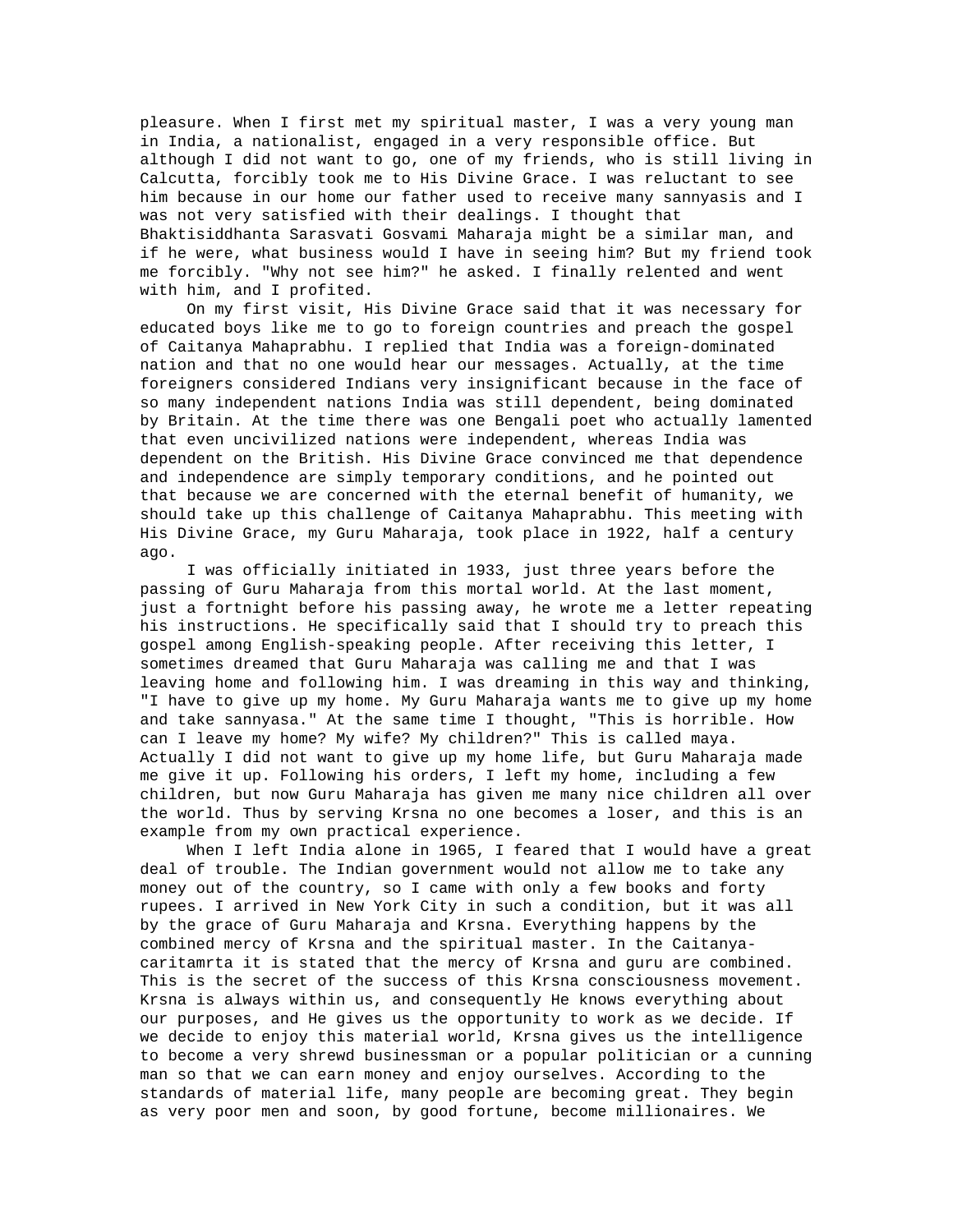pleasure. When I first met my spiritual master, I was a very young man in India, a nationalist, engaged in a very responsible office. But although I did not want to go, one of my friends, who is still living in Calcutta, forcibly took me to His Divine Grace. I was reluctant to see him because in our home our father used to receive many sannyasis and I was not very satisfied with their dealings. I thought that Bhaktisiddhanta Sarasvati Gosvami Maharaja might be a similar man, and if he were, what business would I have in seeing him? But my friend took me forcibly. "Why not see him?" he asked. I finally relented and went with him, and I profited.

On my first visit, His Divine Grace said that it was necessary for educated boys like me to go to foreign countries and preach the gospel of Caitanya Mahaprabhu. I replied that India was a foreign-dominated nation and that no one would hear our messages. Actually, at the time foreigners considered Indians very insignificant because in the face of so many independent nations India was still dependent, being dominated by Britain. At the time there was one Bengali poet who actually lamented that even uncivilized nations were independent, whereas India was dependent on the British. His Divine Grace convinced me that dependence and independence are simply temporary conditions, and he pointed out that because we are concerned with the eternal benefit of humanity, we should take up this challenge of Caitanya Mahaprabhu. This meeting with His Divine Grace, my Guru Maharaja, took place in 1922, half a century ago.

I was officially initiated in 1933, just three years before the passing of Guru Maharaja from this mortal world. At the last moment, just a fortnight before his passing away, he wrote me a letter repeating his instructions. He specifically said that I should try to preach this gospel among English-speaking people. After receiving this letter, I sometimes dreamed that Guru Maharaja was calling me and that I was leaving home and following him. I was dreaming in this way and thinking, "I have to give up my home. My Guru Maharaja wants me to give up my home and take sannyasa." At the same time I thought, "This is horrible. How can I leave my home? My wife? My children?" This is called maya. Actually I did not want to give up my home life, but Guru Maharaja made me give it up. Following his orders, I left my home, including a few children, but now Guru Maharaja has given me many nice children all over the world. Thus by serving Krsna no one becomes a loser, and this is an example from my own practical experience.

When I left India alone in 1965, I feared that I would have a great deal of trouble. The Indian government would not allow me to take any money out of the country, so I came with only a few books and forty rupees. I arrived in New York City in such a condition, but it was all by the grace of Guru Maharaja and Krsna. Everything happens by the combined mercy of Krsna and the spiritual master. In the Caitanya-caritamrta it is stated that the mercy of Krsna and guru are combined. This is the secret of the success of this Krsna consciousness movement. Krsna is always within us, and consequently He knows everything about our purposes, and He gives us the opportunity to work as we decide. If we decide to enjoy this material world, Krsna gives us the intelligence to become a very shrewd businessman or a popular politician or a cunning man so that we can earn money and enjoy ourselves. According to the standards of material life, many people are becoming great. They begin as very poor men and soon, by good fortune, become millionaires. We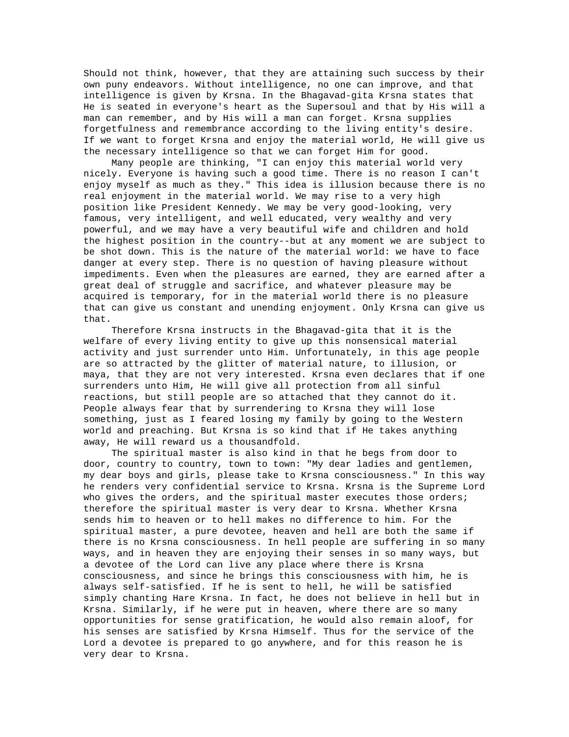Should not think, however, that they are attaining such success by their own puny endeavors. Without intelligence, no one can improve, and that intelligence is given by Krsna. In the Bhagavad-gita Krsna states that He is seated in everyone's heart as the Supersoul and that by His will a man can remember, and by His will a man can forget. Krsna supplies forgetfulness and remembrance according to the living entity's desire. If we want to forget Krsna and enjoy the material world, He will give us the necessary intelligence so that we can forget Him for good.

Many people are thinking, "I can enjoy this material world very nicely. Everyone is having such a good time. There is no reason I can't enjoy myself as much as they." This idea is illusion because there is no real enjoyment in the material world. We may rise to a very high position like President Kennedy. We may be very good-looking, very famous, very intelligent, and well educated, very wealthy and very powerful, and we may have a very beautiful wife and children and hold the highest position in the country--but at any moment we are subject to be shot down. This is the nature of the material world: we have to face danger at every step. There is no question of having pleasure without impediments. Even when the pleasures are earned, they are earned after a great deal of struggle and sacrifice, and whatever pleasure may be acquired is temporary, for in the material world there is no pleasure that can give us constant and unending enjoyment. Only Krsna can give us that.

Therefore Krsna instructs in the Bhagavad-gita that it is the welfare of every living entity to give up this nonsensical material activity and just surrender unto Him. Unfortunately, in this age people are so attracted by the glitter of material nature, to illusion, or maya, that they are not very interested. Krsna even declares that if one surrenders unto Him, He will give all protection from all sinful reactions, but still people are so attached that they cannot do it. People always fear that by surrendering to Krsna they will lose something, just as I feared losing my family by going to the Western world and preaching. But Krsna is so kind that if He takes anything away, He will reward us a thousandfold.

The spiritual master is also kind in that he begs from door to door, country to country, town to town: "My dear ladies and gentlemen, my dear boys and girls, please take to Krsna consciousness." In this way he renders very confidential service to Krsna. Krsna is the Supreme Lord who gives the orders, and the spiritual master executes those orders; therefore the spiritual master is very dear to Krsna. Whether Krsna sends him to heaven or to hell makes no difference to him. For the spiritual master, a pure devotee, heaven and hell are both the same if there is no Krsna consciousness. In hell people are suffering in so many ways, and in heaven they are enjoying their senses in so many ways, but a devotee of the Lord can live any place where there is Krsna consciousness, and since he brings this consciousness with him, he is always self-satisfied. If he is sent to hell, he will be satisfied simply chanting Hare Krsna. In fact, he does not believe in hell but in Krsna. Similarly, if he were put in heaven, where there are so many opportunities for sense gratification, he would also remain aloof, for his senses are satisfied by Krsna Himself. Thus for the service of the Lord a devotee is prepared to go anywhere, and for this reason he is very dear to Krsna.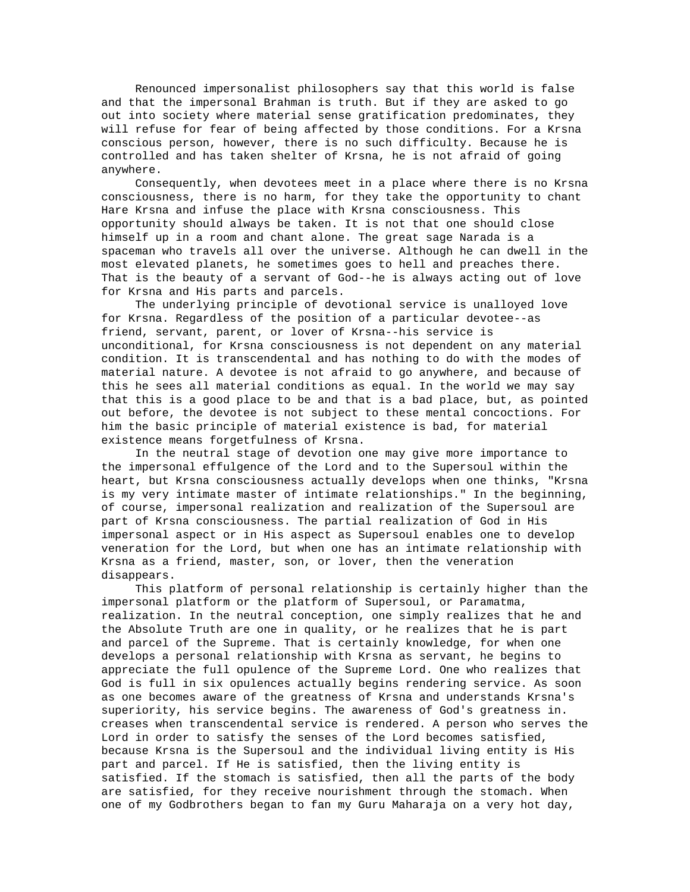Renounced impersonalist philosophers say that this world is false and that the impersonal Brahman is truth. But if they are asked to go out into society where material sense gratification predominates, they will refuse for fear of being affected by those conditions. For a Krsna conscious person, however, there is no such difficulty. Because he is controlled and has taken shelter of Krsna, he is not afraid of going anywhere.

Consequently, when devotees meet in a place where there is no Krsna consciousness, there is no harm, for they take the opportunity to chant Hare Krsna and infuse the place with Krsna consciousness. This opportunity should always be taken. It is not that one should close himself up in a room and chant alone. The great sage Narada is a spaceman who travels all over the universe. Although he can dwell in the most elevated planets, he sometimes goes to hell and preaches there. That is the beauty of a servant of God--he is always acting out of love for Krsna and His parts and parcels.

The underlying principle of devotional service is unalloyed love for Krsna. Regardless of the position of a particular devotee--as friend, servant, parent, or lover of Krsna--his service is unconditional, for Krsna consciousness is not dependent on any material condition. It is transcendental and has nothing to do with the modes of material nature. A devotee is not afraid to go anywhere, and because of this he sees all material conditions as equal. In the world we may say that this is a good place to be and that is a bad place, but, as pointed out before, the devotee is not subject to these mental concoctions. For him the basic principle of material existence is bad, for material existence means forgetfulness of Krsna.

In the neutral stage of devotion one may give more importance to the impersonal effulgence of the Lord and to the Supersoul within the heart, but Krsna consciousness actually develops when one thinks, "Krsna is my very intimate master of intimate relationships." In the beginning, of course, impersonal realization and realization of the Supersoul are part of Krsna consciousness. The partial realization of God in His impersonal aspect or in His aspect as Supersoul enables one to develop veneration for the Lord, but when one has an intimate relationship with Krsna as a friend, master, son, or lover, then the veneration disappears.

This platform of personal relationship is certainly higher than the impersonal platform or the platform of Supersoul, or Paramatma, realization. In the neutral conception, one simply realizes that he and the Absolute Truth are one in quality, or he realizes that he is part and parcel of the Supreme. That is certainly knowledge, for when one develops a personal relationship with Krsna as servant, he begins to appreciate the full opulence of the Supreme Lord. One who realizes that God is full in six opulences actually begins rendering service. As soon as one becomes aware of the greatness of Krsna and understands Krsna's superiority, his service begins. The awareness of God's greatness in. creases when transcendental service is rendered. A person who serves the Lord in order to satisfy the senses of the Lord becomes satisfied, because Krsna is the Supersoul and the individual living entity is His part and parcel. If He is satisfied, then the living entity is satisfied. If the stomach is satisfied, then all the parts of the body are satisfied, for they receive nourishment through the stomach. When one of my Godbrothers began to fan my Guru Maharaja on a very hot day,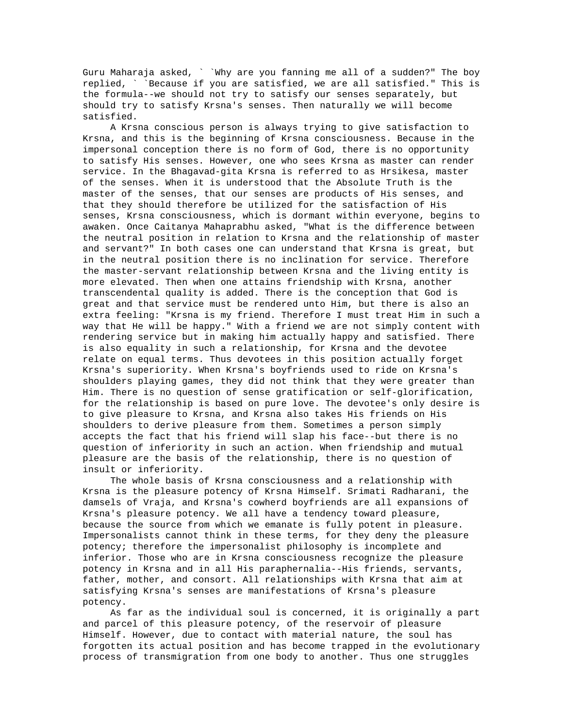Guru Maharaja asked, ` `Why are you fanning me all of a sudden?" The boy replied, ` `Because if you are satisfied, we are all satisfied." This is the formula--we should not try to satisfy our senses separately, but should try to satisfy Krsna's senses. Then naturally we will become satisfied.

A Krsna conscious person is always trying to give satisfaction to Krsna, and this is the beginning of Krsna consciousness. Because in the impersonal conception there is no form of God, there is no opportunity to satisfy His senses. However, one who sees Krsna as master can render service. In the Bhagavad-gita Krsna is referred to as Hrsikesa, master of the senses. When it is understood that the Absolute Truth is the master of the senses, that our senses are products of His senses, and that they should therefore be utilized for the satisfaction of His senses, Krsna consciousness, which is dormant within everyone, begins to awaken. Once Caitanya Mahaprabhu asked, "What is the difference between the neutral position in relation to Krsna and the relationship of master and servant?" In both cases one can understand that Krsna is great, but in the neutral position there is no inclination for service. Therefore the master-servant relationship between Krsna and the living entity is more elevated. Then when one attains friendship with Krsna, another transcendental quality is added. There is the conception that God is great and that service must be rendered unto Him, but there is also an extra feeling: "Krsna is my friend. Therefore I must treat Him in such a way that He will be happy." With a friend we are not simply content with rendering service but in making him actually happy and satisfied. There is also equality in such a relationship, for Krsna and the devotee relate on equal terms. Thus devotees in this position actually forget Krsna's superiority. When Krsna's boyfriends used to ride on Krsna's shoulders playing games, they did not think that they were greater than Him. There is no question of sense gratification or self-glorification, for the relationship is based on pure love. The devotee's only desire is to give pleasure to Krsna, and Krsna also takes His friends on His shoulders to derive pleasure from them. Sometimes a person simply accepts the fact that his friend will slap his face--but there is no question of inferiority in such an action. When friendship and mutual pleasure are the basis of the relationship, there is no question of insult or inferiority.

The whole basis of Krsna consciousness and a relationship with Krsna is the pleasure potency of Krsna Himself. Srimati Radharani, the damsels of Vraja, and Krsna's cowherd boyfriends are all expansions of Krsna's pleasure potency. We all have a tendency toward pleasure, because the source from which we emanate is fully potent in pleasure. Impersonalists cannot think in these terms, for they deny the pleasure potency; therefore the impersonalist philosophy is incomplete and inferior. Those who are in Krsna consciousness recognize the pleasure potency in Krsna and in all His paraphernalia--His friends, servants, father, mother, and consort. All relationships with Krsna that aim at satisfying Krsna's senses are manifestations of Krsna's pleasure potency.

As far as the individual soul is concerned, it is originally a part and parcel of this pleasure potency, of the reservoir of pleasure Himself. However, due to contact with material nature, the soul has forgotten its actual position and has become trapped in the evolutionary process of transmigration from one body to another. Thus one struggles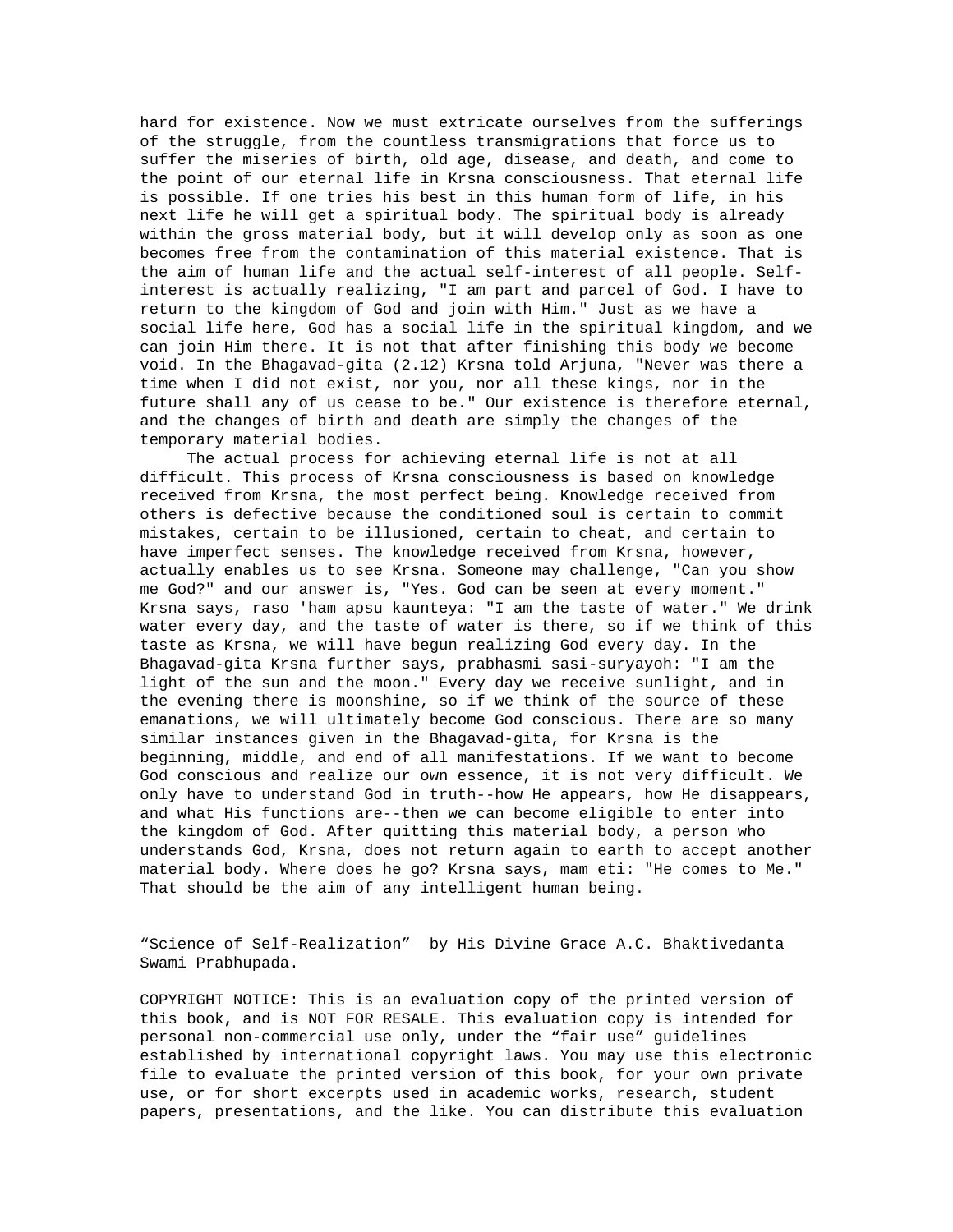hard for existence. Now we must extricate ourselves from the sufferings of the struggle, from the countless transmigrations that force us to suffer the miseries of birth, old age, disease, and death, and come to the point of our eternal life in Krsna consciousness. That eternal life is possible. If one tries his best in this human form of life, in his next life he will get a spiritual body. The spiritual body is already within the gross material body, but it will develop only as soon as one becomes free from the contamination of this material existence. That is the aim of human life and the actual self-interest of all people. Self-interest is actually realizing, "I am part and parcel of God. I have to return to the kingdom of God and join with Him." Just as we have a social life here, God has a social life in the spiritual kingdom, and we can join Him there. It is not that after finishing this body we become void. In the Bhagavad-gita (2.12) Krsna told Arjuna, "Never was there a time when I did not exist, nor you, nor all these kings, nor in the future shall any of us cease to be." Our existence is therefore eternal, and the changes of birth and death are simply the changes of the temporary material bodies.

The actual process for achieving eternal life is not at all difficult. This process of Krsna consciousness is based on knowledge received from Krsna, the most perfect being. Knowledge received from others is defective because the conditioned soul is certain to commit mistakes, certain to be illusioned, certain to cheat, and certain to have imperfect senses. The knowledge received from Krsna, however, actually enables us to see Krsna. Someone may challenge, "Can you show me God?" and our answer is, "Yes. God can be seen at every moment." Krsna says, raso 'ham apsu kaunteya: "I am the taste of water." We drink water every day, and the taste of water is there, so if we think of this taste as Krsna, we will have begun realizing God every day. In the Bhagavad-gita Krsna further says, prabhasmi sasi-suryayoh: "I am the light of the sun and the moon." Every day we receive sunlight, and in the evening there is moonshine, so if we think of the source of these emanations, we will ultimately become God conscious. There are so many similar instances given in the Bhagavad-gita, for Krsna is the beginning, middle, and end of all manifestations. If we want to become God conscious and realize our own essence, it is not very difficult. We only have to understand God in truth--how He appears, how He disappears, and what His functions are--then we can become eligible to enter into the kingdom of God. After quitting this material body, a person who understands God, Krsna, does not return again to earth to accept another material body. Where does he go? Krsna says, mam eti: "He comes to Me." That should be the aim of any intelligent human being.

"Science of Self-Realization" by His Divine Grace A.C. Bhaktivedanta Swami Prabhupada.

COPYRIGHT NOTICE: This is an evaluation copy of the printed version of this book, and is NOT FOR RESALE. This evaluation copy is intended for personal non-commercial use only, under the "fair use" guidelines established by international copyright laws. You may use this electronic file to evaluate the printed version of this book, for your own private use, or for short excerpts used in academic works, research, student papers, presentations, and the like. You can distribute this evaluation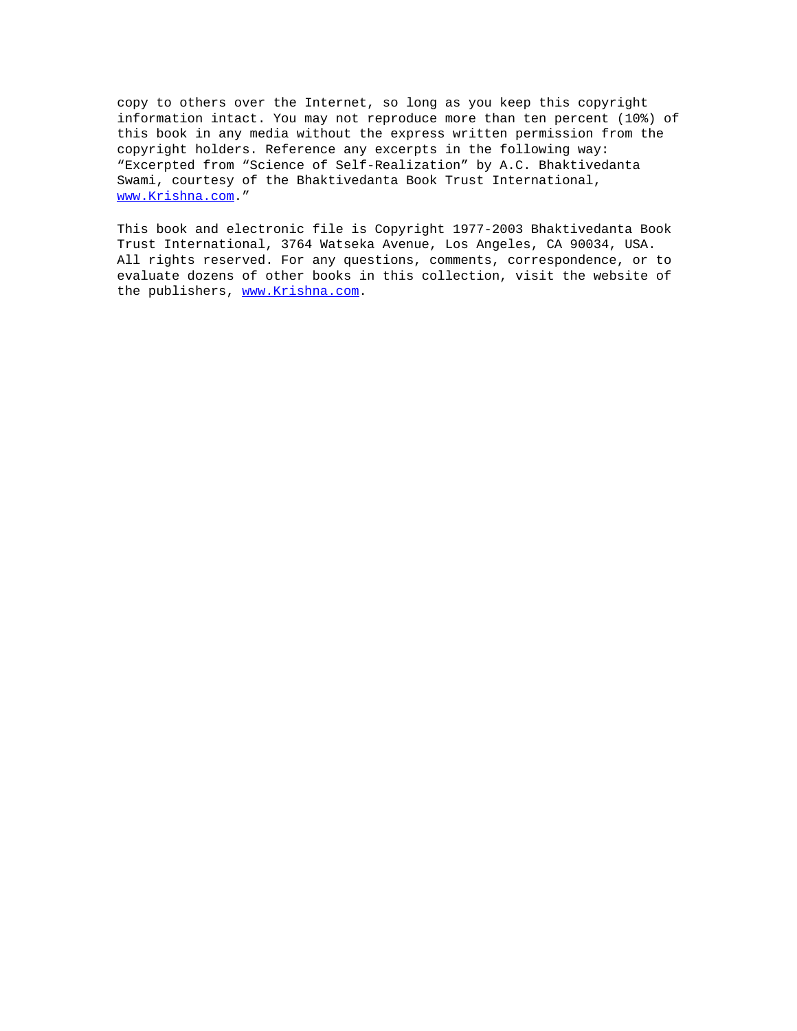copy to others over the Internet, so long as you keep this copyright information intact. You may not reproduce more than ten percent (10%) of this book in any media without the express written permission from the copyright holders. Reference any excerpts in the following way: “Excerpted from “Science of Self-Realization” by A.C. Bhaktivedanta Swami, courtesy of the Bhaktivedanta Book Trust International, www.Krishna.com.”

This book and electronic file is Copyright 1977-2003 Bhaktivedanta Book Trust International, 3764 Watseka Avenue, Los Angeles, CA 90034, USA. All rights reserved. For any questions, comments, correspondence, or to evaluate dozens of other books in this collection, visit the website of the publishers, www.Krishna.com.